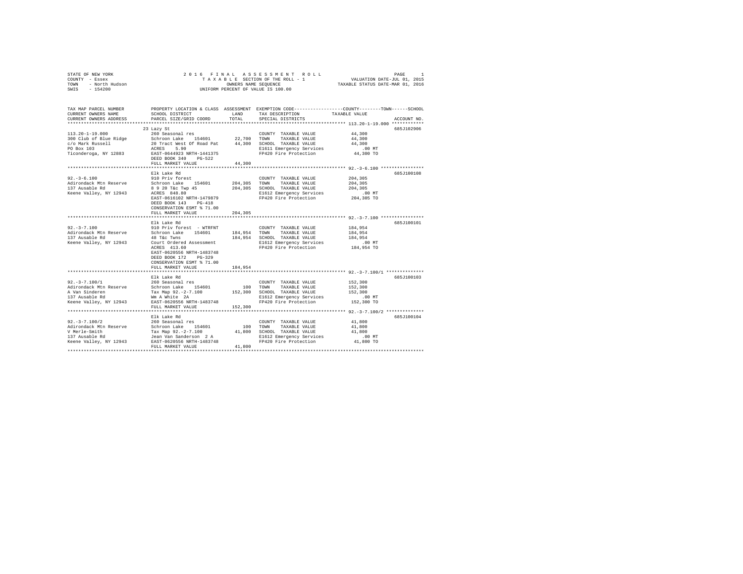STATE OF NEW YORK
COUNTY - Essex
TOWN - North Hudson
SWIS - 154200

2016 FINAL ASSESSMENT ROLL
TAXABLE SECTION OF THE ROLL - 1
OWNERS NAME SEQUENCE
UNIFORM PERCENT OF VALUE IS 100.00

VALUATION DATE-JUL 01, 2015
TAXABLE STATUS DATE-MAR 01, 2016

| TAX MAP PARCEL NUMBER / CURRENT OWNERS NAME / CURRENT OWNERS ADDRESS | PROPERTY LOCATION & CLASS / SCHOOL DISTRICT / PARCEL SIZE/GRID COORD | ASSESSMENT LAND / TOTAL | EXEMPTION CODE / TAX DESCRIPTION / SPECIAL DISTRICTS | COUNTY / TOWN / SCHOOL TAXABLE VALUE | ACCOUNT NO. |
|---|---|---|---|---|---|
| **113.20-1-19.000** | 23 Lazy St | | | | 685J102906 |
| 113.20-1-19.000 | 260 Seasonal res | | COUNTY TAXABLE VALUE | 44,300 | |
| 300 Club of Blue Ridge | Schroon Lake 154601 | 22,700 | TOWN TAXABLE VALUE | 44,300 | |
| c/o Mark Russell | 20 Tract West Of Road Pat | 44,300 | SCHOOL TAXABLE VALUE | 44,300 | |
| PO Box 103 | ACRES 5.90 | | E1611 Emergency Services | .00 MT | |
| Ticonderoga, NY 12883 | EAST-0644923 NRTH-1441375 | | FP420 Fire Protection | 44,300 TO | |
| | DEED BOOK 340 PG-522 | | | | |
| | FULL MARKET VALUE | 44,300 | | | |
| **92.-3-6.100** | Elk Lake Rd | | | | 685J100108 |
| 92.-3-6.100 | 910 Priv forest | | COUNTY TAXABLE VALUE | 204,305 | |
| Adirondack Mtn Reserve | Schroon Lake 154601 | 204,305 | TOWN TAXABLE VALUE | 204,305 | |
| 137 Ausable Rd | 8 9 20 T&c Twp 45 | 204,305 | SCHOOL TAXABLE VALUE | 204,305 | |
| Keene Valley, NY 12943 | ACRES 848.80 | | E1612 Emergency Services | .00 MT | |
| | EAST-0616102 NRTH-1479879 | | FP420 Fire Protection | 204,305 TO | |
| | DEED BOOK 143 PG-418 | | | | |
| | CONSERVATION ESMT % 71.00 | | | | |
| | FULL MARKET VALUE | 204,305 | | | |
| **92.-3-7.100** | Elk Lake Rd | | | | 685J100101 |
| 92.-3-7.100 | 910 Priv forest - WTRFNT | | COUNTY TAXABLE VALUE | 184,954 | |
| Adirondack Mtn Reserve | Schroon Lake 154601 | 184,954 | TOWN TAXABLE VALUE | 184,954 | |
| 137 Ausable Rd | 48 T&c Twns | 184,954 | SCHOOL TAXABLE VALUE | 184,954 | |
| Keene Valley, NY 12943 | Court Ordered Assessment | | E1612 Emergency Services | .00 MT | |
| | ACRES 413.60 | | FP420 Fire Protection | 184,954 TO | |
| | EAST-0620556 NRTH-1483748 | | | | |
| | DEED BOOK 172 PG-329 | | | | |
| | CONSERVATION ESMT % 71.00 | | | | |
| | FULL MARKET VALUE | 184,954 | | | |
| **92.-3-7.100/1** | Elk Lake Rd | | | | 685J100103 |
| 92.-3-7.100/1 | 260 Seasonal res | | COUNTY TAXABLE VALUE | 152,300 | |
| Adirondack Mtn Reserve | Schroon Lake 154601 | 100 | TOWN TAXABLE VALUE | 152,300 | |
| A Van Sinderen | Tax Map 92.-2-7.100 | 152,300 | SCHOOL TAXABLE VALUE | 152,300 | |
| 137 Ausable Rd | Wm A White 2A | | E1612 Emergency Services | .00 MT | |
| Keene Valley, NY 12943 | EAST-0620556 NRTH-1483748 | | FP420 Fire Protection | 152,300 TO | |
| | FULL MARKET VALUE | 152,300 | | | |
| **92.-3-7.100/2** | Elk Lake Rd | | | | 685J100104 |
| 92.-3-7.100/2 | 260 Seasonal res | | COUNTY TAXABLE VALUE | 41,800 | |
| Adirondack Mtn Reserve | Schroon Lake 154601 | 100 | TOWN TAXABLE VALUE | 41,800 | |
| V Merle-Smith | Tax Map 92.-2-7.100 | 41,800 | SCHOOL TAXABLE VALUE | 41,800 | |
| 137 Ausable Rd | Jean Van Sanderson 2 A | | E1612 Emergency Services | .00 MT | |
| Keene Valley, NY 12943 | EAST-0620556 NRTH-1483748 | | FP420 Fire Protection | 41,800 TO | |
| | FULL MARKET VALUE | 41,800 | | | |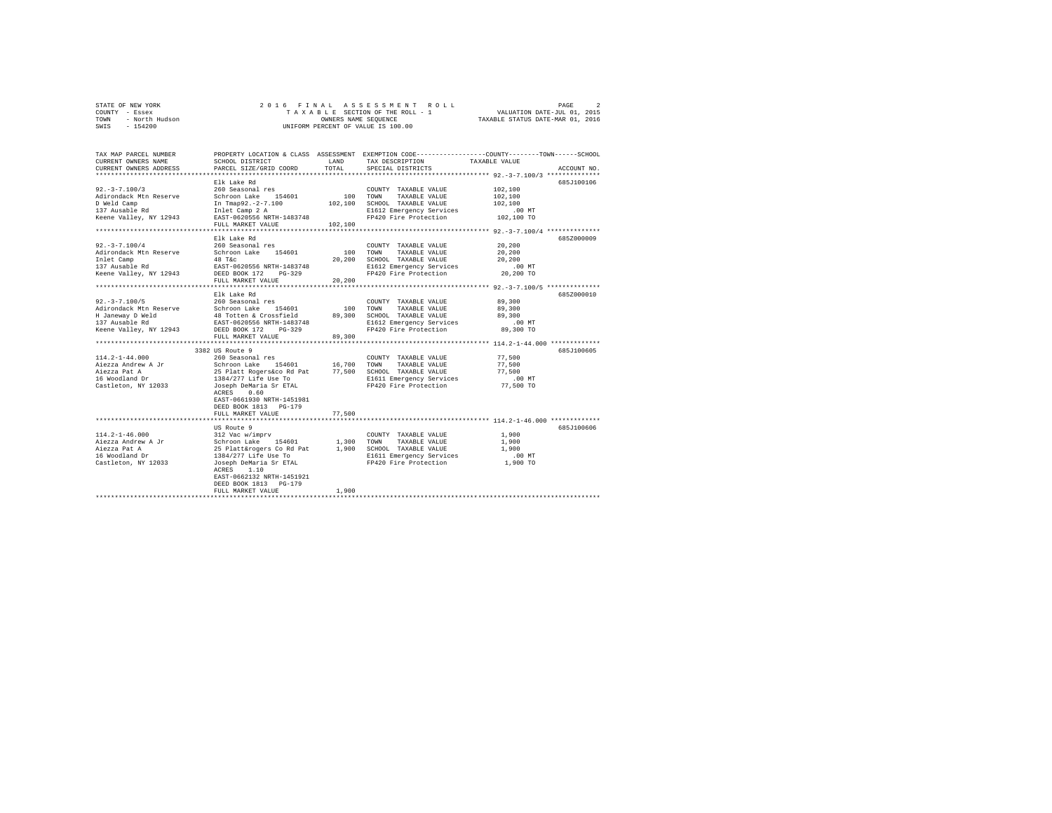STATE OF NEW YORK
COUNTY - Essex
TOWN - North Hudson
SWIS - 154200

2016 FINAL ASSESSMENT ROLL
TAXABLE SECTION OF THE ROLL - 1
OWNERS NAME SEQUENCE
UNIFORM PERCENT OF VALUE IS 100.00

VALUATION DATE-JUL 01, 2015
TAXABLE STATUS DATE-MAR 01, 2016

| TAX MAP PARCEL NUMBER / CURRENT OWNERS NAME / CURRENT OWNERS ADDRESS | PROPERTY LOCATION & CLASS / SCHOOL DISTRICT / PARCEL SIZE/GRID COORD | ASSESSMENT LAND | TOTAL | EXEMPTION CODE / TAX DESCRIPTION / SPECIAL DISTRICTS | TAXABLE VALUE (COUNTY / TOWN / SCHOOL) | ACCOUNT NO. |
|---|---|---|---|---|---|---|
| 92.-3-7.100/3 | Elk Lake Rd | | | | | 685J100106 |
| 92.-3-7.100/3 | 260 Seasonal res | | | COUNTY TAXABLE VALUE | 102,100 | |
| Adirondack Mtn Reserve | Schroon Lake 154601 | 100 | | TOWN TAXABLE VALUE | 102,100 | |
| D Weld Camp | In Tmap92.-2-7.100 | | 102,100 | SCHOOL TAXABLE VALUE | 102,100 | |
| 137 Ausable Rd | Inlet Camp 2 A | | | E1612 Emergency Services | .00 MT | |
| Keene Valley, NY 12943 | EAST-0620556 NRTH-1483748 | | | FP420 Fire Protection | 102,100 TO | |
| | FULL MARKET VALUE | | 102,100 | | | |
| 92.-3-7.100/4 | Elk Lake Rd | | | | | 685Z000009 |
| 92.-3-7.100/4 | 260 Seasonal res | | | COUNTY TAXABLE VALUE | 20,200 | |
| Adirondack Mtn Reserve | Schroon Lake 154601 | 100 | | TOWN TAXABLE VALUE | 20,200 | |
| Inlet Camp | 48 T&c | | 20,200 | SCHOOL TAXABLE VALUE | 20,200 | |
| 137 Ausable Rd | EAST-0620556 NRTH-1483748 | | | E1612 Emergency Services | .00 MT | |
| Keene Valley, NY 12943 | DEED BOOK 172 PG-329 | | | FP420 Fire Protection | 20,200 TO | |
| | FULL MARKET VALUE | | 20,200 | | | |
| 92.-3-7.100/5 | Elk Lake Rd | | | | | 685Z000010 |
| 92.-3-7.100/5 | 260 Seasonal res | | | COUNTY TAXABLE VALUE | 89,300 | |
| Adirondack Mtn Reserve | Schroon Lake 154601 | 100 | | TOWN TAXABLE VALUE | 89,300 | |
| H Janeway D Weld | 48 Totten & Crossfield | | 89,300 | SCHOOL TAXABLE VALUE | 89,300 | |
| 137 Ausable Rd | EAST-0620556 NRTH-1483748 | | | E1612 Emergency Services | .00 MT | |
| Keene Valley, NY 12943 | DEED BOOK 172 PG-329 | | | FP420 Fire Protection | 89,300 TO | |
| | FULL MARKET VALUE | | 89,300 | | | |
| 114.2-1-44.000 | 3382 US Route 9 | | | | | 685J100605 |
| 114.2-1-44.000 | 260 Seasonal res | | | COUNTY TAXABLE VALUE | 77,500 | |
| Aiezza Andrew A Jr | Schroon Lake 154601 | 16,700 | | TOWN TAXABLE VALUE | 77,500 | |
| Aiezza Pat A | 25 Platt Rogers&co Rd Pat | | 77,500 | SCHOOL TAXABLE VALUE | 77,500 | |
| 16 Woodland Dr | 1384/277 Life Use To | | | E1611 Emergency Services | .00 MT | |
| Castleton, NY 12033 | Joseph DeMaria Sr ETAL | | | FP420 Fire Protection | 77,500 TO | |
| | ACRES 0.60 | | | | | |
| | EAST-0661930 NRTH-1451981 | | | | | |
| | DEED BOOK 1813 PG-179 | | | | | |
| | FULL MARKET VALUE | | 77,500 | | | |
| 114.2-1-46.000 | US Route 9 | | | | | 685J100606 |
| 114.2-1-46.000 | 312 Vac w/imprv | | | COUNTY TAXABLE VALUE | 1,900 | |
| Aiezza Andrew A Jr | Schroon Lake 154601 | 1,300 | | TOWN TAXABLE VALUE | 1,900 | |
| Aiezza Pat A | 25 Platt&rogers Co Rd Pat | | 1,900 | SCHOOL TAXABLE VALUE | 1,900 | |
| 16 Woodland Dr | 1384/277 Life Use To | | | E1611 Emergency Services | .00 MT | |
| Castleton, NY 12033 | Joseph DeMaria Sr ETAL | | | FP420 Fire Protection | 1,900 TO | |
| | ACRES 1.10 | | | | | |
| | EAST-0662132 NRTH-1451921 | | | | | |
| | DEED BOOK 1813 PG-179 | | | | | |
| | FULL MARKET VALUE | | 1,900 | | | |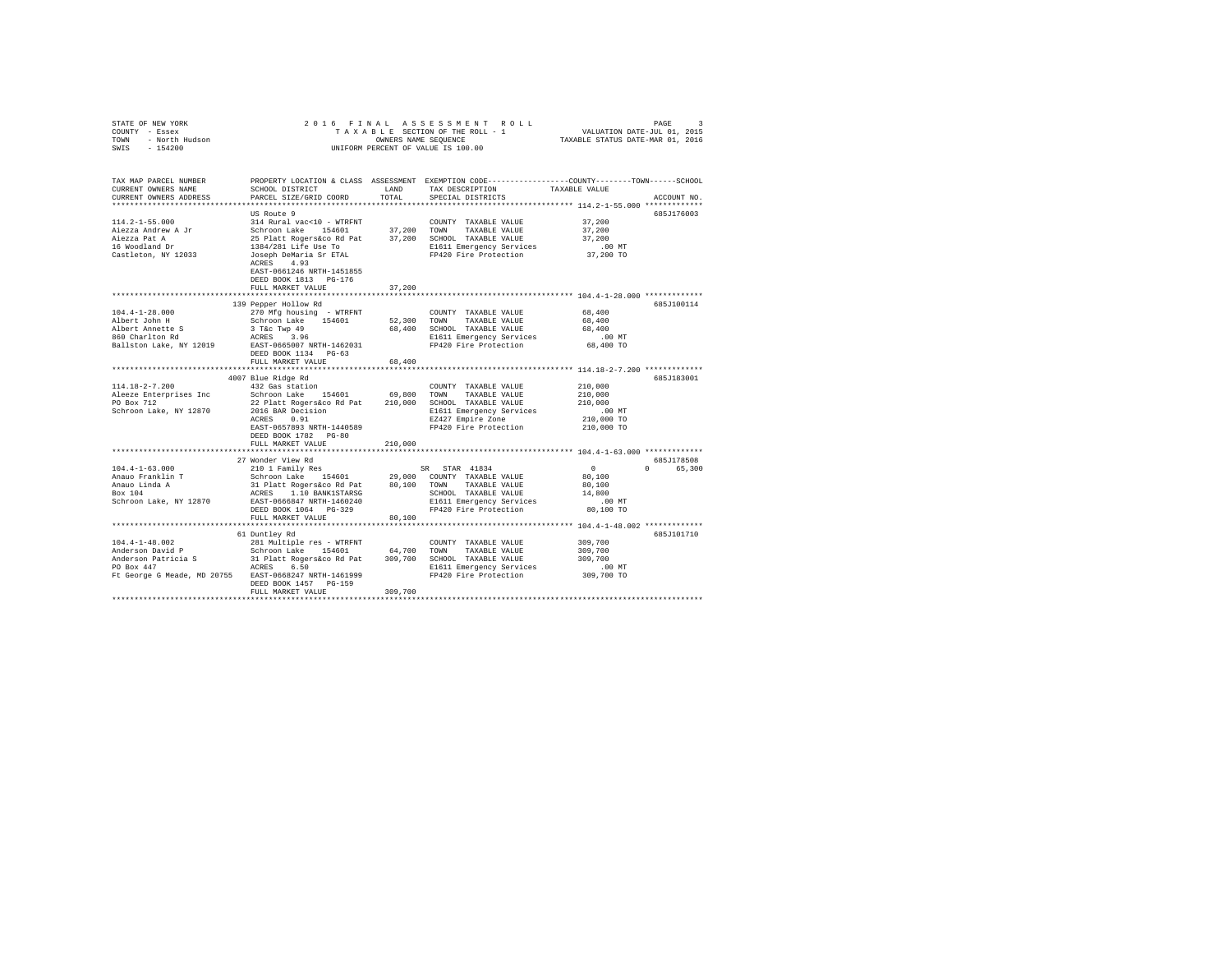STATE OF NEW YORK
COUNTY - Essex
TOWN - North Hudson
SWIS - 154200

2016 FINAL ASSESSMENT ROLL
TAXABLE SECTION OF THE ROLL - 1
OWNERS NAME SEQUENCE
UNIFORM PERCENT OF VALUE IS 100.00

VALUATION DATE-JUL 01, 2015
TAXABLE STATUS DATE-MAR 01, 2016

| TAX MAP PARCEL NUMBER / CURRENT OWNERS NAME / CURRENT OWNERS ADDRESS | PROPERTY LOCATION & CLASS / SCHOOL DISTRICT / PARCEL SIZE/GRID COORD | ASSESSMENT LAND | TOTAL | EXEMPTION CODE / TAX DESCRIPTION / SPECIAL DISTRICTS | COUNTY TAXABLE VALUE | TOWN | SCHOOL | ACCOUNT NO. |
|---|---|---|---|---|---|---|---|---|
| **114.2-1-55.000** | US Route 9 | | | | | | | 685J176003 |
| 114.2-1-55.000 | 314 Rural vac<10 - WTRFNT | | | COUNTY TAXABLE VALUE | 37,200 | | | |
| Aiezza Andrew A Jr | Schroon Lake 154601 | 37,200 | | TOWN TAXABLE VALUE | 37,200 | | | |
| Aiezza Pat A | 25 Platt Rogers&co Rd Pat | | 37,200 | SCHOOL TAXABLE VALUE | 37,200 | | | |
| 16 Woodland Dr | 1384/281 Life Use To | | | E1611 Emergency Services | .00 MT | | | |
| Castleton, NY 12033 | Joseph DeMaria Sr ETAL | | | FP420 Fire Protection | 37,200 TO | | | |
| | ACRES 4.93 | | | | | | | |
| | EAST-0661246 NRTH-1451855 | | | | | | | |
| | DEED BOOK 1813 PG-176 | | | | | | | |
| | FULL MARKET VALUE | | 37,200 | | | | | |
| **104.4-1-28.000** | 139 Pepper Hollow Rd | | | | | | | 685J100114 |
| 104.4-1-28.000 | 270 Mfg housing - WTRFNT | | | COUNTY TAXABLE VALUE | 68,400 | | | |
| Albert John H | Schroon Lake 154601 | 52,300 | | TOWN TAXABLE VALUE | 68,400 | | | |
| Albert Annette S | 3 T&c Twp 49 | | 68,400 | SCHOOL TAXABLE VALUE | 68,400 | | | |
| 860 Charlton Rd | ACRES 3.96 | | | E1611 Emergency Services | .00 MT | | | |
| Ballston Lake, NY 12019 | EAST-0665007 NRTH-1462031 | | | FP420 Fire Protection | 68,400 TO | | | |
| | DEED BOOK 1134 PG-63 | | | | | | | |
| | FULL MARKET VALUE | | 68,400 | | | | | |
| **114.18-2-7.200** | 4007 Blue Ridge Rd | | | | | | | 685J183001 |
| 114.18-2-7.200 | 432 Gas station | | | COUNTY TAXABLE VALUE | 210,000 | | | |
| Aleeze Enterprises Inc | Schroon Lake 154601 | 69,800 | | TOWN TAXABLE VALUE | 210,000 | | | |
| PO Box 712 | 22 Platt Rogers&co Rd Pat | | 210,000 | SCHOOL TAXABLE VALUE | 210,000 | | | |
| Schroon Lake, NY 12870 | 2016 BAR Decision | | | E1611 Emergency Services | .00 MT | | | |
| | ACRES 0.91 | | | EZ427 Empire Zone | 210,000 TO | | | |
| | EAST-0657893 NRTH-1440589 | | | FP420 Fire Protection | 210,000 TO | | | |
| | DEED BOOK 1782 PG-80 | | | | | | | |
| | FULL MARKET VALUE | | 210,000 | | | | | |
| **104.4-1-63.000** | 27 Wonder View Rd | | | | | | | 685J178508 |
| 104.4-1-63.000 | 210 1 Family Res | | | SR STAR 41834 | 0 | 0 | 65,300 | |
| Anauo Franklin T | Schroon Lake 154601 | 29,000 | | COUNTY TAXABLE VALUE | 80,100 | | | |
| Anauo Linda A | 31 Platt Rogers&co Rd Pat | | 80,100 | TOWN TAXABLE VALUE | 80,100 | | | |
| Box 104 | ACRES 1.10 BANK1STARSG | | | SCHOOL TAXABLE VALUE | 14,800 | | | |
| Schroon Lake, NY 12870 | EAST-0666847 NRTH-1460240 | | | E1611 Emergency Services | .00 MT | | | |
| | DEED BOOK 1064 PG-329 | | | FP420 Fire Protection | 80,100 TO | | | |
| | FULL MARKET VALUE | | 80,100 | | | | | |
| **104.4-1-48.002** | 61 Duntley Rd | | | | | | | 685J101710 |
| 104.4-1-48.002 | 281 Multiple res - WTRFNT | | | COUNTY TAXABLE VALUE | 309,700 | | | |
| Anderson David P | Schroon Lake 154601 | 64,700 | | TOWN TAXABLE VALUE | 309,700 | | | |
| Anderson Patricia S | 31 Platt Rogers&co Rd Pat | | 309,700 | SCHOOL TAXABLE VALUE | 309,700 | | | |
| PO Box 447 | ACRES 6.50 | | | E1611 Emergency Services | .00 MT | | | |
| Ft George G Meade, MD 20755 | EAST-0668247 NRTH-1461999 | | | FP420 Fire Protection | 309,700 TO | | | |
| | DEED BOOK 1457 PG-159 | | | | | | | |
| | FULL MARKET VALUE | | 309,700 | | | | | |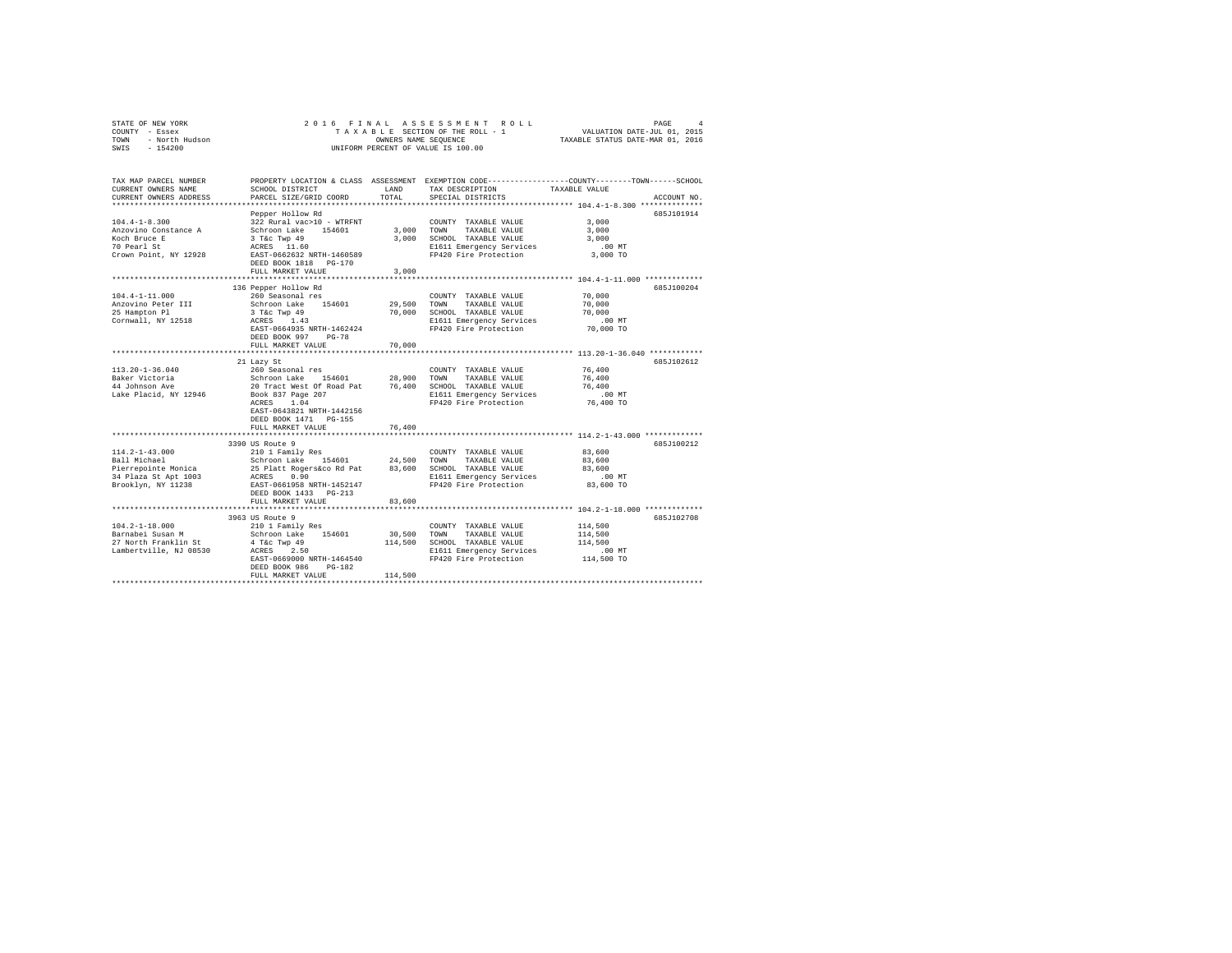STATE OF NEW YORK
COUNTY - Essex
TOWN - North Hudson
SWIS - 154200

# 2016 FINAL ASSESSMENT ROLL

TAXABLE SECTION OF THE ROLL - 1
OWNERS NAME SEQUENCE
UNIFORM PERCENT OF VALUE IS 100.00

VALUATION DATE-JUL 01, 2015
TAXABLE STATUS DATE-MAR 01, 2016

| TAX MAP PARCEL NUMBER / CURRENT OWNERS NAME / CURRENT OWNERS ADDRESS | PROPERTY LOCATION & CLASS / SCHOOL DISTRICT / PARCEL SIZE/GRID COORD | ASSESSMENT LAND / TOTAL | EXEMPTION CODE / TAX DESCRIPTION / SPECIAL DISTRICTS | COUNTY / TOWN / SCHOOL TAXABLE VALUE | ACCOUNT NO. |
|---|---|---|---|---|---|
| 104.4-1-8.300 | Pepper Hollow Rd | | | | 685J101914 |
| 104.4-1-8.300 | 322 Rural vac>10 - WTRFNT | | COUNTY TAXABLE VALUE | 3,000 | |
| Anzovino Constance A | Schroon Lake 154601 | 3,000 | TOWN TAXABLE VALUE | 3,000 | |
| Koch Bruce E | 3 T&c Twp 49 | 3,000 | SCHOOL TAXABLE VALUE | 3,000 | |
| 70 Pearl St | ACRES 11.60 | | E1611 Emergency Services | .00 MT | |
| Crown Point, NY 12928 | EAST-0662632 NRTH-1460589 | | FP420 Fire Protection | 3,000 TO | |
| | DEED BOOK 1818 PG-170 | | | | |
| | FULL MARKET VALUE | 3,000 | | | |
| 104.4-1-11.000 | 136 Pepper Hollow Rd | | | | 685J100204 |
| 104.4-1-11.000 | 260 Seasonal res | | COUNTY TAXABLE VALUE | 70,000 | |
| Anzovino Peter III | Schroon Lake 154601 | 29,500 | TOWN TAXABLE VALUE | 70,000 | |
| 25 Hampton Pl | 3 T&c Twp 49 | 70,000 | SCHOOL TAXABLE VALUE | 70,000 | |
| Cornwall, NY 12518 | ACRES 1.43 | | E1611 Emergency Services | .00 MT | |
| | EAST-0664935 NRTH-1462424 | | FP420 Fire Protection | 70,000 TO | |
| | DEED BOOK 997 PG-78 | | | | |
| | FULL MARKET VALUE | 70,000 | | | |
| 113.20-1-36.040 | 21 Lazy St | | | | 685J102612 |
| 113.20-1-36.040 | 260 Seasonal res | | COUNTY TAXABLE VALUE | 76,400 | |
| Baker Victoria | Schroon Lake 154601 | 28,900 | TOWN TAXABLE VALUE | 76,400 | |
| 44 Johnson Ave | 20 Tract West Of Road Pat | 76,400 | SCHOOL TAXABLE VALUE | 76,400 | |
| Lake Placid, NY 12946 | Book 837 Page 207 | | E1611 Emergency Services | .00 MT | |
| | ACRES 1.04 | | FP420 Fire Protection | 76,400 TO | |
| | EAST-0643821 NRTH-1442156 | | | | |
| | DEED BOOK 1471 PG-155 | | | | |
| | FULL MARKET VALUE | 76,400 | | | |
| 114.2-1-43.000 | 3390 US Route 9 | | | | 685J100212 |
| 114.2-1-43.000 | 210 1 Family Res | | COUNTY TAXABLE VALUE | 83,600 | |
| Ball Michael | Schroon Lake 154601 | 24,500 | TOWN TAXABLE VALUE | 83,600 | |
| Pierrepointe Monica | 25 Platt Rogers&co Rd Pat | 83,600 | SCHOOL TAXABLE VALUE | 83,600 | |
| 34 Plaza St Apt 1003 | ACRES 0.90 | | E1611 Emergency Services | .00 MT | |
| Brooklyn, NY 11238 | EAST-0661958 NRTH-1452147 | | FP420 Fire Protection | 83,600 TO | |
| | DEED BOOK 1433 PG-213 | | | | |
| | FULL MARKET VALUE | 83,600 | | | |
| 104.2-1-18.000 | 3963 US Route 9 | | | | 685J102708 |
| 104.2-1-18.000 | 210 1 Family Res | | COUNTY TAXABLE VALUE | 114,500 | |
| Barnabei Susan M | Schroon Lake 154601 | 30,500 | TOWN TAXABLE VALUE | 114,500 | |
| 27 North Franklin St | 4 T&c Twp 49 | 114,500 | SCHOOL TAXABLE VALUE | 114,500 | |
| Lambertville, NJ 08530 | ACRES 2.50 | | E1611 Emergency Services | .00 MT | |
| | EAST-0669000 NRTH-1464540 | | FP420 Fire Protection | 114,500 TO | |
| | DEED BOOK 986 PG-182 | | | | |
| | FULL MARKET VALUE | 114,500 | | | |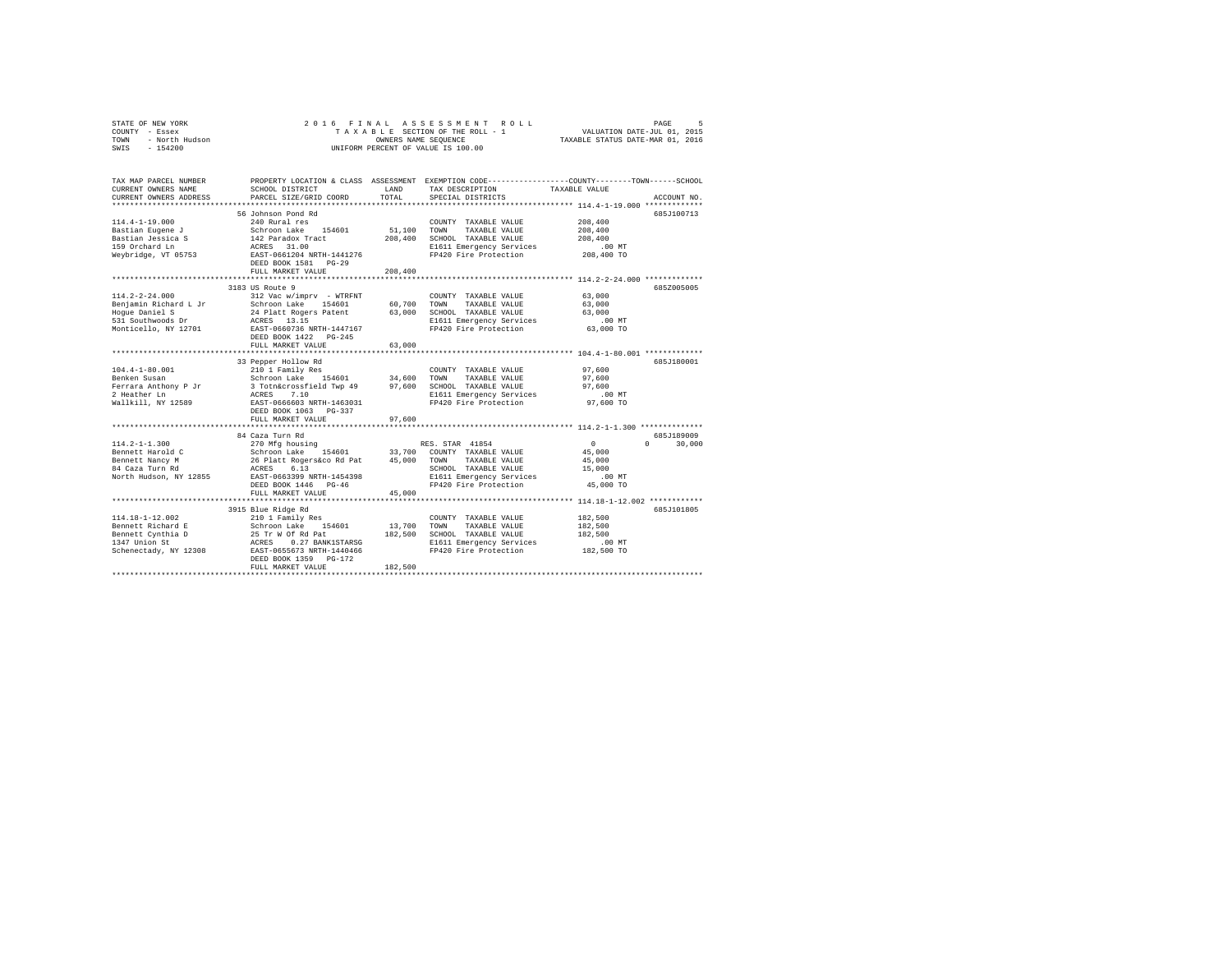```
STATE OF NEW YORK              2 0 1 6   F I N A L   A S S E S S M E N T   R O L L                PAGE     5
COUNTY  - Essex                    T A X A B L E SECTION OF THE ROLL - 1              VALUATION DATE-JUL 01, 2015
TOWN    - North Hudson                   OWNERS NAME SEQUENCE                       TAXABLE STATUS DATE-MAR 01, 2016
SWIS    - 154200                   UNIFORM PERCENT OF VALUE IS 100.00

TAX MAP PARCEL NUMBER          PROPERTY LOCATION & CLASS  ASSESSMENT  EXEMPTION CODE-----------------COUNTY--------TOWN------SCHOOL
CURRENT OWNERS NAME            SCHOOL DISTRICT             LAND      TAX DESCRIPTION            TAXABLE VALUE
CURRENT OWNERS ADDRESS         PARCEL SIZE/GRID COORD      TOTAL     SPECIAL DISTRICTS                                   ACCOUNT NO.
******************************************************************************************************* 114.4-1-19.000 *************
                               56 Johnson Pond Rd                                                                       685J100713
114.4-1-19.000                 240 Rural res                          COUNTY  TAXABLE VALUE          208,400
Bastian Eugene J               Schroon Lake   154601        51,100   TOWN    TAXABLE VALUE          208,400
Bastian Jessica S              142 Paradox Tract           208,400   SCHOOL  TAXABLE VALUE          208,400
159 Orchard Ln                 ACRES  31.00                           E1611 Emergency Services          .00 MT
Weybridge, VT 05753            EAST-0661204 NRTH-1441276              FP420 Fire Protection          208,400 TO
                               DEED BOOK 1581   PG-29
                               FULL MARKET VALUE           208,400
******************************************************************************************************* 114.2-2-24.000 *************
                               3183 US Route 9                                                                          685Z005005
114.2-2-24.000                 312 Vac w/imprv  - WTRFNT              COUNTY  TAXABLE VALUE           63,000
Benjamin Richard L Jr          Schroon Lake   154601        60,700   TOWN    TAXABLE VALUE           63,000
Hogue Daniel S                 24 Platt Rogers Patent       63,000   SCHOOL  TAXABLE VALUE           63,000
531 Southwoods Dr              ACRES  13.15                           E1611 Emergency Services          .00 MT
Monticello, NY 12701           EAST-0660736 NRTH-1447167              FP420 Fire Protection           63,000 TO
                               DEED BOOK 1422   PG-245
                               FULL MARKET VALUE            63,000
******************************************************************************************************* 104.4-1-80.001 *************
                               33 Pepper Hollow Rd                                                                      685J180001
104.4-1-80.001                 210 1 Family Res                       COUNTY  TAXABLE VALUE           97,600
Benken Susan                   Schroon Lake   154601        34,600   TOWN    TAXABLE VALUE           97,600
Ferrara Anthony P Jr           3 Totn&crossfield Twp 49     97,600   SCHOOL  TAXABLE VALUE           97,600
2 Heather Ln                   ACRES   7.10                           E1611 Emergency Services          .00 MT
Wallkill, NY 12589             EAST-0666603 NRTH-1463031              FP420 Fire Protection           97,600 TO
                               DEED BOOK 1063   PG-337
                               FULL MARKET VALUE            97,600
******************************************************************************************************* 114.2-1-1.300 **************
                               84 Caza Turn Rd                                                                          685J189009
114.2-1-1.300                  270 Mfg housing                       RES. STAR 41854                       0         0     30,000
Bennett Harold C               Schroon Lake   154601        33,700   COUNTY  TAXABLE VALUE           45,000
Bennett Nancy M                26 Platt Rogers&co Rd Pat    45,000   TOWN    TAXABLE VALUE           45,000
84 Caza Turn Rd                ACRES   6.13                           SCHOOL  TAXABLE VALUE           15,000
North Hudson, NY 12855         EAST-0663399 NRTH-1454398              E1611 Emergency Services          .00 MT
                               DEED BOOK 1446   PG-46                 FP420 Fire Protection           45,000 TO
                               FULL MARKET VALUE            45,000
******************************************************************************************************* 114.18-1-12.002 ************
                               3915 Blue Ridge Rd                                                                       685J101805
114.18-1-12.002                210 1 Family Res                       COUNTY  TAXABLE VALUE          182,500
Bennett Richard E              Schroon Lake   154601        13,700   TOWN    TAXABLE VALUE          182,500
Bennett Cynthia D              25 Tr W Of Rd Pat           182,500   SCHOOL  TAXABLE VALUE          182,500
1347 Union St                  ACRES   0.27 BANK1STARSG               E1611 Emergency Services          .00 MT
Schenectady, NY 12308          EAST-0655673 NRTH-1440466              FP420 Fire Protection          182,500 TO
                               DEED BOOK 1359   PG-172
                               FULL MARKET VALUE           182,500
************************************************************************************************************************************
```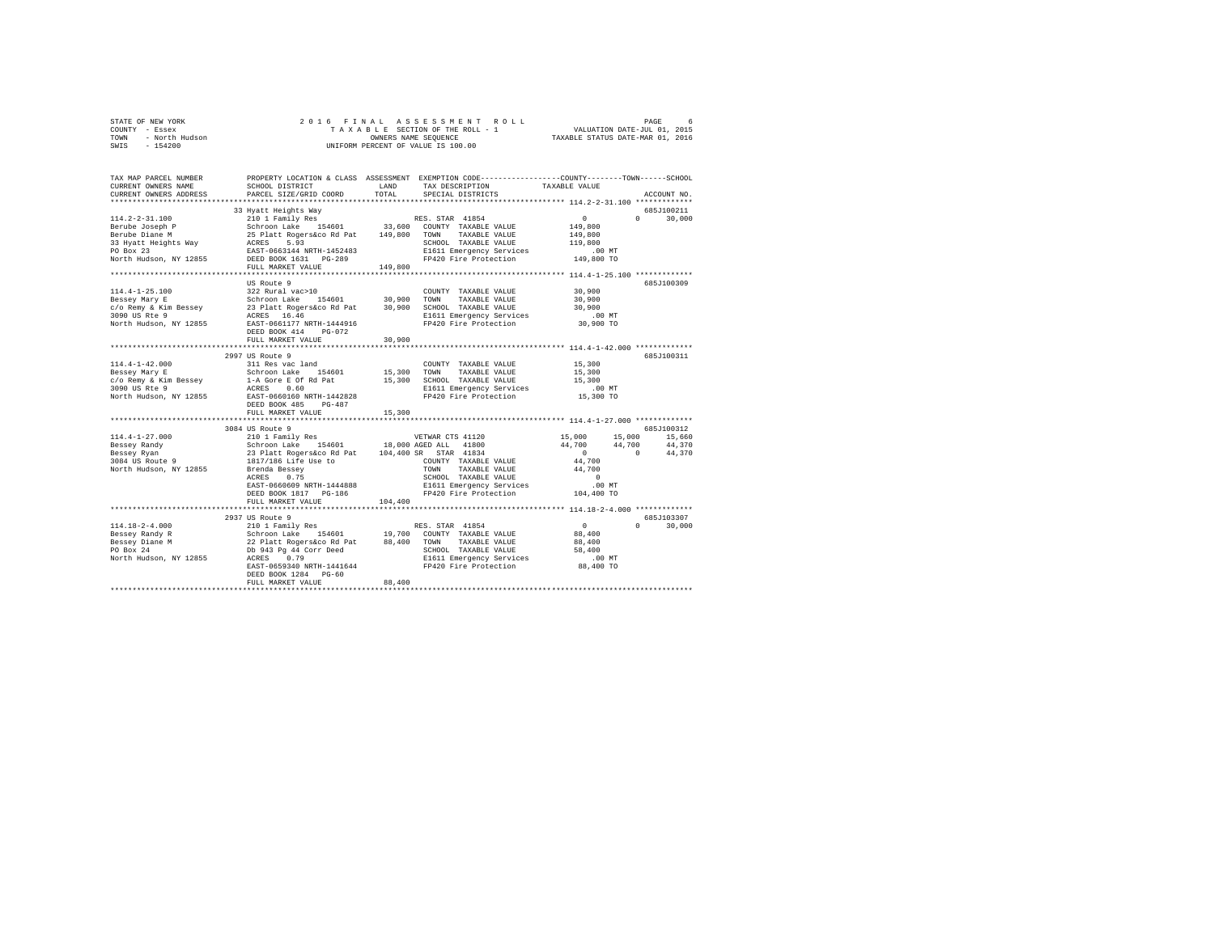```
STATE OF NEW YORK                 2 0 1 6   F I N A L   A S S E S S M E N T   R O L L                          PAGE     6
COUNTY  - Essex                          T A X A B L E  SECTION OF THE ROLL - 1              VALUATION DATE-JUL 01, 2015
TOWN    - North Hudson                          OWNERS NAME SEQUENCE                       TAXABLE STATUS DATE-MAR 01, 2016
SWIS    - 154200                           UNIFORM PERCENT OF VALUE IS 100.00


TAX MAP PARCEL NUMBER          PROPERTY LOCATION & CLASS  ASSESSMENT  EXEMPTION CODE-----------------COUNTY--------TOWN------SCHOOL
CURRENT OWNERS NAME            SCHOOL DISTRICT              LAND      TAX DESCRIPTION            TAXABLE VALUE
CURRENT OWNERS ADDRESS         PARCEL SIZE/GRID COORD       TOTAL     SPECIAL DISTRICTS                                    ACCOUNT NO.
*********************************************************************************************************** 114.2-2-31.100 *************
                               33 Hyatt Heights Way                                                                          685J100211
114.2-2-31.100                 210 1 Family Res                        RES. STAR  41854                  0            0       30,000
Berube Joseph P                Schroon Lake   154601         33,600   COUNTY  TAXABLE VALUE            149,800
Berube Diane M                 25 Platt Rogers&co Rd Pat    149,800   TOWN    TAXABLE VALUE            149,800
33 Hyatt Heights Way           ACRES    5.93                          SCHOOL  TAXABLE VALUE            119,800
PO Box 23                      EAST-0663144 NRTH-1452483              E1611 Emergency Services              .00 MT
North Hudson, NY 12855         DEED BOOK 1631   PG-289                FP420 Fire Protection            149,800 TO
                               FULL MARKET VALUE            149,800
*********************************************************************************************************** 114.4-1-25.100 *************
                               US Route 9                                                                                    685J100309
114.4-1-25.100                 322 Rural vac>10                        COUNTY  TAXABLE VALUE             30,900
Bessey Mary E                  Schroon Lake   154601         30,900   TOWN    TAXABLE VALUE             30,900
c/o Remy & Kim Bessey          23 Platt Rogers&co Rd Pat     30,900   SCHOOL  TAXABLE VALUE             30,900
3090 US Rte 9                  ACRES   16.46                          E1611 Emergency Services              .00 MT
North Hudson, NY 12855         EAST-0661177 NRTH-1444916              FP420 Fire Protection             30,900 TO
                               DEED BOOK 414    PG-072
                               FULL MARKET VALUE             30,900
*********************************************************************************************************** 114.4-1-42.000 *************
                               2997 US Route 9                                                                               685J100311
114.4-1-42.000                 311 Res vac land                        COUNTY  TAXABLE VALUE             15,300
Bessey Mary E                  Schroon Lake   154601         15,300   TOWN    TAXABLE VALUE             15,300
c/o Remy & Kim Bessey          1-A Gore E Of Rd Pat          15,300   SCHOOL  TAXABLE VALUE             15,300
3090 US Rte 9                  ACRES    0.60                          E1611 Emergency Services              .00 MT
North Hudson, NY 12855         EAST-0660160 NRTH-1442828              FP420 Fire Protection             15,300 TO
                               DEED BOOK 485    PG-487
                               FULL MARKET VALUE             15,300
*********************************************************************************************************** 114.4-1-27.000 *************
                               3084 US Route 9                                                                               685J100312
114.4-1-27.000                 210 1 Family Res                        VETWAR CTS 41120             15,000       15,000       15,660
Bessey Randy                   Schroon Lake   154601         18,000 AGED ALL   41800                 44,700       44,700       44,370
Bessey Ryan                    23 Platt Rogers&co Rd Pat    104,400 SR   STAR  41834                      0            0       44,370
3084 US Route 9                1817/186 Life Use to                    COUNTY  TAXABLE VALUE             44,700
North Hudson, NY 12855         Brenda Bessey                           TOWN    TAXABLE VALUE             44,700
                               ACRES    0.75                          SCHOOL  TAXABLE VALUE                  0
                               EAST-0660609 NRTH-1444888              E1611 Emergency Services              .00 MT
                               DEED BOOK 1817   PG-186                FP420 Fire Protection            104,400 TO
                               FULL MARKET VALUE            104,400
*********************************************************************************************************** 114.18-2-4.000 *************
                               2937 US Route 9                                                                               685J103307
114.18-2-4.000                 210 1 Family Res                        RES. STAR  41854                  0            0       30,000
Bessey Randy R                 Schroon Lake   154601         19,700   COUNTY  TAXABLE VALUE             88,400
Bessey Diane M                 22 Platt Rogers&co Rd Pat     88,400   TOWN    TAXABLE VALUE             88,400
PO Box 24                      Db 943 Pg 44 Corr Deed                 SCHOOL  TAXABLE VALUE             58,400
North Hudson, NY 12855         ACRES    0.79                          E1611 Emergency Services              .00 MT
                               EAST-0659340 NRTH-1441644              FP420 Fire Protection             88,400 TO
                               DEED BOOK 1284   PG-60
                               FULL MARKET VALUE             88,400
****************************************************************************************************************************************
```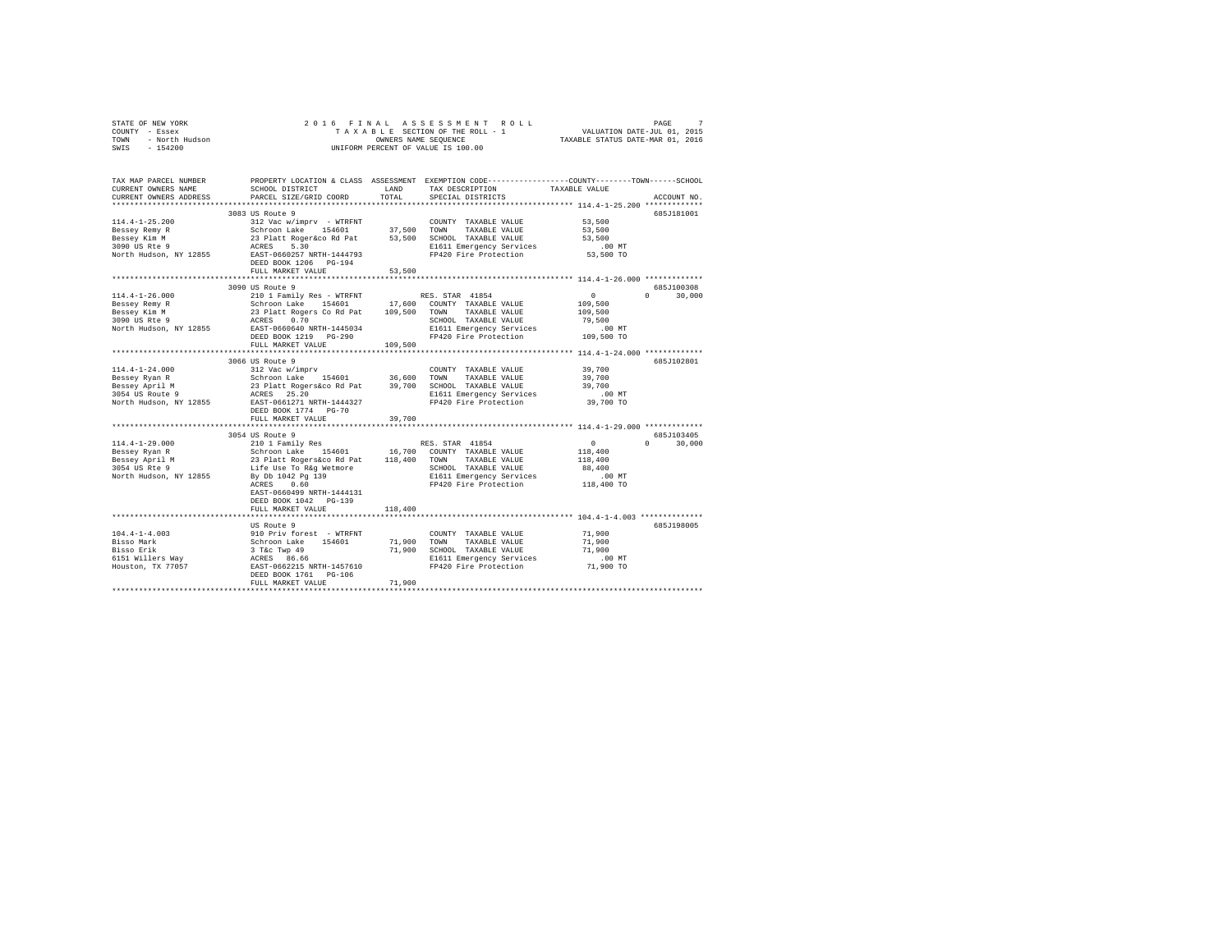STATE OF NEW YORK
COUNTY - Essex
TOWN - North Hudson
SWIS - 154200

2016 FINAL ASSESSMENT ROLL
TAXABLE SECTION OF THE ROLL - 1
OWNERS NAME SEQUENCE
UNIFORM PERCENT OF VALUE IS 100.00

VALUATION DATE-JUL 01, 2015
TAXABLE STATUS DATE-MAR 01, 2016

```
TAX MAP PARCEL NUMBER          PROPERTY LOCATION & CLASS  ASSESSMENT  EXEMPTION CODE-----------------COUNTY--------TOWN------SCHOOL
CURRENT OWNERS NAME            SCHOOL DISTRICT              LAND      TAX DESCRIPTION            TAXABLE VALUE
CURRENT OWNERS ADDRESS         PARCEL SIZE/GRID COORD       TOTAL     SPECIAL DISTRICTS                                    ACCOUNT NO.
******************************************************************************************************* 114.4-1-25.200 *************
                               3083 US Route 9                                                                             685J181001
114.4-1-25.200                 312 Vac w/imprv - WTRFNT              COUNTY  TAXABLE VALUE          53,500
Bessey Remy R                  Schroon Lake   154601       37,500    TOWN    TAXABLE VALUE          53,500
Bessey Kim M                   23 Platt Roger&co Rd Pat    53,500    SCHOOL  TAXABLE VALUE          53,500
3090 US Rte 9                  ACRES    5.30                         E1611 Emergency Services          .00 MT
North Hudson, NY 12855         EAST-0660257 NRTH-1444793             FP420 Fire Protection          53,500 TO
                               DEED BOOK 1206   PG-194
                               FULL MARKET VALUE           53,500
******************************************************************************************************* 114.4-1-26.000 *************
                               3090 US Route 9                                                                             685J100308
114.4-1-26.000                 210 1 Family Res - WTRFNT             RES. STAR 41854                     0          0      30,000
Bessey Remy R                  Schroon Lake   154601       17,600    COUNTY  TAXABLE VALUE         109,500
Bessey Kim M                   23 Platt Rogers Co Rd Pat  109,500    TOWN    TAXABLE VALUE         109,500
3090 US Rte 9                  ACRES    0.70                         SCHOOL  TAXABLE VALUE          79,500
North Hudson, NY 12855         EAST-0660640 NRTH-1445034             E1611 Emergency Services          .00 MT
                               DEED BOOK 1219   PG-290               FP420 Fire Protection         109,500 TO
                               FULL MARKET VALUE          109,500
******************************************************************************************************* 114.4-1-24.000 *************
                               3066 US Route 9                                                                             685J102801
114.4-1-24.000                 312 Vac w/imprv                       COUNTY  TAXABLE VALUE          39,700
Bessey Ryan R                  Schroon Lake   154601       36,600    TOWN    TAXABLE VALUE          39,700
Bessey April M                 23 Platt Rogers&co Rd Pat   39,700    SCHOOL  TAXABLE VALUE          39,700
3054 US Route 9                ACRES   25.20                         E1611 Emergency Services          .00 MT
North Hudson, NY 12855         EAST-0661271 NRTH-1444327             FP420 Fire Protection          39,700 TO
                               DEED BOOK 1774   PG-70
                               FULL MARKET VALUE           39,700
******************************************************************************************************* 114.4-1-29.000 *************
                               3054 US Route 9                                                                             685J103405
114.4-1-29.000                 210 1 Family Res                      RES. STAR 41854                     0          0      30,000
Bessey Ryan R                  Schroon Lake   154601       16,700    COUNTY  TAXABLE VALUE         118,400
Bessey April M                 23 Platt Rogers&co Rd Pat  118,400    TOWN    TAXABLE VALUE         118,400
3054 US Rte 9                  Life Use To R&g Wetmore               SCHOOL  TAXABLE VALUE          88,400
North Hudson, NY 12855         By Db 1042 Pg 139                     E1611 Emergency Services          .00 MT
                               ACRES    0.60                         FP420 Fire Protection         118,400 TO
                               EAST-0660499 NRTH-1444131
                               DEED BOOK 1042   PG-139
                               FULL MARKET VALUE          118,400
******************************************************************************************************* 104.4-1-4.003 **************
                               US Route 9                                                                                  685J198005
104.4-1-4.003                  910 Priv forest - WTRFNT              COUNTY  TAXABLE VALUE          71,900
Bisso Mark                     Schroon Lake   154601       71,900    TOWN    TAXABLE VALUE          71,900
Bisso Erik                     3 T&c Twp 49                71,900    SCHOOL  TAXABLE VALUE          71,900
6151 Willers Way               ACRES   86.66                         E1611 Emergency Services          .00 MT
Houston, TX 77057              EAST-0662215 NRTH-1457610             FP420 Fire Protection          71,900 TO
                               DEED BOOK 1761   PG-106
                               FULL MARKET VALUE           71,900
************************************************************************************************************************************
```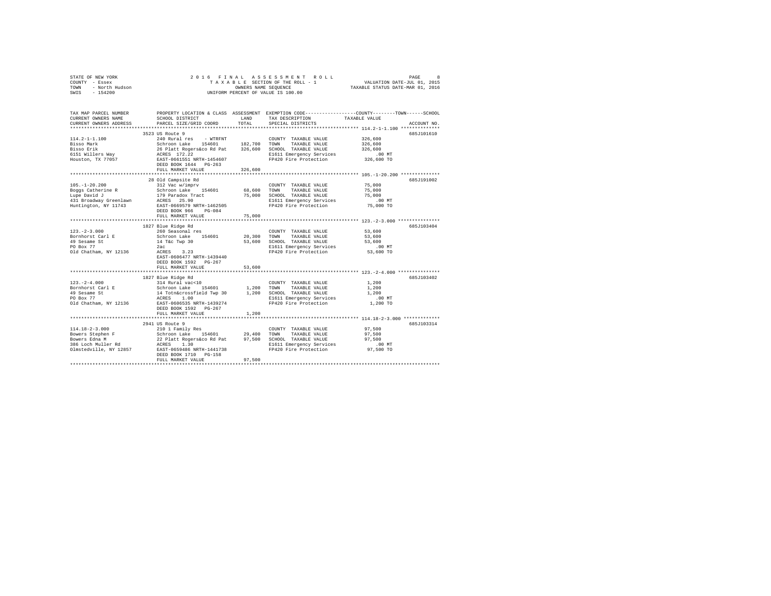STATE OF NEW YORK · COUNTY - Essex · TOWN - North Hudson · SWIS - 154200

# 2016 FINAL ASSESSMENT ROLL

TAXABLE SECTION OF THE ROLL - 1 · OWNERS NAME SEQUENCE · UNIFORM PERCENT OF VALUE IS 100.00

VALUATION DATE-JUL 01, 2015 · TAXABLE STATUS DATE-MAR 01, 2016

| TAX MAP PARCEL NUMBER / CURRENT OWNERS NAME / CURRENT OWNERS ADDRESS | PROPERTY LOCATION & CLASS / SCHOOL DISTRICT / PARCEL SIZE/GRID COORD | ASSESSMENT LAND / TOTAL | EXEMPTION CODE / TAX DESCRIPTION / SPECIAL DISTRICTS | TAXABLE VALUE (COUNTY / TOWN / SCHOOL) | ACCOUNT NO. |
|---|---|---|---|---|---|
| 114.2-1-1.100 | 3523 US Route 9 | | | | 685J101610 |
| 114.2-1-1.100 | 240 Rural res - WTRFNT | | COUNTY TAXABLE VALUE | 326,600 | |
| Bisso Mark | Schroon Lake 154601 | 182,700 | TOWN TAXABLE VALUE | 326,600 | |
| Bisso Erik | 26 Platt Rogers&co Rd Pat | 326,600 | SCHOOL TAXABLE VALUE | 326,600 | |
| 6151 Willers Way | ACRES 172.22 | | E1611 Emergency Services | .00 MT | |
| Houston, TX 77057 | EAST-0661551 NRTH-1454607 | | FP420 Fire Protection | 326,600 TO | |
| | DEED BOOK 1644 PG-263 | | | | |
| | FULL MARKET VALUE | 326,600 | | | |
| 105.-1-20.200 | 28 Old Campsite Rd | | | | 685J191002 |
| 105.-1-20.200 | 312 Vac w/imprv | | COUNTY TAXABLE VALUE | 75,000 | |
| Boggs Catherine R | Schroon Lake 154601 | 68,600 | TOWN TAXABLE VALUE | 75,000 | |
| Lupe David J | 179 Paradox Tract | 75,000 | SCHOOL TAXABLE VALUE | 75,000 | |
| 431 Broadway Greenlawn | ACRES 25.90 | | E1611 Emergency Services | .00 MT | |
| Huntington, NY 11743 | EAST-0669579 NRTH-1462505 | | FP420 Fire Protection | 75,000 TO | |
| | DEED BOOK 966 PG-084 | | | | |
| | FULL MARKET VALUE | 75,000 | | | |
| 123.-2-3.000 | 1827 Blue Ridge Rd | | | | 685J103404 |
| 123.-2-3.000 | 260 Seasonal res | | COUNTY TAXABLE VALUE | 53,600 | |
| Bornhorst Carl E | Schroon Lake 154601 | 20,300 | TOWN TAXABLE VALUE | 53,600 | |
| 49 Sesame St | 14 T&c Twp 30 | 53,600 | SCHOOL TAXABLE VALUE | 53,600 | |
| PO Box 77 | 2ac | | E1611 Emergency Services | .00 MT | |
| Old Chatham, NY 12136 | ACRES 3.23 | | FP420 Fire Protection | 53,600 TO | |
| | EAST-0606477 NRTH-1439440 | | | | |
| | DEED BOOK 1592 PG-267 | | | | |
| | FULL MARKET VALUE | 53,600 | | | |
| 123.-2-4.000 | 1827 Blue Ridge Rd | | | | 685J103402 |
| 123.-2-4.000 | 314 Rural vac<10 | | COUNTY TAXABLE VALUE | 1,200 | |
| Bornhorst Carl E | Schroon Lake 154601 | 1,200 | TOWN TAXABLE VALUE | 1,200 | |
| 49 Sesame St | 14 Totn&crossfield Twp 30 | 1,200 | SCHOOL TAXABLE VALUE | 1,200 | |
| PO Box 77 | ACRES 1.00 | | E1611 Emergency Services | .00 MT | |
| Old Chatham, NY 12136 | EAST-0606535 NRTH-1439274 | | FP420 Fire Protection | 1,200 TO | |
| | DEED BOOK 1592 PG-267 | | | | |
| | FULL MARKET VALUE | 1,200 | | | |
| 114.18-2-3.000 | 2941 US Route 9 | | | | 685J103314 |
| 114.18-2-3.000 | 210 1 Family Res | | COUNTY TAXABLE VALUE | 97,500 | |
| Bowers Stephen F | Schroon Lake 154601 | 29,400 | TOWN TAXABLE VALUE | 97,500 | |
| Bowers Edna M | 22 Platt Rogers&co Rd Pat | 97,500 | SCHOOL TAXABLE VALUE | 97,500 | |
| 386 Loch Muller Rd | ACRES 1.30 | | E1611 Emergency Services | .00 MT | |
| Olmstedville, NY 12857 | EAST-0659486 NRTH-1441738 | | FP420 Fire Protection | 97,500 TO | |
| | DEED BOOK 1710 PG-158 | | | | |
| | FULL MARKET VALUE | 97,500 | | | |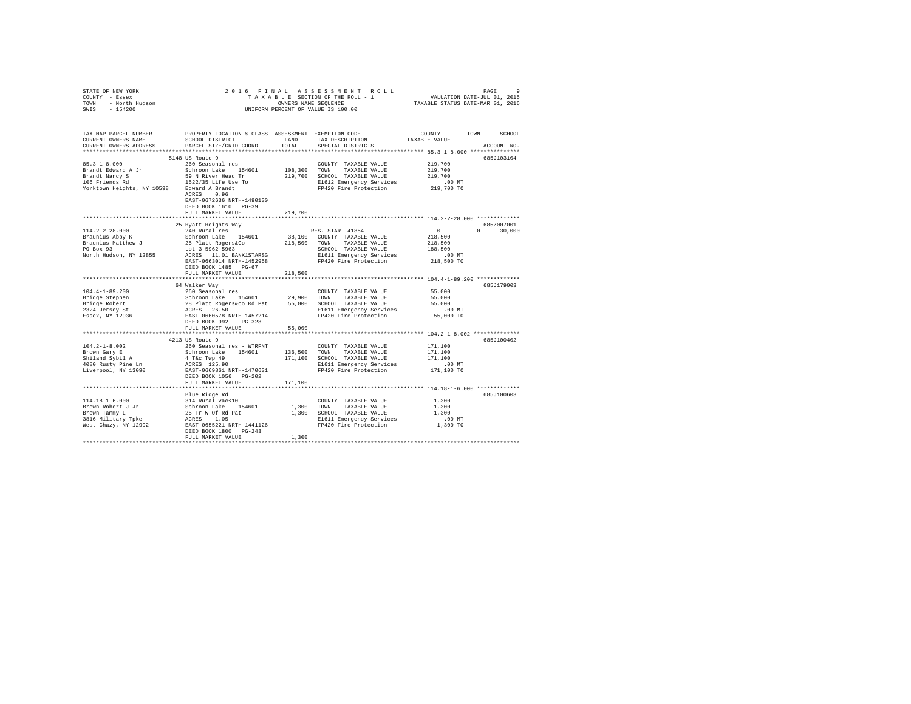STATE OF NEW YORK
COUNTY - Essex
TOWN - North Hudson
SWIS - 154200

# 2016 FINAL ASSESSMENT ROLL

TAXABLE SECTION OF THE ROLL - 1
OWNERS NAME SEQUENCE
UNIFORM PERCENT OF VALUE IS 100.00

VALUATION DATE-JUL 01, 2015
TAXABLE STATUS DATE-MAR 01, 2016

| TAX MAP PARCEL NUMBER / CURRENT OWNERS NAME / CURRENT OWNERS ADDRESS | PROPERTY LOCATION & CLASS / SCHOOL DISTRICT / PARCEL SIZE/GRID COORD | ASSESSMENT LAND | TOTAL | EXEMPTION CODE / TAX DESCRIPTION / SPECIAL DISTRICTS | COUNTY / TOWN / SCHOOL TAXABLE VALUE | ACCOUNT NO. |
|---|---|---|---|---|---|---|
| 85.3-1-8.000 | 5148 US Route 9 | | | | | 685J103104 |
| Brandt Edward A Jr | 260 Seasonal res | | | COUNTY TAXABLE VALUE | 219,700 | |
| Brandt Nancy S | Schroon Lake 154601 | 108,300 | | TOWN TAXABLE VALUE | 219,700 | |
| 106 Friends Rd | 59 N River Head Tr | | 219,700 | SCHOOL TAXABLE VALUE | 219,700 | |
| Yorktown Heights, NY 10598 | 1522/35 Life Use To | | | E1612 Emergency Services | .00 MT | |
| | Edward A Brandt | | | FP420 Fire Protection | 219,700 TO | |
| | ACRES 0.96 | | | | | |
| | EAST-0672636 NRTH-1490130 | | | | | |
| | DEED BOOK 1610 PG-39 | | | | | |
| | FULL MARKET VALUE | | 219,700 | | | |
| 114.2-2-28.000 | 25 Hyatt Heights Way | | | | | 685Z007001 |
| Braunius Abby K | 240 Rural res | | | RES. STAR 41854 | 0 / 0 / 30,000 | |
| Braunius Matthew J | Schroon Lake 154601 | 38,100 | | COUNTY TAXABLE VALUE | 218,500 | |
| PO Box 93 | 25 Platt Rogers&Co | | 218,500 | TOWN TAXABLE VALUE | 218,500 | |
| North Hudson, NY 12855 | Lot 3 5962 5963 | | | SCHOOL TAXABLE VALUE | 188,500 | |
| | ACRES 11.01 BANK1STARSG | | | E1611 Emergency Services | .00 MT | |
| | EAST-0663014 NRTH-1452958 | | | FP420 Fire Protection | 218,500 TO | |
| | DEED BOOK 1485 PG-67 | | | | | |
| | FULL MARKET VALUE | | 218,500 | | | |
| 104.4-1-89.200 | 64 Walker Way | | | | | 685J179003 |
| Bridge Stephen | 260 Seasonal res | | | COUNTY TAXABLE VALUE | 55,000 | |
| Bridge Robert | Schroon Lake 154601 | 29,900 | | TOWN TAXABLE VALUE | 55,000 | |
| 2324 Jersey St | 28 Platt Rogers&co Rd Pat | | 55,000 | SCHOOL TAXABLE VALUE | 55,000 | |
| Essex, NY 12936 | ACRES 26.50 | | | E1611 Emergency Services | .00 MT | |
| | EAST-0660578 NRTH-1457214 | | | FP420 Fire Protection | 55,000 TO | |
| | DEED BOOK 992 PG-328 | | | | | |
| | FULL MARKET VALUE | | 55,000 | | | |
| 104.2-1-8.002 | 4213 US Route 9 | | | | | 685J100402 |
| Brown Gary E | 260 Seasonal res - WTRFNT | | | COUNTY TAXABLE VALUE | 171,100 | |
| Shiland Sybil A | Schroon Lake 154601 | 136,500 | | TOWN TAXABLE VALUE | 171,100 | |
| 4080 Rusty Pine Ln | 4 T&c Twp 49 | | 171,100 | SCHOOL TAXABLE VALUE | 171,100 | |
| Liverpool, NY 13090 | ACRES 125.90 | | | E1611 Emergency Services | .00 MT | |
| | EAST-0669861 NRTH-1470631 | | | FP420 Fire Protection | 171,100 TO | |
| | DEED BOOK 1056 PG-202 | | | | | |
| | FULL MARKET VALUE | | 171,100 | | | |
| 114.18-1-6.000 | Blue Ridge Rd | | | | | 685J100603 |
| Brown Robert J Jr | 314 Rural vac<10 | | | COUNTY TAXABLE VALUE | 1,300 | |
| Brown Tammy L | Schroon Lake 154601 | 1,300 | | TOWN TAXABLE VALUE | 1,300 | |
| 3816 Military Tpke | 25 Tr W Of Rd Pat | | 1,300 | SCHOOL TAXABLE VALUE | 1,300 | |
| West Chazy, NY 12992 | ACRES 1.05 | | | E1611 Emergency Services | .00 MT | |
| | EAST-0655221 NRTH-1441126 | | | FP420 Fire Protection | 1,300 TO | |
| | DEED BOOK 1800 PG-243 | | | | | |
| | FULL MARKET VALUE | | 1,300 | | | |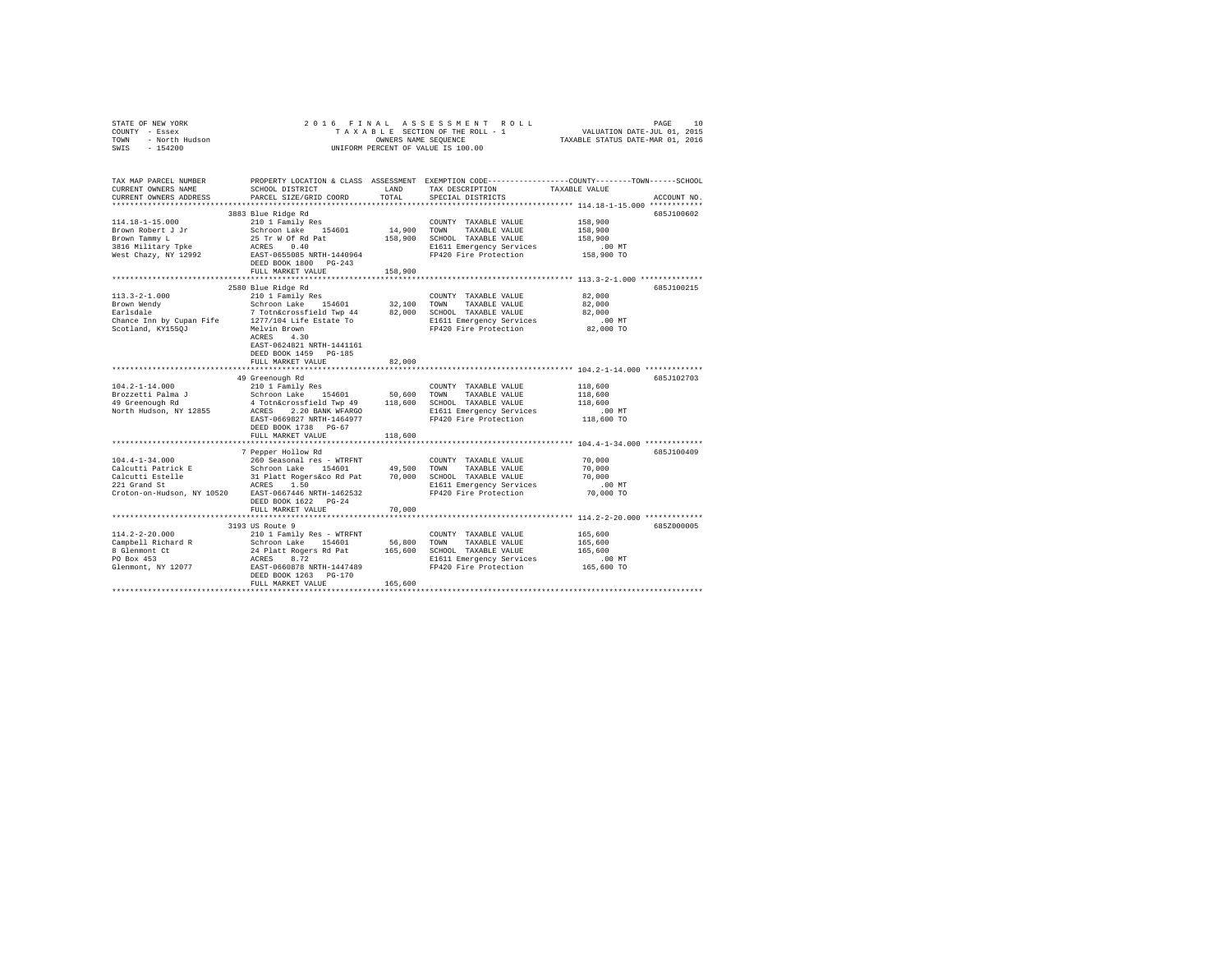STATE OF NEW YORK
COUNTY - Essex
TOWN - North Hudson
SWIS - 154200

2016 FINAL ASSESSMENT ROLL
TAXABLE SECTION OF THE ROLL - 1
OWNERS NAME SEQUENCE
UNIFORM PERCENT OF VALUE IS 100.00

VALUATION DATE-JUL 01, 2015
TAXABLE STATUS DATE-MAR 01, 2016

| TAX MAP PARCEL NUMBER / CURRENT OWNERS NAME / CURRENT OWNERS ADDRESS | PROPERTY LOCATION & CLASS / SCHOOL DISTRICT / PARCEL SIZE/GRID COORD | ASSESSMENT LAND | TOTAL | EXEMPTION CODE / TAX DESCRIPTION / SPECIAL DISTRICTS | TAXABLE VALUE (COUNTY / TOWN / SCHOOL) | ACCOUNT NO. |
|---|---|---|---|---|---|---|
| **114.18-1-15.000** | 3883 Blue Ridge Rd | | | | | 685J100602 |
| 114.18-1-15.000 | 210 1 Family Res | | | COUNTY TAXABLE VALUE | 158,900 | |
| Brown Robert J Jr | Schroon Lake 154601 | 14,900 | | TOWN TAXABLE VALUE | 158,900 | |
| Brown Tammy L | 25 Tr W Of Rd Pat | | 158,900 | SCHOOL TAXABLE VALUE | 158,900 | |
| 3816 Military Tpke | ACRES 0.40 | | | E1611 Emergency Services | .00 MT | |
| West Chazy, NY 12992 | EAST-0655085 NRTH-1440964 | | | FP420 Fire Protection | 158,900 TO | |
| | DEED BOOK 1800 PG-243 | | | | | |
| | FULL MARKET VALUE | | 158,900 | | | |
| **113.3-2-1.000** | 2580 Blue Ridge Rd | | | | | 685J100215 |
| 113.3-2-1.000 | 210 1 Family Res | | | COUNTY TAXABLE VALUE | 82,000 | |
| Brown Wendy | Schroon Lake 154601 | 32,100 | | TOWN TAXABLE VALUE | 82,000 | |
| Earlsdale | 7 Totn&crossfield Twp 44 | | 82,000 | SCHOOL TAXABLE VALUE | 82,000 | |
| Chance Inn by Cupan Fife | 1277/104 Life Estate To | | | E1611 Emergency Services | .00 MT | |
| Scotland, KY155QJ | Melvin Brown | | | FP420 Fire Protection | 82,000 TO | |
| | ACRES 4.30 | | | | | |
| | EAST-0624821 NRTH-1441161 | | | | | |
| | DEED BOOK 1459 PG-185 | | | | | |
| | FULL MARKET VALUE | | 82,000 | | | |
| **104.2-1-14.000** | 49 Greenough Rd | | | | | 685J102703 |
| 104.2-1-14.000 | 210 1 Family Res | | | COUNTY TAXABLE VALUE | 118,600 | |
| Brozzetti Palma J | Schroon Lake 154601 | 50,600 | | TOWN TAXABLE VALUE | 118,600 | |
| 49 Greenough Rd | 4 Totn&crossfield Twp 49 | | 118,600 | SCHOOL TAXABLE VALUE | 118,600 | |
| North Hudson, NY 12855 | ACRES 2.20 BANK WFARGO | | | E1611 Emergency Services | .00 MT | |
| | EAST-0669827 NRTH-1464977 | | | FP420 Fire Protection | 118,600 TO | |
| | DEED BOOK 1738 PG-67 | | | | | |
| | FULL MARKET VALUE | | 118,600 | | | |
| **104.4-1-34.000** | 7 Pepper Hollow Rd | | | | | 685J100409 |
| 104.4-1-34.000 | 260 Seasonal res - WTRFNT | | | COUNTY TAXABLE VALUE | 70,000 | |
| Calcutti Patrick E | Schroon Lake 154601 | 49,500 | | TOWN TAXABLE VALUE | 70,000 | |
| Calcutti Estelle | 31 Platt Rogers&co Rd Pat | | 70,000 | SCHOOL TAXABLE VALUE | 70,000 | |
| 221 Grand St | ACRES 1.50 | | | E1611 Emergency Services | .00 MT | |
| Croton-on-Hudson, NY 10520 | EAST-0667446 NRTH-1462532 | | | FP420 Fire Protection | 70,000 TO | |
| | DEED BOOK 1622 PG-24 | | | | | |
| | FULL MARKET VALUE | | 70,000 | | | |
| **114.2-2-20.000** | 3193 US Route 9 | | | | | 685Z000005 |
| 114.2-2-20.000 | 210 1 Family Res - WTRFNT | | | COUNTY TAXABLE VALUE | 165,600 | |
| Campbell Richard R | Schroon Lake 154601 | 56,800 | | TOWN TAXABLE VALUE | 165,600 | |
| 8 Glenmont Ct | 24 Platt Rogers Rd Pat | | 165,600 | SCHOOL TAXABLE VALUE | 165,600 | |
| PO Box 453 | ACRES 8.72 | | | E1611 Emergency Services | .00 MT | |
| Glenmont, NY 12077 | EAST-0660878 NRTH-1447489 | | | FP420 Fire Protection | 165,600 TO | |
| | DEED BOOK 1263 PG-170 | | | | | |
| | FULL MARKET VALUE | | 165,600 | | | |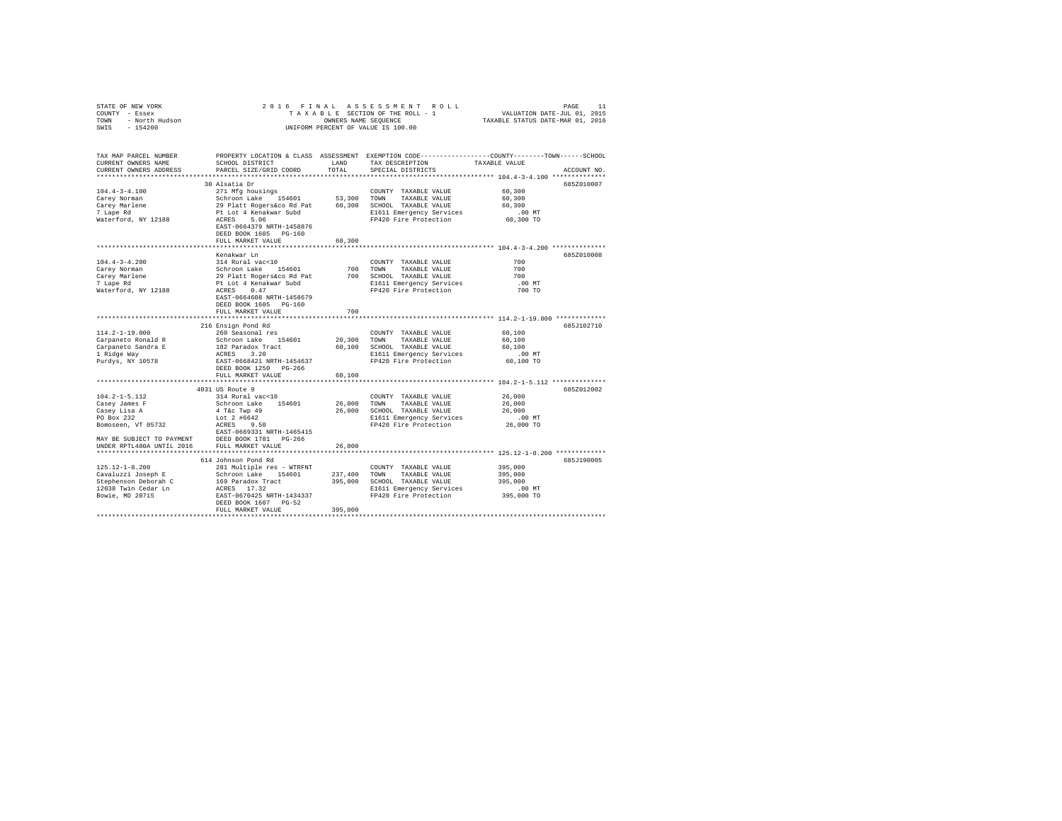STATE OF NEW YORK — 2016 FINAL ASSESSMENT ROLL
COUNTY - Essex — TAXABLE SECTION OF THE ROLL - 1 — VALUATION DATE-JUL 01, 2015
TOWN - North Hudson — OWNERS NAME SEQUENCE — TAXABLE STATUS DATE-MAR 01, 2016
SWIS - 154200 — UNIFORM PERCENT OF VALUE IS 100.00

| TAX MAP PARCEL NUMBER / CURRENT OWNERS NAME / CURRENT OWNERS ADDRESS | PROPERTY LOCATION & CLASS / SCHOOL DISTRICT / PARCEL SIZE/GRID COORD | ASSESSMENT LAND | TOTAL | EXEMPTION CODE / TAX DESCRIPTION / SPECIAL DISTRICTS | TAXABLE VALUE (COUNTY--TOWN--SCHOOL) | ACCOUNT NO. |
|---|---|---|---|---|---|---|
| **104.4-3-4.100** | 30 Alsatia Dr | | | | | 685Z010007 |
| 104.4-3-4.100 | 271 Mfg housings | | | COUNTY TAXABLE VALUE | 60,300 | |
| Carey Norman | Schroon Lake 154601 | 53,300 | | TOWN TAXABLE VALUE | 60,300 | |
| Carey Marlene | 29 Platt Rogers&co Rd Pat | | 60,300 | SCHOOL TAXABLE VALUE | 60,300 | |
| 7 Lape Rd | Pt Lot 4 Kenakwar Subd | | | E1611 Emergency Services | .00 MT | |
| Waterford, NY 12188 | ACRES 5.06 | | | FP420 Fire Protection | 60,300 TO | |
| | EAST-0664379 NRTH-1458876 | | | | | |
| | DEED BOOK 1605 PG-160 | | | | | |
| | FULL MARKET VALUE | | 60,300 | | | |
| **104.4-3-4.200** | Kenakwar Ln | | | | | 685Z010008 |
| 104.4-3-4.200 | 314 Rural vac<10 | | | COUNTY TAXABLE VALUE | 700 | |
| Carey Norman | Schroon Lake 154601 | 700 | | TOWN TAXABLE VALUE | 700 | |
| Carey Marlene | 29 Platt Rogers&co Rd Pat | | 700 | SCHOOL TAXABLE VALUE | 700 | |
| 7 Lape Rd | Pt Lot 4 Kenakwar Subd | | | E1611 Emergency Services | .00 MT | |
| Waterford, NY 12188 | ACRES 0.47 | | | FP420 Fire Protection | 700 TO | |
| | EAST-0664608 NRTH-1458679 | | | | | |
| | DEED BOOK 1605 PG-160 | | | | | |
| | FULL MARKET VALUE | | 700 | | | |
| **114.2-1-19.000** | 216 Ensign Pond Rd | | | | | 685J102710 |
| 114.2-1-19.000 | 260 Seasonal res | | | COUNTY TAXABLE VALUE | 60,100 | |
| Carpaneto Ronald R | Schroon Lake 154601 | 20,300 | | TOWN TAXABLE VALUE | 60,100 | |
| Carpaneto Sandra E | 182 Paradox Tract | | 60,100 | SCHOOL TAXABLE VALUE | 60,100 | |
| 1 Ridge Way | ACRES 3.20 | | | E1611 Emergency Services | .00 MT | |
| Purdys, NY 10578 | EAST-0668421 NRTH-1454637 | | | FP420 Fire Protection | 60,100 TO | |
| | DEED BOOK 1250 PG-266 | | | | | |
| | FULL MARKET VALUE | | 60,100 | | | |
| **104.2-1-5.112** | 4031 US Route 9 | | | | | 685Z012002 |
| 104.2-1-5.112 | 314 Rural vac<10 | | | COUNTY TAXABLE VALUE | 26,000 | |
| Casey James F | Schroon Lake 154601 | 26,000 | | TOWN TAXABLE VALUE | 26,000 | |
| Casey Lisa A | 4 T&c Twp 49 | | 26,000 | SCHOOL TAXABLE VALUE | 26,000 | |
| PO Box 232 | Lot 2 #6642 | | | E1611 Emergency Services | .00 MT | |
| Bomoseen, VT 05732 | ACRES 9.50 | | | FP420 Fire Protection | 26,000 TO | |
| | EAST-0669331 NRTH-1465415 | | | | | |
| MAY BE SUBJECT TO PAYMENT | DEED BOOK 1781 PG-266 | | | | | |
| UNDER RPTL480A UNTIL 2016 | FULL MARKET VALUE | | 26,000 | | | |
| **125.12-1-8.200** | 614 Johnson Pond Rd | | | | | 685J190005 |
| 125.12-1-8.200 | 281 Multiple res - WTRFNT | | | COUNTY TAXABLE VALUE | 395,000 | |
| Cavaluzzi Joseph E | Schroon Lake 154601 | 237,400 | | TOWN TAXABLE VALUE | 395,000 | |
| Stephenson Deborah C | 169 Paradox Tract | | 395,000 | SCHOOL TAXABLE VALUE | 395,000 | |
| 12038 Twin Cedar Ln | ACRES 17.32 | | | E1611 Emergency Services | .00 MT | |
| Bowie, MD 20715 | EAST-0670425 NRTH-1434337 | | | FP420 Fire Protection | 395,000 TO | |
| | DEED BOOK 1607 PG-52 | | | | | |
| | FULL MARKET VALUE | | 395,000 | | | |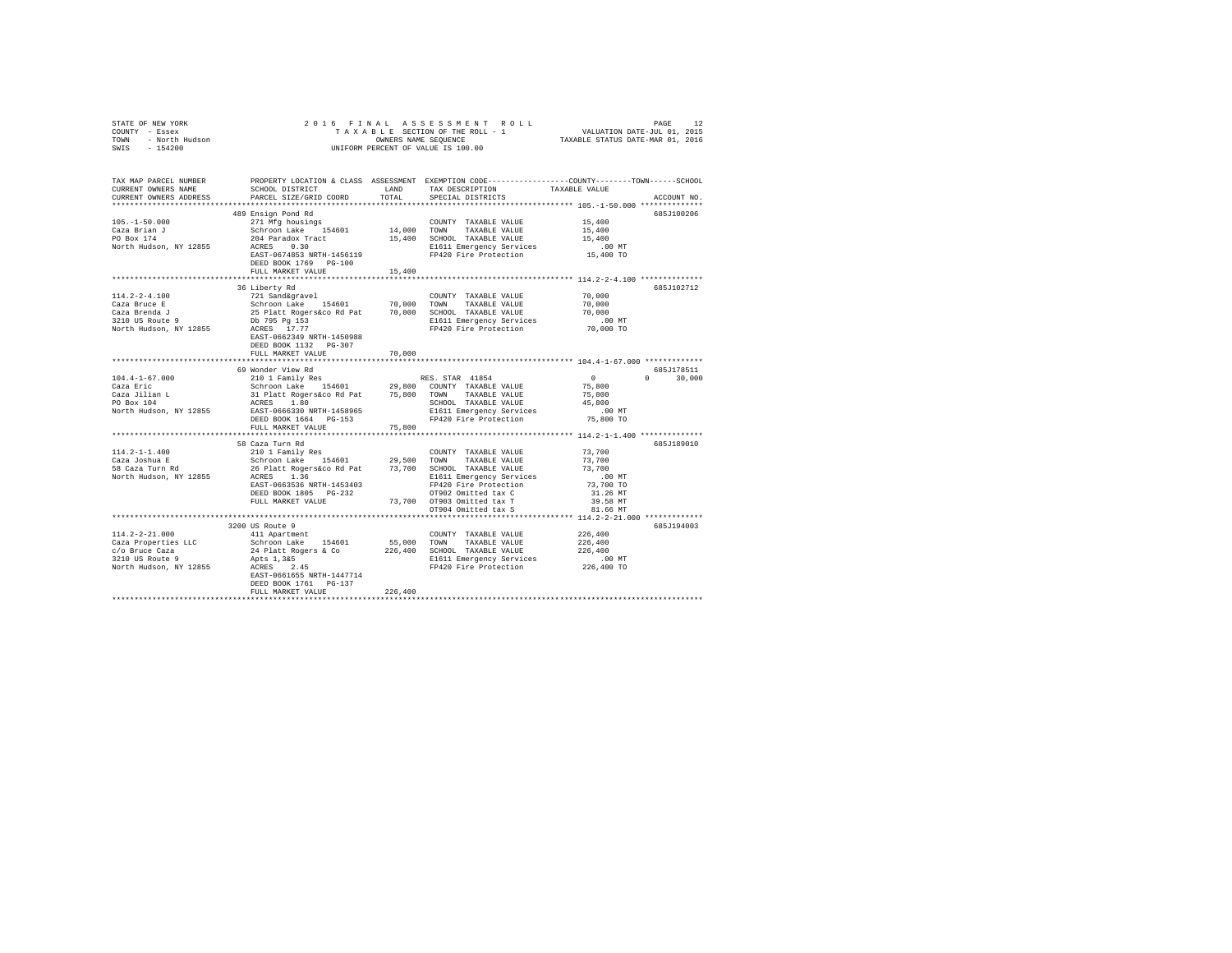STATE OF NEW YORK                    2016 FINAL ASSESSMENT ROLL
COUNTY - Essex                       TAXABLE SECTION OF THE ROLL - 1            VALUATION DATE-JUL 01, 2015
TOWN - North Hudson                  OWNERS NAME SEQUENCE                       TAXABLE STATUS DATE-MAR 01, 2016
SWIS - 154200                        UNIFORM PERCENT OF VALUE IS 100.00

```
TAX MAP PARCEL NUMBER     PROPERTY LOCATION & CLASS  ASSESSMENT  EXEMPTION CODE-----------------COUNTY--------TOWN------SCHOOL
CURRENT OWNERS NAME       SCHOOL DISTRICT              LAND      TAX DESCRIPTION            TAXABLE VALUE
CURRENT OWNERS ADDRESS    PARCEL SIZE/GRID COORD       TOTAL     SPECIAL DISTRICTS                                  ACCOUNT NO.
********************************************************************************************* 105.-1-50.000 **************
                          489 Ensign Pond Rd                                                                     685J100206
105.-1-50.000             271 Mfg housings                       COUNTY  TAXABLE VALUE          15,400
Caza Brian J              Schroon Lake  154601        14,000     TOWN    TAXABLE VALUE          15,400
PO Box 174                204 Paradox Tract           15,400     SCHOOL  TAXABLE VALUE          15,400
North Hudson, NY 12855    ACRES    0.30                          E1611 Emergency Services          .00 MT
                          EAST-0674853 NRTH-1456119              FP420 Fire Protection          15,400 TO
                          DEED BOOK 1769   PG-100
                          FULL MARKET VALUE           15,400
********************************************************************************************* 114.2-2-4.100 **************
                          36 Liberty Rd                                                                          685J102712
114.2-2-4.100             721 Sand&gravel                        COUNTY  TAXABLE VALUE          70,000
Caza Bruce E              Schroon Lake  154601        70,000     TOWN    TAXABLE VALUE          70,000
Caza Brenda J             25 Platt Rogers&co Rd Pat   70,000     SCHOOL  TAXABLE VALUE          70,000
3210 US Route 9           Db 795 Pg 153                          E1611 Emergency Services          .00 MT
North Hudson, NY 12855    ACRES   17.77                          FP420 Fire Protection          70,000 TO
                          EAST-0662349 NRTH-1450988
                          DEED BOOK 1132   PG-307
                          FULL MARKET VALUE           70,000
********************************************************************************************* 104.4-1-67.000 *************
                          69 Wonder View Rd                                                                      685J178511
104.4-1-67.000            210 1 Family Res                       RES. STAR 41854                     0          0     30,000
Caza Eric                 Schroon Lake  154601        29,800     COUNTY  TAXABLE VALUE          75,800
Caza Jilian L             31 Platt Rogers&co Rd Pat   75,800     TOWN    TAXABLE VALUE          75,800
PO Box 104                ACRES    1.80                          SCHOOL  TAXABLE VALUE          45,800
North Hudson, NY 12855    EAST-0666330 NRTH-1458965              E1611 Emergency Services          .00 MT
                          DEED BOOK 1664   PG-153                FP420 Fire Protection          75,800 TO
                          FULL MARKET VALUE           75,800
********************************************************************************************* 114.2-1-1.400 **************
                          58 Caza Turn Rd                                                                        685J189010
114.2-1-1.400             210 1 Family Res                       COUNTY  TAXABLE VALUE          73,700
Caza Joshua E             Schroon Lake  154601        29,500     TOWN    TAXABLE VALUE          73,700
58 Caza Turn Rd           26 Platt Rogers&co Rd Pat   73,700     SCHOOL  TAXABLE VALUE          73,700
North Hudson, NY 12855    ACRES    1.36                          E1611 Emergency Services          .00 MT
                          EAST-0663536 NRTH-1453403              FP420 Fire Protection          73,700 TO
                          DEED BOOK 1805   PG-232                OT902 Omitted tax C             31.26 MT
                          FULL MARKET VALUE           73,700     OT903 Omitted tax T             39.58 MT
                                                                 OT904 Omitted tax S             81.66 MT
********************************************************************************************* 114.2-2-21.000 *************
                          3200 US Route 9                                                                        685J194003
114.2-2-21.000            411 Apartment                          COUNTY  TAXABLE VALUE         226,400
Caza Properties LLC       Schroon Lake  154601        55,000     TOWN    TAXABLE VALUE         226,400
c/o Bruce Caza            24 Platt Rogers & Co       226,400     SCHOOL  TAXABLE VALUE         226,400
3210 US Route 9           Apts 1,3&5                             E1611 Emergency Services          .00 MT
North Hudson, NY 12855    ACRES    2.45                          FP420 Fire Protection         226,400 TO
                          EAST-0661655 NRTH-1447714
                          DEED BOOK 1761   PG-137
                          FULL MARKET VALUE          226,400
****************************************************************************************************************************
```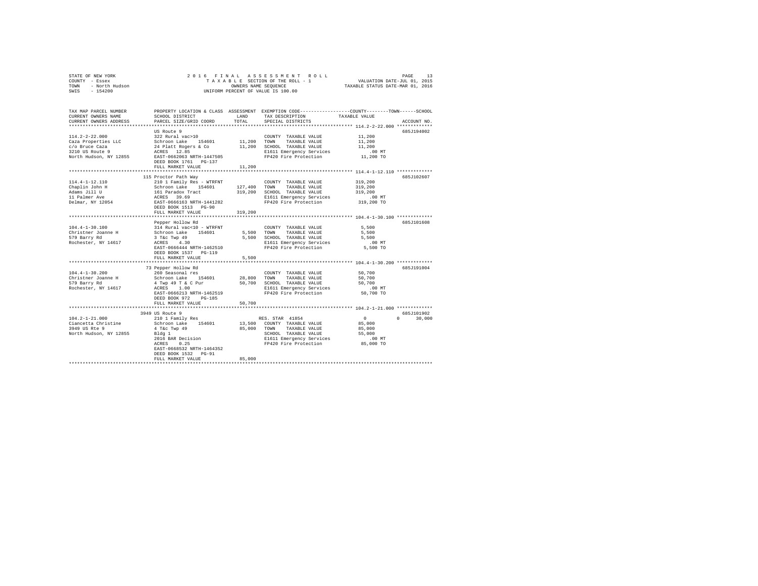STATE OF NEW YORK
COUNTY - Essex
TOWN - North Hudson
SWIS - 154200

2016 FINAL ASSESSMENT ROLL
TAXABLE SECTION OF THE ROLL - 1
OWNERS NAME SEQUENCE
UNIFORM PERCENT OF VALUE IS 100.00

VALUATION DATE-JUL 01, 2015
TAXABLE STATUS DATE-MAR 01, 2016

| TAX MAP PARCEL NUMBER / CURRENT OWNERS NAME / CURRENT OWNERS ADDRESS | PROPERTY LOCATION & CLASS / SCHOOL DISTRICT / PARCEL SIZE/GRID COORD | ASSESSMENT LAND / TOTAL | EXEMPTION CODE / TAX DESCRIPTION / SPECIAL DISTRICTS | COUNTY / TOWN / SCHOOL TAXABLE VALUE | ACCOUNT NO. |
|---|---|---|---|---|---|
| 114.2-2-22.000 | US Route 9 | | | | 685J194002 |
| Caza Properties LLC | 322 Rural vac>10 | | COUNTY TAXABLE VALUE | 11,200 | |
| c/o Bruce Caza | Schroon Lake 154601 | 11,200 | TOWN TAXABLE VALUE | 11,200 | |
| 3210 US Route 9 | 24 Platt Rogers & Co | 11,200 | SCHOOL TAXABLE VALUE | 11,200 | |
| North Hudson, NY 12855 | ACRES 12.85 | | E1611 Emergency Services | .00 MT | |
| | EAST-0662063 NRTH-1447505 | | FP420 Fire Protection | 11,200 TO | |
| | DEED BOOK 1761 PG-137 | | | | |
| | FULL MARKET VALUE | 11,200 | | | |
| 114.4-1-12.110 | 115 Proctor Path Way | | | | 685J102607 |
| Chaplin John H | 210 1 Family Res - WTRFNT | | COUNTY TAXABLE VALUE | 319,200 | |
| Adams Jill U | Schroon Lake 154601 | 127,400 | TOWN TAXABLE VALUE | 319,200 | |
| 11 Palmer Ave | 161 Paradox Tract | 319,200 | SCHOOL TAXABLE VALUE | 319,200 | |
| Delmar, NY 12054 | ACRES 39.69 | | E1611 Emergency Services | .00 MT | |
| | EAST-0666163 NRTH-1441282 | | FP420 Fire Protection | 319,200 TO | |
| | DEED BOOK 1513 PG-90 | | | | |
| | FULL MARKET VALUE | 319,200 | | | |
| 104.4-1-30.100 | Pepper Hollow Rd | | | | 685J101608 |
| Christner Joanne H | 314 Rural vac<10 - WTRFNT | | COUNTY TAXABLE VALUE | 5,500 | |
| 579 Barry Rd | Schroon Lake 154601 | 5,500 | TOWN TAXABLE VALUE | 5,500 | |
| Rochester, NY 14617 | 3 T&c Twp 49 | 5,500 | SCHOOL TAXABLE VALUE | 5,500 | |
| | ACRES 4.30 | | E1611 Emergency Services | .00 MT | |
| | EAST-0666444 NRTH-1462510 | | FP420 Fire Protection | 5,500 TO | |
| | DEED BOOK 1537 PG-119 | | | | |
| | FULL MARKET VALUE | 5,500 | | | |
| 104.4-1-30.200 | 73 Pepper Hollow Rd | | | | 685J191004 |
| Christner Joanne H | 260 Seasonal res | | COUNTY TAXABLE VALUE | 50,700 | |
| 579 Barry Rd | Schroon Lake 154601 | 28,800 | TOWN TAXABLE VALUE | 50,700 | |
| Rochester, NY 14617 | 4 Twp 49 T & C Pur | 50,700 | SCHOOL TAXABLE VALUE | 50,700 | |
| | ACRES 1.00 | | E1611 Emergency Services | .00 MT | |
| | EAST-0666213 NRTH-1462519 | | FP420 Fire Protection | 50,700 TO | |
| | DEED BOOK 972 PG-185 | | | | |
| | FULL MARKET VALUE | 50,700 | | | |
| 104.2-1-21.000 | 3949 US Route 9 | | | | 685J101902 |
| Ciancetta Christine | 210 1 Family Res | | RES. STAR 41854 | 0 0 30,000 | |
| 3949 US Rte 9 | Schroon Lake 154601 | 13,500 | COUNTY TAXABLE VALUE | 85,000 | |
| North Hudson, NY 12855 | 4 T&c Twp 49 | 85,000 | TOWN TAXABLE VALUE | 85,000 | |
| | Bldg 1 | | SCHOOL TAXABLE VALUE | 55,000 | |
| | 2016 BAR Decision | | E1611 Emergency Services | .00 MT | |
| | ACRES 0.25 | | FP420 Fire Protection | 85,000 TO | |
| | EAST-0668532 NRTH-1464352 | | | | |
| | DEED BOOK 1532 PG-91 | | | | |
| | FULL MARKET VALUE | 85,000 | | | |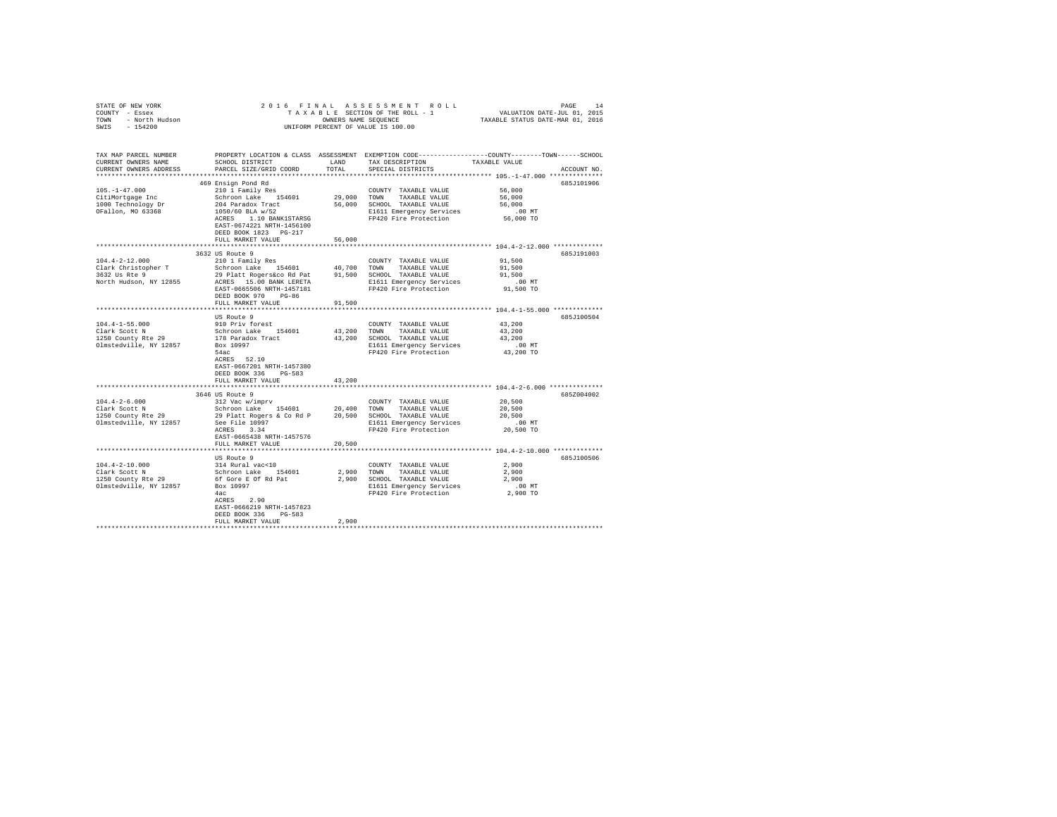STATE OF NEW YORK
COUNTY - Essex
TOWN - North Hudson
SWIS - 154200

2016 FINAL ASSESSMENT ROLL
TAXABLE SECTION OF THE ROLL - 1
OWNERS NAME SEQUENCE
UNIFORM PERCENT OF VALUE IS 100.00

VALUATION DATE-JUL 01, 2015
TAXABLE STATUS DATE-MAR 01, 2016

| TAX MAP PARCEL NUMBER / CURRENT OWNERS NAME / CURRENT OWNERS ADDRESS | PROPERTY LOCATION & CLASS / SCHOOL DISTRICT / PARCEL SIZE/GRID COORD | ASSESSMENT LAND / TOTAL | EXEMPTION CODE / TAX DESCRIPTION / SPECIAL DISTRICTS | TAXABLE VALUE (COUNTY / TOWN / SCHOOL) | ACCOUNT NO. |
|---|---|---|---|---|---|
| **105.-1-47.000** | 469 Ensign Pond Rd | | | | 685J101906 |
| 105.-1-47.000 | 210 1 Family Res | | COUNTY TAXABLE VALUE | 56,000 | |
| CitiMortgage Inc | Schroon Lake 154601 | 29,000 | TOWN TAXABLE VALUE | 56,000 | |
| 1000 Technology Dr | 204 Paradox Tract | 56,000 | SCHOOL TAXABLE VALUE | 56,000 | |
| OFallon, MO 63368 | 1050/60 BLA w/52 | | E1611 Emergency Services | .00 MT | |
| | ACRES 1.10 BANK1STARSG | | FP420 Fire Protection | 56,000 TO | |
| | EAST-0674221 NRTH-1456100 | | | | |
| | DEED BOOK 1823 PG-217 | | | | |
| | FULL MARKET VALUE | 56,000 | | | |
| **104.4-2-12.000** | 3632 US Route 9 | | | | 685J191003 |
| 104.4-2-12.000 | 210 1 Family Res | | COUNTY TAXABLE VALUE | 91,500 | |
| Clark Christopher T | Schroon Lake 154601 | 40,700 | TOWN TAXABLE VALUE | 91,500 | |
| 3632 Us Rte 9 | 29 Platt Rogers&co Rd Pat | 91,500 | SCHOOL TAXABLE VALUE | 91,500 | |
| North Hudson, NY 12855 | ACRES 15.00 BANK LERETA | | E1611 Emergency Services | .00 MT | |
| | EAST-0665506 NRTH-1457181 | | FP420 Fire Protection | 91,500 TO | |
| | DEED BOOK 970 PG-86 | | | | |
| | FULL MARKET VALUE | 91,500 | | | |
| **104.4-1-55.000** | US Route 9 | | | | 685J100504 |
| 104.4-1-55.000 | 910 Priv forest | | COUNTY TAXABLE VALUE | 43,200 | |
| Clark Scott N | Schroon Lake 154601 | 43,200 | TOWN TAXABLE VALUE | 43,200 | |
| 1250 County Rte 29 | 178 Paradox Tract | 43,200 | SCHOOL TAXABLE VALUE | 43,200 | |
| Olmstedville, NY 12857 | Box 10997 | | E1611 Emergency Services | .00 MT | |
| | 54ac | | FP420 Fire Protection | 43,200 TO | |
| | ACRES 52.10 | | | | |
| | EAST-0667201 NRTH-1457380 | | | | |
| | DEED BOOK 336 PG-583 | | | | |
| | FULL MARKET VALUE | 43,200 | | | |
| **104.4-2-6.000** | 3646 US Route 9 | | | | 685Z004002 |
| 104.4-2-6.000 | 312 Vac w/imprv | | COUNTY TAXABLE VALUE | 20,500 | |
| Clark Scott N | Schroon Lake 154601 | 20,400 | TOWN TAXABLE VALUE | 20,500 | |
| 1250 County Rte 29 | 29 Platt Rogers & Co Rd P | 20,500 | SCHOOL TAXABLE VALUE | 20,500 | |
| Olmstedville, NY 12857 | See File 10997 | | E1611 Emergency Services | .00 MT | |
| | ACRES 3.34 | | FP420 Fire Protection | 20,500 TO | |
| | EAST-0665438 NRTH-1457576 | | | | |
| | FULL MARKET VALUE | 20,500 | | | |
| **104.4-2-10.000** | US Route 9 | | | | 685J100506 |
| 104.4-2-10.000 | 314 Rural vac<10 | | COUNTY TAXABLE VALUE | 2,900 | |
| Clark Scott N | Schroon Lake 154601 | 2,900 | TOWN TAXABLE VALUE | 2,900 | |
| 1250 County Rte 29 | 6f Gore E Of Rd Pat | 2,900 | SCHOOL TAXABLE VALUE | 2,900 | |
| Olmstedville, NY 12857 | Box 10997 | | E1611 Emergency Services | .00 MT | |
| | 4ac | | FP420 Fire Protection | 2,900 TO | |
| | ACRES 2.90 | | | | |
| | EAST-0666219 NRTH-1457823 | | | | |
| | DEED BOOK 336 PG-583 | | | | |
| | FULL MARKET VALUE | 2,900 | | | |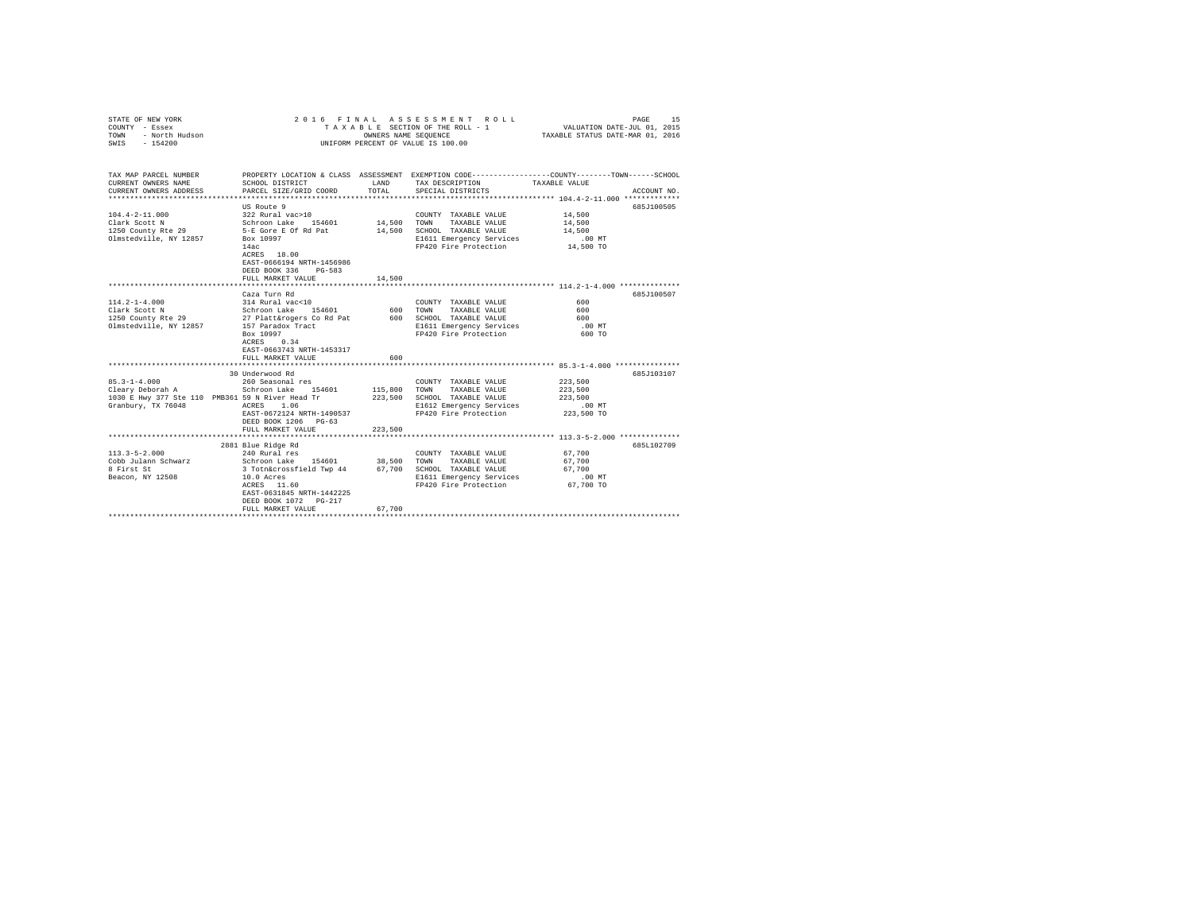STATE OF NEW YORK
COUNTY - Essex
TOWN - North Hudson
SWIS - 154200

2016 FINAL ASSESSMENT ROLL
TAXABLE SECTION OF THE ROLL - 1
OWNERS NAME SEQUENCE
UNIFORM PERCENT OF VALUE IS 100.00

VALUATION DATE-JUL 01, 2015
TAXABLE STATUS DATE-MAR 01, 2016

| TAX MAP PARCEL NUMBER / CURRENT OWNERS NAME / CURRENT OWNERS ADDRESS | PROPERTY LOCATION & CLASS / SCHOOL DISTRICT / PARCEL SIZE/GRID COORD | ASSESSMENT LAND | TOTAL | EXEMPTION CODE / TAX DESCRIPTION / SPECIAL DISTRICTS | TAXABLE VALUE (COUNTY / TOWN / SCHOOL) | ACCOUNT NO. |
|---|---|---|---|---|---|---|
| **104.4-2-11.000** | US Route 9 | | | | | 685J100505 |
| 104.4-2-11.000 | 322 Rural vac>10 | | | COUNTY TAXABLE VALUE | 14,500 | |
| Clark Scott N | Schroon Lake 154601 | 14,500 | | TOWN TAXABLE VALUE | 14,500 | |
| 1250 County Rte 29 | 5-E Gore E Of Rd Pat | | 14,500 | SCHOOL TAXABLE VALUE | 14,500 | |
| Olmstedville, NY 12857 | Box 10997 | | | E1611 Emergency Services | .00 MT | |
| | 14ac | | | FP420 Fire Protection | 14,500 TO | |
| | ACRES 18.00 | | | | | |
| | EAST-0666194 NRTH-1456986 | | | | | |
| | DEED BOOK 336 PG-583 | | | | | |
| | FULL MARKET VALUE | | 14,500 | | | |
| **114.2-1-4.000** | Caza Turn Rd | | | | | 685J100507 |
| 114.2-1-4.000 | 314 Rural vac<10 | | | COUNTY TAXABLE VALUE | 600 | |
| Clark Scott N | Schroon Lake 154601 | 600 | | TOWN TAXABLE VALUE | 600 | |
| 1250 County Rte 29 | 27 Platt&rogers Co Rd Pat | | 600 | SCHOOL TAXABLE VALUE | 600 | |
| Olmstedville, NY 12857 | 157 Paradox Tract | | | E1611 Emergency Services | .00 MT | |
| | Box 10997 | | | FP420 Fire Protection | 600 TO | |
| | ACRES 0.34 | | | | | |
| | EAST-0663743 NRTH-1453317 | | | | | |
| | FULL MARKET VALUE | | 600 | | | |
| **85.3-1-4.000** | 30 Underwood Rd | | | | | 685J103107 |
| 85.3-1-4.000 | 260 Seasonal res | | | COUNTY TAXABLE VALUE | 223,500 | |
| Cleary Deborah A | Schroon Lake 154601 | 115,800 | | TOWN TAXABLE VALUE | 223,500 | |
| 1030 E Hwy 377 Ste 110 PMB361 | 59 N River Head Tr | | 223,500 | SCHOOL TAXABLE VALUE | 223,500 | |
| Granbury, TX 76048 | ACRES 1.06 | | | E1612 Emergency Services | .00 MT | |
| | EAST-0672124 NRTH-1490537 | | | FP420 Fire Protection | 223,500 TO | |
| | DEED BOOK 1206 PG-63 | | | | | |
| | FULL MARKET VALUE | | 223,500 | | | |
| **113.3-5-2.000** | 2881 Blue Ridge Rd | | | | | 685L102709 |
| 113.3-5-2.000 | 240 Rural res | | | COUNTY TAXABLE VALUE | 67,700 | |
| Cobb Julann Schwarz | Schroon Lake 154601 | 38,500 | | TOWN TAXABLE VALUE | 67,700 | |
| 8 First St | 3 Totn&crossfield Twp 44 | | 67,700 | SCHOOL TAXABLE VALUE | 67,700 | |
| Beacon, NY 12508 | 10.0 Acres | | | E1611 Emergency Services | .00 MT | |
| | ACRES 11.60 | | | FP420 Fire Protection | 67,700 TO | |
| | EAST-0631845 NRTH-1442225 | | | | | |
| | DEED BOOK 1072 PG-217 | | | | | |
| | FULL MARKET VALUE | | 67,700 | | | |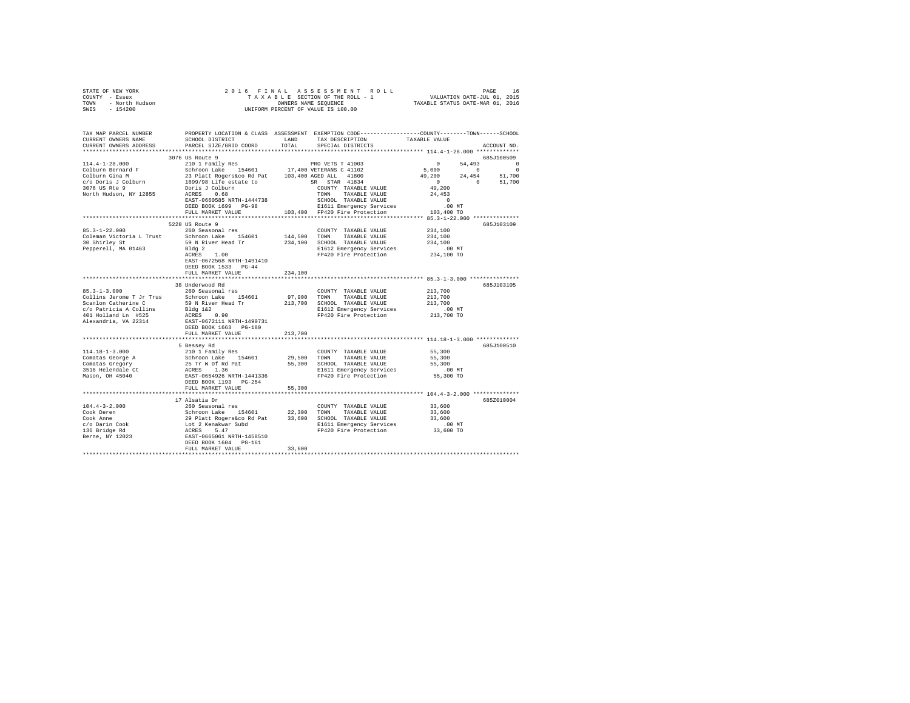STATE OF NEW YORK
COUNTY - Essex
TOWN - North Hudson
SWIS - 154200

2016 FINAL ASSESSMENT ROLL
TAXABLE SECTION OF THE ROLL - 1
OWNERS NAME SEQUENCE
UNIFORM PERCENT OF VALUE IS 100.00

VALUATION DATE-JUL 01, 2015
TAXABLE STATUS DATE-MAR 01, 2016

| TAX MAP PARCEL NUMBER / CURRENT OWNERS NAME / CURRENT OWNERS ADDRESS | PROPERTY LOCATION & CLASS / SCHOOL DISTRICT / PARCEL SIZE/GRID COORD | ASSESSMENT LAND | TOTAL | EXEMPTION CODE / TAX DESCRIPTION / SPECIAL DISTRICTS | COUNTY TAXABLE VALUE | TOWN | SCHOOL | ACCOUNT NO. |
|---|---|---|---|---|---|---|---|---|
| | 3076 US Route 9 | | | | | | | 685J100509 |
| 114.4-1-28.000 | 210 1 Family Res | | | PRO VETS T 41003 | 0 | 54,493 | 0 | |
| Colburn Bernard F | Schroon Lake 154601 | 17,400 | | VETERANS C 41102 | 5,000 | 0 | 0 | |
| Colburn Gina M | 23 Platt Rogers&co Rd Pat | | 103,400 | AGED ALL 41800 | 49,200 | 24,454 | 51,700 | |
| c/o Doris J Colburn | 1699/98 Life estate to | | | SR STAR 41834 | 0 | 0 | 51,700 | |
| 3076 US Rte 9 | Doris J Colburn | | | COUNTY TAXABLE VALUE | 49,200 | | | |
| North Hudson, NY 12855 | ACRES 0.68 | | | TOWN TAXABLE VALUE | 24,453 | | | |
| | EAST-0660585 NRTH-1444738 | | | SCHOOL TAXABLE VALUE | 0 | | | |
| | DEED BOOK 1699 PG-98 | | | E1611 Emergency Services | .00 MT | | | |
| | FULL MARKET VALUE | | 103,400 | FP420 Fire Protection | 103,400 TO | | | |
| | 5228 US Route 9 | | | | | | | 685J103109 |
| 85.3-1-22.000 | 260 Seasonal res | | | COUNTY TAXABLE VALUE | 234,100 | | | |
| Coleman Victoria L Trust | Schroon Lake 154601 | 144,500 | | TOWN TAXABLE VALUE | 234,100 | | | |
| 30 Shirley St | 59 N River Head Tr | | 234,100 | SCHOOL TAXABLE VALUE | 234,100 | | | |
| Pepperell, MA 01463 | Bldg 2 | | | E1612 Emergency Services | .00 MT | | | |
| | ACRES 1.00 | | | FP420 Fire Protection | 234,100 TO | | | |
| | EAST-0672568 NRTH-1491410 | | | | | | | |
| | DEED BOOK 1533 PG-44 | | | | | | | |
| | FULL MARKET VALUE | | 234,100 | | | | | |
| | 38 Underwood Rd | | | | | | | 685J103105 |
| 85.3-1-3.000 | 260 Seasonal res | | | COUNTY TAXABLE VALUE | 213,700 | | | |
| Collins Jerome T Jr Trus | Schroon Lake 154601 | 97,900 | | TOWN TAXABLE VALUE | 213,700 | | | |
| Scanlon Catherine C | 59 N River Head Tr | | 213,700 | SCHOOL TAXABLE VALUE | 213,700 | | | |
| c/o Patricia A Collins | Bldg 1&2 | | | E1612 Emergency Services | .00 MT | | | |
| 401 Holland Ln #525 | ACRES 0.90 | | | FP420 Fire Protection | 213,700 TO | | | |
| Alexandria, VA 22314 | EAST-0672111 NRTH-1490731 | | | | | | | |
| | DEED BOOK 1663 PG-180 | | | | | | | |
| | FULL MARKET VALUE | | 213,700 | | | | | |
| | 5 Bessey Rd | | | | | | | 685J100510 |
| 114.18-1-3.000 | 210 1 Family Res | | | COUNTY TAXABLE VALUE | 55,300 | | | |
| Comatas George A | Schroon Lake 154601 | 29,500 | | TOWN TAXABLE VALUE | 55,300 | | | |
| Comatas Gregory | 25 Tr W Of Rd Pat | | 55,300 | SCHOOL TAXABLE VALUE | 55,300 | | | |
| 3516 Helendale Ct | ACRES 1.36 | | | E1611 Emergency Services | .00 MT | | | |
| Mason, OH 45040 | EAST-0654926 NRTH-1441336 | | | FP420 Fire Protection | 55,300 TO | | | |
| | DEED BOOK 1193 PG-254 | | | | | | | |
| | FULL MARKET VALUE | | 55,300 | | | | | |
| | 17 Alsatia Dr | | | | | | | 685Z010004 |
| 104.4-3-2.000 | 260 Seasonal res | | | COUNTY TAXABLE VALUE | 33,600 | | | |
| Cook Deren | Schroon Lake 154601 | 22,300 | | TOWN TAXABLE VALUE | 33,600 | | | |
| Cook Anne | 29 Platt Rogers&co Rd Pat | | 33,600 | SCHOOL TAXABLE VALUE | 33,600 | | | |
| c/o Darin Cook | Lot 2 Kenakwar Subd | | | E1611 Emergency Services | .00 MT | | | |
| 136 Bridge Rd | ACRES 5.47 | | | FP420 Fire Protection | 33,600 TO | | | |
| Berne, NY 12023 | EAST-0665061 NRTH-1458510 | | | | | | | |
| | DEED BOOK 1604 PG-161 | | | | | | | |
| | FULL MARKET VALUE | | 33,600 | | | | | |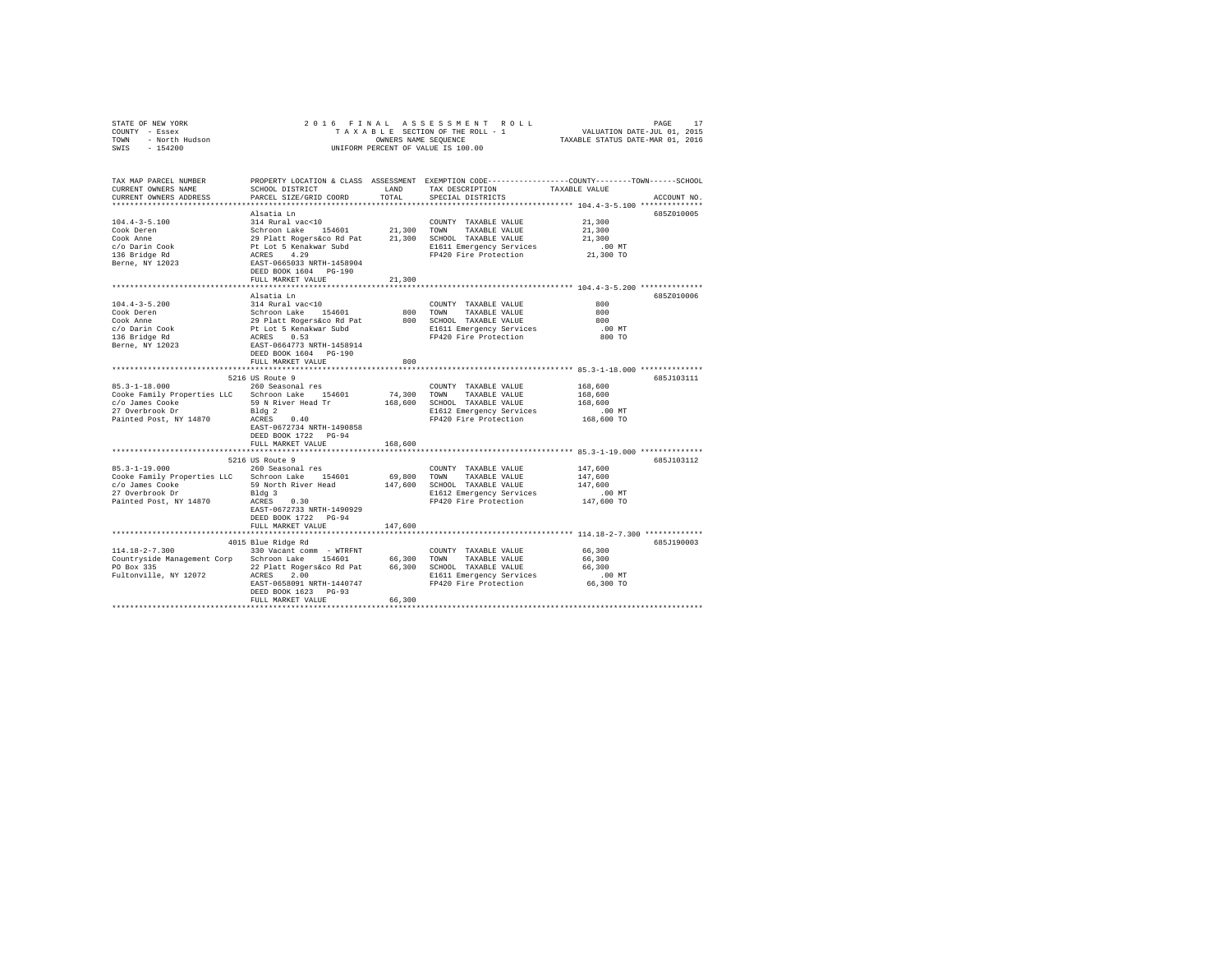STATE OF NEW YORK
COUNTY - Essex
TOWN - North Hudson
SWIS - 154200

2016 FINAL ASSESSMENT ROLL
TAXABLE SECTION OF THE ROLL - 1
OWNERS NAME SEQUENCE
UNIFORM PERCENT OF VALUE IS 100.00

VALUATION DATE-JUL 01, 2015
TAXABLE STATUS DATE-MAR 01, 2016

| TAX MAP PARCEL NUMBER / CURRENT OWNERS NAME / CURRENT OWNERS ADDRESS | PROPERTY LOCATION & CLASS / SCHOOL DISTRICT / PARCEL SIZE/GRID COORD | ASSESSMENT LAND / TOTAL | EXEMPTION CODE / TAX DESCRIPTION / SPECIAL DISTRICTS | TAXABLE VALUE (COUNTY / TOWN / SCHOOL) | ACCOUNT NO. |
|---|---|---|---|---|---|
| 104.4-3-5.100 | Alsatia Ln | | | | 685Z010005 |
| 104.4-3-5.100 | 314 Rural vac<10 | | COUNTY TAXABLE VALUE | 21,300 | |
| Cook Deren | Schroon Lake 154601 | 21,300 | TOWN TAXABLE VALUE | 21,300 | |
| Cook Anne | 29 Platt Rogers&co Rd Pat | 21,300 | SCHOOL TAXABLE VALUE | 21,300 | |
| c/o Darin Cook | Pt Lot 5 Kenakwar Subd | | E1611 Emergency Services | .00 MT | |
| 136 Bridge Rd | ACRES 4.29 | | FP420 Fire Protection | 21,300 TO | |
| Berne, NY 12023 | EAST-0665033 NRTH-1458904 | | | | |
| | DEED BOOK 1604 PG-190 | | | | |
| | FULL MARKET VALUE | 21,300 | | | |
| 104.4-3-5.200 | Alsatia Ln | | | | 685Z010006 |
| 104.4-3-5.200 | 314 Rural vac<10 | | COUNTY TAXABLE VALUE | 800 | |
| Cook Deren | Schroon Lake 154601 | 800 | TOWN TAXABLE VALUE | 800 | |
| Cook Anne | 29 Platt Rogers&co Rd Pat | 800 | SCHOOL TAXABLE VALUE | 800 | |
| c/o Darin Cook | Pt Lot 5 Kenakwar Subd | | E1611 Emergency Services | .00 MT | |
| 136 Bridge Rd | ACRES 0.53 | | FP420 Fire Protection | 800 TO | |
| Berne, NY 12023 | EAST-0664773 NRTH-1458914 | | | | |
| | DEED BOOK 1604 PG-190 | | | | |
| | FULL MARKET VALUE | 800 | | | |
| 85.3-1-18.000 | 5216 US Route 9 | | | | 685J103111 |
| 85.3-1-18.000 | 260 Seasonal res | | COUNTY TAXABLE VALUE | 168,600 | |
| Cooke Family Properties LLC | Schroon Lake 154601 | 74,300 | TOWN TAXABLE VALUE | 168,600 | |
| c/o James Cooke | 59 N River Head Tr | 168,600 | SCHOOL TAXABLE VALUE | 168,600 | |
| 27 Overbrook Dr | Bldg 2 | | E1612 Emergency Services | .00 MT | |
| Painted Post, NY 14870 | ACRES 0.40 | | FP420 Fire Protection | 168,600 TO | |
| | EAST-0672734 NRTH-1490858 | | | | |
| | DEED BOOK 1722 PG-94 | | | | |
| | FULL MARKET VALUE | 168,600 | | | |
| 85.3-1-19.000 | 5216 US Route 9 | | | | 685J103112 |
| 85.3-1-19.000 | 260 Seasonal res | | COUNTY TAXABLE VALUE | 147,600 | |
| Cooke Family Properties LLC | Schroon Lake 154601 | 69,800 | TOWN TAXABLE VALUE | 147,600 | |
| c/o James Cooke | 59 North River Head | 147,600 | SCHOOL TAXABLE VALUE | 147,600 | |
| 27 Overbrook Dr | Bldg 3 | | E1612 Emergency Services | .00 MT | |
| Painted Post, NY 14870 | ACRES 0.30 | | FP420 Fire Protection | 147,600 TO | |
| | EAST-0672733 NRTH-1490929 | | | | |
| | DEED BOOK 1722 PG-94 | | | | |
| | FULL MARKET VALUE | 147,600 | | | |
| 114.18-2-7.300 | 4015 Blue Ridge Rd | | | | 685J190003 |
| 114.18-2-7.300 | 330 Vacant comm - WTRFNT | | COUNTY TAXABLE VALUE | 66,300 | |
| Countryside Management Corp | Schroon Lake 154601 | 66,300 | TOWN TAXABLE VALUE | 66,300 | |
| PO Box 335 | 22 Platt Rogers&co Rd Pat | 66,300 | SCHOOL TAXABLE VALUE | 66,300 | |
| Fultonville, NY 12072 | ACRES 2.00 | | E1611 Emergency Services | .00 MT | |
| | EAST-0658091 NRTH-1440747 | | FP420 Fire Protection | 66,300 TO | |
| | DEED BOOK 1623 PG-93 | | | | |
| | FULL MARKET VALUE | 66,300 | | | |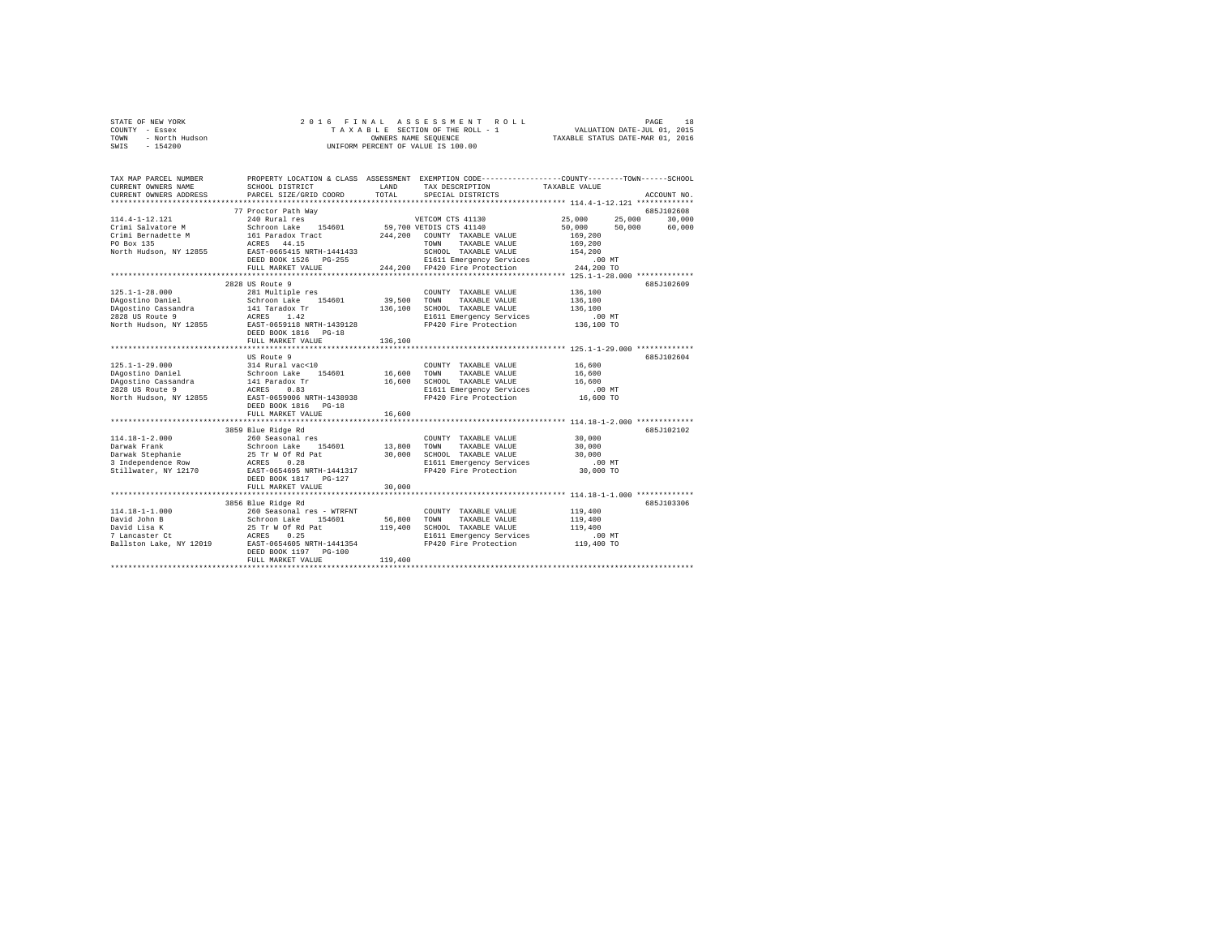STATE OF NEW YORK
COUNTY - Essex
TOWN - North Hudson
SWIS - 154200

2016 FINAL ASSESSMENT ROLL
TAXABLE SECTION OF THE ROLL - 1
OWNERS NAME SEQUENCE
UNIFORM PERCENT OF VALUE IS 100.00

VALUATION DATE-JUL 01, 2015
TAXABLE STATUS DATE-MAR 01, 2016

```
TAX MAP PARCEL NUMBER          PROPERTY LOCATION & CLASS  ASSESSMENT  EXEMPTION CODE-----------------COUNTY--------TOWN------SCHOOL
CURRENT OWNERS NAME            SCHOOL DISTRICT               LAND      TAX DESCRIPTION              TAXABLE VALUE
CURRENT OWNERS ADDRESS         PARCEL SIZE/GRID COORD        TOTAL     SPECIAL DISTRICTS                                    ACCOUNT NO.
******************************************************************************************************* 114.4-1-12.121 *************
                               77 Proctor Path Way                                                                          685J102608
114.4-1-12.121                 240 Rural res                           VETCOM CTS 41130             25,000     25,000     30,000
Crimi Salvatore M              Schroon Lake    154601        59,700 VETDIS CTS 41140               50,000     50,000     60,000
Crimi Bernadette M             161 Paradox Tract            244,200    COUNTY  TAXABLE VALUE        169,200
PO Box 135                     ACRES   44.15                           TOWN    TAXABLE VALUE        169,200
North Hudson, NY 12855         EAST-0665415 NRTH-1441433               SCHOOL  TAXABLE VALUE        154,200
                               DEED BOOK 1526   PG-255                 E1611 Emergency Services          .00 MT
                               FULL MARKET VALUE            244,200    FP420 Fire Protection        244,200 TO
******************************************************************************************************* 125.1-1-28.000 *************
                               2828 US Route 9                                                                              685J102609
125.1-1-28.000                 281 Multiple res                        COUNTY  TAXABLE VALUE        136,100
DAgostino Daniel               Schroon Lake    154601        39,500    TOWN    TAXABLE VALUE        136,100
DAgostino Cassandra            141 Taradox Tr               136,100    SCHOOL  TAXABLE VALUE        136,100
2828 US Route 9                ACRES    1.42                           E1611 Emergency Services          .00 MT
North Hudson, NY 12855         EAST-0659118 NRTH-1439128               FP420 Fire Protection        136,100 TO
                               DEED BOOK 1816   PG-18
                               FULL MARKET VALUE            136,100
******************************************************************************************************* 125.1-1-29.000 *************
                               US Route 9                                                                                   685J102604
125.1-1-29.000                 314 Rural vac<10                        COUNTY  TAXABLE VALUE         16,600
DAgostino Daniel               Schroon Lake    154601        16,600    TOWN    TAXABLE VALUE         16,600
DAgostino Cassandra            141 Paradox Tr                16,600    SCHOOL  TAXABLE VALUE         16,600
2828 US Route 9                ACRES    0.83                           E1611 Emergency Services          .00 MT
North Hudson, NY 12855         EAST-0659006 NRTH-1438938               FP420 Fire Protection         16,600 TO
                               DEED BOOK 1816   PG-18
                               FULL MARKET VALUE             16,600
******************************************************************************************************* 114.18-1-2.000 *************
                               3859 Blue Ridge Rd                                                                           685J102102
114.18-1-2.000                 260 Seasonal res                        COUNTY  TAXABLE VALUE         30,000
Darwak Frank                   Schroon Lake    154601        13,800    TOWN    TAXABLE VALUE         30,000
Darwak Stephanie               25 Tr W Of Rd Pat             30,000    SCHOOL  TAXABLE VALUE         30,000
3 Independence Row             ACRES    0.28                           E1611 Emergency Services          .00 MT
Stillwater, NY 12170           EAST-0654695 NRTH-1441317               FP420 Fire Protection         30,000 TO
                               DEED BOOK 1817   PG-127
                               FULL MARKET VALUE             30,000
******************************************************************************************************* 114.18-1-1.000 *************
                               3856 Blue Ridge Rd                                                                           685J103306
114.18-1-1.000                 260 Seasonal res - WTRFNT               COUNTY  TAXABLE VALUE        119,400
David John B                   Schroon Lake    154601        56,800    TOWN    TAXABLE VALUE        119,400
David Lisa K                   25 Tr W Of Rd Pat            119,400    SCHOOL  TAXABLE VALUE        119,400
7 Lancaster Ct                 ACRES    0.25                           E1611 Emergency Services          .00 MT
Ballston Lake, NY 12019        EAST-0654605 NRTH-1441354               FP420 Fire Protection        119,400 TO
                               DEED BOOK 1197   PG-100
                               FULL MARKET VALUE            119,400
************************************************************************************************************************************
```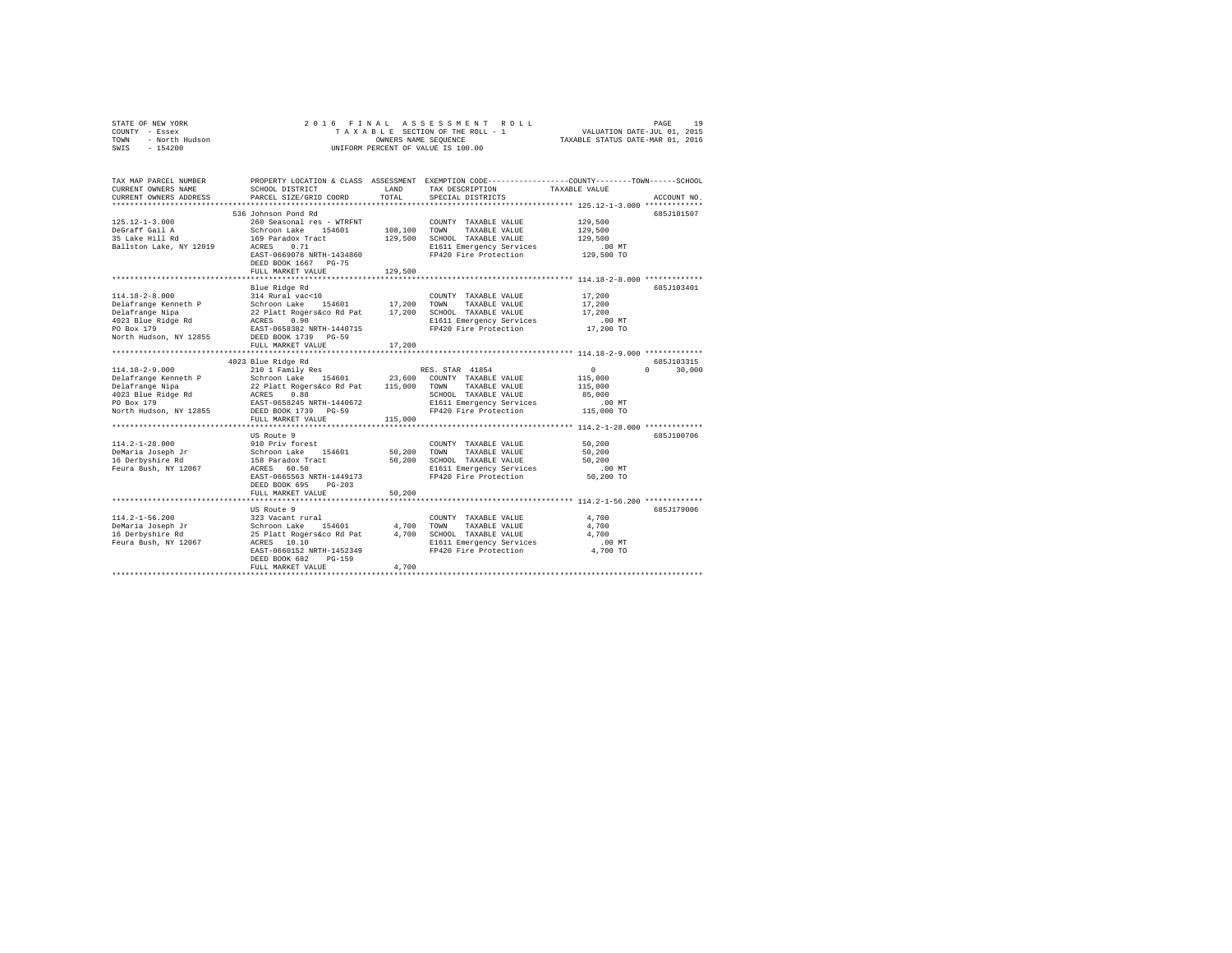STATE OF NEW YORK
COUNTY - Essex
TOWN - North Hudson
SWIS - 154200

2016 FINAL ASSESSMENT ROLL
TAXABLE SECTION OF THE ROLL - 1
OWNERS NAME SEQUENCE
UNIFORM PERCENT OF VALUE IS 100.00

VALUATION DATE-JUL 01, 2015
TAXABLE STATUS DATE-MAR 01, 2016

```
TAX MAP PARCEL NUMBER      PROPERTY LOCATION & CLASS  ASSESSMENT  EXEMPTION CODE-----------------COUNTY--------TOWN------SCHOOL
CURRENT OWNERS NAME        SCHOOL DISTRICT              LAND      TAX DESCRIPTION              TAXABLE VALUE
CURRENT OWNERS ADDRESS     PARCEL SIZE/GRID COORD       TOTAL     SPECIAL DISTRICTS                                    ACCOUNT NO.
******************************************************************************************************* 125.12-1-3.000 *************
                           536 Johnson Pond Rd                                                                          685J101507
125.12-1-3.000             260 Seasonal res - WTRFNT              COUNTY  TAXABLE VALUE           129,500
DeGraff Gail A             Schroon Lake   154601       108,100    TOWN    TAXABLE VALUE           129,500
35 Lake Hill Rd            169 Paradox Tract           129,500    SCHOOL  TAXABLE VALUE           129,500
Ballston Lake, NY 12019    ACRES    0.71                          E1611 Emergency Services            .00 MT
                           EAST-0669078 NRTH-1434860              FP420 Fire Protection           129,500 TO
                           DEED BOOK 1667   PG-75
                           FULL MARKET VALUE           129,500
******************************************************************************************************* 114.18-2-8.000 *************
                           Blue Ridge Rd                                                                                685J103401
114.18-2-8.000             314 Rural vac<10                       COUNTY  TAXABLE VALUE            17,200
Delafrange Kenneth P       Schroon Lake   154601        17,200    TOWN    TAXABLE VALUE            17,200
Delafrange Nipa            22 Platt Rogers&co Rd Pat    17,200    SCHOOL  TAXABLE VALUE            17,200
4023 Blue Ridge Rd         ACRES    0.90                          E1611 Emergency Services            .00 MT
PO Box 179                 EAST-0658382 NRTH-1440715              FP420 Fire Protection            17,200 TO
North Hudson, NY 12855     DEED BOOK 1739   PG-59
                           FULL MARKET VALUE            17,200
******************************************************************************************************* 114.18-2-9.000 *************
                           4023 Blue Ridge Rd                                                                           685J103315
114.18-2-9.000             210 1 Family Res                       RES. STAR  41854                      0           0       30,000
Delafrange Kenneth P       Schroon Lake   154601        23,600    COUNTY  TAXABLE VALUE           115,000
Delafrange Nipa            22 Platt Rogers&co Rd Pat   115,000    TOWN    TAXABLE VALUE           115,000
4023 Blue Ridge Rd         ACRES    0.88                          SCHOOL  TAXABLE VALUE            85,000
PO Box 179                 EAST-0658245 NRTH-1440672              E1611 Emergency Services            .00 MT
North Hudson, NY 12855     DEED BOOK 1739   PG-59                 FP420 Fire Protection           115,000 TO
                           FULL MARKET VALUE           115,000
******************************************************************************************************* 114.2-1-28.000 *************
                           US Route 9                                                                                   685J100706
114.2-1-28.000             910 Priv forest                        COUNTY  TAXABLE VALUE            50,200
DeMaria Joseph Jr          Schroon Lake   154601        50,200    TOWN    TAXABLE VALUE            50,200
16 Derbyshire Rd           158 Paradox Tract            50,200    SCHOOL  TAXABLE VALUE            50,200
Feura Bush, NY 12067       ACRES   60.50                          E1611 Emergency Services            .00 MT
                           EAST-0665563 NRTH-1449173              FP420 Fire Protection            50,200 TO
                           DEED BOOK 695    PG-203
                           FULL MARKET VALUE            50,200
******************************************************************************************************* 114.2-1-56.200 *************
                           US Route 9                                                                                   685J179006
114.2-1-56.200             323 Vacant rural                       COUNTY  TAXABLE VALUE             4,700
DeMaria Joseph Jr          Schroon Lake   154601         4,700    TOWN    TAXABLE VALUE             4,700
16 Derbyshire Rd           25 Platt Rogers&co Rd Pat     4,700    SCHOOL  TAXABLE VALUE             4,700
Feura Bush, NY 12067       ACRES   10.10                          E1611 Emergency Services            .00 MT
                           EAST-0660152 NRTH-1452349              FP420 Fire Protection             4,700 TO
                           DEED BOOK 682    PG-159
                           FULL MARKET VALUE             4,700
************************************************************************************************************************************
```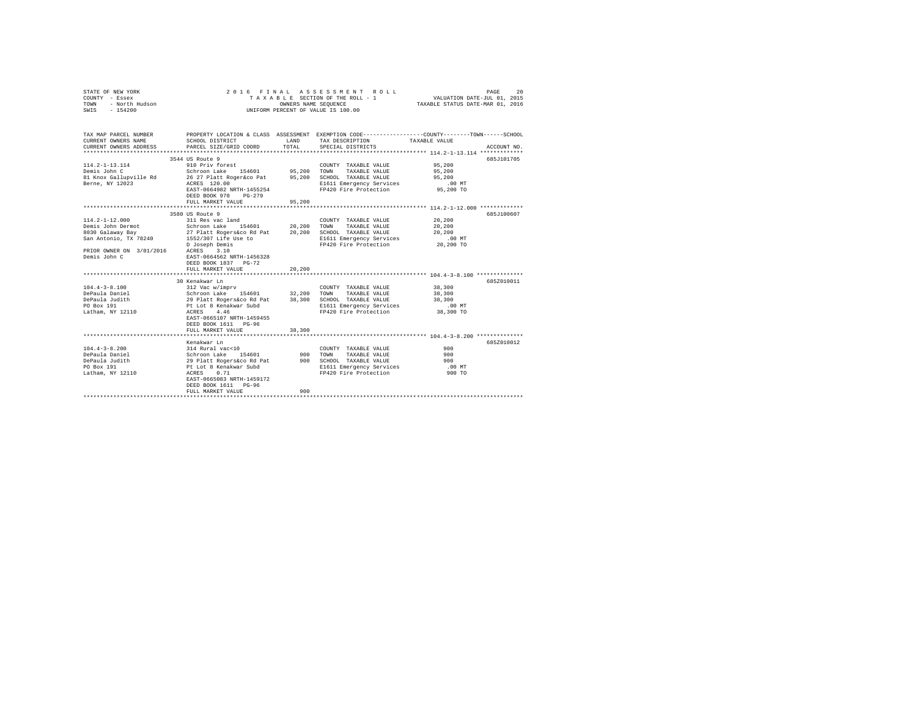STATE OF NEW YORK — 2016 FINAL ASSESSMENT ROLL — PAGE 20
COUNTY - Essex — TAXABLE SECTION OF THE ROLL - 1 — VALUATION DATE-JUL 01, 2015
TOWN - North Hudson — OWNERS NAME SEQUENCE — TAXABLE STATUS DATE-MAR 01, 2016
SWIS - 154200 — UNIFORM PERCENT OF VALUE IS 100.00

| TAX MAP PARCEL NUMBER / CURRENT OWNERS NAME / CURRENT OWNERS ADDRESS | PROPERTY LOCATION & CLASS / SCHOOL DISTRICT / PARCEL SIZE/GRID COORD | ASSESSMENT LAND / TOTAL | EXEMPTION CODE / TAX DESCRIPTION / SPECIAL DISTRICTS | COUNTY / TOWN / SCHOOL TAXABLE VALUE | ACCOUNT NO. |
|---|---|---|---|---|---|
| **114.2-1-13.114** | 3544 US Route 9 | | | | 685J101705 |
| 114.2-1-13.114 | 910 Priv forest | | COUNTY TAXABLE VALUE | 95,200 | |
| Demis John C | Schroon Lake 154601 | 95,200 | TOWN TAXABLE VALUE | 95,200 | |
| 81 Knox Gallupville Rd | 26 27 Platt Roger&co Pat | 95,200 | SCHOOL TAXABLE VALUE | 95,200 | |
| Berne, NY 12023 | ACRES 120.00 | | E1611 Emergency Services | .00 MT | |
| | EAST-0664982 NRTH-1455254 | | FP420 Fire Protection | 95,200 TO | |
| | DEED BOOK 970 PG-279 | | | | |
| | FULL MARKET VALUE | 95,200 | | | |
| **114.2-1-12.000** | 3580 US Route 9 | | | | 685J100607 |
| 114.2-1-12.000 | 311 Res vac land | | COUNTY TAXABLE VALUE | 20,200 | |
| Demis John Dermot | Schroon Lake 154601 | 20,200 | TOWN TAXABLE VALUE | 20,200 | |
| 8030 Galaway Bay | 27 Platt Rogers&co Rd Pat | 20,200 | SCHOOL TAXABLE VALUE | 20,200 | |
| San Antonio, TX 78240 | 1552/307 Life Use to | | E1611 Emergency Services | .00 MT | |
| | D Joseph Demis | | FP420 Fire Protection | 20,200 TO | |
| PRIOR OWNER ON 3/01/2016 | ACRES 3.10 | | | | |
| Demis John C | EAST-0664562 NRTH-1456328 | | | | |
| | DEED BOOK 1837 PG-72 | | | | |
| | FULL MARKET VALUE | 20,200 | | | |
| **104.4-3-8.100** | 30 Kenakwar Ln | | | | 685Z010011 |
| 104.4-3-8.100 | 312 Vac w/imprv | | COUNTY TAXABLE VALUE | 38,300 | |
| DePaula Daniel | Schroon Lake 154601 | 32,200 | TOWN TAXABLE VALUE | 38,300 | |
| DePaula Judith | 29 Platt Rogers&co Rd Pat | 38,300 | SCHOOL TAXABLE VALUE | 38,300 | |
| PO Box 191 | Pt Lot 8 Kenakwar Subd | | E1611 Emergency Services | .00 MT | |
| Latham, NY 12110 | ACRES 4.46 | | FP420 Fire Protection | 38,300 TO | |
| | EAST-0665107 NRTH-1459455 | | | | |
| | DEED BOOK 1611 PG-96 | | | | |
| | FULL MARKET VALUE | 38,300 | | | |
| **104.4-3-8.200** | Kenakwar Ln | | | | 685Z010012 |
| 104.4-3-8.200 | 314 Rural vac<10 | | COUNTY TAXABLE VALUE | 900 | |
| DePaula Daniel | Schroon Lake 154601 | 900 | TOWN TAXABLE VALUE | 900 | |
| DePaula Judith | 29 Platt Rogers&co Rd Pat | 900 | SCHOOL TAXABLE VALUE | 900 | |
| PO Box 191 | Pt Lot 8 Kenakwar Subd | | E1611 Emergency Services | .00 MT | |
| Latham, NY 12110 | ACRES 0.71 | | FP420 Fire Protection | 900 TO | |
| | EAST-0665083 NRTH-1459172 | | | | |
| | DEED BOOK 1611 PG-96 | | | | |
| | FULL MARKET VALUE | 900 | | | |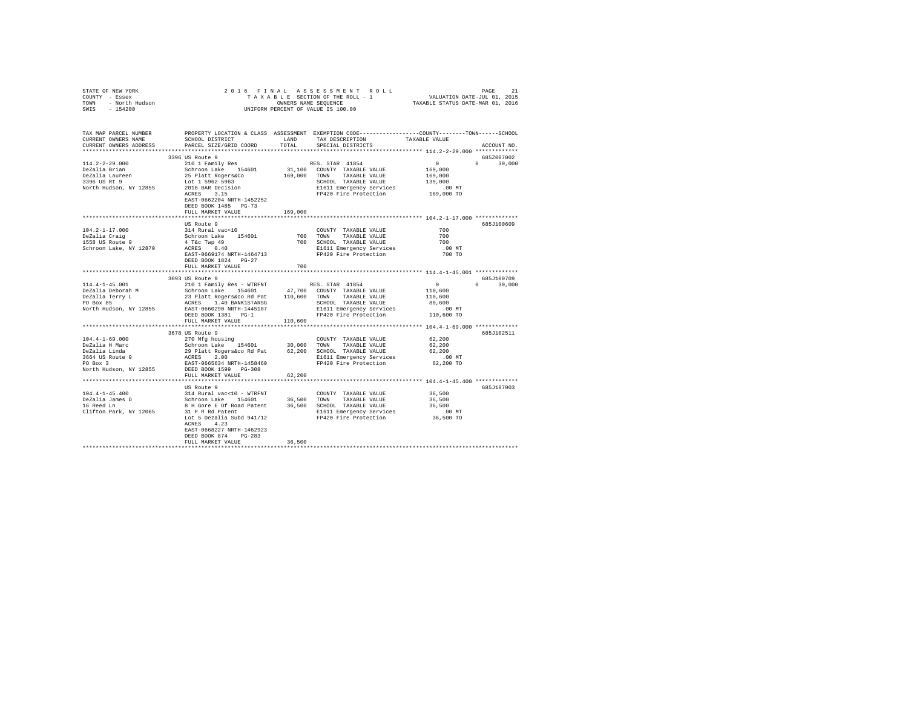STATE OF NEW YORK
COUNTY - Essex
TOWN - North Hudson
SWIS - 154200

2 0 1 6 F I N A L A S S E S S M E N T R O L L
T A X A B L E SECTION OF THE ROLL - 1
OWNERS NAME SEQUENCE
UNIFORM PERCENT OF VALUE IS 100.00

VALUATION DATE-JUL 01, 2015
TAXABLE STATUS DATE-MAR 01, 2016

```
TAX MAP PARCEL NUMBER      PROPERTY LOCATION & CLASS  ASSESSMENT  EXEMPTION CODE-----------------COUNTY--------TOWN------SCHOOL
CURRENT OWNERS NAME        SCHOOL DISTRICT              LAND      TAX DESCRIPTION           TAXABLE VALUE
CURRENT OWNERS ADDRESS     PARCEL SIZE/GRID COORD       TOTAL     SPECIAL DISTRICTS                                  ACCOUNT NO.
******************************************************************************************* 114.2-2-29.000 *************
                           3396 US Route 9                                                                           685Z007002
114.2-2-29.000             210 1 Family Res                        RES. STAR 41854              0           0      30,000
DeZalia Brian              Schroon Lake   154601        31,100     COUNTY  TAXABLE VALUE        169,000
DeZalia Laureen            25 Platt Rogers&Co          169,000     TOWN    TAXABLE VALUE        169,000
3396 US Rt 9               Lot 1 5962 5963                         SCHOOL  TAXABLE VALUE        139,000
North Hudson, NY 12855     2016 BAR Decision                       E1611 Emergency Services        .00 MT
                           ACRES    3.15                           FP420 Fire Protection        169,000 TO
                           EAST-0662204 NRTH-1452252
                           DEED BOOK 1485   PG-73
                           FULL MARKET VALUE           169,000
******************************************************************************************* 104.2-1-17.000 *************
                           US Route 9                                                                                685J100609
104.2-1-17.000             314 Rural vac<10                        COUNTY  TAXABLE VALUE            700
DeZalia Craig              Schroon Lake   154601           700     TOWN    TAXABLE VALUE            700
1558 US Route 9            4 T&c Twp 49                    700     SCHOOL  TAXABLE VALUE            700
Schroon Lake, NY 12870     ACRES    0.40                           E1611 Emergency Services        .00 MT
                           EAST-0669174 NRTH-1464713               FP420 Fire Protection            700 TO
                           DEED BOOK 1824   PG-27
                           FULL MARKET VALUE               700
******************************************************************************************* 114.4-1-45.001 *************
                           3093 US Route 9                                                                           685J100709
114.4-1-45.001             210 1 Family Res - WTRFNT               RES. STAR 41854              0           0      30,000
DeZalia Deborah M          Schroon Lake   154601        47,700     COUNTY  TAXABLE VALUE        110,600
DeZalia Terry L            23 Platt Rogers&co Rd Pat   110,600     TOWN    TAXABLE VALUE        110,600
PO Box 85                  ACRES    1.40 BANK1STARSG               SCHOOL  TAXABLE VALUE         80,600
North Hudson, NY 12855     EAST-0660290 NRTH-1445187               E1611 Emergency Services        .00 MT
                           DEED BOOK 1381   PG-1                   FP420 Fire Protection        110,600 TO
                           FULL MARKET VALUE           110,600
******************************************************************************************* 104.4-1-69.000 *************
                           3678 US Route 9                                                                           685J102511
104.4-1-69.000             270 Mfg housing                         COUNTY  TAXABLE VALUE         62,200
DeZalia H Marc             Schroon Lake   154601        30,000     TOWN    TAXABLE VALUE         62,200
DeZalia Linda              29 Platt Rogers&co Rd Pat    62,200     SCHOOL  TAXABLE VALUE         62,200
3664 US Route 9            ACRES    2.00                           E1611 Emergency Services        .00 MT
PO Box 3                   EAST-0665634 NRTH-1458460               FP420 Fire Protection         62,200 TO
North Hudson, NY 12855     DEED BOOK 1599   PG-308
                           FULL MARKET VALUE            62,200
******************************************************************************************* 104.4-1-45.400 *************
                           US Route 9                                                                                685J187003
104.4-1-45.400             314 Rural vac<10 - WTRFNT               COUNTY  TAXABLE VALUE         36,500
DeZalia James D            Schroon Lake   154601        36,500     TOWN    TAXABLE VALUE         36,500
16 Reed Ln                 8 H Gore E Of Road Patent    36,500     SCHOOL  TAXABLE VALUE         36,500
Clifton Park, NY 12065     31 P R Rd Patent                        E1611 Emergency Services        .00 MT
                           Lot 5 Dezalia Subd 941/12               FP420 Fire Protection         36,500 TO
                           ACRES    4.23
                           EAST-0668227 NRTH-1462923
                           DEED BOOK 874    PG-283
                           FULL MARKET VALUE            36,500
************************************************************************************************************************
```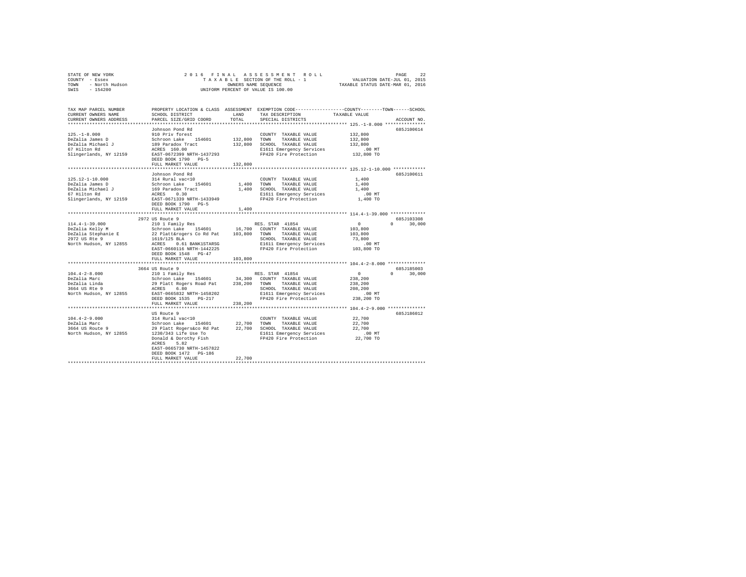STATE OF NEW YORK
COUNTY - Essex
TOWN - North Hudson
SWIS - 154200

2 0 1 6 F I N A L A S S E S S M E N T R O L L
T A X A B L E SECTION OF THE ROLL - 1
OWNERS NAME SEQUENCE
UNIFORM PERCENT OF VALUE IS 100.00

VALUATION DATE-JUL 01, 2015
TAXABLE STATUS DATE-MAR 01, 2016

```
TAX MAP PARCEL NUMBER          PROPERTY LOCATION & CLASS  ASSESSMENT  EXEMPTION CODE-----------------COUNTY--------TOWN------SCHOOL
CURRENT OWNERS NAME            SCHOOL DISTRICT             LAND       TAX DESCRIPTION              TAXABLE VALUE
CURRENT OWNERS ADDRESS         PARCEL SIZE/GRID COORD      TOTAL      SPECIAL DISTRICTS                                    ACCOUNT NO.
******************************************************************************************************* 125.-1-8.000 ***************
                               Johnson Pond Rd                                                                         685J100614
125.-1-8.000                   910 Priv forest                        COUNTY  TAXABLE VALUE        132,800
DeZalia James D                Schroon Lake   154601      132,800    TOWN    TAXABLE VALUE        132,800
DeZalia Michael J              189 Paradox Tract          132,800    SCHOOL  TAXABLE VALUE        132,800
67 Hilton Rd                   ACRES  160.00                          E1611 Emergency Services          .00 MT
Slingerlands, NY 12159         EAST-0672399 NRTH-1437293              FP420 Fire Protection         132,800 TO
                               DEED BOOK 1790   PG-5
                               FULL MARKET VALUE          132,800
******************************************************************************************************* 125.12-1-10.000 ************
                               Johnson Pond Rd                                                                         685J100611
125.12-1-10.000                314 Rural vac<10                       COUNTY  TAXABLE VALUE          1,400
DeZalia James D                Schroon Lake   154601        1,400    TOWN    TAXABLE VALUE          1,400
DeZalia Michael J              169 Paradox Tract            1,400    SCHOOL  TAXABLE VALUE          1,400
67 Hilton Rd                   ACRES    0.30                          E1611 Emergency Services          .00 MT
Slingerlands, NY 12159         EAST-0671339 NRTH-1433949              FP420 Fire Protection           1,400 TO
                               DEED BOOK 1790   PG-5
                               FULL MARKET VALUE            1,400
******************************************************************************************************* 114.4-1-39.000 *************
                               2972 US Route 9                                                                         685J103308
114.4-1-39.000                 210 1 Family Res                       RES. STAR  41854                   0          0      30,000
DeZalia Kelly M                Schroon Lake   154601       16,700    COUNTY  TAXABLE VALUE        103,800
DeZalia Stephanie E            22 Platt&rogers Co Rd Pat  103,800    TOWN    TAXABLE VALUE        103,800
2972 US Rte 9                  1619/125 BLA                           SCHOOL  TAXABLE VALUE         73,800
North Hudson, NY 12855         ACRES    0.61 BANK1STARSG              E1611 Emergency Services          .00 MT
                               EAST-0660116 NRTH-1442225              FP420 Fire Protection         103,800 TO
                               DEED BOOK 1548   PG-47
                               FULL MARKET VALUE          103,800
******************************************************************************************************* 104.4-2-8.000 **************
                               3664 US Route 9                                                                         685J185003
104.4-2-8.000                  210 1 Family Res                       RES. STAR  41854                   0          0      30,000
DeZalia Marc                   Schroon Lake   154601       34,300    COUNTY  TAXABLE VALUE        238,200
DeZalia Linda                  29 Platt Rogers Road Pat   238,200    TOWN    TAXABLE VALUE        238,200
3664 US Rte 9                  ACRES    6.80                          SCHOOL  TAXABLE VALUE        208,200
North Hudson, NY 12855         EAST-0665832 NRTH-1458202              E1611 Emergency Services          .00 MT
                               DEED BOOK 1535   PG-217                FP420 Fire Protection         238,200 TO
                               FULL MARKET VALUE          238,200
******************************************************************************************************* 104.4-2-9.000 **************
                               US Route 9                                                                              685J186012
104.4-2-9.000                  314 Rural vac<10                       COUNTY  TAXABLE VALUE         22,700
DeZalia Marc                   Schroon Lake   154601       22,700    TOWN    TAXABLE VALUE         22,700
3664 US Route 9                29 Platt Rogers&co Rd Pat   22,700    SCHOOL  TAXABLE VALUE         22,700
North Hudson, NY 12855         1230/343 Life Use To                   E1611 Emergency Services          .00 MT
                               Donald & Dorothy Fish                  FP420 Fire Protection          22,700 TO
                               ACRES    5.82
                               EAST-0665730 NRTH-1457822
                               DEED BOOK 1472   PG-186
                               FULL MARKET VALUE           22,700
************************************************************************************************************************************
```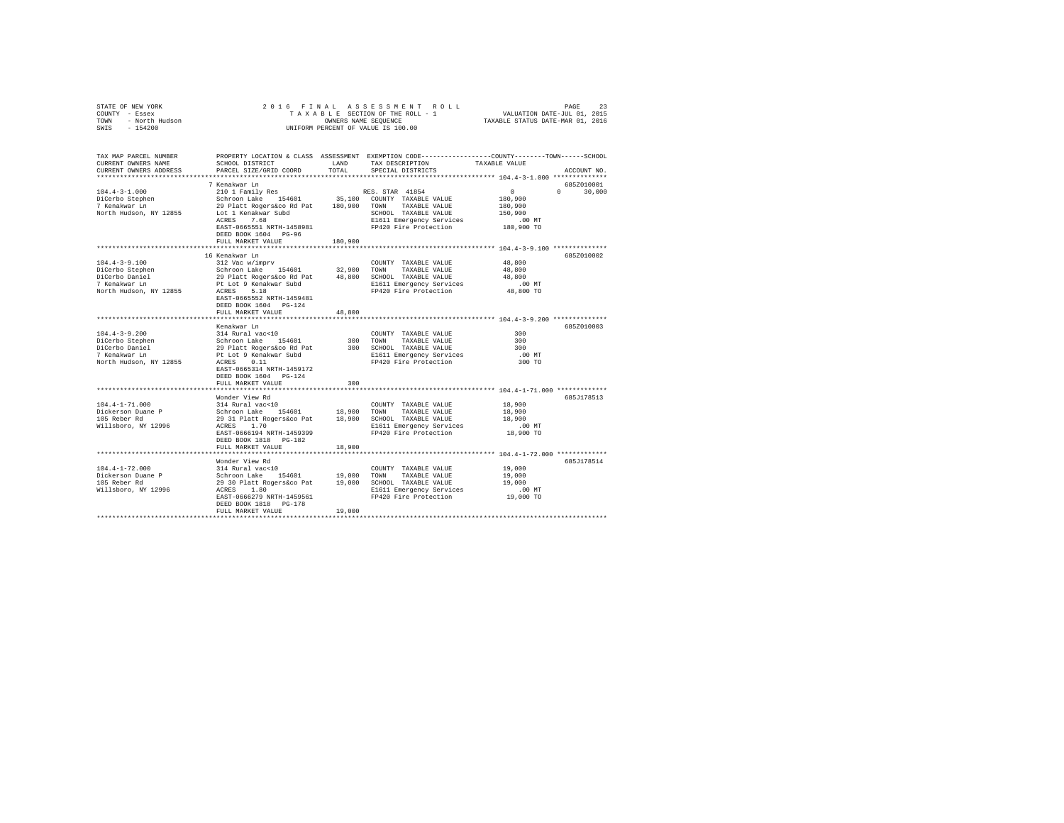STATE OF NEW YORK
COUNTY - Essex
TOWN - North Hudson
SWIS - 154200

2016 FINAL ASSESSMENT ROLL
TAXABLE SECTION OF THE ROLL - 1
OWNERS NAME SEQUENCE
UNIFORM PERCENT OF VALUE IS 100.00

VALUATION DATE-JUL 01, 2015
TAXABLE STATUS DATE-MAR 01, 2016

```
TAX MAP PARCEL NUMBER     PROPERTY LOCATION & CLASS  ASSESSMENT  EXEMPTION CODE-----------------COUNTY--------TOWN------SCHOOL
CURRENT OWNERS NAME       SCHOOL DISTRICT              LAND      TAX DESCRIPTION           TAXABLE VALUE
CURRENT OWNERS ADDRESS    PARCEL SIZE/GRID COORD       TOTAL     SPECIAL DISTRICTS                                   ACCOUNT NO.
******************************************************************************************** 104.4-3-1.000 **************
                          7 Kenakwar Ln                                                                              685Z010001
104.4-3-1.000             210 1 Family Res                       RES. STAR  41854                 0          0     30,000
DiCerbo Stephen           Schroon Lake   154601       35,100     COUNTY  TAXABLE VALUE        180,900
7 Kenakwar Ln             29 Platt Rogers&co Rd Pat  180,900     TOWN    TAXABLE VALUE        180,900
North Hudson, NY 12855    Lot 1 Kenakwar Subd                    SCHOOL  TAXABLE VALUE        150,900
                          ACRES     7.68                         E1611 Emergency Services          .00 MT
                          EAST-0665551 NRTH-1458981              FP420 Fire Protection         180,900 TO
                          DEED BOOK 1604   PG-96
                          FULL MARKET VALUE          180,900
******************************************************************************************** 104.4-3-9.100 **************
                          16 Kenakwar Ln                                                                             685Z010002
104.4-3-9.100             312 Vac w/imprv                        COUNTY  TAXABLE VALUE         48,800
DiCerbo Stephen           Schroon Lake   154601       32,900     TOWN    TAXABLE VALUE         48,800
DiCerbo Daniel            29 Platt Rogers&co Rd Pat   48,800     SCHOOL  TAXABLE VALUE         48,800
7 Kenakwar Ln             Pt Lot 9 Kenakwar Subd                 E1611 Emergency Services          .00 MT
North Hudson, NY 12855    ACRES     5.18                         FP420 Fire Protection          48,800 TO
                          EAST-0665552 NRTH-1459481
                          DEED BOOK 1604   PG-124
                          FULL MARKET VALUE           48,800
******************************************************************************************** 104.4-3-9.200 **************
                          Kenakwar Ln                                                                                685Z010003
104.4-3-9.200             314 Rural vac<10                       COUNTY  TAXABLE VALUE            300
DiCerbo Stephen           Schroon Lake   154601          300     TOWN    TAXABLE VALUE            300
DiCerbo Daniel            29 Platt Rogers&co Rd Pat      300     SCHOOL  TAXABLE VALUE            300
7 Kenakwar Ln             Pt Lot 9 Kenakwar Subd                 E1611 Emergency Services          .00 MT
North Hudson, NY 12855    ACRES     0.11                         FP420 Fire Protection             300 TO
                          EAST-0665314 NRTH-1459172
                          DEED BOOK 1604   PG-124
                          FULL MARKET VALUE              300
******************************************************************************************** 104.4-1-71.000 *************
                          Wonder View Rd                                                                             685J178513
104.4-1-71.000            314 Rural vac<10                       COUNTY  TAXABLE VALUE         18,900
Dickerson Duane P         Schroon Lake   154601       18,900     TOWN    TAXABLE VALUE         18,900
105 Reber Rd              29 31 Platt Rogers&co Pat   18,900     SCHOOL  TAXABLE VALUE         18,900
Willsboro, NY 12996       ACRES     1.70                         E1611 Emergency Services          .00 MT
                          EAST-0666194 NRTH-1459399              FP420 Fire Protection          18,900 TO
                          DEED BOOK 1818   PG-182
                          FULL MARKET VALUE           18,900
******************************************************************************************** 104.4-1-72.000 *************
                          Wonder View Rd                                                                             685J178514
104.4-1-72.000            314 Rural vac<10                       COUNTY  TAXABLE VALUE         19,000
Dickerson Duane P         Schroon Lake   154601       19,000     TOWN    TAXABLE VALUE         19,000
105 Reber Rd              29 30 Platt Rogers&co Pat   19,000     SCHOOL  TAXABLE VALUE         19,000
Willsboro, NY 12996       ACRES     1.80                         E1611 Emergency Services          .00 MT
                          EAST-0666279 NRTH-1459561              FP420 Fire Protection          19,000 TO
                          DEED BOOK 1818   PG-178
                          FULL MARKET VALUE           19,000
****************************************************************************************************************************
```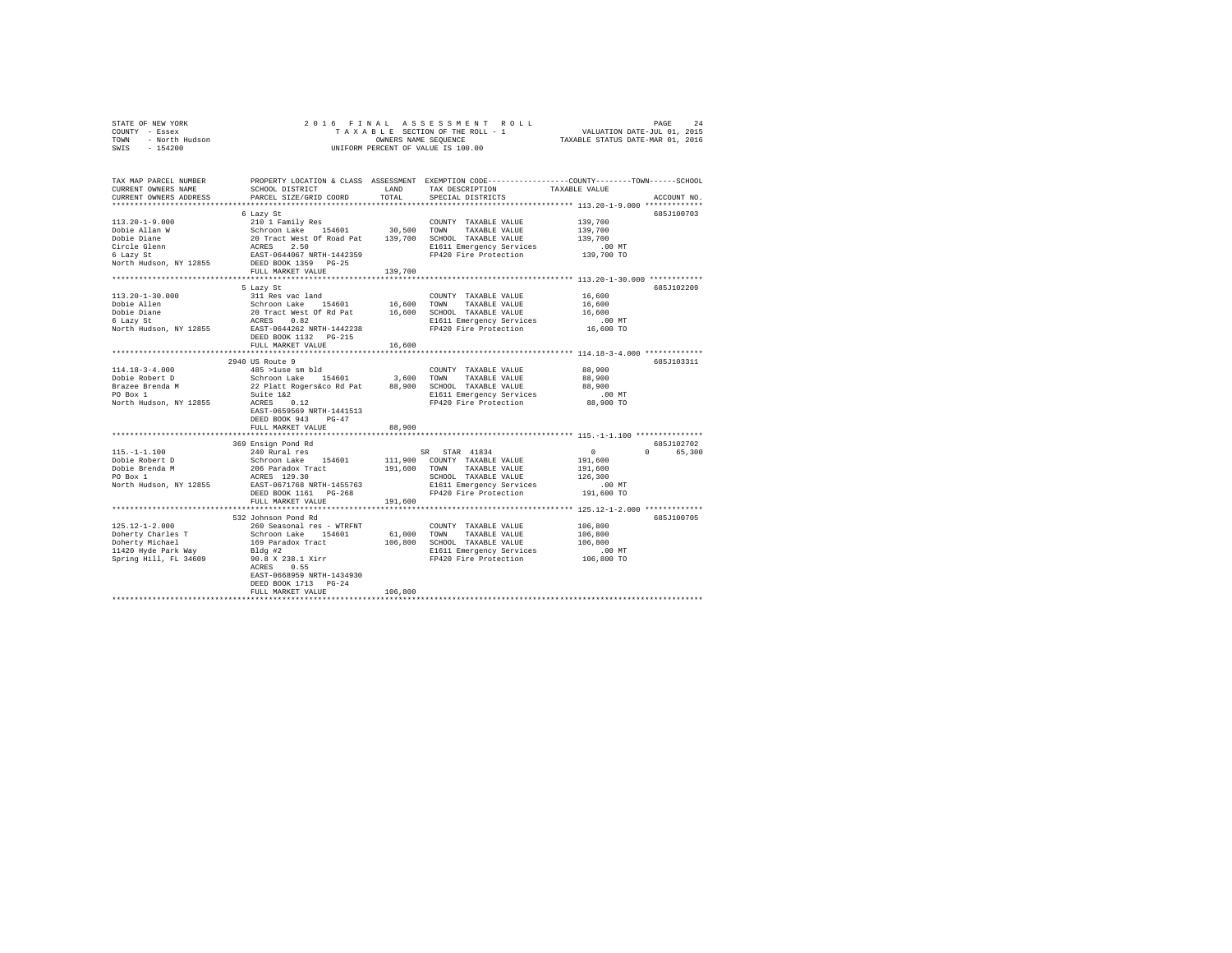STATE OF NEW YORK  
COUNTY - Essex  
TOWN - North Hudson  
SWIS - 154200

2016 FINAL ASSESSMENT ROLL  
TAXABLE SECTION OF THE ROLL - 1  
OWNERS NAME SEQUENCE  
UNIFORM PERCENT OF VALUE IS 100.00

VALUATION DATE-JUL 01, 2015  
TAXABLE STATUS DATE-MAR 01, 2016

```
TAX MAP PARCEL NUMBER          PROPERTY LOCATION & CLASS  ASSESSMENT  EXEMPTION CODE-----------------COUNTY--------TOWN------SCHOOL
CURRENT OWNERS NAME            SCHOOL DISTRICT             LAND       TAX DESCRIPTION              TAXABLE VALUE
CURRENT OWNERS ADDRESS         PARCEL SIZE/GRID COORD      TOTAL      SPECIAL DISTRICTS                                      ACCOUNT NO.
****************************************************************************************************** 113.20-1-9.000 *************
                               6 Lazy St                                                                                  685J100703
113.20-1-9.000                 210 1 Family Res                       COUNTY  TAXABLE VALUE          139,700
Dobie Allan W                  Schroon Lake   154601       30,500     TOWN    TAXABLE VALUE          139,700
Dobie Diane                    20 Tract West Of Road Pat  139,700     SCHOOL  TAXABLE VALUE          139,700
Circle Glenn                   ACRES    2.50                          E1611 Emergency Services            .00 MT
6 Lazy St                      EAST-0644067 NRTH-1442359              FP420 Fire Protection          139,700 TO
North Hudson, NY 12855         DEED BOOK 1359   PG-25
                               FULL MARKET VALUE          139,700
****************************************************************************************************** 113.20-1-30.000 ************
                               5 Lazy St                                                                                  685J102209
113.20-1-30.000                311 Res vac land                       COUNTY  TAXABLE VALUE           16,600
Dobie Allen                    Schroon Lake   154601       16,600     TOWN    TAXABLE VALUE           16,600
Dobie Diane                    20 Tract West Of Rd Pat     16,600     SCHOOL  TAXABLE VALUE           16,600
6 Lazy St                      ACRES    0.82                          E1611 Emergency Services            .00 MT
North Hudson, NY 12855         EAST-0644262 NRTH-1442238              FP420 Fire Protection           16,600 TO
                               DEED BOOK 1132   PG-215
                               FULL MARKET VALUE           16,600
****************************************************************************************************** 114.18-3-4.000 *************
                               2940 US Route 9                                                                            685J103311
114.18-3-4.000                 485 >1use sm bld                       COUNTY  TAXABLE VALUE           88,900
Dobie Robert D                 Schroon Lake   154601        3,600     TOWN    TAXABLE VALUE           88,900
Brazee Brenda M                22 Platt Rogers&co Rd Pat   88,900     SCHOOL  TAXABLE VALUE           88,900
PO Box 1                       Suite 1&2                              E1611 Emergency Services            .00 MT
North Hudson, NY 12855         ACRES    0.12                          FP420 Fire Protection           88,900 TO
                               EAST-0659569 NRTH-1441513
                               DEED BOOK 943    PG-47
                               FULL MARKET VALUE           88,900
****************************************************************************************************** 115.-1-1.100 ***************
                               369 Ensign Pond Rd                                                                         685J102702
115.-1-1.100                   240 Rural res                          SR  STAR  41834                     0           0      65,300
Dobie Robert D                 Schroon Lake   154601      111,900     COUNTY  TAXABLE VALUE          191,600
Dobie Brenda M                 206 Paradox Tract          191,600     TOWN    TAXABLE VALUE          191,600
PO Box 1                       ACRES  129.30                          SCHOOL  TAXABLE VALUE          126,300
North Hudson, NY 12855         EAST-0671768 NRTH-1455763              E1611 Emergency Services            .00 MT
                               DEED BOOK 1161   PG-268                FP420 Fire Protection          191,600 TO
                               FULL MARKET VALUE          191,600
****************************************************************************************************** 125.12-1-2.000 *************
                               532 Johnson Pond Rd                                                                        685J100705
125.12-1-2.000                 260 Seasonal res - WTRFNT              COUNTY  TAXABLE VALUE          106,800
Doherty Charles T              Schroon Lake   154601       61,000     TOWN    TAXABLE VALUE          106,800
Doherty Michael                169 Paradox Tract          106,800     SCHOOL  TAXABLE VALUE          106,800
11420 Hyde Park Way            Bldg #2                                E1611 Emergency Services            .00 MT
Spring Hill, FL 34609          90.8 X 238.1 Xirr                      FP420 Fire Protection          106,800 TO
                               ACRES    0.55
                               EAST-0668959 NRTH-1434930
                               DEED BOOK 1713   PG-24
                               FULL MARKET VALUE          106,800
************************************************************************************************************************************
```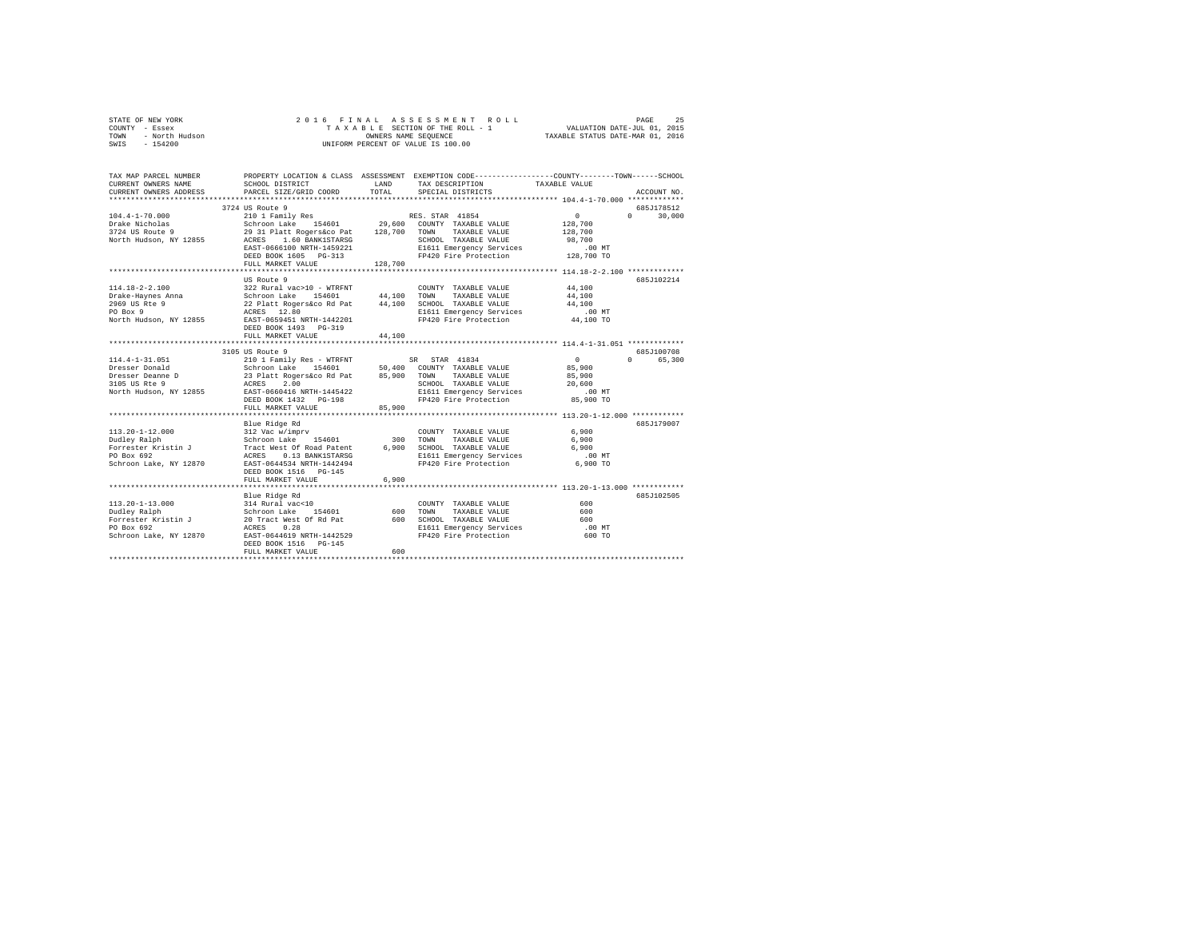STATE OF NEW YORK
COUNTY - Essex
TOWN - North Hudson
SWIS - 154200

2016 FINAL ASSESSMENT ROLL
TAXABLE SECTION OF THE ROLL - 1
OWNERS NAME SEQUENCE
UNIFORM PERCENT OF VALUE IS 100.00

VALUATION DATE-JUL 01, 2015
TAXABLE STATUS DATE-MAR 01, 2016

```
TAX MAP PARCEL NUMBER          PROPERTY LOCATION & CLASS  ASSESSMENT  EXEMPTION CODE-----------------COUNTY--------TOWN------SCHOOL
CURRENT OWNERS NAME            SCHOOL DISTRICT              LAND      TAX DESCRIPTION            TAXABLE VALUE
CURRENT OWNERS ADDRESS         PARCEL SIZE/GRID COORD       TOTAL     SPECIAL DISTRICTS                                   ACCOUNT NO.
******************************************************************************************************* 104.4-1-70.000 *************
                          3724 US Route 9                                                                          685J178512
104.4-1-70.000                 210 1 Family Res                    RES. STAR 41854              0            0      30,000
Drake Nicholas                 Schroon Lake   154601       29,600  COUNTY  TAXABLE VALUE           128,700
3724 US Route 9                29 31 Platt Rogers&co Pat  128,700  TOWN    TAXABLE VALUE           128,700
North Hudson, NY 12855         ACRES    1.60 BANK1STARSG           SCHOOL  TAXABLE VALUE            98,700
                               EAST-0666100 NRTH-1459221           E1611 Emergency Services            .00 MT
                               DEED BOOK 1605   PG-313             FP420 Fire Protection           128,700 TO
                               FULL MARKET VALUE          128,700
******************************************************************************************************* 114.18-2-2.100 *************
                               US Route 9                                                                          685J102214
114.18-2-2.100                 322 Rural vac>10 - WTRFNT           COUNTY  TAXABLE VALUE            44,100
Drake-Haynes Anna              Schroon Lake   154601       44,100  TOWN    TAXABLE VALUE            44,100
2969 US Rte 9                  22 Platt Rogers&co Rd Pat   44,100  SCHOOL  TAXABLE VALUE            44,100
PO Box 9                       ACRES   12.80                       E1611 Emergency Services            .00 MT
North Hudson, NY 12855         EAST-0659451 NRTH-1442201           FP420 Fire Protection            44,100 TO
                               DEED BOOK 1493   PG-319
                               FULL MARKET VALUE           44,100
******************************************************************************************************* 114.4-1-31.051 *************
                          3105 US Route 9                                                                          685J100708
114.4-1-31.051                 210 1 Family Res - WTRFNT           SR  STAR 41834               0            0      65,300
Dresser Donald                 Schroon Lake   154601       50,400  COUNTY  TAXABLE VALUE            85,900
Dresser Deanne D               23 Platt Rogers&co Rd Pat   85,900  TOWN    TAXABLE VALUE            85,900
3105 US Rte 9                  ACRES    2.00                       SCHOOL  TAXABLE VALUE            20,600
North Hudson, NY 12855         EAST-0660416 NRTH-1445422           E1611 Emergency Services            .00 MT
                               DEED BOOK 1432   PG-198             FP420 Fire Protection            85,900 TO
                               FULL MARKET VALUE           85,900
******************************************************************************************************* 113.20-1-12.000 ************
                               Blue Ridge Rd                                                                       685J179007
113.20-1-12.000                312 Vac w/imprv                     COUNTY  TAXABLE VALUE             6,900
Dudley Ralph                   Schroon Lake   154601          300  TOWN    TAXABLE VALUE             6,900
Forrester Kristin J            Tract West Of Road Patent    6,900  SCHOOL  TAXABLE VALUE             6,900
PO Box 692                     ACRES    0.13 BANK1STARSG           E1611 Emergency Services            .00 MT
Schroon Lake, NY 12870         EAST-0644534 NRTH-1442494           FP420 Fire Protection             6,900 TO
                               DEED BOOK 1516   PG-145
                               FULL MARKET VALUE            6,900
******************************************************************************************************* 113.20-1-13.000 ************
                               Blue Ridge Rd                                                                       685J102505
113.20-1-13.000                314 Rural vac<10                    COUNTY  TAXABLE VALUE               600
Dudley Ralph                   Schroon Lake   154601          600  TOWN    TAXABLE VALUE               600
Forrester Kristin J            20 Tract West Of Rd Pat        600  SCHOOL  TAXABLE VALUE               600
PO Box 692                     ACRES    0.28                       E1611 Emergency Services            .00 MT
Schroon Lake, NY 12870         EAST-0644619 NRTH-1442529           FP420 Fire Protection               600 TO
                               DEED BOOK 1516   PG-145
                               FULL MARKET VALUE              600
************************************************************************************************************************************
```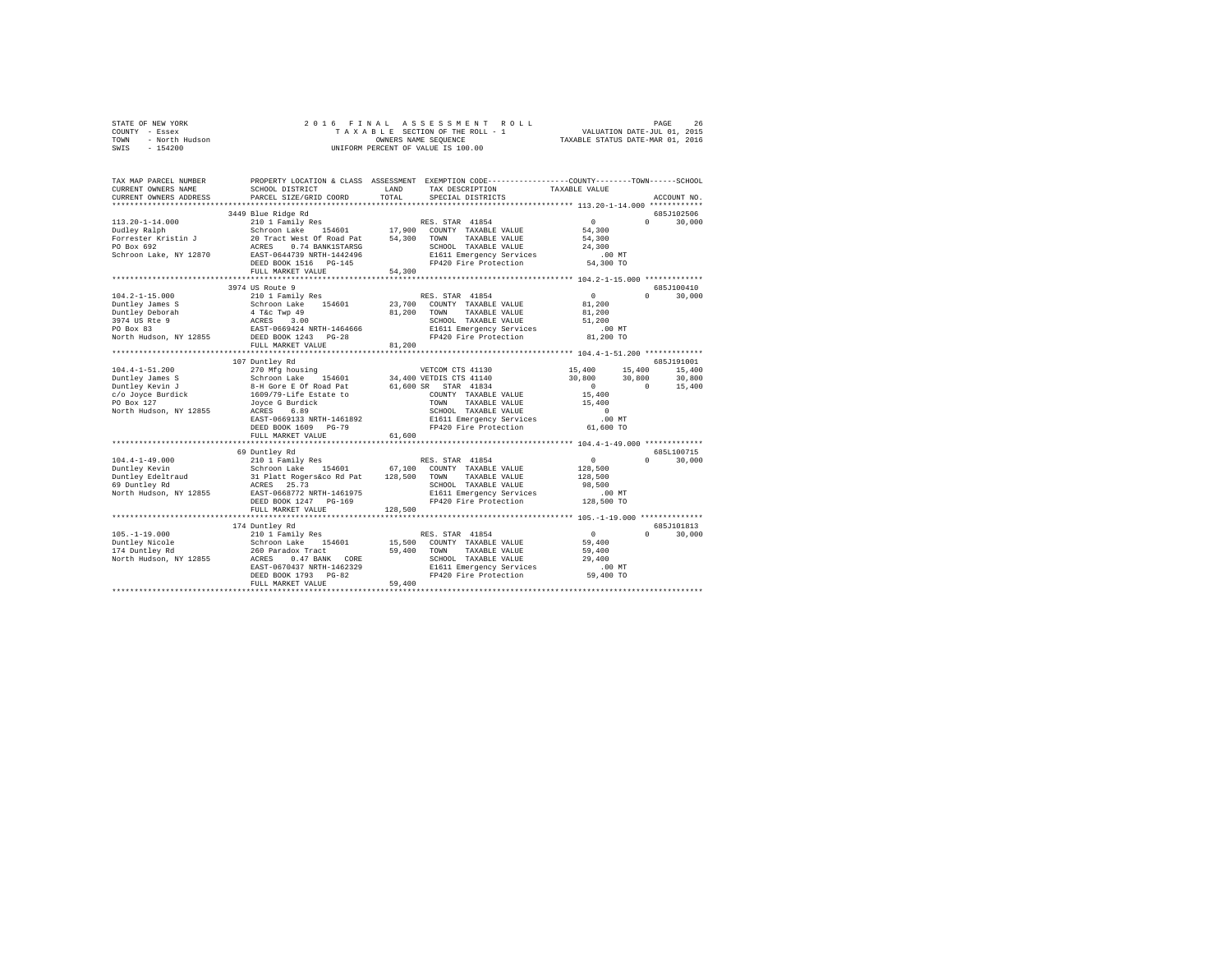STATE OF NEW YORK
COUNTY - Essex
TOWN - North Hudson
SWIS - 154200

2 0 1 6 F I N A L A S S E S S M E N T R O L L
T A X A B L E SECTION OF THE ROLL - 1
OWNERS NAME SEQUENCE
UNIFORM PERCENT OF VALUE IS 100.00

VALUATION DATE-JUL 01, 2015
TAXABLE STATUS DATE-MAR 01, 2016

```
TAX MAP PARCEL NUMBER          PROPERTY LOCATION & CLASS  ASSESSMENT  EXEMPTION CODE------------------COUNTY--------TOWN------SCHOOL
CURRENT OWNERS NAME            SCHOOL DISTRICT              LAND      TAX DESCRIPTION            TAXABLE VALUE
CURRENT OWNERS ADDRESS         PARCEL SIZE/GRID COORD       TOTAL     SPECIAL DISTRICTS                                  ACCOUNT NO.
************************************************************************************************ 113.20-1-14.000 ************
                               3449 Blue Ridge Rd                                                                        685J102506
113.20-1-14.000                210 1 Family Res                       RES. STAR  41854                  0            0     30,000
Dudley Ralph                   Schroon Lake    154601      17,900     COUNTY  TAXABLE VALUE        54,300
Forrester Kristin J            20 Tract West Of Road Pat   54,300     TOWN    TAXABLE VALUE        54,300
PO Box 692                     ACRES    0.74 BANK1STARSG              SCHOOL  TAXABLE VALUE        24,300
Schroon Lake, NY 12870         EAST-0644739 NRTH-1442496              E1611 Emergency Services            .00 MT
                               DEED BOOK 1516   PG-145                FP420 Fire Protection          54,300 TO
                               FULL MARKET VALUE           54,300
************************************************************************************************ 104.2-1-15.000 ************
                               3974 US Route 9                                                                           685J100410
104.2-1-15.000                 210 1 Family Res                       RES. STAR  41854                  0            0     30,000
Duntley James S                Schroon Lake    154601      23,700     COUNTY  TAXABLE VALUE        81,200
Duntley Deborah                4 T&c Twp 49                81,200     TOWN    TAXABLE VALUE        81,200
3974 US Rte 9                  ACRES    3.00                          SCHOOL  TAXABLE VALUE        51,200
PO Box 83                      EAST-0669424 NRTH-1464666              E1611 Emergency Services            .00 MT
North Hudson, NY 12855         DEED BOOK 1243   PG-28                 FP420 Fire Protection          81,200 TO
                               FULL MARKET VALUE           81,200
************************************************************************************************ 104.4-1-51.200 ************
                               107 Duntley Rd                                                                            685J191001
104.4-1-51.200                 270 Mfg housing                        VETCOM CTS 41130             15,400       15,400     15,400
Duntley James S                Schroon Lake    154601      34,400     VETDIS CTS 41140             30,800       30,800     30,800
Duntley Kevin J                8-H Gore E Of Road Pat      61,600     SR   STAR  41834                  0            0     15,400
c/o Joyce Burdick              1609/79-Life Estate to                 COUNTY  TAXABLE VALUE        15,400
PO Box 127                     Joyce G Burdick                        TOWN    TAXABLE VALUE        15,400
North Hudson, NY 12855         ACRES    6.89                          SCHOOL  TAXABLE VALUE             0
                               EAST-0669133 NRTH-1461892              E1611 Emergency Services            .00 MT
                               DEED BOOK 1609   PG-79                 FP420 Fire Protection          61,600 TO
                               FULL MARKET VALUE           61,600
************************************************************************************************ 104.4-1-49.000 ************
                               69 Duntley Rd                                                                             685L100715
104.4-1-49.000                 210 1 Family Res                       RES. STAR  41854                  0            0     30,000
Duntley Kevin                  Schroon Lake    154601      67,100     COUNTY  TAXABLE VALUE       128,500
Duntley Edeltraud              31 Platt Rogers&co Rd Pat  128,500     TOWN    TAXABLE VALUE       128,500
69 Duntley Rd                  ACRES   25.73                          SCHOOL  TAXABLE VALUE        98,500
North Hudson, NY 12855         EAST-0668772 NRTH-1461975              E1611 Emergency Services            .00 MT
                               DEED BOOK 1247   PG-169                FP420 Fire Protection         128,500 TO
                               FULL MARKET VALUE          128,500
************************************************************************************************ 105.-1-19.000 *************
                               174 Duntley Rd                                                                            685J101813
105.-1-19.000                  210 1 Family Res                       RES. STAR  41854                  0            0     30,000
Duntley Nicole                 Schroon Lake    154601      15,500     COUNTY  TAXABLE VALUE        59,400
174 Duntley Rd                 260 Paradox Tract           59,400     TOWN    TAXABLE VALUE        59,400
North Hudson, NY 12855         ACRES    0.47 BANK   CORE              SCHOOL  TAXABLE VALUE        29,400
                               EAST-0670437 NRTH-1462329              E1611 Emergency Services            .00 MT
                               DEED BOOK 1793   PG-82                 FP420 Fire Protection          59,400 TO
                               FULL MARKET VALUE           59,400
****************************************************************************************************************************
```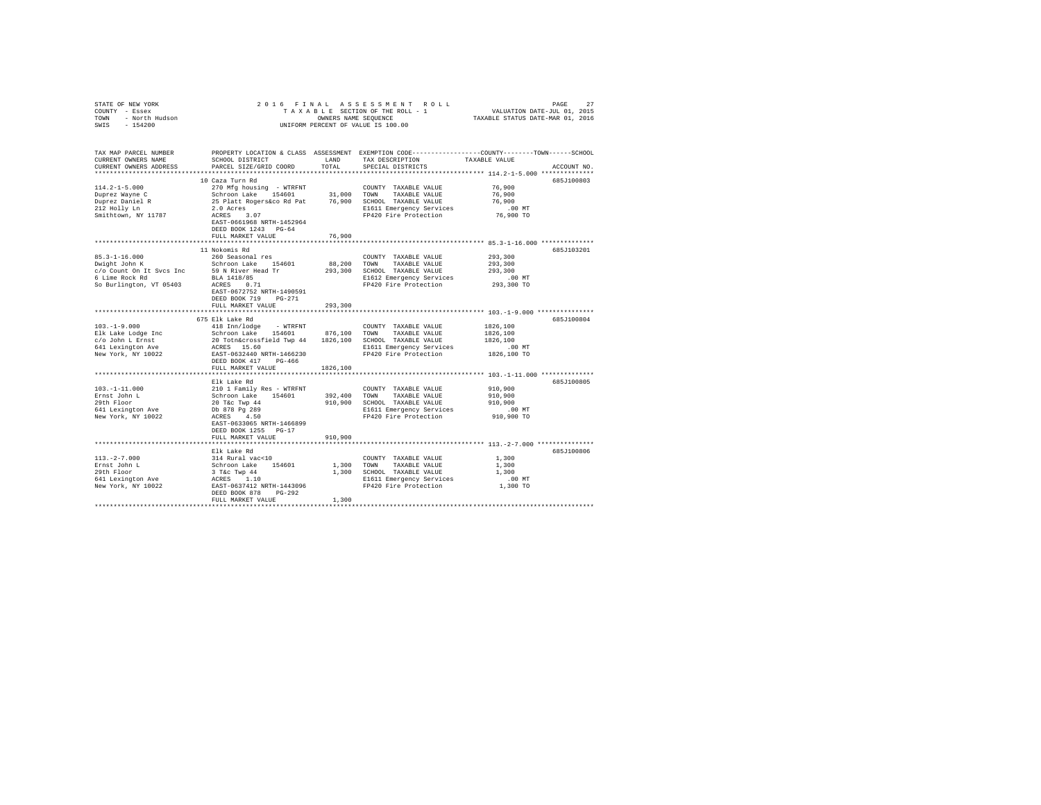STATE OF NEW YORK | COUNTY - Essex | TOWN - North Hudson | SWIS - 154200

2016 FINAL ASSESSMENT ROLL
TAXABLE SECTION OF THE ROLL - 1
OWNERS NAME SEQUENCE
UNIFORM PERCENT OF VALUE IS 100.00

VALUATION DATE-JUL 01, 2015
TAXABLE STATUS DATE-MAR 01, 2016

| TAX MAP PARCEL NUMBER / CURRENT OWNERS NAME / CURRENT OWNERS ADDRESS | PROPERTY LOCATION & CLASS / SCHOOL DISTRICT / PARCEL SIZE/GRID COORD | ASSESSMENT LAND | TOTAL | EXEMPTION CODE / TAX DESCRIPTION / SPECIAL DISTRICTS | TAXABLE VALUE (COUNTY / TOWN / SCHOOL) | ACCOUNT NO. |
|---|---|---|---|---|---|---|
| **114.2-1-5.000** | 10 Caza Turn Rd | | | | | 685J100803 |
| 114.2-1-5.000 | 270 Mfg housing - WTRFNT | | | COUNTY TAXABLE VALUE | 76,900 | |
| Duprez Wayne C | Schroon Lake 154601 | 31,000 | | TOWN TAXABLE VALUE | 76,900 | |
| Duprez Daniel R | 25 Platt Rogers&co Rd Pat | | 76,900 | SCHOOL TAXABLE VALUE | 76,900 | |
| 212 Holly Ln | 2.0 Acres | | | E1611 Emergency Services | .00 MT | |
| Smithtown, NY 11787 | ACRES 3.07 | | | FP420 Fire Protection | 76,900 TO | |
| | EAST-0661968 NRTH-1452964 | | | | | |
| | DEED BOOK 1243 PG-64 | | | | | |
| | FULL MARKET VALUE | | 76,900 | | | |
| **85.3-1-16.000** | 11 Nokomis Rd | | | | | 685J103201 |
| 85.3-1-16.000 | 260 Seasonal res | | | COUNTY TAXABLE VALUE | 293,300 | |
| Dwight John K | Schroon Lake 154601 | 88,200 | | TOWN TAXABLE VALUE | 293,300 | |
| c/o Count On It Svcs Inc | 59 N River Head Tr | | 293,300 | SCHOOL TAXABLE VALUE | 293,300 | |
| 6 Lime Rock Rd | BLA 1418/85 | | | E1612 Emergency Services | .00 MT | |
| So Burlington, VT 05403 | ACRES 0.71 | | | FP420 Fire Protection | 293,300 TO | |
| | EAST-0672752 NRTH-1490591 | | | | | |
| | DEED BOOK 719 PG-271 | | | | | |
| | FULL MARKET VALUE | | 293,300 | | | |
| **103.-1-9.000** | 675 Elk Lake Rd | | | | | 685J100804 |
| 103.-1-9.000 | 418 Inn/lodge - WTRFNT | | | COUNTY TAXABLE VALUE | 1826,100 | |
| Elk Lake Lodge Inc | Schroon Lake 154601 | 876,100 | | TOWN TAXABLE VALUE | 1826,100 | |
| c/o John L Ernst | 20 Totn&crossfield Twp 44 | | 1826,100 | SCHOOL TAXABLE VALUE | 1826,100 | |
| 641 Lexington Ave | ACRES 15.60 | | | E1611 Emergency Services | .00 MT | |
| New York, NY 10022 | EAST-0632440 NRTH-1466230 | | | FP420 Fire Protection | 1826,100 TO | |
| | DEED BOOK 417 PG-466 | | | | | |
| | FULL MARKET VALUE | | 1826,100 | | | |
| **103.-1-11.000** | Elk Lake Rd | | | | | 685J100805 |
| 103.-1-11.000 | 210 1 Family Res - WTRFNT | | | COUNTY TAXABLE VALUE | 910,900 | |
| Ernst John L | Schroon Lake 154601 | 392,400 | | TOWN TAXABLE VALUE | 910,900 | |
| 29th Floor | 20 T&c Twp 44 | | 910,900 | SCHOOL TAXABLE VALUE | 910,900 | |
| 641 Lexington Ave | Db 878 Pg 289 | | | E1611 Emergency Services | .00 MT | |
| New York, NY 10022 | ACRES 4.50 | | | FP420 Fire Protection | 910,900 TO | |
| | EAST-0633065 NRTH-1466899 | | | | | |
| | DEED BOOK 1255 PG-17 | | | | | |
| | FULL MARKET VALUE | | 910,900 | | | |
| **113.-2-7.000** | Elk Lake Rd | | | | | 685J100806 |
| 113.-2-7.000 | 314 Rural vac<10 | | | COUNTY TAXABLE VALUE | 1,300 | |
| Ernst John L | Schroon Lake 154601 | 1,300 | | TOWN TAXABLE VALUE | 1,300 | |
| 29th Floor | 3 T&c Twp 44 | | 1,300 | SCHOOL TAXABLE VALUE | 1,300 | |
| 641 Lexington Ave | ACRES 1.10 | | | E1611 Emergency Services | .00 MT | |
| New York, NY 10022 | EAST-0637412 NRTH-1443096 | | | FP420 Fire Protection | 1,300 TO | |
| | DEED BOOK 878 PG-292 | | | | | |
| | FULL MARKET VALUE | | 1,300 | | | |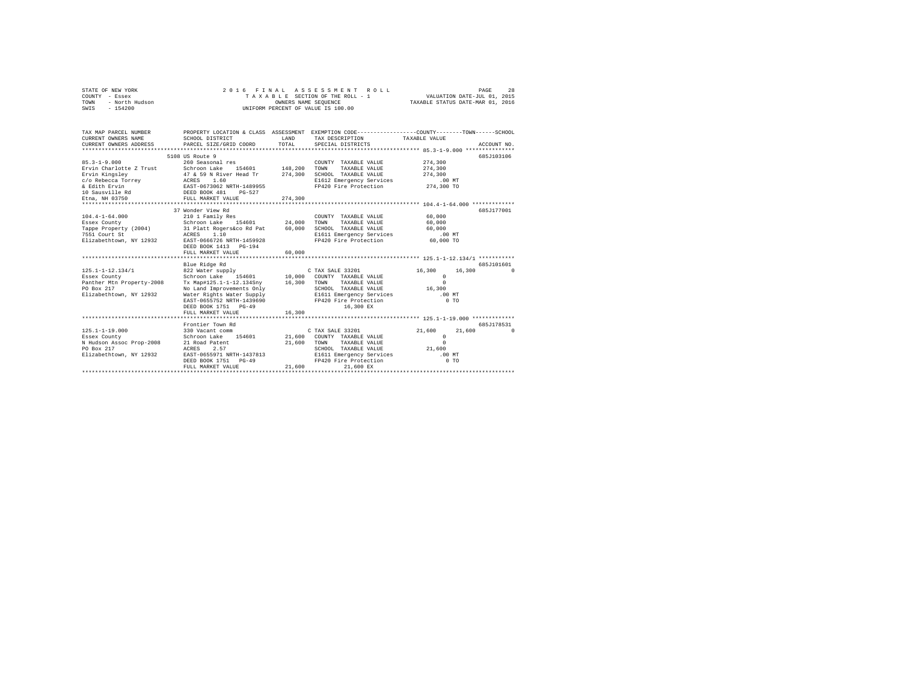STATE OF NEW YORK | 2016 FINAL ASSESSMENT ROLL | VALUATION DATE-JUL 01, 2015
COUNTY - Essex | TAXABLE SECTION OF THE ROLL - 1 | TAXABLE STATUS DATE-MAR 01, 2016
TOWN - North Hudson | OWNERS NAME SEQUENCE
SWIS - 154200 | UNIFORM PERCENT OF VALUE IS 100.00

```
TAX MAP PARCEL NUMBER          PROPERTY LOCATION & CLASS  ASSESSMENT  EXEMPTION CODE-----------------COUNTY--------TOWN------SCHOOL
CURRENT OWNERS NAME            SCHOOL DISTRICT             LAND       TAX DESCRIPTION            TAXABLE VALUE
CURRENT OWNERS ADDRESS         PARCEL SIZE/GRID COORD      TOTAL      SPECIAL DISTRICTS                                  ACCOUNT NO.
******************************************************************************************************* 85.3-1-9.000 ***************
                               5108 US Route 9                                                                            685J103106
85.3-1-9.000                   260 Seasonal res                       COUNTY  TAXABLE VALUE         274,300
Ervin Charlotte Z Trust        Schroon Lake   154601      148,200     TOWN    TAXABLE VALUE         274,300
Ervin Kingsley                 47 & 59 N River Head Tr    274,300     SCHOOL  TAXABLE VALUE         274,300
c/o Rebecca Torrey             ACRES    1.60                          E1612 Emergency Services          .00 MT
& Edith Ervin                  EAST-0673062 NRTH-1489955              FP420 Fire Protection         274,300 TO
10 Sausville Rd                DEED BOOK 481    PG-527
Etna, NH 03750                 FULL MARKET VALUE          274,300
******************************************************************************************************* 104.4-1-64.000 *************
                               37 Wonder View Rd                                                                          685J177001
104.4-1-64.000                 210 1 Family Res                       COUNTY  TAXABLE VALUE          60,000
Essex County                   Schroon Lake   154601       24,000     TOWN    TAXABLE VALUE          60,000
Tappe Property (2004)          31 Platt Rogers&co Rd Pat   60,000     SCHOOL  TAXABLE VALUE          60,000
7551 Court St                  ACRES    1.10                          E1611 Emergency Services          .00 MT
Elizabethtown, NY 12932        EAST-0666726 NRTH-1459928              FP420 Fire Protection          60,000 TO
                               DEED BOOK 1413   PG-194
                               FULL MARKET VALUE           60,000
******************************************************************************************************* 125.1-1-12.134/1 ***********
                               Blue Ridge Rd                                                                              685J101601
125.1-1-12.134/1               822 Water supply                       C TAX SALE 33201               16,300     16,300            0
Essex County                   Schroon Lake   154601       10,000     COUNTY  TAXABLE VALUE               0
Panther Mtn Property-2008      Tx Map#125.1-1-12.134Sny    16,300     TOWN    TAXABLE VALUE               0
PO Box 217                     No Land Improvements Only              SCHOOL  TAXABLE VALUE          16,300
Elizabethtown, NY 12932        Water Rights Water Supply              E1611 Emergency Services          .00 MT
                               EAST-0655752 NRTH-1439690              FP420 Fire Protection               0 TO
                               DEED BOOK 1751   PG-49                        16,300 EX
                               FULL MARKET VALUE           16,300
******************************************************************************************************* 125.1-1-19.000 *************
                               Frontier Town Rd                                                                           685J178531
125.1-1-19.000                 330 Vacant comm                        C TAX SALE 33201               21,600     21,600            0
Essex County                   Schroon Lake   154601       21,600     COUNTY  TAXABLE VALUE               0
N Hudson Assoc Prop-2008       21 Road Patent              21,600     TOWN    TAXABLE VALUE               0
PO Box 217                     ACRES    2.57                          SCHOOL  TAXABLE VALUE          21,600
Elizabethtown, NY 12932        EAST-0655971 NRTH-1437813              E1611 Emergency Services          .00 MT
                               DEED BOOK 1751   PG-49                 FP420 Fire Protection               0 TO
                               FULL MARKET VALUE           21,600            21,600 EX
************************************************************************************************************************************
```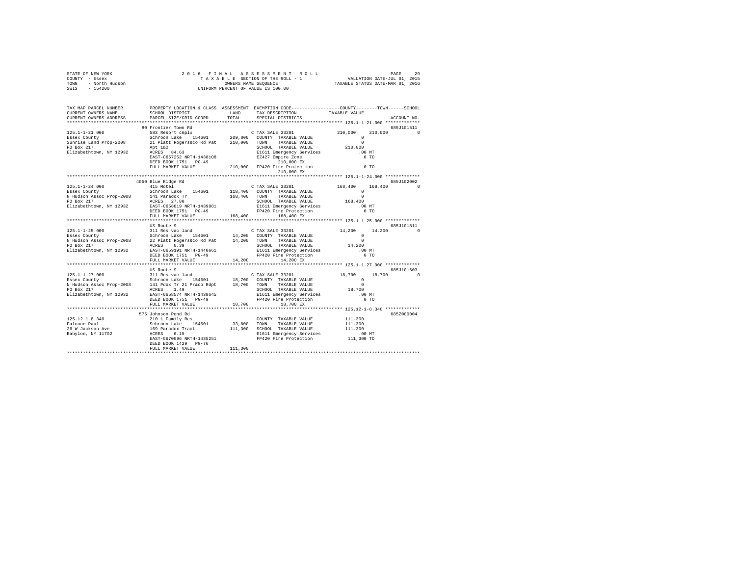STATE OF NEW YORK — 2016 FINAL ASSESSMENT ROLL
COUNTY - Essex — TAXABLE SECTION OF THE ROLL - 1 — VALUATION DATE-JUL 01, 2015
TOWN - North Hudson — OWNERS NAME SEQUENCE — TAXABLE STATUS DATE-MAR 01, 2016
SWIS - 154200 — UNIFORM PERCENT OF VALUE IS 100.00

| TAX MAP PARCEL NUMBER / CURRENT OWNERS NAME / CURRENT OWNERS ADDRESS | PROPERTY LOCATION & CLASS / SCHOOL DISTRICT / PARCEL SIZE/GRID COORD | ASSESSMENT LAND / TOTAL | EXEMPTION CODE / TAX DESCRIPTION / SPECIAL DISTRICTS | COUNTY / TOWN / SCHOOL TAXABLE VALUE | ACCOUNT NO. |
|---|---|---|---|---|---|
| **125.1-1-21.000** | 80 Frontier Town Rd | | | | 685J101511 |
| | 583 Resort cmplx | | C TAX SALE 33201 | 210,000 210,000 0 | |
| Essex County | Schroon Lake 154601 | 209,800 | COUNTY TAXABLE VALUE | 0 | |
| Sunrise Land Prop-2008 | 21 Platt Rogers&co Rd Pat | 210,000 | TOWN TAXABLE VALUE | 0 | |
| PO Box 217 | Apt 1&2 | | SCHOOL TAXABLE VALUE | 210,000 | |
| Elizabethtown, NY 12932 | ACRES 84.63 | | E1611 Emergency Services | .00 MT | |
| | EAST-0657252 NRTH-1438108 | | EZ427 Empire Zone | 0 TO | |
| | DEED BOOK 1751 PG-49 | | 210,000 EX | | |
| | FULL MARKET VALUE | 210,000 | FP420 Fire Protection | 0 TO | |
| | | | 210,000 EX | | |
| **125.1-1-24.000** | 4050 Blue Ridge Rd | | | | 685J102002 |
| | 415 Motel | | C TAX SALE 33201 | 168,400 168,400 0 | |
| Essex County | Schroon Lake 154601 | 118,400 | COUNTY TAXABLE VALUE | 0 | |
| N Hudson Assoc Prop-2008 | 141 Paradox Tr | 168,400 | TOWN TAXABLE VALUE | 0 | |
| PO Box 217 | ACRES 27.80 | | SCHOOL TAXABLE VALUE | 168,400 | |
| Elizabethtown, NY 12932 | EAST-0658819 NRTH-1439881 | | E1611 Emergency Services | .00 MT | |
| | DEED BOOK 1751 PG-49 | | FP420 Fire Protection | 0 TO | |
| | FULL MARKET VALUE | 168,400 | 168,400 EX | | |
| **125.1-1-25.000** | US Route 9 | | | | 685J101811 |
| | 311 Res vac land | | C TAX SALE 33201 | 14,200 14,200 0 | |
| Essex County | Schroon Lake 154601 | 14,200 | COUNTY TAXABLE VALUE | 0 | |
| N Hudson Assoc Prop-2008 | 22 Platt Rogers&co Rd Pat | 14,200 | TOWN TAXABLE VALUE | 0 | |
| PO Box 217 | ACRES 0.39 | | SCHOOL TAXABLE VALUE | 14,200 | |
| Elizabethtown, NY 12932 | EAST-0659191 NRTH-1440661 | | E1611 Emergency Services | .00 MT | |
| | DEED BOOK 1751 PG-49 | | FP420 Fire Protection | 0 TO | |
| | FULL MARKET VALUE | 14,200 | 14,200 EX | | |
| **125.1-1-27.000** | US Route 9 | | | | 685J101603 |
| | 311 Res vac land | | C TAX SALE 33201 | 18,700 18,700 0 | |
| Essex County | Schroon Lake 154601 | 18,700 | COUNTY TAXABLE VALUE | 0 | |
| N Hudson Assoc Prop-2008 | 141 Pdox Tr 21 Pr&co Rdpt | 18,700 | TOWN TAXABLE VALUE | 0 | |
| PO Box 217 | ACRES 1.49 | | SCHOOL TAXABLE VALUE | 18,700 | |
| Elizabethtown, NY 12932 | EAST-0658574 NRTH-1438645 | | E1611 Emergency Services | .00 MT | |
| | DEED BOOK 1751 PG-49 | | FP420 Fire Protection | 0 TO | |
| | FULL MARKET VALUE | 18,700 | 18,700 EX | | |
| **125.12-1-8.340** | 575 Johnson Pond Rd | | | | 685Z000004 |
| | 210 1 Family Res | | COUNTY TAXABLE VALUE | 111,300 | |
| Falcone Paul | Schroon Lake 154601 | 33,800 | TOWN TAXABLE VALUE | 111,300 | |
| 26 W Jackson Ave | 169 Paradox Tract | 111,300 | SCHOOL TAXABLE VALUE | 111,300 | |
| Babylon, NY 11702 | ACRES 6.15 | | E1611 Emergency Services | .00 MT | |
| | EAST-0670096 NRTH-1435251 | | FP420 Fire Protection | 111,300 TO | |
| | DEED BOOK 1429 PG-76 | | | | |
| | FULL MARKET VALUE | 111,300 | | | |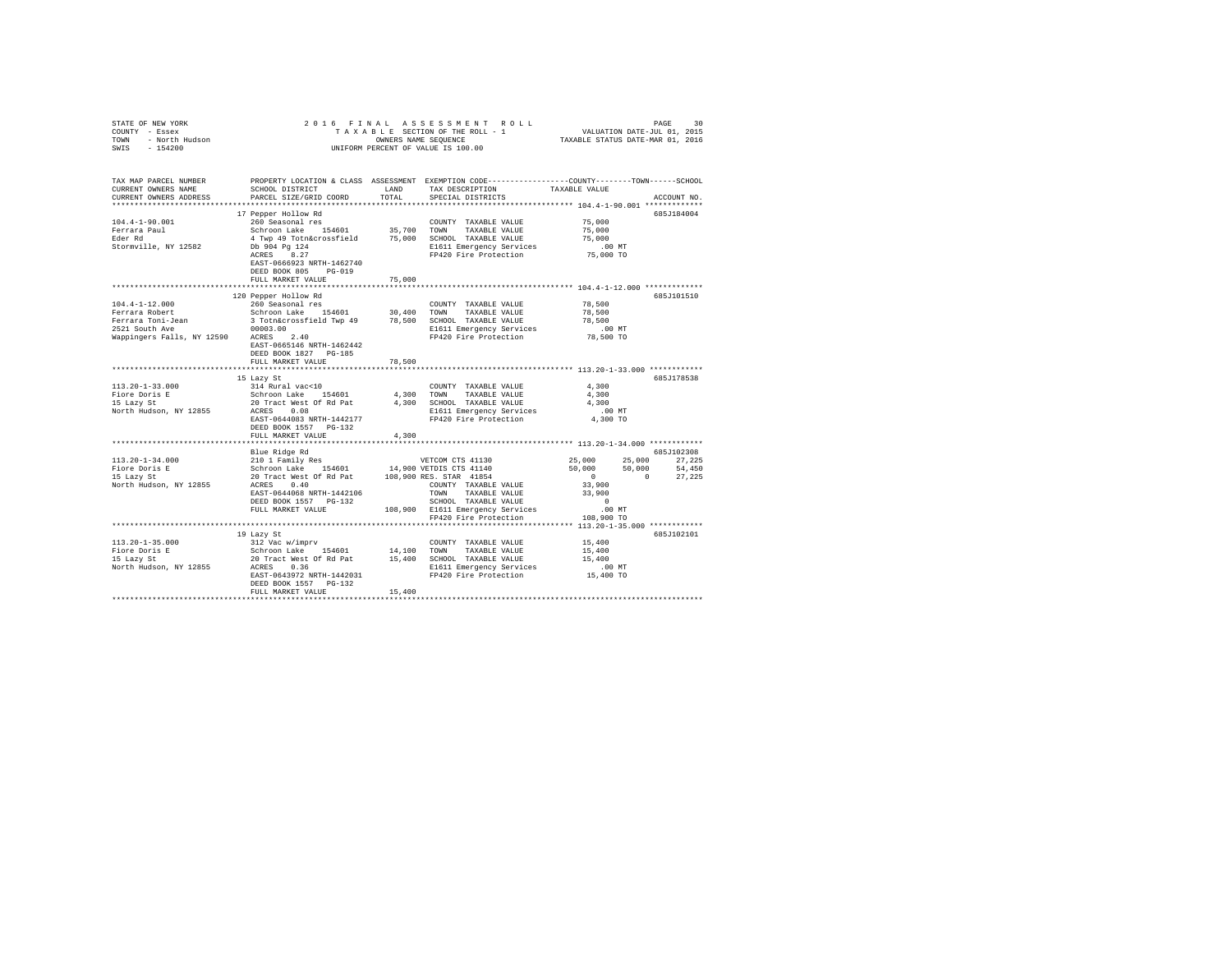STATE OF NEW YORK — 2016 FINAL ASSESSMENT ROLL
COUNTY - Essex — TAXABLE SECTION OF THE ROLL - 1 — VALUATION DATE-JUL 01, 2015
TOWN - North Hudson — OWNERS NAME SEQUENCE — TAXABLE STATUS DATE-MAR 01, 2016
SWIS - 154200 — UNIFORM PERCENT OF VALUE IS 100.00

| TAX MAP PARCEL NUMBER / CURRENT OWNERS NAME / CURRENT OWNERS ADDRESS | PROPERTY LOCATION & CLASS / SCHOOL DISTRICT / PARCEL SIZE/GRID COORD | ASSESSMENT LAND / TOTAL | EXEMPTION CODE / TAX DESCRIPTION / SPECIAL DISTRICTS | COUNTY | TOWN | SCHOOL | ACCOUNT NO. |
|---|---|---|---|---|---|---|---|
| **104.4-1-90.001** | 17 Pepper Hollow Rd | | | | | | 685J184004 |
| Ferrara Paul | 260 Seasonal res | | COUNTY TAXABLE VALUE | 75,000 | | | |
| Eder Rd | Schroon Lake 154601 | 35,700 | TOWN TAXABLE VALUE | 75,000 | | | |
| Stormville, NY 12582 | 4 Twp 49 Totn&crossfield | 75,000 | SCHOOL TAXABLE VALUE | 75,000 | | | |
| | Db 904 Pg 124 | | E1611 Emergency Services | .00 MT | | | |
| | ACRES 8.27 | | FP420 Fire Protection | 75,000 TO | | | |
| | EAST-0666923 NRTH-1462740 | | | | | | |
| | DEED BOOK 805 PG-019 | | | | | | |
| | FULL MARKET VALUE | 75,000 | | | | | |
| **104.4-1-12.000** | 120 Pepper Hollow Rd | | | | | | 685J101510 |
| Ferrara Robert | 260 Seasonal res | | COUNTY TAXABLE VALUE | 78,500 | | | |
| Ferrara Toni-Jean | Schroon Lake 154601 | 30,400 | TOWN TAXABLE VALUE | 78,500 | | | |
| 2521 South Ave | 3 Totn&crossfield Twp 49 | 78,500 | SCHOOL TAXABLE VALUE | 78,500 | | | |
| Wappingers Falls, NY 12590 | 00003.00 | | E1611 Emergency Services | .00 MT | | | |
| | ACRES 2.40 | | FP420 Fire Protection | 78,500 TO | | | |
| | EAST-0665146 NRTH-1462442 | | | | | | |
| | DEED BOOK 1827 PG-185 | | | | | | |
| | FULL MARKET VALUE | 78,500 | | | | | |
| **113.20-1-33.000** | 15 Lazy St | | | | | | 685J178538 |
| Fiore Doris E | 314 Rural vac<10 | | COUNTY TAXABLE VALUE | 4,300 | | | |
| 15 Lazy St | Schroon Lake 154601 | 4,300 | TOWN TAXABLE VALUE | 4,300 | | | |
| North Hudson, NY 12855 | 20 Tract West Of Rd Pat | 4,300 | SCHOOL TAXABLE VALUE | 4,300 | | | |
| | ACRES 0.08 | | E1611 Emergency Services | .00 MT | | | |
| | EAST-0644083 NRTH-1442177 | | FP420 Fire Protection | 4,300 TO | | | |
| | DEED BOOK 1557 PG-132 | | | | | | |
| | FULL MARKET VALUE | 4,300 | | | | | |
| **113.20-1-34.000** | Blue Ridge Rd | | | | | | 685J102308 |
| Fiore Doris E | 210 1 Family Res | | VETCOM CTS 41130 | 25,000 | 25,000 | 27,225 | |
| 15 Lazy St | Schroon Lake 154601 | 14,900 | VETDIS CTS 41140 | 50,000 | 50,000 | 54,450 | |
| North Hudson, NY 12855 | 20 Tract West Of Rd Pat | 108,900 | RES. STAR 41854 | 0 | 0 | 27,225 | |
| | ACRES 0.40 | | COUNTY TAXABLE VALUE | 33,900 | | | |
| | EAST-0644068 NRTH-1442106 | | TOWN TAXABLE VALUE | 33,900 | | | |
| | DEED BOOK 1557 PG-132 | | SCHOOL TAXABLE VALUE | 0 | | | |
| | FULL MARKET VALUE | 108,900 | E1611 Emergency Services | .00 MT | | | |
| | | | FP420 Fire Protection | 108,900 TO | | | |
| **113.20-1-35.000** | 19 Lazy St | | | | | | 685J102101 |
| Fiore Doris E | 312 Vac w/imprv | | COUNTY TAXABLE VALUE | 15,400 | | | |
| 15 Lazy St | Schroon Lake 154601 | 14,100 | TOWN TAXABLE VALUE | 15,400 | | | |
| North Hudson, NY 12855 | 20 Tract West Of Rd Pat | 15,400 | SCHOOL TAXABLE VALUE | 15,400 | | | |
| | ACRES 0.36 | | E1611 Emergency Services | .00 MT | | | |
| | EAST-0643972 NRTH-1442031 | | FP420 Fire Protection | 15,400 TO | | | |
| | DEED BOOK 1557 PG-132 | | | | | | |
| | FULL MARKET VALUE | 15,400 | | | | | |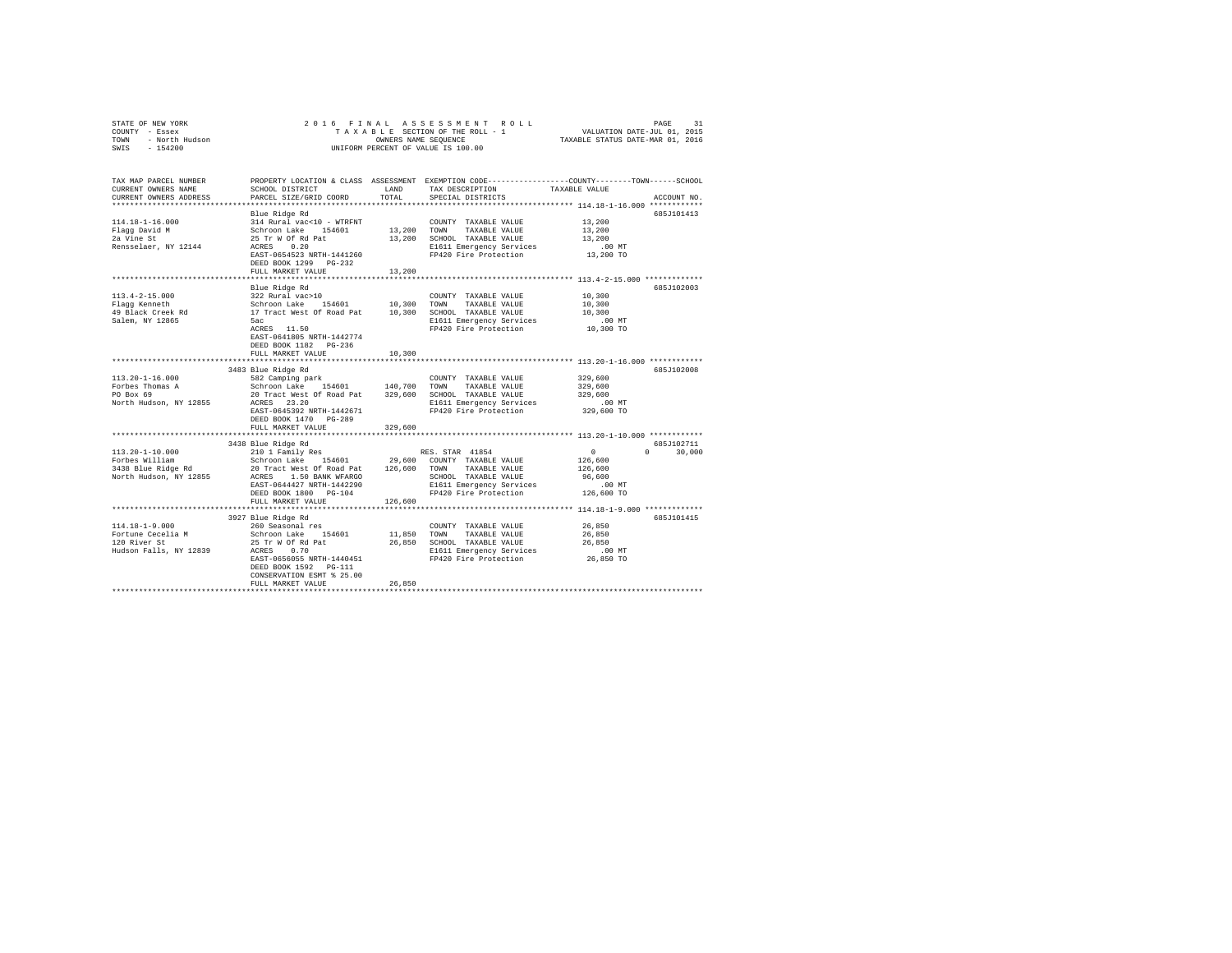STATE OF NEW YORK
COUNTY - Essex
TOWN - North Hudson
SWIS - 154200

2 0 1 6 F I N A L A S S E S S M E N T R O L L
T A X A B L E SECTION OF THE ROLL - 1
OWNERS NAME SEQUENCE
UNIFORM PERCENT OF VALUE IS 100.00

VALUATION DATE-JUL 01, 2015
TAXABLE STATUS DATE-MAR 01, 2016

| TAX MAP PARCEL NUMBER / CURRENT OWNERS NAME / CURRENT OWNERS ADDRESS | PROPERTY LOCATION & CLASS / SCHOOL DISTRICT / PARCEL SIZE/GRID COORD | ASSESSMENT LAND / TOTAL | EXEMPTION CODE / TAX DESCRIPTION / SPECIAL DISTRICTS | COUNTY / TOWN / SCHOOL TAXABLE VALUE | ACCOUNT NO. |
|---|---|---|---|---|---|
| **114.18-1-16.000** | Blue Ridge Rd | | | | 685J101413 |
| 114.18-1-16.000 | 314 Rural vac<10 - WTRFNT | | COUNTY TAXABLE VALUE | 13,200 | |
| Flagg David M | Schroon Lake 154601 | 13,200 | TOWN TAXABLE VALUE | 13,200 | |
| 2a Vine St | 25 Tr W Of Rd Pat | 13,200 | SCHOOL TAXABLE VALUE | 13,200 | |
| Rensselaer, NY 12144 | ACRES 0.20 | | E1611 Emergency Services | .00 MT | |
| | EAST-0654523 NRTH-1441260 | | FP420 Fire Protection | 13,200 TO | |
| | DEED BOOK 1299 PG-232 | | | | |
| | FULL MARKET VALUE | 13,200 | | | |
| **113.4-2-15.000** | Blue Ridge Rd | | | | 685J102003 |
| 113.4-2-15.000 | 322 Rural vac>10 | | COUNTY TAXABLE VALUE | 10,300 | |
| Flagg Kenneth | Schroon Lake 154601 | 10,300 | TOWN TAXABLE VALUE | 10,300 | |
| 49 Black Creek Rd | 17 Tract West Of Road Pat | 10,300 | SCHOOL TAXABLE VALUE | 10,300 | |
| Salem, NY 12865 | 5ac | | E1611 Emergency Services | .00 MT | |
| | ACRES 11.50 | | FP420 Fire Protection | 10,300 TO | |
| | EAST-0641805 NRTH-1442774 | | | | |
| | DEED BOOK 1182 PG-236 | | | | |
| | FULL MARKET VALUE | 10,300 | | | |
| **113.20-1-16.000** | 3483 Blue Ridge Rd | | | | 685J102008 |
| 113.20-1-16.000 | 582 Camping park | | COUNTY TAXABLE VALUE | 329,600 | |
| Forbes Thomas A | Schroon Lake 154601 | 140,700 | TOWN TAXABLE VALUE | 329,600 | |
| PO Box 69 | 20 Tract West Of Road Pat | 329,600 | SCHOOL TAXABLE VALUE | 329,600 | |
| North Hudson, NY 12855 | ACRES 23.20 | | E1611 Emergency Services | .00 MT | |
| | EAST-0645392 NRTH-1442671 | | FP420 Fire Protection | 329,600 TO | |
| | DEED BOOK 1470 PG-289 | | | | |
| | FULL MARKET VALUE | 329,600 | | | |
| **113.20-1-10.000** | 3438 Blue Ridge Rd | | | | 685J102711 |
| 113.20-1-10.000 | 210 1 Family Res | | RES. STAR 41854 | 0 / 0 / 30,000 | |
| Forbes William | Schroon Lake 154601 | 29,600 | COUNTY TAXABLE VALUE | 126,600 | |
| 3438 Blue Ridge Rd | 20 Tract West Of Road Pat | 126,600 | TOWN TAXABLE VALUE | 126,600 | |
| North Hudson, NY 12855 | ACRES 1.50 BANK WFARGO | | SCHOOL TAXABLE VALUE | 96,600 | |
| | EAST-0644427 NRTH-1442290 | | E1611 Emergency Services | .00 MT | |
| | DEED BOOK 1800 PG-104 | | FP420 Fire Protection | 126,600 TO | |
| | FULL MARKET VALUE | 126,600 | | | |
| **114.18-1-9.000** | 3927 Blue Ridge Rd | | | | 685J101415 |
| 114.18-1-9.000 | 260 Seasonal res | | COUNTY TAXABLE VALUE | 26,850 | |
| Fortune Cecelia M | Schroon Lake 154601 | 11,850 | TOWN TAXABLE VALUE | 26,850 | |
| 120 River St | 25 Tr W Of Rd Pat | 26,850 | SCHOOL TAXABLE VALUE | 26,850 | |
| Hudson Falls, NY 12839 | ACRES 0.70 | | E1611 Emergency Services | .00 MT | |
| | EAST-0656055 NRTH-1440451 | | FP420 Fire Protection | 26,850 TO | |
| | DEED BOOK 1592 PG-111 | | | | |
| | CONSERVATION ESMT % 25.00 | | | | |
| | FULL MARKET VALUE | 26,850 | | | |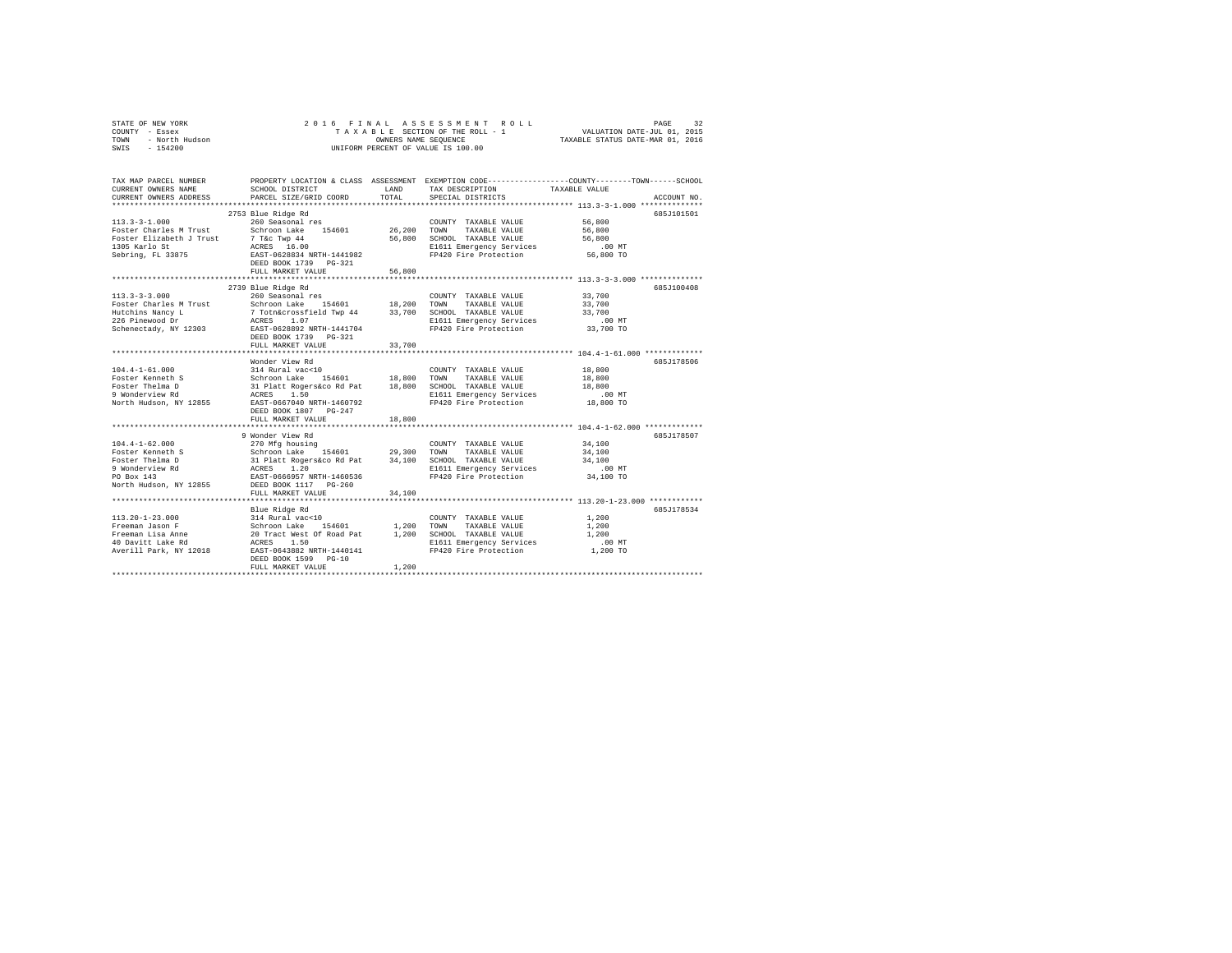STATE OF NEW YORK | COUNTY - Essex | TOWN - North Hudson | SWIS - 154200

2016 FINAL ASSESSMENT ROLL
TAXABLE SECTION OF THE ROLL - 1
OWNERS NAME SEQUENCE
UNIFORM PERCENT OF VALUE IS 100.00

VALUATION DATE-JUL 01, 2015
TAXABLE STATUS DATE-MAR 01, 2016

| TAX MAP PARCEL NUMBER / CURRENT OWNERS NAME / CURRENT OWNERS ADDRESS | PROPERTY LOCATION & CLASS / SCHOOL DISTRICT / PARCEL SIZE/GRID COORD | ASSESSMENT LAND | TOTAL | EXEMPTION CODE / TAX DESCRIPTION / SPECIAL DISTRICTS | TAXABLE VALUE (COUNTY / TOWN / SCHOOL) | ACCOUNT NO. |
|---|---|---|---|---|---|---|
| **113.3-3-1.000** | 2753 Blue Ridge Rd | | | | | 685J101501 |
| 113.3-3-1.000 | 260 Seasonal res | | | COUNTY TAXABLE VALUE | 56,800 | |
| Foster Charles M Trust | Schroon Lake 154601 | 26,200 | | TOWN TAXABLE VALUE | 56,800 | |
| Foster Elizabeth J Trust | 7 T&c Twp 44 | | 56,800 | SCHOOL TAXABLE VALUE | 56,800 | |
| 1305 Karlo St | ACRES 16.00 | | | E1611 Emergency Services | .00 MT | |
| Sebring, FL 33875 | EAST-0628834 NRTH-1441982 | | | FP420 Fire Protection | 56,800 TO | |
| | DEED BOOK 1739 PG-321 | | | | | |
| | FULL MARKET VALUE | | 56,800 | | | |
| **113.3-3-3.000** | 2739 Blue Ridge Rd | | | | | 685J100408 |
| 113.3-3-3.000 | 260 Seasonal res | | | COUNTY TAXABLE VALUE | 33,700 | |
| Foster Charles M Trust | Schroon Lake 154601 | 18,200 | | TOWN TAXABLE VALUE | 33,700 | |
| Hutchins Nancy L | 7 Totn&crossfield Twp 44 | | 33,700 | SCHOOL TAXABLE VALUE | 33,700 | |
| 226 Pinewood Dr | ACRES 1.07 | | | E1611 Emergency Services | .00 MT | |
| Schenectady, NY 12303 | EAST-0628892 NRTH-1441704 | | | FP420 Fire Protection | 33,700 TO | |
| | DEED BOOK 1739 PG-321 | | | | | |
| | FULL MARKET VALUE | | 33,700 | | | |
| **104.4-1-61.000** | Wonder View Rd | | | | | 685J178506 |
| 104.4-1-61.000 | 314 Rural vac<10 | | | COUNTY TAXABLE VALUE | 18,800 | |
| Foster Kenneth S | Schroon Lake 154601 | 18,800 | | TOWN TAXABLE VALUE | 18,800 | |
| Foster Thelma D | 31 Platt Rogers&co Rd Pat | | 18,800 | SCHOOL TAXABLE VALUE | 18,800 | |
| 9 Wonderview Rd | ACRES 1.50 | | | E1611 Emergency Services | .00 MT | |
| North Hudson, NY 12855 | EAST-0667040 NRTH-1460792 | | | FP420 Fire Protection | 18,800 TO | |
| | DEED BOOK 1807 PG-247 | | | | | |
| | FULL MARKET VALUE | | 18,800 | | | |
| **104.4-1-62.000** | 9 Wonder View Rd | | | | | 685J178507 |
| 104.4-1-62.000 | 270 Mfg housing | | | COUNTY TAXABLE VALUE | 34,100 | |
| Foster Kenneth S | Schroon Lake 154601 | 29,300 | | TOWN TAXABLE VALUE | 34,100 | |
| Foster Thelma D | 31 Platt Rogers&co Rd Pat | | 34,100 | SCHOOL TAXABLE VALUE | 34,100 | |
| 9 Wonderview Rd | ACRES 1.20 | | | E1611 Emergency Services | .00 MT | |
| PO Box 143 | EAST-0666957 NRTH-1460536 | | | FP420 Fire Protection | 34,100 TO | |
| North Hudson, NY 12855 | DEED BOOK 1117 PG-260 | | | | | |
| | FULL MARKET VALUE | | 34,100 | | | |
| **113.20-1-23.000** | Blue Ridge Rd | | | | | 685J178534 |
| 113.20-1-23.000 | 314 Rural vac<10 | | | COUNTY TAXABLE VALUE | 1,200 | |
| Freeman Jason F | Schroon Lake 154601 | 1,200 | | TOWN TAXABLE VALUE | 1,200 | |
| Freeman Lisa Anne | 20 Tract West Of Road Pat | | 1,200 | SCHOOL TAXABLE VALUE | 1,200 | |
| 40 Davitt Lake Rd | ACRES 1.50 | | | E1611 Emergency Services | .00 MT | |
| Averill Park, NY 12018 | EAST-0643882 NRTH-1440141 | | | FP420 Fire Protection | 1,200 TO | |
| | DEED BOOK 1599 PG-10 | | | | | |
| | FULL MARKET VALUE | | 1,200 | | | |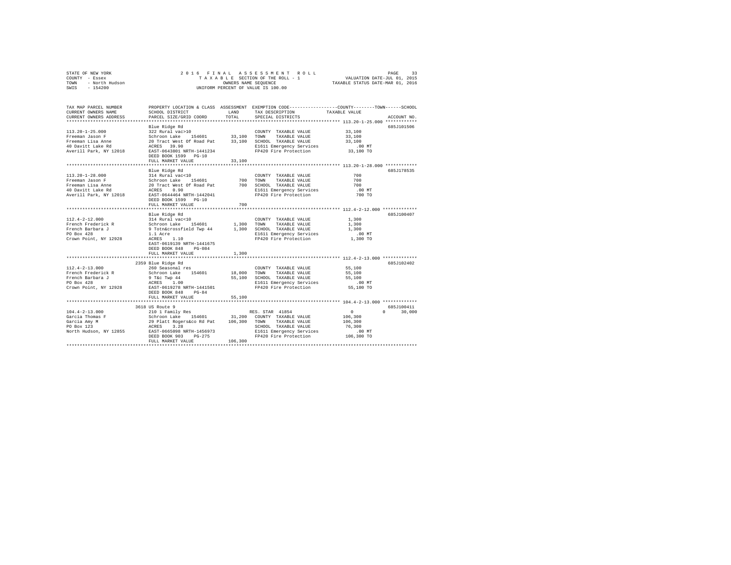STATE OF NEW YORK — 2016 FINAL ASSESSMENT ROLL
COUNTY - Essex — TAXABLE SECTION OF THE ROLL - 1 — VALUATION DATE-JUL 01, 2015
TOWN - North Hudson — OWNERS NAME SEQUENCE — TAXABLE STATUS DATE-MAR 01, 2016
SWIS - 154200 — UNIFORM PERCENT OF VALUE IS 100.00

| TAX MAP PARCEL NUMBER / CURRENT OWNERS NAME / CURRENT OWNERS ADDRESS | PROPERTY LOCATION & CLASS / SCHOOL DISTRICT / PARCEL SIZE/GRID COORD | ASSESSMENT LAND | TOTAL | EXEMPTION CODE / TAX DESCRIPTION / SPECIAL DISTRICTS | COUNTY TAXABLE VALUE | TOWN | SCHOOL | ACCOUNT NO. |
|---|---|---|---|---|---|---|---|---|
| **113.20-1-25.000** | Blue Ridge Rd | | | | | | | 685J101506 |
| 113.20-1-25.000 | 322 Rural vac>10 | | | COUNTY TAXABLE VALUE | 33,100 | | | |
| Freeman Jason F | Schroon Lake 154601 | 33,100 | | TOWN TAXABLE VALUE | 33,100 | | | |
| Freeman Lisa Anne | 20 Tract West Of Road Pat | | 33,100 | SCHOOL TAXABLE VALUE | 33,100 | | | |
| 40 Davitt Lake Rd | ACRES 39.90 | | | E1611 Emergency Services | .00 MT | | | |
| Averill Park, NY 12018 | EAST-0643801 NRTH-1441234 | | | FP420 Fire Protection | 33,100 TO | | | |
| | DEED BOOK 1599 PG-10 | | | | | | | |
| | FULL MARKET VALUE | | 33,100 | | | | | |
| **113.20-1-28.000** | Blue Ridge Rd | | | | | | | 685J178535 |
| 113.20-1-28.000 | 314 Rural vac<10 | | | COUNTY TAXABLE VALUE | 700 | | | |
| Freeman Jason F | Schroon Lake 154601 | 700 | | TOWN TAXABLE VALUE | 700 | | | |
| Freeman Lisa Anne | 20 Tract West Of Road Pat | | 700 | SCHOOL TAXABLE VALUE | 700 | | | |
| 40 Davitt Lake Rd | ACRES 0.90 | | | E1611 Emergency Services | .00 MT | | | |
| Averill Park, NY 12018 | EAST-0644464 NRTH-1442041 | | | FP420 Fire Protection | 700 TO | | | |
| | DEED BOOK 1599 PG-10 | | | | | | | |
| | FULL MARKET VALUE | | 700 | | | | | |
| **112.4-2-12.000** | Blue Ridge Rd | | | | | | | 685J100407 |
| 112.4-2-12.000 | 314 Rural vac<10 | | | COUNTY TAXABLE VALUE | 1,300 | | | |
| French Frederick R | Schroon Lake 154601 | 1,300 | | TOWN TAXABLE VALUE | 1,300 | | | |
| French Barbara J | 9 Totn&crossfield Twp 44 | | 1,300 | SCHOOL TAXABLE VALUE | 1,300 | | | |
| PO Box 428 | 1.1 Acre | | | E1611 Emergency Services | .00 MT | | | |
| Crown Point, NY 12928 | ACRES 1.10 | | | FP420 Fire Protection | 1,300 TO | | | |
| | EAST-0619139 NRTH-1441675 | | | | | | | |
| | DEED BOOK 848 PG-084 | | | | | | | |
| | FULL MARKET VALUE | | 1,300 | | | | | |
| **112.4-2-13.000** | 2359 Blue Ridge Rd | | | | | | | 685J102402 |
| 112.4-2-13.000 | 260 Seasonal res | | | COUNTY TAXABLE VALUE | 55,100 | | | |
| French Frederick R | Schroon Lake 154601 | 18,000 | | TOWN TAXABLE VALUE | 55,100 | | | |
| French Barbara J | 9 T&c Twp 44 | | 55,100 | SCHOOL TAXABLE VALUE | 55,100 | | | |
| PO Box 428 | ACRES 1.00 | | | E1611 Emergency Services | .00 MT | | | |
| Crown Point, NY 12928 | EAST-0619278 NRTH-1441501 | | | FP420 Fire Protection | 55,100 TO | | | |
| | DEED BOOK 848 PG-84 | | | | | | | |
| | FULL MARKET VALUE | | 55,100 | | | | | |
| **104.4-2-13.000** | 3618 US Route 9 | | | | | | | 685J100411 |
| 104.4-2-13.000 | 210 1 Family Res | | | RES. STAR 41854 | 0 | 0 | 30,000 | |
| Garcia Thomas F | Schroon Lake 154601 | 31,200 | | COUNTY TAXABLE VALUE | 106,300 | | | |
| Garcia Amy M | 29 Platt Rogers&co Rd Pat | | 106,300 | TOWN TAXABLE VALUE | 106,300 | | | |
| PO Box 123 | ACRES 3.28 | | | SCHOOL TAXABLE VALUE | 76,300 | | | |
| North Hudson, NY 12855 | EAST-0665098 NRTH-1456973 | | | E1611 Emergency Services | .00 MT | | | |
| | DEED BOOK 903 PG-275 | | | FP420 Fire Protection | 106,300 TO | | | |
| | FULL MARKET VALUE | | 106,300 | | | | | |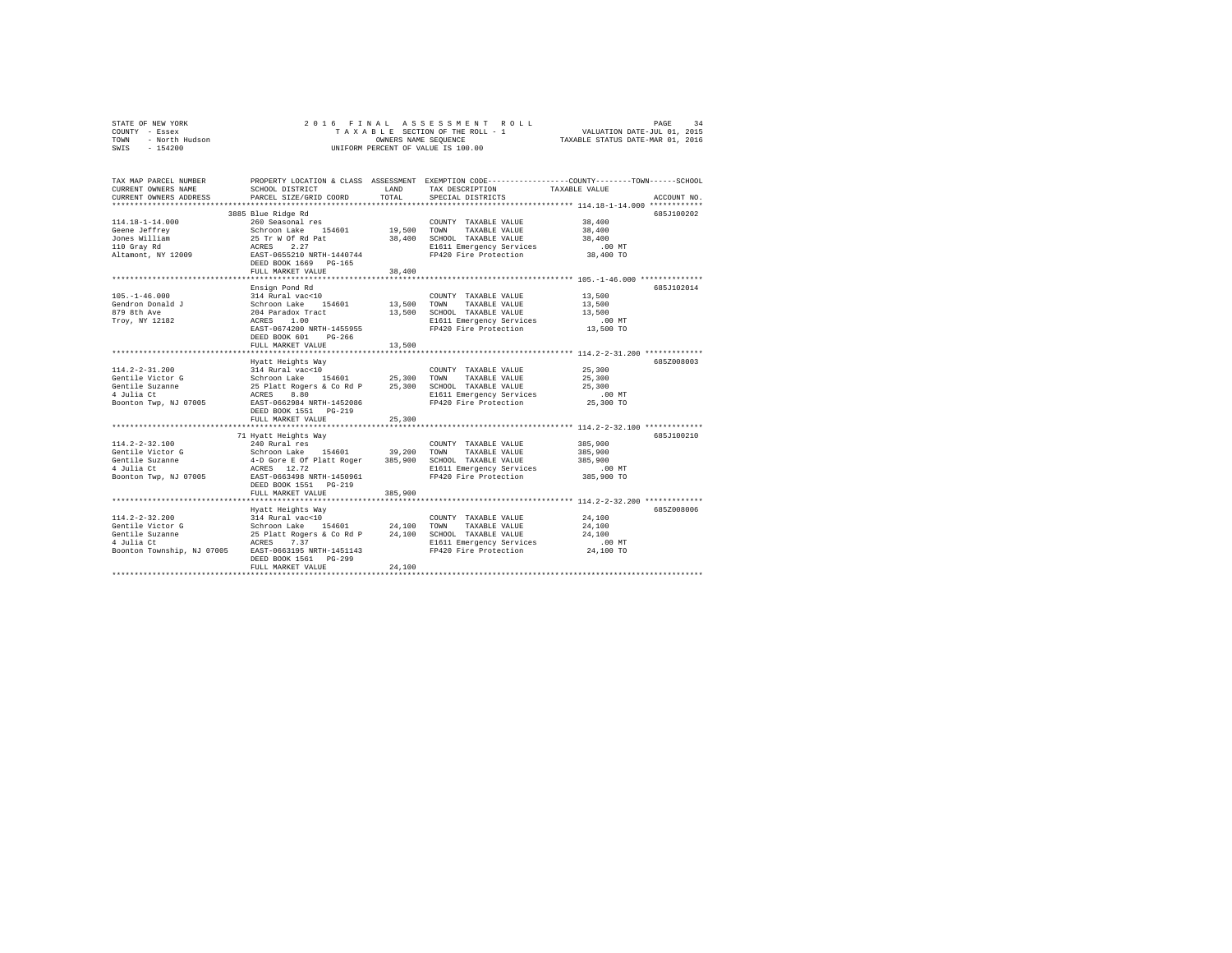STATE OF NEW YORK  
COUNTY - Essex  
TOWN - North Hudson  
SWIS - 154200

2016 FINAL ASSESSMENT ROLL  
TAXABLE SECTION OF THE ROLL - 1  
OWNERS NAME SEQUENCE  
UNIFORM PERCENT OF VALUE IS 100.00

VALUATION DATE-JUL 01, 2015  
TAXABLE STATUS DATE-MAR 01, 2016

| TAX MAP PARCEL NUMBER / CURRENT OWNERS NAME / CURRENT OWNERS ADDRESS | PROPERTY LOCATION & CLASS / SCHOOL DISTRICT / PARCEL SIZE/GRID COORD | ASSESSMENT LAND / TOTAL | EXEMPTION CODE / TAX DESCRIPTION / SPECIAL DISTRICTS | COUNTY / TOWN / SCHOOL TAXABLE VALUE | ACCOUNT NO. |
|---|---|---|---|---|---|
| 114.18-1-14.000 | 3885 Blue Ridge Rd | | | | 685J100202 |
| 114.18-1-14.000 | 260 Seasonal res | | COUNTY TAXABLE VALUE | 38,400 | |
| Geene Jeffrey | Schroon Lake 154601 | 19,500 | TOWN TAXABLE VALUE | 38,400 | |
| Jones William | 25 Tr W Of Rd Pat | 38,400 | SCHOOL TAXABLE VALUE | 38,400 | |
| 110 Gray Rd | ACRES 2.27 | | E1611 Emergency Services | .00 MT | |
| Altamont, NY 12009 | EAST-0655210 NRTH-1440744 | | FP420 Fire Protection | 38,400 TO | |
| | DEED BOOK 1669 PG-165 | | | | |
| | FULL MARKET VALUE | 38,400 | | | |
| 105.-1-46.000 | Ensign Pond Rd | | | | 685J102014 |
| 105.-1-46.000 | 314 Rural vac<10 | | COUNTY TAXABLE VALUE | 13,500 | |
| Gendron Donald J | Schroon Lake 154601 | 13,500 | TOWN TAXABLE VALUE | 13,500 | |
| 879 8th Ave | 204 Paradox Tract | 13,500 | SCHOOL TAXABLE VALUE | 13,500 | |
| Troy, NY 12182 | ACRES 1.00 | | E1611 Emergency Services | .00 MT | |
| | EAST-0674200 NRTH-1455955 | | FP420 Fire Protection | 13,500 TO | |
| | DEED BOOK 601 PG-266 | | | | |
| | FULL MARKET VALUE | 13,500 | | | |
| 114.2-2-31.200 | Hyatt Heights Way | | | | 685Z008003 |
| 114.2-2-31.200 | 314 Rural vac<10 | | COUNTY TAXABLE VALUE | 25,300 | |
| Gentile Victor G | Schroon Lake 154601 | 25,300 | TOWN TAXABLE VALUE | 25,300 | |
| Gentile Suzanne | 25 Platt Rogers & Co Rd P | 25,300 | SCHOOL TAXABLE VALUE | 25,300 | |
| 4 Julia Ct | ACRES 8.80 | | E1611 Emergency Services | .00 MT | |
| Boonton Twp, NJ 07005 | EAST-0662984 NRTH-1452086 | | FP420 Fire Protection | 25,300 TO | |
| | DEED BOOK 1551 PG-219 | | | | |
| | FULL MARKET VALUE | 25,300 | | | |
| 114.2-2-32.100 | 71 Hyatt Heights Way | | | | 685J100210 |
| 114.2-2-32.100 | 240 Rural res | | COUNTY TAXABLE VALUE | 385,900 | |
| Gentile Victor G | Schroon Lake 154601 | 39,200 | TOWN TAXABLE VALUE | 385,900 | |
| Gentile Suzanne | 4-D Gore E Of Platt Roger | 385,900 | SCHOOL TAXABLE VALUE | 385,900 | |
| 4 Julia Ct | ACRES 12.72 | | E1611 Emergency Services | .00 MT | |
| Boonton Twp, NJ 07005 | EAST-0663498 NRTH-1450961 | | FP420 Fire Protection | 385,900 TO | |
| | DEED BOOK 1551 PG-219 | | | | |
| | FULL MARKET VALUE | 385,900 | | | |
| 114.2-2-32.200 | Hyatt Heights Way | | | | 685Z008006 |
| 114.2-2-32.200 | 314 Rural vac<10 | | COUNTY TAXABLE VALUE | 24,100 | |
| Gentile Victor G | Schroon Lake 154601 | 24,100 | TOWN TAXABLE VALUE | 24,100 | |
| Gentile Suzanne | 25 Platt Rogers & Co Rd P | 24,100 | SCHOOL TAXABLE VALUE | 24,100 | |
| 4 Julia Ct | ACRES 7.37 | | E1611 Emergency Services | .00 MT | |
| Boonton Township, NJ 07005 | EAST-0663195 NRTH-1451143 | | FP420 Fire Protection | 24,100 TO | |
| | DEED BOOK 1561 PG-299 | | | | |
| | FULL MARKET VALUE | 24,100 | | | |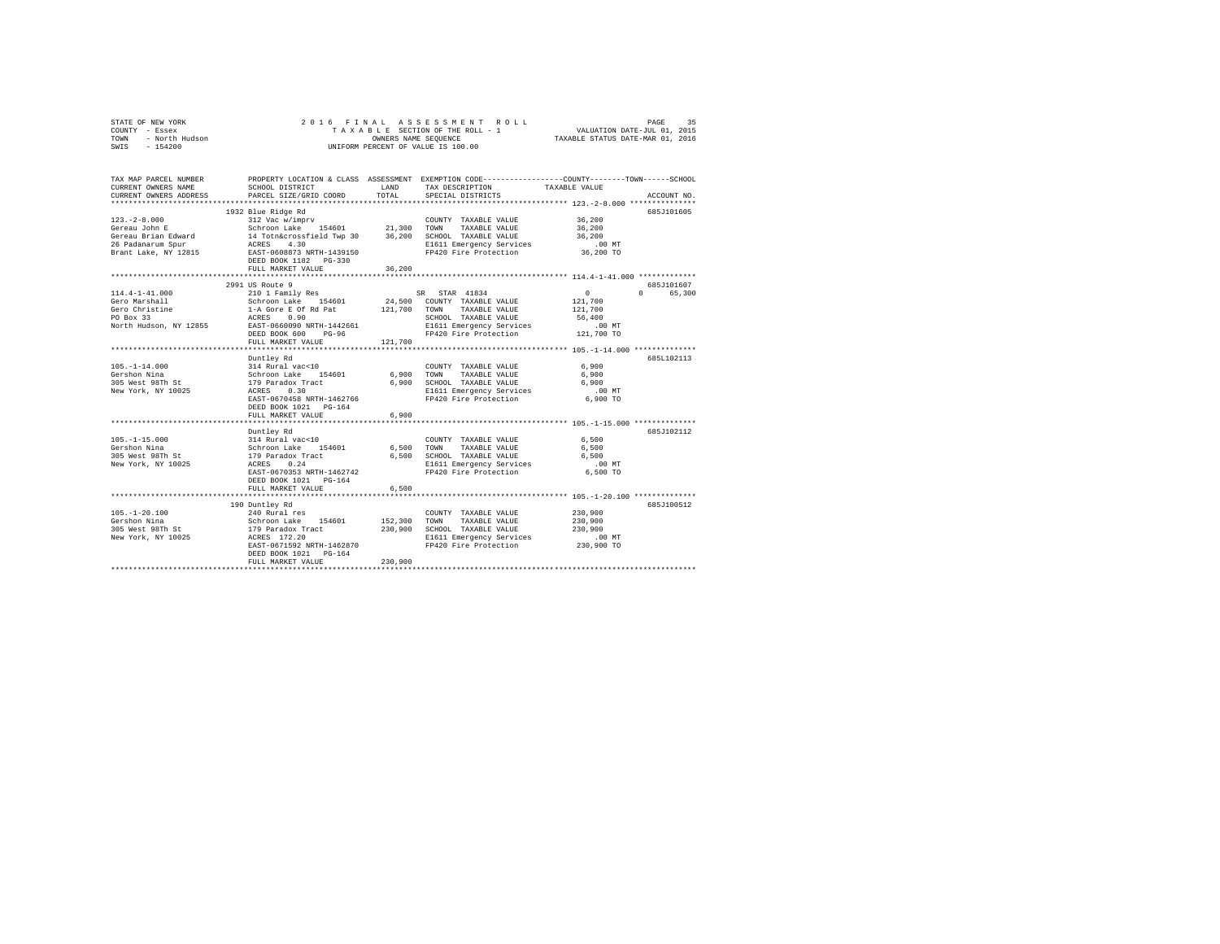STATE OF NEW YORK
COUNTY - Essex
TOWN - North Hudson
SWIS - 154200

2016 FINAL ASSESSMENT ROLL
TAXABLE SECTION OF THE ROLL - 1
OWNERS NAME SEQUENCE
UNIFORM PERCENT OF VALUE IS 100.00

VALUATION DATE-JUL 01, 2015
TAXABLE STATUS DATE-MAR 01, 2016

| TAX MAP PARCEL NUMBER<br>CURRENT OWNERS NAME<br>CURRENT OWNERS ADDRESS | PROPERTY LOCATION & CLASS<br>SCHOOL DISTRICT<br>PARCEL SIZE/GRID COORD | ASSESSMENT<br>LAND<br>TOTAL | EXEMPTION CODE<br>TAX DESCRIPTION<br>SPECIAL DISTRICTS | COUNTY / TOWN / SCHOOL<br>TAXABLE VALUE | ACCOUNT NO. |
|---|---|---|---|---|---|
| 123.-2-8.000 | 1932 Blue Ridge Rd | | | | 685J101605 |
| Gereau John E | 312 Vac w/imprv | | COUNTY TAXABLE VALUE | 36,200 | |
| Gereau Brian Edward | Schroon Lake 154601 | 21,300 | TOWN TAXABLE VALUE | 36,200 | |
| 26 Padanarum Spur | 14 Totn&crossfield Twp 30 | 36,200 | SCHOOL TAXABLE VALUE | 36,200 | |
| Brant Lake, NY 12815 | ACRES 4.30 | | E1611 Emergency Services | .00 MT | |
| | EAST-0608873 NRTH-1439150 | | FP420 Fire Protection | 36,200 TO | |
| | DEED BOOK 1182 PG-330 | | | | |
| | FULL MARKET VALUE | 36,200 | | | |
| 114.4-1-41.000 | 2991 US Route 9 | | | | 685J101607 |
| Gero Marshall | 210 1 Family Res | | SR STAR 41834 | 0 0 65,300 | |
| Gero Christine | Schroon Lake 154601 | 24,500 | COUNTY TAXABLE VALUE | 121,700 | |
| PO Box 33 | 1-A Gore E Of Rd Pat | 121,700 | TOWN TAXABLE VALUE | 121,700 | |
| North Hudson, NY 12855 | ACRES 0.90 | | SCHOOL TAXABLE VALUE | 56,400 | |
| | EAST-0660090 NRTH-1442661 | | E1611 Emergency Services | .00 MT | |
| | DEED BOOK 600 PG-96 | | FP420 Fire Protection | 121,700 TO | |
| | FULL MARKET VALUE | 121,700 | | | |
| 105.-1-14.000 | Duntley Rd | | | | 685L102113 |
| Gershon Nina | 314 Rural vac<10 | | COUNTY TAXABLE VALUE | 6,900 | |
| 305 West 98Th St | Schroon Lake 154601 | 6,900 | TOWN TAXABLE VALUE | 6,900 | |
| New York, NY 10025 | 179 Paradox Tract | 6,900 | SCHOOL TAXABLE VALUE | 6,900 | |
| | ACRES 0.30 | | E1611 Emergency Services | .00 MT | |
| | EAST-0670458 NRTH-1462766 | | FP420 Fire Protection | 6,900 TO | |
| | DEED BOOK 1021 PG-164 | | | | |
| | FULL MARKET VALUE | 6,900 | | | |
| 105.-1-15.000 | Duntley Rd | | | | 685J102112 |
| Gershon Nina | 314 Rural vac<10 | | COUNTY TAXABLE VALUE | 6,500 | |
| 305 West 98Th St | Schroon Lake 154601 | 6,500 | TOWN TAXABLE VALUE | 6,500 | |
| New York, NY 10025 | 179 Paradox Tract | 6,500 | SCHOOL TAXABLE VALUE | 6,500 | |
| | ACRES 0.24 | | E1611 Emergency Services | .00 MT | |
| | EAST-0670353 NRTH-1462742 | | FP420 Fire Protection | 6,500 TO | |
| | DEED BOOK 1021 PG-164 | | | | |
| | FULL MARKET VALUE | 6,500 | | | |
| 105.-1-20.100 | 190 Duntley Rd | | | | 685J100512 |
| Gershon Nina | 240 Rural res | | COUNTY TAXABLE VALUE | 230,900 | |
| 305 West 98Th St | Schroon Lake 154601 | 152,300 | TOWN TAXABLE VALUE | 230,900 | |
| New York, NY 10025 | 179 Paradox Tract | 230,900 | SCHOOL TAXABLE VALUE | 230,900 | |
| | ACRES 172.20 | | E1611 Emergency Services | .00 MT | |
| | EAST-0671592 NRTH-1462870 | | FP420 Fire Protection | 230,900 TO | |
| | DEED BOOK 1021 PG-164 | | | | |
| | FULL MARKET VALUE | 230,900 | | | |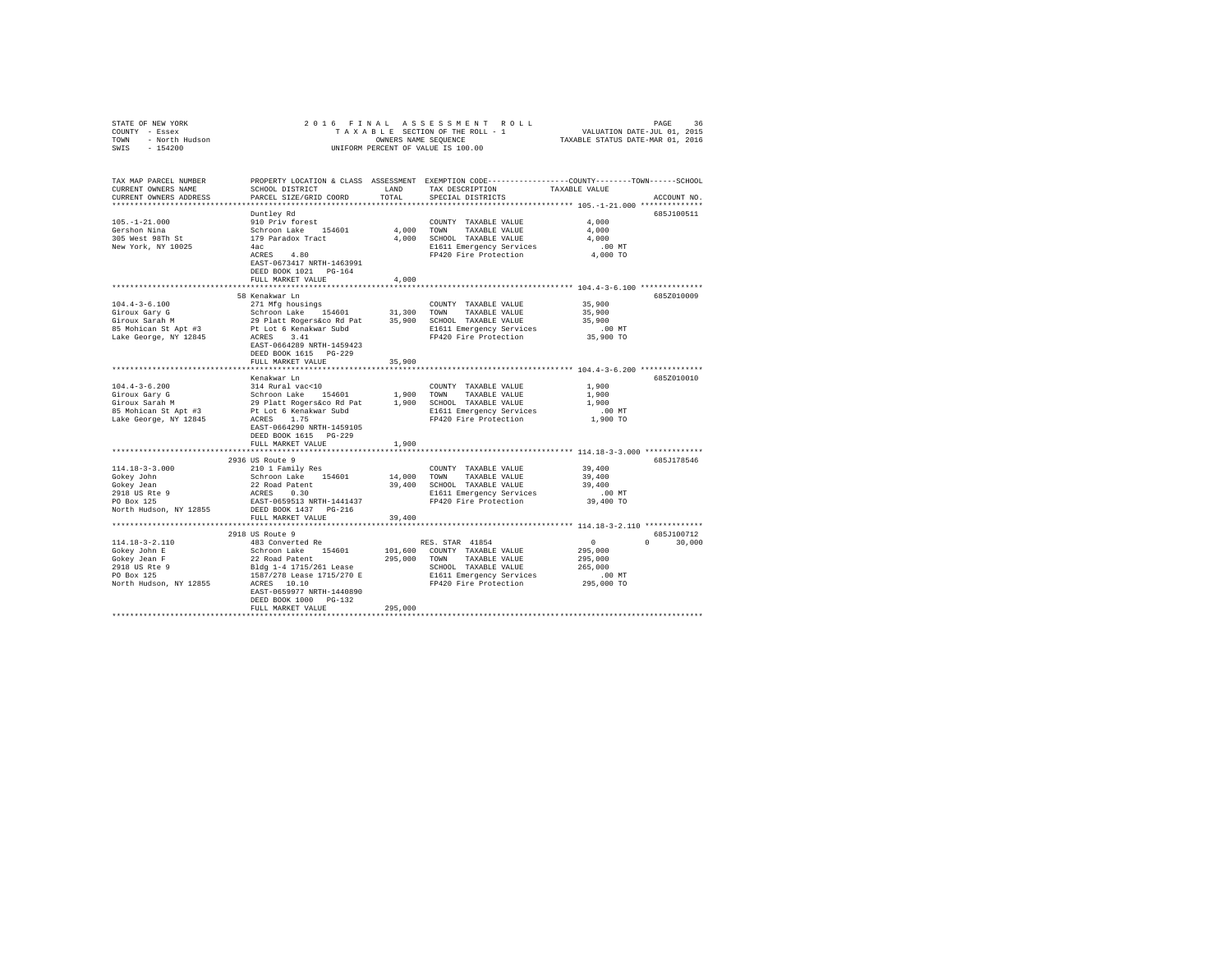STATE OF NEW YORK
COUNTY - Essex
TOWN - North Hudson
SWIS - 154200

2016 FINAL ASSESSMENT ROLL
TAXABLE SECTION OF THE ROLL - 1
OWNERS NAME SEQUENCE
UNIFORM PERCENT OF VALUE IS 100.00

VALUATION DATE-JUL 01, 2015
TAXABLE STATUS DATE-MAR 01, 2016

| TAX MAP PARCEL NUMBER / CURRENT OWNERS NAME / CURRENT OWNERS ADDRESS | PROPERTY LOCATION & CLASS / SCHOOL DISTRICT / PARCEL SIZE/GRID COORD | ASSESSMENT LAND | TOTAL | EXEMPTION CODE / TAX DESCRIPTION / SPECIAL DISTRICTS | COUNTY / TOWN / SCHOOL TAXABLE VALUE | ACCOUNT NO. |
|---|---|---|---|---|---|---|
| **105.-1-21.000** | Duntley Rd | | | | | 685J100511 |
| 105.-1-21.000 | 910 Priv forest | | | COUNTY TAXABLE VALUE | 4,000 | |
| Gershon Nina | Schroon Lake 154601 | 4,000 | | TOWN TAXABLE VALUE | 4,000 | |
| 305 West 98Th St | 179 Paradox Tract | | 4,000 | SCHOOL TAXABLE VALUE | 4,000 | |
| New York, NY 10025 | 4ac | | | E1611 Emergency Services | .00 MT | |
| | ACRES 4.80 | | | FP420 Fire Protection | 4,000 TO | |
| | EAST-0673417 NRTH-1463991 | | | | | |
| | DEED BOOK 1021 PG-164 | | | | | |
| | FULL MARKET VALUE | | 4,000 | | | |
| **104.4-3-6.100** | 58 Kenakwar Ln | | | | | 685Z010009 |
| 104.4-3-6.100 | 271 Mfg housings | | | COUNTY TAXABLE VALUE | 35,900 | |
| Giroux Gary G | Schroon Lake 154601 | 31,300 | | TOWN TAXABLE VALUE | 35,900 | |
| Giroux Sarah M | 29 Platt Rogers&co Rd Pat | | 35,900 | SCHOOL TAXABLE VALUE | 35,900 | |
| 85 Mohican St Apt #3 | Pt Lot 6 Kenakwar Subd | | | E1611 Emergency Services | .00 MT | |
| Lake George, NY 12845 | ACRES 3.41 | | | FP420 Fire Protection | 35,900 TO | |
| | EAST-0664289 NRTH-1459423 | | | | | |
| | DEED BOOK 1615 PG-229 | | | | | |
| | FULL MARKET VALUE | | 35,900 | | | |
| **104.4-3-6.200** | Kenakwar Ln | | | | | 685Z010010 |
| 104.4-3-6.200 | 314 Rural vac<10 | | | COUNTY TAXABLE VALUE | 1,900 | |
| Giroux Gary G | Schroon Lake 154601 | 1,900 | | TOWN TAXABLE VALUE | 1,900 | |
| Giroux Sarah M | 29 Platt Rogers&co Rd Pat | | 1,900 | SCHOOL TAXABLE VALUE | 1,900 | |
| 85 Mohican St Apt #3 | Pt Lot 6 Kenakwar Subd | | | E1611 Emergency Services | .00 MT | |
| Lake George, NY 12845 | ACRES 1.75 | | | FP420 Fire Protection | 1,900 TO | |
| | EAST-0664290 NRTH-1459105 | | | | | |
| | DEED BOOK 1615 PG-229 | | | | | |
| | FULL MARKET VALUE | | 1,900 | | | |
| **114.18-3-3.000** | 2936 US Route 9 | | | | | 685J178546 |
| 114.18-3-3.000 | 210 1 Family Res | | | COUNTY TAXABLE VALUE | 39,400 | |
| Gokey John | Schroon Lake 154601 | 14,000 | | TOWN TAXABLE VALUE | 39,400 | |
| Gokey Jean | 22 Road Patent | | 39,400 | SCHOOL TAXABLE VALUE | 39,400 | |
| 2918 US Rte 9 | ACRES 0.30 | | | E1611 Emergency Services | .00 MT | |
| PO Box 125 | EAST-0659513 NRTH-1441437 | | | FP420 Fire Protection | 39,400 TO | |
| North Hudson, NY 12855 | DEED BOOK 1437 PG-216 | | | | | |
| | FULL MARKET VALUE | | 39,400 | | | |
| **114.18-3-2.110** | 2918 US Route 9 | | | | | 685J100712 |
| 114.18-3-2.110 | 483 Converted Re | | | RES. STAR 41854 | 0 / 0 / 30,000 | |
| Gokey John E | Schroon Lake 154601 | 101,600 | | COUNTY TAXABLE VALUE | 295,000 | |
| Gokey Jean F | 22 Road Patent | | 295,000 | TOWN TAXABLE VALUE | 295,000 | |
| 2918 US Rte 9 | Bldg 1-4 1715/261 Lease | | | SCHOOL TAXABLE VALUE | 265,000 | |
| PO Box 125 | 1587/278 Lease 1715/270 E | | | E1611 Emergency Services | .00 MT | |
| North Hudson, NY 12855 | ACRES 10.10 | | | FP420 Fire Protection | 295,000 TO | |
| | EAST-0659977 NRTH-1440890 | | | | | |
| | DEED BOOK 1000 PG-132 | | | | | |
| | FULL MARKET VALUE | | 295,000 | | | |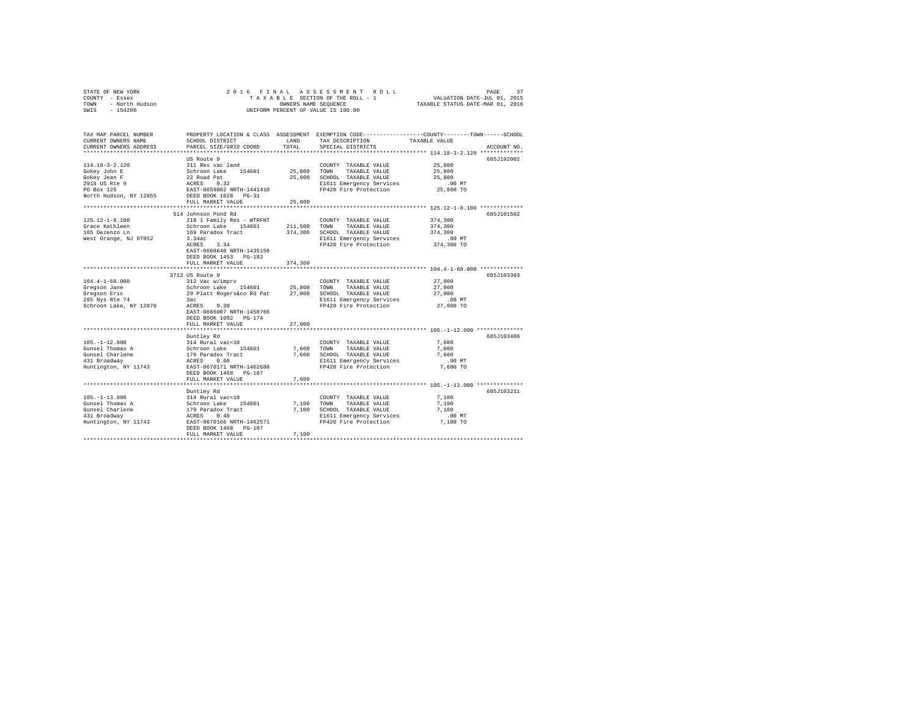STATE OF NEW YORK
COUNTY - Essex
TOWN - North Hudson
SWIS - 154200

2016 FINAL ASSESSMENT ROLL
TAXABLE SECTION OF THE ROLL - 1
OWNERS NAME SEQUENCE
UNIFORM PERCENT OF VALUE IS 100.00

VALUATION DATE-JUL 01, 2015
TAXABLE STATUS DATE-MAR 01, 2016

| TAX MAP PARCEL NUMBER / CURRENT OWNERS NAME / CURRENT OWNERS ADDRESS | PROPERTY LOCATION & CLASS / SCHOOL DISTRICT / PARCEL SIZE/GRID COORD | ASSESSMENT LAND | TOTAL | EXEMPTION CODE / TAX DESCRIPTION / SPECIAL DISTRICTS | COUNTY--------TOWN------SCHOOL TAXABLE VALUE | ACCOUNT NO. |
|---|---|---|---|---|---|---|
| 114.18-3-2.120 | US Route 9 | | | | | 685J192002 |
| 114.18-3-2.120 | 311 Res vac land | | | COUNTY TAXABLE VALUE | 25,800 | |
| Gokey John E | Schroon Lake 154601 | 25,800 | | TOWN TAXABLE VALUE | 25,800 | |
| Gokey Jean F | 22 Road Pat | | 25,800 | SCHOOL TAXABLE VALUE | 25,800 | |
| 2918 US Rte 9 | ACRES 9.32 | | | E1611 Emergency Services | .00 MT | |
| PO Box 125 | EAST-0659862 NRTH-1441410 | | | FP420 Fire Protection | 25,800 TO | |
| North Hudson, NY 12855 | DEED BOOK 1028 PG-31 | | | | | |
| | FULL MARKET VALUE | | 25,800 | | | |
| 125.12-1-8.100 | 514 Johnson Pond Rd | | | | | 685J101502 |
| 125.12-1-8.100 | 210 1 Family Res - WTRFNT | | | COUNTY TAXABLE VALUE | 374,300 | |
| Grace Kathleen | Schroon Lake 154601 | 211,500 | | TOWN TAXABLE VALUE | 374,300 | |
| 165 Dezenzo Ln | 169 Paradox Tract | | 374,300 | SCHOOL TAXABLE VALUE | 374,300 | |
| West Orange, NJ 07052 | 3.34ac | | | E1611 Emergency Services | .00 MT | |
| | ACRES 3.34 | | | FP420 Fire Protection | 374,300 TO | |
| | EAST-0668640 NRTH-1435156 | | | | | |
| | DEED BOOK 1453 PG-182 | | | | | |
| | FULL MARKET VALUE | | 374,300 | | | |
| 104.4-1-68.000 | 3712 US Route 9 | | | | | 685J103303 |
| 104.4-1-68.000 | 312 Vac w/imprv | | | COUNTY TAXABLE VALUE | 27,000 | |
| Gregson Jane | Schroon Lake 154601 | 25,800 | | TOWN TAXABLE VALUE | 27,000 | |
| Gregson Eric | 29 Platt Rogers&co Rd Pat | | 27,000 | SCHOOL TAXABLE VALUE | 27,000 | |
| 295 Nys Rte 74 | 3ac | | | E1611 Emergency Services | .00 MT | |
| Schroon Lake, NY 12870 | ACRES 9.30 | | | FP420 Fire Protection | 27,000 TO | |
| | EAST-0666007 NRTH-1458766 | | | | | |
| | DEED BOOK 1092 PG-174 | | | | | |
| | FULL MARKET VALUE | | 27,000 | | | |
| 105.-1-12.000 | Duntley Rd | | | | | 685J103406 |
| 105.-1-12.000 | 314 Rural vac<10 | | | COUNTY TAXABLE VALUE | 7,600 | |
| Gunsel Thomas A | Schroon Lake 154601 | 7,600 | | TOWN TAXABLE VALUE | 7,600 | |
| Gunsel Charlene | 179 Paradox Tract | | 7,600 | SCHOOL TAXABLE VALUE | 7,600 | |
| 431 Broadway | ACRES 0.60 | | | E1611 Emergency Services | .00 MT | |
| Huntington, NY 11743 | EAST-0670171 NRTH-1462688 | | | FP420 Fire Protection | 7,600 TO | |
| | DEED BOOK 1468 PG-187 | | | | | |
| | FULL MARKET VALUE | | 7,600 | | | |
| 105.-1-13.000 | Duntley Rd | | | | | 685J103211 |
| 105.-1-13.000 | 314 Rural vac<10 | | | COUNTY TAXABLE VALUE | 7,100 | |
| Gunsel Thomas A | Schroon Lake 154601 | 7,100 | | TOWN TAXABLE VALUE | 7,100 | |
| Gunsel Charlene | 179 Paradox Tract | | 7,100 | SCHOOL TAXABLE VALUE | 7,100 | |
| 431 Broadway | ACRES 0.40 | | | E1611 Emergency Services | .00 MT | |
| Huntington, NY 11743 | EAST-0670166 NRTH-1462571 | | | FP420 Fire Protection | 7,100 TO | |
| | DEED BOOK 1468 PG-187 | | | | | |
| | FULL MARKET VALUE | | 7,100 | | | |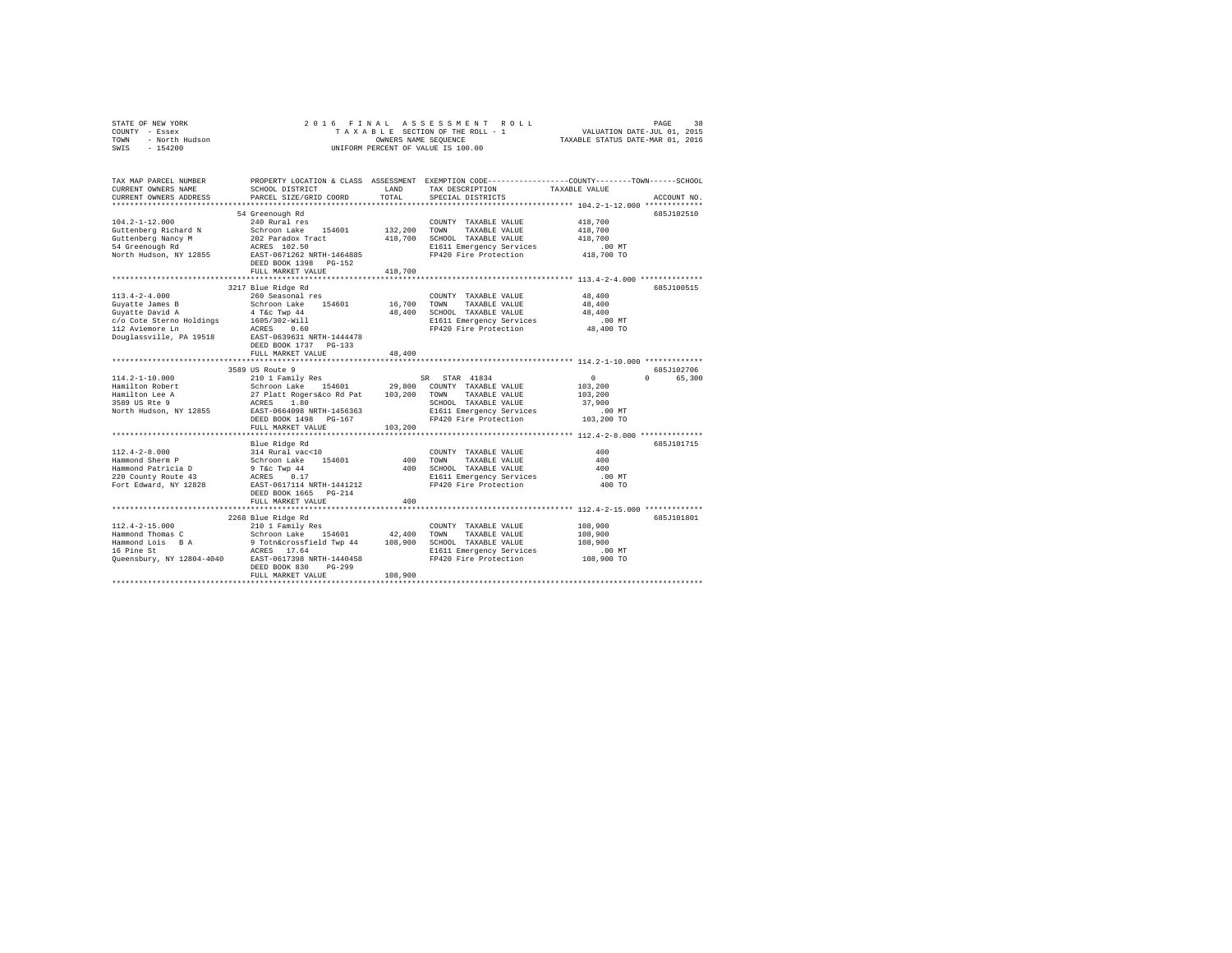STATE OF NEW YORK
COUNTY - Essex
TOWN - North Hudson
SWIS - 154200

2016 FINAL ASSESSMENT ROLL
TAXABLE SECTION OF THE ROLL - 1
OWNERS NAME SEQUENCE
UNIFORM PERCENT OF VALUE IS 100.00

VALUATION DATE-JUL 01, 2015
TAXABLE STATUS DATE-MAR 01, 2016

```
TAX MAP PARCEL NUMBER          PROPERTY LOCATION & CLASS  ASSESSMENT  EXEMPTION CODE-----------------COUNTY--------TOWN------SCHOOL
CURRENT OWNERS NAME            SCHOOL DISTRICT              LAND      TAX DESCRIPTION           TAXABLE VALUE
CURRENT OWNERS ADDRESS         PARCEL SIZE/GRID COORD       TOTAL     SPECIAL DISTRICTS                                   ACCOUNT NO.
******************************************************************************************************* 104.2-1-12.000 *************
                               54 Greenough Rd                                                                            685J102510
104.2-1-12.000                 240 Rural res                          COUNTY  TAXABLE VALUE         418,700
Guttenberg Richard N           Schroon Lake   154601      132,200     TOWN    TAXABLE VALUE         418,700
Guttenberg Nancy M             202 Paradox Tract          418,700     SCHOOL  TAXABLE VALUE         418,700
54 Greenough Rd                ACRES  102.50                          E1611 Emergency Services          .00 MT
North Hudson, NY 12855         EAST-0671262 NRTH-1464885              FP420 Fire Protection         418,700 TO
                               DEED BOOK 1398   PG-152
                               FULL MARKET VALUE          418,700
******************************************************************************************************* 113.4-2-4.000 **************
                               3217 Blue Ridge Rd                                                                         685J100515
113.4-2-4.000                  260 Seasonal res                       COUNTY  TAXABLE VALUE          48,400
Guyatte James B                Schroon Lake   154601       16,700     TOWN    TAXABLE VALUE          48,400
Guyatte David A                4 T&c Twp 44                48,400     SCHOOL  TAXABLE VALUE          48,400
c/o Cote Sterno Holdings       1605/302-Will                          E1611 Emergency Services          .00 MT
112 Aviemore Ln                ACRES    0.60                          FP420 Fire Protection          48,400 TO
Douglassville, PA 19518        EAST-0639631 NRTH-1444478
                               DEED BOOK 1737   PG-133
                               FULL MARKET VALUE           48,400
******************************************************************************************************* 114.2-1-10.000 *************
                               3589 US Route 9                                                                            685J102706
114.2-1-10.000                 210 1 Family Res                   SR  STAR  41834                      0              0       65,300
Hamilton Robert                Schroon Lake   154601       29,800     COUNTY  TAXABLE VALUE         103,200
Hamilton Lee A                 27 Platt Rogers&co Rd Pat  103,200     TOWN    TAXABLE VALUE         103,200
3589 US Rte 9                  ACRES    1.80                          SCHOOL  TAXABLE VALUE          37,900
North Hudson, NY 12855         EAST-0664098 NRTH-1456363              E1611 Emergency Services          .00 MT
                               DEED BOOK 1498   PG-167                FP420 Fire Protection         103,200 TO
                               FULL MARKET VALUE          103,200
******************************************************************************************************* 112.4-2-8.000 **************
                               Blue Ridge Rd                                                                              685J101715
112.4-2-8.000                  314 Rural vac<10                       COUNTY  TAXABLE VALUE             400
Hammond Sherm P                Schroon Lake   154601          400     TOWN    TAXABLE VALUE             400
Hammond Patricia D             9 T&c Twp 44                   400     SCHOOL  TAXABLE VALUE             400
220 County Route 43            ACRES    0.17                          E1611 Emergency Services          .00 MT
Fort Edward, NY 12828          EAST-0617114 NRTH-1441212              FP420 Fire Protection             400 TO
                               DEED BOOK 1665   PG-214
                               FULL MARKET VALUE              400
******************************************************************************************************* 112.4-2-15.000 *************
                               2268 Blue Ridge Rd                                                                         685J101801
112.4-2-15.000                 210 1 Family Res                       COUNTY  TAXABLE VALUE         108,900
Hammond Thomas C               Schroon Lake   154601       42,400     TOWN    TAXABLE VALUE         108,900
Hammond Lois   B A             9 Totn&crossfield Twp 44   108,900     SCHOOL  TAXABLE VALUE         108,900
16 Pine St                     ACRES   17.64                          E1611 Emergency Services          .00 MT
Queensbury, NY 12804-4040      EAST-0617398 NRTH-1440458              FP420 Fire Protection         108,900 TO
                               DEED BOOK 830    PG-299
                               FULL MARKET VALUE          108,900
************************************************************************************************************************************
```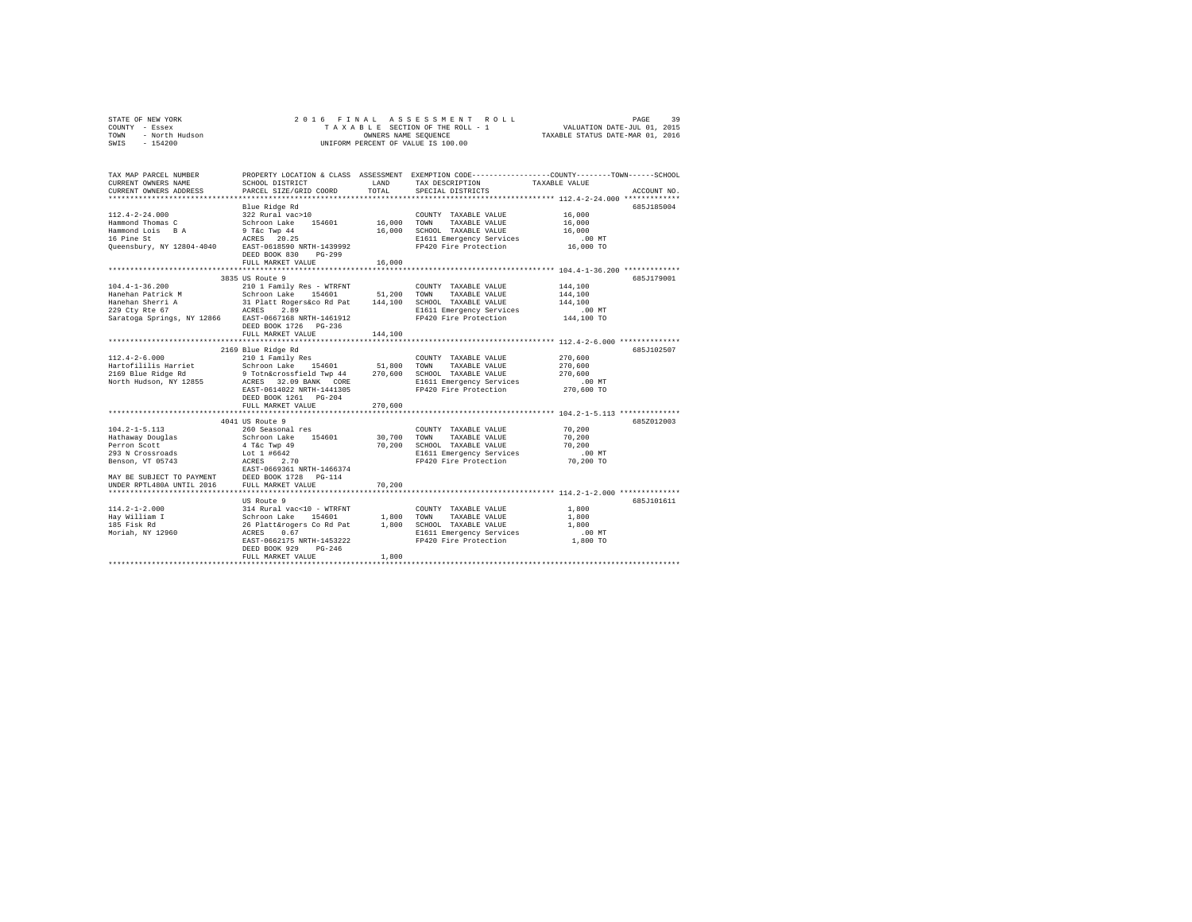STATE OF NEW YORK  
COUNTY - Essex  
TOWN - North Hudson  
SWIS - 154200

2016 FINAL ASSESSMENT ROLL  
TAXABLE SECTION OF THE ROLL - 1  
OWNERS NAME SEQUENCE  
UNIFORM PERCENT OF VALUE IS 100.00

VALUATION DATE-JUL 01, 2015  
TAXABLE STATUS DATE-MAR 01, 2016

| TAX MAP PARCEL NUMBER / CURRENT OWNERS NAME / CURRENT OWNERS ADDRESS | PROPERTY LOCATION & CLASS / SCHOOL DISTRICT / PARCEL SIZE/GRID COORD | ASSESSMENT LAND / TOTAL | EXEMPTION CODE / TAX DESCRIPTION / SPECIAL DISTRICTS | COUNTY--------TOWN------SCHOOL TAXABLE VALUE | ACCOUNT NO. |
|---|---|---|---|---|---|
| **112.4-2-24.000** | Blue Ridge Rd | | | | 685J185004 |
| 112.4-2-24.000 | 322 Rural vac>10 | | COUNTY TAXABLE VALUE | 16,000 | |
| Hammond Thomas C | Schroon Lake 154601 | 16,000 | TOWN TAXABLE VALUE | 16,000 | |
| Hammond Lois B A | 9 T&c Twp 44 | 16,000 | SCHOOL TAXABLE VALUE | 16,000 | |
| 16 Pine St | ACRES 20.25 | | E1611 Emergency Services | .00 MT | |
| Queensbury, NY 12804-4040 | EAST-0618590 NRTH-1439992 | | FP420 Fire Protection | 16,000 TO | |
| | DEED BOOK 830 PG-299 | | | | |
| | FULL MARKET VALUE | 16,000 | | | |
| **104.4-1-36.200** | 3835 US Route 9 | | | | 685J179001 |
| 104.4-1-36.200 | 210 1 Family Res - WTRFNT | | COUNTY TAXABLE VALUE | 144,100 | |
| Hanehan Patrick M | Schroon Lake 154601 | 51,200 | TOWN TAXABLE VALUE | 144,100 | |
| Hanehan Sherri A | 31 Platt Rogers&co Rd Pat | 144,100 | SCHOOL TAXABLE VALUE | 144,100 | |
| 229 Cty Rte 67 | ACRES 2.89 | | E1611 Emergency Services | .00 MT | |
| Saratoga Springs, NY 12866 | EAST-0667168 NRTH-1461912 | | FP420 Fire Protection | 144,100 TO | |
| | DEED BOOK 1726 PG-236 | | | | |
| | FULL MARKET VALUE | 144,100 | | | |
| **112.4-2-6.000** | 2169 Blue Ridge Rd | | | | 685J102507 |
| 112.4-2-6.000 | 210 1 Family Res | | COUNTY TAXABLE VALUE | 270,600 | |
| Hartofililis Harriet | Schroon Lake 154601 | 51,800 | TOWN TAXABLE VALUE | 270,600 | |
| 2169 Blue Ridge Rd | 9 Totn&crossfield Twp 44 | 270,600 | SCHOOL TAXABLE VALUE | 270,600 | |
| North Hudson, NY 12855 | ACRES 32.09 BANK CORE | | E1611 Emergency Services | .00 MT | |
| | EAST-0614022 NRTH-1441305 | | FP420 Fire Protection | 270,600 TO | |
| | DEED BOOK 1261 PG-204 | | | | |
| | FULL MARKET VALUE | 270,600 | | | |
| **104.2-1-5.113** | 4041 US Route 9 | | | | 685Z012003 |
| 104.2-1-5.113 | 260 Seasonal res | | COUNTY TAXABLE VALUE | 70,200 | |
| Hathaway Douglas | Schroon Lake 154601 | 30,700 | TOWN TAXABLE VALUE | 70,200 | |
| Perron Scott | 4 T&c Twp 49 | 70,200 | SCHOOL TAXABLE VALUE | 70,200 | |
| 293 N Crossroads | Lot 1 #6642 | | E1611 Emergency Services | .00 MT | |
| Benson, VT 05743 | ACRES 2.70 | | FP420 Fire Protection | 70,200 TO | |
| | EAST-0669361 NRTH-1466374 | | | | |
| MAY BE SUBJECT TO PAYMENT | DEED BOOK 1728 PG-114 | | | | |
| UNDER RPTL480A UNTIL 2016 | FULL MARKET VALUE | 70,200 | | | |
| **114.2-1-2.000** | US Route 9 | | | | 685J101611 |
| 114.2-1-2.000 | 314 Rural vac<10 - WTRFNT | | COUNTY TAXABLE VALUE | 1,800 | |
| Hay William I | Schroon Lake 154601 | 1,800 | TOWN TAXABLE VALUE | 1,800 | |
| 185 Fisk Rd | 26 Platt&rogers Co Rd Pat | 1,800 | SCHOOL TAXABLE VALUE | 1,800 | |
| Moriah, NY 12960 | ACRES 0.67 | | E1611 Emergency Services | .00 MT | |
| | EAST-0662175 NRTH-1453222 | | FP420 Fire Protection | 1,800 TO | |
| | DEED BOOK 929 PG-246 | | | | |
| | FULL MARKET VALUE | 1,800 | | | |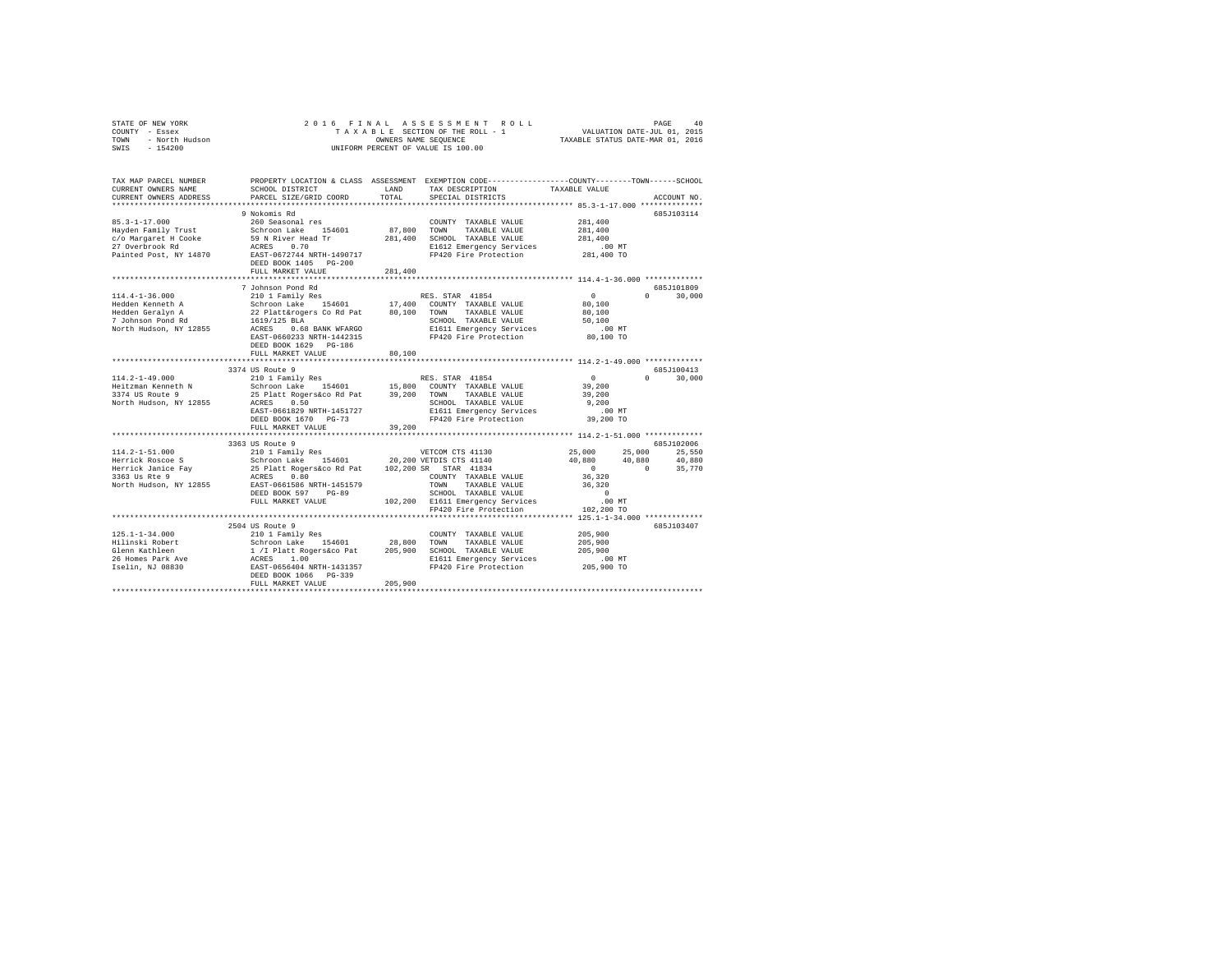STATE OF NEW YORK
COUNTY - Essex
TOWN - North Hudson
SWIS - 154200

2016 FINAL ASSESSMENT ROLL
TAXABLE SECTION OF THE ROLL - 1
OWNERS NAME SEQUENCE
UNIFORM PERCENT OF VALUE IS 100.00

VALUATION DATE-JUL 01, 2015
TAXABLE STATUS DATE-MAR 01, 2016

| TAX MAP PARCEL NUMBER / CURRENT OWNERS NAME / CURRENT OWNERS ADDRESS | PROPERTY LOCATION & CLASS / SCHOOL DISTRICT / PARCEL SIZE/GRID COORD | ASSESSMENT LAND / TOTAL | EXEMPTION CODE / TAX DESCRIPTION / SPECIAL DISTRICTS | COUNTY | TOWN | SCHOOL | ACCOUNT NO. |
|---|---|---|---|---|---|---|---|
| **85.3-1-17.000** | 9 Nokomis Rd | | | | | | 685J103114 |
| 85.3-1-17.000 | 260 Seasonal res | | COUNTY TAXABLE VALUE | 281,400 | | | |
| Hayden Family Trust | Schroon Lake 154601 | 87,800 | TOWN TAXABLE VALUE | | 281,400 | | |
| c/o Margaret H Cooke | 59 N River Head Tr | 281,400 | SCHOOL TAXABLE VALUE | | | 281,400 | |
| 27 Overbrook Rd | ACRES 0.70 | | E1612 Emergency Services | .00 MT | | | |
| Painted Post, NY 14870 | EAST-0672744 NRTH-1490717 | | FP420 Fire Protection | 281,400 TO | | | |
| | DEED BOOK 1405 PG-200 | | | | | | |
| | FULL MARKET VALUE | 281,400 | | | | | |
| **114.4-1-36.000** | 7 Johnson Pond Rd | | | | | | 685J101809 |
| 114.4-1-36.000 | 210 1 Family Res | | RES. STAR 41854 | 0 | 0 | 30,000 | |
| Hedden Kenneth A | Schroon Lake 154601 | 17,400 | COUNTY TAXABLE VALUE | 80,100 | | | |
| Hedden Geralyn A | 22 Platt&rogers Co Rd Pat | 80,100 | TOWN TAXABLE VALUE | | 80,100 | | |
| 7 Johnson Pond Rd | 1619/125 BLA | | SCHOOL TAXABLE VALUE | | | 50,100 | |
| North Hudson, NY 12855 | ACRES 0.68 BANK WFARGO | | E1611 Emergency Services | .00 MT | | | |
| | EAST-0660233 NRTH-1442315 | | FP420 Fire Protection | 80,100 TO | | | |
| | DEED BOOK 1629 PG-186 | | | | | | |
| | FULL MARKET VALUE | 80,100 | | | | | |
| **114.2-1-49.000** | 3374 US Route 9 | | | | | | 685J100413 |
| 114.2-1-49.000 | 210 1 Family Res | | RES. STAR 41854 | 0 | 0 | 30,000 | |
| Heitzman Kenneth N | Schroon Lake 154601 | 15,800 | COUNTY TAXABLE VALUE | 39,200 | | | |
| 3374 US Route 9 | 25 Platt Rogers&co Rd Pat | 39,200 | TOWN TAXABLE VALUE | | 39,200 | | |
| North Hudson, NY 12855 | ACRES 0.50 | | SCHOOL TAXABLE VALUE | | | 9,200 | |
| | EAST-0661829 NRTH-1451727 | | E1611 Emergency Services | .00 MT | | | |
| | DEED BOOK 1670 PG-73 | | FP420 Fire Protection | 39,200 TO | | | |
| | FULL MARKET VALUE | 39,200 | | | | | |
| **114.2-1-51.000** | 3363 US Route 9 | | | | | | 685J102006 |
| 114.2-1-51.000 | 210 1 Family Res | | VETCOM CTS 41130 | 25,000 | 25,000 | 25,550 | |
| Herrick Roscoe S | Schroon Lake 154601 | 20,200 | VETDIS CTS 41140 | 40,880 | 40,880 | 40,880 | |
| Herrick Janice Fay | 25 Platt Rogers&co Rd Pat | 102,200 | SR STAR 41834 | 0 | 0 | 35,770 | |
| 3363 Us Rte 9 | ACRES 0.80 | | COUNTY TAXABLE VALUE | 36,320 | | | |
| North Hudson, NY 12855 | EAST-0661586 NRTH-1451579 | | TOWN TAXABLE VALUE | | 36,320 | | |
| | DEED BOOK 597 PG-89 | | SCHOOL TAXABLE VALUE | | | 0 | |
| | FULL MARKET VALUE | 102,200 | E1611 Emergency Services | .00 MT | | | |
| | | | FP420 Fire Protection | 102,200 TO | | | |
| **125.1-1-34.000** | 2504 US Route 9 | | | | | | 685J103407 |
| 125.1-1-34.000 | 210 1 Family Res | | COUNTY TAXABLE VALUE | 205,900 | | | |
| Hilinski Robert | Schroon Lake 154601 | 28,800 | TOWN TAXABLE VALUE | | 205,900 | | |
| Glenn Kathleen | 1 /I Platt Rogers&co Pat | 205,900 | SCHOOL TAXABLE VALUE | | | 205,900 | |
| 26 Homes Park Ave | ACRES 1.00 | | E1611 Emergency Services | .00 MT | | | |
| Iselin, NJ 08830 | EAST-0656404 NRTH-1431357 | | FP420 Fire Protection | 205,900 TO | | | |
| | DEED BOOK 1066 PG-339 | | | | | | |
| | FULL MARKET VALUE | 205,900 | | | | | |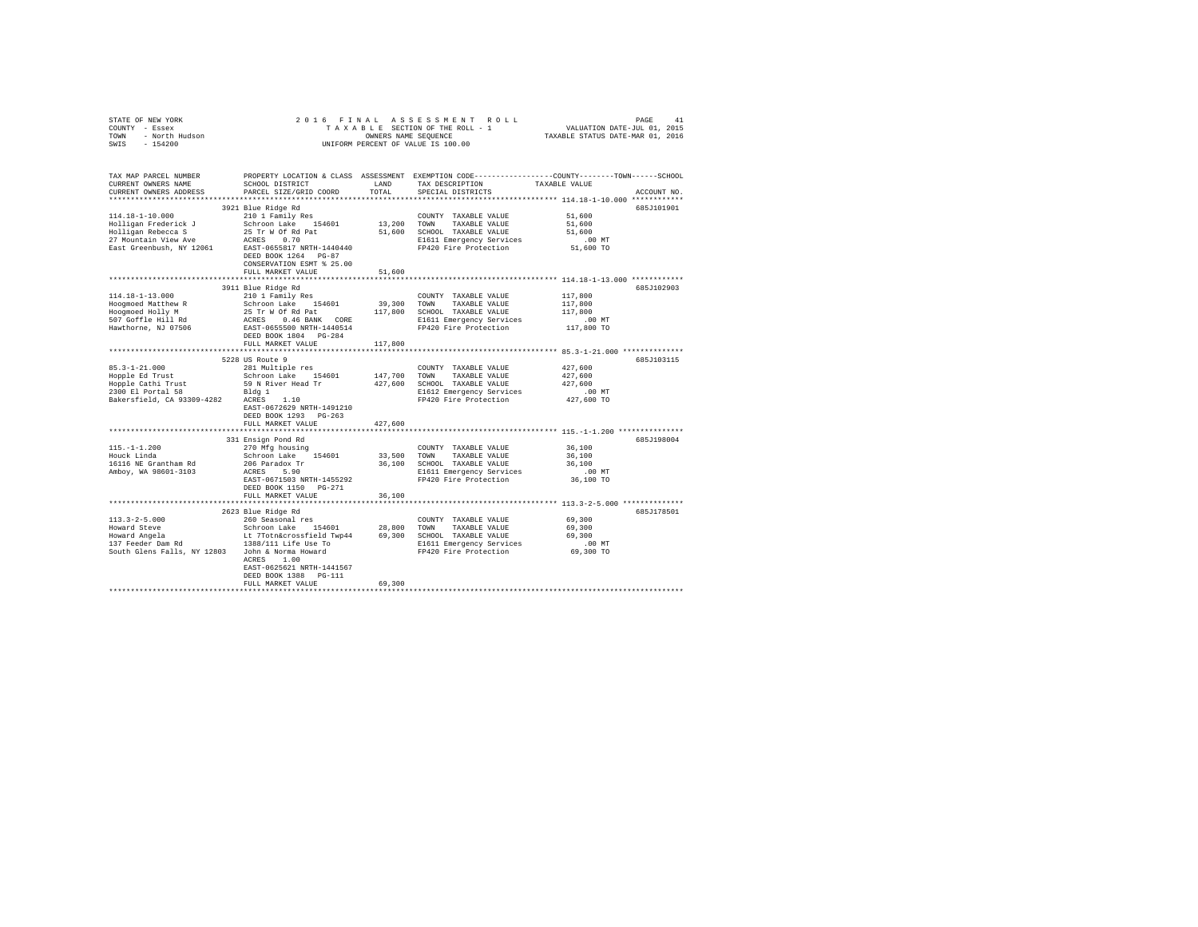STATE OF NEW YORK
COUNTY - Essex
TOWN - North Hudson
SWIS - 154200

2016 FINAL ASSESSMENT ROLL
TAXABLE SECTION OF THE ROLL - 1
OWNERS NAME SEQUENCE
UNIFORM PERCENT OF VALUE IS 100.00

VALUATION DATE-JUL 01, 2015
TAXABLE STATUS DATE-MAR 01, 2016

| TAX MAP PARCEL NUMBER / CURRENT OWNERS NAME / CURRENT OWNERS ADDRESS | PROPERTY LOCATION & CLASS / SCHOOL DISTRICT / PARCEL SIZE/GRID COORD | ASSESSMENT LAND / TOTAL | EXEMPTION CODE / TAX DESCRIPTION / SPECIAL DISTRICTS | COUNTY / TOWN / SCHOOL TAXABLE VALUE | ACCOUNT NO. |
|---|---|---|---|---|---|
| **114.18-1-10.000** | 3921 Blue Ridge Rd | | | | 685J101901 |
| 114.18-1-10.000 | 210 1 Family Res | | COUNTY TAXABLE VALUE | 51,600 | |
| Holligan Frederick J | Schroon Lake 154601 | 13,200 | TOWN TAXABLE VALUE | 51,600 | |
| Holligan Rebecca S | 25 Tr W Of Rd Pat | 51,600 | SCHOOL TAXABLE VALUE | 51,600 | |
| 27 Mountain View Ave | ACRES 0.70 | | E1611 Emergency Services | .00 MT | |
| East Greenbush, NY 12061 | EAST-0655817 NRTH-1440440 | | FP420 Fire Protection | 51,600 TO | |
| | DEED BOOK 1264 PG-87 | | | | |
| | CONSERVATION ESMT % 25.00 | | | | |
| | FULL MARKET VALUE | 51,600 | | | |
| **114.18-1-13.000** | 3911 Blue Ridge Rd | | | | 685J102903 |
| 114.18-1-13.000 | 210 1 Family Res | | COUNTY TAXABLE VALUE | 117,800 | |
| Hoogmoed Matthew R | Schroon Lake 154601 | 39,300 | TOWN TAXABLE VALUE | 117,800 | |
| Hoogmoed Holly M | 25 Tr W Of Rd Pat | 117,800 | SCHOOL TAXABLE VALUE | 117,800 | |
| 507 Goffle Hill Rd | ACRES 0.46 BANK CORE | | E1611 Emergency Services | .00 MT | |
| Hawthorne, NJ 07506 | EAST-0655500 NRTH-1440514 | | FP420 Fire Protection | 117,800 TO | |
| | DEED BOOK 1804 PG-284 | | | | |
| | FULL MARKET VALUE | 117,800 | | | |
| **85.3-1-21.000** | 5228 US Route 9 | | | | 685J103115 |
| 85.3-1-21.000 | 281 Multiple res | | COUNTY TAXABLE VALUE | 427,600 | |
| Hopple Ed Trust | Schroon Lake 154601 | 147,700 | TOWN TAXABLE VALUE | 427,600 | |
| Hopple Cathi Trust | 59 N River Head Tr | 427,600 | SCHOOL TAXABLE VALUE | 427,600 | |
| 2300 El Portal 58 | Bldg 1 | | E1612 Emergency Services | .00 MT | |
| Bakersfield, CA 93309-4282 | ACRES 1.10 | | FP420 Fire Protection | 427,600 TO | |
| | EAST-0672629 NRTH-1491210 | | | | |
| | DEED BOOK 1293 PG-263 | | | | |
| | FULL MARKET VALUE | 427,600 | | | |
| **115.-1-1.200** | 331 Ensign Pond Rd | | | | 685J198004 |
| 115.-1-1.200 | 270 Mfg housing | | COUNTY TAXABLE VALUE | 36,100 | |
| Houck Linda | Schroon Lake 154601 | 33,500 | TOWN TAXABLE VALUE | 36,100 | |
| 16116 NE Grantham Rd | 206 Paradox Tr | 36,100 | SCHOOL TAXABLE VALUE | 36,100 | |
| Amboy, WA 98601-3103 | ACRES 5.90 | | E1611 Emergency Services | .00 MT | |
| | EAST-0671503 NRTH-1455292 | | FP420 Fire Protection | 36,100 TO | |
| | DEED BOOK 1150 PG-271 | | | | |
| | FULL MARKET VALUE | 36,100 | | | |
| **113.3-2-5.000** | 2623 Blue Ridge Rd | | | | 685J178501 |
| 113.3-2-5.000 | 260 Seasonal res | | COUNTY TAXABLE VALUE | 69,300 | |
| Howard Steve | Schroon Lake 154601 | 28,800 | TOWN TAXABLE VALUE | 69,300 | |
| Howard Angela | Lt 7Totn&crossfield Twp44 | 69,300 | SCHOOL TAXABLE VALUE | 69,300 | |
| 137 Feeder Dam Rd | 1388/111 Life Use To | | E1611 Emergency Services | .00 MT | |
| South Glens Falls, NY 12803 | John & Norma Howard | | FP420 Fire Protection | 69,300 TO | |
| | ACRES 1.00 | | | | |
| | EAST-0625621 NRTH-1441567 | | | | |
| | DEED BOOK 1388 PG-111 | | | | |
| | FULL MARKET VALUE | 69,300 | | | |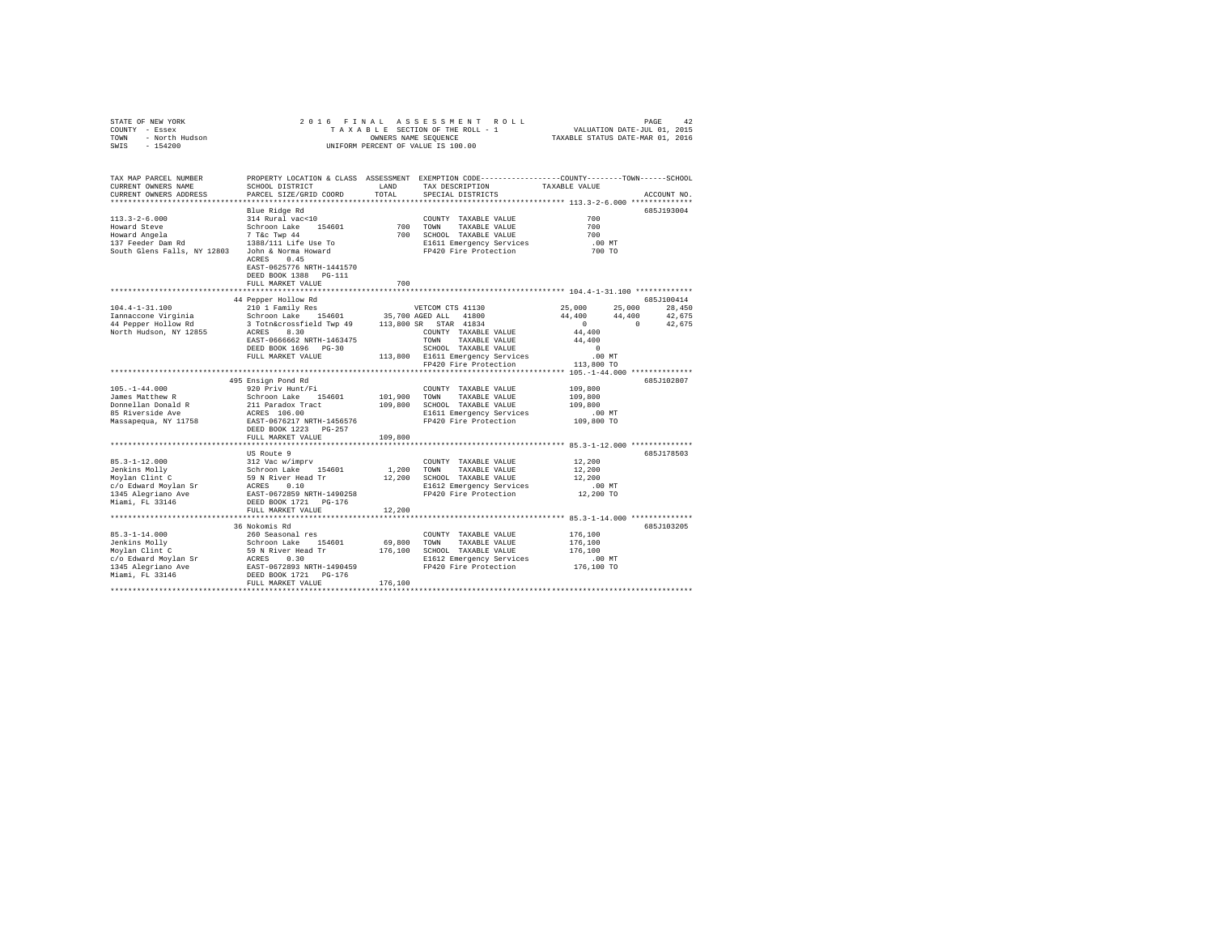STATE OF NEW YORK
COUNTY - Essex
TOWN - North Hudson
SWIS - 154200

2 0 1 6 F I N A L A S S E S S M E N T R O L L
T A X A B L E SECTION OF THE ROLL - 1
OWNERS NAME SEQUENCE
UNIFORM PERCENT OF VALUE IS 100.00

VALUATION DATE-JUL 01, 2015
TAXABLE STATUS DATE-MAR 01, 2016

| TAX MAP PARCEL NUMBER / CURRENT OWNERS NAME / CURRENT OWNERS ADDRESS | PROPERTY LOCATION & CLASS / SCHOOL DISTRICT / PARCEL SIZE/GRID COORD | ASSESSMENT LAND / TOTAL | EXEMPTION CODE / TAX DESCRIPTION / SPECIAL DISTRICTS | COUNTY | TOWN | SCHOOL | ACCOUNT NO. |
|---|---|---|---|---|---|---|---|
| **113.3-2-6.000** | Blue Ridge Rd | | | | | | 685J193004 |
| 113.3-2-6.000 | 314 Rural vac<10 | | COUNTY TAXABLE VALUE | 700 | | | |
| Howard Steve | Schroon Lake 154601 | 700 | TOWN TAXABLE VALUE | 700 | | | |
| Howard Angela | 7 T&c Twp 44 | 700 | SCHOOL TAXABLE VALUE | 700 | | | |
| 137 Feeder Dam Rd | 1388/111 Life Use To | | E1611 Emergency Services | .00 MT | | | |
| South Glens Falls, NY 12803 | John & Norma Howard | | FP420 Fire Protection | 700 TO | | | |
| | ACRES 0.45 | | | | | | |
| | EAST-0625776 NRTH-1441570 | | | | | | |
| | DEED BOOK 1388 PG-111 | | | | | | |
| | FULL MARKET VALUE | 700 | | | | | |
| **104.4-1-31.100** | 44 Pepper Hollow Rd | | | | | | 685J100414 |
| 104.4-1-31.100 | 210 1 Family Res | | VETCOM CTS 41130 | 25,000 | 25,000 | 28,450 | |
| Iannaccone Virginia | Schroon Lake 154601 | 35,700 | AGED ALL 41800 | 44,400 | 44,400 | 42,675 | |
| 44 Pepper Hollow Rd | 3 Totn&crossfield Twp 49 | 113,800 | SR STAR 41834 | 0 | 0 | 42,675 | |
| North Hudson, NY 12855 | ACRES 8.30 | | COUNTY TAXABLE VALUE | 44,400 | | | |
| | EAST-0666662 NRTH-1463475 | | TOWN TAXABLE VALUE | 44,400 | | | |
| | DEED BOOK 1696 PG-30 | | SCHOOL TAXABLE VALUE | 0 | | | |
| | FULL MARKET VALUE | 113,800 | E1611 Emergency Services | .00 MT | | | |
| | | | FP420 Fire Protection | 113,800 TO | | | |
| **105.-1-44.000** | 495 Ensign Pond Rd | | | | | | 685J102807 |
| 105.-1-44.000 | 920 Priv Hunt/Fi | | COUNTY TAXABLE VALUE | 109,800 | | | |
| James Matthew R | Schroon Lake 154601 | 101,900 | TOWN TAXABLE VALUE | 109,800 | | | |
| Donnellan Donald R | 211 Paradox Tract | 109,800 | SCHOOL TAXABLE VALUE | 109,800 | | | |
| 85 Riverside Ave | ACRES 106.00 | | E1611 Emergency Services | .00 MT | | | |
| Massapequa, NY 11758 | EAST-0676217 NRTH-1456576 | | FP420 Fire Protection | 109,800 TO | | | |
| | DEED BOOK 1223 PG-257 | | | | | | |
| | FULL MARKET VALUE | 109,800 | | | | | |
| **85.3-1-12.000** | US Route 9 | | | | | | 685J178503 |
| 85.3-1-12.000 | 312 Vac w/imprv | | COUNTY TAXABLE VALUE | 12,200 | | | |
| Jenkins Molly | Schroon Lake 154601 | 1,200 | TOWN TAXABLE VALUE | 12,200 | | | |
| Moylan Clint C | 59 N River Head Tr | 12,200 | SCHOOL TAXABLE VALUE | 12,200 | | | |
| c/o Edward Moylan Sr | ACRES 0.10 | | E1612 Emergency Services | .00 MT | | | |
| 1345 Alegriano Ave | EAST-0672859 NRTH-1490258 | | FP420 Fire Protection | 12,200 TO | | | |
| Miami, FL 33146 | DEED BOOK 1721 PG-176 | | | | | | |
| | FULL MARKET VALUE | 12,200 | | | | | |
| **85.3-1-14.000** | 36 Nokomis Rd | | | | | | 685J103205 |
| 85.3-1-14.000 | 260 Seasonal res | | COUNTY TAXABLE VALUE | 176,100 | | | |
| Jenkins Molly | Schroon Lake 154601 | 69,800 | TOWN TAXABLE VALUE | 176,100 | | | |
| Moylan Clint C | 59 N River Head Tr | 176,100 | SCHOOL TAXABLE VALUE | 176,100 | | | |
| c/o Edward Moylan Sr | ACRES 0.30 | | E1612 Emergency Services | .00 MT | | | |
| 1345 Alegriano Ave | EAST-0672893 NRTH-1490459 | | FP420 Fire Protection | 176,100 TO | | | |
| Miami, FL 33146 | DEED BOOK 1721 PG-176 | | | | | | |
| | FULL MARKET VALUE | 176,100 | | | | | |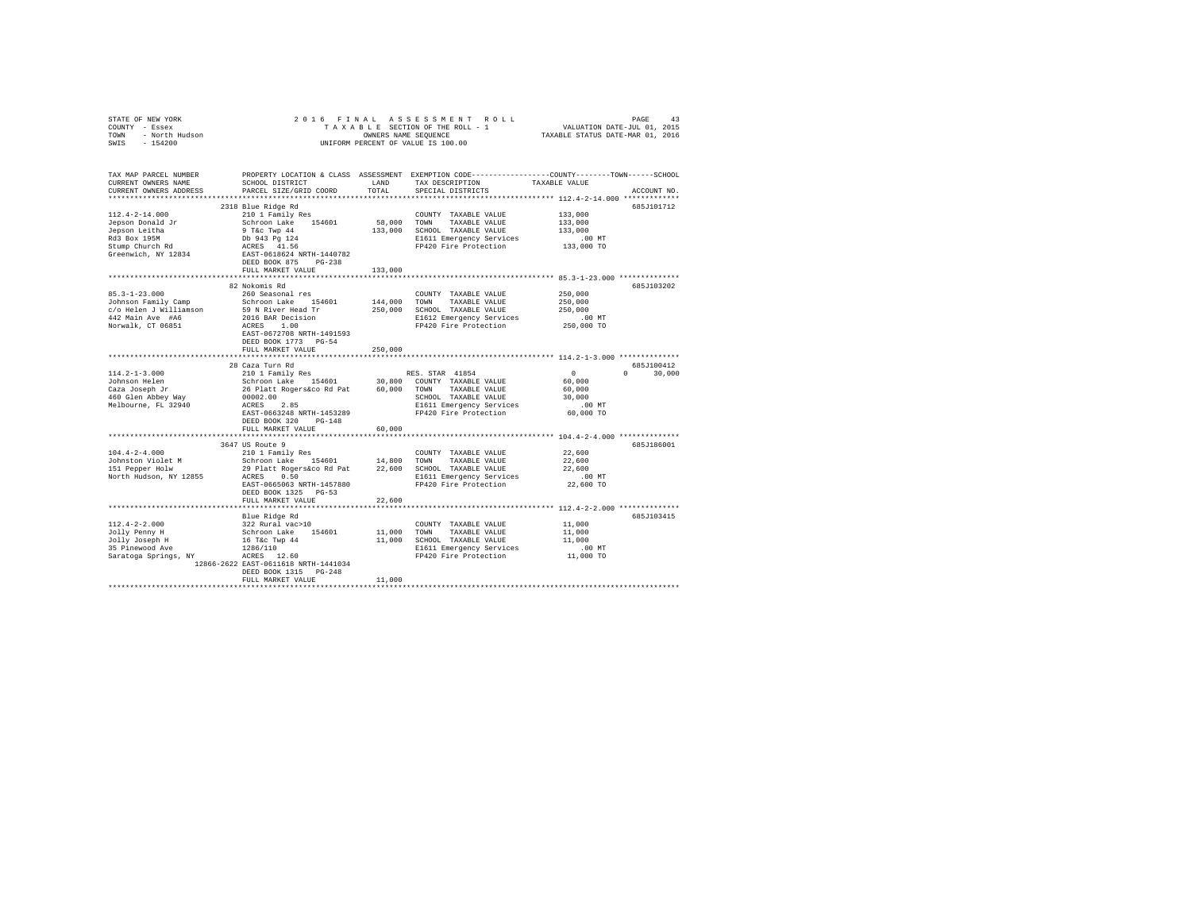STATE OF NEW YORK
COUNTY - Essex
TOWN - North Hudson
SWIS - 154200

2 0 1 6 F I N A L A S S E S S M E N T R O L L
T A X A B L E SECTION OF THE ROLL - 1
OWNERS NAME SEQUENCE
UNIFORM PERCENT OF VALUE IS 100.00

VALUATION DATE-JUL 01, 2015
TAXABLE STATUS DATE-MAR 01, 2016

```
TAX MAP PARCEL NUMBER          PROPERTY LOCATION & CLASS  ASSESSMENT  EXEMPTION CODE-----------------COUNTY--------TOWN------SCHOOL
CURRENT OWNERS NAME            SCHOOL DISTRICT               LAND     TAX DESCRIPTION           TAXABLE VALUE
CURRENT OWNERS ADDRESS         PARCEL SIZE/GRID COORD        TOTAL    SPECIAL DISTRICTS                                  ACCOUNT NO.
******************************************************************************************************* 112.4-2-14.000 *************
                               2318 Blue Ridge Rd                                                                        685J101712
112.4-2-14.000                 210 1 Family Res                       COUNTY  TAXABLE VALUE          133,000
Jepson Donald Jr               Schroon Lake    154601       58,000    TOWN    TAXABLE VALUE          133,000
Jepson Leitha                  9 T&c Twp 44                133,000    SCHOOL  TAXABLE VALUE          133,000
Rd3 Box 195M                   Db 943 Pg 124                          E1611 Emergency Services           .00 MT
Stump Church Rd                ACRES  41.56                           FP420 Fire Protection          133,000 TO
Greenwich, NY 12834            EAST-0618624 NRTH-1440782
                               DEED BOOK 875    PG-238
                               FULL MARKET VALUE           133,000
******************************************************************************************************* 85.3-1-23.000 **************
                               82 Nokomis Rd                                                                             685J103202
85.3-1-23.000                  260 Seasonal res                       COUNTY  TAXABLE VALUE          250,000
Johnson Family Camp            Schroon Lake    154601      144,000    TOWN    TAXABLE VALUE          250,000
c/o Helen J Williamson         59 N River Head Tr          250,000    SCHOOL  TAXABLE VALUE          250,000
442 Main Ave  #A6              2016 BAR Decision                      E1612 Emergency Services           .00 MT
Norwalk, CT 06851              ACRES   1.00                           FP420 Fire Protection          250,000 TO
                               EAST-0672708 NRTH-1491593
                               DEED BOOK 1773   PG-54
                               FULL MARKET VALUE           250,000
******************************************************************************************************* 114.2-1-3.000 **************
                               28 Caza Turn Rd                                                                           685J100412
114.2-1-3.000                  210 1 Family Res                       RES. STAR 41854                      0           0      30,000
Johnson Helen                  Schroon Lake    154601       30,800    COUNTY  TAXABLE VALUE           60,000
Caza Joseph Jr                 26 Platt Rogers&co Rd Pat    60,000    TOWN    TAXABLE VALUE           60,000
460 Glen Abbey Way             00002.00                               SCHOOL  TAXABLE VALUE           30,000
Melbourne, FL 32940            ACRES   2.85                           E1611 Emergency Services           .00 MT
                               EAST-0663248 NRTH-1453289              FP420 Fire Protection           60,000 TO
                               DEED BOOK 320    PG-148
                               FULL MARKET VALUE            60,000
******************************************************************************************************* 104.4-2-4.000 **************
                               3647 US Route 9                                                                           685J186001
104.4-2-4.000                  210 1 Family Res                       COUNTY  TAXABLE VALUE           22,600
Johnston Violet M              Schroon Lake    154601       14,800    TOWN    TAXABLE VALUE           22,600
151 Pepper Holw                29 Platt Rogers&co Rd Pat    22,600    SCHOOL  TAXABLE VALUE           22,600
North Hudson, NY 12855         ACRES   0.50                           E1611 Emergency Services           .00 MT
                               EAST-0665063 NRTH-1457880              FP420 Fire Protection           22,600 TO
                               DEED BOOK 1325   PG-53
                               FULL MARKET VALUE            22,600
******************************************************************************************************* 112.4-2-2.000 **************
                               Blue Ridge Rd                                                                             685J103415
112.4-2-2.000                  322 Rural vac>10                       COUNTY  TAXABLE VALUE           11,000
Jolly Penny H                  Schroon Lake    154601       11,000    TOWN    TAXABLE VALUE           11,000
Jolly Joseph H                 16 T&c Twp 44                11,000    SCHOOL  TAXABLE VALUE           11,000
35 Pinewood Ave                1286/110                               E1611 Emergency Services           .00 MT
Saratoga Springs, NY           ACRES  12.60                           FP420 Fire Protection           11,000 TO
                    12866-2622 EAST-0611618 NRTH-1441034
                               DEED BOOK 1315   PG-248
                               FULL MARKET VALUE            11,000
************************************************************************************************************************************
```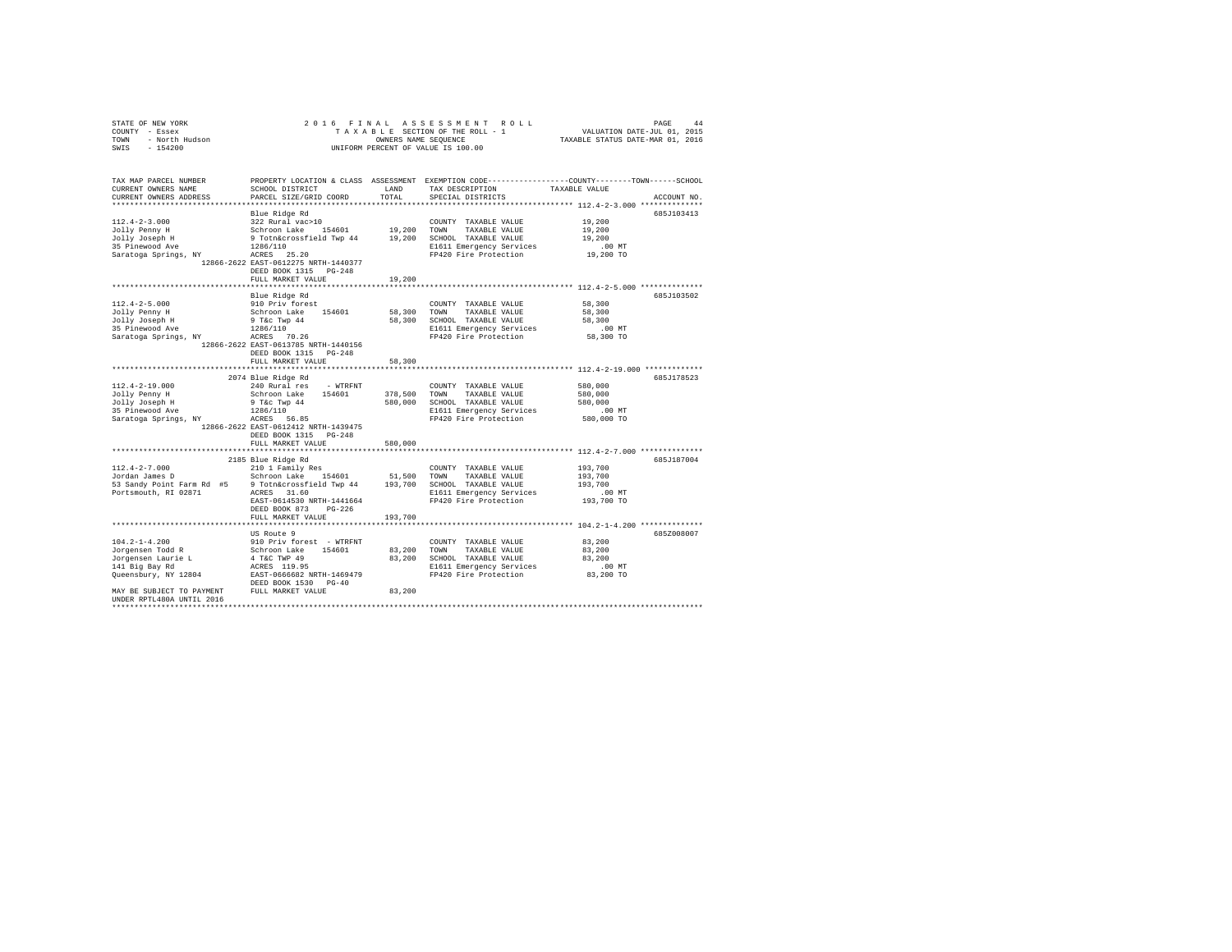STATE OF NEW YORK — 2016 FINAL ASSESSMENT ROLL
COUNTY - Essex — TAXABLE SECTION OF THE ROLL - 1 — VALUATION DATE-JUL 01, 2015
TOWN - North Hudson — OWNERS NAME SEQUENCE — TAXABLE STATUS DATE-MAR 01, 2016
SWIS - 154200 — UNIFORM PERCENT OF VALUE IS 100.00

```
TAX MAP PARCEL NUMBER          PROPERTY LOCATION & CLASS  ASSESSMENT  EXEMPTION CODE-----------------COUNTY--------TOWN------SCHOOL
CURRENT OWNERS NAME            SCHOOL DISTRICT               LAND      TAX DESCRIPTION            TAXABLE VALUE
CURRENT OWNERS ADDRESS         PARCEL SIZE/GRID COORD        TOTAL     SPECIAL DISTRICTS                                    ACCOUNT NO.
******************************************************************************************************* 112.4-2-3.000 **************
                               Blue Ridge Rd                                                                                685J103413
112.4-2-3.000                  322 Rural vac>10                        COUNTY  TAXABLE VALUE             19,200
Jolly Penny H                  Schroon Lake   154601        19,200     TOWN    TAXABLE VALUE             19,200
Jolly Joseph H                 9 Totn&crossfield Twp 44     19,200     SCHOOL  TAXABLE VALUE             19,200
35 Pinewood Ave                1286/110                                E1611 Emergency Services             .00 MT
Saratoga Springs, NY           ACRES  25.20                            FP420 Fire Protection             19,200 TO
                    12866-2622 EAST-0612275 NRTH-1440377
                               DEED BOOK 1315   PG-248
                               FULL MARKET VALUE            19,200
******************************************************************************************************* 112.4-2-5.000 **************
                               Blue Ridge Rd                                                                                685J103502
112.4-2-5.000                  910 Priv forest                         COUNTY  TAXABLE VALUE             58,300
Jolly Penny H                  Schroon Lake   154601        58,300     TOWN    TAXABLE VALUE             58,300
Jolly Joseph H                 9 T&c Twp 44                 58,300     SCHOOL  TAXABLE VALUE             58,300
35 Pinewood Ave                1286/110                                E1611 Emergency Services             .00 MT
Saratoga Springs, NY           ACRES  70.26                            FP420 Fire Protection             58,300 TO
                    12866-2622 EAST-0613785 NRTH-1440156
                               DEED BOOK 1315   PG-248
                               FULL MARKET VALUE            58,300
******************************************************************************************************* 112.4-2-19.000 *************
                               2074 Blue Ridge Rd                                                                           685J178523
112.4-2-19.000                 240 Rural res    - WTRFNT               COUNTY  TAXABLE VALUE            580,000
Jolly Penny H                  Schroon Lake   154601       378,500     TOWN    TAXABLE VALUE            580,000
Jolly Joseph H                 9 T&c Twp 44                580,000     SCHOOL  TAXABLE VALUE            580,000
35 Pinewood Ave                1286/110                                E1611 Emergency Services             .00 MT
Saratoga Springs, NY           ACRES  56.85                            FP420 Fire Protection            580,000 TO
                    12866-2622 EAST-0612412 NRTH-1439475
                               DEED BOOK 1315   PG-248
                               FULL MARKET VALUE           580,000
******************************************************************************************************* 112.4-2-7.000 **************
                               2185 Blue Ridge Rd                                                                           685J187004
112.4-2-7.000                  210 1 Family Res                        COUNTY  TAXABLE VALUE            193,700
Jordan James D                 Schroon Lake   154601        51,500     TOWN    TAXABLE VALUE            193,700
53 Sandy Point Farm Rd  #5     9 Totn&crossfield Twp 44    193,700     SCHOOL  TAXABLE VALUE            193,700
Portsmouth, RI 02871           ACRES  31.60                            E1611 Emergency Services             .00 MT
                               EAST-0614530 NRTH-1441664               FP420 Fire Protection            193,700 TO
                               DEED BOOK 873    PG-226
                               FULL MARKET VALUE           193,700
******************************************************************************************************* 104.2-1-4.200 **************
                               US Route 9                                                                                   685Z008007
104.2-1-4.200                  910 Priv forest  - WTRFNT               COUNTY  TAXABLE VALUE             83,200
Jorgensen Todd R               Schroon Lake   154601        83,200     TOWN    TAXABLE VALUE             83,200
Jorgensen Laurie L             4 T&C TWP 49                 83,200     SCHOOL  TAXABLE VALUE             83,200
141 Big Bay Rd                 ACRES 119.95                            E1611 Emergency Services             .00 MT
Queensbury, NY 12804           EAST-0666682 NRTH-1469479               FP420 Fire Protection             83,200 TO
                               DEED BOOK 1530   PG-40
MAY BE SUBJECT TO PAYMENT      FULL MARKET VALUE            83,200
UNDER RPTL480A UNTIL 2016
************************************************************************************************************************************
```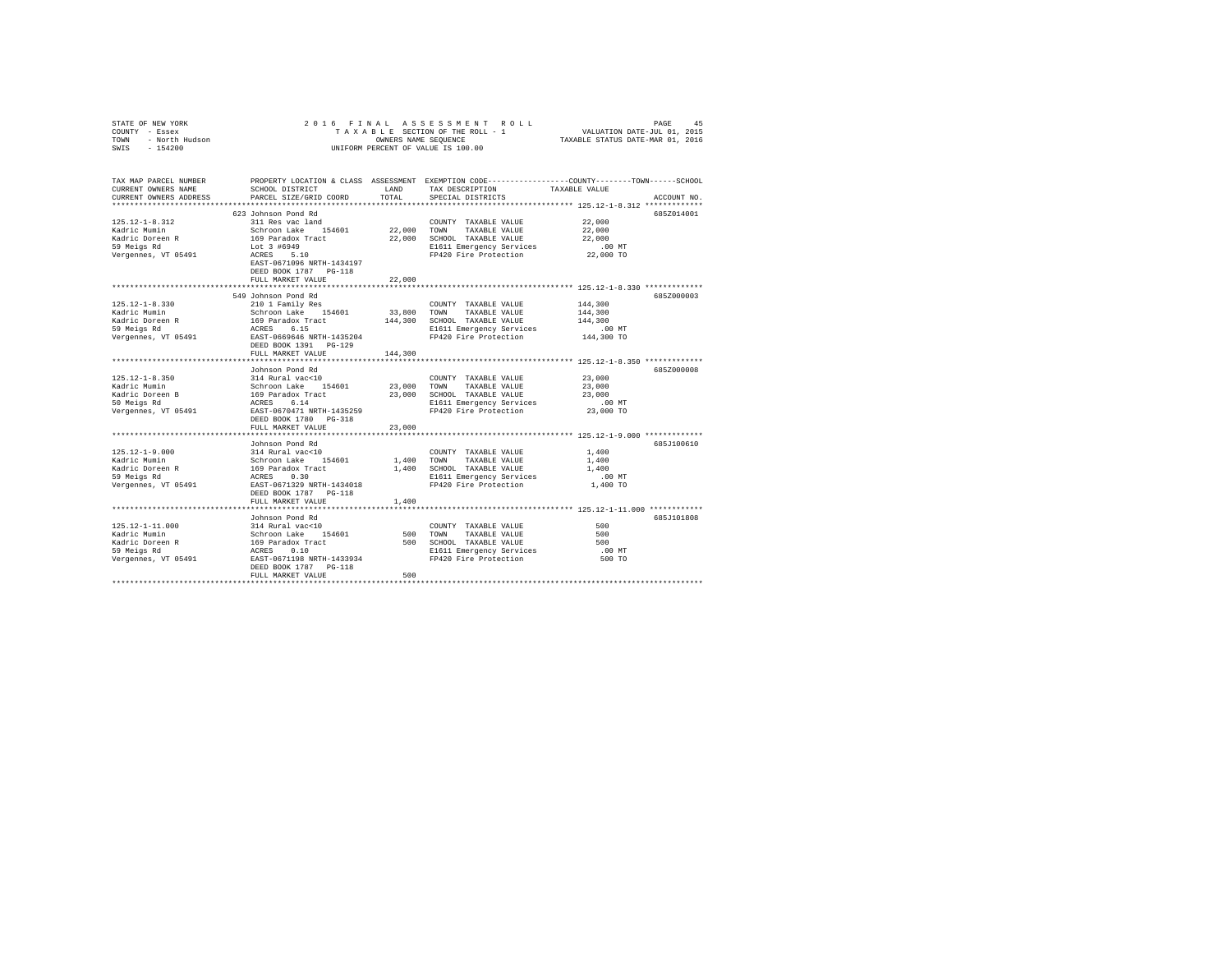STATE OF NEW YORK
COUNTY - Essex
TOWN - North Hudson
SWIS - 154200

2016 FINAL ASSESSMENT ROLL
TAXABLE SECTION OF THE ROLL - 1
OWNERS NAME SEQUENCE
UNIFORM PERCENT OF VALUE IS 100.00

VALUATION DATE-JUL 01, 2015
TAXABLE STATUS DATE-MAR 01, 2016

| TAX MAP PARCEL NUMBER / CURRENT OWNERS NAME / CURRENT OWNERS ADDRESS | PROPERTY LOCATION & CLASS / SCHOOL DISTRICT / PARCEL SIZE/GRID COORD | ASSESSMENT LAND / TOTAL | EXEMPTION CODE / TAX DESCRIPTION / SPECIAL DISTRICTS | COUNTY / TOWN / SCHOOL TAXABLE VALUE | ACCOUNT NO. |
|---|---|---|---|---|---|
| 125.12-1-8.312 | 623 Johnson Pond Rd | | | | 685Z014001 |
| | 311 Res vac land | | COUNTY TAXABLE VALUE | 22,000 | |
| Kadric Mumin | Schroon Lake 154601 | 22,000 | TOWN TAXABLE VALUE | 22,000 | |
| Kadric Doreen R | 169 Paradox Tract | 22,000 | SCHOOL TAXABLE VALUE | 22,000 | |
| 59 Meigs Rd | Lot 3 #6949 | | E1611 Emergency Services | .00 MT | |
| Vergennes, VT 05491 | ACRES 5.10 | | FP420 Fire Protection | 22,000 TO | |
| | EAST-0671096 NRTH-1434197 | | | | |
| | DEED BOOK 1787 PG-118 | | | | |
| | FULL MARKET VALUE | 22,000 | | | |
| 125.12-1-8.330 | 549 Johnson Pond Rd | | | | 685Z000003 |
| | 210 1 Family Res | | COUNTY TAXABLE VALUE | 144,300 | |
| Kadric Mumin | Schroon Lake 154601 | 33,800 | TOWN TAXABLE VALUE | 144,300 | |
| Kadric Doreen R | 169 Paradox Tract | 144,300 | SCHOOL TAXABLE VALUE | 144,300 | |
| 59 Meigs Rd | ACRES 6.15 | | E1611 Emergency Services | .00 MT | |
| Vergennes, VT 05491 | EAST-0669646 NRTH-1435204 | | FP420 Fire Protection | 144,300 TO | |
| | DEED BOOK 1391 PG-129 | | | | |
| | FULL MARKET VALUE | 144,300 | | | |
| 125.12-1-8.350 | Johnson Pond Rd | | | | 685Z000008 |
| | 314 Rural vac<10 | | COUNTY TAXABLE VALUE | 23,000 | |
| Kadric Mumin | Schroon Lake 154601 | 23,000 | TOWN TAXABLE VALUE | 23,000 | |
| Kadric Doreen B | 169 Paradox Tract | 23,000 | SCHOOL TAXABLE VALUE | 23,000 | |
| 50 Meigs Rd | ACRES 6.14 | | E1611 Emergency Services | .00 MT | |
| Vergennes, VT 05491 | EAST-0670471 NRTH-1435259 | | FP420 Fire Protection | 23,000 TO | |
| | DEED BOOK 1780 PG-318 | | | | |
| | FULL MARKET VALUE | 23,000 | | | |
| 125.12-1-9.000 | Johnson Pond Rd | | | | 685J100610 |
| | 314 Rural vac<10 | | COUNTY TAXABLE VALUE | 1,400 | |
| Kadric Mumin | Schroon Lake 154601 | 1,400 | TOWN TAXABLE VALUE | 1,400 | |
| Kadric Doreen R | 169 Paradox Tract | 1,400 | SCHOOL TAXABLE VALUE | 1,400 | |
| 59 Meigs Rd | ACRES 0.30 | | E1611 Emergency Services | .00 MT | |
| Vergennes, VT 05491 | EAST-0671329 NRTH-1434018 | | FP420 Fire Protection | 1,400 TO | |
| | DEED BOOK 1787 PG-118 | | | | |
| | FULL MARKET VALUE | 1,400 | | | |
| 125.12-1-11.000 | Johnson Pond Rd | | | | 685J101808 |
| | 314 Rural vac<10 | | COUNTY TAXABLE VALUE | 500 | |
| Kadric Mumin | Schroon Lake 154601 | 500 | TOWN TAXABLE VALUE | 500 | |
| Kadric Doreen R | 169 Paradox Tract | 500 | SCHOOL TAXABLE VALUE | 500 | |
| 59 Meigs Rd | ACRES 0.10 | | E1611 Emergency Services | .00 MT | |
| Vergennes, VT 05491 | EAST-0671198 NRTH-1433934 | | FP420 Fire Protection | 500 TO | |
| | DEED BOOK 1787 PG-118 | | | | |
| | FULL MARKET VALUE | 500 | | | |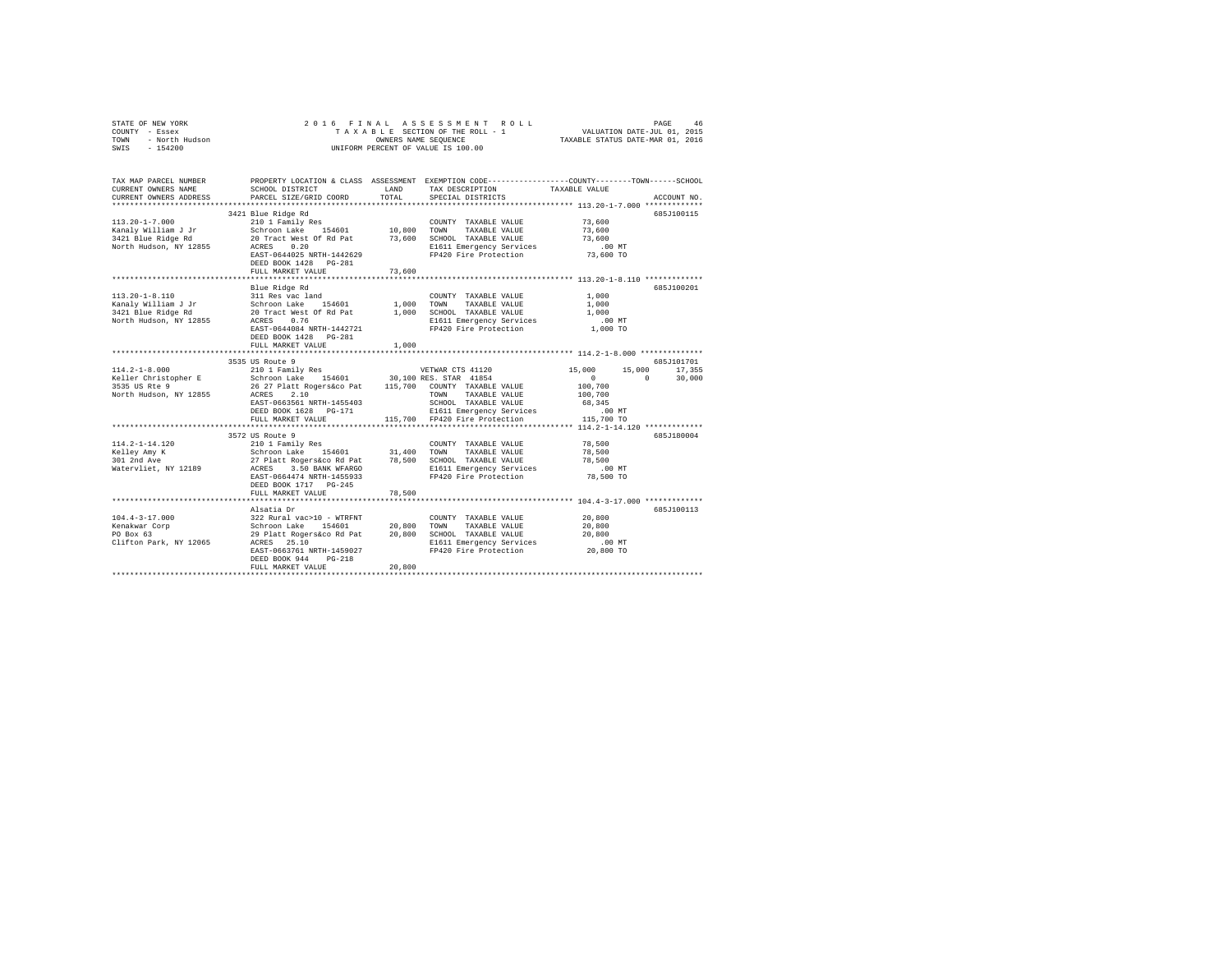STATE OF NEW YORK  
COUNTY - Essex  
TOWN - North Hudson  
SWIS - 154200

2016 FINAL ASSESSMENT ROLL  
TAXABLE SECTION OF THE ROLL - 1  
OWNERS NAME SEQUENCE  
UNIFORM PERCENT OF VALUE IS 100.00

VALUATION DATE-JUL 01, 2015  
TAXABLE STATUS DATE-MAR 01, 2016

```
TAX MAP PARCEL NUMBER          PROPERTY LOCATION & CLASS  ASSESSMENT  EXEMPTION CODE-----------------COUNTY--------TOWN------SCHOOL
CURRENT OWNERS NAME            SCHOOL DISTRICT              LAND      TAX DESCRIPTION            TAXABLE VALUE
CURRENT OWNERS ADDRESS         PARCEL SIZE/GRID COORD       TOTAL     SPECIAL DISTRICTS                                       ACCOUNT NO.
*********************************************************************************************** 113.20-1-7.000 *************
                               3421 Blue Ridge Rd                                                                              685J100115
113.20-1-7.000                 210 1 Family Res                       COUNTY  TAXABLE VALUE          73,600
Kanaly William J Jr            Schroon Lake   154601       10,800     TOWN    TAXABLE VALUE          73,600
3421 Blue Ridge Rd             20 Tract West Of Rd Pat     73,600     SCHOOL  TAXABLE VALUE          73,600
North Hudson, NY 12855         ACRES    0.20                          E1611 Emergency Services           .00 MT
                               EAST-0644025 NRTH-1442629              FP420 Fire Protection          73,600 TO
                               DEED BOOK 1428   PG-281
                               FULL MARKET VALUE           73,600
*********************************************************************************************** 113.20-1-8.110 *************
                               Blue Ridge Rd                                                                                   685J100201
113.20-1-8.110                 311 Res vac land                       COUNTY  TAXABLE VALUE           1,000
Kanaly William J Jr            Schroon Lake   154601        1,000     TOWN    TAXABLE VALUE           1,000
3421 Blue Ridge Rd             20 Tract West Of Rd Pat      1,000     SCHOOL  TAXABLE VALUE           1,000
North Hudson, NY 12855         ACRES    0.76                          E1611 Emergency Services           .00 MT
                               EAST-0644084 NRTH-1442721              FP420 Fire Protection           1,000 TO
                               DEED BOOK 1428   PG-281
                               FULL MARKET VALUE            1,000
*********************************************************************************************** 114.2-1-8.000 **************
                               3535 US Route 9                                                                                 685J101701
114.2-1-8.000                  210 1 Family Res                       VETWAR CTS 41120       15,000      15,000      17,355
Keller Christopher E           Schroon Lake   154601       30,100 RES. STAR  41854                0           0      30,000
3535 US Rte 9                  26 27 Platt Rogers&co Pat  115,700     COUNTY  TAXABLE VALUE         100,700
North Hudson, NY 12855         ACRES    2.10                          TOWN    TAXABLE VALUE         100,700
                               EAST-0663561 NRTH-1455403              SCHOOL  TAXABLE VALUE          68,345
                               DEED BOOK 1628   PG-171                E1611 Emergency Services           .00 MT
                               FULL MARKET VALUE          115,700     FP420 Fire Protection         115,700 TO
*********************************************************************************************** 114.2-1-14.120 *************
                               3572 US Route 9                                                                                 685J180004
114.2-1-14.120                 210 1 Family Res                       COUNTY  TAXABLE VALUE          78,500
Kelley Amy K                   Schroon Lake   154601       31,400     TOWN    TAXABLE VALUE          78,500
301 2nd Ave                    27 Platt Rogers&co Rd Pat   78,500     SCHOOL  TAXABLE VALUE          78,500
Watervliet, NY 12189           ACRES    3.50 BANK WFARGO              E1611 Emergency Services           .00 MT
                               EAST-0664474 NRTH-1455933              FP420 Fire Protection          78,500 TO
                               DEED BOOK 1717   PG-245
                               FULL MARKET VALUE           78,500
*********************************************************************************************** 104.4-3-17.000 *************
                               Alsatia Dr                                                                                      685J100113
104.4-3-17.000                 322 Rural vac>10 - WTRFNT              COUNTY  TAXABLE VALUE          20,800
Kenakwar Corp                  Schroon Lake   154601       20,800     TOWN    TAXABLE VALUE          20,800
PO Box 63                      29 Platt Rogers&co Rd Pat   20,800     SCHOOL  TAXABLE VALUE          20,800
Clifton Park, NY 12065         ACRES   25.10                          E1611 Emergency Services           .00 MT
                               EAST-0663761 NRTH-1459027              FP420 Fire Protection          20,800 TO
                               DEED BOOK 944    PG-218
                               FULL MARKET VALUE           20,800
****************************************************************************************************************************
```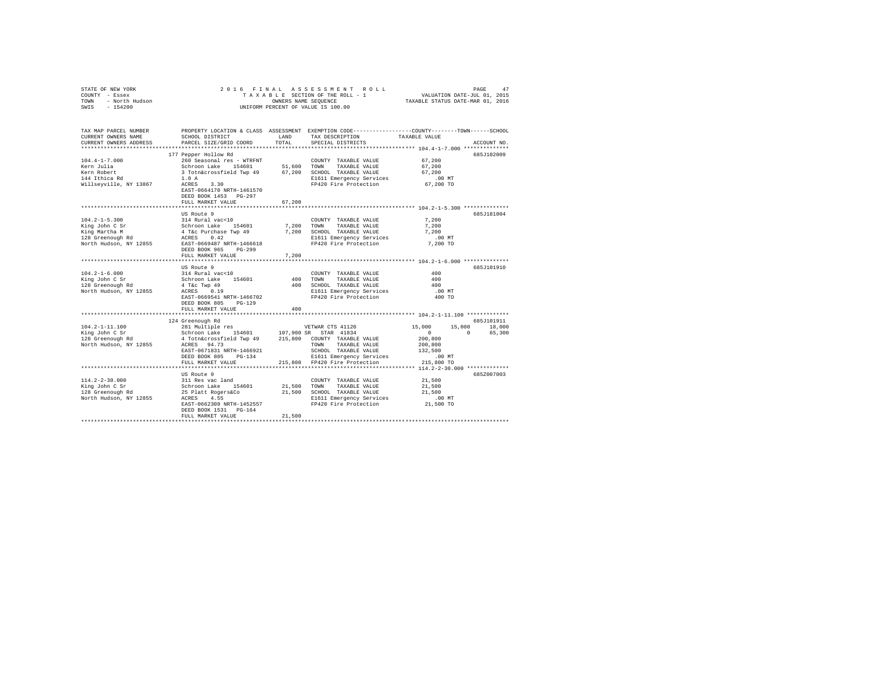STATE OF NEW YORK
COUNTY - Essex
TOWN - North Hudson
SWIS - 154200

2 0 1 6 F I N A L A S S E S S M E N T R O L L
T A X A B L E SECTION OF THE ROLL - 1
OWNERS NAME SEQUENCE
UNIFORM PERCENT OF VALUE IS 100.00

VALUATION DATE-JUL 01, 2015
TAXABLE STATUS DATE-MAR 01, 2016

```
TAX MAP PARCEL NUMBER          PROPERTY LOCATION & CLASS  ASSESSMENT  EXEMPTION CODE-----------------COUNTY--------TOWN------SCHOOL
CURRENT OWNERS NAME            SCHOOL DISTRICT              LAND      TAX DESCRIPTION            TAXABLE VALUE
CURRENT OWNERS ADDRESS         PARCEL SIZE/GRID COORD       TOTAL     SPECIAL DISTRICTS                                    ACCOUNT NO.
******************************************************************************************************* 104.4-1-7.000 **************
                               177 Pepper Hollow Rd                                                                        685J102009
104.4-1-7.000                  260 Seasonal res - WTRFNT              COUNTY  TAXABLE VALUE             67,200
Kern Julia                     Schroon Lake   154601       51,600     TOWN    TAXABLE VALUE             67,200
Kern Robert                    3 Totn&crossfield Twp 49    67,200     SCHOOL  TAXABLE VALUE             67,200
144 Ithica Rd                  1.0 A                                  E1611 Emergency Services             .00 MT
Willseyville, NY 13867         ACRES    3.30                          FP420 Fire Protection             67,200 TO
                               EAST-0664170 NRTH-1461570
                               DEED BOOK 1453   PG-297
                               FULL MARKET VALUE           67,200
******************************************************************************************************* 104.2-1-5.300 **************
                               US Route 9                                                                                  685J181004
104.2-1-5.300                  314 Rural vac<10                       COUNTY  TAXABLE VALUE              7,200
King John C Sr                 Schroon Lake   154601        7,200     TOWN    TAXABLE VALUE              7,200
King Martha M                  4 T&c Purchase Twp 49        7,200     SCHOOL  TAXABLE VALUE              7,200
128 Greenough Rd               ACRES    0.42                          E1611 Emergency Services             .00 MT
North Hudson, NY 12855         EAST-0669487 NRTH-1466618              FP420 Fire Protection              7,200 TO
                               DEED BOOK 965    PG-299
                               FULL MARKET VALUE            7,200
******************************************************************************************************* 104.2-1-6.000 **************
                               US Route 9                                                                                  685J101910
104.2-1-6.000                  314 Rural vac<10                       COUNTY  TAXABLE VALUE                400
King John C Sr                 Schroon Lake   154601          400     TOWN    TAXABLE VALUE                400
128 Greenough Rd               4 T&c Twp 49                   400     SCHOOL  TAXABLE VALUE                400
North Hudson, NY 12855         ACRES    0.19                          E1611 Emergency Services             .00 MT
                               EAST-0669541 NRTH-1466702              FP420 Fire Protection                400 TO
                               DEED BOOK 805    PG-129
                               FULL MARKET VALUE              400
******************************************************************************************************* 104.2-1-11.100 *************
                               124 Greenough Rd                                                                            685J101911
104.2-1-11.100                 281 Multiple res                       VETWAR CTS 41120            15,000      15,000      18,000
King John C Sr                 Schroon Lake   154601      107,900 SR  STAR 41834                      0           0       65,300
128 Greenough Rd               4 Totn&crossfield Twp 49   215,800     COUNTY  TAXABLE VALUE            200,800
North Hudson, NY 12855         ACRES   94.73                          TOWN    TAXABLE VALUE            200,800
                               EAST-0671831 NRTH-1466921              SCHOOL  TAXABLE VALUE            132,500
                               DEED BOOK 805    PG-134                E1611 Emergency Services             .00 MT
                               FULL MARKET VALUE          215,800     FP420 Fire Protection            215,800 TO
******************************************************************************************************* 114.2-2-30.000 *************
                               US Route 9                                                                                  685Z007003
114.2-2-30.000                 311 Res vac land                       COUNTY  TAXABLE VALUE             21,500
King John C Sr                 Schroon Lake   154601       21,500     TOWN    TAXABLE VALUE             21,500
128 Greenough Rd               25 Platt Rogers&Co          21,500     SCHOOL  TAXABLE VALUE             21,500
North Hudson, NY 12855         ACRES    4.55                          E1611 Emergency Services             .00 MT
                               EAST-0662309 NRTH-1452557              FP420 Fire Protection             21,500 TO
                               DEED BOOK 1531   PG-164
                               FULL MARKET VALUE           21,500
************************************************************************************************************************************
```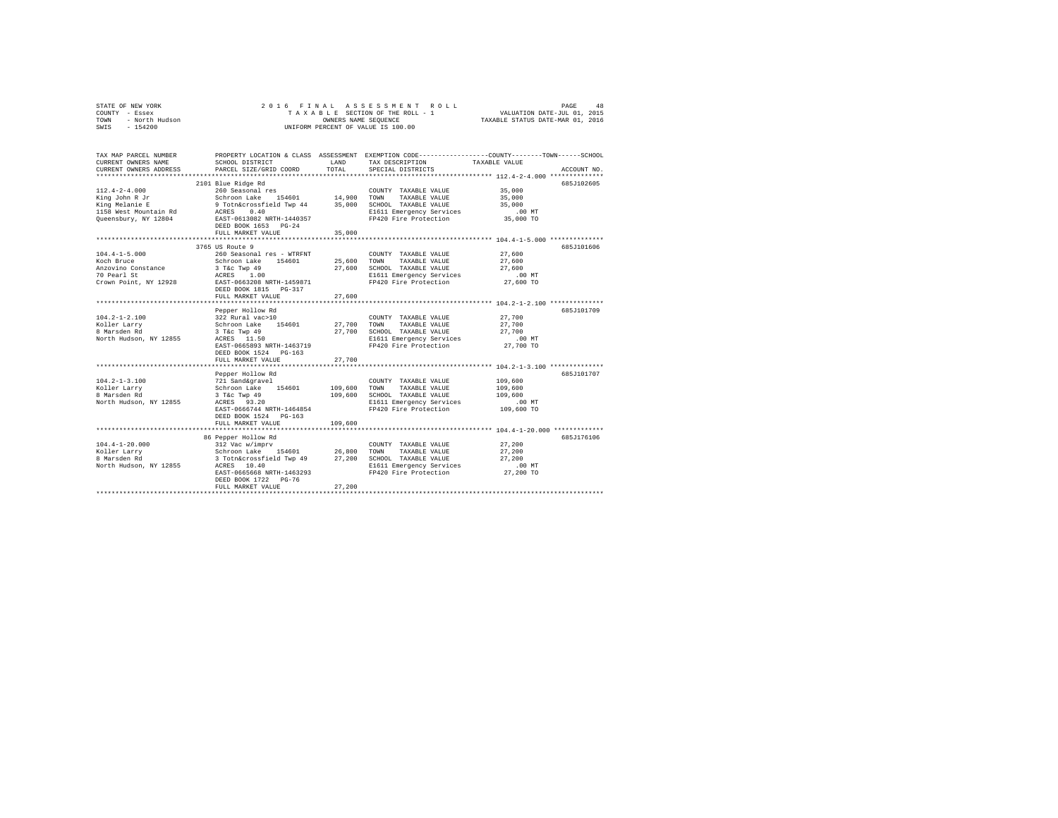STATE OF NEW YORK — 2016 FINAL ASSESSMENT ROLL
COUNTY - Essex — TAXABLE SECTION OF THE ROLL - 1 — VALUATION DATE-JUL 01, 2015
TOWN - North Hudson — OWNERS NAME SEQUENCE — TAXABLE STATUS DATE-MAR 01, 2016
SWIS - 154200 — UNIFORM PERCENT OF VALUE IS 100.00

| TAX MAP PARCEL NUMBER / CURRENT OWNERS NAME / CURRENT OWNERS ADDRESS | PROPERTY LOCATION & CLASS / SCHOOL DISTRICT / PARCEL SIZE/GRID COORD | ASSESSMENT LAND | TOTAL | EXEMPTION CODE / TAX DESCRIPTION / SPECIAL DISTRICTS | TAXABLE VALUE (COUNTY / TOWN / SCHOOL) | ACCOUNT NO. |
|---|---|---|---|---|---|---|
| **112.4-2-4.000** | 2101 Blue Ridge Rd | | | | | 685J102605 |
| 112.4-2-4.000 | 260 Seasonal res | | | COUNTY TAXABLE VALUE | 35,000 | |
| King John R Jr | Schroon Lake 154601 | 14,900 | | TOWN TAXABLE VALUE | 35,000 | |
| King Melanie E | 9 Totn&crossfield Twp 44 | | 35,000 | SCHOOL TAXABLE VALUE | 35,000 | |
| 1158 West Mountain Rd | ACRES 0.40 | | | E1611 Emergency Services | .00 MT | |
| Queensbury, NY 12804 | EAST-0613082 NRTH-1440357 | | | FP420 Fire Protection | 35,000 TO | |
| | DEED BOOK 1653 PG-24 | | | | | |
| | FULL MARKET VALUE | | 35,000 | | | |
| **104.4-1-5.000** | 3765 US Route 9 | | | | | 685J101606 |
| 104.4-1-5.000 | 260 Seasonal res - WTRFNT | | | COUNTY TAXABLE VALUE | 27,600 | |
| Koch Bruce | Schroon Lake 154601 | 25,600 | | TOWN TAXABLE VALUE | 27,600 | |
| Anzovino Constance | 3 T&c Twp 49 | | 27,600 | SCHOOL TAXABLE VALUE | 27,600 | |
| 70 Pearl St | ACRES 1.00 | | | E1611 Emergency Services | .00 MT | |
| Crown Point, NY 12928 | EAST-0663208 NRTH-1459871 | | | FP420 Fire Protection | 27,600 TO | |
| | DEED BOOK 1815 PG-317 | | | | | |
| | FULL MARKET VALUE | | 27,600 | | | |
| **104.2-1-2.100** | Pepper Hollow Rd | | | | | 685J101709 |
| 104.2-1-2.100 | 322 Rural vac>10 | | | COUNTY TAXABLE VALUE | 27,700 | |
| Koller Larry | Schroon Lake 154601 | 27,700 | | TOWN TAXABLE VALUE | 27,700 | |
| 8 Marsden Rd | 3 T&c Twp 49 | | 27,700 | SCHOOL TAXABLE VALUE | 27,700 | |
| North Hudson, NY 12855 | ACRES 11.50 | | | E1611 Emergency Services | .00 MT | |
| | EAST-0665893 NRTH-1463719 | | | FP420 Fire Protection | 27,700 TO | |
| | DEED BOOK 1524 PG-163 | | | | | |
| | FULL MARKET VALUE | | 27,700 | | | |
| **104.2-1-3.100** | Pepper Hollow Rd | | | | | 685J101707 |
| 104.2-1-3.100 | 721 Sand&gravel | | | COUNTY TAXABLE VALUE | 109,600 | |
| Koller Larry | Schroon Lake 154601 | 109,600 | | TOWN TAXABLE VALUE | 109,600 | |
| 8 Marsden Rd | 3 T&c Twp 49 | | 109,600 | SCHOOL TAXABLE VALUE | 109,600 | |
| North Hudson, NY 12855 | ACRES 93.20 | | | E1611 Emergency Services | .00 MT | |
| | EAST-0666744 NRTH-1464854 | | | FP420 Fire Protection | 109,600 TO | |
| | DEED BOOK 1524 PG-163 | | | | | |
| | FULL MARKET VALUE | | 109,600 | | | |
| **104.4-1-20.000** | 86 Pepper Hollow Rd | | | | | 685J176106 |
| 104.4-1-20.000 | 312 Vac w/imprv | | | COUNTY TAXABLE VALUE | 27,200 | |
| Koller Larry | Schroon Lake 154601 | 26,800 | | TOWN TAXABLE VALUE | 27,200 | |
| 8 Marsden Rd | 3 Totn&crossfield Twp 49 | | 27,200 | SCHOOL TAXABLE VALUE | 27,200 | |
| North Hudson, NY 12855 | ACRES 10.40 | | | E1611 Emergency Services | .00 MT | |
| | EAST-0665668 NRTH-1463293 | | | FP420 Fire Protection | 27,200 TO | |
| | DEED BOOK 1722 PG-76 | | | | | |
| | FULL MARKET VALUE | | 27,200 | | | |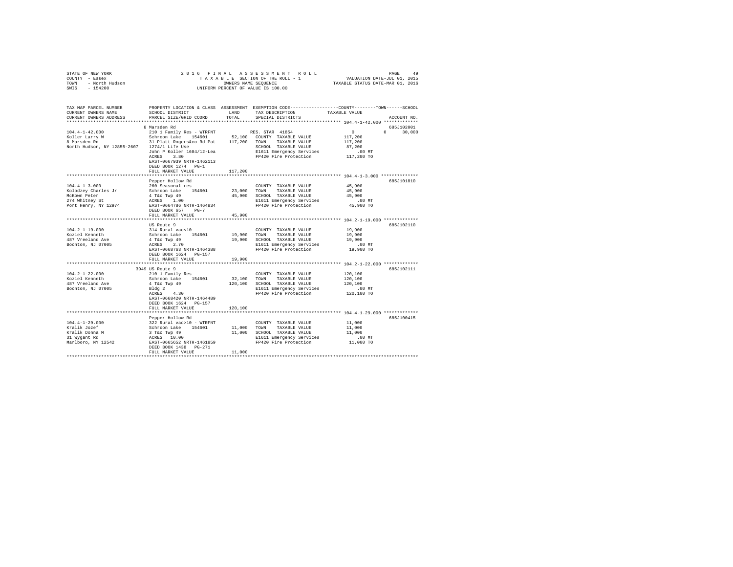STATE OF NEW YORK
COUNTY - Essex
TOWN - North Hudson
SWIS - 154200

2016 FINAL ASSESSMENT ROLL
TAXABLE SECTION OF THE ROLL - 1
OWNERS NAME SEQUENCE
UNIFORM PERCENT OF VALUE IS 100.00

VALUATION DATE-JUL 01, 2015
TAXABLE STATUS DATE-MAR 01, 2016

| TAX MAP PARCEL NUMBER / CURRENT OWNERS NAME / CURRENT OWNERS ADDRESS | PROPERTY LOCATION & CLASS / SCHOOL DISTRICT / PARCEL SIZE/GRID COORD | ASSESSMENT LAND | TOTAL | EXEMPTION CODE / TAX DESCRIPTION / SPECIAL DISTRICTS | COUNTY / TOWN / SCHOOL TAXABLE VALUE | ACCOUNT NO. |
|---|---|---|---|---|---|---|
| **104.4-1-42.000** | 8 Marsden Rd | | | | | 685J102001 |
| Koller Larry W | 210 1 Family Res - WTRFNT | | | RES. STAR 41854 | 0 0 30,000 | |
| 8 Marsden Rd | Schroon Lake 154601 | 52,100 | | COUNTY TAXABLE VALUE | 117,200 | |
| North Hudson, NY 12855-2607 | 31 Platt Rogers&co Rd Pat | | 117,200 | TOWN TAXABLE VALUE | 117,200 | |
| | 1274/1 Life Use | | | SCHOOL TAXABLE VALUE | 87,200 | |
| | John P Koller 1604/12-Lea | | | E1611 Emergency Services | .00 MT | |
| | ACRES 3.80 | | | FP420 Fire Protection | 117,200 TO | |
| | EAST-0667939 NRTH-1462113 | | | | | |
| | DEED BOOK 1274 PG-1 | | | | | |
| | FULL MARKET VALUE | | 117,200 | | | |
| **104.4-1-3.000** | Pepper Hollow Rd | | | | | 685J101810 |
| Kolodzey Charles Jr | 260 Seasonal res | | | COUNTY TAXABLE VALUE | 45,900 | |
| McKown Peter | Schroon Lake 154601 | 23,000 | | TOWN TAXABLE VALUE | 45,900 | |
| 274 Whitney St | 4 T&c Twp 49 | | 45,900 | SCHOOL TAXABLE VALUE | 45,900 | |
| Port Henry, NY 12974 | ACRES 1.00 | | | E1611 Emergency Services | .00 MT | |
| | EAST-0664786 NRTH-1464834 | | | FP420 Fire Protection | 45,900 TO | |
| | DEED BOOK 657 PG-7 | | | | | |
| | FULL MARKET VALUE | | 45,900 | | | |
| **104.2-1-19.000** | US Route 9 | | | | | 685J102110 |
| Koziel Kenneth | 314 Rural vac<10 | | | COUNTY TAXABLE VALUE | 19,900 | |
| 487 Vreeland Ave | Schroon Lake 154601 | 19,900 | | TOWN TAXABLE VALUE | 19,900 | |
| Boonton, NJ 07005 | 4 T&c Twp 49 | | 19,900 | SCHOOL TAXABLE VALUE | 19,900 | |
| | ACRES 2.70 | | | E1611 Emergency Services | .00 MT | |
| | EAST-0668763 NRTH-1464388 | | | FP420 Fire Protection | 19,900 TO | |
| | DEED BOOK 1624 PG-157 | | | | | |
| | FULL MARKET VALUE | | 19,900 | | | |
| **104.2-1-22.000** | 3949 US Route 9 | | | | | 685J102111 |
| Koziel Kenneth | 210 1 Family Res | | | COUNTY TAXABLE VALUE | 120,100 | |
| 487 Vreeland Ave | Schroon Lake 154601 | 32,100 | | TOWN TAXABLE VALUE | 120,100 | |
| Boonton, NJ 07005 | 4 T&c Twp 49 | | 120,100 | SCHOOL TAXABLE VALUE | 120,100 | |
| | Bldg 2 | | | E1611 Emergency Services | .00 MT | |
| | ACRES 4.30 | | | FP420 Fire Protection | 120,100 TO | |
| | EAST-0668420 NRTH-1464489 | | | | | |
| | DEED BOOK 1624 PG-157 | | | | | |
| | FULL MARKET VALUE | | 120,100 | | | |
| **104.4-1-29.000** | Pepper Hollow Rd | | | | | 685J100415 |
| Kralik Jozef | 322 Rural vac>10 - WTRFNT | | | COUNTY TAXABLE VALUE | 11,000 | |
| Kralik Donna M | Schroon Lake 154601 | 11,000 | | TOWN TAXABLE VALUE | 11,000 | |
| 31 Wygant Rd | 3 T&c Twp 49 | | 11,000 | SCHOOL TAXABLE VALUE | 11,000 | |
| Marlboro, NY 12542 | ACRES 10.00 | | | E1611 Emergency Services | .00 MT | |
| | EAST-0665652 NRTH-1461859 | | | FP420 Fire Protection | 11,000 TO | |
| | DEED BOOK 1438 PG-271 | | | | | |
| | FULL MARKET VALUE | | 11,000 | | | |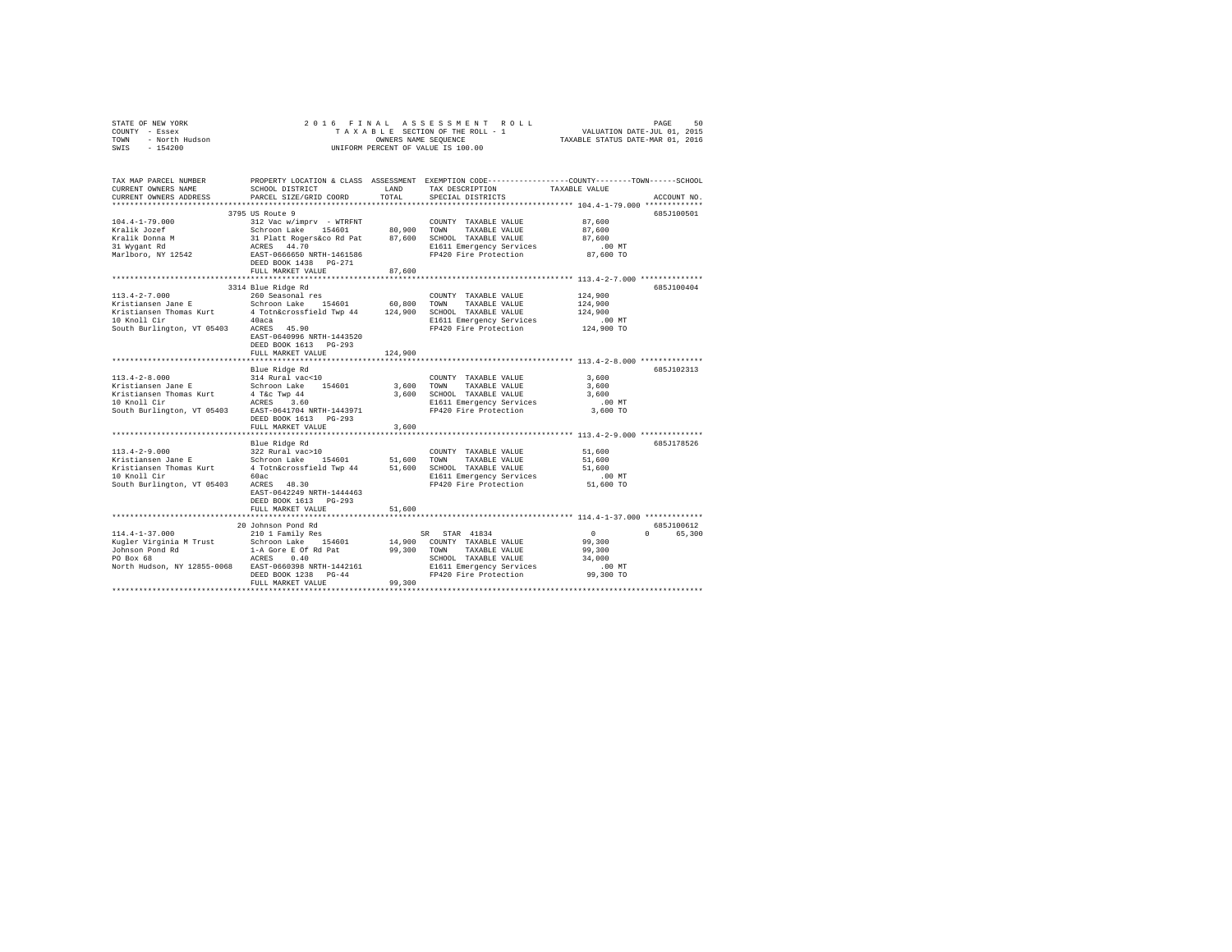STATE OF NEW YORK　　　　2 0 1 6　F I N A L　A S S E S S M E N T　R O L L
COUNTY - Essex　　　　T A X A B L E SECTION OF THE ROLL - 1　　　　VALUATION DATE-JUL 01, 2015
TOWN - North Hudson　　　　OWNERS NAME SEQUENCE　　　　TAXABLE STATUS DATE-MAR 01, 2016
SWIS - 154200　　　　UNIFORM PERCENT OF VALUE IS 100.00

| TAX MAP PARCEL NUMBER / CURRENT OWNERS NAME / CURRENT OWNERS ADDRESS | PROPERTY LOCATION & CLASS / SCHOOL DISTRICT / PARCEL SIZE/GRID COORD | ASSESSMENT LAND / TOTAL | EXEMPTION CODE / TAX DESCRIPTION / SPECIAL DISTRICTS | COUNTY / TOWN / SCHOOL TAXABLE VALUE | ACCOUNT NO. |
|---|---|---|---|---|---|
| **104.4-1-79.000** | 3795 US Route 9 | | | | 685J100501 |
| 104.4-1-79.000 | 312 Vac w/imprv - WTRFNT | | COUNTY TAXABLE VALUE | 87,600 | |
| Kralik Jozef | Schroon Lake 154601 | 80,900 | TOWN TAXABLE VALUE | 87,600 | |
| Kralik Donna M | 31 Platt Rogers&co Rd Pat | 87,600 | SCHOOL TAXABLE VALUE | 87,600 | |
| 31 Wygant Rd | ACRES 44.70 | | E1611 Emergency Services | .00 MT | |
| Marlboro, NY 12542 | EAST-0666650 NRTH-1461586 | | FP420 Fire Protection | 87,600 TO | |
| | DEED BOOK 1438 PG-271 | | | | |
| | FULL MARKET VALUE | 87,600 | | | |
| **113.4-2-7.000** | 3314 Blue Ridge Rd | | | | 685J100404 |
| 113.4-2-7.000 | 260 Seasonal res | | COUNTY TAXABLE VALUE | 124,900 | |
| Kristiansen Jane E | Schroon Lake 154601 | 60,800 | TOWN TAXABLE VALUE | 124,900 | |
| Kristiansen Thomas Kurt | 4 Totn&crossfield Twp 44 | 124,900 | SCHOOL TAXABLE VALUE | 124,900 | |
| 10 Knoll Cir | 40aca | | E1611 Emergency Services | .00 MT | |
| South Burlington, VT 05403 | ACRES 45.90 | | FP420 Fire Protection | 124,900 TO | |
| | EAST-0640996 NRTH-1443520 | | | | |
| | DEED BOOK 1613 PG-293 | | | | |
| | FULL MARKET VALUE | 124,900 | | | |
| **113.4-2-8.000** | Blue Ridge Rd | | | | 685J102313 |
| 113.4-2-8.000 | 314 Rural vac<10 | | COUNTY TAXABLE VALUE | 3,600 | |
| Kristiansen Jane E | Schroon Lake 154601 | 3,600 | TOWN TAXABLE VALUE | 3,600 | |
| Kristiansen Thomas Kurt | 4 T&c Twp 44 | 3,600 | SCHOOL TAXABLE VALUE | 3,600 | |
| 10 Knoll Cir | ACRES 3.60 | | E1611 Emergency Services | .00 MT | |
| South Burlington, VT 05403 | EAST-0641704 NRTH-1443971 | | FP420 Fire Protection | 3,600 TO | |
| | DEED BOOK 1613 PG-293 | | | | |
| | FULL MARKET VALUE | 3,600 | | | |
| **113.4-2-9.000** | Blue Ridge Rd | | | | 685J178526 |
| 113.4-2-9.000 | 322 Rural vac>10 | | COUNTY TAXABLE VALUE | 51,600 | |
| Kristiansen Jane E | Schroon Lake 154601 | 51,600 | TOWN TAXABLE VALUE | 51,600 | |
| Kristiansen Thomas Kurt | 4 Totn&crossfield Twp 44 | 51,600 | SCHOOL TAXABLE VALUE | 51,600 | |
| 10 Knoll Cir | 60ac | | E1611 Emergency Services | .00 MT | |
| South Burlington, VT 05403 | ACRES 48.30 | | FP420 Fire Protection | 51,600 TO | |
| | EAST-0642249 NRTH-1444463 | | | | |
| | DEED BOOK 1613 PG-293 | | | | |
| | FULL MARKET VALUE | 51,600 | | | |
| **114.4-1-37.000** | 20 Johnson Pond Rd | | | | 685J100612 |
| 114.4-1-37.000 | 210 1 Family Res | | SR STAR 41834 | 0 / 0 / 65,300 | |
| Kugler Virginia M Trust | Schroon Lake 154601 | 14,900 | COUNTY TAXABLE VALUE | 99,300 | |
| Johnson Pond Rd | 1-A Gore E Of Rd Pat | 99,300 | TOWN TAXABLE VALUE | 99,300 | |
| PO Box 68 | ACRES 0.40 | | SCHOOL TAXABLE VALUE | 34,000 | |
| North Hudson, NY 12855-0068 | EAST-0660398 NRTH-1442161 | | E1611 Emergency Services | .00 MT | |
| | DEED BOOK 1238 PG-44 | | FP420 Fire Protection | 99,300 TO | |
| | FULL MARKET VALUE | 99,300 | | | |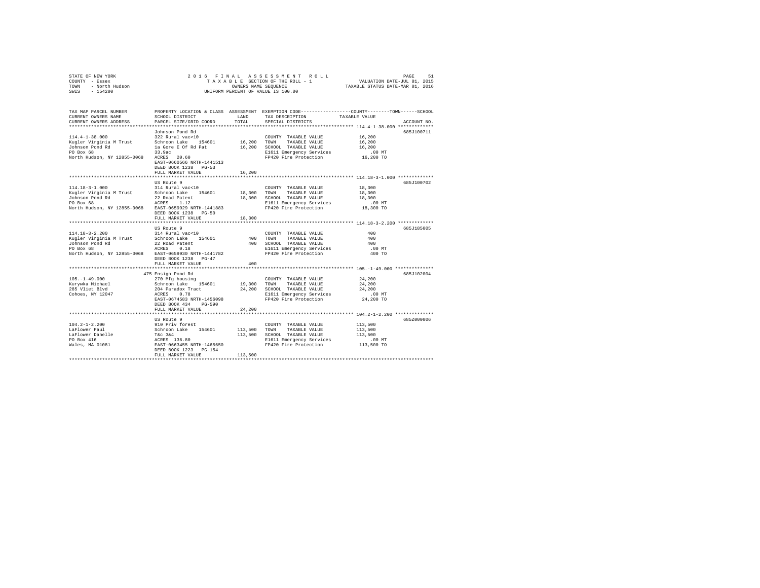STATE OF NEW YORK
COUNTY - Essex
TOWN - North Hudson
SWIS - 154200

2016 FINAL ASSESSMENT ROLL
TAXABLE SECTION OF THE ROLL - 1
OWNERS NAME SEQUENCE
UNIFORM PERCENT OF VALUE IS 100.00

VALUATION DATE-JUL 01, 2015
TAXABLE STATUS DATE-MAR 01, 2016

| TAX MAP PARCEL NUMBER / CURRENT OWNERS NAME / CURRENT OWNERS ADDRESS | PROPERTY LOCATION & CLASS / SCHOOL DISTRICT / PARCEL SIZE/GRID COORD | ASSESSMENT LAND / TOTAL | EXEMPTION CODE / TAX DESCRIPTION / SPECIAL DISTRICTS | COUNTY / TOWN / SCHOOL TAXABLE VALUE | ACCOUNT NO. |
|---|---|---|---|---|---|
| **114.4-1-38.000** | Johnson Pond Rd | | | | 685J100711 |
| 114.4-1-38.000 | 322 Rural vac>10 | | COUNTY TAXABLE VALUE | 16,200 | |
| Kugler Virginia M Trust | Schroon Lake 154601 | 16,200 | TOWN TAXABLE VALUE | 16,200 | |
| Johnson Pond Rd | 1a Gore E Of Rd Pat | 16,200 | SCHOOL TAXABLE VALUE | 16,200 | |
| PO Box 68 | 33.9ac | | E1611 Emergency Services | .00 MT | |
| North Hudson, NY 12855-0068 | ACRES 20.60 | | FP420 Fire Protection | 16,200 TO | |
| | EAST-0660566 NRTH-1441513 | | | | |
| | DEED BOOK 1238 PG-53 | | | | |
| | FULL MARKET VALUE | 16,200 | | | |
| **114.18-3-1.000** | US Route 9 | | | | 685J100702 |
| 114.18-3-1.000 | 314 Rural vac<10 | | COUNTY TAXABLE VALUE | 18,300 | |
| Kugler Virginia M Trust | Schroon Lake 154601 | 18,300 | TOWN TAXABLE VALUE | 18,300 | |
| Johnson Pond Rd | 22 Road Patent | 18,300 | SCHOOL TAXABLE VALUE | 18,300 | |
| PO Box 68 | ACRES 1.12 | | E1611 Emergency Services | .00 MT | |
| North Hudson, NY 12855-0068 | EAST-0659929 NRTH-1441883 | | FP420 Fire Protection | 18,300 TO | |
| | DEED BOOK 1238 PG-50 | | | | |
| | FULL MARKET VALUE | 18,300 | | | |
| **114.18-3-2.200** | US Route 9 | | | | 685J185005 |
| 114.18-3-2.200 | 314 Rural vac<10 | | COUNTY TAXABLE VALUE | 400 | |
| Kugler Virginia M Trust | Schroon Lake 154601 | 400 | TOWN TAXABLE VALUE | 400 | |
| Johnson Pond Rd | 22 Road Patent | 400 | SCHOOL TAXABLE VALUE | 400 | |
| PO Box 68 | ACRES 0.18 | | E1611 Emergency Services | .00 MT | |
| North Hudson, NY 12855-0068 | EAST-0659930 NRTH-1441782 | | FP420 Fire Protection | 400 TO | |
| | DEED BOOK 1238 PG-47 | | | | |
| | FULL MARKET VALUE | 400 | | | |
| **105.-1-49.000** | 475 Ensign Pond Rd | | | | 685J102004 |
| 105.-1-49.000 | 270 Mfg housing | | COUNTY TAXABLE VALUE | 24,200 | |
| Kurywka Michael | Schroon Lake 154601 | 19,300 | TOWN TAXABLE VALUE | 24,200 | |
| 285 Vliet Blvd | 204 Paradox Tract | 24,200 | SCHOOL TAXABLE VALUE | 24,200 | |
| Cohoes, NY 12047 | ACRES 0.78 | | E1611 Emergency Services | .00 MT | |
| | EAST-0674583 NRTH-1456098 | | FP420 Fire Protection | 24,200 TO | |
| | DEED BOOK 434 PG-590 | | | | |
| | FULL MARKET VALUE | 24,200 | | | |
| **104.2-1-2.200** | US Route 9 | | | | 685Z000006 |
| 104.2-1-2.200 | 910 Priv forest | | COUNTY TAXABLE VALUE | 113,500 | |
| LaFlower Paul | Schroon Lake 154601 | 113,500 | TOWN TAXABLE VALUE | 113,500 | |
| LaFlower Danelle | T&c 3&4 | 113,500 | SCHOOL TAXABLE VALUE | 113,500 | |
| PO Box 416 | ACRES 136.80 | | E1611 Emergency Services | .00 MT | |
| Wales, MA 01081 | EAST-0663455 NRTH-1465650 | | FP420 Fire Protection | 113,500 TO | |
| | DEED BOOK 1223 PG-154 | | | | |
| | FULL MARKET VALUE | 113,500 | | | |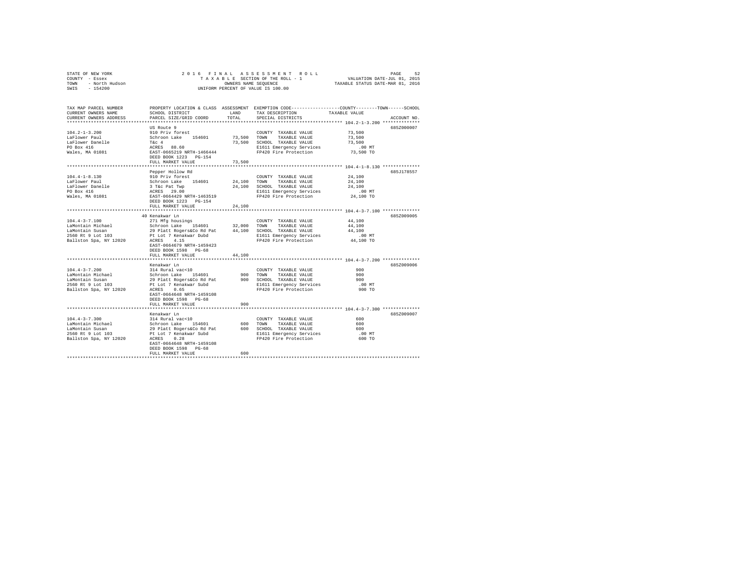STATE OF NEW YORK
COUNTY - Essex
TOWN - North Hudson
SWIS - 154200

2 0 1 6 F I N A L A S S E S S M E N T R O L L
T A X A B L E SECTION OF THE ROLL - 1
OWNERS NAME SEQUENCE
UNIFORM PERCENT OF VALUE IS 100.00

VALUATION DATE-JUL 01, 2015
TAXABLE STATUS DATE-MAR 01, 2016

| TAX MAP PARCEL NUMBER / CURRENT OWNERS NAME / CURRENT OWNERS ADDRESS | PROPERTY LOCATION & CLASS / SCHOOL DISTRICT / PARCEL SIZE/GRID COORD | ASSESSMENT LAND | TOTAL | EXEMPTION CODE / TAX DESCRIPTION / SPECIAL DISTRICTS | COUNTY--------TOWN------SCHOOL TAXABLE VALUE | ACCOUNT NO. |
|---|---|---|---|---|---|---|
| **104.2-1-3.200** | US Route 9 | | | | | 685Z000007 |
| 104.2-1-3.200 | 910 Priv forest | | | COUNTY TAXABLE VALUE | 73,500 | |
| LaFlower Paul | Schroon Lake 154601 | 73,500 | | TOWN TAXABLE VALUE | 73,500 | |
| LaFlower Danelle | T&c 4 | | 73,500 | SCHOOL TAXABLE VALUE | 73,500 | |
| PO Box 416 | ACRES 88.60 | | | E1611 Emergency Services | .00 MT | |
| Wales, MA 01081 | EAST-0665219 NRTH-1466444 | | | FP420 Fire Protection | 73,500 TO | |
| | DEED BOOK 1223 PG-154 | | | | | |
| | FULL MARKET VALUE | | 73,500 | | | |
| **104.4-1-8.130** | Pepper Hollow Rd | | | | | 685J178557 |
| 104.4-1-8.130 | 910 Priv forest | | | COUNTY TAXABLE VALUE | 24,100 | |
| LaFlower Paul | Schroon Lake 154601 | 24,100 | | TOWN TAXABLE VALUE | 24,100 | |
| LaFlower Danelle | 3 T&c Pat Twp | | 24,100 | SCHOOL TAXABLE VALUE | 24,100 | |
| PO Box 416 | ACRES 29.00 | | | E1611 Emergency Services | .00 MT | |
| Wales, MA 01081 | EAST-0664429 NRTH-1463519 | | | FP420 Fire Protection | 24,100 TO | |
| | DEED BOOK 1223 PG-154 | | | | | |
| | FULL MARKET VALUE | | 24,100 | | | |
| **104.4-3-7.100** | 40 Kenakwar Ln | | | | | 685Z009005 |
| 104.4-3-7.100 | 271 Mfg housings | | | COUNTY TAXABLE VALUE | 44,100 | |
| LaMontain Michael | Schroon Lake 154601 | 32,000 | | TOWN TAXABLE VALUE | 44,100 | |
| LaMontain Susan | 29 Platt Rogers&Co Rd Pat | | 44,100 | SCHOOL TAXABLE VALUE | 44,100 | |
| 2560 Rt 9 Lot 103 | Pt Lot 7 Kenakwar Dubd | | | E1611 Emergency Services | .00 MT | |
| Ballston Spa, NY 12020 | ACRES 4.15 | | | FP420 Fire Protection | 44,100 TO | |
| | EAST-0664679 NRTH-1459423 | | | | | |
| | DEED BOOK 1598 PG-68 | | | | | |
| | FULL MARKET VALUE | | 44,100 | | | |
| **104.4-3-7.200** | Kenakwar Ln | | | | | 685Z009006 |
| 104.4-3-7.200 | 314 Rural vac<10 | | | COUNTY TAXABLE VALUE | 900 | |
| LaMontain Michael | Schroon Lake 154601 | 900 | | TOWN TAXABLE VALUE | 900 | |
| LaMontain Susan | 29 Platt Rogers&Co Rd Pat | | 900 | SCHOOL TAXABLE VALUE | 900 | |
| 2560 Rt 9 Lot 103 | Pt Lot 7 Kenakwar Subd | | | E1611 Emergency Services | .00 MT | |
| Ballston Spa, NY 12020 | ACRES 0.65 | | | FP420 Fire Protection | 900 TO | |
| | EAST-0664648 NRTH-1459108 | | | | | |
| | DEED BOOK 1598 PG-68 | | | | | |
| | FULL MARKET VALUE | | 900 | | | |
| **104.4-3-7.300** | Kenakwar Ln | | | | | 685Z009007 |
| 104.4-3-7.300 | 314 Rural vac<10 | | | COUNTY TAXABLE VALUE | 600 | |
| LaMontain Michael | Schroon Lake 154601 | 600 | | TOWN TAXABLE VALUE | 600 | |
| LaMontain Susan | 29 Platt Rogers&Co Rd Pat | | 600 | SCHOOL TAXABLE VALUE | 600 | |
| 2560 Rt 9 Lot 103 | Pt Lot 7 Kenakwar Subd | | | E1611 Emergency Services | .00 MT | |
| Ballston Spa, NY 12020 | ACRES 0.28 | | | FP420 Fire Protection | 600 TO | |
| | EAST-0664648 NRTH-1459108 | | | | | |
| | DEED BOOK 1598 PG-68 | | | | | |
| | FULL MARKET VALUE | | 600 | | | |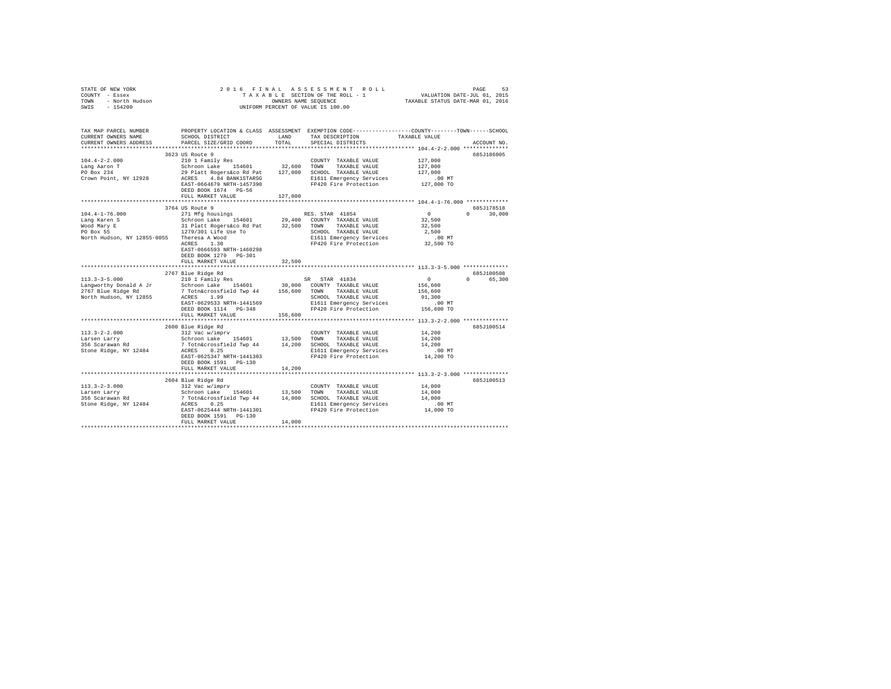STATE OF NEW YORK
COUNTY - Essex
TOWN - North Hudson
SWIS - 154200

2016 FINAL ASSESSMENT ROLL
TAXABLE SECTION OF THE ROLL - 1
OWNERS NAME SEQUENCE
UNIFORM PERCENT OF VALUE IS 100.00

VALUATION DATE-JUL 01, 2015
TAXABLE STATUS DATE-MAR 01, 2016

```
TAX MAP PARCEL NUMBER     PROPERTY LOCATION & CLASS  ASSESSMENT  EXEMPTION CODE-----------------COUNTY--------TOWN------SCHOOL
CURRENT OWNERS NAME       SCHOOL DISTRICT              LAND      TAX DESCRIPTION            TAXABLE VALUE
CURRENT OWNERS ADDRESS    PARCEL SIZE/GRID COORD       TOTAL     SPECIAL DISTRICTS                                    ACCOUNT NO.
********************************************************************************************* 104.4-2-2.000 **************
                          3623 US Route 9                                                                          685J186005
104.4-2-2.000             210 1 Family Res                      COUNTY  TAXABLE VALUE          127,000
Lang Aaron T              Schroon Lake   154601      32,600     TOWN    TAXABLE VALUE          127,000
PO Box 234                29 Platt Rogers&co Rd Pat  127,000    SCHOOL  TAXABLE VALUE          127,000
Crown Point, NY 12928     ACRES    4.84 BANK1STARSG             E1611 Emergency Services           .00 MT
                          EAST-0664679 NRTH-1457390             FP420 Fire Protection          127,000 TO
                          DEED BOOK 1674   PG-56
                          FULL MARKET VALUE         127,000
********************************************************************************************* 104.4-1-76.000 *************
                          3764 US Route 9                                                                          685J178518
104.4-1-76.000            271 Mfg housings                      RES. STAR 41854                     0          0     30,000
Lang Karen S              Schroon Lake   154601      29,400     COUNTY  TAXABLE VALUE           32,500
Wood Mary E               31 Platt Rogers&co Rd Pat   32,500    TOWN    TAXABLE VALUE           32,500
PO Box 55                 1279/301 Life Use To                  SCHOOL  TAXABLE VALUE            2,500
North Hudson, NY 12855-0055  Theresa A Wood                     E1611 Emergency Services           .00 MT
                          ACRES    1.30                         FP420 Fire Protection           32,500 TO
                          EAST-0666593 NRTH-1460298
                          DEED BOOK 1279   PG-301
                          FULL MARKET VALUE          32,500
********************************************************************************************* 113.3-3-5.000 **************
                          2767 Blue Ridge Rd                                                                       685J100508
113.3-3-5.000             210 1 Family Res                      SR  STAR 41834                      0          0     65,300
Langworthy Donald A Jr    Schroon Lake   154601      30,000     COUNTY  TAXABLE VALUE          156,600
2767 Blue Ridge Rd        7 Totn&crossfield Twp 44  156,600     TOWN    TAXABLE VALUE          156,600
North Hudson, NY 12855    ACRES    1.99                         SCHOOL  TAXABLE VALUE           91,300
                          EAST-0629533 NRTH-1441569             E1611 Emergency Services           .00 MT
                          DEED BOOK 1114   PG-348               FP420 Fire Protection          156,600 TO
                          FULL MARKET VALUE         156,600
********************************************************************************************* 113.3-2-2.000 **************
                          2600 Blue Ridge Rd                                                                       685J100514
113.3-2-2.000             312 Vac w/imprv                       COUNTY  TAXABLE VALUE           14,200
Larsen Larry              Schroon Lake   154601      13,500     TOWN    TAXABLE VALUE           14,200
356 Scarawan Rd           7 Totn&crossfield Twp 44   14,200     SCHOOL  TAXABLE VALUE           14,200
Stone Ridge, NY 12484     ACRES    0.25                         E1611 Emergency Services           .00 MT
                          EAST-0625347 NRTH-1441303             FP420 Fire Protection           14,200 TO
                          DEED BOOK 1591   PG-130
                          FULL MARKET VALUE          14,200
********************************************************************************************* 113.3-2-3.000 **************
                          2604 Blue Ridge Rd                                                                       685J100513
113.3-2-3.000             312 Vac w/imprv                       COUNTY  TAXABLE VALUE           14,000
Larsen Larry              Schroon Lake   154601      13,500     TOWN    TAXABLE VALUE           14,000
356 Scarawan Rd           7 Totn&crossfield Twp 44   14,000     SCHOOL  TAXABLE VALUE           14,000
Stone Ridge, NY 12484     ACRES    0.25                         E1611 Emergency Services           .00 MT
                          EAST-0625444 NRTH-1441301             FP420 Fire Protection           14,000 TO
                          DEED BOOK 1591   PG-130
                          FULL MARKET VALUE          14,000
****************************************************************************************************************************
```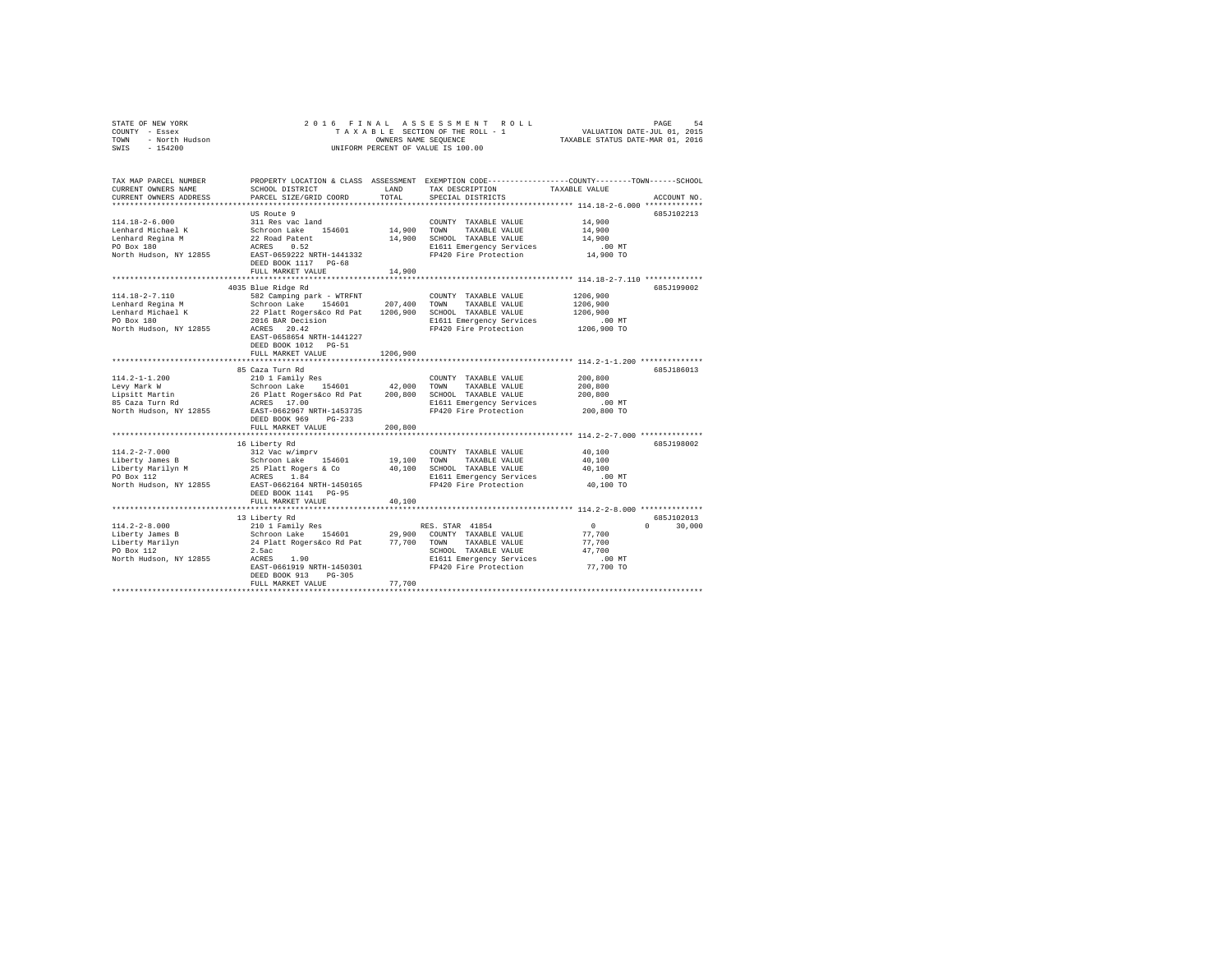STATE OF NEW YORK
COUNTY - Essex
TOWN - North Hudson
SWIS - 154200

2016 FINAL ASSESSMENT ROLL
TAXABLE SECTION OF THE ROLL - 1
OWNERS NAME SEQUENCE
UNIFORM PERCENT OF VALUE IS 100.00

VALUATION DATE-JUL 01, 2015
TAXABLE STATUS DATE-MAR 01, 2016

| TAX MAP PARCEL NUMBER / CURRENT OWNERS NAME / CURRENT OWNERS ADDRESS | PROPERTY LOCATION & CLASS / SCHOOL DISTRICT / PARCEL SIZE/GRID COORD | ASSESSMENT LAND / TOTAL | EXEMPTION CODE / TAX DESCRIPTION / SPECIAL DISTRICTS | COUNTY / TOWN / SCHOOL TAXABLE VALUE | ACCOUNT NO. |
|---|---|---|---|---|---|
| **114.18-2-6.000** | US Route 9 | | | | 685J102213 |
| 114.18-2-6.000 | 311 Res vac land | | COUNTY TAXABLE VALUE | 14,900 | |
| Lenhard Michael K | Schroon Lake 154601 | 14,900 | TOWN TAXABLE VALUE | 14,900 | |
| Lenhard Regina M | 22 Road Patent | 14,900 | SCHOOL TAXABLE VALUE | 14,900 | |
| PO Box 180 | ACRES 0.52 | | E1611 Emergency Services | .00 MT | |
| North Hudson, NY 12855 | EAST-0659222 NRTH-1441332 | | FP420 Fire Protection | 14,900 TO | |
| | DEED BOOK 1117 PG-68 | | | | |
| | FULL MARKET VALUE | 14,900 | | | |
| **114.18-2-7.110** | 4035 Blue Ridge Rd | | | | 685J199002 |
| 114.18-2-7.110 | 582 Camping park - WTRFNT | | COUNTY TAXABLE VALUE | 1206,900 | |
| Lenhard Regina M | Schroon Lake 154601 | 207,400 | TOWN TAXABLE VALUE | 1206,900 | |
| Lenhard Michael K | 22 Platt Rogers&co Rd Pat | 1206,900 | SCHOOL TAXABLE VALUE | 1206,900 | |
| PO Box 180 | 2016 BAR Decision | | E1611 Emergency Services | .00 MT | |
| North Hudson, NY 12855 | ACRES 20.42 | | FP420 Fire Protection | 1206,900 TO | |
| | EAST-0658654 NRTH-1441227 | | | | |
| | DEED BOOK 1012 PG-51 | | | | |
| | FULL MARKET VALUE | 1206,900 | | | |
| **114.2-1-1.200** | 85 Caza Turn Rd | | | | 685J186013 |
| 114.2-1-1.200 | 210 1 Family Res | | COUNTY TAXABLE VALUE | 200,800 | |
| Levy Mark W | Schroon Lake 154601 | 42,000 | TOWN TAXABLE VALUE | 200,800 | |
| Lipsitt Martin | 26 Platt Rogers&co Rd Pat | 200,800 | SCHOOL TAXABLE VALUE | 200,800 | |
| 85 Caza Turn Rd | ACRES 17.00 | | E1611 Emergency Services | .00 MT | |
| North Hudson, NY 12855 | EAST-0662967 NRTH-1453735 | | FP420 Fire Protection | 200,800 TO | |
| | DEED BOOK 969 PG-233 | | | | |
| | FULL MARKET VALUE | 200,800 | | | |
| **114.2-2-7.000** | 16 Liberty Rd | | | | 685J198002 |
| 114.2-2-7.000 | 312 Vac w/imprv | | COUNTY TAXABLE VALUE | 40,100 | |
| Liberty James B | Schroon Lake 154601 | 19,100 | TOWN TAXABLE VALUE | 40,100 | |
| Liberty Marilyn M | 25 Platt Rogers & Co | 40,100 | SCHOOL TAXABLE VALUE | 40,100 | |
| PO Box 112 | ACRES 1.84 | | E1611 Emergency Services | .00 MT | |
| North Hudson, NY 12855 | EAST-0662164 NRTH-1450165 | | FP420 Fire Protection | 40,100 TO | |
| | DEED BOOK 1141 PG-95 | | | | |
| | FULL MARKET VALUE | 40,100 | | | |
| **114.2-2-8.000** | 13 Liberty Rd | | | | 685J102013 |
| 114.2-2-8.000 | 210 1 Family Res | | RES. STAR 41854 | 0 0 30,000 | |
| Liberty James B | Schroon Lake 154601 | 29,900 | COUNTY TAXABLE VALUE | 77,700 | |
| Liberty Marilyn | 24 Platt Rogers&co Rd Pat | 77,700 | TOWN TAXABLE VALUE | 77,700 | |
| PO Box 112 | 2.5ac | | SCHOOL TAXABLE VALUE | 47,700 | |
| North Hudson, NY 12855 | ACRES 1.90 | | E1611 Emergency Services | .00 MT | |
| | EAST-0661919 NRTH-1450301 | | FP420 Fire Protection | 77,700 TO | |
| | DEED BOOK 913 PG-305 | | | | |
| | FULL MARKET VALUE | 77,700 | | | |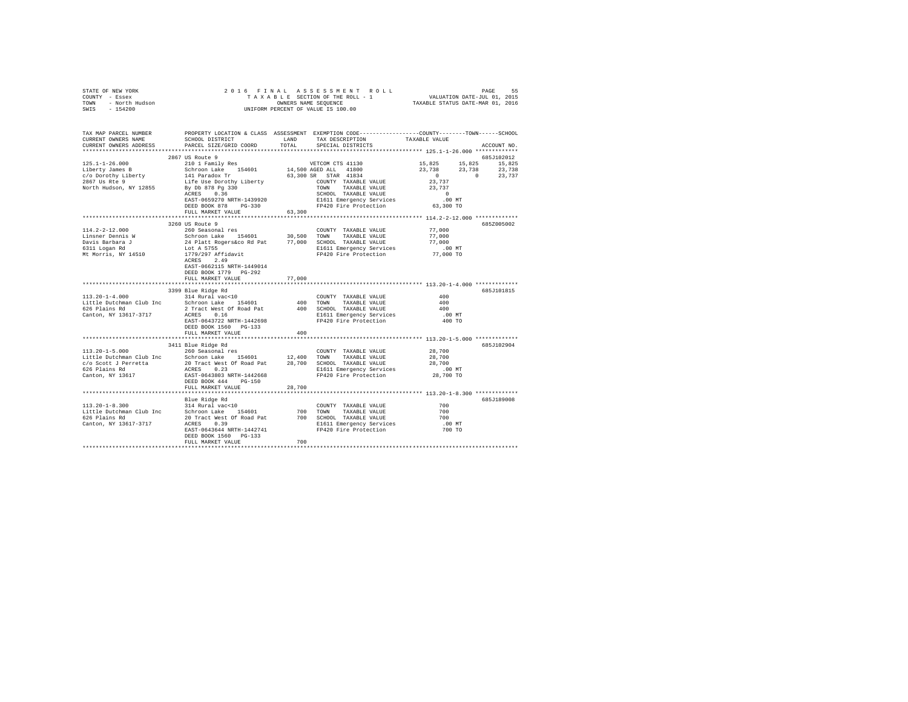STATE OF NEW YORK
COUNTY - Essex
TOWN - North Hudson
SWIS - 154200

2016 FINAL ASSESSMENT ROLL
TAXABLE SECTION OF THE ROLL - 1
OWNERS NAME SEQUENCE
UNIFORM PERCENT OF VALUE IS 100.00

VALUATION DATE-JUL 01, 2015
TAXABLE STATUS DATE-MAR 01, 2016

```
TAX MAP PARCEL NUMBER      PROPERTY LOCATION & CLASS  ASSESSMENT  EXEMPTION CODE-----------------COUNTY--------TOWN------SCHOOL
CURRENT OWNERS NAME        SCHOOL DISTRICT              LAND      TAX DESCRIPTION            TAXABLE VALUE
CURRENT OWNERS ADDRESS     PARCEL SIZE/GRID COORD       TOTAL     SPECIAL DISTRICTS                                    ACCOUNT NO.
******************************************************************************************* 125.1-1-26.000 *************
                           2867 US Route 9                                                                            685J102012
125.1-1-26.000             210 1 Family Res                   VETCOM CTS 41130          15,825     15,825     15,825
Liberty James B            Schroon Lake   154601      14,500 AGED ALL  41800            23,738     23,738     23,738
c/o Dorothy Liberty        141 Paradox Tr             63,300 SR  STAR 41834                  0          0     23,737
2867 Us Rte 9              Life Use Dorothy Liberty          COUNTY  TAXABLE VALUE       23,737
North Hudson, NY 12855     By Db 878 Pg 330                  TOWN    TAXABLE VALUE       23,737
                           ACRES    0.36                     SCHOOL  TAXABLE VALUE            0
                           EAST-0659270 NRTH-1439920         E1611 Emergency Services       .00 MT
                           DEED BOOK 878    PG-330           FP420 Fire Protection       63,300 TO
                           FULL MARKET VALUE           63,300
******************************************************************************************* 114.2-2-12.000 *************
                           3260 US Route 9                                                                            685Z005002
114.2-2-12.000             260 Seasonal res                  COUNTY  TAXABLE VALUE       77,000
Linsner Dennis W           Schroon Lake   154601      30,500 TOWN    TAXABLE VALUE       77,000
Davis Barbara J            24 Platt Rogers&co Rd Pat  77,000 SCHOOL  TAXABLE VALUE       77,000
6311 Logan Rd              Lot A 5755                        E1611 Emergency Services       .00 MT
Mt Morris, NY 14510        1779/297 Affidavit                FP420 Fire Protection       77,000 TO
                           ACRES    2.49
                           EAST-0662115 NRTH-1449014
                           DEED BOOK 1779   PG-292
                           FULL MARKET VALUE           77,000
******************************************************************************************* 113.20-1-4.000 *************
                           3399 Blue Ridge Rd                                                                         685J101815
113.20-1-4.000             314 Rural vac<10                  COUNTY  TAXABLE VALUE          400
Little Dutchman Club Inc   Schroon Lake   154601         400 TOWN    TAXABLE VALUE          400
626 Plains Rd              2 Tract West Of Road Pat      400 SCHOOL  TAXABLE VALUE          400
Canton, NY 13617-3717      ACRES    0.16                     E1611 Emergency Services       .00 MT
                           EAST-0643722 NRTH-1442698         FP420 Fire Protection          400 TO
                           DEED BOOK 1560   PG-133
                           FULL MARKET VALUE              400
******************************************************************************************* 113.20-1-5.000 *************
                           3411 Blue Ridge Rd                                                                         685J102904
113.20-1-5.000             260 Seasonal res                  COUNTY  TAXABLE VALUE       28,700
Little Dutchman Club Inc   Schroon Lake   154601      12,400 TOWN    TAXABLE VALUE       28,700
c/o Scott J Perretta       20 Tract West Of Road Pat  28,700 SCHOOL  TAXABLE VALUE       28,700
626 Plains Rd              ACRES    0.23                     E1611 Emergency Services       .00 MT
Canton, NY 13617           EAST-0643803 NRTH-1442668         FP420 Fire Protection       28,700 TO
                           DEED BOOK 444    PG-150
                           FULL MARKET VALUE           28,700
******************************************************************************************* 113.20-1-8.300 *************
                           Blue Ridge Rd                                                                              685J189008
113.20-1-8.300             314 Rural vac<10                  COUNTY  TAXABLE VALUE          700
Little Dutchman Club Inc   Schroon Lake   154601         700 TOWN    TAXABLE VALUE          700
626 Plains Rd              20 Tract West Of Road Pat     700 SCHOOL  TAXABLE VALUE          700
Canton, NY 13617-3717      ACRES    0.39                     E1611 Emergency Services       .00 MT
                           EAST-0643644 NRTH-1442741         FP420 Fire Protection          700 TO
                           DEED BOOK 1560   PG-133
                           FULL MARKET VALUE              700
************************************************************************************************************************
```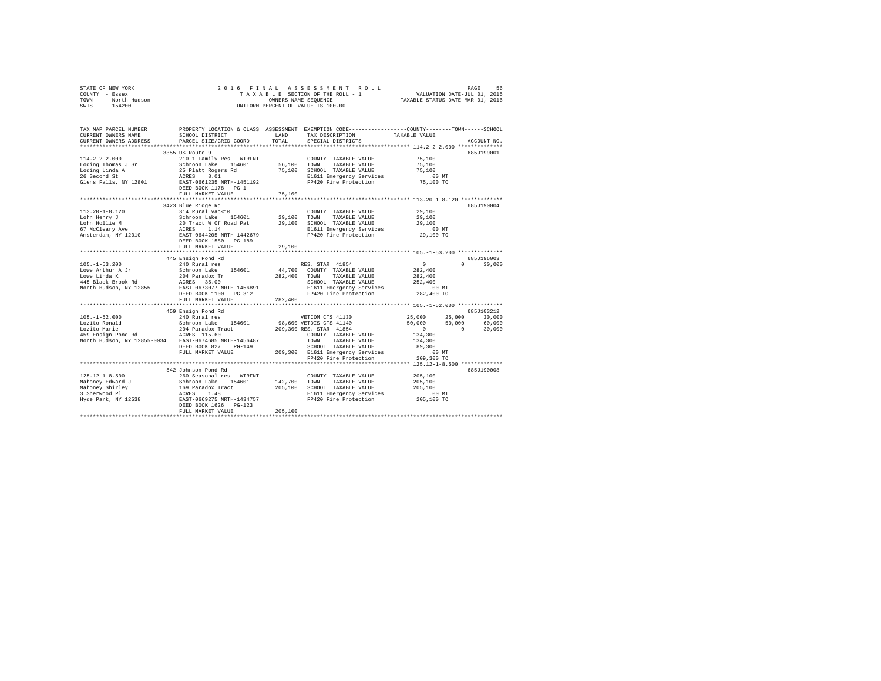STATE OF NEW YORK
COUNTY - Essex
TOWN - North Hudson
SWIS - 154200

2016 FINAL ASSESSMENT ROLL
TAXABLE SECTION OF THE ROLL - 1
OWNERS NAME SEQUENCE
UNIFORM PERCENT OF VALUE IS 100.00

VALUATION DATE-JUL 01, 2015
TAXABLE STATUS DATE-MAR 01, 2016

```
TAX MAP PARCEL NUMBER          PROPERTY LOCATION & CLASS  ASSESSMENT  EXEMPTION CODE-----------------COUNTY--------TOWN------SCHOOL
CURRENT OWNERS NAME            SCHOOL DISTRICT              LAND      TAX DESCRIPTION            TAXABLE VALUE
CURRENT OWNERS ADDRESS         PARCEL SIZE/GRID COORD       TOTAL     SPECIAL DISTRICTS                                    ACCOUNT NO.
************************************************************************************************ 114.2-2-2.000 **************
                               3355 US Route 9                                                                         685J199001
114.2-2-2.000                  210 1 Family Res - WTRFNT             COUNTY  TAXABLE VALUE            75,100
Loding Thomas J Sr             Schroon Lake    154601     56,100     TOWN    TAXABLE VALUE            75,100
Loding Linda A                 25 Platt Rogers Rd         75,100     SCHOOL  TAXABLE VALUE            75,100
26 Second St                   ACRES    8.01                         E1611 Emergency Services            .00 MT
Glens Falls, NY 12801          EAST-0661235 NRTH-1451192             FP420 Fire Protection            75,100 TO
                               DEED BOOK 1178   PG-1
                               FULL MARKET VALUE          75,100
************************************************************************************************ 113.20-1-8.120 ************
                               3423 Blue Ridge Rd                                                                      685J190004
113.20-1-8.120                 314 Rural vac<10                      COUNTY  TAXABLE VALUE            29,100
Lohn Henry J                   Schroon Lake    154601     29,100     TOWN    TAXABLE VALUE            29,100
Lohn Hollie M                  20 Tract W Of Road Pat     29,100     SCHOOL  TAXABLE VALUE            29,100
67 McCleary Ave                ACRES    1.14                         E1611 Emergency Services            .00 MT
Amsterdam, NY 12010            EAST-0644205 NRTH-1442679             FP420 Fire Protection            29,100 TO
                               DEED BOOK 1580   PG-189
                               FULL MARKET VALUE          29,100
************************************************************************************************ 105.-1-53.200 *************
                               445 Ensign Pond Rd                                                                      685J196003
105.-1-53.200                  240 Rural res                         RES. STAR  41854                  0          0      30,000
Lowe Arthur A Jr               Schroon Lake    154601     44,700     COUNTY  TAXABLE VALUE           282,400
Lowe Linda K                   204 Paradox Tr            282,400     TOWN    TAXABLE VALUE           282,400
445 Black Brook Rd             ACRES   35.00                         SCHOOL  TAXABLE VALUE           252,400
North Hudson, NY 12855         EAST-0673077 NRTH-1456891             E1611 Emergency Services            .00 MT
                               DEED BOOK 1100   PG-312               FP420 Fire Protection           282,400 TO
                               FULL MARKET VALUE         282,400
************************************************************************************************ 105.-1-52.000 *************
                               459 Ensign Pond Rd                                                                      685J103212
105.-1-52.000                  240 Rural res                         VETCOM CTS 41130             25,000     25,000      30,000
Lozito Ronald                  Schroon Lake    154601     98,600     VETDIS CTS 41140             50,000     50,000      60,000
Lozito Marie                   204 Paradox Tract         209,300     RES. STAR  41854                  0          0      30,000
459 Ensign Pond Rd             ACRES  115.60                         COUNTY  TAXABLE VALUE           134,300
North Hudson, NY 12855-0034    EAST-0674685 NRTH-1456487             TOWN    TAXABLE VALUE           134,300
                               DEED BOOK 827    PG-149               SCHOOL  TAXABLE VALUE            89,300
                               FULL MARKET VALUE         209,300     E1611 Emergency Services            .00 MT
                                                                     FP420 Fire Protection           209,300 TO
************************************************************************************************ 125.12-1-8.500 ************
                               542 Johnson Pond Rd                                                                     685J190008
125.12-1-8.500                 260 Seasonal res - WTRFNT             COUNTY  TAXABLE VALUE           205,100
Mahoney Edward J               Schroon Lake    154601    142,700     TOWN    TAXABLE VALUE           205,100
Mahoney Shirley                169 Paradox Tract         205,100     SCHOOL  TAXABLE VALUE           205,100
3 Sherwood Pl                  ACRES    1.48                         E1611 Emergency Services            .00 MT
Hyde Park, NY 12538            EAST-0669275 NRTH-1434757             FP420 Fire Protection           205,100 TO
                               DEED BOOK 1626   PG-123
                               FULL MARKET VALUE         205,100
******************************************************************************************************************************
```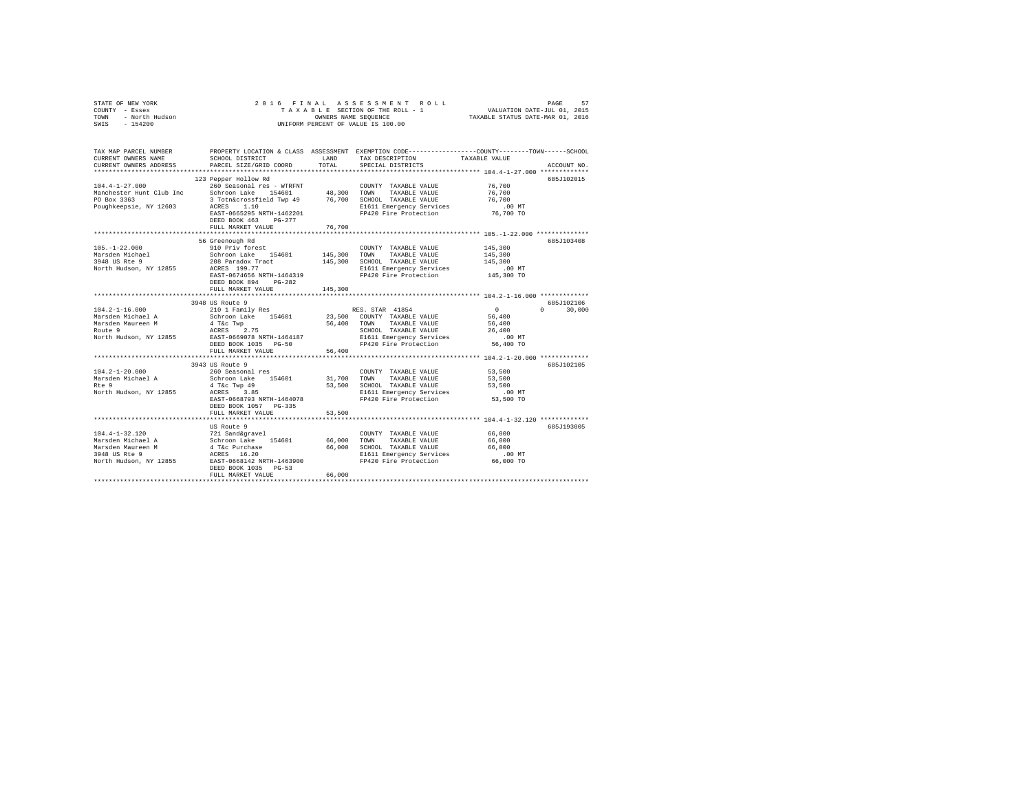STATE OF NEW YORK — 2016 FINAL ASSESSMENT ROLL — PAGE 57
COUNTY - Essex — TAXABLE SECTION OF THE ROLL - 1 — VALUATION DATE-JUL 01, 2015
TOWN - North Hudson — OWNERS NAME SEQUENCE — TAXABLE STATUS DATE-MAR 01, 2016
SWIS - 154200 — UNIFORM PERCENT OF VALUE IS 100.00

| TAX MAP PARCEL NUMBER / CURRENT OWNERS NAME / CURRENT OWNERS ADDRESS | PROPERTY LOCATION & CLASS / SCHOOL DISTRICT / PARCEL SIZE/GRID COORD | ASSESSMENT LAND / TOTAL | EXEMPTION CODE / TAX DESCRIPTION / SPECIAL DISTRICTS | COUNTY / TOWN / SCHOOL TAXABLE VALUE | ACCOUNT NO. |
|---|---|---|---|---|---|
| 104.4-1-27.000 | 123 Pepper Hollow Rd | | | | 685J102015 |
| Manchester Hunt Club Inc | 260 Seasonal res - WTRFNT | | COUNTY TAXABLE VALUE | 76,700 | |
| PO Box 3363 | Schroon Lake 154601 | 48,300 | TOWN TAXABLE VALUE | 76,700 | |
| Poughkeepsie, NY 12603 | 3 Totn&crossfield Twp 49 | 76,700 | SCHOOL TAXABLE VALUE | 76,700 | |
| | ACRES 1.10 | | E1611 Emergency Services | .00 MT | |
| | EAST-0665295 NRTH-1462201 | | FP420 Fire Protection | 76,700 TO | |
| | DEED BOOK 463 PG-277 | | | | |
| | FULL MARKET VALUE | 76,700 | | | |
| 105.-1-22.000 | 56 Greenough Rd | | | | 685J103408 |
| Marsden Michael | 910 Priv forest | | COUNTY TAXABLE VALUE | 145,300 | |
| 3948 US Rte 9 | Schroon Lake 154601 | 145,300 | TOWN TAXABLE VALUE | 145,300 | |
| North Hudson, NY 12855 | 208 Paradox Tract | 145,300 | SCHOOL TAXABLE VALUE | 145,300 | |
| | ACRES 199.77 | | E1611 Emergency Services | .00 MT | |
| | EAST-0674656 NRTH-1464319 | | FP420 Fire Protection | 145,300 TO | |
| | DEED BOOK 894 PG-282 | | | | |
| | FULL MARKET VALUE | 145,300 | | | |
| 104.2-1-16.000 | 3948 US Route 9 | | | | 685J102106 |
| Marsden Michael A | 210 1 Family Res | | RES. STAR 41854 | 0 0 30,000 | |
| Marsden Maureen M | Schroon Lake 154601 | 23,500 | COUNTY TAXABLE VALUE | 56,400 | |
| Route 9 | 4 T&c Twp | 56,400 | TOWN TAXABLE VALUE | 56,400 | |
| North Hudson, NY 12855 | ACRES 2.75 | | SCHOOL TAXABLE VALUE | 26,400 | |
| | EAST-0669078 NRTH-1464187 | | E1611 Emergency Services | .00 MT | |
| | DEED BOOK 1035 PG-50 | | FP420 Fire Protection | 56,400 TO | |
| | FULL MARKET VALUE | 56,400 | | | |
| 104.2-1-20.000 | 3943 US Route 9 | | | | 685J102105 |
| Marsden Michael A | 260 Seasonal res | | COUNTY TAXABLE VALUE | 53,500 | |
| Rte 9 | Schroon Lake 154601 | 31,700 | TOWN TAXABLE VALUE | 53,500 | |
| North Hudson, NY 12855 | 4 T&c Twp 49 | 53,500 | SCHOOL TAXABLE VALUE | 53,500 | |
| | ACRES 3.85 | | E1611 Emergency Services | .00 MT | |
| | EAST-0668793 NRTH-1464078 | | FP420 Fire Protection | 53,500 TO | |
| | DEED BOOK 1057 PG-335 | | | | |
| | FULL MARKET VALUE | 53,500 | | | |
| 104.4-1-32.120 | US Route 9 | | | | 685J193005 |
| Marsden Michael A | 721 Sand&gravel | | COUNTY TAXABLE VALUE | 66,000 | |
| Marsden Maureen M | Schroon Lake 154601 | 66,000 | TOWN TAXABLE VALUE | 66,000 | |
| 3948 US Rte 9 | 4 T&c Purchase | 66,000 | SCHOOL TAXABLE VALUE | 66,000 | |
| North Hudson, NY 12855 | ACRES 16.20 | | E1611 Emergency Services | .00 MT | |
| | EAST-0668142 NRTH-1463900 | | FP420 Fire Protection | 66,000 TO | |
| | DEED BOOK 1035 PG-53 | | | | |
| | FULL MARKET VALUE | 66,000 | | | |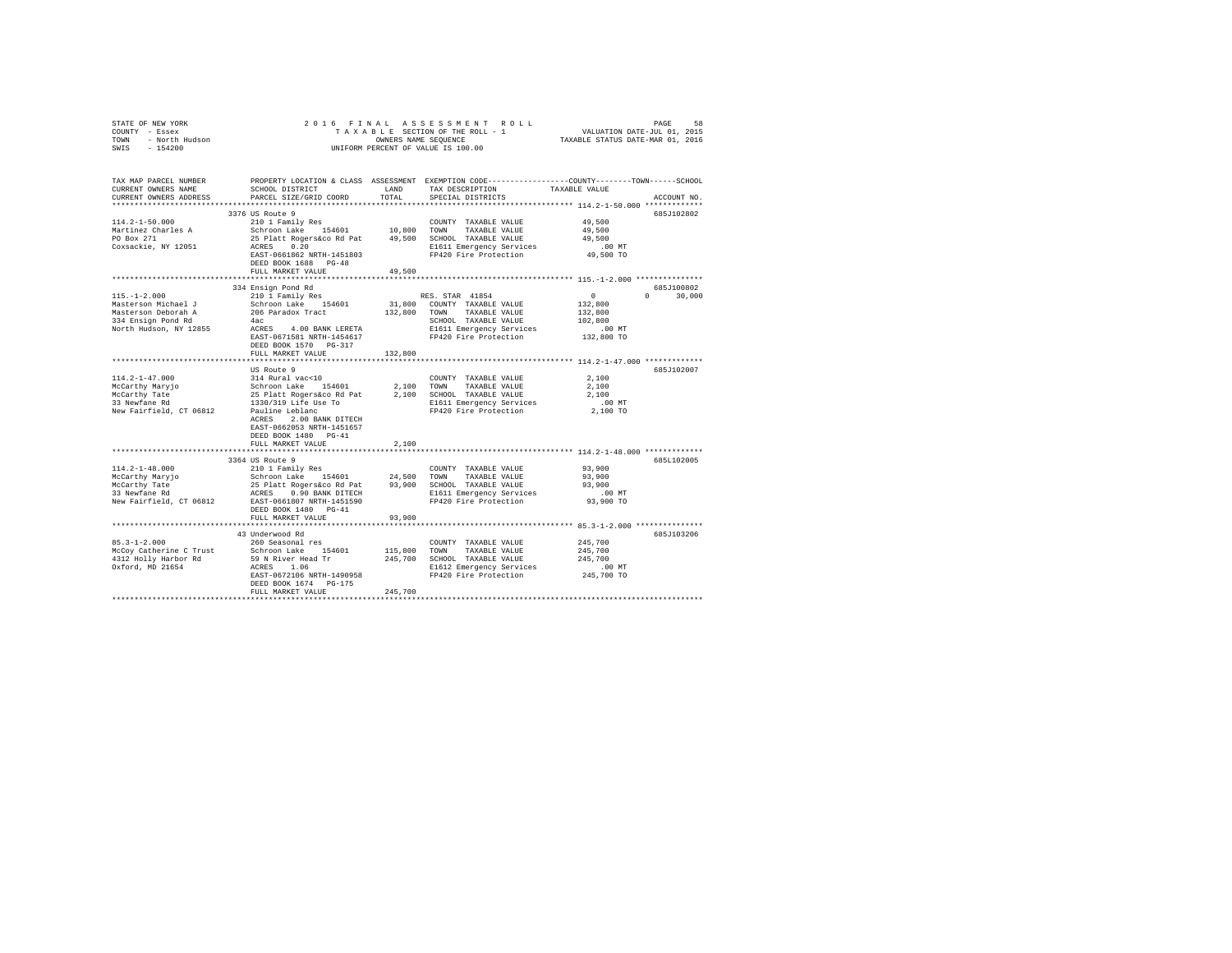STATE OF NEW YORK
COUNTY - Essex
TOWN - North Hudson
SWIS - 154200

2016 FINAL ASSESSMENT ROLL
TAXABLE SECTION OF THE ROLL - 1
OWNERS NAME SEQUENCE
UNIFORM PERCENT OF VALUE IS 100.00

VALUATION DATE-JUL 01, 2015
TAXABLE STATUS DATE-MAR 01, 2016

| TAX MAP PARCEL NUMBER / CURRENT OWNERS NAME / CURRENT OWNERS ADDRESS | PROPERTY LOCATION & CLASS / SCHOOL DISTRICT / PARCEL SIZE/GRID COORD | ASSESSMENT LAND / TOTAL | EXEMPTION CODE / TAX DESCRIPTION / SPECIAL DISTRICTS | COUNTY / TOWN / SCHOOL TAXABLE VALUE | ACCOUNT NO. |
|---|---|---|---|---|---|
| **114.2-1-50.000** | 3376 US Route 9 | | | | 685J102802 |
| 114.2-1-50.000 | 210 1 Family Res | | COUNTY TAXABLE VALUE | 49,500 | |
| Martinez Charles A | Schroon Lake 154601 | 10,800 | TOWN TAXABLE VALUE | 49,500 | |
| PO Box 271 | 25 Platt Rogers&co Rd Pat | 49,500 | SCHOOL TAXABLE VALUE | 49,500 | |
| Coxsackie, NY 12051 | ACRES 0.20 | | E1611 Emergency Services | .00 MT | |
| | EAST-0661862 NRTH-1451803 | | FP420 Fire Protection | 49,500 TO | |
| | DEED BOOK 1688 PG-48 | | | | |
| | FULL MARKET VALUE | 49,500 | | | |
| **115.-1-2.000** | 334 Ensign Pond Rd | | | | 685J100802 |
| 115.-1-2.000 | 210 1 Family Res | | RES. STAR 41854 | 0 0 30,000 | |
| Masterson Michael J | Schroon Lake 154601 | 31,800 | COUNTY TAXABLE VALUE | 132,800 | |
| Masterson Deborah A | 206 Paradox Tract | 132,800 | TOWN TAXABLE VALUE | 132,800 | |
| 334 Ensign Pond Rd | 4ac | | SCHOOL TAXABLE VALUE | 102,800 | |
| North Hudson, NY 12855 | ACRES 4.00 BANK LERETA | | E1611 Emergency Services | .00 MT | |
| | EAST-0671501 NRTH-1454617 | | FP420 Fire Protection | 132,800 TO | |
| | DEED BOOK 1570 PG-317 | | | | |
| | FULL MARKET VALUE | 132,800 | | | |
| **114.2-1-47.000** | US Route 9 | | | | 685J102007 |
| 114.2-1-47.000 | 314 Rural vac<10 | | COUNTY TAXABLE VALUE | 2,100 | |
| McCarthy Maryjo | Schroon Lake 154601 | 2,100 | TOWN TAXABLE VALUE | 2,100 | |
| McCarthy Tate | 25 Platt Rogers&co Rd Pat | 2,100 | SCHOOL TAXABLE VALUE | 2,100 | |
| 33 Newfane Rd | 1330/319 Life Use To | | E1611 Emergency Services | .00 MT | |
| New Fairfield, CT 06812 | Pauline Leblanc | | FP420 Fire Protection | 2,100 TO | |
| | ACRES 2.00 BANK DITECH | | | | |
| | EAST-0662053 NRTH-1451657 | | | | |
| | DEED BOOK 1480 PG-41 | | | | |
| | FULL MARKET VALUE | 2,100 | | | |
| **114.2-1-48.000** | 3364 US Route 9 | | | | 685L102005 |
| 114.2-1-48.000 | 210 1 Family Res | | COUNTY TAXABLE VALUE | 93,900 | |
| McCarthy Maryjo | Schroon Lake 154601 | 24,500 | TOWN TAXABLE VALUE | 93,900 | |
| McCarthy Tate | 25 Platt Rogers&co Rd Pat | 93,900 | SCHOOL TAXABLE VALUE | 93,900 | |
| 33 Newfane Rd | ACRES 0.90 BANK DITECH | | E1611 Emergency Services | .00 MT | |
| New Fairfield, CT 06812 | EAST-0661807 NRTH-1451590 | | FP420 Fire Protection | 93,900 TO | |
| | DEED BOOK 1480 PG-41 | | | | |
| | FULL MARKET VALUE | 93,900 | | | |
| **85.3-1-2.000** | 43 Underwood Rd | | | | 685J103206 |
| 85.3-1-2.000 | 260 Seasonal res | | COUNTY TAXABLE VALUE | 245,700 | |
| McCoy Catherine C Trust | Schroon Lake 154601 | 115,800 | TOWN TAXABLE VALUE | 245,700 | |
| 4312 Holly Harbor Rd | 59 N River Head Tr | 245,700 | SCHOOL TAXABLE VALUE | 245,700 | |
| Oxford, MD 21654 | ACRES 1.06 | | E1612 Emergency Services | .00 MT | |
| | EAST-0672106 NRTH-1490958 | | FP420 Fire Protection | 245,700 TO | |
| | DEED BOOK 1674 PG-175 | | | | |
| | FULL MARKET VALUE | 245,700 | | | |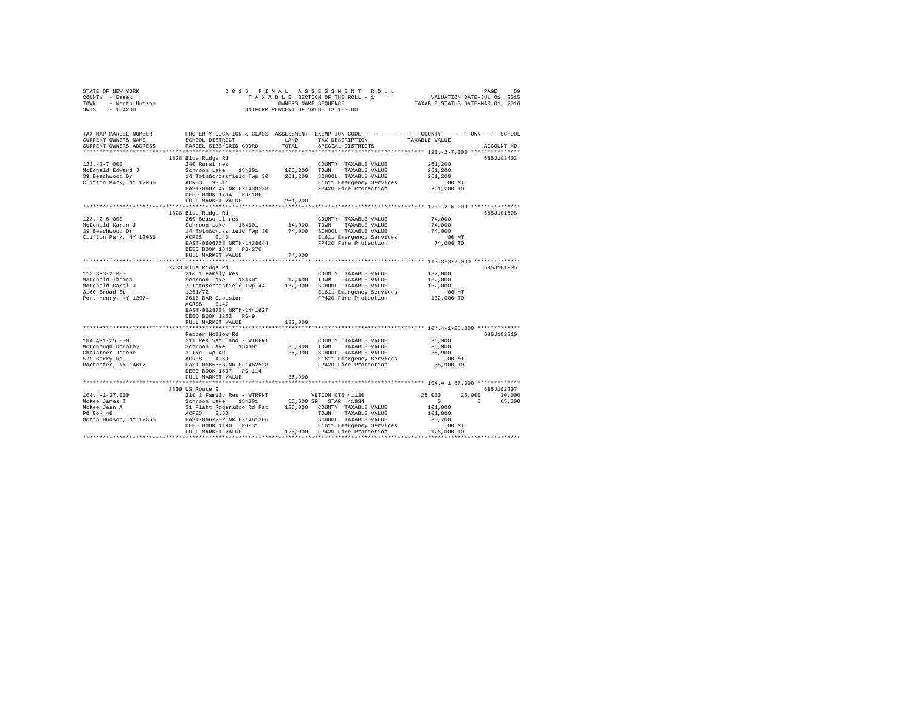STATE OF NEW YORK 2016 FINAL ASSESSMENT ROLL
COUNTY - Essex TAXABLE SECTION OF THE ROLL - 1 VALUATION DATE-JUL 01, 2015
TOWN - North Hudson OWNERS NAME SEQUENCE TAXABLE STATUS DATE-MAR 01, 2016
SWIS - 154200 UNIFORM PERCENT OF VALUE IS 100.00

```
TAX MAP PARCEL NUMBER          PROPERTY LOCATION & CLASS  ASSESSMENT  EXEMPTION CODE-----------------COUNTY--------TOWN------SCHOOL
CURRENT OWNERS NAME            SCHOOL DISTRICT               LAND      TAX DESCRIPTION              TAXABLE VALUE
CURRENT OWNERS ADDRESS         PARCEL SIZE/GRID COORD        TOTAL     SPECIAL DISTRICTS                                    ACCOUNT NO.
*********************************************************************************************** 123.-2-7.000 ***************
                               1828 Blue Ridge Rd                                                                       685J103403
123.-2-7.000                   240 Rural res                            COUNTY  TAXABLE VALUE          261,200
McDonald Edward J              Schroon Lake    154601       105,300    TOWN    TAXABLE VALUE          261,200
39 Beechwood Dr                14 Totn&crossfield Twp 30     261,200   SCHOOL  TAXABLE VALUE          261,200
Clifton Park, NY 12065         ACRES   93.11                            E1611 Emergency Services            .00 MT
                               EAST-0607547 NRTH-1438538                FP420 Fire Protection            261,200 TO
                               DEED BOOK 1764   PG-186
                               FULL MARKET VALUE             261,200
*********************************************************************************************** 123.-2-6.000 ***************
                               1828 Blue Ridge Rd                                                                       685J101508
123.-2-6.000                   260 Seasonal res                         COUNTY  TAXABLE VALUE           74,000
McDonald Karen J               Schroon Lake    154601        14,900    TOWN    TAXABLE VALUE           74,000
39 Beechwood Dr                14 Totn&crossfield Twp 30      74,000   SCHOOL  TAXABLE VALUE           74,000
Clifton Park, NY 12065         ACRES    0.40                            E1611 Emergency Services            .00 MT
                               EAST-0606763 NRTH-1438644                FP420 Fire Protection             74,000 TO
                               DEED BOOK 1642   PG-270
                               FULL MARKET VALUE              74,000
*********************************************************************************************** 113.3-3-2.000 **************
                               2733 Blue Ridge Rd                                                                       685J101905
113.3-3-2.000                  210 1 Family Res                         COUNTY  TAXABLE VALUE          132,000
McDonald Thomas                Schroon Lake    154601        12,400    TOWN    TAXABLE VALUE          132,000
McDonald Carol J               7 Totn&crossfield Twp 44      132,000   SCHOOL  TAXABLE VALUE          132,000
3160 Broad St                  1261/72                                  E1611 Emergency Services            .00 MT
Port Henry, NY 12974           2016 BAR Decision                        FP420 Fire Protection            132,000 TO
                               ACRES    0.47
                               EAST-0628738 NRTH-1441627
                               DEED BOOK 1252   PG-9
                               FULL MARKET VALUE             132,000
*********************************************************************************************** 104.4-1-25.000 *************
                               Pepper Hollow Rd                                                                         685J102210
104.4-1-25.000                 311 Res vac land - WTRFNT                COUNTY  TAXABLE VALUE           36,900
McDonough Dorothy              Schroon Lake    154601        36,900    TOWN    TAXABLE VALUE           36,900
Christner Joanne               3 T&c Twp 49                   36,900   SCHOOL  TAXABLE VALUE           36,900
579 Barry Rd                   ACRES    4.60                            E1611 Emergency Services            .00 MT
Rochester, NY 14617            EAST-0665853 NRTH-1462528                FP420 Fire Protection             36,900 TO
                               DEED BOOK 1537   PG-114
                               FULL MARKET VALUE              36,900
*********************************************************************************************** 104.4-1-37.000 *************
                               3800 US Route 9                                                                          685J102207
104.4-1-37.000                 210 1 Family Res - WTRFNT                VETCOM CTS 41130               25,000      25,000      30,000
McKee James T                  Schroon Lake    154601        56,600 SR  STAR 41834                          0           0      65,300
McKee Jean A                   31 Platt Rogers&co Rd Pat     126,000   COUNTY  TAXABLE VALUE          101,000
PO Box 46                      ACRES    8.50                            TOWN    TAXABLE VALUE          101,000
North Hudson, NY 12855         EAST-0667202 NRTH-1461306                SCHOOL  TAXABLE VALUE           30,700
                               DEED BOOK 1190   PG-31                   E1611 Emergency Services            .00 MT
                               FULL MARKET VALUE             126,000   FP420 Fire Protection            126,000 TO
****************************************************************************************************************************
```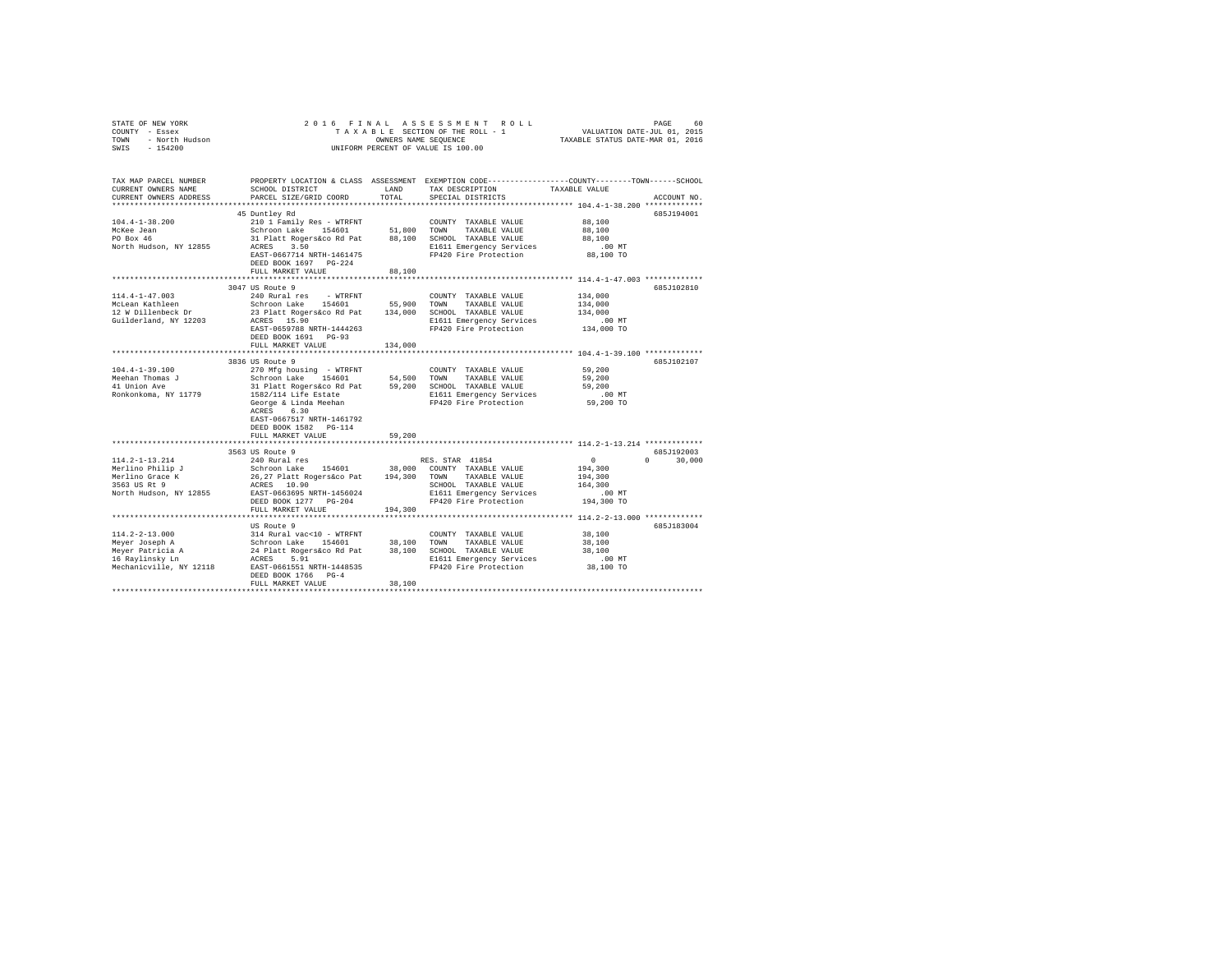STATE OF NEW YORK
COUNTY - Essex
TOWN - North Hudson
SWIS - 154200

2016 FINAL ASSESSMENT ROLL
TAXABLE SECTION OF THE ROLL - 1
OWNERS NAME SEQUENCE
UNIFORM PERCENT OF VALUE IS 100.00

VALUATION DATE-JUL 01, 2015
TAXABLE STATUS DATE-MAR 01, 2016

| TAX MAP PARCEL NUMBER / CURRENT OWNERS NAME / CURRENT OWNERS ADDRESS | PROPERTY LOCATION & CLASS / SCHOOL DISTRICT / PARCEL SIZE/GRID COORD | ASSESSMENT LAND | TOTAL | EXEMPTION CODE / TAX DESCRIPTION / SPECIAL DISTRICTS | COUNTY | TOWN | SCHOOL | TAXABLE VALUE | ACCOUNT NO. |
|---|---|---|---|---|---|---|---|---|---|
| 104.4-1-38.200 | 45 Duntley Rd | | | | | | | | 685J194001 |
| McKee Jean | 210 1 Family Res - WTRFNT | | | COUNTY TAXABLE VALUE | | | | 88,100 | |
| PO Box 46 | Schroon Lake 154601 | 51,800 | | TOWN TAXABLE VALUE | | | | 88,100 | |
| North Hudson, NY 12855 | 31 Platt Rogers&co Rd Pat | | 88,100 | SCHOOL TAXABLE VALUE | | | | 88,100 | |
| | ACRES 3.50 | | | E1611 Emergency Services | | | | .00 MT | |
| | EAST-0667714 NRTH-1461475 | | | FP420 Fire Protection | | | | 88,100 TO | |
| | DEED BOOK 1697 PG-224 | | | | | | | | |
| | FULL MARKET VALUE | | 88,100 | | | | | | |
| 114.4-1-47.003 | 3047 US Route 9 | | | | | | | | 685J102810 |
| McLean Kathleen | 240 Rural res - WTRFNT | | | COUNTY TAXABLE VALUE | | | | 134,000 | |
| 12 W Dillenbeck Dr | Schroon Lake 154601 | 55,900 | | TOWN TAXABLE VALUE | | | | 134,000 | |
| Guilderland, NY 12203 | 23 Platt Rogers&co Rd Pat | | 134,000 | SCHOOL TAXABLE VALUE | | | | 134,000 | |
| | ACRES 15.90 | | | E1611 Emergency Services | | | | .00 MT | |
| | EAST-0659788 NRTH-1444263 | | | FP420 Fire Protection | | | | 134,000 TO | |
| | DEED BOOK 1691 PG-93 | | | | | | | | |
| | FULL MARKET VALUE | | 134,000 | | | | | | |
| 104.4-1-39.100 | 3836 US Route 9 | | | | | | | | 685J102107 |
| Meehan Thomas J | 270 Mfg housing - WTRFNT | | | COUNTY TAXABLE VALUE | | | | 59,200 | |
| 41 Union Ave | Schroon Lake 154601 | 54,500 | | TOWN TAXABLE VALUE | | | | 59,200 | |
| Ronkonkoma, NY 11779 | 31 Platt Rogers&co Rd Pat | | 59,200 | SCHOOL TAXABLE VALUE | | | | 59,200 | |
| | 1582/114 Life Estate | | | E1611 Emergency Services | | | | .00 MT | |
| | George & Linda Meehan | | | FP420 Fire Protection | | | | 59,200 TO | |
| | ACRES 6.30 | | | | | | | | |
| | EAST-0667517 NRTH-1461792 | | | | | | | | |
| | DEED BOOK 1582 PG-114 | | | | | | | | |
| | FULL MARKET VALUE | | 59,200 | | | | | | |
| 114.2-1-13.214 | 3563 US Route 9 | | | | | | | | 685J192003 |
| Merlino Philip J | 240 Rural res | | | RES. STAR 41854 | 0 | 0 | 30,000 | | |
| Merlino Grace K | Schroon Lake 154601 | 38,000 | | COUNTY TAXABLE VALUE | | | | 194,300 | |
| 3563 US Rt 9 | 26,27 Platt Rogers&co Pat | | 194,300 | TOWN TAXABLE VALUE | | | | 194,300 | |
| North Hudson, NY 12855 | ACRES 10.90 | | | SCHOOL TAXABLE VALUE | | | | 164,300 | |
| | EAST-0663695 NRTH-1456024 | | | E1611 Emergency Services | | | | .00 MT | |
| | DEED BOOK 1277 PG-204 | | | FP420 Fire Protection | | | | 194,300 TO | |
| | FULL MARKET VALUE | | 194,300 | | | | | | |
| 114.2-2-13.000 | US Route 9 | | | | | | | | 685J183004 |
| Meyer Joseph A | 314 Rural vac<10 - WTRFNT | | | COUNTY TAXABLE VALUE | | | | 38,100 | |
| Meyer Patricia A | Schroon Lake 154601 | 38,100 | | TOWN TAXABLE VALUE | | | | 38,100 | |
| 16 Raylinsky Ln | 24 Platt Rogers&co Rd Pat | | 38,100 | SCHOOL TAXABLE VALUE | | | | 38,100 | |
| Mechanicville, NY 12118 | ACRES 5.91 | | | E1611 Emergency Services | | | | .00 MT | |
| | EAST-0661551 NRTH-1448535 | | | FP420 Fire Protection | | | | 38,100 TO | |
| | DEED BOOK 1766 PG-4 | | | | | | | | |
| | FULL MARKET VALUE | | 38,100 | | | | | | |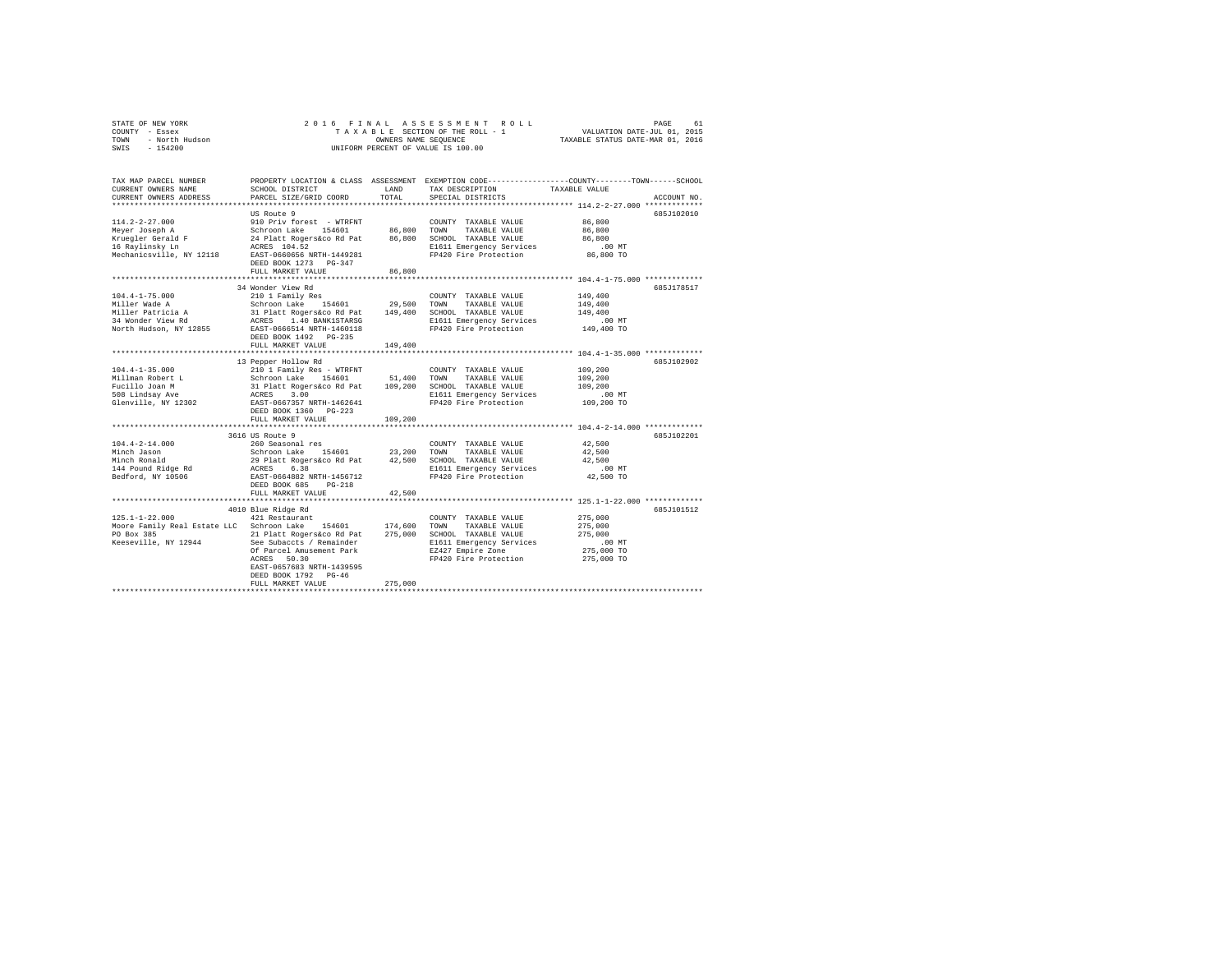STATE OF NEW YORK | 2016 FINAL ASSESSMENT ROLL | PAGE 61
COUNTY - Essex | TAXABLE SECTION OF THE ROLL - 1 | VALUATION DATE-JUL 01, 2015
TOWN - North Hudson | OWNERS NAME SEQUENCE | TAXABLE STATUS DATE-MAR 01, 2016
SWIS - 154200 | UNIFORM PERCENT OF VALUE IS 100.00

| TAX MAP PARCEL NUMBER / CURRENT OWNERS NAME / CURRENT OWNERS ADDRESS | PROPERTY LOCATION & CLASS / SCHOOL DISTRICT / PARCEL SIZE/GRID COORD | ASSESSMENT LAND / TOTAL | EXEMPTION CODE / TAX DESCRIPTION / SPECIAL DISTRICTS | COUNTY / TOWN / SCHOOL TAXABLE VALUE | ACCOUNT NO. |
|---|---|---|---|---|---|
| 114.2-2-27.000 | US Route 9 | | | | 685J102010 |
| Meyer Joseph A | 910 Priv forest - WTRFNT | | COUNTY TAXABLE VALUE | 86,800 | |
| Kruegler Gerald F | Schroon Lake 154601 | 86,800 | TOWN TAXABLE VALUE | 86,800 | |
| 16 Raylinsky Ln | 24 Platt Rogers&co Rd Pat | 86,800 | SCHOOL TAXABLE VALUE | 86,800 | |
| Mechanicsville, NY 12118 | ACRES 104.52 | | E1611 Emergency Services | .00 MT | |
| | EAST-0660656 NRTH-1449281 | | FP420 Fire Protection | 86,800 TO | |
| | DEED BOOK 1273 PG-347 | | | | |
| | FULL MARKET VALUE | 86,800 | | | |
| 104.4-1-75.000 | 34 Wonder View Rd | | | | 685J178517 |
| Miller Wade A | 210 1 Family Res | | COUNTY TAXABLE VALUE | 149,400 | |
| Miller Patricia A | Schroon Lake 154601 | 29,500 | TOWN TAXABLE VALUE | 149,400 | |
| 34 Wonder View Rd | 31 Platt Rogers&co Rd Pat | 149,400 | SCHOOL TAXABLE VALUE | 149,400 | |
| North Hudson, NY 12855 | ACRES 1.40 BANK1STARSG | | E1611 Emergency Services | .00 MT | |
| | EAST-0666514 NRTH-1460118 | | FP420 Fire Protection | 149,400 TO | |
| | DEED BOOK 1492 PG-235 | | | | |
| | FULL MARKET VALUE | 149,400 | | | |
| 104.4-1-35.000 | 13 Pepper Hollow Rd | | | | 685J102902 |
| Millman Robert L | 210 1 Family Res - WTRFNT | | COUNTY TAXABLE VALUE | 109,200 | |
| Fucillo Joan M | Schroon Lake 154601 | 51,400 | TOWN TAXABLE VALUE | 109,200 | |
| 508 Lindsay Ave | 31 Platt Rogers&co Rd Pat | 109,200 | SCHOOL TAXABLE VALUE | 109,200 | |
| Glenville, NY 12302 | ACRES 3.00 | | E1611 Emergency Services | .00 MT | |
| | EAST-0667357 NRTH-1462641 | | FP420 Fire Protection | 109,200 TO | |
| | DEED BOOK 1360 PG-223 | | | | |
| | FULL MARKET VALUE | 109,200 | | | |
| 104.4-2-14.000 | 3616 US Route 9 | | | | 685J102201 |
| Minch Jason | 260 Seasonal res | | COUNTY TAXABLE VALUE | 42,500 | |
| Minch Ronald | Schroon Lake 154601 | 23,200 | TOWN TAXABLE VALUE | 42,500 | |
| 144 Pound Ridge Rd | 29 Platt Rogers&co Rd Pat | 42,500 | SCHOOL TAXABLE VALUE | 42,500 | |
| Bedford, NY 10506 | ACRES 6.38 | | E1611 Emergency Services | .00 MT | |
| | EAST-0664882 NRTH-1456712 | | FP420 Fire Protection | 42,500 TO | |
| | DEED BOOK 685 PG-218 | | | | |
| | FULL MARKET VALUE | 42,500 | | | |
| 125.1-1-22.000 | 4010 Blue Ridge Rd | | | | 685J101512 |
| Moore Family Real Estate LLC | 421 Restaurant | | COUNTY TAXABLE VALUE | 275,000 | |
| PO Box 385 | Schroon Lake 154601 | 174,600 | TOWN TAXABLE VALUE | 275,000 | |
| Keeseville, NY 12944 | 21 Platt Rogers&co Rd Pat | 275,000 | SCHOOL TAXABLE VALUE | 275,000 | |
| | See Subaccts / Remainder | | E1611 Emergency Services | .00 MT | |
| | Of Parcel Amusement Park | | EZ427 Empire Zone | 275,000 TO | |
| | ACRES 50.30 | | FP420 Fire Protection | 275,000 TO | |
| | EAST-0657683 NRTH-1439595 | | | | |
| | DEED BOOK 1792 PG-46 | | | | |
| | FULL MARKET VALUE | 275,000 | | | |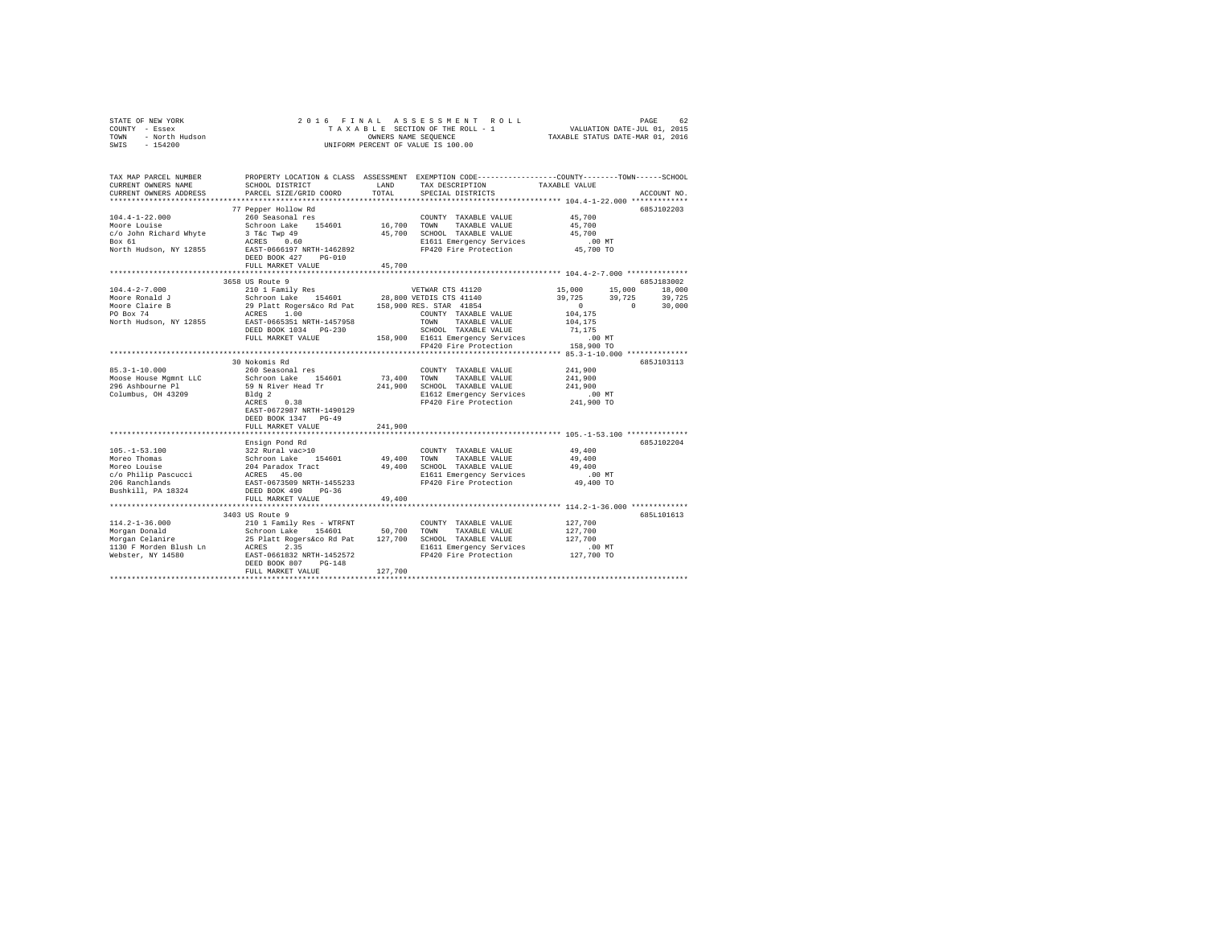STATE OF NEW YORK — 2016 FINAL ASSESSMENT ROLL
COUNTY - Essex — TAXABLE SECTION OF THE ROLL - 1 — VALUATION DATE-JUL 01, 2015
TOWN - North Hudson — OWNERS NAME SEQUENCE — TAXABLE STATUS DATE-MAR 01, 2016
SWIS - 154200 — UNIFORM PERCENT OF VALUE IS 100.00

```
TAX MAP PARCEL NUMBER     PROPERTY LOCATION & CLASS  ASSESSMENT  EXEMPTION CODE-----------------COUNTY--------TOWN------SCHOOL
CURRENT OWNERS NAME       SCHOOL DISTRICT            LAND        TAX DESCRIPTION            TAXABLE VALUE
CURRENT OWNERS ADDRESS    PARCEL SIZE/GRID COORD     TOTAL       SPECIAL DISTRICTS                                  ACCOUNT NO.
****************************************************************************************** 104.4-1-22.000 *************
                          77 Pepper Hollow Rd                                                                       685J102203
104.4-1-22.000            260 Seasonal res                       COUNTY  TAXABLE VALUE          45,700
Moore Louise              Schroon Lake   154601      16,700      TOWN    TAXABLE VALUE          45,700
c/o John Richard Whyte    3 T&c Twp 49               45,700      SCHOOL  TAXABLE VALUE          45,700
Box 61                    ACRES    0.60                          E1611 Emergency Services          .00 MT
North Hudson, NY 12855    EAST-0666197 NRTH-1462892              FP420 Fire Protection          45,700 TO
                          DEED BOOK 427    PG-010
                          FULL MARKET VALUE          45,700
****************************************************************************************** 104.4-2-7.000 **************
                          3658 US Route 9                                                                           685J183002
104.4-2-7.000             210 1 Family Res                       VETWAR CTS 41120        15,000     15,000     18,000
Moore Ronald J            Schroon Lake   154601      28,800 VETDIS CTS 41140             39,725     39,725     39,725
Moore Claire B            29 Platt Rogers&co Rd Pat  158,900 RES. STAR  41854              0          0      30,000
PO Box 74                 ACRES    1.00                          COUNTY  TAXABLE VALUE         104,175
North Hudson, NY 12855    EAST-0665351 NRTH-1457958              TOWN    TAXABLE VALUE         104,175
                          DEED BOOK 1034   PG-230                SCHOOL  TAXABLE VALUE          71,175
                          FULL MARKET VALUE          158,900 E1611 Emergency Services          .00 MT
                                                                 FP420 Fire Protection         158,900 TO
****************************************************************************************** 85.3-1-10.000 **************
                          30 Nokomis Rd                                                                             685J103113
85.3-1-10.000             260 Seasonal res                       COUNTY  TAXABLE VALUE         241,900
Moose House Mgmnt LLC     Schroon Lake   154601      73,400      TOWN    TAXABLE VALUE         241,900
296 Ashbourne Pl          59 N River Head Tr         241,900     SCHOOL  TAXABLE VALUE         241,900
Columbus, OH 43209        Bldg 2                                 E1612 Emergency Services          .00 MT
                          ACRES    0.38                          FP420 Fire Protection         241,900 TO
                          EAST-0672987 NRTH-1490129
                          DEED BOOK 1347   PG-49
                          FULL MARKET VALUE          241,900
****************************************************************************************** 105.-1-53.100 **************
                          Ensign Pond Rd                                                                            685J102204
105.-1-53.100             322 Rural vac>10                       COUNTY  TAXABLE VALUE          49,400
Moreo Thomas              Schroon Lake   154601      49,400      TOWN    TAXABLE VALUE          49,400
Moreo Louise              204 Paradox Tract          49,400      SCHOOL  TAXABLE VALUE          49,400
c/o Philip Pascucci       ACRES   45.00                          E1611 Emergency Services          .00 MT
206 Ranchlands            EAST-0673509 NRTH-1455233              FP420 Fire Protection          49,400 TO
Bushkill, PA 18324        DEED BOOK 490    PG-36
                          FULL MARKET VALUE          49,400
****************************************************************************************** 114.2-1-36.000 *************
                          3403 US Route 9                                                                           685L101613
114.2-1-36.000            210 1 Family Res - WTRFNT              COUNTY  TAXABLE VALUE         127,700
Morgan Donald             Schroon Lake   154601      50,700      TOWN    TAXABLE VALUE         127,700
Morgan Celanire           25 Platt Rogers&co Rd Pat  127,700     SCHOOL  TAXABLE VALUE         127,700
1130 F Morden Blush Ln    ACRES    2.35                          E1611 Emergency Services          .00 MT
Webster, NY 14580         EAST-0661832 NRTH-1452572              FP420 Fire Protection         127,700 TO
                          DEED BOOK 807    PG-148
                          FULL MARKET VALUE          127,700
************************************************************************************************************************
```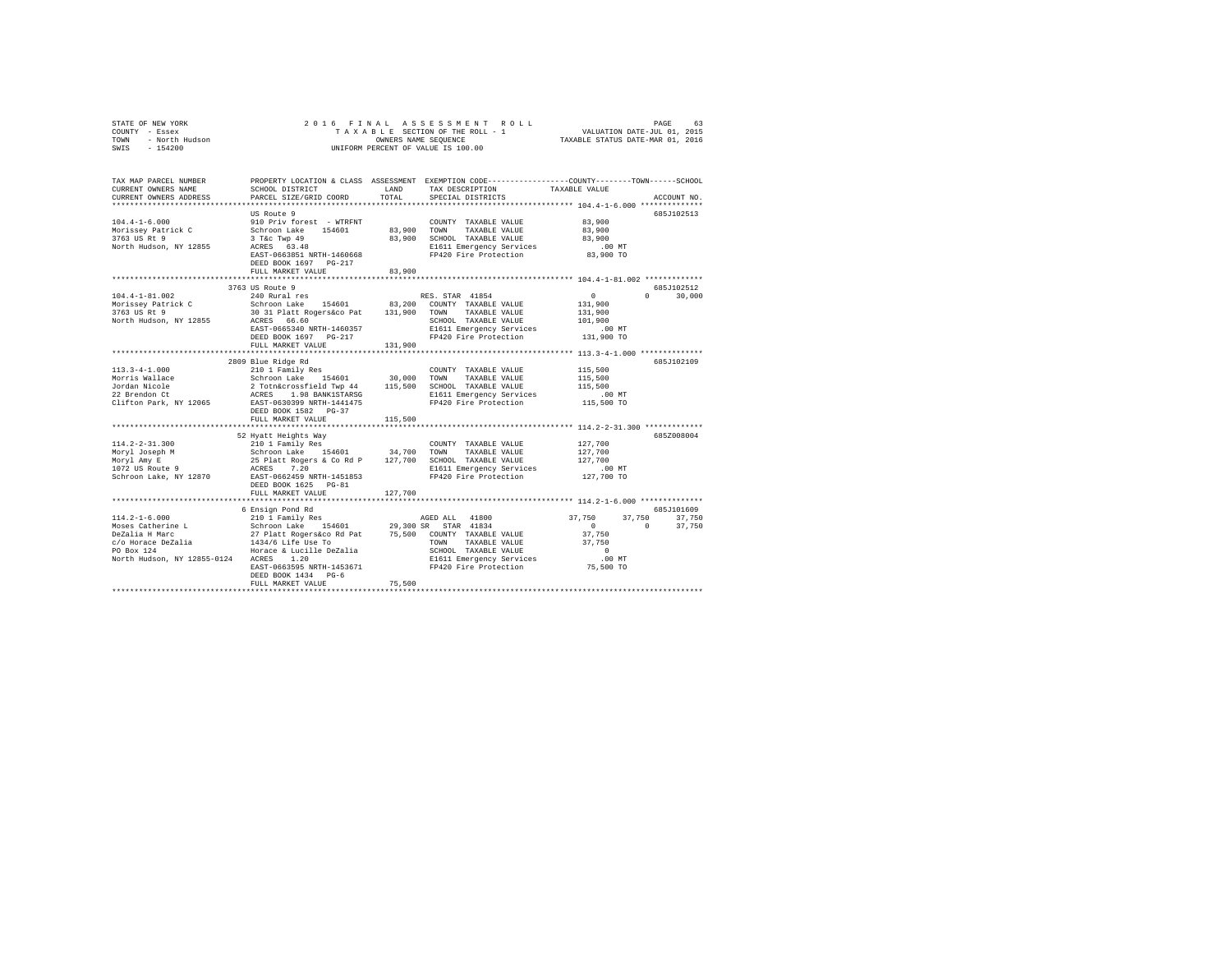STATE OF NEW YORK
COUNTY - Essex
TOWN - North Hudson
SWIS - 154200

2016 FINAL ASSESSMENT ROLL
TAXABLE SECTION OF THE ROLL - 1
OWNERS NAME SEQUENCE
UNIFORM PERCENT OF VALUE IS 100.00

VALUATION DATE-JUL 01, 2015
TAXABLE STATUS DATE-MAR 01, 2016

```
TAX MAP PARCEL NUMBER          PROPERTY LOCATION & CLASS  ASSESSMENT  EXEMPTION CODE-----------------COUNTY--------TOWN------SCHOOL
CURRENT OWNERS NAME            SCHOOL DISTRICT              LAND      TAX DESCRIPTION            TAXABLE VALUE
CURRENT OWNERS ADDRESS         PARCEL SIZE/GRID COORD       TOTAL     SPECIAL DISTRICTS                                    ACCOUNT NO.
****************************************************************************************************** 104.4-1-6.000 **************
                               US Route 9                                                                                685J102513
104.4-1-6.000                  910 Priv forest  - WTRFNT              COUNTY  TAXABLE VALUE           83,900
Morissey Patrick C             Schroon Lake   154601       83,900     TOWN    TAXABLE VALUE           83,900
3763 US Rt 9                   3 T&c Twp 49                83,900     SCHOOL  TAXABLE VALUE           83,900
North Hudson, NY 12855         ACRES  63.48                           E1611 Emergency Services           .00 MT
                               EAST-0663851 NRTH-1460668              FP420 Fire Protection           83,900 TO
                               DEED BOOK 1697   PG-217
                               FULL MARKET VALUE           83,900
****************************************************************************************************** 104.4-1-81.002 *************
                               3763 US Route 9                                                                           685J102512
104.4-1-81.002                 240 Rural res                          RES. STAR  41854                     0          0      30,000
Morissey Patrick C             Schroon Lake   154601       83,200     COUNTY  TAXABLE VALUE          131,900
3763 US Rt 9                   30 31 Platt Rogers&co Pat  131,900     TOWN    TAXABLE VALUE          131,900
North Hudson, NY 12855         ACRES  66.60                           SCHOOL  TAXABLE VALUE          101,900
                               EAST-0665340 NRTH-1460357              E1611 Emergency Services           .00 MT
                               DEED BOOK 1697   PG-217                FP420 Fire Protection          131,900 TO
                               FULL MARKET VALUE          131,900
****************************************************************************************************** 113.3-4-1.000 **************
                               2809 Blue Ridge Rd                                                                        685J102109
113.3-4-1.000                  210 1 Family Res                       COUNTY  TAXABLE VALUE          115,500
Morris Wallace                 Schroon Lake   154601       30,000     TOWN    TAXABLE VALUE          115,500
Jordan Nicole                  2 Totn&crossfield Twp 44   115,500     SCHOOL  TAXABLE VALUE          115,500
22 Brendon Ct                  ACRES   1.98 BANK1STARSG               E1611 Emergency Services           .00 MT
Clifton Park, NY 12065         EAST-0630399 NRTH-1441475              FP420 Fire Protection          115,500 TO
                               DEED BOOK 1582   PG-37
                               FULL MARKET VALUE          115,500
****************************************************************************************************** 114.2-2-31.300 *************
                               52 Hyatt Heights Way                                                                      685Z008004
114.2-2-31.300                 210 1 Family Res                       COUNTY  TAXABLE VALUE          127,700
Moryl Joseph M                 Schroon Lake   154601       34,700     TOWN    TAXABLE VALUE          127,700
Moryl Amy E                    25 Platt Rogers & Co Rd P  127,700     SCHOOL  TAXABLE VALUE          127,700
1072 US Route 9                ACRES   7.20                           E1611 Emergency Services           .00 MT
Schroon Lake, NY 12870         EAST-0662459 NRTH-1451853              FP420 Fire Protection          127,700 TO
                               DEED BOOK 1625   PG-81
                               FULL MARKET VALUE          127,700
****************************************************************************************************** 114.2-1-6.000 **************
                               6 Ensign Pond Rd                                                                          685J101609
114.2-1-6.000                  210 1 Family Res                       AGED ALL  41800                 37,750     37,750      37,750
Moses Catherine L              Schroon Lake   154601       29,300 SR  STAR  41834                          0          0      37,750
DeZalia H Marc                 27 Platt Rogers&co Rd Pat   75,500     COUNTY  TAXABLE VALUE           37,750
c/o Horace DeZalia             1434/6 Life Use To                     TOWN    TAXABLE VALUE           37,750
PO Box 124                     Horace & Lucille DeZalia               SCHOOL  TAXABLE VALUE                0
North Hudson, NY 12855-0124    ACRES   1.20                           E1611 Emergency Services           .00 MT
                               EAST-0663595 NRTH-1453671              FP420 Fire Protection           75,500 TO
                               DEED BOOK 1434   PG-6
                               FULL MARKET VALUE           75,500
************************************************************************************************************************************
```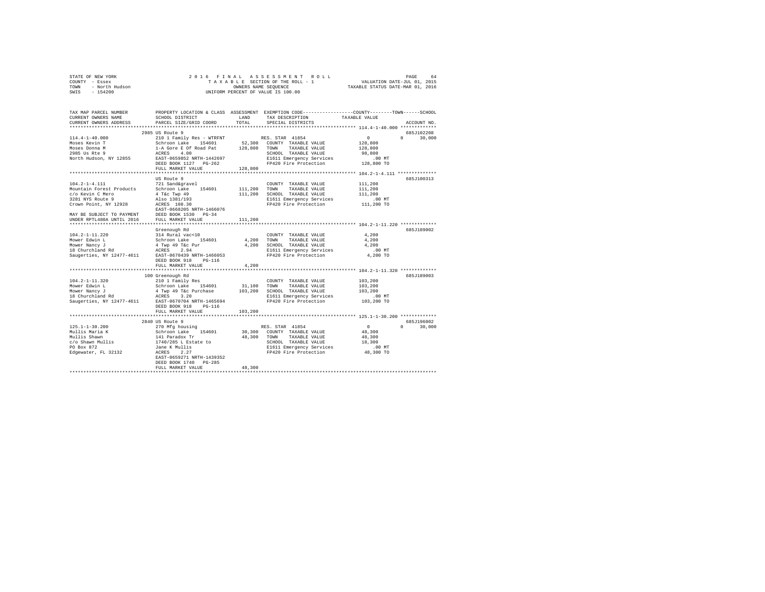STATE OF NEW YORK 2016 FINAL ASSESSMENT ROLL
COUNTY - Essex TAXABLE SECTION OF THE ROLL - 1 VALUATION DATE-JUL 01, 2015
TOWN - North Hudson OWNERS NAME SEQUENCE TAXABLE STATUS DATE-MAR 01, 2016
SWIS - 154200 UNIFORM PERCENT OF VALUE IS 100.00

```
TAX MAP PARCEL NUMBER          PROPERTY LOCATION & CLASS  ASSESSMENT  EXEMPTION CODE-----------------COUNTY--------TOWN------SCHOOL
CURRENT OWNERS NAME            SCHOOL DISTRICT              LAND      TAX DESCRIPTION            TAXABLE VALUE
CURRENT OWNERS ADDRESS         PARCEL SIZE/GRID COORD       TOTAL     SPECIAL DISTRICTS                                    ACCOUNT NO.
************************************************************************************************* 114.4-1-40.000 *************
                     2985 US Route 9                                                                                      685J102208
114.4-1-40.000                 210 1 Family Res - WTRFNT           RES. STAR  41854                 0           0      30,000
Moses Kevin T                  Schroon Lake   154601      52,300   COUNTY  TAXABLE VALUE          128,800
Moses Donna M                  1-A Gore E Of Road Pat    128,800   TOWN    TAXABLE VALUE          128,800
2985 Us Rte 9                  ACRES    4.00                       SCHOOL  TAXABLE VALUE           98,800
North Hudson, NY 12855         EAST-0659852 NRTH-1442697           E1611 Emergency Services           .00 MT
                               DEED BOOK 1127   PG-262             FP420 Fire Protection          128,800 TO
                               FULL MARKET VALUE         128,800
************************************************************************************************* 104.2-1-4.111 **************
                               US Route 9                                                                                 685J100313
104.2-1-4.111                  721 Sand&gravel                     COUNTY  TAXABLE VALUE          111,200
Mountain Forest Products       Schroon Lake   154601     111,200   TOWN    TAXABLE VALUE          111,200
c/o Kevin C Mero               4 T&c Twp 49              111,200   SCHOOL  TAXABLE VALUE          111,200
3281 NYS Route 9               Also 1381/193                       E1611 Emergency Services           .00 MT
Crown Point, NY 12928          ACRES  108.30                       FP420 Fire Protection          111,200 TO
                               EAST-0668205 NRTH-1466076
MAY BE SUBJECT TO PAYMENT      DEED BOOK 1530   PG-34
UNDER RPTL480A UNTIL 2016      FULL MARKET VALUE         111,200
************************************************************************************************* 104.2-1-11.220 *************
                               Greenough Rd                                                                               685J189002
104.2-1-11.220                 314 Rural vac<10                    COUNTY  TAXABLE VALUE            4,200
Mower Edwin L                  Schroon Lake   154601       4,200   TOWN    TAXABLE VALUE            4,200
Mower Nancy J                  4 Twp 49 T&c Pur            4,200   SCHOOL  TAXABLE VALUE            4,200
18 Churchland Rd               ACRES    2.94                       E1611 Emergency Services           .00 MT
Saugerties, NY 12477-4611      EAST-0670439 NRTH-1466053           FP420 Fire Protection            4,200 TO
                               DEED BOOK 918    PG-116
                               FULL MARKET VALUE           4,200
************************************************************************************************* 104.2-1-11.320 *************
                           100 Greenough Rd                                                                               685J189003
104.2-1-11.320                 210 1 Family Res                    COUNTY  TAXABLE VALUE          103,200
Mower Edwin L                  Schroon Lake   154601      31,100   TOWN    TAXABLE VALUE          103,200
Mower Nancy J                  4 Twp 49 T&c Purchase     103,200   SCHOOL  TAXABLE VALUE          103,200
18 Churchland Rd               ACRES    3.20                       E1611 Emergency Services           .00 MT
Saugerties, NY 12477-4611      EAST-0670704 NRTH-1465694           FP420 Fire Protection          103,200 TO
                               DEED BOOK 918    PG-116
                               FULL MARKET VALUE         103,200
************************************************************************************************* 125.1-1-30.200 *************
                     2840 US Route 9                                                                                      685J196002
125.1-1-30.200                 270 Mfg housing                     RES. STAR  41854                 0           0      30,000
Mullis Maria K                 Schroon Lake   154601      30,300   COUNTY  TAXABLE VALUE           48,300
Mullis Shawn                   141 Paradox Tr             48,300   TOWN    TAXABLE VALUE           48,300
c/o Shawn Mullis               1740/285 L Estate to                SCHOOL  TAXABLE VALUE           18,300
PO Box 872                     Jane K Mullis                       E1611 Emergency Services           .00 MT
Edgewater, FL 32132            ACRES    2.27                       FP420 Fire Protection           48,300 TO
                               EAST-0659271 NRTH-1439352
                               DEED BOOK 1740   PG-285
                               FULL MARKET VALUE          48,300
*******************************************************************************************************************************
```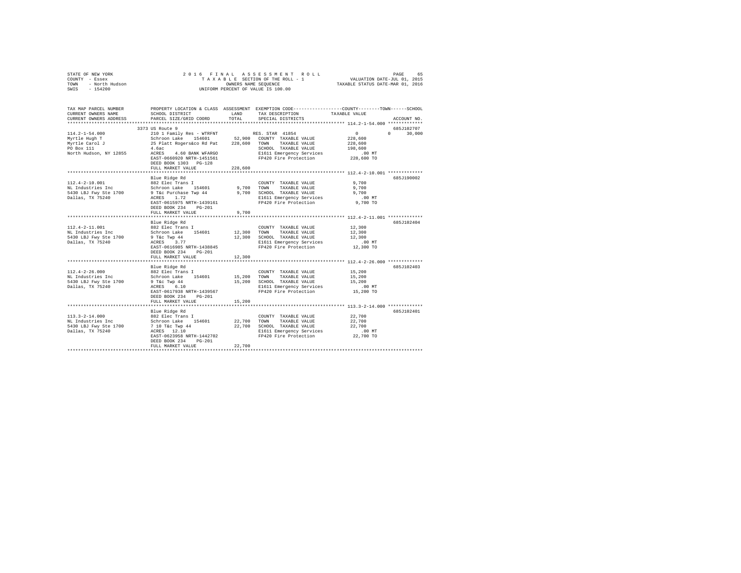STATE OF NEW YORK
COUNTY - Essex
TOWN - North Hudson
SWIS - 154200

2 0 1 6 F I N A L A S S E S S M E N T R O L L
T A X A B L E SECTION OF THE ROLL - 1
OWNERS NAME SEQUENCE
UNIFORM PERCENT OF VALUE IS 100.00

VALUATION DATE-JUL 01, 2015
TAXABLE STATUS DATE-MAR 01, 2016

```
TAX MAP PARCEL NUMBER     PROPERTY LOCATION & CLASS  ASSESSMENT  EXEMPTION CODE-----------------COUNTY--------TOWN------SCHOOL
CURRENT OWNERS NAME       SCHOOL DISTRICT              LAND      TAX DESCRIPTION            TAXABLE VALUE
CURRENT OWNERS ADDRESS    PARCEL SIZE/GRID COORD       TOTAL     SPECIAL DISTRICTS                                      ACCOUNT NO.
************************************************************************************************ 114.2-1-54.000 *************
                        3373 US Route 9                                                                                685J102707
114.2-1-54.000            210 1 Family Res - WTRFNT            RES. STAR 41854                    0            0      30,000
Myrtle Hugh T             Schroon Lake   154601       52,900  COUNTY  TAXABLE VALUE          228,600
Myrtle Carol J            25 Platt Rogers&co Rd Pat  228,600  TOWN    TAXABLE VALUE          228,600
PO Box 111                4.6ac                                SCHOOL  TAXABLE VALUE          198,600
North Hudson, NY 12855    ACRES    4.60 BANK WFARGO            E1611 Emergency Services          .00 MT
                          EAST-0660920 NRTH-1451561            FP420 Fire Protection          228,600 TO
                          DEED BOOK 1303   PG-128
                          FULL MARKET VALUE          228,600
************************************************************************************************ 112.4-2-10.001 *************
                          Blue Ridge Rd                                                                                685J190002
112.4-2-10.001            882 Elec Trans I                     COUNTY  TAXABLE VALUE            9,700
NL Industries Inc         Schroon Lake   154601        9,700  TOWN    TAXABLE VALUE            9,700
5430 LBJ Fwy Ste 1700     9 T&c Purchase Twp 44        9,700  SCHOOL  TAXABLE VALUE            9,700
Dallas, TX 75240          ACRES    1.72                        E1611 Emergency Services          .00 MT
                          EAST-0615975 NRTH-1439161            FP420 Fire Protection            9,700 TO
                          DEED BOOK 234    PG-201
                          FULL MARKET VALUE            9,700
************************************************************************************************ 112.4-2-11.001 *************
                          Blue Ridge Rd                                                                                685J102404
112.4-2-11.001            882 Elec Trans I                     COUNTY  TAXABLE VALUE           12,300
NL Industries Inc         Schroon Lake   154601       12,300  TOWN    TAXABLE VALUE           12,300
5430 LBJ Fwy Ste 1700     9 T&c Twp 44                12,300  SCHOOL  TAXABLE VALUE           12,300
Dallas, TX 75240          ACRES    3.77                        E1611 Emergency Services          .00 MT
                          EAST-0616985 NRTH-1438845            FP420 Fire Protection           12,300 TO
                          DEED BOOK 234    PG-201
                          FULL MARKET VALUE           12,300
************************************************************************************************ 112.4-2-26.000 *************
                          Blue Ridge Rd                                                                                685J102403
112.4-2-26.000            882 Elec Trans I                     COUNTY  TAXABLE VALUE           15,200
NL Industries Inc         Schroon Lake   154601       15,200  TOWN    TAXABLE VALUE           15,200
5430 LBJ Fwy Ste 1700     9 T&c Twp 44                15,200  SCHOOL  TAXABLE VALUE           15,200
Dallas, TX 75240          ACRES    6.10                        E1611 Emergency Services          .00 MT
                          EAST-0617938 NRTH-1439567            FP420 Fire Protection           15,200 TO
                          DEED BOOK 234    PG-201
                          FULL MARKET VALUE           15,200
************************************************************************************************ 113.3-2-14.000 *************
                          Blue Ridge Rd                                                                                685J102401
113.3-2-14.000            882 Elec Trans I                     COUNTY  TAXABLE VALUE           22,700
NL Industries Inc         Schroon Lake   154601       22,700  TOWN    TAXABLE VALUE           22,700
5430 LBJ Fwy Ste 1700     7 10 T&c Twp 44             22,700  SCHOOL  TAXABLE VALUE           22,700
Dallas, TX 75240          ACRES   12.10                        E1611 Emergency Services          .00 MT
                          EAST-0623958 NRTH-1442702            FP420 Fire Protection           22,700 TO
                          DEED BOOK 234    PG-201
                          FULL MARKET VALUE           22,700
******************************************************************************************************************************
```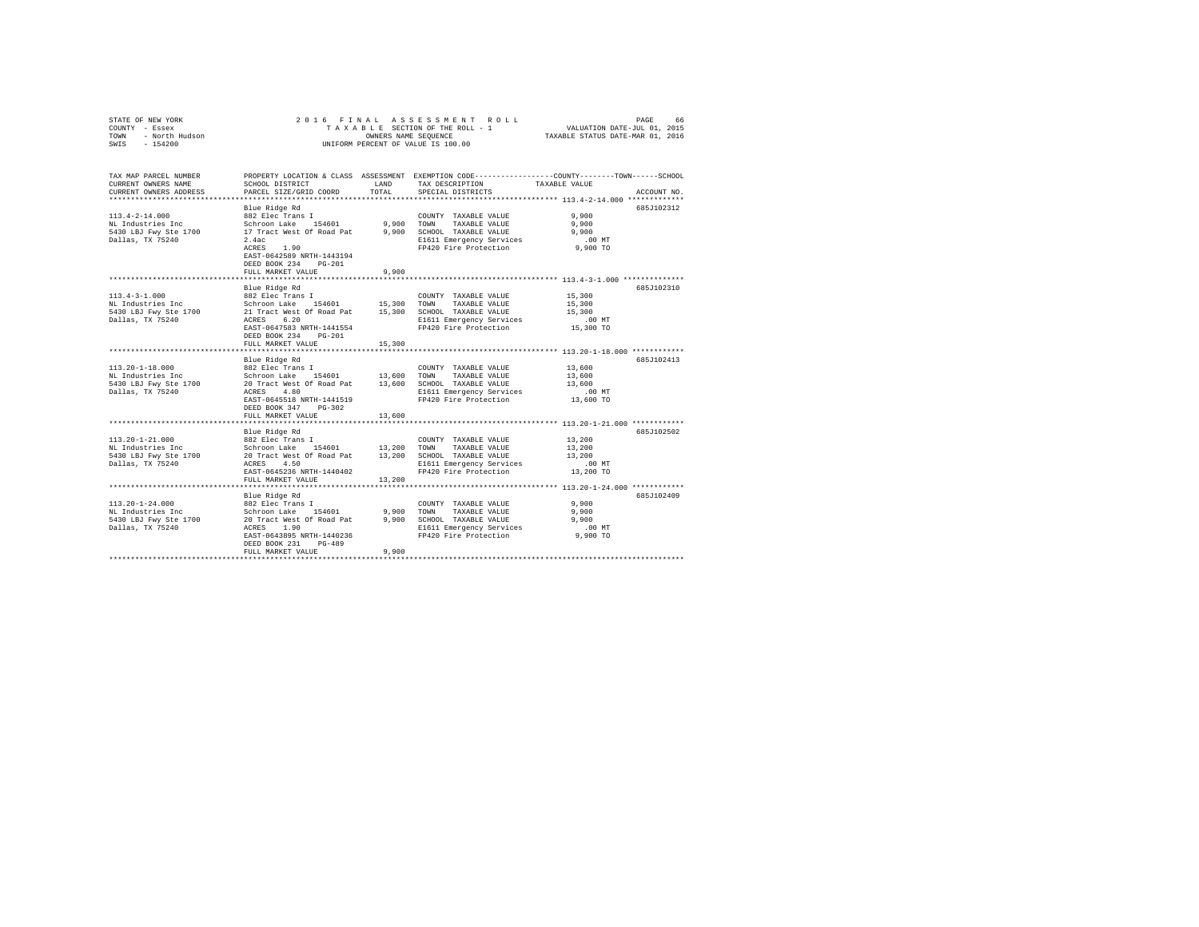STATE OF NEW YORK  
COUNTY - Essex  
TOWN - North Hudson  
SWIS - 154200

2 0 1 6 F I N A L A S S E S S M E N T R O L L  
T A X A B L E SECTION OF THE ROLL - 1  
OWNERS NAME SEQUENCE  
UNIFORM PERCENT OF VALUE IS 100.00

VALUATION DATE-JUL 01, 2015  
TAXABLE STATUS DATE-MAR 01, 2016

| TAX MAP PARCEL NUMBER<br>CURRENT OWNERS NAME<br>CURRENT OWNERS ADDRESS | PROPERTY LOCATION & CLASS<br>SCHOOL DISTRICT<br>PARCEL SIZE/GRID COORD | ASSESSMENT<br>LAND<br>TOTAL | EXEMPTION CODE-----COUNTY-----TOWN------SCHOOL<br>TAX DESCRIPTION<br>SPECIAL DISTRICTS | TAXABLE VALUE | ACCOUNT NO. |
|---|---|---|---|---|---|
| 113.4-2-14.000<br>NL Industries Inc<br>5430 LBJ Fwy Ste 1700<br>Dallas, TX 75240 | Blue Ridge Rd<br>882 Elec Trans I<br>Schroon Lake 154601<br>17 Tract West Of Road Pat<br>2.4ac<br>ACRES 1.90<br>EAST-0642589 NRTH-1443194<br>DEED BOOK 234 PG-201<br>FULL MARKET VALUE | <br><br>9,900<br>9,900<br><br><br><br><br>9,900 | COUNTY TAXABLE VALUE<br>TOWN TAXABLE VALUE<br>SCHOOL TAXABLE VALUE<br>E1611 Emergency Services<br>FP420 Fire Protection | 9,900<br>9,900<br>9,900<br>.00 MT<br>9,900 TO | 685J102312 |
| 113.4-3-1.000<br>NL Industries Inc<br>5430 LBJ Fwy Ste 1700<br>Dallas, TX 75240 | Blue Ridge Rd<br>882 Elec Trans I<br>Schroon Lake 154601<br>21 Tract West Of Road Pat<br>ACRES 6.20<br>EAST-0647503 NRTH-1441554<br>DEED BOOK 234 PG-201<br>FULL MARKET VALUE | <br><br>15,300<br>15,300<br><br><br><br>15,300 | COUNTY TAXABLE VALUE<br>TOWN TAXABLE VALUE<br>SCHOOL TAXABLE VALUE<br>E1611 Emergency Services<br>FP420 Fire Protection | 15,300<br>15,300<br>15,300<br>.00 MT<br>15,300 TO | 685J102310 |
| 113.20-1-18.000<br>NL Industries Inc<br>5430 LBJ Fwy Ste 1700<br>Dallas, TX 75240 | Blue Ridge Rd<br>882 Elec Trans I<br>Schroon Lake 154601<br>20 Tract West Of Road Pat<br>ACRES 4.80<br>EAST-0645518 NRTH-1441519<br>DEED BOOK 347 PG-302<br>FULL MARKET VALUE | <br><br>13,600<br>13,600<br><br><br><br>13,600 | COUNTY TAXABLE VALUE<br>TOWN TAXABLE VALUE<br>SCHOOL TAXABLE VALUE<br>E1611 Emergency Services<br>FP420 Fire Protection | 13,600<br>13,600<br>13,600<br>.00 MT<br>13,600 TO | 685J102413 |
| 113.20-1-21.000<br>NL Industries Inc<br>5430 LBJ Fwy Ste 1700<br>Dallas, TX 75240 | Blue Ridge Rd<br>882 Elec Trans I<br>Schroon Lake 154601<br>20 Tract West Of Road Pat<br>ACRES 4.50<br>EAST-0645236 NRTH-1440402<br>FULL MARKET VALUE | <br><br>13,200<br>13,200<br><br><br>13,200 | COUNTY TAXABLE VALUE<br>TOWN TAXABLE VALUE<br>SCHOOL TAXABLE VALUE<br>E1611 Emergency Services<br>FP420 Fire Protection | 13,200<br>13,200<br>13,200<br>.00 MT<br>13,200 TO | 685J102502 |
| 113.20-1-24.000<br>NL Industries Inc<br>5430 LBJ Fwy Ste 1700<br>Dallas, TX 75240 | Blue Ridge Rd<br>882 Elec Trans I<br>Schroon Lake 154601<br>20 Tract West Of Road Pat<br>ACRES 1.90<br>EAST-0643895 NRTH-1440236<br>DEED BOOK 231 PG-489<br>FULL MARKET VALUE | <br><br>9,900<br>9,900<br><br><br><br>9,900 | COUNTY TAXABLE VALUE<br>TOWN TAXABLE VALUE<br>SCHOOL TAXABLE VALUE<br>E1611 Emergency Services<br>FP420 Fire Protection | 9,900<br>9,900<br>9,900<br>.00 MT<br>9,900 TO | 685J102409 |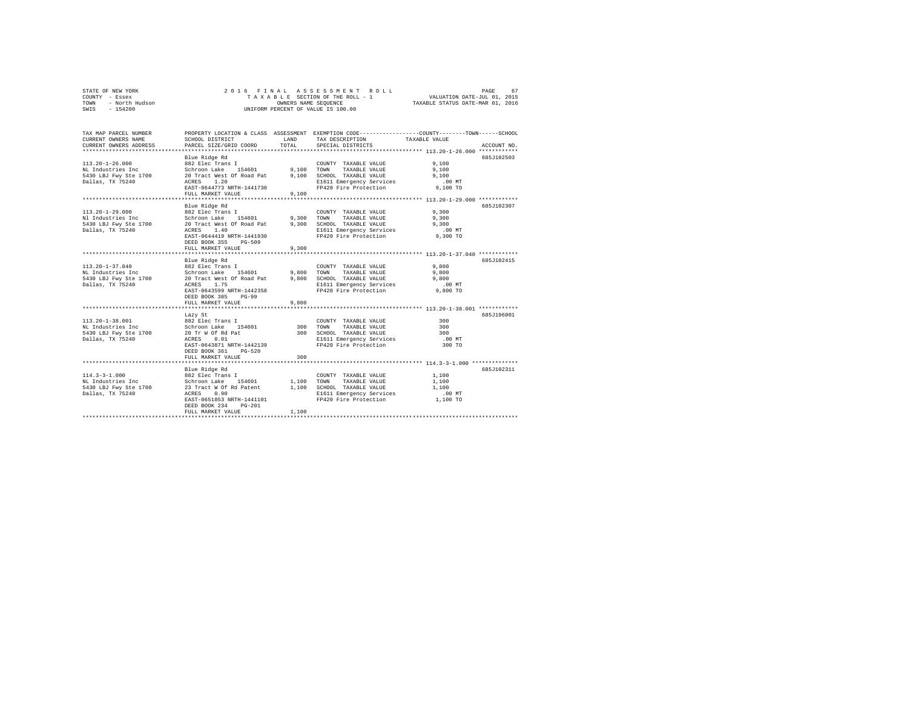STATE OF NEW YORK | COUNTY - Essex | TOWN - North Hudson | SWIS - 154200

2016 FINAL ASSESSMENT ROLL
TAXABLE SECTION OF THE ROLL - 1
OWNERS NAME SEQUENCE
UNIFORM PERCENT OF VALUE IS 100.00

VALUATION DATE-JUL 01, 2015
TAXABLE STATUS DATE-MAR 01, 2016

| TAX MAP PARCEL NUMBER / CURRENT OWNERS NAME / CURRENT OWNERS ADDRESS | PROPERTY LOCATION & CLASS / SCHOOL DISTRICT / PARCEL SIZE/GRID COORD | ASSESSMENT LAND / TOTAL | EXEMPTION CODE / TAX DESCRIPTION / SPECIAL DISTRICTS | TAXABLE VALUE (COUNTY / TOWN / SCHOOL) | ACCOUNT NO. |
|---|---|---|---|---|---|
| **113.20-1-26.000** | Blue Ridge Rd | | | | 685J102503 |
| 113.20-1-26.000 | 882 Elec Trans I | | COUNTY TAXABLE VALUE | 9,100 | |
| NL Industries Inc | Schroon Lake 154601 | 9,100 | TOWN TAXABLE VALUE | 9,100 | |
| 5430 LBJ Fwy Ste 1700 | 20 Tract West Of Road Pat | 9,100 | SCHOOL TAXABLE VALUE | 9,100 | |
| Dallas, TX 75240 | ACRES 1.20 | | E1611 Emergency Services | .00 MT | |
| | EAST-0644773 NRTH-1441730 | | FP420 Fire Protection | 9,100 TO | |
| | FULL MARKET VALUE | 9,100 | | | |
| **113.20-1-29.000** | Blue Ridge Rd | | | | 685J102307 |
| 113.20-1-29.000 | 882 Elec Trans I | | COUNTY TAXABLE VALUE | 9,300 | |
| Nl Industries Inc | Schroon Lake 154601 | 9,300 | TOWN TAXABLE VALUE | 9,300 | |
| 5430 LBJ Fwy Ste 1700 | 20 Tract West Of Road Pat | 9,300 | SCHOOL TAXABLE VALUE | 9,300 | |
| Dallas, TX 75240 | ACRES 1.40 | | E1611 Emergency Services | .00 MT | |
| | EAST-0644419 NRTH-1441930 | | FP420 Fire Protection | 9,300 TO | |
| | DEED BOOK 355 PG-509 | | | | |
| | FULL MARKET VALUE | 9,300 | | | |
| **113.20-1-37.040** | Blue Ridge Rd | | | | 685J102415 |
| 113.20-1-37.040 | 882 Elec Trans I | | COUNTY TAXABLE VALUE | 9,800 | |
| NL Industries Inc | Schroon Lake 154601 | 9,800 | TOWN TAXABLE VALUE | 9,800 | |
| 5430 LBJ Fwy Ste 1700 | 20 Tract West Of Road Pat | 9,800 | SCHOOL TAXABLE VALUE | 9,800 | |
| Dallas, TX 75240 | ACRES 1.75 | | E1611 Emergency Services | .00 MT | |
| | EAST-0643599 NRTH-1442358 | | FP420 Fire Protection | 9,800 TO | |
| | DEED BOOK 385 PG-99 | | | | |
| | FULL MARKET VALUE | 9,800 | | | |
| **113.20-1-38.001** | Lazy St | | | | 685J196001 |
| 113.20-1-38.001 | 882 Elec Trans I | | COUNTY TAXABLE VALUE | 300 | |
| NL Industries Inc | Schroon Lake 154601 | 300 | TOWN TAXABLE VALUE | 300 | |
| 5430 LBJ Fwy Ste 1700 | 20 Tr W Of Rd Pat | 300 | SCHOOL TAXABLE VALUE | 300 | |
| Dallas, TX 75240 | ACRES 0.01 | | E1611 Emergency Services | .00 MT | |
| | EAST-0643871 NRTH-1442139 | | FP420 Fire Protection | 300 TO | |
| | DEED BOOK 361 PG-520 | | | | |
| | FULL MARKET VALUE | 300 | | | |
| **114.3-3-1.000** | Blue Ridge Rd | | | | 685J102311 |
| 114.3-3-1.000 | 882 Elec Trans I | | COUNTY TAXABLE VALUE | 1,100 | |
| NL Industries Inc | Schroon Lake 154601 | 1,100 | TOWN TAXABLE VALUE | 1,100 | |
| 5430 LBJ Fwy Ste 1700 | 23 Tract W Of Rd Patent | 1,100 | SCHOOL TAXABLE VALUE | 1,100 | |
| Dallas, TX 75240 | ACRES 0.90 | | E1611 Emergency Services | .00 MT | |
| | EAST-0651853 NRTH-1441101 | | FP420 Fire Protection | 1,100 TO | |
| | DEED BOOK 234 PG-201 | | | | |
| | FULL MARKET VALUE | 1,100 | | | |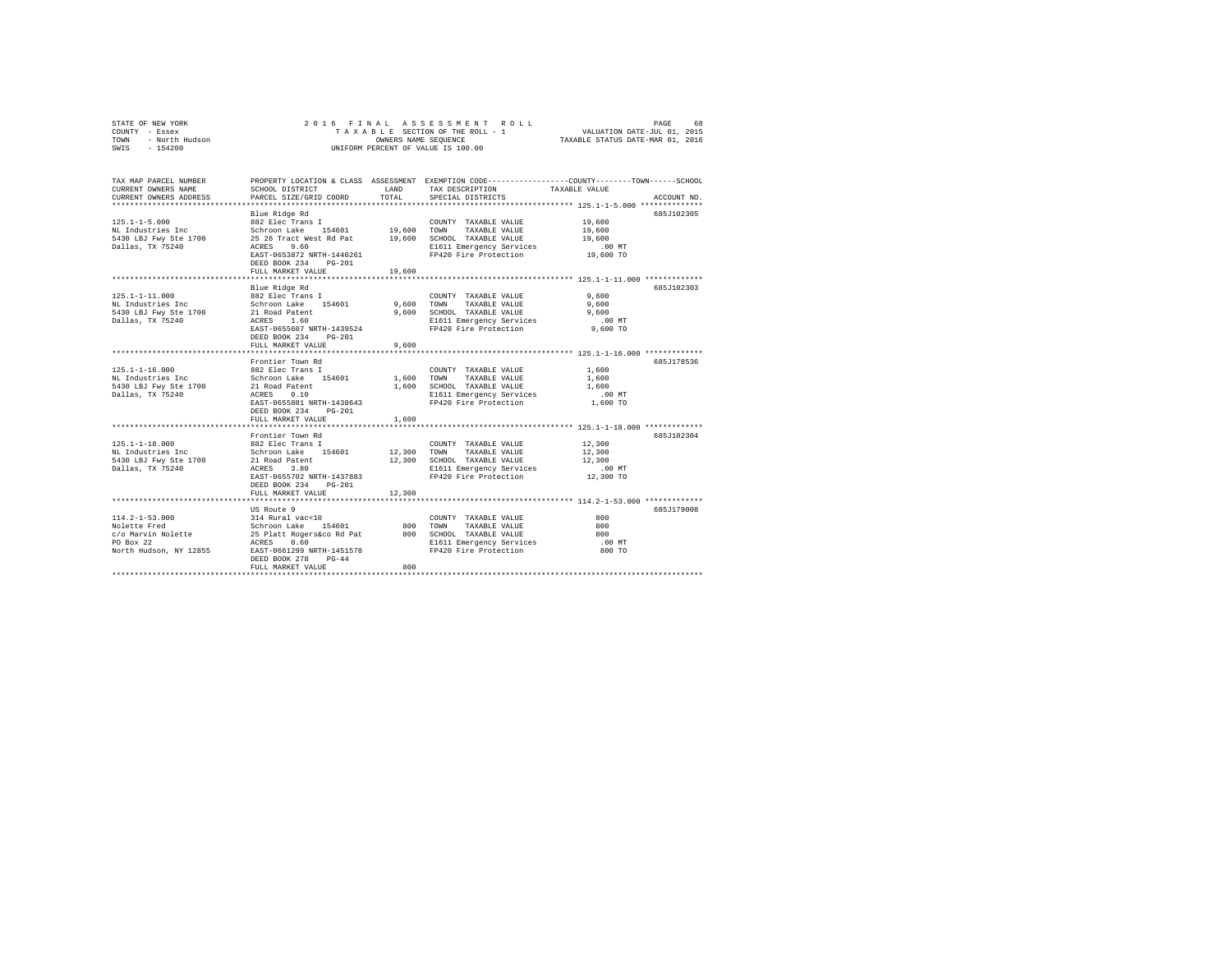STATE OF NEW YORK
COUNTY - Essex
TOWN - North Hudson
SWIS - 154200

2016 FINAL ASSESSMENT ROLL
TAXABLE SECTION OF THE ROLL - 1
OWNERS NAME SEQUENCE
UNIFORM PERCENT OF VALUE IS 100.00

VALUATION DATE-JUL 01, 2015
TAXABLE STATUS DATE-MAR 01, 2016

| TAX MAP PARCEL NUMBER / CURRENT OWNERS NAME / CURRENT OWNERS ADDRESS | PROPERTY LOCATION & CLASS / SCHOOL DISTRICT / PARCEL SIZE/GRID COORD | ASSESSMENT LAND / TOTAL | EXEMPTION CODE / TAX DESCRIPTION / SPECIAL DISTRICTS | COUNTY / TOWN / SCHOOL TAXABLE VALUE | ACCOUNT NO. |
|---|---|---|---|---|---|
| **125.1-1-5.000** | Blue Ridge Rd | | | | 685J102305 |
| 125.1-1-5.000 | 882 Elec Trans I | | COUNTY TAXABLE VALUE | 19,600 | |
| NL Industries Inc | Schroon Lake 154601 | 19,600 | TOWN TAXABLE VALUE | 19,600 | |
| 5430 LBJ Fwy Ste 1700 | 25 26 Tract West Rd Pat | 19,600 | SCHOOL TAXABLE VALUE | 19,600 | |
| Dallas, TX 75240 | ACRES 9.60 | | E1611 Emergency Services | .00 MT | |
| | EAST-0653872 NRTH-1440261 | | FP420 Fire Protection | 19,600 TO | |
| | DEED BOOK 234 PG-201 | | | | |
| | FULL MARKET VALUE | 19,600 | | | |
| **125.1-1-11.000** | Blue Ridge Rd | | | | 685J102303 |
| 125.1-1-11.000 | 882 Elec Trans I | | COUNTY TAXABLE VALUE | 9,600 | |
| NL Industries Inc | Schroon Lake 154601 | 9,600 | TOWN TAXABLE VALUE | 9,600 | |
| 5430 LBJ Fwy Ste 1700 | 21 Road Patent | 9,600 | SCHOOL TAXABLE VALUE | 9,600 | |
| Dallas, TX 75240 | ACRES 1.60 | | E1611 Emergency Services | .00 MT | |
| | EAST-0655607 NRTH-1439524 | | FP420 Fire Protection | 9,600 TO | |
| | DEED BOOK 234 PG-201 | | | | |
| | FULL MARKET VALUE | 9,600 | | | |
| **125.1-1-16.000** | Frontier Town Rd | | | | 685J178536 |
| 125.1-1-16.000 | 882 Elec Trans I | | COUNTY TAXABLE VALUE | 1,600 | |
| NL Industries Inc | Schroon Lake 154601 | 1,600 | TOWN TAXABLE VALUE | 1,600 | |
| 5430 LBJ Fwy Ste 1700 | 21 Road Patent | 1,600 | SCHOOL TAXABLE VALUE | 1,600 | |
| Dallas, TX 75240 | ACRES 0.10 | | E1611 Emergency Services | .00 MT | |
| | EAST-0655801 NRTH-1438643 | | FP420 Fire Protection | 1,600 TO | |
| | DEED BOOK 234 PG-201 | | | | |
| | FULL MARKET VALUE | 1,600 | | | |
| **125.1-1-18.000** | Frontier Town Rd | | | | 685J102304 |
| 125.1-1-18.000 | 882 Elec Trans I | | COUNTY TAXABLE VALUE | 12,300 | |
| NL Industries Inc | Schroon Lake 154601 | 12,300 | TOWN TAXABLE VALUE | 12,300 | |
| 5430 LBJ Fwy Ste 1700 | 21 Road Patent | 12,300 | SCHOOL TAXABLE VALUE | 12,300 | |
| Dallas, TX 75240 | ACRES 3.80 | | E1611 Emergency Services | .00 MT | |
| | EAST-0655702 NRTH-1437883 | | FP420 Fire Protection | 12,300 TO | |
| | DEED BOOK 234 PG-201 | | | | |
| | FULL MARKET VALUE | 12,300 | | | |
| **114.2-1-53.000** | US Route 9 | | | | 685J179008 |
| 114.2-1-53.000 | 314 Rural vac<10 | | COUNTY TAXABLE VALUE | 800 | |
| Nolette Fred | Schroon Lake 154601 | 800 | TOWN TAXABLE VALUE | 800 | |
| c/o Marvin Nolette | 25 Platt Rogers&co Rd Pat | 800 | SCHOOL TAXABLE VALUE | 800 | |
| PO Box 22 | ACRES 0.60 | | E1611 Emergency Services | .00 MT | |
| North Hudson, NY 12855 | EAST-0661299 NRTH-1451578 | | FP420 Fire Protection | 800 TO | |
| | DEED BOOK 278 PG-44 | | | | |
| | FULL MARKET VALUE | 800 | | | |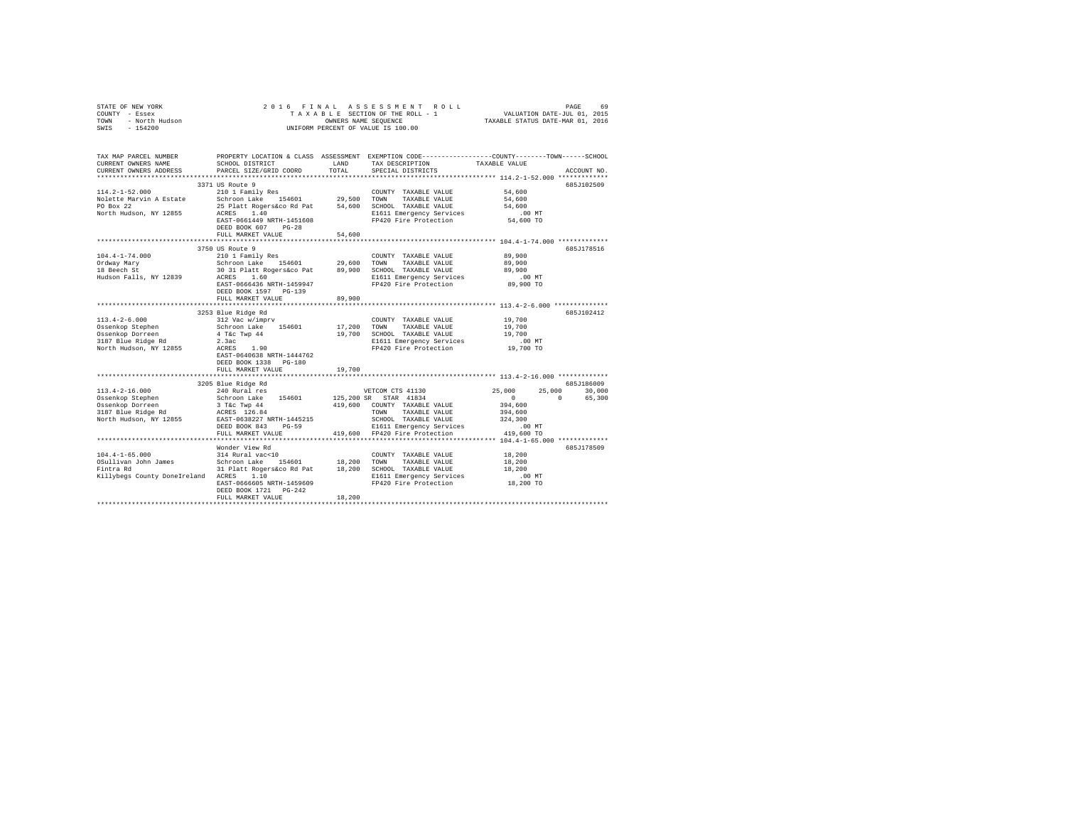STATE OF NEW YORK — 2016 FINAL ASSESSMENT ROLL — PAGE 69
COUNTY - Essex — TAXABLE SECTION OF THE ROLL - 1 — VALUATION DATE-JUL 01, 2015
TOWN - North Hudson — OWNERS NAME SEQUENCE — TAXABLE STATUS DATE-MAR 01, 2016
SWIS - 154200 — UNIFORM PERCENT OF VALUE IS 100.00

```
TAX MAP PARCEL NUMBER          PROPERTY LOCATION & CLASS  ASSESSMENT  EXEMPTION CODE-----------------COUNTY--------TOWN------SCHOOL
CURRENT OWNERS NAME            SCHOOL DISTRICT             LAND       TAX DESCRIPTION            TAXABLE VALUE
CURRENT OWNERS ADDRESS         PARCEL SIZE/GRID COORD      TOTAL      SPECIAL DISTRICTS                                  ACCOUNT NO.
*************************************************************************************************** 114.2-1-52.000 *************
                               3371 US Route 9                                                                        685J102509
114.2-1-52.000                 210 1 Family Res                        COUNTY  TAXABLE VALUE          54,600
Nolette Marvin A Estate        Schroon Lake   154601       29,500      TOWN    TAXABLE VALUE          54,600
PO Box 22                      25 Platt Rogers&co Rd Pat   54,600      SCHOOL  TAXABLE VALUE          54,600
North Hudson, NY 12855         ACRES    1.40                           E1611 Emergency Services          .00 MT
                               EAST-0661449 NRTH-1451608               FP420 Fire Protection          54,600 TO
                               DEED BOOK 607    PG-28
                               FULL MARKET VALUE           54,600
*************************************************************************************************** 104.4-1-74.000 *************
                               3750 US Route 9                                                                        685J178516
104.4-1-74.000                 210 1 Family Res                        COUNTY  TAXABLE VALUE          89,900
Ordway Mary                    Schroon Lake   154601       29,600      TOWN    TAXABLE VALUE          89,900
18 Beech St                    30 31 Platt Rogers&co Pat   89,900      SCHOOL  TAXABLE VALUE          89,900
Hudson Falls, NY 12839         ACRES    1.60                           E1611 Emergency Services          .00 MT
                               EAST-0666436 NRTH-1459947               FP420 Fire Protection          89,900 TO
                               DEED BOOK 1597   PG-139
                               FULL MARKET VALUE           89,900
*************************************************************************************************** 113.4-2-6.000 **************
                               3253 Blue Ridge Rd                                                                     685J102412
113.4-2-6.000                  312 Vac w/imprv                         COUNTY  TAXABLE VALUE          19,700
Ossenkop Stephen               Schroon Lake   154601       17,200      TOWN    TAXABLE VALUE          19,700
Ossenkop Dorreen               4 T&c Twp 44                19,700      SCHOOL  TAXABLE VALUE          19,700
3187 Blue Ridge Rd             2.3ac                                   E1611 Emergency Services          .00 MT
North Hudson, NY 12855         ACRES    1.90                           FP420 Fire Protection          19,700 TO
                               EAST-0640638 NRTH-1444762
                               DEED BOOK 1338   PG-180
                               FULL MARKET VALUE           19,700
*************************************************************************************************** 113.4-2-16.000 *************
                               3205 Blue Ridge Rd                                                                     685J186009
113.4-2-16.000                 240 Rural res                           VETCOM CTS 41130           25,000      25,000      30,000
Ossenkop Stephen               Schroon Lake   154601      125,200 SR   STAR  41834                    0           0       65,300
Ossenkop Dorreen               3 T&c Twp 44               419,600      COUNTY  TAXABLE VALUE         394,600
3187 Blue Ridge Rd             ACRES  126.84                           TOWN    TAXABLE VALUE         394,600
North Hudson, NY 12855         EAST-0638227 NRTH-1445215               SCHOOL  TAXABLE VALUE         324,300
                               DEED BOOK 843    PG-59                  E1611 Emergency Services          .00 MT
                               FULL MARKET VALUE          419,600      FP420 Fire Protection         419,600 TO
*************************************************************************************************** 104.4-1-65.000 *************
                               Wonder View Rd                                                                         685J178509
104.4-1-65.000                 314 Rural vac<10                        COUNTY  TAXABLE VALUE          18,200
OSullivan John James           Schroon Lake   154601       18,200      TOWN    TAXABLE VALUE          18,200
Fintra Rd                      31 Platt Rogers&co Rd Pat   18,200      SCHOOL  TAXABLE VALUE          18,200
Killybegs County DoneIreland   ACRES    1.10                           E1611 Emergency Services          .00 MT
                               EAST-0666605 NRTH-1459609               FP420 Fire Protection          18,200 TO
                               DEED BOOK 1721   PG-242
                               FULL MARKET VALUE           18,200
********************************************************************************************************************************
```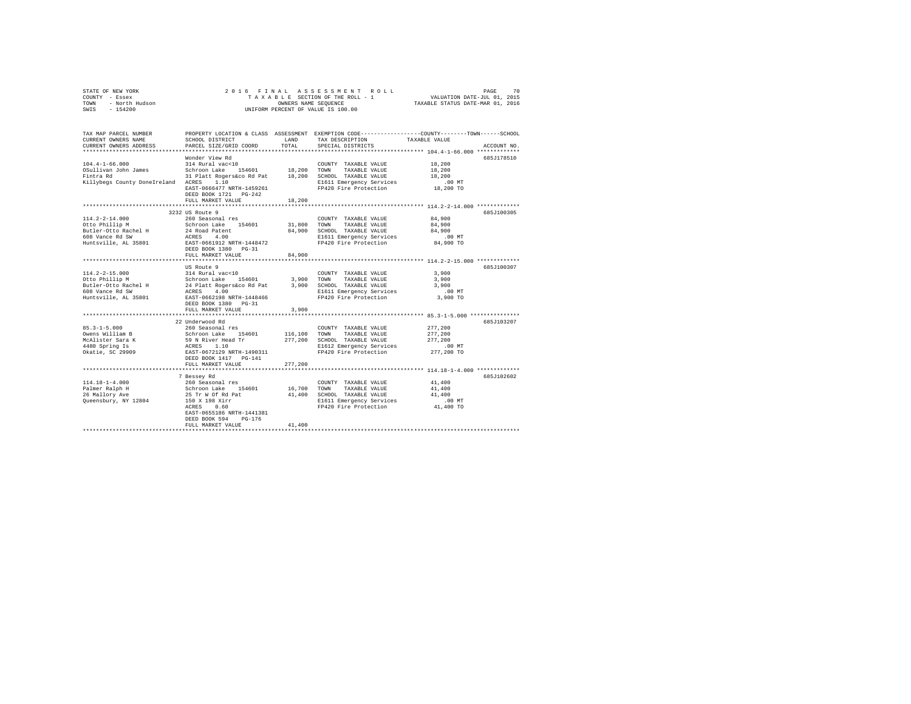STATE OF NEW YORK | 2016 FINAL ASSESSMENT ROLL | VALUATION DATE-JUL 01, 2015
COUNTY - Essex | TAXABLE SECTION OF THE ROLL - 1 | TAXABLE STATUS DATE-MAR 01, 2016
TOWN - North Hudson | OWNERS NAME SEQUENCE
SWIS - 154200 | UNIFORM PERCENT OF VALUE IS 100.00

| TAX MAP PARCEL NUMBER / CURRENT OWNERS NAME / CURRENT OWNERS ADDRESS | PROPERTY LOCATION & CLASS / SCHOOL DISTRICT / PARCEL SIZE/GRID COORD | ASSESSMENT LAND / TOTAL | EXEMPTION CODE / TAX DESCRIPTION / SPECIAL DISTRICTS | TAXABLE VALUE (COUNTY / TOWN / SCHOOL) | ACCOUNT NO. |
|---|---|---|---|---|---|
| **104.4-1-66.000** | Wonder View Rd | | | | 685J178510 |
| 104.4-1-66.000 | 314 Rural vac<10 | | COUNTY TAXABLE VALUE | 18,200 | |
| OSullivan John James | Schroon Lake 154601 | 18,200 | TOWN TAXABLE VALUE | 18,200 | |
| Fintra Rd | 31 Platt Rogers&co Rd Pat | 18,200 | SCHOOL TAXABLE VALUE | 18,200 | |
| Killybegs County DoneIreland | ACRES 1.10 | | E1611 Emergency Services | .00 MT | |
| | EAST-0666477 NRTH-1459261 | | FP420 Fire Protection | 18,200 TO | |
| | DEED BOOK 1721 PG-242 | | | | |
| | FULL MARKET VALUE | 18,200 | | | |
| **114.2-2-14.000** | 3232 US Route 9 | | | | 685J100305 |
| 114.2-2-14.000 | 260 Seasonal res | | COUNTY TAXABLE VALUE | 84,900 | |
| Otto Phillip M | Schroon Lake 154601 | 31,800 | TOWN TAXABLE VALUE | 84,900 | |
| Butler-Otto Rachel H | 24 Road Patent | 84,900 | SCHOOL TAXABLE VALUE | 84,900 | |
| 608 Vance Rd SW | ACRES 4.00 | | E1611 Emergency Services | .00 MT | |
| Huntsville, AL 35801 | EAST-0661912 NRTH-1448472 | | FP420 Fire Protection | 84,900 TO | |
| | DEED BOOK 1380 PG-31 | | | | |
| | FULL MARKET VALUE | 84,900 | | | |
| **114.2-2-15.000** | US Route 9 | | | | 685J100307 |
| 114.2-2-15.000 | 314 Rural vac<10 | | COUNTY TAXABLE VALUE | 3,900 | |
| Otto Phillip M | Schroon Lake 154601 | 3,900 | TOWN TAXABLE VALUE | 3,900 | |
| Butler-Otto Rachel H | 24 Platt Rogers&co Rd Pat | 3,900 | SCHOOL TAXABLE VALUE | 3,900 | |
| 608 Vance Rd SW | ACRES 4.00 | | E1611 Emergency Services | .00 MT | |
| Huntsville, AL 35801 | EAST-0662198 NRTH-1448466 | | FP420 Fire Protection | 3,900 TO | |
| | DEED BOOK 1380 PG-31 | | | | |
| | FULL MARKET VALUE | 3,900 | | | |
| **85.3-1-5.000** | 22 Underwood Rd | | | | 685J103207 |
| 85.3-1-5.000 | 260 Seasonal res | | COUNTY TAXABLE VALUE | 277,200 | |
| Owens William B | Schroon Lake 154601 | 116,100 | TOWN TAXABLE VALUE | 277,200 | |
| McAlister Sara K | 59 N River Head Tr | 277,200 | SCHOOL TAXABLE VALUE | 277,200 | |
| 4480 Spring Is | ACRES 1.10 | | E1612 Emergency Services | .00 MT | |
| Okatie, SC 29909 | EAST-0672129 NRTH-1490311 | | FP420 Fire Protection | 277,200 TO | |
| | DEED BOOK 1417 PG-141 | | | | |
| | FULL MARKET VALUE | 277,200 | | | |
| **114.18-1-4.000** | 7 Bessey Rd | | | | 685J102602 |
| 114.18-1-4.000 | 260 Seasonal res | | COUNTY TAXABLE VALUE | 41,400 | |
| Palmer Ralph H | Schroon Lake 154601 | 16,700 | TOWN TAXABLE VALUE | 41,400 | |
| 26 Mallory Ave | 25 Tr W Of Rd Pat | 41,400 | SCHOOL TAXABLE VALUE | 41,400 | |
| Queensbury, NY 12804 | 150 X 198 Xirr | | E1611 Emergency Services | .00 MT | |
| | ACRES 0.60 | | FP420 Fire Protection | 41,400 TO | |
| | EAST-0655186 NRTH-1441381 | | | | |
| | DEED BOOK 594 PG-176 | | | | |
| | FULL MARKET VALUE | 41,400 | | | |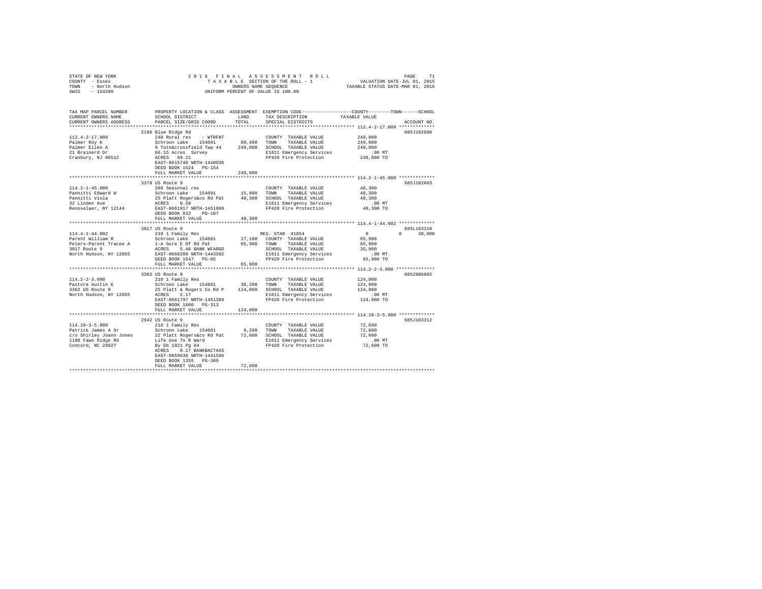STATE OF NEW YORK — 2016 FINAL ASSESSMENT ROLL
COUNTY - Essex — TAXABLE SECTION OF THE ROLL - 1 — VALUATION DATE-JUL 01, 2015
TOWN - North Hudson — OWNERS NAME SEQUENCE — TAXABLE STATUS DATE-MAR 01, 2016
SWIS - 154200 — UNIFORM PERCENT OF VALUE IS 100.00

| TAX MAP PARCEL NUMBER / CURRENT OWNERS NAME / CURRENT OWNERS ADDRESS | PROPERTY LOCATION & CLASS / SCHOOL DISTRICT / PARCEL SIZE/GRID COORD | ASSESSMENT LAND | TOTAL | EXEMPTION CODE / TAX DESCRIPTION / SPECIAL DISTRICTS | COUNTY | TOWN | SCHOOL | TAXABLE VALUE | ACCOUNT NO. |
|---|---|---|---|---|---|---|---|---|---|
| 112.4-2-17.000 | 2186 Blue Ridge Rd | | | | | | | | 685J102508 |
| Palmer Roy K | 240 Rural res - WTRFNT | | | COUNTY TAXABLE VALUE | | | | 249,000 | |
| Palmer Ellen A | Schroon Lake 154601 | 89,400 | | TOWN TAXABLE VALUE | | | | 249,000 | |
| 21 Brainerd Dr | 9 Totn&crossfield Twp 44 | | 249,000 | SCHOOL TAXABLE VALUE | | | | 249,000 | |
| Cranbury, NJ 08512 | 66.15 Acres Survey | | | E1611 Emergency Services | | | | .00 MT | |
| | ACRES 69.21 | | | FP420 Fire Protection | | | | 249,000 TO | |
| | EAST-0615740 NRTH-1440036 | | | | | | | | |
| | DEED BOOK 1524 PG-154 | | | | | | | | |
| | FULL MARKET VALUE | | 249,000 | | | | | | |
| 114.2-1-45.000 | 3378 US Route 9 | | | | | | | | 685J102603 |
| Pannitti Edward W | 260 Seasonal res | | | COUNTY TAXABLE VALUE | | | | 48,300 | |
| Pannitti Viola | Schroon Lake 154601 | 15,800 | | TOWN TAXABLE VALUE | | | | 48,300 | |
| 32 Linden Ave | 25 Platt Rogers&co Rd Pat | | 48,300 | SCHOOL TAXABLE VALUE | | | | 48,300 | |
| Rensselaer, NY 12144 | ACRES 0.50 | | | E1611 Emergency Services | | | | .00 MT | |
| | EAST-0661917 NRTH-1451869 | | | FP420 Fire Protection | | | | 48,300 TO | |
| | DEED BOOK 832 PG-107 | | | | | | | | |
| | FULL MARKET VALUE | | 48,300 | | | | | | |
| 114.4-1-44.002 | 3017 US Route 9 | | | | | | | | 685L103210 |
| Parent William R | 210 1 Family Res | | | RES. STAR 41854 | 0 | 0 | 30,000 | | |
| Peters-Parent Tracee A | Schroon Lake 154601 | 17,100 | | COUNTY TAXABLE VALUE | | | | 65,900 | |
| 3017 Route 9 | 1-A Gore E Of Rd Pat | | 65,900 | TOWN TAXABLE VALUE | | | | 65,900 | |
| North Hudson, NY 12855 | ACRES 5.40 BANK WFARGO | | | SCHOOL TAXABLE VALUE | | | | 35,900 | |
| | EAST-0660200 NRTH-1443502 | | | E1611 Emergency Services | | | | .00 MT | |
| | DEED BOOK 1647 PG-85 | | | FP420 Fire Protection | | | | 65,900 TO | |
| | FULL MARKET VALUE | | 65,900 | | | | | | |
| 114.2-2-3.000 | 3362 US Route 9 | | | | | | | | 685Z006002 |
| Pastore Austin K | 210 1 Family Res | | | COUNTY TAXABLE VALUE | | | | 124,000 | |
| 3362 US Route 9 | Schroon Lake 154601 | 30,200 | | TOWN TAXABLE VALUE | | | | 124,000 | |
| North Hudson, NY 12855 | 25 Platt & Rogers Co Rd P | | 124,000 | SCHOOL TAXABLE VALUE | | | | 124,000 | |
| | ACRES 2.17 | | | E1611 Emergency Services | | | | .00 MT | |
| | EAST-0661797 NRTH-1451369 | | | FP420 Fire Protection | | | | 124,000 TO | |
| | DEED BOOK 1800 PG-313 | | | | | | | | |
| | FULL MARKET VALUE | | 124,000 | | | | | | |
| 114.18-3-5.000 | 2942 US Route 9 | | | | | | | | 685J103312 |
| Patrick James A Sr | 210 1 Family Res | | | COUNTY TAXABLE VALUE | | | | 72,600 | |
| c/o Shirley Joann Jones | Schroon Lake 154601 | 9,200 | | TOWN TAXABLE VALUE | | | | 72,600 | |
| 1188 Fawn Ridge Rd | 22 Platt Rogers&co Rd Pat | | 72,600 | SCHOOL TAXABLE VALUE | | | | 72,600 | |
| Concord, NC 28027 | Life Use To R Ward | | | E1611 Emergency Services | | | | .00 MT | |
| | By Db 1021 Pg 64 | | | FP420 Fire Protection | | | | 72,600 TO | |
| | ACRES 0.17 BANKBACTAXS | | | | | | | | |
| | EAST-0659638 NRTH-1441586 | | | | | | | | |
| | DEED BOOK 1355 PG-309 | | | | | | | | |
| | FULL MARKET VALUE | | 72,600 | | | | | | |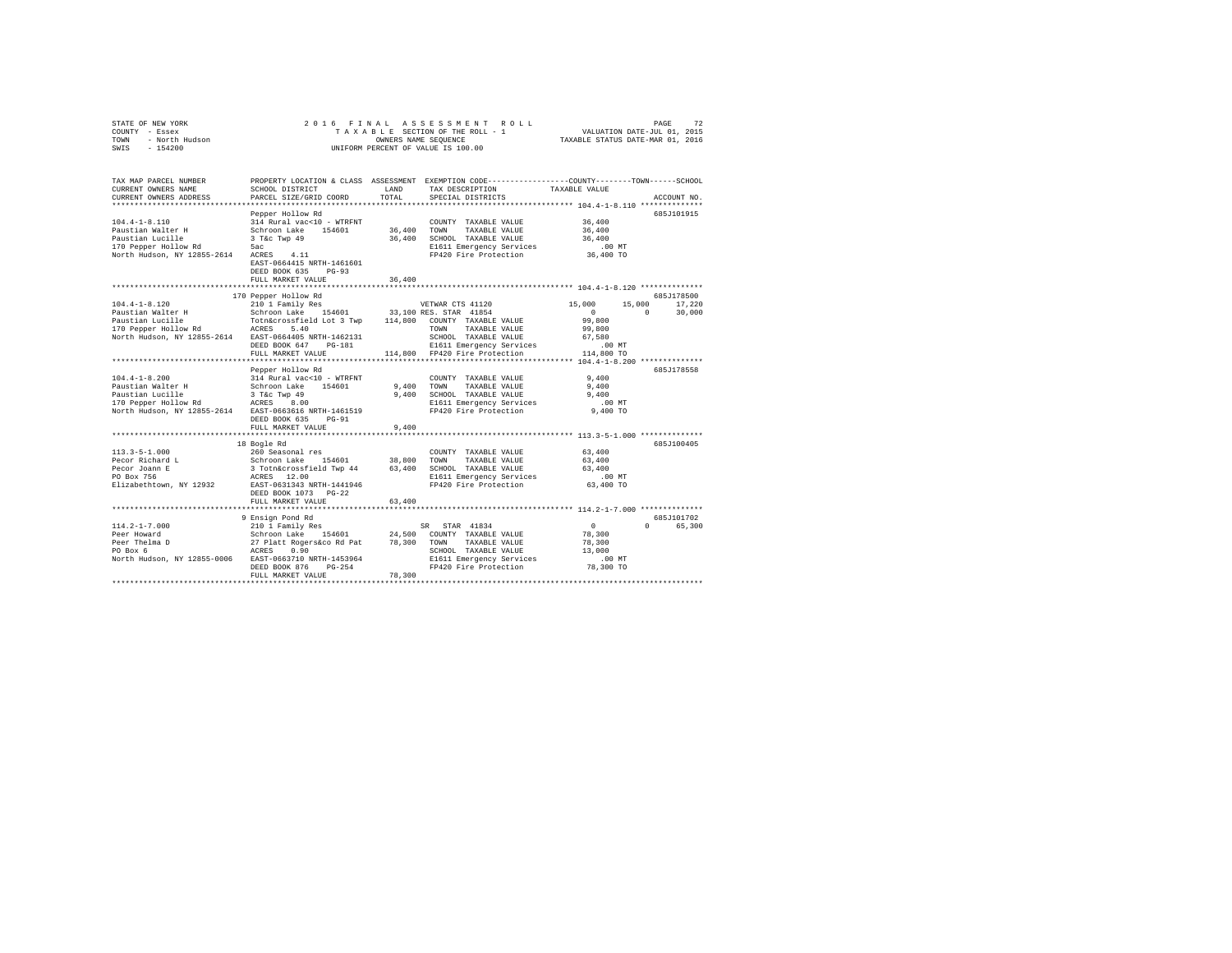STATE OF NEW YORK
COUNTY - Essex
TOWN - North Hudson
SWIS - 154200

2016 FINAL ASSESSMENT ROLL
TAXABLE SECTION OF THE ROLL - 1
OWNERS NAME SEQUENCE
UNIFORM PERCENT OF VALUE IS 100.00

VALUATION DATE-JUL 01, 2015
TAXABLE STATUS DATE-MAR 01, 2016

```
TAX MAP PARCEL NUMBER          PROPERTY LOCATION & CLASS  ASSESSMENT  EXEMPTION CODE------------------COUNTY--------TOWN------SCHOOL
CURRENT OWNERS NAME            SCHOOL DISTRICT             LAND       TAX DESCRIPTION            TAXABLE VALUE
CURRENT OWNERS ADDRESS         PARCEL SIZE/GRID COORD      TOTAL      SPECIAL DISTRICTS                                     ACCOUNT NO.
******************************************************************************************************* 104.4-1-8.110 **************
                               Pepper Hollow Rd                                                                          685J101915
104.4-1-8.110                  314 Rural vac<10 - WTRFNT            COUNTY  TAXABLE VALUE           36,400
Paustian Walter H              Schroon Lake   154601       36,400   TOWN    TAXABLE VALUE           36,400
Paustian Lucille               3 T&c Twp 49                36,400   SCHOOL  TAXABLE VALUE           36,400
170 Pepper Hollow Rd           5ac                                  E1611 Emergency Services           .00 MT
North Hudson, NY 12855-2614    ACRES    4.11                        FP420 Fire Protection           36,400 TO
                               EAST-0664415 NRTH-1461601
                               DEED BOOK 635    PG-93
                               FULL MARKET VALUE           36,400
******************************************************************************************************* 104.4-1-8.120 **************
                               170 Pepper Hollow Rd                                                                      685J178500
104.4-1-8.120                  210 1 Family Res                     VETWAR CTS 41120              15,000      15,000      17,220
Paustian Walter H              Schroon Lake   154601       33,100 RES. STAR  41854                    0           0      30,000
Paustian Lucille               Totn&crossfield Lot 3 Twp  114,800   COUNTY  TAXABLE VALUE           99,800
170 Pepper Hollow Rd           ACRES    5.40                        TOWN    TAXABLE VALUE           99,800
North Hudson, NY 12855-2614    EAST-0664405 NRTH-1462131            SCHOOL  TAXABLE VALUE           67,580
                               DEED BOOK 647    PG-181              E1611 Emergency Services           .00 MT
                               FULL MARKET VALUE          114,800   FP420 Fire Protection          114,800 TO
******************************************************************************************************* 104.4-1-8.200 **************
                               Pepper Hollow Rd                                                                          685J178558
104.4-1-8.200                  314 Rural vac<10 - WTRFNT            COUNTY  TAXABLE VALUE            9,400
Paustian Walter H              Schroon Lake   154601        9,400   TOWN    TAXABLE VALUE            9,400
Paustian Lucille               3 T&c Twp 49                 9,400   SCHOOL  TAXABLE VALUE            9,400
170 Pepper Hollow Rd           ACRES    8.00                        E1611 Emergency Services           .00 MT
North Hudson, NY 12855-2614    EAST-0663616 NRTH-1461519            FP420 Fire Protection            9,400 TO
                               DEED BOOK 635    PG-91
                               FULL MARKET VALUE            9,400
******************************************************************************************************* 113.3-5-1.000 **************
                               18 Bogle Rd                                                                               685J100405
113.3-5-1.000                  260 Seasonal res                     COUNTY  TAXABLE VALUE           63,400
Pecor Richard L                Schroon Lake   154601       38,800   TOWN    TAXABLE VALUE           63,400
Pecor Joann E                  3 Totn&crossfield Twp 44    63,400   SCHOOL  TAXABLE VALUE           63,400
PO Box 756                     ACRES   12.00                        E1611 Emergency Services           .00 MT
Elizabethtown, NY 12932        EAST-0631343 NRTH-1441946            FP420 Fire Protection           63,400 TO
                               DEED BOOK 1073   PG-22
                               FULL MARKET VALUE           63,400
******************************************************************************************************* 114.2-1-7.000 **************
                               9 Ensign Pond Rd                                                                          685J101702
114.2-1-7.000                  210 1 Family Res                     SR  STAR  41834                   0           0      65,300
Peer Howard                    Schroon Lake   154601       24,500   COUNTY  TAXABLE VALUE           78,300
Peer Thelma D                  27 Platt Rogers&co Rd Pat   78,300   TOWN    TAXABLE VALUE           78,300
PO Box 6                       ACRES    0.90                        SCHOOL  TAXABLE VALUE           13,000
North Hudson, NY 12855-0006    EAST-0663710 NRTH-1453964            E1611 Emergency Services           .00 MT
                               DEED BOOK 876    PG-254              FP420 Fire Protection           78,300 TO
                               FULL MARKET VALUE           78,300
************************************************************************************************************************************
```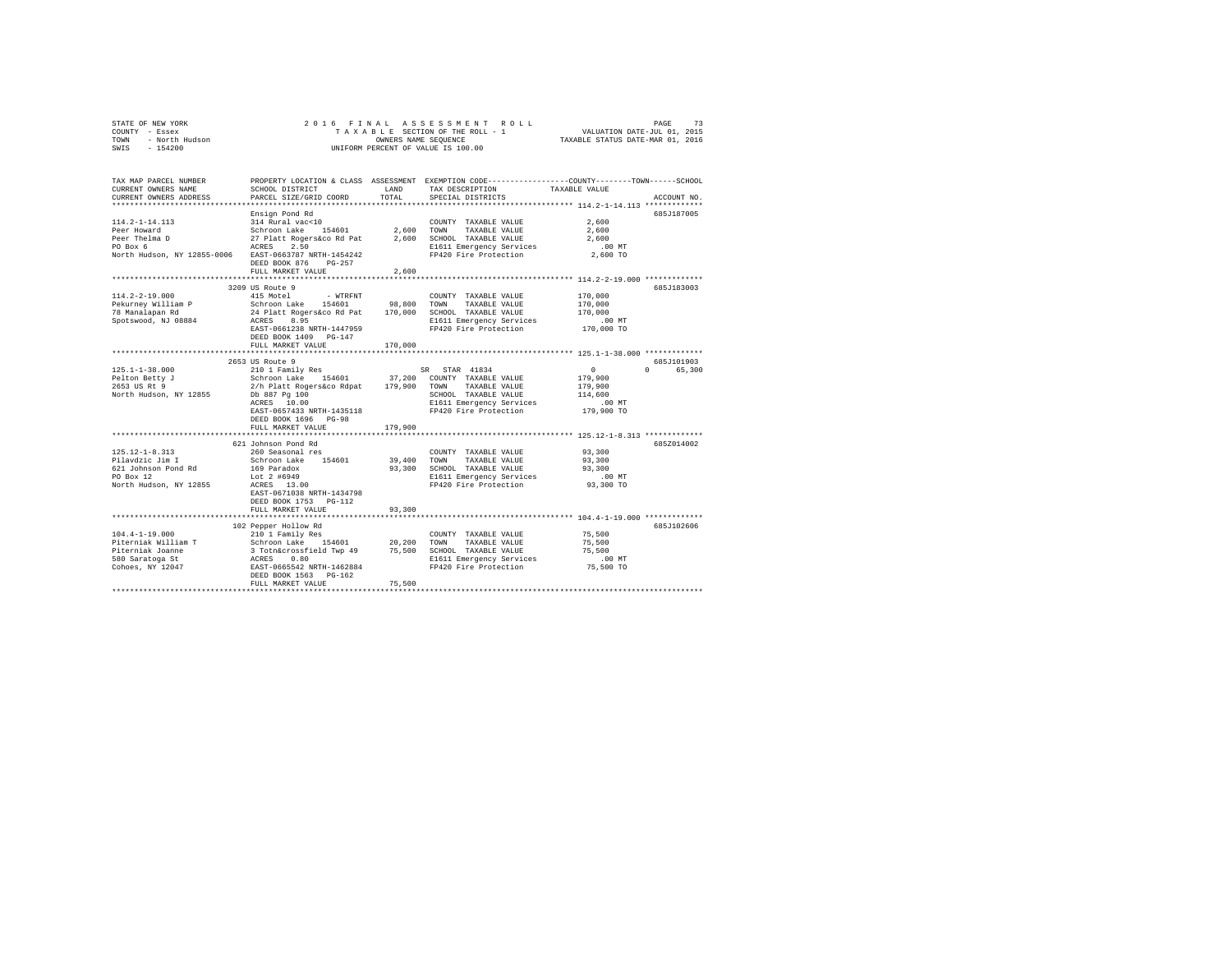STATE OF NEW YORK
COUNTY - Essex
TOWN - North Hudson
SWIS - 154200

2016 FINAL ASSESSMENT ROLL
TAXABLE SECTION OF THE ROLL - 1
OWNERS NAME SEQUENCE
UNIFORM PERCENT OF VALUE IS 100.00

VALUATION DATE-JUL 01, 2015
TAXABLE STATUS DATE-MAR 01, 2016

| TAX MAP PARCEL NUMBER / CURRENT OWNERS NAME / CURRENT OWNERS ADDRESS | PROPERTY LOCATION & CLASS / SCHOOL DISTRICT / PARCEL SIZE/GRID COORD | ASSESSMENT LAND | TOTAL | EXEMPTION CODE / TAX DESCRIPTION / SPECIAL DISTRICTS | TAXABLE VALUE (COUNTY / TOWN / SCHOOL) | ACCOUNT NO. |
|---|---|---|---|---|---|---|
| **114.2-1-14.113** | Ensign Pond Rd | | | | | 685J187005 |
| 114.2-1-14.113 | 314 Rural vac<10 | | | COUNTY TAXABLE VALUE | 2,600 | |
| Peer Howard | Schroon Lake 154601 | 2,600 | | TOWN TAXABLE VALUE | 2,600 | |
| Peer Thelma D | 27 Platt Rogers&co Rd Pat | | 2,600 | SCHOOL TAXABLE VALUE | 2,600 | |
| PO Box 6 | ACRES 2.50 | | | E1611 Emergency Services | .00 MT | |
| North Hudson, NY 12855-0006 | EAST-0663787 NRTH-1454242 | | | FP420 Fire Protection | 2,600 TO | |
| | DEED BOOK 876 PG-257 | | | | | |
| | FULL MARKET VALUE | | 2,600 | | | |
| **114.2-2-19.000** | 3209 US Route 9 | | | | | 685J183003 |
| 114.2-2-19.000 | 415 Motel - WTRFNT | | | COUNTY TAXABLE VALUE | 170,000 | |
| Pekurney William P | Schroon Lake 154601 | 98,800 | | TOWN TAXABLE VALUE | 170,000 | |
| 78 Manalapan Rd | 24 Platt Rogers&co Rd Pat | | 170,000 | SCHOOL TAXABLE VALUE | 170,000 | |
| Spotswood, NJ 08884 | ACRES 8.95 | | | E1611 Emergency Services | .00 MT | |
| | EAST-0661238 NRTH-1447959 | | | FP420 Fire Protection | 170,000 TO | |
| | DEED BOOK 1409 PG-147 | | | | | |
| | FULL MARKET VALUE | | 170,000 | | | |
| **125.1-1-38.000** | 2653 US Route 9 | | | | | 685J101903 |
| 125.1-1-38.000 | 210 1 Family Res | | | SR STAR 41834 | 0 / 0 / 65,300 | |
| Pelton Betty J | Schroon Lake 154601 | 37,200 | | COUNTY TAXABLE VALUE | 179,900 | |
| 2653 US Rt 9 | 2/h Platt Rogers&co Rdpat | | 179,900 | TOWN TAXABLE VALUE | 179,900 | |
| North Hudson, NY 12855 | Db 887 Pg 100 | | | SCHOOL TAXABLE VALUE | 114,600 | |
| | ACRES 10.00 | | | E1611 Emergency Services | .00 MT | |
| | EAST-0657433 NRTH-1435118 | | | FP420 Fire Protection | 179,900 TO | |
| | DEED BOOK 1696 PG-98 | | | | | |
| | FULL MARKET VALUE | | 179,900 | | | |
| **125.12-1-8.313** | 621 Johnson Pond Rd | | | | | 685Z014002 |
| 125.12-1-8.313 | 260 Seasonal res | | | COUNTY TAXABLE VALUE | 93,300 | |
| Pilavdzic Jim I | Schroon Lake 154601 | 39,400 | | TOWN TAXABLE VALUE | 93,300 | |
| 621 Johnson Pond Rd | 169 Paradox | | 93,300 | SCHOOL TAXABLE VALUE | 93,300 | |
| PO Box 12 | Lot 2 #6949 | | | E1611 Emergency Services | .00 MT | |
| North Hudson, NY 12855 | ACRES 13.00 | | | FP420 Fire Protection | 93,300 TO | |
| | EAST-0671038 NRTH-1434798 | | | | | |
| | DEED BOOK 1753 PG-112 | | | | | |
| | FULL MARKET VALUE | | 93,300 | | | |
| **104.4-1-19.000** | 102 Pepper Hollow Rd | | | | | 685J102606 |
| 104.4-1-19.000 | 210 1 Family Res | | | COUNTY TAXABLE VALUE | 75,500 | |
| Piterniak William T | Schroon Lake 154601 | 20,200 | | TOWN TAXABLE VALUE | 75,500 | |
| Piterniak Joanne | 3 Totn&crossfield Twp 49 | | 75,500 | SCHOOL TAXABLE VALUE | 75,500 | |
| 580 Saratoga St | ACRES 0.80 | | | E1611 Emergency Services | .00 MT | |
| Cohoes, NY 12047 | EAST-0665542 NRTH-1462884 | | | FP420 Fire Protection | 75,500 TO | |
| | DEED BOOK 1563 PG-162 | | | | | |
| | FULL MARKET VALUE | | 75,500 | | | |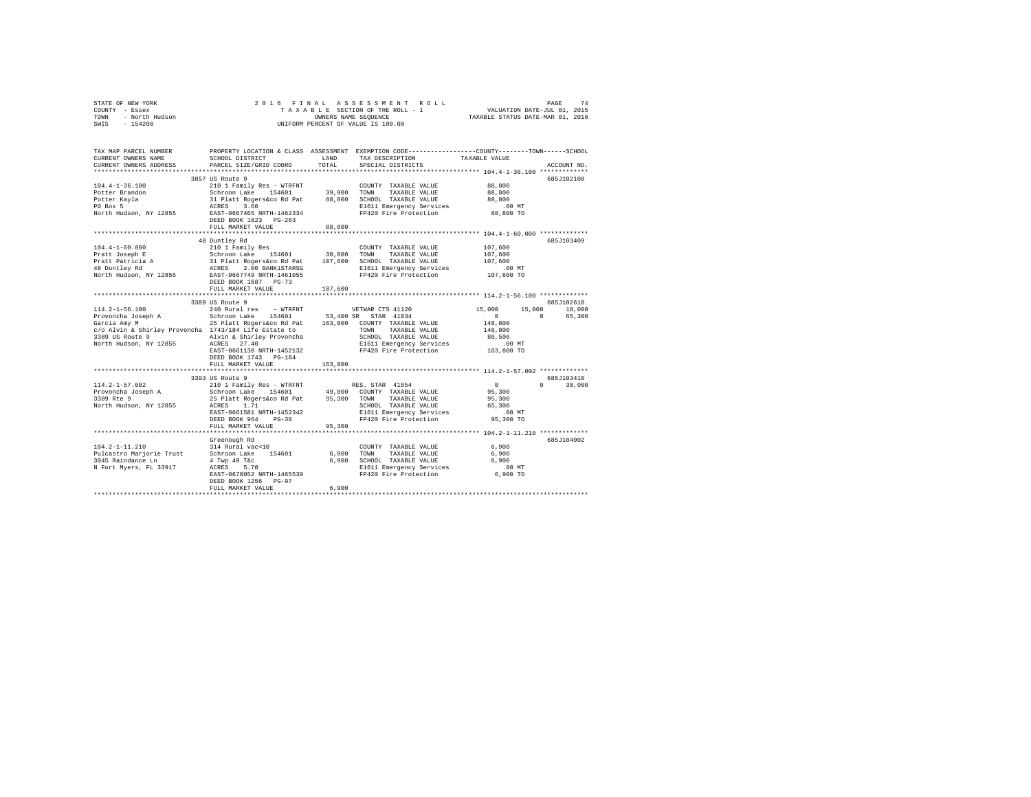STATE OF NEW YORK — 2016 FINAL ASSESSMENT ROLL
COUNTY - Essex — TAXABLE SECTION OF THE ROLL - 1 — VALUATION DATE-JUL 01, 2015
TOWN - North Hudson — OWNERS NAME SEQUENCE — TAXABLE STATUS DATE-MAR 01, 2016
SWIS - 154200 — UNIFORM PERCENT OF VALUE IS 100.00

```
TAX MAP PARCEL NUMBER          PROPERTY LOCATION & CLASS  ASSESSMENT  EXEMPTION CODE-----------------COUNTY--------TOWN------SCHOOL
CURRENT OWNERS NAME            SCHOOL DISTRICT             LAND       TAX DESCRIPTION            TAXABLE VALUE
CURRENT OWNERS ADDRESS         PARCEL SIZE/GRID COORD      TOTAL      SPECIAL DISTRICTS                                     ACCOUNT NO.
******************************************************************************************************* 104.4-1-36.100 *************
                               3857 US Route 9                                                                              685J102108
104.4-1-36.100                 210 1 Family Res - WTRFNT              COUNTY  TAXABLE VALUE            88,800
Potter Brandon                 Schroon Lake    154601      39,900     TOWN    TAXABLE VALUE            88,800
Potter Kayla                   31 Platt Rogers&co Rd Pat   88,800     SCHOOL  TAXABLE VALUE            88,800
PO Box 5                       ACRES    3.60                          E1611 Emergency Services            .00 MT
North Hudson, NY 12855         EAST-0667465 NRTH-1462334              FP420 Fire Protection            88,800 TO
                               DEED BOOK 1823   PG-263
                               FULL MARKET VALUE           88,800
******************************************************************************************************* 104.4-1-60.000 *************
                               48 Duntley Rd                                                                                685J103409
104.4-1-60.000                 210 1 Family Res                       COUNTY  TAXABLE VALUE           107,600
Pratt Joseph E                 Schroon Lake    154601      30,000     TOWN    TAXABLE VALUE           107,600
Pratt Patricia A               31 Platt Rogers&co Rd Pat  107,600     SCHOOL  TAXABLE VALUE           107,600
48 Duntley Rd                  ACRES    2.00 BANK1STARSG              E1611 Emergency Services            .00 MT
North Hudson, NY 12855         EAST-0667749 NRTH-1461055              FP420 Fire Protection           107,600 TO
                               DEED BOOK 1687   PG-73
                               FULL MARKET VALUE          107,600
******************************************************************************************************* 114.2-1-56.100 *************
                               3389 US Route 9                                                                              685J102610
114.2-1-56.100                 240 Rural res    - WTRFNT              VETWAR CTS 41120        15,000      15,000      18,000
Provoncha Joseph A             Schroon Lake    154601      53,400 SR  STAR 41834                   0           0      65,300
Garcia Amy M                   25 Platt Rogers&co Rd Pat  163,800     COUNTY  TAXABLE VALUE           148,800
c/o Alvin & Shirley Provoncha  1743/184 Life Estate to                TOWN    TAXABLE VALUE           148,800
3389 US Route 9                Alvin & Shirley Provoncha              SCHOOL  TAXABLE VALUE            80,500
North Hudson, NY 12855         ACRES   27.40                          E1611 Emergency Services            .00 MT
                               EAST-0661130 NRTH-1452132              FP420 Fire Protection           163,800 TO
                               DEED BOOK 1743   PG-184
                               FULL MARKET VALUE          163,800
******************************************************************************************************* 114.2-1-57.002 *************
                               3393 US Route 9                                                                              685J103410
114.2-1-57.002                 210 1 Family Res - WTRFNT              RES. STAR 41854                  0           0      30,000
Provoncha Joseph A             Schroon Lake    154601      49,800     COUNTY  TAXABLE VALUE            95,300
3389 Rte 9                     25 Platt Rogers&co Rd Pat   95,300     TOWN    TAXABLE VALUE            95,300
North Hudson, NY 12855         ACRES    1.71                          SCHOOL  TAXABLE VALUE            65,300
                               EAST-0661581 NRTH-1452342              E1611 Emergency Services            .00 MT
                               DEED BOOK 964    PG-38                 FP420 Fire Protection            95,300 TO
                               FULL MARKET VALUE           95,300
******************************************************************************************************* 104.2-1-11.210 *************
                               Greenough Rd                                                                                 685J184002
104.2-1-11.210                 314 Rural vac<10                       COUNTY  TAXABLE VALUE             6,900
Pulcastro Marjorie Trust       Schroon Lake    154601       6,900     TOWN    TAXABLE VALUE             6,900
3045 Raindance Ln              4 Twp 49 T&c                 6,900     SCHOOL  TAXABLE VALUE             6,900
N Fort Myers, FL 33917         ACRES    5.70                          E1611 Emergency Services            .00 MT
                               EAST-0670052 NRTH-1465539              FP420 Fire Protection             6,900 TO
                               DEED BOOK 1256   PG-97
                               FULL MARKET VALUE            6,900
************************************************************************************************************************************
```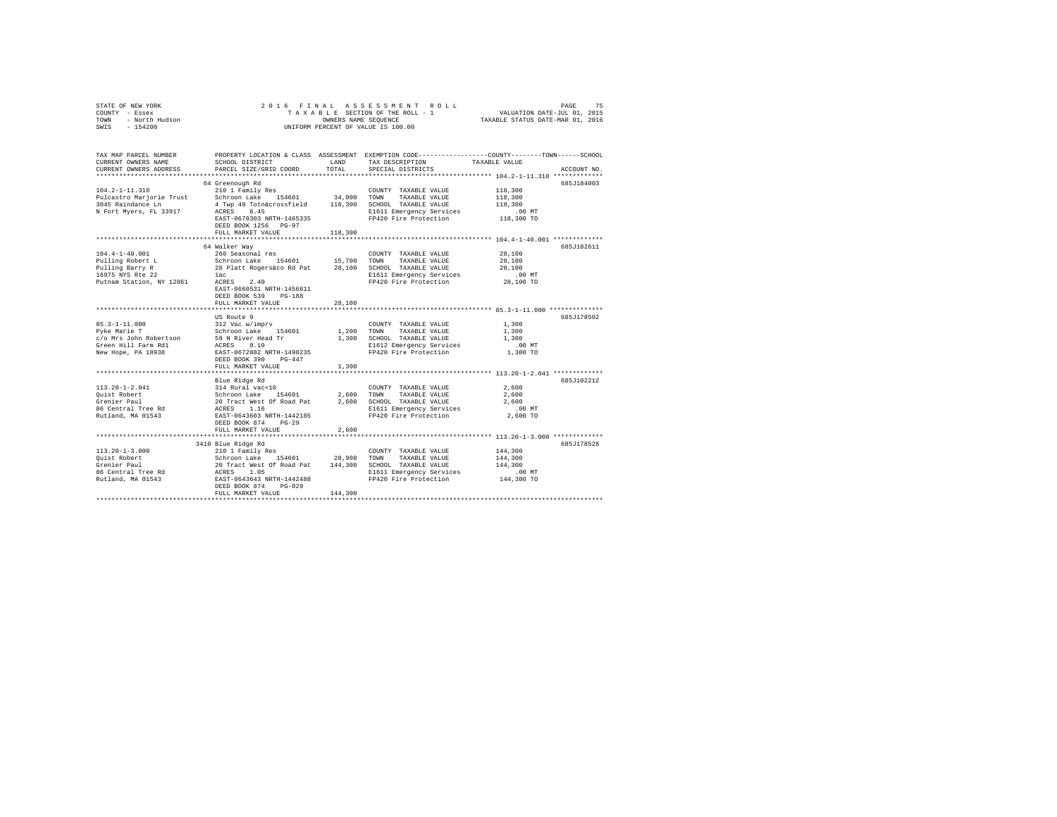STATE OF NEW YORK | COUNTY - Essex | TOWN - North Hudson | SWIS - 154200

2016 FINAL ASSESSMENT ROLL
TAXABLE SECTION OF THE ROLL - 1
OWNERS NAME SEQUENCE
UNIFORM PERCENT OF VALUE IS 100.00

VALUATION DATE-JUL 01, 2015
TAXABLE STATUS DATE-MAR 01, 2016

| TAX MAP PARCEL NUMBER / CURRENT OWNERS NAME / CURRENT OWNERS ADDRESS | PROPERTY LOCATION & CLASS / SCHOOL DISTRICT / PARCEL SIZE/GRID COORD | ASSESSMENT LAND / TOTAL | EXEMPTION CODE / TAX DESCRIPTION / SPECIAL DISTRICTS | TAXABLE VALUE (COUNTY / TOWN / SCHOOL) | ACCOUNT NO. |
|---|---|---|---|---|---|
| 104.2-1-11.310 | 64 Greenough Rd | | | | 685J184003 |
| Pulcastro Marjorie Trust | 210 1 Family Res | | COUNTY TAXABLE VALUE | 118,300 | |
| 3045 Raindance Ln | Schroon Lake 154601 | 34,000 | TOWN TAXABLE VALUE | 118,300 | |
| N Fort Myers, FL 33917 | 4 Twp 49 Totn&crossfield | 118,300 | SCHOOL TAXABLE VALUE | 118,300 | |
| | ACRES 6.45 | | E1611 Emergency Services | .00 MT | |
| | EAST-0670303 NRTH-1465335 | | FP420 Fire Protection | 118,300 TO | |
| | DEED BOOK 1256 PG-97 | | | | |
| | FULL MARKET VALUE | 118,300 | | | |
| 104.4-1-40.001 | 64 Walker Way | | | | 685J102611 |
| Pulling Robert L | 260 Seasonal res | | COUNTY TAXABLE VALUE | 28,100 | |
| Pulling Barry R | Schroon Lake 154601 | 15,700 | TOWN TAXABLE VALUE | 28,100 | |
| 16975 NYS Rte 22 | 28 Platt Rogers&co Rd Pat | 28,100 | SCHOOL TAXABLE VALUE | 28,100 | |
| Putnam Station, NY 12861 | 1ac | | E1611 Emergency Services | .00 MT | |
| | ACRES 2.40 | | FP420 Fire Protection | 28,100 TO | |
| | EAST-0660531 NRTH-1456811 | | | | |
| | DEED BOOK 539 PG-188 | | | | |
| | FULL MARKET VALUE | 28,100 | | | |
| 85.3-1-11.000 | US Route 9 | | | | 685J178502 |
| Pyke Marie T | 312 Vac w/imprv | | COUNTY TAXABLE VALUE | 1,300 | |
| c/o Mrs John Robertson | Schroon Lake 154601 | 1,200 | TOWN TAXABLE VALUE | 1,300 | |
| Green Hill Farm Rd1 | 59 N River Head Tr | 1,300 | SCHOOL TAXABLE VALUE | 1,300 | |
| New Hope, PA 18938 | ACRES 0.10 | | E1612 Emergency Services | .00 MT | |
| | EAST-0672882 NRTH-1490235 | | FP420 Fire Protection | 1,300 TO | |
| | DEED BOOK 390 PG-447 | | | | |
| | FULL MARKET VALUE | 1,300 | | | |
| 113.20-1-2.041 | Blue Ridge Rd | | | | 685J102212 |
| Quist Robert | 314 Rural vac<10 | | COUNTY TAXABLE VALUE | 2,600 | |
| Grenier Paul | Schroon Lake 154601 | 2,600 | TOWN TAXABLE VALUE | 2,600 | |
| 86 Central Tree Rd | 20 Tract West Of Road Pat | 2,600 | SCHOOL TAXABLE VALUE | 2,600 | |
| Rutland, MA 01543 | ACRES 1.16 | | E1611 Emergency Services | .00 MT | |
| | EAST-0643603 NRTH-1442185 | | FP420 Fire Protection | 2,600 TO | |
| | DEED BOOK 874 PG-29 | | | | |
| | FULL MARKET VALUE | 2,600 | | | |
| 113.20-1-3.000 | 3410 Blue Ridge Rd | | | | 685J178528 |
| Quist Robert | 210 1 Family Res | | COUNTY TAXABLE VALUE | 144,300 | |
| Grenier Paul | Schroon Lake 154601 | 28,900 | TOWN TAXABLE VALUE | 144,300 | |
| 86 Central Tree Rd | 20 Tract West Of Road Pat | 144,300 | SCHOOL TAXABLE VALUE | 144,300 | |
| Rutland, MA 01543 | ACRES 1.05 | | E1611 Emergency Services | .00 MT | |
| | EAST-0643643 NRTH-1442488 | | FP420 Fire Protection | 144,300 TO | |
| | DEED BOOK 874 PG-029 | | | | |
| | FULL MARKET VALUE | 144,300 | | | |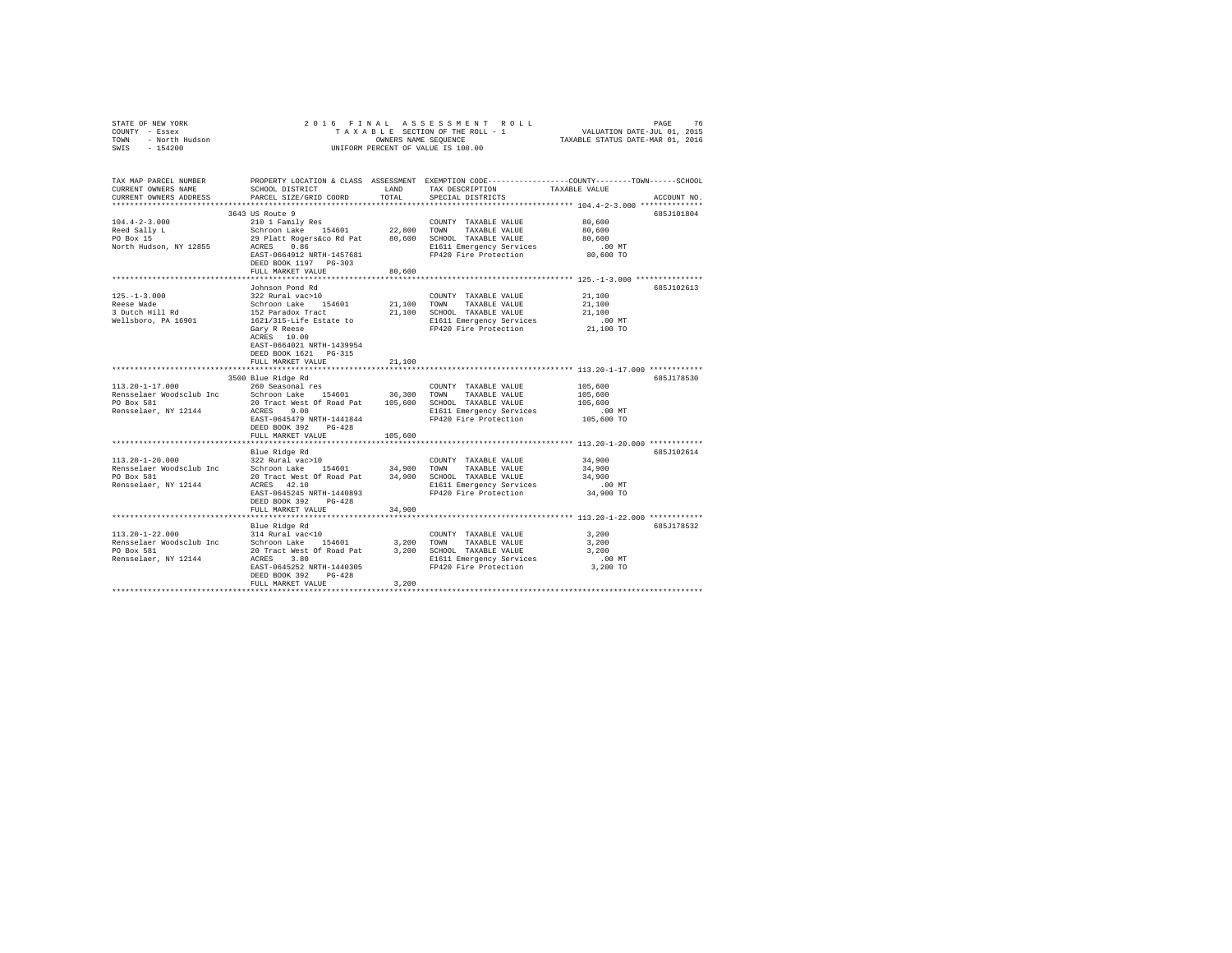STATE OF NEW YORK  
COUNTY - Essex  
TOWN - North Hudson  
SWIS - 154200

2016 FINAL ASSESSMENT ROLL  
TAXABLE SECTION OF THE ROLL - 1  
OWNERS NAME SEQUENCE  
UNIFORM PERCENT OF VALUE IS 100.00

VALUATION DATE-JUL 01, 2015  
TAXABLE STATUS DATE-MAR 01, 2016

| TAX MAP PARCEL NUMBER / CURRENT OWNERS NAME / CURRENT OWNERS ADDRESS | PROPERTY LOCATION & CLASS / SCHOOL DISTRICT / PARCEL SIZE/GRID COORD | ASSESSMENT LAND / TOTAL | EXEMPTION CODE / TAX DESCRIPTION / SPECIAL DISTRICTS | COUNTY / TOWN / SCHOOL TAXABLE VALUE | ACCOUNT NO. |
|---|---|---|---|---|---|
| **104.4-2-3.000** | 3643 US Route 9 | | | | 685J101804 |
| 104.4-2-3.000 | 210 1 Family Res | | COUNTY TAXABLE VALUE | 80,600 | |
| Reed Sally L | Schroon Lake 154601 | 22,800 | TOWN TAXABLE VALUE | 80,600 | |
| PO Box 15 | 29 Platt Rogers&co Rd Pat | 80,600 | SCHOOL TAXABLE VALUE | 80,600 | |
| North Hudson, NY 12855 | ACRES 0.86 | | E1611 Emergency Services | .00 MT | |
| | EAST-0664912 NRTH-1457681 | | FP420 Fire Protection | 80,600 TO | |
| | DEED BOOK 1197 PG-303 | | | | |
| | FULL MARKET VALUE | 80,600 | | | |
| **125.-1-3.000** | Johnson Pond Rd | | | | 685J102613 |
| 125.-1-3.000 | 322 Rural vac>10 | | COUNTY TAXABLE VALUE | 21,100 | |
| Reese Wade | Schroon Lake 154601 | 21,100 | TOWN TAXABLE VALUE | 21,100 | |
| 3 Dutch Hill Rd | 152 Paradox Tract | 21,100 | SCHOOL TAXABLE VALUE | 21,100 | |
| Wellsboro, PA 16901 | 1621/315-Life Estate to | | E1611 Emergency Services | .00 MT | |
| | Gary R Reese | | FP420 Fire Protection | 21,100 TO | |
| | ACRES 10.00 | | | | |
| | EAST-0664021 NRTH-1439954 | | | | |
| | DEED BOOK 1621 PG-315 | | | | |
| | FULL MARKET VALUE | 21,100 | | | |
| **113.20-1-17.000** | 3500 Blue Ridge Rd | | | | 685J178530 |
| 113.20-1-17.000 | 260 Seasonal res | | COUNTY TAXABLE VALUE | 105,600 | |
| Rensselaer Woodsclub Inc | Schroon Lake 154601 | 36,300 | TOWN TAXABLE VALUE | 105,600 | |
| PO Box 581 | 20 Tract West Of Road Pat | 105,600 | SCHOOL TAXABLE VALUE | 105,600 | |
| Rensselaer, NY 12144 | ACRES 9.00 | | E1611 Emergency Services | .00 MT | |
| | EAST-0645479 NRTH-1441844 | | FP420 Fire Protection | 105,600 TO | |
| | DEED BOOK 392 PG-428 | | | | |
| | FULL MARKET VALUE | 105,600 | | | |
| **113.20-1-20.000** | Blue Ridge Rd | | | | 685J102614 |
| 113.20-1-20.000 | 322 Rural vac>10 | | COUNTY TAXABLE VALUE | 34,900 | |
| Rensselaer Woodsclub Inc | Schroon Lake 154601 | 34,900 | TOWN TAXABLE VALUE | 34,900 | |
| PO Box 581 | 20 Tract West Of Road Pat | 34,900 | SCHOOL TAXABLE VALUE | 34,900 | |
| Rensselaer, NY 12144 | ACRES 42.10 | | E1611 Emergency Services | .00 MT | |
| | EAST-0645245 NRTH-1440893 | | FP420 Fire Protection | 34,900 TO | |
| | DEED BOOK 392 PG-428 | | | | |
| | FULL MARKET VALUE | 34,900 | | | |
| **113.20-1-22.000** | Blue Ridge Rd | | | | 685J178532 |
| 113.20-1-22.000 | 314 Rural vac<10 | | COUNTY TAXABLE VALUE | 3,200 | |
| Rensselaer Woodsclub Inc | Schroon Lake 154601 | 3,200 | TOWN TAXABLE VALUE | 3,200 | |
| PO Box 581 | 20 Tract West Of Road Pat | 3,200 | SCHOOL TAXABLE VALUE | 3,200 | |
| Rensselaer, NY 12144 | ACRES 3.80 | | E1611 Emergency Services | .00 MT | |
| | EAST-0645252 NRTH-1440305 | | FP420 Fire Protection | 3,200 TO | |
| | DEED BOOK 392 PG-428 | | | | |
| | FULL MARKET VALUE | 3,200 | | | |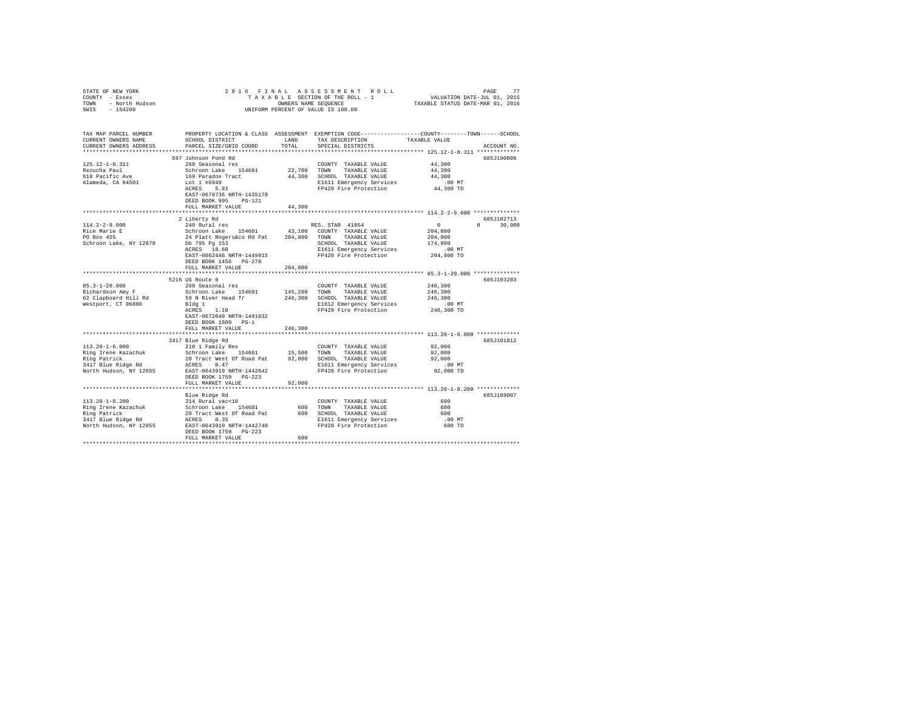STATE OF NEW YORK | COUNTY - Essex | TOWN - North Hudson | SWIS - 154200

2016 FINAL ASSESSMENT ROLL
TAXABLE SECTION OF THE ROLL - 1
OWNERS NAME SEQUENCE
UNIFORM PERCENT OF VALUE IS 100.00

VALUATION DATE-JUL 01, 2015
TAXABLE STATUS DATE-MAR 01, 2016

| TAX MAP PARCEL NUMBER / CURRENT OWNERS NAME / CURRENT OWNERS ADDRESS | PROPERTY LOCATION & CLASS / SCHOOL DISTRICT / PARCEL SIZE/GRID COORD | ASSESSMENT LAND / TOTAL | EXEMPTION CODE / TAX DESCRIPTION / SPECIAL DISTRICTS | COUNTY / TOWN / SCHOOL TAXABLE VALUE | ACCOUNT NO. |
|---|---|---|---|---|---|
| 125.12-1-8.311 | 597 Johnson Pond Rd | | | | 685J190006 |
| Rezucha Paul | 260 Seasonal res | | COUNTY TAXABLE VALUE | 44,300 | |
| 610 Pacific Ave | Schroon Lake 154601 | 22,700 | TOWN TAXABLE VALUE | 44,300 | |
| Alameda, CA 94501 | 169 Paradox Tract | 44,300 | SCHOOL TAXABLE VALUE | 44,300 | |
| | Lot 1 #6949 | | E1611 Emergency Services | .00 MT | |
| | ACRES 5.81 | | FP420 Fire Protection | 44,300 TO | |
| | EAST-0670736 NRTH-1435178 | | | | |
| | DEED BOOK 995 PG-121 | | | | |
| | FULL MARKET VALUE | 44,300 | | | |
| 114.2-2-9.000 | 2 Liberty Rd | | | | 685J102713 |
| Rice Marie E | 240 Rural res | | RES. STAR 41854 | 0 / 0 / 30,000 | |
| PO Box 455 | Schroon Lake 154601 | 43,100 | COUNTY TAXABLE VALUE | 204,800 | |
| Schroon Lake, NY 12870 | 24 Platt Rogers&co Rd Pat | 204,800 | TOWN TAXABLE VALUE | 204,800 | |
| | Db 795 Pg 153 | | SCHOOL TAXABLE VALUE | 174,800 | |
| | ACRES 18.60 | | E1611 Emergency Services | .00 MT | |
| | EAST-0662446 NRTH-1449915 | | FP420 Fire Protection | 204,800 TO | |
| | DEED BOOK 1456 PG-278 | | | | |
| | FULL MARKET VALUE | 204,800 | | | |
| 85.3-1-20.000 | 5216 US Route 9 | | | | 685J103203 |
| Richardson Amy F | 260 Seasonal res | | COUNTY TAXABLE VALUE | 246,300 | |
| 62 Clapboard Hill Rd | Schroon Lake 154601 | 145,200 | TOWN TAXABLE VALUE | 246,300 | |
| Westport, CT 06880 | 59 N River Head Tr | 246,300 | SCHOOL TAXABLE VALUE | 246,300 | |
| | Bldg 1 | | E1612 Emergency Services | .00 MT | |
| | ACRES 1.10 | | FP420 Fire Protection | 246,300 TO | |
| | EAST-0672640 NRTH-1491032 | | | | |
| | DEED BOOK 1800 PG-1 | | | | |
| | FULL MARKET VALUE | 246,300 | | | |
| 113.20-1-6.000 | 3417 Blue Ridge Rd | | | | 685J101812 |
| Ring Irene Kazachuk | 210 1 Family Res | | COUNTY TAXABLE VALUE | 92,000 | |
| Ring Patrick | Schroon Lake 154601 | 15,500 | TOWN TAXABLE VALUE | 92,000 | |
| 3417 Blue Ridge Rd | 20 Tract West Of Road Pat | 92,000 | SCHOOL TAXABLE VALUE | 92,000 | |
| North Hudson, NY 12855 | ACRES 0.47 | | E1611 Emergency Services | .00 MT | |
| | EAST-0643919 NRTH-1442642 | | FP420 Fire Protection | 92,000 TO | |
| | DEED BOOK 1759 PG-223 | | | | |
| | FULL MARKET VALUE | 92,000 | | | |
| 113.20-1-8.200 | Blue Ridge Rd | | | | 685J189007 |
| Ring Irene Kazachuk | 314 Rural vac<10 | | COUNTY TAXABLE VALUE | 600 | |
| Ring Patrick | Schroon Lake 154601 | 600 | TOWN TAXABLE VALUE | 600 | |
| 3417 Blue Ridge Rd | 20 Tract West Of Road Pat | 600 | SCHOOL TAXABLE VALUE | 600 | |
| North Hudson, NY 12855 | ACRES 0.35 | | E1611 Emergency Services | .00 MT | |
| | EAST-0643910 NRTH-1442748 | | FP420 Fire Protection | 600 TO | |
| | DEED BOOK 1759 PG-223 | | | | |
| | FULL MARKET VALUE | 600 | | | |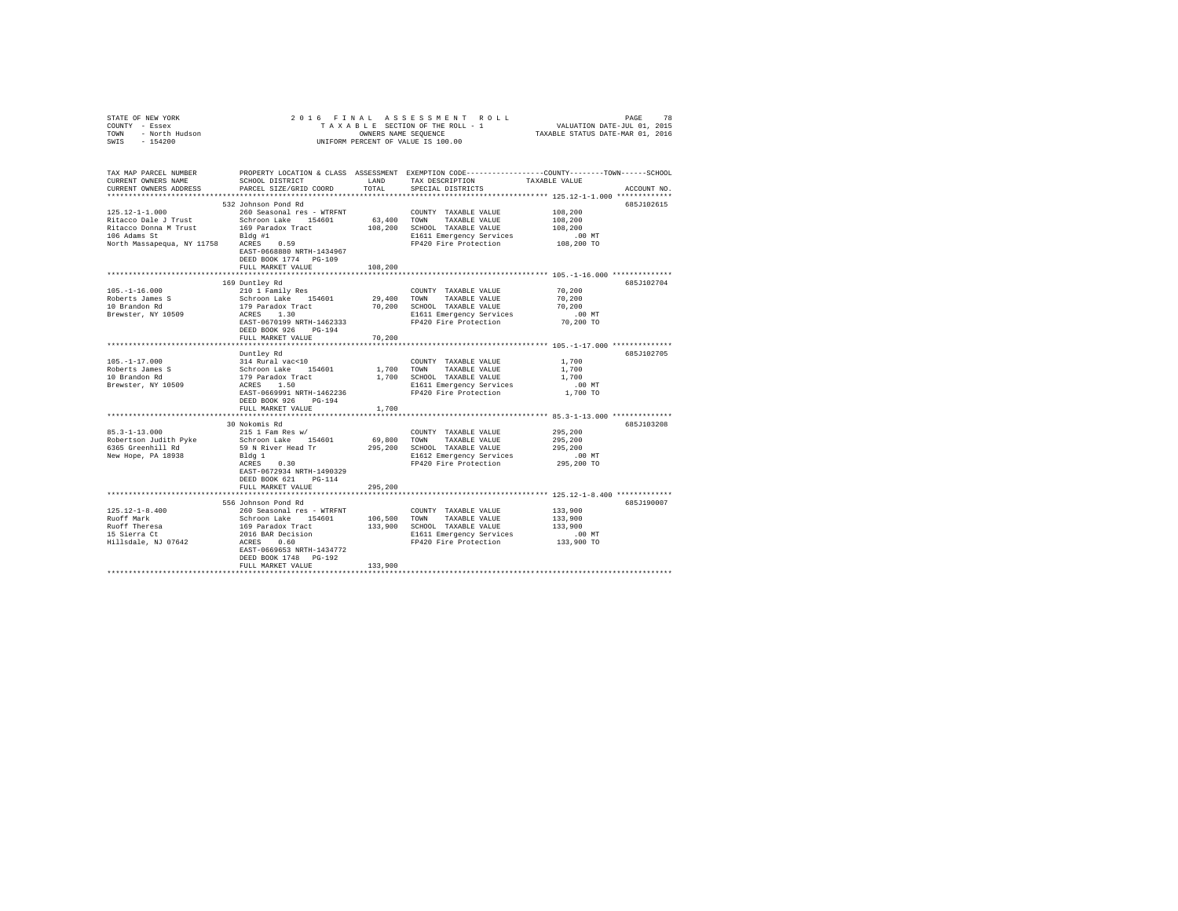STATE OF NEW YORK 2016 FINAL ASSESSMENT ROLL
COUNTY - Essex TAXABLE SECTION OF THE ROLL - 1 VALUATION DATE-JUL 01, 2015
TOWN - North Hudson OWNERS NAME SEQUENCE TAXABLE STATUS DATE-MAR 01, 2016
SWIS - 154200 UNIFORM PERCENT OF VALUE IS 100.00

| TAX MAP PARCEL NUMBER / CURRENT OWNERS NAME / CURRENT OWNERS ADDRESS | PROPERTY LOCATION & CLASS / SCHOOL DISTRICT / PARCEL SIZE/GRID COORD | ASSESSMENT LAND / TOTAL | EXEMPTION CODE / TAX DESCRIPTION / SPECIAL DISTRICTS | COUNTY / TOWN / SCHOOL TAXABLE VALUE | ACCOUNT NO. |
|---|---|---|---|---|---|
| 125.12-1-1.000 | 532 Johnson Pond Rd | | | | 685J102615 |
| Ritacco Dale J Trust | 260 Seasonal res - WTRFNT | | COUNTY TAXABLE VALUE | 108,200 | |
| Ritacco Donna M Trust | Schroon Lake 154601 | 63,400 | TOWN TAXABLE VALUE | 108,200 | |
| 106 Adams St | 169 Paradox Tract | 108,200 | SCHOOL TAXABLE VALUE | 108,200 | |
| North Massapequa, NY 11758 | Bldg #1 | | E1611 Emergency Services | .00 MT | |
| | ACRES 0.59 | | FP420 Fire Protection | 108,200 TO | |
| | EAST-0668880 NRTH-1434967 | | | | |
| | DEED BOOK 1774 PG-109 | | | | |
| | FULL MARKET VALUE | 108,200 | | | |
| 105.-1-16.000 | 169 Duntley Rd | | | | 685J102704 |
| Roberts James S | 210 1 Family Res | | COUNTY TAXABLE VALUE | 70,200 | |
| 10 Brandon Rd | Schroon Lake 154601 | 29,400 | TOWN TAXABLE VALUE | 70,200 | |
| Brewster, NY 10509 | 179 Paradox Tract | 70,200 | SCHOOL TAXABLE VALUE | 70,200 | |
| | ACRES 1.30 | | E1611 Emergency Services | .00 MT | |
| | EAST-0670199 NRTH-1462333 | | FP420 Fire Protection | 70,200 TO | |
| | DEED BOOK 926 PG-194 | | | | |
| | FULL MARKET VALUE | 70,200 | | | |
| 105.-1-17.000 | Duntley Rd | | | | 685J102705 |
| Roberts James S | 314 Rural vac<10 | | COUNTY TAXABLE VALUE | 1,700 | |
| 10 Brandon Rd | Schroon Lake 154601 | 1,700 | TOWN TAXABLE VALUE | 1,700 | |
| Brewster, NY 10509 | 179 Paradox Tract | 1,700 | SCHOOL TAXABLE VALUE | 1,700 | |
| | ACRES 1.50 | | E1611 Emergency Services | .00 MT | |
| | EAST-0669991 NRTH-1462236 | | FP420 Fire Protection | 1,700 TO | |
| | DEED BOOK 926 PG-194 | | | | |
| | FULL MARKET VALUE | 1,700 | | | |
| 85.3-1-13.000 | 30 Nokomis Rd | | | | 685J103208 |
| Robertson Judith Pyke | 215 1 Fam Res w/ | | COUNTY TAXABLE VALUE | 295,200 | |
| 6365 Greenhill Rd | Schroon Lake 154601 | 69,800 | TOWN TAXABLE VALUE | 295,200 | |
| New Hope, PA 18938 | 59 N River Head Tr | 295,200 | SCHOOL TAXABLE VALUE | 295,200 | |
| | Bldg 1 | | E1612 Emergency Services | .00 MT | |
| | ACRES 0.30 | | FP420 Fire Protection | 295,200 TO | |
| | EAST-0672934 NRTH-1490329 | | | | |
| | DEED BOOK 621 PG-114 | | | | |
| | FULL MARKET VALUE | 295,200 | | | |
| 125.12-1-8.400 | 556 Johnson Pond Rd | | | | 685J190007 |
| Ruoff Mark | 260 Seasonal res - WTRFNT | | COUNTY TAXABLE VALUE | 133,900 | |
| Ruoff Theresa | Schroon Lake 154601 | 106,500 | TOWN TAXABLE VALUE | 133,900 | |
| 15 Sierra Ct | 169 Paradox Tract | 133,900 | SCHOOL TAXABLE VALUE | 133,900 | |
| Hillsdale, NJ 07642 | 2016 BAR Decision | | E1611 Emergency Services | .00 MT | |
| | ACRES 0.60 | | FP420 Fire Protection | 133,900 TO | |
| | EAST-0669653 NRTH-1434772 | | | | |
| | DEED BOOK 1748 PG-192 | | | | |
| | FULL MARKET VALUE | 133,900 | | | |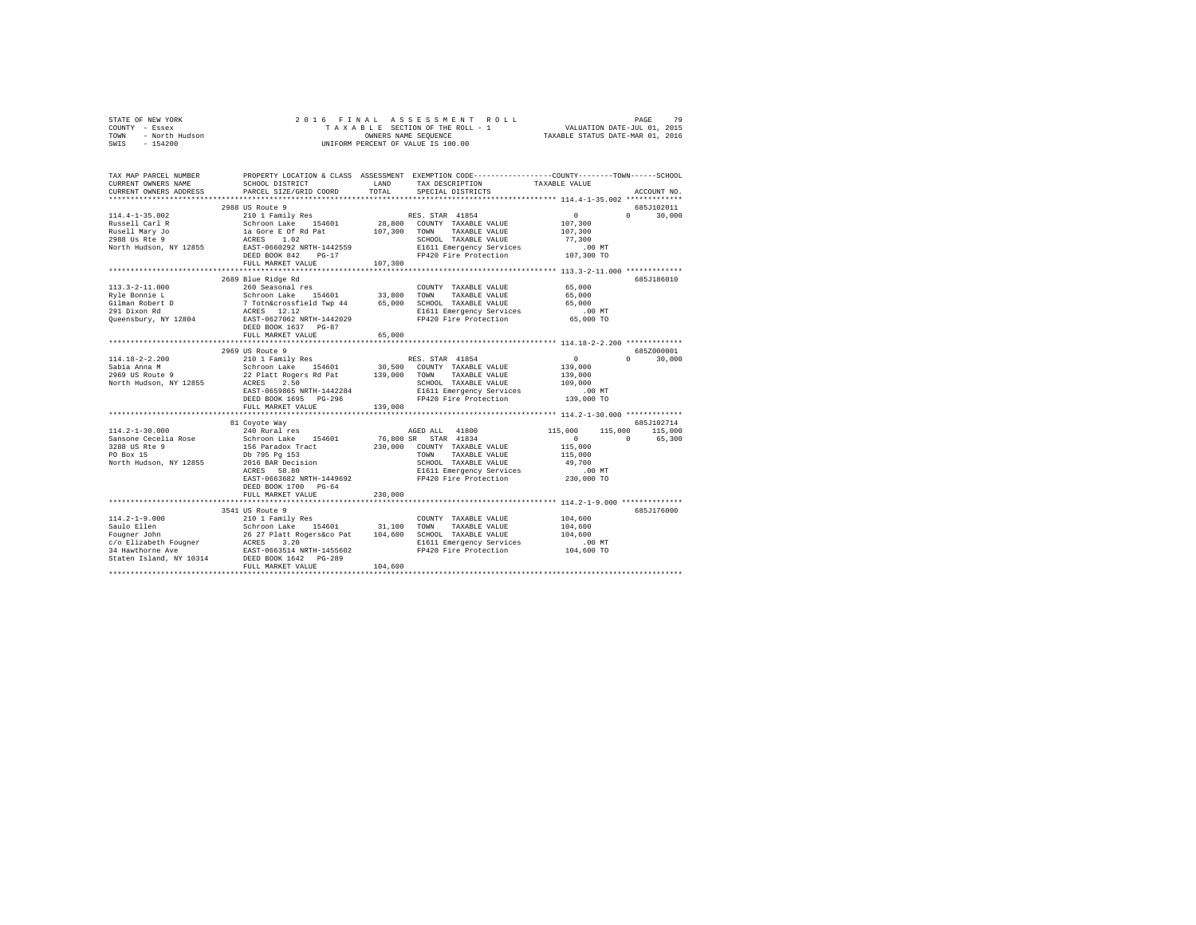STATE OF NEW YORK — 2016 FINAL ASSESSMENT ROLL
COUNTY - Essex — TAXABLE SECTION OF THE ROLL - 1 — VALUATION DATE-JUL 01, 2015
TOWN - North Hudson — OWNERS NAME SEQUENCE — TAXABLE STATUS DATE-MAR 01, 2016
SWIS - 154200 — UNIFORM PERCENT OF VALUE IS 100.00

| TAX MAP PARCEL NUMBER / CURRENT OWNERS NAME / CURRENT OWNERS ADDRESS | PROPERTY LOCATION & CLASS / SCHOOL DISTRICT / PARCEL SIZE/GRID COORD | ASSESSMENT LAND / TOTAL | EXEMPTION CODE / TAX DESCRIPTION / SPECIAL DISTRICTS | COUNTY TAXABLE VALUE | TOWN | SCHOOL | ACCOUNT NO. |
|---|---|---|---|---|---|---|---|
| **114.4-1-35.002** | 2988 US Route 9 | | | | | | 685J102011 |
| 114.4-1-35.002 | 210 1 Family Res | | RES. STAR 41854 | 0 | 0 | 30,000 | |
| Russell Carl R | Schroon Lake 154601 | 28,800 | COUNTY TAXABLE VALUE | 107,300 | | | |
| Rusell Mary Jo | 1a Gore E Of Rd Pat | 107,300 | TOWN TAXABLE VALUE | 107,300 | | | |
| 2988 Us Rte 9 | ACRES 1.02 | | SCHOOL TAXABLE VALUE | 77,300 | | | |
| North Hudson, NY 12855 | EAST-0660292 NRTH-1442559 | | E1611 Emergency Services | .00 MT | | | |
| | DEED BOOK 842 PG-17 | | FP420 Fire Protection | 107,300 TO | | | |
| | FULL MARKET VALUE | 107,300 | | | | | |
| **113.3-2-11.000** | 2689 Blue Ridge Rd | | | | | | 685J186010 |
| 113.3-2-11.000 | 260 Seasonal res | | COUNTY TAXABLE VALUE | 65,000 | | | |
| Ryle Bonnie L | Schroon Lake 154601 | 33,800 | TOWN TAXABLE VALUE | 65,000 | | | |
| Gilman Robert D | 7 Totn&crossfield Twp 44 | 65,000 | SCHOOL TAXABLE VALUE | 65,000 | | | |
| 291 Dixon Rd | ACRES 12.12 | | E1611 Emergency Services | .00 MT | | | |
| Queensbury, NY 12804 | EAST-0627062 NRTH-1442029 | | FP420 Fire Protection | 65,000 TO | | | |
| | DEED BOOK 1637 PG-87 | | | | | | |
| | FULL MARKET VALUE | 65,000 | | | | | |
| **114.18-2-2.200** | 2969 US Route 9 | | | | | | 685Z000001 |
| 114.18-2-2.200 | 210 1 Family Res | | RES. STAR 41854 | 0 | 0 | 30,000 | |
| Sabia Anna M | Schroon Lake 154601 | 30,500 | COUNTY TAXABLE VALUE | 139,000 | | | |
| 2969 US Route 9 | 22 Platt Rogers Rd Pat | 139,000 | TOWN TAXABLE VALUE | 139,000 | | | |
| North Hudson, NY 12855 | ACRES 2.50 | | SCHOOL TAXABLE VALUE | 109,000 | | | |
| | EAST-0659865 NRTH-1442284 | | E1611 Emergency Services | .00 MT | | | |
| | DEED BOOK 1695 PG-296 | | FP420 Fire Protection | 139,000 TO | | | |
| | FULL MARKET VALUE | 139,000 | | | | | |
| **114.2-1-30.000** | 81 Coyote Way | | | | | | 685J102714 |
| 114.2-1-30.000 | 240 Rural res | | AGED ALL 41800 | 115,000 | 115,000 | 115,000 | |
| Sansone Cecelia Rose | Schroon Lake 154601 | 76,800 | SR STAR 41834 | 0 | 0 | 65,300 | |
| 3288 US Rte 9 | 156 Paradox Tract | 230,000 | COUNTY TAXABLE VALUE | 115,000 | | | |
| PO Box 15 | Db 795 Pg 153 | | TOWN TAXABLE VALUE | 115,000 | | | |
| North Hudson, NY 12855 | 2016 BAR Decision | | SCHOOL TAXABLE VALUE | 49,700 | | | |
| | ACRES 58.80 | | E1611 Emergency Services | .00 MT | | | |
| | EAST-0663682 NRTH-1449692 | | FP420 Fire Protection | 230,000 TO | | | |
| | DEED BOOK 1700 PG-64 | | | | | | |
| | FULL MARKET VALUE | 230,000 | | | | | |
| **114.2-1-9.000** | 3541 US Route 9 | | | | | | 685J176000 |
| 114.2-1-9.000 | 210 1 Family Res | | COUNTY TAXABLE VALUE | 104,600 | | | |
| Saulo Ellen | Schroon Lake 154601 | 31,100 | TOWN TAXABLE VALUE | 104,600 | | | |
| Fougner John | 26 27 Platt Rogers&co Pat | 104,600 | SCHOOL TAXABLE VALUE | 104,600 | | | |
| c/o Elizabeth Fougner | ACRES 3.20 | | E1611 Emergency Services | .00 MT | | | |
| 34 Hawthorne Ave | EAST-0663514 NRTH-1455602 | | FP420 Fire Protection | 104,600 TO | | | |
| Staten Island, NY 10314 | DEED BOOK 1642 PG-289 | | | | | | |
| | FULL MARKET VALUE | 104,600 | | | | | |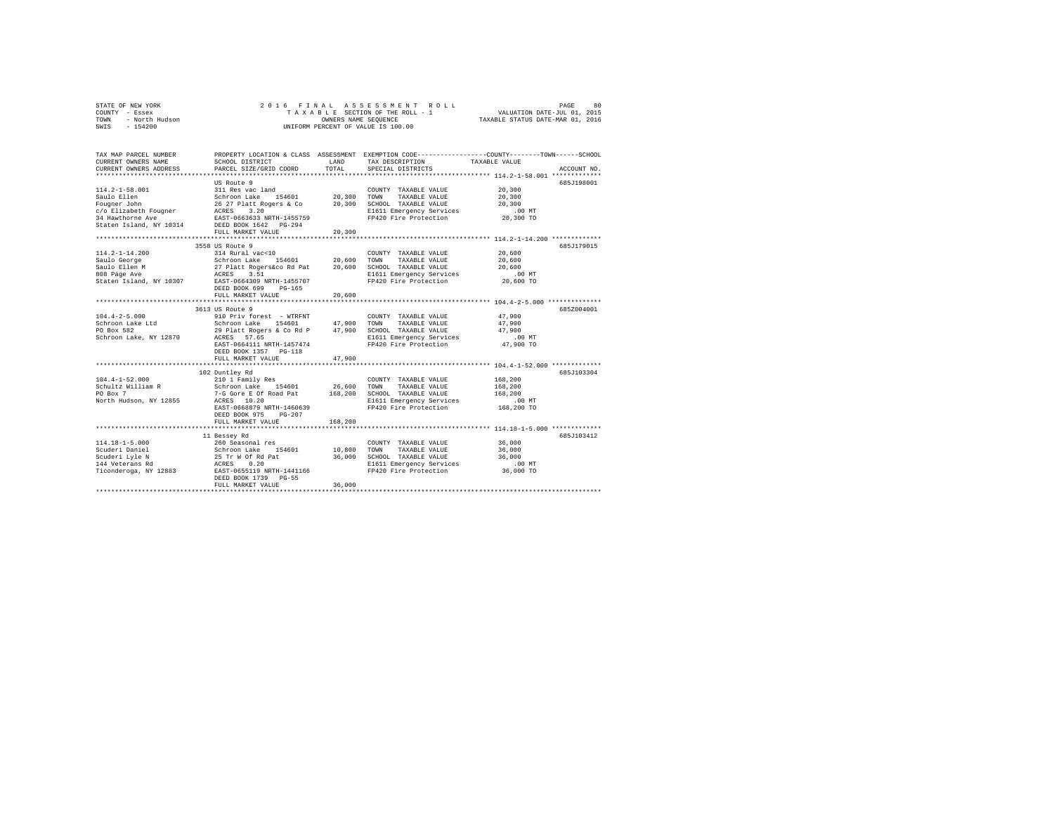STATE OF NEW YORK
COUNTY - Essex
TOWN - North Hudson
SWIS - 154200

2016 FINAL ASSESSMENT ROLL
TAXABLE SECTION OF THE ROLL - 1
OWNERS NAME SEQUENCE
UNIFORM PERCENT OF VALUE IS 100.00

VALUATION DATE-JUL 01, 2015
TAXABLE STATUS DATE-MAR 01, 2016

| TAX MAP PARCEL NUMBER / CURRENT OWNERS NAME / CURRENT OWNERS ADDRESS | PROPERTY LOCATION & CLASS / SCHOOL DISTRICT / PARCEL SIZE/GRID COORD | ASSESSMENT LAND / TOTAL | EXEMPTION CODE / TAX DESCRIPTION / SPECIAL DISTRICTS | COUNTY--------TOWN------SCHOOL TAXABLE VALUE | ACCOUNT NO. |
|---|---|---|---|---|---|
| **114.2-1-58.001** | US Route 9 | | | | 685J198001 |
| 114.2-1-58.001 | 311 Res vac land | | COUNTY TAXABLE VALUE | 20,300 | |
| Saulo Ellen | Schroon Lake 154601 | 20,300 | TOWN TAXABLE VALUE | 20,300 | |
| Fougner John | 26 27 Platt Rogers & Co | 20,300 | SCHOOL TAXABLE VALUE | 20,300 | |
| c/o Elizabeth Fougner | ACRES 3.20 | | E1611 Emergency Services | .00 MT | |
| 34 Hawthorne Ave | EAST-0663633 NRTH-1455759 | | FP420 Fire Protection | 20,300 TO | |
| Staten Island, NY 10314 | DEED BOOK 1642 PG-294 | | | | |
| | FULL MARKET VALUE | 20,300 | | | |
| **114.2-1-14.200** | 3558 US Route 9 | | | | 685J179015 |
| 114.2-1-14.200 | 314 Rural vac<10 | | COUNTY TAXABLE VALUE | 20,600 | |
| Saulo George | Schroon Lake 154601 | 20,600 | TOWN TAXABLE VALUE | 20,600 | |
| Saulo Ellen M | 27 Platt Rogers&co Rd Pat | 20,600 | SCHOOL TAXABLE VALUE | 20,600 | |
| 808 Page Ave | ACRES 3.51 | | E1611 Emergency Services | .00 MT | |
| Staten Island, NY 10307 | EAST-0664309 NRTH-1455707 | | FP420 Fire Protection | 20,600 TO | |
| | DEED BOOK 699 PG-165 | | | | |
| | FULL MARKET VALUE | 20,600 | | | |
| **104.4-2-5.000** | 3613 US Route 9 | | | | 685Z004001 |
| 104.4-2-5.000 | 910 Priv forest - WTRFNT | | COUNTY TAXABLE VALUE | 47,900 | |
| Schroon Lake Ltd | Schroon Lake 154601 | 47,900 | TOWN TAXABLE VALUE | 47,900 | |
| PO Box 582 | 29 Platt Rogers & Co Rd P | 47,900 | SCHOOL TAXABLE VALUE | 47,900 | |
| Schroon Lake, NY 12870 | ACRES 57.65 | | E1611 Emergency Services | .00 MT | |
| | EAST-0664111 NRTH-1457474 | | FP420 Fire Protection | 47,900 TO | |
| | DEED BOOK 1357 PG-118 | | | | |
| | FULL MARKET VALUE | 47,900 | | | |
| **104.4-1-52.000** | 102 Duntley Rd | | | | 685J103304 |
| 104.4-1-52.000 | 210 1 Family Res | | COUNTY TAXABLE VALUE | 168,200 | |
| Schultz William R | Schroon Lake 154601 | 26,600 | TOWN TAXABLE VALUE | 168,200 | |
| PO Box 7 | 7-G Gore E Of Road Pat | 168,200 | SCHOOL TAXABLE VALUE | 168,200 | |
| North Hudson, NY 12855 | ACRES 10.20 | | E1611 Emergency Services | .00 MT | |
| | EAST-0668879 NRTH-1460639 | | FP420 Fire Protection | 168,200 TO | |
| | DEED BOOK 975 PG-207 | | | | |
| | FULL MARKET VALUE | 168,200 | | | |
| **114.18-1-5.000** | 11 Bessey Rd | | | | 685J103412 |
| 114.18-1-5.000 | 260 Seasonal res | | COUNTY TAXABLE VALUE | 36,000 | |
| Scuderi Daniel | Schroon Lake 154601 | 10,800 | TOWN TAXABLE VALUE | 36,000 | |
| Scuderi Lyle N | 25 Tr W Of Rd Pat | 36,000 | SCHOOL TAXABLE VALUE | 36,000 | |
| 144 Veterans Rd | ACRES 0.20 | | E1611 Emergency Services | .00 MT | |
| Ticonderoga, NY 12883 | EAST-0655119 NRTH-1441166 | | FP420 Fire Protection | 36,000 TO | |
| | DEED BOOK 1739 PG-55 | | | | |
| | FULL MARKET VALUE | 36,000 | | | |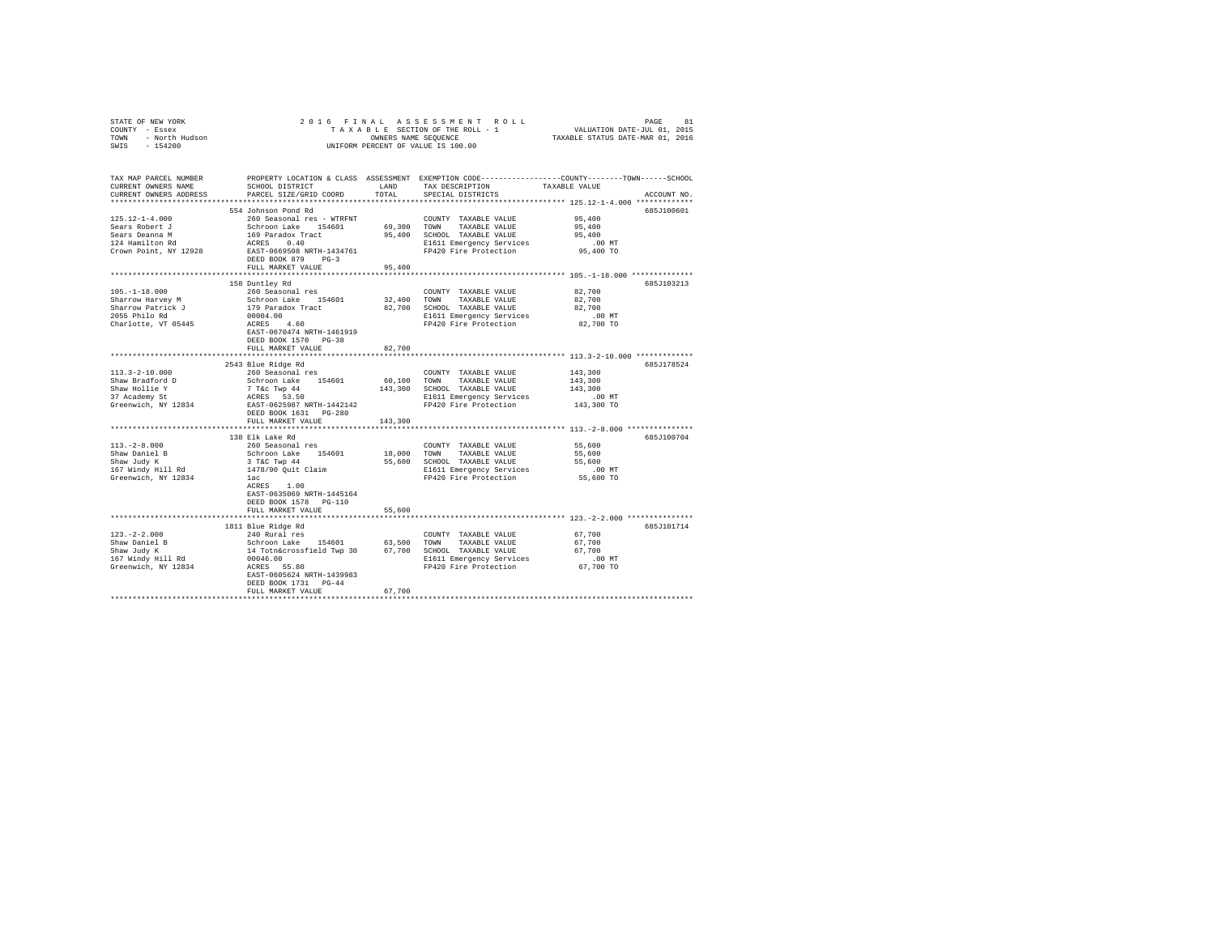STATE OF NEW YORK | 2016 FINAL ASSESSMENT ROLL | VALUATION DATE-JUL 01, 2015
COUNTY - Essex | TAXABLE SECTION OF THE ROLL - 1 | TAXABLE STATUS DATE-MAR 01, 2016
TOWN - North Hudson | OWNERS NAME SEQUENCE
SWIS - 154200 | UNIFORM PERCENT OF VALUE IS 100.00

| TAX MAP PARCEL NUMBER / CURRENT OWNERS NAME / CURRENT OWNERS ADDRESS | PROPERTY LOCATION & CLASS / SCHOOL DISTRICT / PARCEL SIZE/GRID COORD | ASSESSMENT LAND | TOTAL | EXEMPTION CODE / TAX DESCRIPTION / SPECIAL DISTRICTS | COUNTY--------TOWN------SCHOOL TAXABLE VALUE | ACCOUNT NO. |
|---|---|---|---|---|---|---|
| 125.12-1-4.000 | 554 Johnson Pond Rd | | | | | 685J100601 |
| 125.12-1-4.000 | 260 Seasonal res - WTRFNT | | | COUNTY TAXABLE VALUE | 95,400 | |
| Sears Robert J | Schroon Lake 154601 | 69,300 | | TOWN TAXABLE VALUE | 95,400 | |
| Sears Deanna M | 169 Paradox Tract | | 95,400 | SCHOOL TAXABLE VALUE | 95,400 | |
| 124 Hamilton Rd | ACRES 0.40 | | | E1611 Emergency Services | .00 MT | |
| Crown Point, NY 12928 | EAST-0669508 NRTH-1434761 | | | FP420 Fire Protection | 95,400 TO | |
| | DEED BOOK 879 PG-3 | | | | | |
| | FULL MARKET VALUE | | 95,400 | | | |
| 105.-1-18.000 | 158 Duntley Rd | | | | | 685J103213 |
| 105.-1-18.000 | 260 Seasonal res | | | COUNTY TAXABLE VALUE | 82,700 | |
| Sharrow Harvey M | Schroon Lake 154601 | 32,400 | | TOWN TAXABLE VALUE | 82,700 | |
| Sharrow Patrick J | 179 Paradox Tract | | 82,700 | SCHOOL TAXABLE VALUE | 82,700 | |
| 2055 Philo Rd | 00004.00 | | | E1611 Emergency Services | .00 MT | |
| Charlotte, VT 05445 | ACRES 4.60 | | | FP420 Fire Protection | 82,700 TO | |
| | EAST-0670474 NRTH-1461919 | | | | | |
| | DEED BOOK 1570 PG-38 | | | | | |
| | FULL MARKET VALUE | | 82,700 | | | |
| 113.3-2-10.000 | 2543 Blue Ridge Rd | | | | | 685J178524 |
| 113.3-2-10.000 | 260 Seasonal res | | | COUNTY TAXABLE VALUE | 143,300 | |
| Shaw Bradford D | Schroon Lake 154601 | 60,100 | | TOWN TAXABLE VALUE | 143,300 | |
| Shaw Hollie Y | 7 T&c Twp 44 | | 143,300 | SCHOOL TAXABLE VALUE | 143,300 | |
| 37 Academy St | ACRES 53.50 | | | E1611 Emergency Services | .00 MT | |
| Greenwich, NY 12834 | EAST-0625987 NRTH-1442142 | | | FP420 Fire Protection | 143,300 TO | |
| | DEED BOOK 1631 PG-280 | | | | | |
| | FULL MARKET VALUE | | 143,300 | | | |
| 113.-2-8.000 | 138 Elk Lake Rd | | | | | 685J100704 |
| 113.-2-8.000 | 260 Seasonal res | | | COUNTY TAXABLE VALUE | 55,600 | |
| Shaw Daniel B | Schroon Lake 154601 | 18,000 | | TOWN TAXABLE VALUE | 55,600 | |
| Shaw Judy K | 3 T&C Twp 44 | | 55,600 | SCHOOL TAXABLE VALUE | 55,600 | |
| 167 Windy Hill Rd | 1478/90 Quit Claim | | | E1611 Emergency Services | .00 MT | |
| Greenwich, NY 12834 | 1ac | | | FP420 Fire Protection | 55,600 TO | |
| | ACRES 1.00 | | | | | |
| | EAST-0635069 NRTH-1445164 | | | | | |
| | DEED BOOK 1578 PG-110 | | | | | |
| | FULL MARKET VALUE | | 55,600 | | | |
| 123.-2-2.000 | 1811 Blue Ridge Rd | | | | | 685J101714 |
| 123.-2-2.000 | 240 Rural res | | | COUNTY TAXABLE VALUE | 67,700 | |
| Shaw Daniel B | Schroon Lake 154601 | 63,500 | | TOWN TAXABLE VALUE | 67,700 | |
| Shaw Judy K | 14 Totn&crossfield Twp 30 | | 67,700 | SCHOOL TAXABLE VALUE | 67,700 | |
| 167 Windy Hill Rd | 00046.00 | | | E1611 Emergency Services | .00 MT | |
| Greenwich, NY 12834 | ACRES 55.80 | | | FP420 Fire Protection | 67,700 TO | |
| | EAST-0605624 NRTH-1439983 | | | | | |
| | DEED BOOK 1731 PG-44 | | | | | |
| | FULL MARKET VALUE | | 67,700 | | | |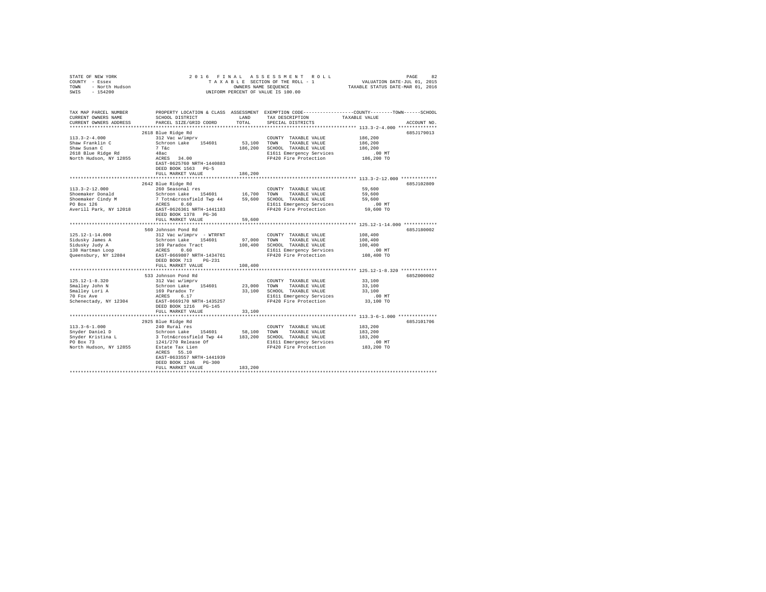STATE OF NEW YORK — 2016 FINAL ASSESSMENT ROLL
COUNTY - Essex — TAXABLE SECTION OF THE ROLL - 1 — VALUATION DATE-JUL 01, 2015
TOWN - North Hudson — OWNERS NAME SEQUENCE — TAXABLE STATUS DATE-MAR 01, 2016
SWIS - 154200 — UNIFORM PERCENT OF VALUE IS 100.00

| TAX MAP PARCEL NUMBER / CURRENT OWNERS NAME / CURRENT OWNERS ADDRESS | PROPERTY LOCATION & CLASS / SCHOOL DISTRICT / PARCEL SIZE/GRID COORD | ASSESSMENT LAND | TOTAL | EXEMPTION CODE / TAX DESCRIPTION / SPECIAL DISTRICTS | TAXABLE VALUE (COUNTY / TOWN / SCHOOL) | ACCOUNT NO. |
|---|---|---|---|---|---|---|
| **113.3-2-4.000** | 2618 Blue Ridge Rd | | | | | 685J179013 |
| 113.3-2-4.000 | 312 Vac w/imprv | | | COUNTY TAXABLE VALUE | 186,200 | |
| Shaw Franklin C | Schroon Lake 154601 | 53,100 | | TOWN TAXABLE VALUE | 186,200 | |
| Shaw Susan C | 7 T&c | | 186,200 | SCHOOL TAXABLE VALUE | 186,200 | |
| 2618 Blue Ridge Rd | 48ac | | | E1611 Emergency Services | .00 MT | |
| North Hudson, NY 12855 | ACRES 34.00 | | | FP420 Fire Protection | 186,200 TO | |
| | EAST-0625760 NRTH-1440883 | | | | | |
| | DEED BOOK 1563 PG-5 | | | | | |
| | FULL MARKET VALUE | | 186,200 | | | |
| **113.3-2-12.000** | 2642 Blue Ridge Rd | | | | | 685J102809 |
| 113.3-2-12.000 | 260 Seasonal res | | | COUNTY TAXABLE VALUE | 59,600 | |
| Shoemaker Donald | Schroon Lake 154601 | 16,700 | | TOWN TAXABLE VALUE | 59,600 | |
| Shoemaker Cindy M | 7 Totn&crossfield Twp 44 | | 59,600 | SCHOOL TAXABLE VALUE | 59,600 | |
| PO Box 126 | ACRES 0.60 | | | E1611 Emergency Services | .00 MT | |
| Averill Park, NY 12018 | EAST-0626361 NRTH-1441183 | | | FP420 Fire Protection | 59,600 TO | |
| | DEED BOOK 1378 PG-36 | | | | | |
| | FULL MARKET VALUE | | 59,600 | | | |
| **125.12-1-14.000** | 560 Johnson Pond Rd | | | | | 685J180002 |
| 125.12-1-14.000 | 312 Vac w/imprv - WTRFNT | | | COUNTY TAXABLE VALUE | 108,400 | |
| Sidusky James A | Schroon Lake 154601 | 97,000 | | TOWN TAXABLE VALUE | 108,400 | |
| Sidusky Judy A | 169 Paradox Tract | | 108,400 | SCHOOL TAXABLE VALUE | 108,400 | |
| 138 Hartman Loop | ACRES 0.60 | | | E1611 Emergency Services | .00 MT | |
| Queensbury, NY 12804 | EAST-0669807 NRTH-1434761 | | | FP420 Fire Protection | 108,400 TO | |
| | DEED BOOK 713 PG-231 | | | | | |
| | FULL MARKET VALUE | | 108,400 | | | |
| **125.12-1-8.320** | 533 Johnson Pond Rd | | | | | 685Z000002 |
| 125.12-1-8.320 | 312 Vac w/imprv | | | COUNTY TAXABLE VALUE | 33,100 | |
| Smalley John N | Schroon Lake 154601 | 23,000 | | TOWN TAXABLE VALUE | 33,100 | |
| Smalley Lori A | 169 Paradox Tr | | 33,100 | SCHOOL TAXABLE VALUE | 33,100 | |
| 70 Fox Ave | ACRES 6.17 | | | E1611 Emergency Services | .00 MT | |
| Schenectady, NY 12304 | EAST-0669170 NRTH-1435257 | | | FP420 Fire Protection | 33,100 TO | |
| | DEED BOOK 1216 PG-145 | | | | | |
| | FULL MARKET VALUE | | 33,100 | | | |
| **113.3-6-1.000** | 2925 Blue Ridge Rd | | | | | 685J101706 |
| 113.3-6-1.000 | 240 Rural res | | | COUNTY TAXABLE VALUE | 183,200 | |
| Snyder Daniel D | Schroon Lake 154601 | 58,100 | | TOWN TAXABLE VALUE | 183,200 | |
| Snyder Kristina L | 3 Totn&crossfield Twp 44 | | 183,200 | SCHOOL TAXABLE VALUE | 183,200 | |
| PO Box 73 | 1241/270 Release Of | | | E1611 Emergency Services | .00 MT | |
| North Hudson, NY 12855 | Estate Tax Lien | | | FP420 Fire Protection | 183,200 TO | |
| | ACRES 55.10 | | | | | |
| | EAST-0633557 NRTH-1441939 | | | | | |
| | DEED BOOK 1246 PG-300 | | | | | |
| | FULL MARKET VALUE | | 183,200 | | | |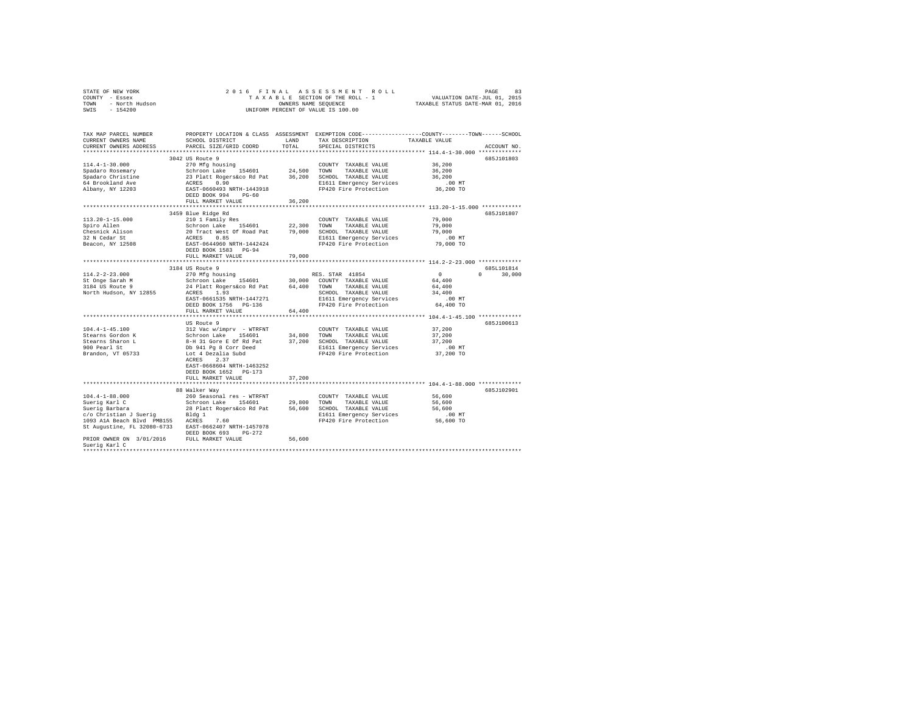STATE OF NEW YORK
COUNTY - Essex
TOWN - North Hudson
SWIS - 154200

2016 FINAL ASSESSMENT ROLL
TAXABLE SECTION OF THE ROLL - 1
OWNERS NAME SEQUENCE
UNIFORM PERCENT OF VALUE IS 100.00

VALUATION DATE-JUL 01, 2015
TAXABLE STATUS DATE-MAR 01, 2016

| TAX MAP PARCEL NUMBER / CURRENT OWNERS NAME / CURRENT OWNERS ADDRESS | PROPERTY LOCATION & CLASS / SCHOOL DISTRICT / PARCEL SIZE/GRID COORD | ASSESSMENT LAND / TOTAL | EXEMPTION CODE / TAX DESCRIPTION / SPECIAL DISTRICTS | COUNTY | TOWN | SCHOOL / TAXABLE VALUE | ACCOUNT NO. |
|---|---|---|---|---|---|---|---|
| 114.4-1-30.000 | 3042 US Route 9 | | | | | | 685J101803 |
| | 270 Mfg housing | | COUNTY TAXABLE VALUE | 36,200 | | | |
| Spadaro Rosemary | Schroon Lake 154601 | 24,500 | TOWN TAXABLE VALUE | | 36,200 | | |
| Spadaro Christine | 23 Platt Rogers&co Rd Pat | 36,200 | SCHOOL TAXABLE VALUE | | | 36,200 | |
| 64 Brookland Ave | ACRES 0.90 | | E1611 Emergency Services | .00 MT | | | |
| Albany, NY 12203 | EAST-0660493 NRTH-1443918 | | FP420 Fire Protection | 36,200 TO | | | |
| | DEED BOOK 994 PG-60 | | | | | | |
| | FULL MARKET VALUE | 36,200 | | | | | |
| 113.20-1-15.000 | 3459 Blue Ridge Rd | | | | | | 685J101807 |
| | 210 1 Family Res | | COUNTY TAXABLE VALUE | 79,000 | | | |
| Spiro Allen | Schroon Lake 154601 | 22,300 | TOWN TAXABLE VALUE | | 79,000 | | |
| Chesnick Alison | 20 Tract West Of Road Pat | 79,000 | SCHOOL TAXABLE VALUE | | | 79,000 | |
| 32 N Cedar St | ACRES 0.85 | | E1611 Emergency Services | .00 MT | | | |
| Beacon, NY 12508 | EAST-0644960 NRTH-1442424 | | FP420 Fire Protection | 79,000 TO | | | |
| | DEED BOOK 1583 PG-94 | | | | | | |
| | FULL MARKET VALUE | 79,000 | | | | | |
| 114.2-2-23.000 | 3184 US Route 9 | | | | | | 685L101814 |
| | 270 Mfg housing | | RES. STAR 41854 | 0 | 0 | 30,000 | |
| St Onge Sarah M | Schroon Lake 154601 | 30,000 | COUNTY TAXABLE VALUE | 64,400 | | | |
| 3184 US Route 9 | 24 Platt Rogers&co Rd Pat | 64,400 | TOWN TAXABLE VALUE | | 64,400 | | |
| North Hudson, NY 12855 | ACRES 1.93 | | SCHOOL TAXABLE VALUE | | | 34,400 | |
| | EAST-0661535 NRTH-1447271 | | E1611 Emergency Services | .00 MT | | | |
| | DEED BOOK 1756 PG-136 | | FP420 Fire Protection | 64,400 TO | | | |
| | FULL MARKET VALUE | 64,400 | | | | | |
| 104.4-1-45.100 | US Route 9 | | | | | | 685J100613 |
| | 312 Vac w/imprv - WTRFNT | | COUNTY TAXABLE VALUE | 37,200 | | | |
| Stearns Gordon K | Schroon Lake 154601 | 34,800 | TOWN TAXABLE VALUE | | 37,200 | | |
| Stearns Sharon L | 8-H 31 Gore E Of Rd Pat | 37,200 | SCHOOL TAXABLE VALUE | | | 37,200 | |
| 900 Pearl St | Db 941 Pg 8 Corr Deed | | E1611 Emergency Services | .00 MT | | | |
| Brandon, VT 05733 | Lot 4 Dezalia Subd | | FP420 Fire Protection | 37,200 TO | | | |
| | ACRES 2.37 | | | | | | |
| | EAST-0668604 NRTH-1463252 | | | | | | |
| | DEED BOOK 1652 PG-173 | | | | | | |
| | FULL MARKET VALUE | 37,200 | | | | | |
| 104.4-1-88.000 | 88 Walker Way | | | | | | 685J102901 |
| | 260 Seasonal res - WTRFNT | | COUNTY TAXABLE VALUE | 56,600 | | | |
| Suerig Karl C | Schroon Lake 154601 | 29,800 | TOWN TAXABLE VALUE | | 56,600 | | |
| Suerig Barbara | 28 Platt Rogers&co Rd Pat | 56,600 | SCHOOL TAXABLE VALUE | | | 56,600 | |
| c/o Christian J Suerig | Bldg 1 | | E1611 Emergency Services | .00 MT | | | |
| 1093 A1A Beach Blvd PMB155 | ACRES 7.60 | | FP420 Fire Protection | 56,600 TO | | | |
| St Augustine, FL 32080-6733 | EAST-0662407 NRTH-1457078 | | | | | | |
| | DEED BOOK 693 PG-272 | | | | | | |
| PRIOR OWNER ON 3/01/2016 | FULL MARKET VALUE | 56,600 | | | | | |
| Suerig Karl C | | | | | | | |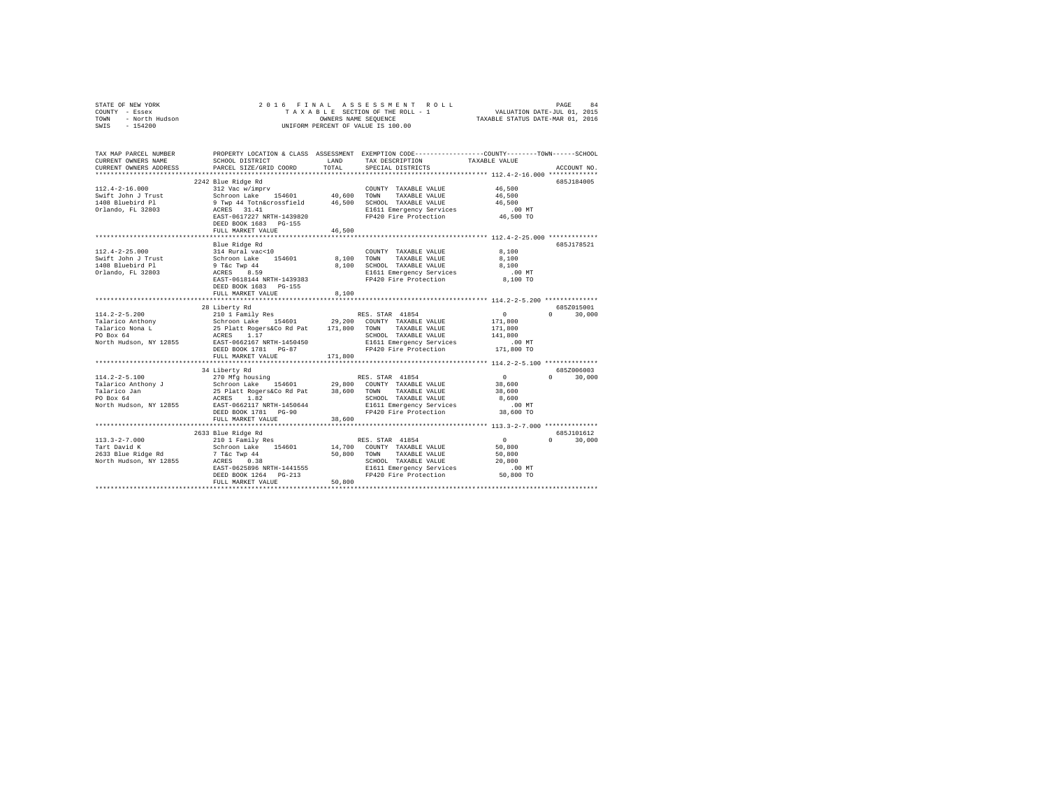STATE OF NEW YORK
COUNTY - Essex
TOWN - North Hudson
SWIS - 154200

2 0 1 6 F I N A L A S S E S S M E N T R O L L
T A X A B L E SECTION OF THE ROLL - 1
OWNERS NAME SEQUENCE
UNIFORM PERCENT OF VALUE IS 100.00

VALUATION DATE-JUL 01, 2015
TAXABLE STATUS DATE-MAR 01, 2016

```
TAX MAP PARCEL NUMBER          PROPERTY LOCATION & CLASS  ASSESSMENT  EXEMPTION CODE-----------------COUNTY--------TOWN------SCHOOL
CURRENT OWNERS NAME            SCHOOL DISTRICT              LAND      TAX DESCRIPTION             TAXABLE VALUE
CURRENT OWNERS ADDRESS         PARCEL SIZE/GRID COORD       TOTAL     SPECIAL DISTRICTS                                   ACCOUNT NO.
*********************************************************************************************** 112.4-2-16.000 *************
                               2242 Blue Ridge Rd                                                                         685J184005
112.4-2-16.000                 312 Vac w/imprv                        COUNTY  TAXABLE VALUE          46,500
Swift John J Trust             Schroon Lake    154601       40,600    TOWN    TAXABLE VALUE          46,500
1408 Bluebird Pl               9 Twp 44 Totn&crossfield     46,500    SCHOOL  TAXABLE VALUE          46,500
Orlando, FL 32803              ACRES  31.41                           E1611 Emergency Services          .00 MT
                               EAST-0617227 NRTH-1439820              FP420 Fire Protection          46,500 TO
                               DEED BOOK 1683   PG-155
                               FULL MARKET VALUE            46,500
*********************************************************************************************** 112.4-2-25.000 *************
                               Blue Ridge Rd                                                                              685J178521
112.4-2-25.000                 314 Rural vac<10                       COUNTY  TAXABLE VALUE           8,100
Swift John J Trust             Schroon Lake    154601        8,100    TOWN    TAXABLE VALUE           8,100
1408 Bluebird Pl               9 T&c Twp 44                  8,100    SCHOOL  TAXABLE VALUE           8,100
Orlando, FL 32803              ACRES   8.59                           E1611 Emergency Services          .00 MT
                               EAST-0618144 NRTH-1439383              FP420 Fire Protection           8,100 TO
                               DEED BOOK 1683   PG-155
                               FULL MARKET VALUE             8,100
*********************************************************************************************** 114.2-2-5.200 **************
                               28 Liberty Rd                                                                              685Z015001
114.2-2-5.200                  210 1 Family Res                       RES. STAR 41854                     0         0      30,000
Talarico Anthony               Schroon Lake    154601       29,200    COUNTY  TAXABLE VALUE         171,800
Talarico Nona L                25 Platt Rogers&Co Rd Pat   171,800    TOWN    TAXABLE VALUE         171,800
PO Box 64                      ACRES   1.17                           SCHOOL  TAXABLE VALUE         141,800
North Hudson, NY 12855         EAST-0662167 NRTH-1450450              E1611 Emergency Services          .00 MT
                               DEED BOOK 1781   PG-87                 FP420 Fire Protection         171,800 TO
                               FULL MARKET VALUE           171,800
*********************************************************************************************** 114.2-2-5.100 **************
                               34 Liberty Rd                                                                              685Z006003
114.2-2-5.100                  270 Mfg housing                        RES. STAR 41854                     0         0      30,000
Talarico Anthony J             Schroon Lake    154601       29,800    COUNTY  TAXABLE VALUE          38,600
Talarico Jan                   25 Platt Rogers&Co Rd Pat    38,600    TOWN    TAXABLE VALUE          38,600
PO Box 64                      ACRES   1.82                           SCHOOL  TAXABLE VALUE           8,600
North Hudson, NY 12855         EAST-0662117 NRTH-1450644              E1611 Emergency Services          .00 MT
                               DEED BOOK 1781   PG-90                 FP420 Fire Protection          38,600 TO
                               FULL MARKET VALUE            38,600
*********************************************************************************************** 113.3-2-7.000 **************
                               2633 Blue Ridge Rd                                                                         685J101612
113.3-2-7.000                  210 1 Family Res                       RES. STAR 41854                     0         0      30,000
Tart David K                   Schroon Lake    154601       14,700    COUNTY  TAXABLE VALUE          50,800
2633 Blue Ridge Rd             7 T&c Twp 44                 50,800    TOWN    TAXABLE VALUE          50,800
North Hudson, NY 12855         ACRES   0.38                           SCHOOL  TAXABLE VALUE          20,800
                               EAST-0625896 NRTH-1441555              E1611 Emergency Services          .00 MT
                               DEED BOOK 1264   PG-213                FP420 Fire Protection          50,800 TO
                               FULL MARKET VALUE            50,800
****************************************************************************************************************************
```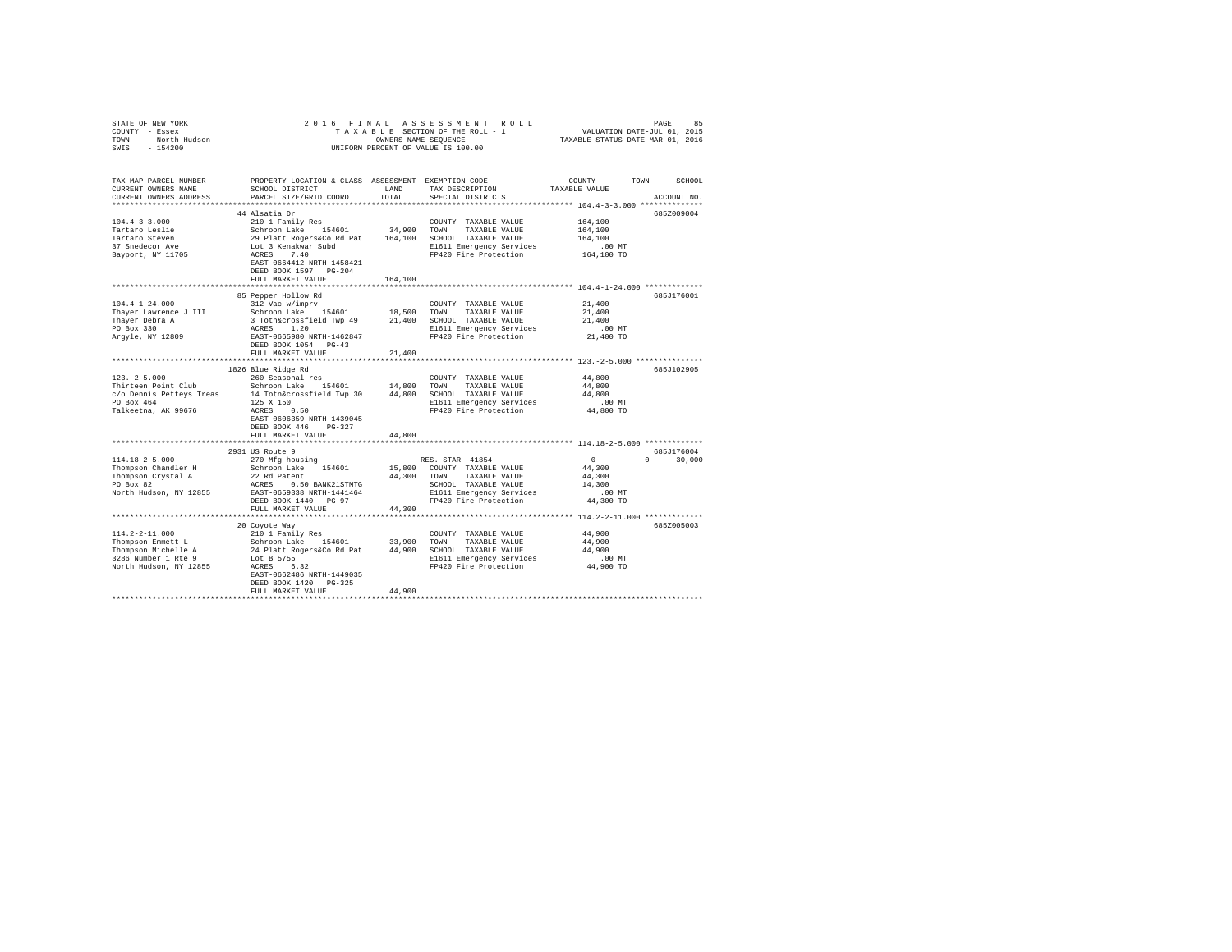STATE OF NEW YORK | COUNTY - Essex | TOWN - North Hudson | SWIS - 154200

2016 FINAL ASSESSMENT ROLL
TAXABLE SECTION OF THE ROLL - 1
OWNERS NAME SEQUENCE
UNIFORM PERCENT OF VALUE IS 100.00

VALUATION DATE-JUL 01, 2015
TAXABLE STATUS DATE-MAR 01, 2016

```
TAX MAP PARCEL NUMBER          PROPERTY LOCATION & CLASS  ASSESSMENT  EXEMPTION CODE-----------------COUNTY--------TOWN------SCHOOL
CURRENT OWNERS NAME            SCHOOL DISTRICT              LAND      TAX DESCRIPTION            TAXABLE VALUE
CURRENT OWNERS ADDRESS         PARCEL SIZE/GRID COORD       TOTAL     SPECIAL DISTRICTS                                   ACCOUNT NO.
****************************************************************************************************** 104.4-3-3.000 **************
                               44 Alsatia Dr                                                                               685Z009004
104.4-3-3.000                  210 1 Family Res                        COUNTY  TAXABLE VALUE          164,100
Tartaro Leslie                 Schroon Lake  154601      34,900        TOWN    TAXABLE VALUE          164,100
Tartaro Steven                 29 Platt Rogers&Co Rd Pat 164,100       SCHOOL  TAXABLE VALUE          164,100
37 Snedecor Ave                Lot 3 Kenakwar Subd                     E1611 Emergency Services          .00 MT
Bayport, NY 11705              ACRES    7.40                           FP420 Fire Protection          164,100 TO
                               EAST-0664412 NRTH-1458421
                               DEED BOOK 1597   PG-204
                               FULL MARKET VALUE          164,100
****************************************************************************************************** 104.4-1-24.000 *************
                               85 Pepper Hollow Rd                                                                         685J176001
104.4-1-24.000                 312 Vac w/imprv                         COUNTY  TAXABLE VALUE           21,400
Thayer Lawrence J III          Schroon Lake  154601      18,500        TOWN    TAXABLE VALUE           21,400
Thayer Debra A                 3 Totn&crossfield Twp 49  21,400        SCHOOL  TAXABLE VALUE           21,400
PO Box 330                     ACRES    1.20                           E1611 Emergency Services          .00 MT
Argyle, NY 12809               EAST-0665980 NRTH-1462847               FP420 Fire Protection           21,400 TO
                               DEED BOOK 1054   PG-43
                               FULL MARKET VALUE           21,400
****************************************************************************************************** 123.-2-5.000 ***************
                               1826 Blue Ridge Rd                                                                          685J102905
123.-2-5.000                   260 Seasonal res                        COUNTY  TAXABLE VALUE           44,800
Thirteen Point Club            Schroon Lake  154601      14,800        TOWN    TAXABLE VALUE           44,800
c/o Dennis Petteys Treas       14 Totn&crossfield Twp 30 44,800        SCHOOL  TAXABLE VALUE           44,800
PO Box 464                     125 X 150                               E1611 Emergency Services          .00 MT
Talkeetna, AK 99676            ACRES    0.50                           FP420 Fire Protection           44,800 TO
                               EAST-0606359 NRTH-1439045
                               DEED BOOK 446    PG-327
                               FULL MARKET VALUE           44,800
****************************************************************************************************** 114.18-2-5.000 *************
                               2931 US Route 9                                                                             685J176004
114.18-2-5.000                 270 Mfg housing                         RES. STAR 41854                     0          0       30,000
Thompson Chandler H            Schroon Lake  154601      15,800        COUNTY  TAXABLE VALUE           44,300
Thompson Crystal A             22 Rd Patent              44,300        TOWN    TAXABLE VALUE           44,300
PO Box 82                      ACRES    0.50 BANK21STMTG               SCHOOL  TAXABLE VALUE           14,300
North Hudson, NY 12855         EAST-0659338 NRTH-1441464               E1611 Emergency Services          .00 MT
                               DEED BOOK 1440   PG-97                  FP420 Fire Protection           44,300 TO
                               FULL MARKET VALUE           44,300
****************************************************************************************************** 114.2-2-11.000 *************
                               20 Coyote Way                                                                               685Z005003
114.2-2-11.000                 210 1 Family Res                        COUNTY  TAXABLE VALUE           44,900
Thompson Emmett L              Schroon Lake  154601      33,900        TOWN    TAXABLE VALUE           44,900
Thompson Michelle A            24 Platt Rogers&Co Rd Pat 44,900        SCHOOL  TAXABLE VALUE           44,900
3286 Number 1 Rte 9            Lot B 5755                              E1611 Emergency Services          .00 MT
North Hudson, NY 12855         ACRES    6.32                           FP420 Fire Protection           44,900 TO
                               EAST-0662486 NRTH-1449035
                               DEED BOOK 1420   PG-325
                               FULL MARKET VALUE           44,900
************************************************************************************************************************************
```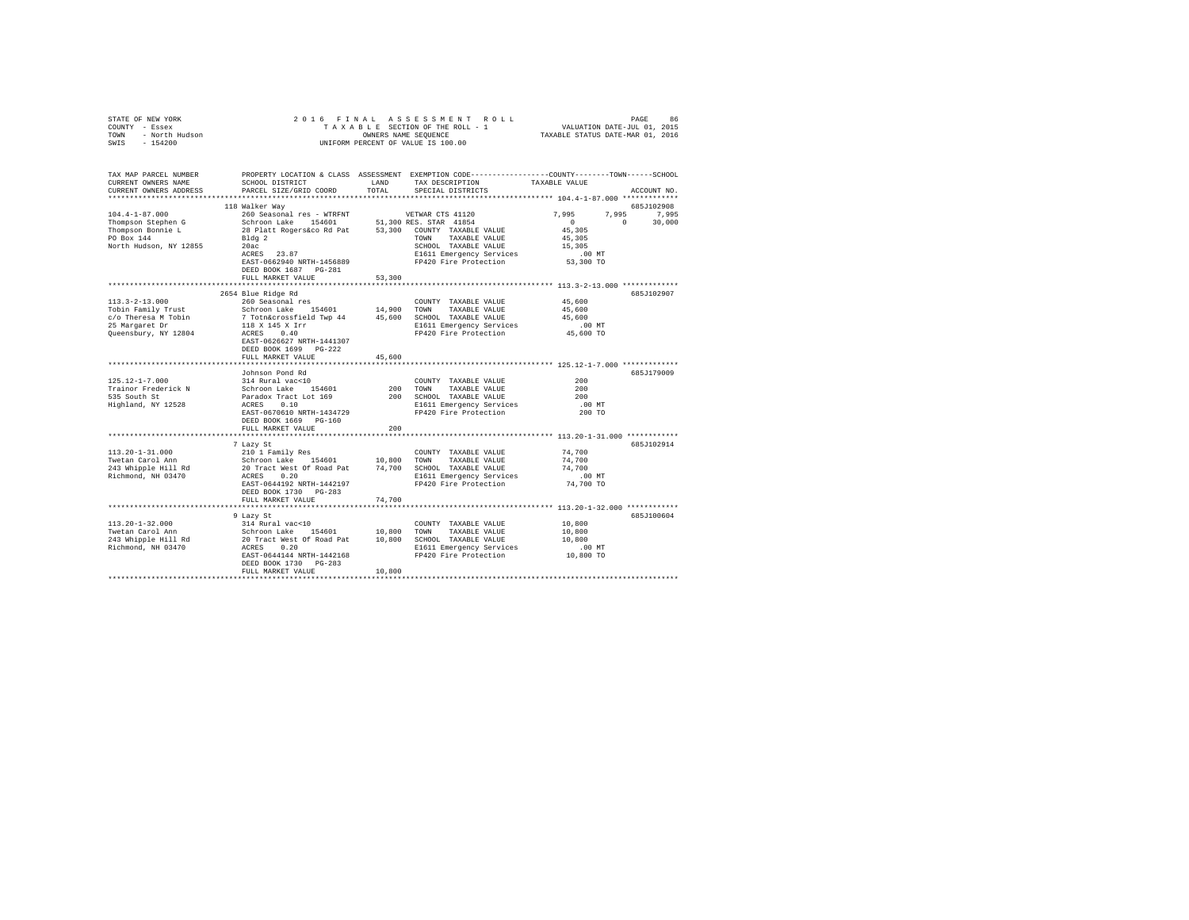STATE OF NEW YORK
COUNTY - Essex
TOWN - North Hudson
SWIS - 154200

2016 FINAL ASSESSMENT ROLL
TAXABLE SECTION OF THE ROLL - 1
OWNERS NAME SEQUENCE
UNIFORM PERCENT OF VALUE IS 100.00

VALUATION DATE-JUL 01, 2015
TAXABLE STATUS DATE-MAR 01, 2016

```
TAX MAP PARCEL NUMBER    PROPERTY LOCATION & CLASS  ASSESSMENT  EXEMPTION CODE-----------------COUNTY--------TOWN------SCHOOL
CURRENT OWNERS NAME      SCHOOL DISTRICT              LAND      TAX DESCRIPTION              TAXABLE VALUE
CURRENT OWNERS ADDRESS   PARCEL SIZE/GRID COORD       TOTAL     SPECIAL DISTRICTS                                   ACCOUNT NO.
************************************************************************************************ 104.4-1-87.000 *************
                         118 Walker Way                                                                             685J102908
104.4-1-87.000           260 Seasonal res - WTRFNT          VETWAR CTS 41120              7,995      7,995       7,995
Thompson Stephen G       Schroon Lake   154601       51,300 RES. STAR 41854                   0          0      30,000
Thompson Bonnie L        28 Platt Rogers&co Rd Pat   53,300   COUNTY  TAXABLE VALUE         45,305
PO Box 144               Bldg 2                               TOWN    TAXABLE VALUE         45,305
North Hudson, NY 12855   20ac                                 SCHOOL  TAXABLE VALUE         15,305
                         ACRES   23.87                        E1611 Emergency Services         .00 MT
                         EAST-0662940 NRTH-1456889            FP420 Fire Protection         53,300 TO
                         DEED BOOK 1687   PG-281
                         FULL MARKET VALUE           53,300
************************************************************************************************ 113.3-2-13.000 *************
                         2654 Blue Ridge Rd                                                                         685J102907
113.3-2-13.000           260 Seasonal res                     COUNTY  TAXABLE VALUE         45,600
Tobin Family Trust       Schroon Lake   154601       14,900   TOWN    TAXABLE VALUE         45,600
c/o Theresa M Tobin      7 Totn&crossfield Twp 44    45,600   SCHOOL  TAXABLE VALUE         45,600
25 Margaret Dr           118 X 145 X Irr                      E1611 Emergency Services         .00 MT
Queensbury, NY 12804     ACRES    0.40                        FP420 Fire Protection         45,600 TO
                         EAST-0626627 NRTH-1441307
                         DEED BOOK 1699   PG-222
                         FULL MARKET VALUE           45,600
************************************************************************************************ 125.12-1-7.000 *************
                         Johnson Pond Rd                                                                            685J179009
125.12-1-7.000           314 Rural vac<10                     COUNTY  TAXABLE VALUE            200
Trainor Frederick N      Schroon Lake   154601          200   TOWN    TAXABLE VALUE            200
535 South St             Paradox Tract Lot 169          200   SCHOOL  TAXABLE VALUE            200
Highland, NY 12528       ACRES    0.10                        E1611 Emergency Services         .00 MT
                         EAST-0670610 NRTH-1434729            FP420 Fire Protection            200 TO
                         DEED BOOK 1669   PG-160
                         FULL MARKET VALUE              200
************************************************************************************************ 113.20-1-31.000 ************
                         7 Lazy St                                                                                  685J102914
113.20-1-31.000          210 1 Family Res                     COUNTY  TAXABLE VALUE         74,700
Twetan Carol Ann         Schroon Lake   154601       10,800   TOWN    TAXABLE VALUE         74,700
243 Whipple Hill Rd      20 Tract West Of Road Pat   74,700   SCHOOL  TAXABLE VALUE         74,700
Richmond, NH 03470       ACRES    0.20                        E1611 Emergency Services         .00 MT
                         EAST-0644192 NRTH-1442197            FP420 Fire Protection         74,700 TO
                         DEED BOOK 1730   PG-283
                         FULL MARKET VALUE           74,700
************************************************************************************************ 113.20-1-32.000 ************
                         9 Lazy St                                                                                  685J100604
113.20-1-32.000          314 Rural vac<10                     COUNTY  TAXABLE VALUE         10,800
Twetan Carol Ann         Schroon Lake   154601       10,800   TOWN    TAXABLE VALUE         10,800
243 Whipple Hill Rd      20 Tract West Of Road Pat   10,800   SCHOOL  TAXABLE VALUE         10,800
Richmond, NH 03470       ACRES    0.20                        E1611 Emergency Services         .00 MT
                         EAST-0644144 NRTH-1442168            FP420 Fire Protection         10,800 TO
                         DEED BOOK 1730   PG-283
                         FULL MARKET VALUE           10,800
******************************************************************************************************************************
```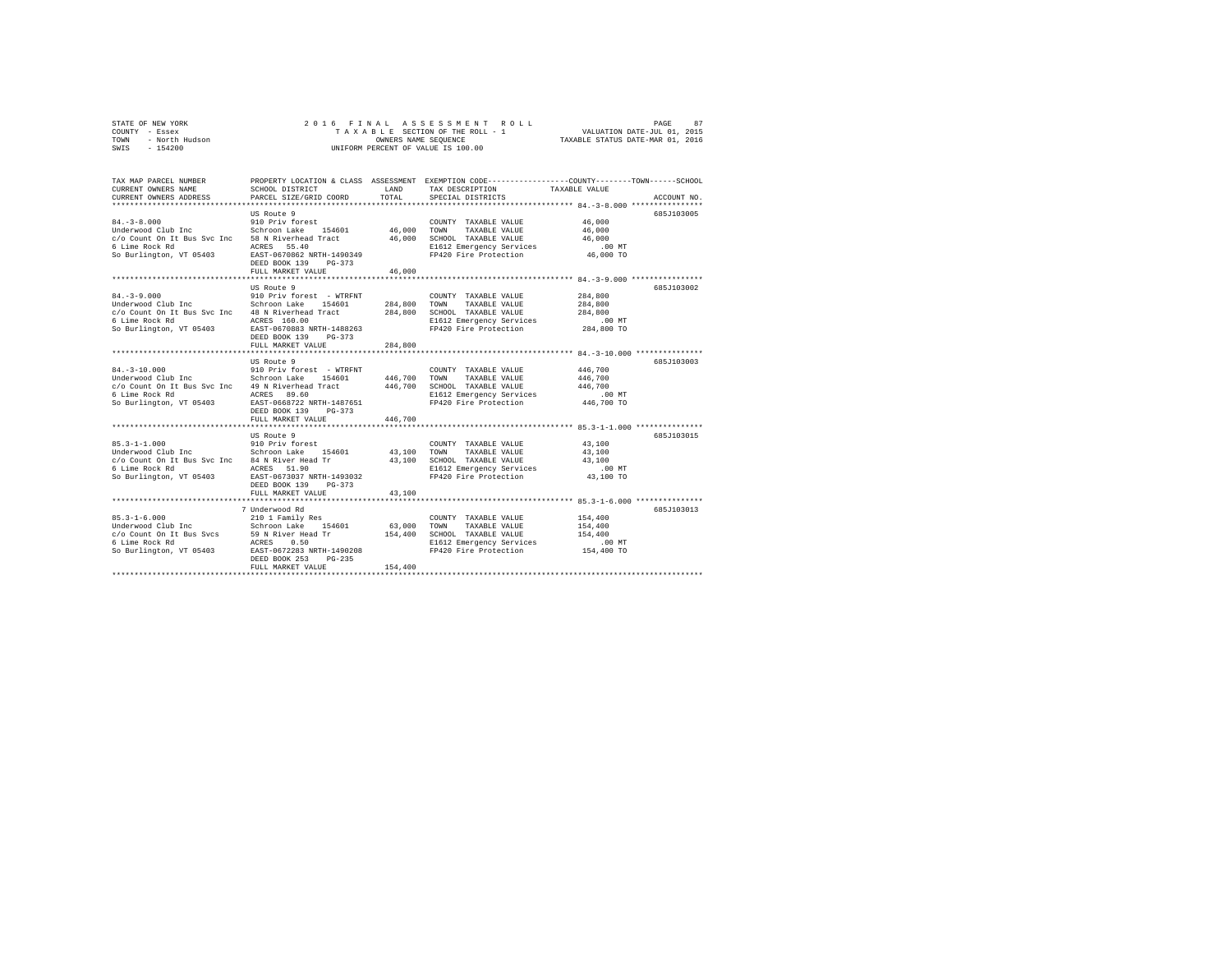STATE OF NEW YORK
COUNTY - Essex
TOWN - North Hudson
SWIS - 154200

2016 FINAL ASSESSMENT ROLL
TAXABLE SECTION OF THE ROLL - 1
OWNERS NAME SEQUENCE
UNIFORM PERCENT OF VALUE IS 100.00

VALUATION DATE-JUL 01, 2015
TAXABLE STATUS DATE-MAR 01, 2016

| TAX MAP PARCEL NUMBER / CURRENT OWNERS NAME / CURRENT OWNERS ADDRESS | PROPERTY LOCATION & CLASS / SCHOOL DISTRICT / PARCEL SIZE/GRID COORD | ASSESSMENT LAND | TOTAL | EXEMPTION CODE / TAX DESCRIPTION / SPECIAL DISTRICTS | TAXABLE VALUE | ACCOUNT NO. |
|---|---|---|---|---|---|---|
| **84.-3-8.000** | US Route 9 | | | | | 685J103005 |
| 84.-3-8.000 | 910 Priv forest | | | COUNTY TAXABLE VALUE | 46,000 | |
| Underwood Club Inc | Schroon Lake 154601 | 46,000 | | TOWN TAXABLE VALUE | 46,000 | |
| c/o Count On It Bus Svc Inc | 58 N Riverhead Tract | | 46,000 | SCHOOL TAXABLE VALUE | 46,000 | |
| 6 Lime Rock Rd | ACRES 55.40 | | | E1612 Emergency Services | .00 MT | |
| So Burlington, VT 05403 | EAST-0670862 NRTH-1490349 | | | FP420 Fire Protection | 46,000 TO | |
| | DEED BOOK 139 PG-373 | | | | | |
| | FULL MARKET VALUE | | 46,000 | | | |
| **84.-3-9.000** | US Route 9 | | | | | 685J103002 |
| 84.-3-9.000 | 910 Priv forest - WTRFNT | | | COUNTY TAXABLE VALUE | 284,800 | |
| Underwood Club Inc | Schroon Lake 154601 | 284,800 | | TOWN TAXABLE VALUE | 284,800 | |
| c/o Count On It Bus Svc Inc | 48 N Riverhead Tract | | 284,800 | SCHOOL TAXABLE VALUE | 284,800 | |
| 6 Lime Rock Rd | ACRES 160.00 | | | E1612 Emergency Services | .00 MT | |
| So Burlington, VT 05403 | EAST-0670083 NRTH-1488263 | | | FP420 Fire Protection | 284,800 TO | |
| | DEED BOOK 139 PG-373 | | | | | |
| | FULL MARKET VALUE | | 284,800 | | | |
| **84.-3-10.000** | US Route 9 | | | | | 685J103003 |
| 84.-3-10.000 | 910 Priv forest - WTRFNT | | | COUNTY TAXABLE VALUE | 446,700 | |
| Underwood Club Inc | Schroon Lake 154601 | 446,700 | | TOWN TAXABLE VALUE | 446,700 | |
| c/o Count On It Bus Svc Inc | 49 N Riverhead Tract | | 446,700 | SCHOOL TAXABLE VALUE | 446,700 | |
| 6 Lime Rock Rd | ACRES 89.60 | | | E1612 Emergency Services | .00 MT | |
| So Burlington, VT 05403 | EAST-0668722 NRTH-1487651 | | | FP420 Fire Protection | 446,700 TO | |
| | DEED BOOK 139 PG-373 | | | | | |
| | FULL MARKET VALUE | | 446,700 | | | |
| **85.3-1-1.000** | US Route 9 | | | | | 685J103015 |
| 85.3-1-1.000 | 910 Priv forest | | | COUNTY TAXABLE VALUE | 43,100 | |
| Underwood Club Inc | Schroon Lake 154601 | 43,100 | | TOWN TAXABLE VALUE | 43,100 | |
| c/o Count On It Bus Svc Inc | 84 N River Head Tr | | 43,100 | SCHOOL TAXABLE VALUE | 43,100 | |
| 6 Lime Rock Rd | ACRES 51.90 | | | E1612 Emergency Services | .00 MT | |
| So Burlington, VT 05403 | EAST-0673037 NRTH-1493032 | | | FP420 Fire Protection | 43,100 TO | |
| | DEED BOOK 139 PG-373 | | | | | |
| | FULL MARKET VALUE | | 43,100 | | | |
| **85.3-1-6.000** | 7 Underwood Rd | | | | | 685J103013 |
| 85.3-1-6.000 | 210 1 Family Res | | | COUNTY TAXABLE VALUE | 154,400 | |
| Underwood Club Inc | Schroon Lake 154601 | 63,000 | | TOWN TAXABLE VALUE | 154,400 | |
| c/o Count On It Bus Svcs | 59 N River Head Tr | | 154,400 | SCHOOL TAXABLE VALUE | 154,400 | |
| 6 Lime Rock Rd | ACRES 0.50 | | | E1612 Emergency Services | .00 MT | |
| So Burlington, VT 05403 | EAST-0672283 NRTH-1490208 | | | FP420 Fire Protection | 154,400 TO | |
| | DEED BOOK 253 PG-235 | | | | | |
| | FULL MARKET VALUE | | 154,400 | | | |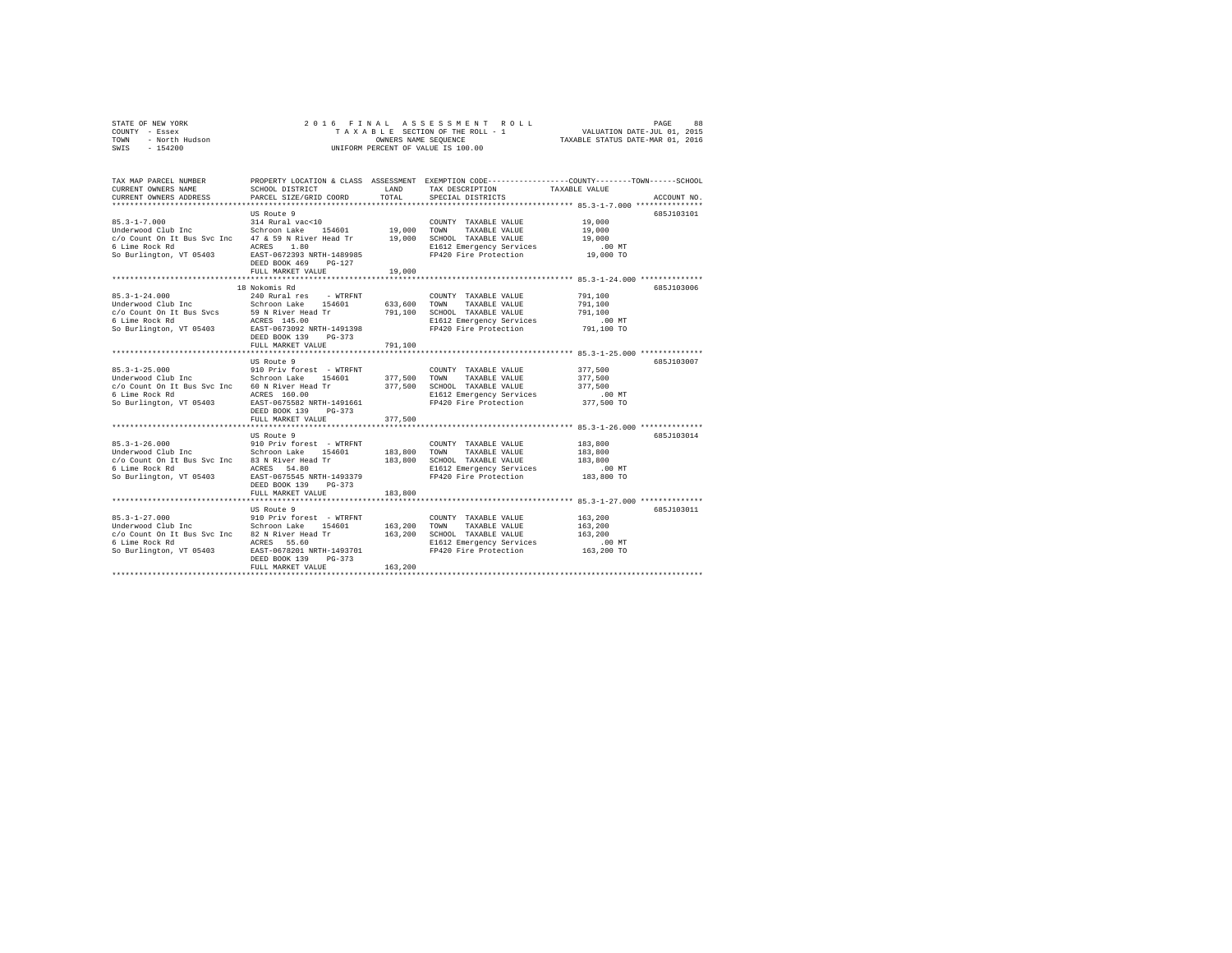STATE OF NEW YORK
COUNTY - Essex
TOWN - North Hudson
SWIS - 154200

2016 FINAL ASSESSMENT ROLL
TAXABLE SECTION OF THE ROLL - 1
OWNERS NAME SEQUENCE
UNIFORM PERCENT OF VALUE IS 100.00

VALUATION DATE-JUL 01, 2015
TAXABLE STATUS DATE-MAR 01, 2016

| TAX MAP PARCEL NUMBER / CURRENT OWNERS NAME / CURRENT OWNERS ADDRESS | PROPERTY LOCATION & CLASS / SCHOOL DISTRICT / PARCEL SIZE/GRID COORD | ASSESSMENT LAND / TOTAL | EXEMPTION CODE / TAX DESCRIPTION / SPECIAL DISTRICTS | TAXABLE VALUE (COUNTY / TOWN / SCHOOL) | ACCOUNT NO. |
|---|---|---|---|---|---|
| **85.3-1-7.000** | US Route 9 | | | | 685J103101 |
| 85.3-1-7.000 | 314 Rural vac<10 | | COUNTY TAXABLE VALUE | 19,000 | |
| Underwood Club Inc | Schroon Lake 154601 | 19,000 | TOWN TAXABLE VALUE | 19,000 | |
| c/o Count On It Bus Svc Inc | 47 & 59 N River Head Tr | 19,000 | SCHOOL TAXABLE VALUE | 19,000 | |
| 6 Lime Rock Rd | ACRES 1.80 | | E1612 Emergency Services | .00 MT | |
| So Burlington, VT 05403 | EAST-0672393 NRTH-1489985 | | FP420 Fire Protection | 19,000 TO | |
| | DEED BOOK 469 PG-127 | | | | |
| | FULL MARKET VALUE | 19,000 | | | |
| **85.3-1-24.000** | 18 Nokomis Rd | | | | 685J103006 |
| 85.3-1-24.000 | 240 Rural res - WTRFNT | | COUNTY TAXABLE VALUE | 791,100 | |
| Underwood Club Inc | Schroon Lake 154601 | 633,600 | TOWN TAXABLE VALUE | 791,100 | |
| c/o Count On It Bus Svcs | 59 N River Head Tr | 791,100 | SCHOOL TAXABLE VALUE | 791,100 | |
| 6 Lime Rock Rd | ACRES 145.00 | | E1612 Emergency Services | .00 MT | |
| So Burlington, VT 05403 | EAST-0673092 NRTH-1491398 | | FP420 Fire Protection | 791,100 TO | |
| | DEED BOOK 139 PG-373 | | | | |
| | FULL MARKET VALUE | 791,100 | | | |
| **85.3-1-25.000** | US Route 9 | | | | 685J103007 |
| 85.3-1-25.000 | 910 Priv forest - WTRFNT | | COUNTY TAXABLE VALUE | 377,500 | |
| Underwood Club Inc | Schroon Lake 154601 | 377,500 | TOWN TAXABLE VALUE | 377,500 | |
| c/o Count On It Bus Svc Inc | 60 N River Head Tr | 377,500 | SCHOOL TAXABLE VALUE | 377,500 | |
| 6 Lime Rock Rd | ACRES 160.00 | | E1612 Emergency Services | .00 MT | |
| So Burlington, VT 05403 | EAST-0675582 NRTH-1491661 | | FP420 Fire Protection | 377,500 TO | |
| | DEED BOOK 139 PG-373 | | | | |
| | FULL MARKET VALUE | 377,500 | | | |
| **85.3-1-26.000** | US Route 9 | | | | 685J103014 |
| 85.3-1-26.000 | 910 Priv forest - WTRFNT | | COUNTY TAXABLE VALUE | 183,800 | |
| Underwood Club Inc | Schroon Lake 154601 | 183,800 | TOWN TAXABLE VALUE | 183,800 | |
| c/o Count On It Bus Svc Inc | 83 N River Head Tr | 183,800 | SCHOOL TAXABLE VALUE | 183,800 | |
| 6 Lime Rock Rd | ACRES 54.80 | | E1612 Emergency Services | .00 MT | |
| So Burlington, VT 05403 | EAST-0675545 NRTH-1493379 | | FP420 Fire Protection | 183,800 TO | |
| | DEED BOOK 139 PG-373 | | | | |
| | FULL MARKET VALUE | 183,800 | | | |
| **85.3-1-27.000** | US Route 9 | | | | 685J103011 |
| 85.3-1-27.000 | 910 Priv forest - WTRFNT | | COUNTY TAXABLE VALUE | 163,200 | |
| Underwood Club Inc | Schroon Lake 154601 | 163,200 | TOWN TAXABLE VALUE | 163,200 | |
| c/o Count On It Bus Svc Inc | 82 N River Head Tr | 163,200 | SCHOOL TAXABLE VALUE | 163,200 | |
| 6 Lime Rock Rd | ACRES 55.60 | | E1612 Emergency Services | .00 MT | |
| So Burlington, VT 05403 | EAST-0678201 NRTH-1493701 | | FP420 Fire Protection | 163,200 TO | |
| | DEED BOOK 139 PG-373 | | | | |
| | FULL MARKET VALUE | 163,200 | | | |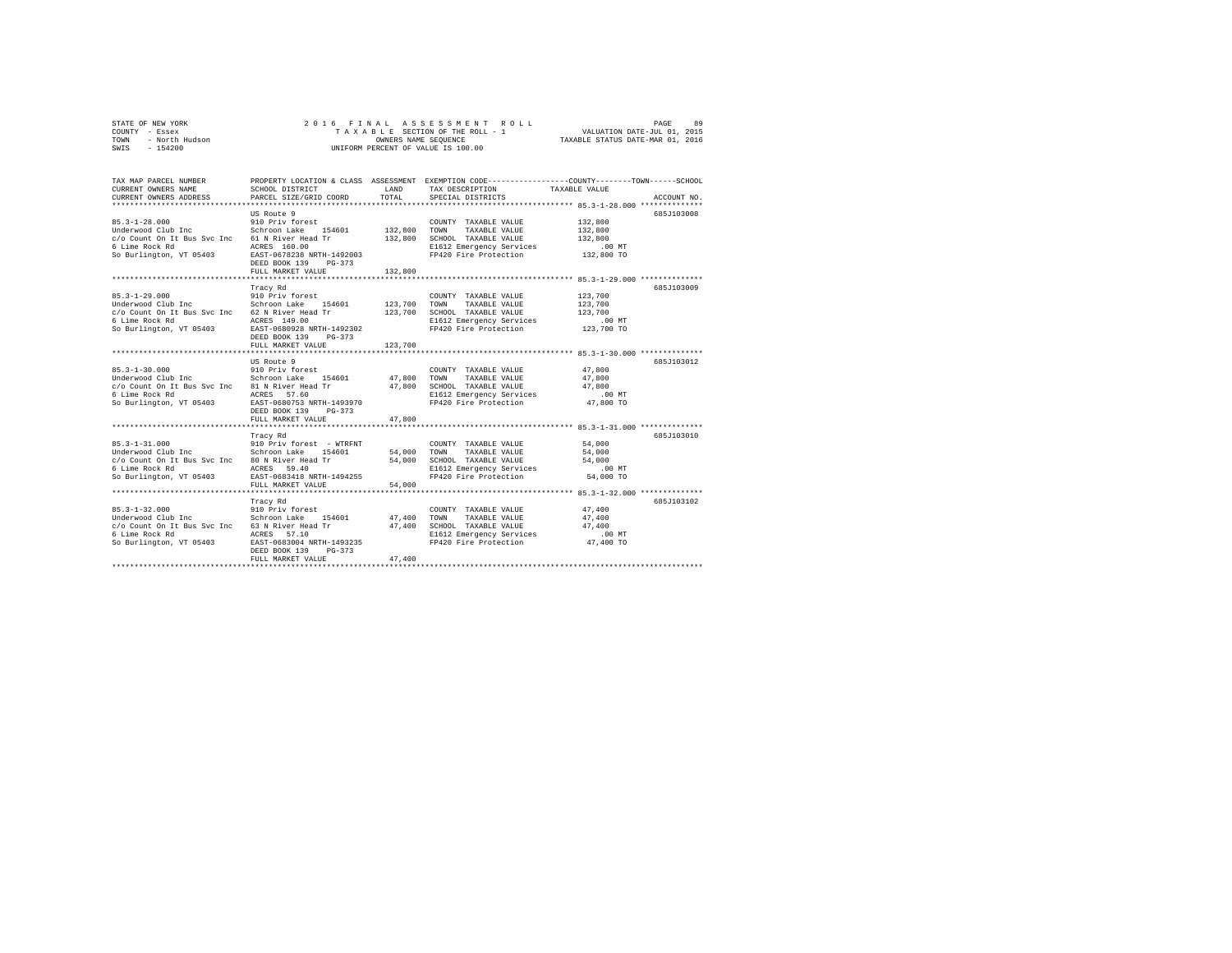STATE OF NEW YORK
COUNTY - Essex
TOWN - North Hudson
SWIS - 154200

2 0 1 6 F I N A L A S S E S S M E N T R O L L
T A X A B L E SECTION OF THE ROLL - 1
OWNERS NAME SEQUENCE
UNIFORM PERCENT OF VALUE IS 100.00

VALUATION DATE-JUL 01, 2015
TAXABLE STATUS DATE-MAR 01, 2016

```
TAX MAP PARCEL NUMBER          PROPERTY LOCATION & CLASS  ASSESSMENT  EXEMPTION CODE-----------------COUNTY--------TOWN------SCHOOL
CURRENT OWNERS NAME            SCHOOL DISTRICT               LAND      TAX DESCRIPTION            TAXABLE VALUE
CURRENT OWNERS ADDRESS         PARCEL SIZE/GRID COORD        TOTAL     SPECIAL DISTRICTS                                   ACCOUNT NO.
******************************************************************************************************* 85.3-1-28.000 **************
                               US Route 9                                                                                685J103008
85.3-1-28.000                  910 Priv forest                          COUNTY  TAXABLE VALUE            132,800
Underwood Club Inc             Schroon Lake   154601      132,800      TOWN    TAXABLE VALUE            132,800
c/o Count On It Bus Svc Inc    61 N River Head Tr         132,800      SCHOOL  TAXABLE VALUE            132,800
6 Lime Rock Rd                 ACRES  160.00                            E1612 Emergency Services             .00 MT
So Burlington, VT 05403        EAST-0678238 NRTH-1492003                FP420 Fire Protection            132,800 TO
                               DEED BOOK 139    PG-373
                               FULL MARKET VALUE          132,800
******************************************************************************************************* 85.3-1-29.000 **************
                               Tracy Rd                                                                                  685J103009
85.3-1-29.000                  910 Priv forest                          COUNTY  TAXABLE VALUE            123,700
Underwood Club Inc             Schroon Lake   154601      123,700      TOWN    TAXABLE VALUE            123,700
c/o Count On It Bus Svc Inc    62 N River Head Tr         123,700      SCHOOL  TAXABLE VALUE            123,700
6 Lime Rock Rd                 ACRES  149.00                            E1612 Emergency Services             .00 MT
So Burlington, VT 05403        EAST-0680928 NRTH-1492302                FP420 Fire Protection            123,700 TO
                               DEED BOOK 139    PG-373
                               FULL MARKET VALUE          123,700
******************************************************************************************************* 85.3-1-30.000 **************
                               US Route 9                                                                                685J103012
85.3-1-30.000                  910 Priv forest                          COUNTY  TAXABLE VALUE             47,800
Underwood Club Inc             Schroon Lake   154601       47,800      TOWN    TAXABLE VALUE             47,800
c/o Count On It Bus Svc Inc    81 N River Head Tr          47,800      SCHOOL  TAXABLE VALUE             47,800
6 Lime Rock Rd                 ACRES   57.60                            E1612 Emergency Services             .00 MT
So Burlington, VT 05403        EAST-0680753 NRTH-1493970                FP420 Fire Protection             47,800 TO
                               DEED BOOK 139    PG-373
                               FULL MARKET VALUE           47,800
******************************************************************************************************* 85.3-1-31.000 **************
                               Tracy Rd                                                                                  685J103010
85.3-1-31.000                  910 Priv forest  - WTRFNT                COUNTY  TAXABLE VALUE             54,000
Underwood Club Inc             Schroon Lake   154601       54,000      TOWN    TAXABLE VALUE             54,000
c/o Count On It Bus Svc Inc    80 N River Head Tr          54,000      SCHOOL  TAXABLE VALUE             54,000
6 Lime Rock Rd                 ACRES   59.40                            E1612 Emergency Services             .00 MT
So Burlington, VT 05403        EAST-0683418 NRTH-1494255                FP420 Fire Protection             54,000 TO
                               FULL MARKET VALUE           54,000
******************************************************************************************************* 85.3-1-32.000 **************
                               Tracy Rd                                                                                  685J103102
85.3-1-32.000                  910 Priv forest                          COUNTY  TAXABLE VALUE             47,400
Underwood Club Inc             Schroon Lake   154601       47,400      TOWN    TAXABLE VALUE             47,400
c/o Count On It Bus Svc Inc    63 N River Head Tr          47,400      SCHOOL  TAXABLE VALUE             47,400
6 Lime Rock Rd                 ACRES   57.10                            E1612 Emergency Services             .00 MT
So Burlington, VT 05403        EAST-0683004 NRTH-1493235                FP420 Fire Protection             47,400 TO
                               DEED BOOK 139    PG-373
                               FULL MARKET VALUE           47,400
************************************************************************************************************************************
```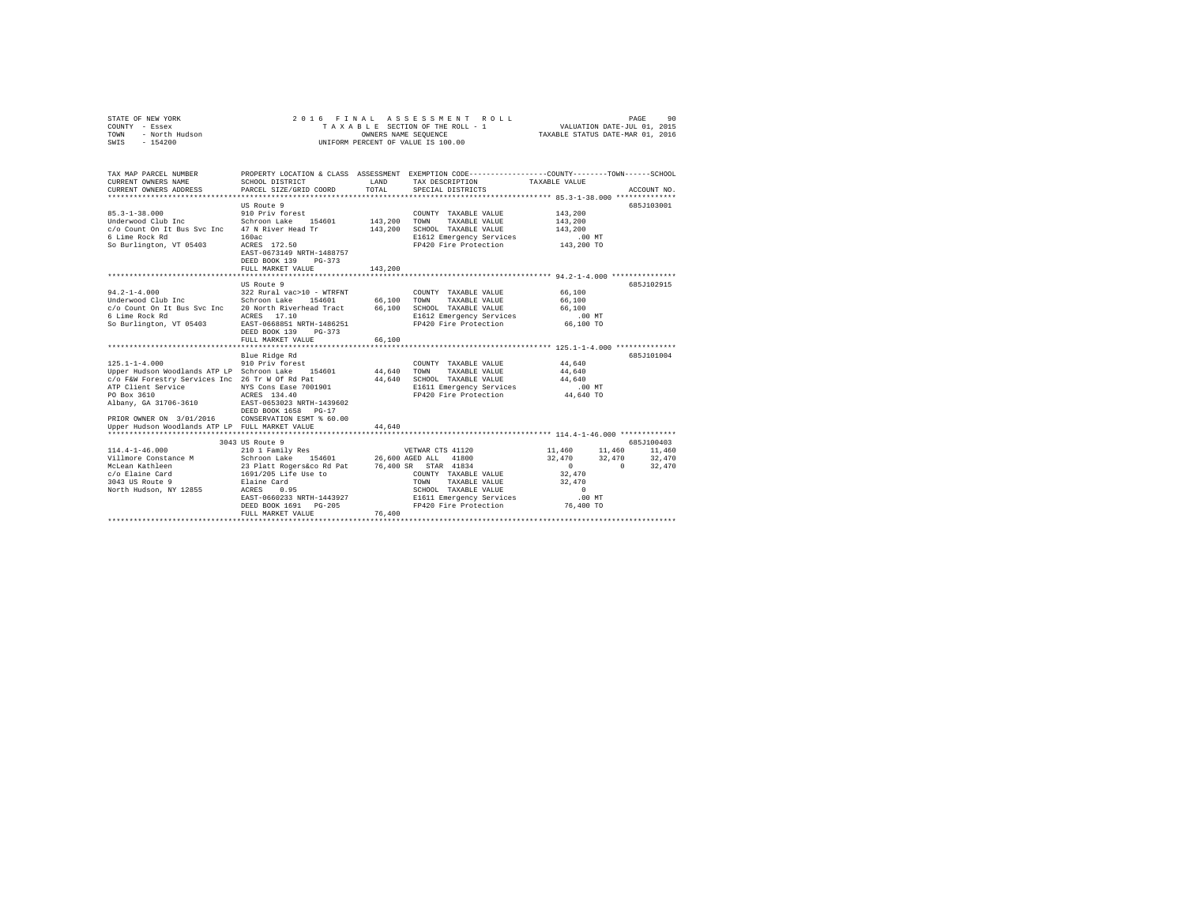STATE OF NEW YORK
COUNTY - Essex
TOWN - North Hudson
SWIS - 154200

2016 FINAL ASSESSMENT ROLL
TAXABLE SECTION OF THE ROLL - 1
OWNERS NAME SEQUENCE
UNIFORM PERCENT OF VALUE IS 100.00

VALUATION DATE-JUL 01, 2015
TAXABLE STATUS DATE-MAR 01, 2016

```
TAX MAP PARCEL NUMBER          PROPERTY LOCATION & CLASS  ASSESSMENT  EXEMPTION CODE-----------------COUNTY--------TOWN------SCHOOL
CURRENT OWNERS NAME            SCHOOL DISTRICT               LAND      TAX DESCRIPTION            TAXABLE VALUE
CURRENT OWNERS ADDRESS         PARCEL SIZE/GRID COORD        TOTAL     SPECIAL DISTRICTS                                    ACCOUNT NO.
****************************************************************************************************** 85.3-1-38.000 **************
                               US Route 9                                                                                685J103001
85.3-1-38.000                  910 Priv forest                          COUNTY  TAXABLE VALUE          143,200
Underwood Club Inc             Schroon Lake    154601      143,200      TOWN    TAXABLE VALUE          143,200
c/o Count On It Bus Svc Inc    47 N River Head Tr          143,200      SCHOOL  TAXABLE VALUE          143,200
6 Lime Rock Rd                 160ac                                    E1612 Emergency Services            .00 MT
So Burlington, VT 05403        ACRES  172.50                            FP420 Fire Protection          143,200 TO
                               EAST-0673149 NRTH-1488757
                               DEED BOOK 139    PG-373
                               FULL MARKET VALUE           143,200
****************************************************************************************************** 94.2-1-4.000 ***************
                               US Route 9                                                                                685J102915
94.2-1-4.000                   322 Rural vac>10 - WTRFNT                COUNTY  TAXABLE VALUE           66,100
Underwood Club Inc             Schroon Lake    154601       66,100      TOWN    TAXABLE VALUE           66,100
c/o Count On It Bus Svc Inc    20 North Riverhead Tract     66,100      SCHOOL  TAXABLE VALUE           66,100
6 Lime Rock Rd                 ACRES   17.10                            E1612 Emergency Services            .00 MT
So Burlington, VT 05403        EAST-0668851 NRTH-1486251                FP420 Fire Protection           66,100 TO
                               DEED BOOK 139    PG-373
                               FULL MARKET VALUE            66,100
****************************************************************************************************** 125.1-1-4.000 **************
                               Blue Ridge Rd                                                                             685J101004
125.1-1-4.000                  910 Priv forest                          COUNTY  TAXABLE VALUE           44,640
Upper Hudson Woodlands ATP LP  Schroon Lake    154601       44,640      TOWN    TAXABLE VALUE           44,640
c/o F&W Forestry Services Inc  26 Tr W Of Rd Pat            44,640      SCHOOL  TAXABLE VALUE           44,640
ATP Client Service             NYS Cons Ease 7001901                    E1611 Emergency Services            .00 MT
PO Box 3610                    ACRES  134.40                            FP420 Fire Protection           44,640 TO
Albany, GA 31706-3610          EAST-0653023 NRTH-1439602
                               DEED BOOK 1658   PG-17
PRIOR OWNER ON 3/01/2016       CONSERVATION ESMT % 60.00
Upper Hudson Woodlands ATP LP  FULL MARKET VALUE            44,640
****************************************************************************************************** 114.4-1-46.000 *************
                          3043 US Route 9                                                                                685J100403
114.4-1-46.000                 210 1 Family Res                VETWAR CTS 41120          11,460      11,460      11,460
Villmore Constance M           Schroon Lake    154601       26,600 AGED ALL   41800          32,470      32,470      32,470
McLean Kathleen                23 Platt Rogers&co Rd Pat    76,400 SR   STAR  41834               0           0      32,470
c/o Elaine Card                1691/205 Life Use to                     COUNTY  TAXABLE VALUE           32,470
3043 US Route 9                Elaine Card                              TOWN    TAXABLE VALUE           32,470
North Hudson, NY 12855         ACRES    0.95                            SCHOOL  TAXABLE VALUE                0
                               EAST-0660233 NRTH-1443927                E1611 Emergency Services            .00 MT
                               DEED BOOK 1691   PG-205                  FP420 Fire Protection           76,400 TO
                               FULL MARKET VALUE            76,400
************************************************************************************************************************************
```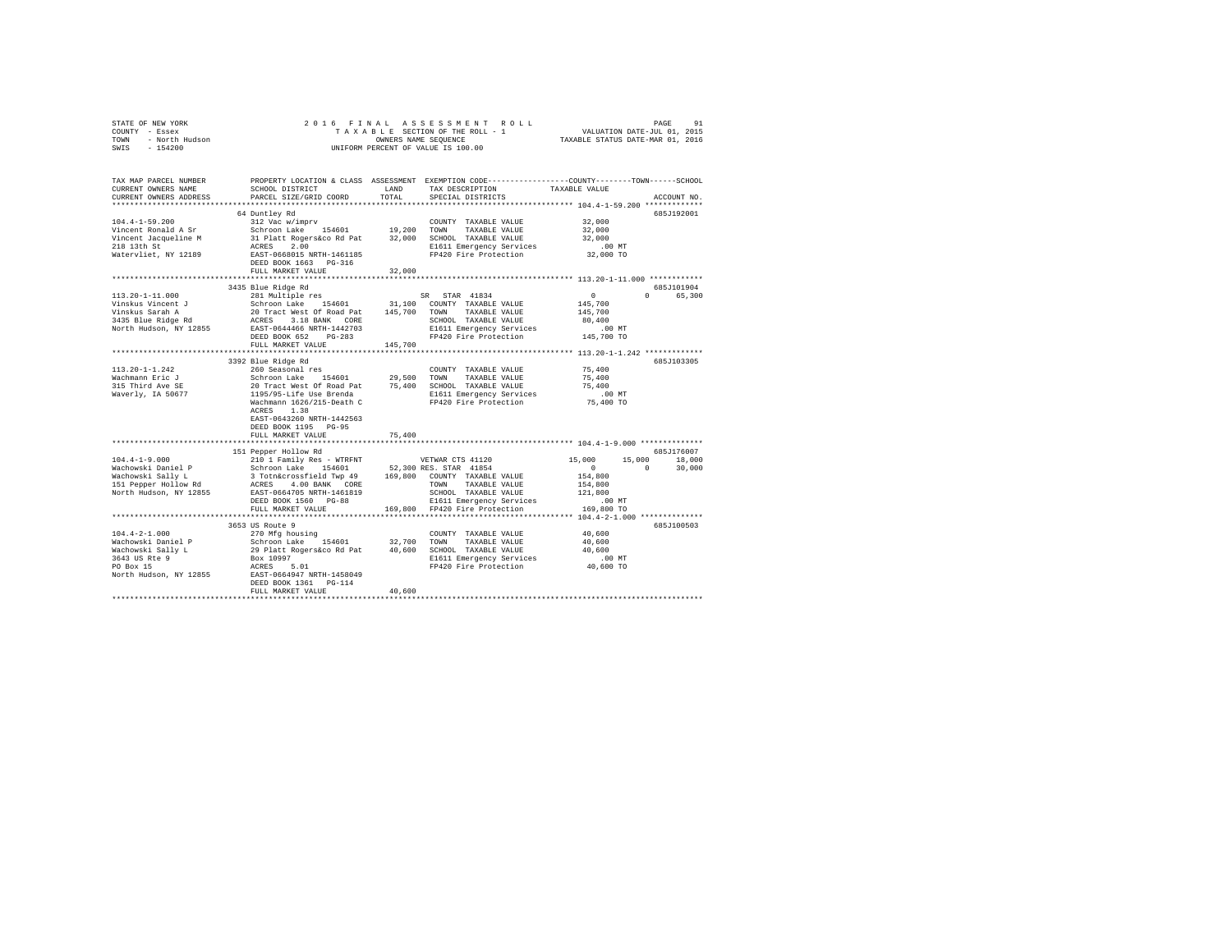STATE OF NEW YORK — 2016 FINAL ASSESSMENT ROLL — PAGE 91
COUNTY - Essex — TAXABLE SECTION OF THE ROLL - 1 — VALUATION DATE-JUL 01, 2015
TOWN - North Hudson — OWNERS NAME SEQUENCE — TAXABLE STATUS DATE-MAR 01, 2016
SWIS - 154200 — UNIFORM PERCENT OF VALUE IS 100.00

```
TAX MAP PARCEL NUMBER          PROPERTY LOCATION & CLASS  ASSESSMENT  EXEMPTION CODE-----------------COUNTY--------TOWN------SCHOOL
CURRENT OWNERS NAME            SCHOOL DISTRICT             LAND       TAX DESCRIPTION            TAXABLE VALUE
CURRENT OWNERS ADDRESS         PARCEL SIZE/GRID COORD      TOTAL      SPECIAL DISTRICTS                                   ACCOUNT NO.
****************************************************************************************************** 104.4-1-59.200 *************
                               64 Duntley Rd                                                                          685J192001
104.4-1-59.200                 312 Vac w/imprv                        COUNTY  TAXABLE VALUE           32,000
Vincent Ronald A Sr            Schroon Lake    154601      19,200     TOWN    TAXABLE VALUE           32,000
Vincent Jacqueline M           31 Platt Rogers&co Rd Pat   32,000     SCHOOL  TAXABLE VALUE           32,000
218 13th St                    ACRES    2.00                          E1611 Emergency Services          .00 MT
Watervliet, NY 12189           EAST-0668015 NRTH-1461185              FP420 Fire Protection           32,000 TO
                               DEED BOOK 1663   PG-316
                               FULL MARKET VALUE           32,000
****************************************************************************************************** 113.20-1-11.000 ************
                               3435 Blue Ridge Rd                                                                     685J101904
113.20-1-11.000                281 Multiple res                       SR  STAR 41834                   0           0      65,300
Vinskus Vincent J              Schroon Lake    154601      31,100     COUNTY  TAXABLE VALUE          145,700
Vinskus Sarah A                20 Tract West Of Road Pat   145,700    TOWN    TAXABLE VALUE          145,700
3435 Blue Ridge Rd             ACRES    3.18 BANK   CORE              SCHOOL  TAXABLE VALUE           80,400
North Hudson, NY 12855         EAST-0644466 NRTH-1442703              E1611 Emergency Services          .00 MT
                               DEED BOOK 652    PG-283                FP420 Fire Protection          145,700 TO
                               FULL MARKET VALUE           145,700
****************************************************************************************************** 113.20-1-1.242 *************
                               3392 Blue Ridge Rd                                                                     685J103305
113.20-1-1.242                 260 Seasonal res                       COUNTY  TAXABLE VALUE           75,400
Wachmann Eric J                Schroon Lake    154601      29,500     TOWN    TAXABLE VALUE           75,400
315 Third Ave SE               20 Tract West Of Road Pat   75,400     SCHOOL  TAXABLE VALUE           75,400
Waverly, IA 50677              1195/95-Life Use Brenda                E1611 Emergency Services          .00 MT
                               Wachmann 1626/215-Death C              FP420 Fire Protection           75,400 TO
                               ACRES    1.38
                               EAST-0643260 NRTH-1442563
                               DEED BOOK 1195   PG-95
                               FULL MARKET VALUE           75,400
****************************************************************************************************** 104.4-1-9.000 **************
                               151 Pepper Hollow Rd                                                                   685J176007
104.4-1-9.000                  210 1 Family Res - WTRFNT              VETWAR CTS 41120             15,000      15,000     18,000
Wachowski Daniel P             Schroon Lake    154601      52,300     RES. STAR 41854                  0           0      30,000
Wachowski Sally L              3 Totn&crossfield Twp 49    169,800    COUNTY  TAXABLE VALUE          154,800
151 Pepper Hollow Rd           ACRES    4.00 BANK   CORE              TOWN    TAXABLE VALUE          154,800
North Hudson, NY 12855         EAST-0664705 NRTH-1461819              SCHOOL  TAXABLE VALUE          121,800
                               DEED BOOK 1560   PG-88                 E1611 Emergency Services          .00 MT
                               FULL MARKET VALUE           169,800    FP420 Fire Protection          169,800 TO
****************************************************************************************************** 104.4-2-1.000 **************
                               3653 US Route 9                                                                        685J100503
104.4-2-1.000                  270 Mfg housing                        COUNTY  TAXABLE VALUE           40,600
Wachowski Daniel P             Schroon Lake    154601      32,700     TOWN    TAXABLE VALUE           40,600
Wachowski Sally L              29 Platt Rogers&co Rd Pat   40,600     SCHOOL  TAXABLE VALUE           40,600
3643 US Rte 9                  Box 10997                              E1611 Emergency Services          .00 MT
PO Box 15                      ACRES    5.01                          FP420 Fire Protection           40,600 TO
North Hudson, NY 12855         EAST-0664947 NRTH-1458049
                               DEED BOOK 1361   PG-114
                               FULL MARKET VALUE           40,600
************************************************************************************************************************************
```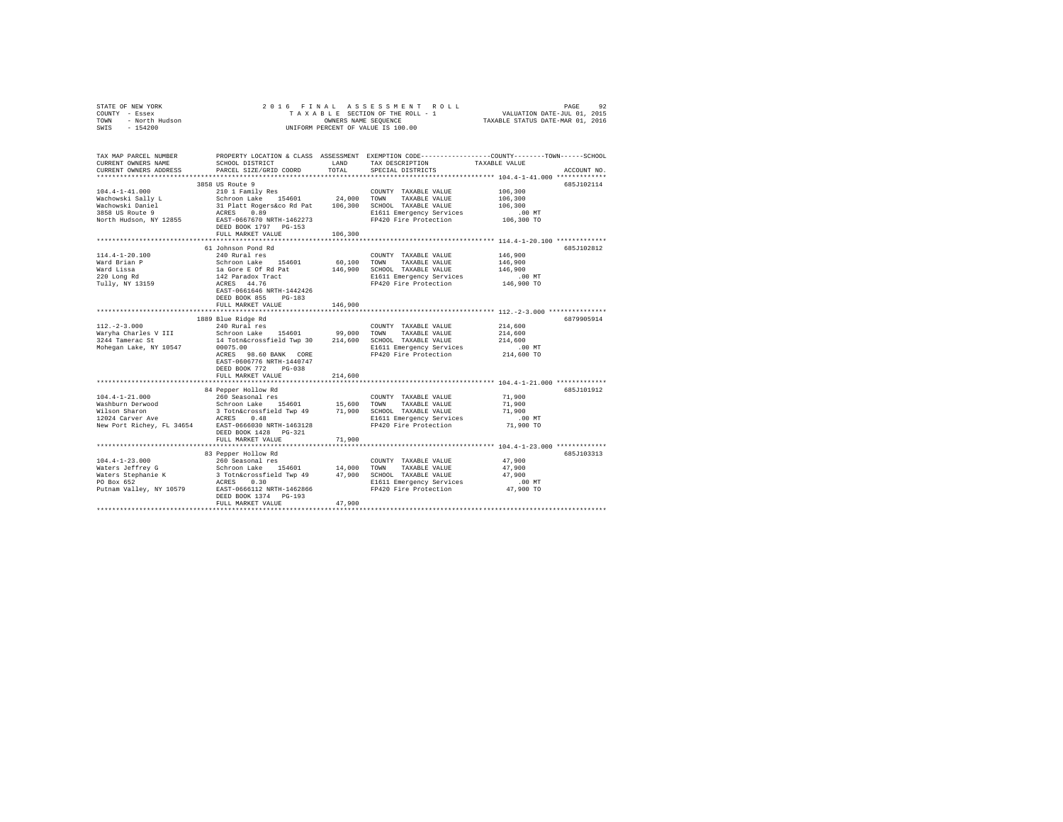STATE OF NEW YORK
COUNTY - Essex
TOWN - North Hudson
SWIS - 154200

2016 FINAL ASSESSMENT ROLL
TAXABLE SECTION OF THE ROLL - 1
OWNERS NAME SEQUENCE
UNIFORM PERCENT OF VALUE IS 100.00

VALUATION DATE-JUL 01, 2015
TAXABLE STATUS DATE-MAR 01, 2016

| TAX MAP PARCEL NUMBER / CURRENT OWNERS NAME / CURRENT OWNERS ADDRESS | PROPERTY LOCATION & CLASS / SCHOOL DISTRICT / PARCEL SIZE/GRID COORD | ASSESSMENT LAND | TOTAL | EXEMPTION CODE / TAX DESCRIPTION / SPECIAL DISTRICTS | COUNTY--------TOWN------SCHOOL TAXABLE VALUE | ACCOUNT NO. |
|---|---|---|---|---|---|---|
| **104.4-1-41.000** | 3858 US Route 9 | | | | | 685J102114 |
| 104.4-1-41.000 | 210 1 Family Res | | | COUNTY TAXABLE VALUE | 106,300 | |
| Wachowski Sally L | Schroon Lake 154601 | 24,000 | | TOWN TAXABLE VALUE | 106,300 | |
| Wachowski Daniel | 31 Platt Rogers&co Rd Pat | | 106,300 | SCHOOL TAXABLE VALUE | 106,300 | |
| 3858 US Route 9 | ACRES 0.89 | | | E1611 Emergency Services | .00 MT | |
| North Hudson, NY 12855 | EAST-0667670 NRTH-1462273 | | | FP420 Fire Protection | 106,300 TO | |
| | DEED BOOK 1797 PG-153 | | | | | |
| | FULL MARKET VALUE | | 106,300 | | | |
| **114.4-1-20.100** | 61 Johnson Pond Rd | | | | | 685J102812 |
| 114.4-1-20.100 | 240 Rural res | | | COUNTY TAXABLE VALUE | 146,900 | |
| Ward Brian P | Schroon Lake 154601 | 60,100 | | TOWN TAXABLE VALUE | 146,900 | |
| Ward Lissa | 1a Gore E Of Rd Pat | | 146,900 | SCHOOL TAXABLE VALUE | 146,900 | |
| 220 Long Rd | 142 Paradox Tract | | | E1611 Emergency Services | .00 MT | |
| Tully, NY 13159 | ACRES 44.76 | | | FP420 Fire Protection | 146,900 TO | |
| | EAST-0661646 NRTH-1442426 | | | | | |
| | DEED BOOK 855 PG-183 | | | | | |
| | FULL MARKET VALUE | | 146,900 | | | |
| **112.-2-3.000** | 1889 Blue Ridge Rd | | | | | 6879905914 |
| 112.-2-3.000 | 240 Rural res | | | COUNTY TAXABLE VALUE | 214,600 | |
| Waryha Charles V III | Schroon Lake 154601 | 99,000 | | TOWN TAXABLE VALUE | 214,600 | |
| 3244 Tamerac St | 14 Totn&crossfield Twp 30 | | 214,600 | SCHOOL TAXABLE VALUE | 214,600 | |
| Mohegan Lake, NY 10547 | 00075.00 | | | E1611 Emergency Services | .00 MT | |
| | ACRES 98.60 BANK CORE | | | FP420 Fire Protection | 214,600 TO | |
| | EAST-0606776 NRTH-1440747 | | | | | |
| | DEED BOOK 772 PG-038 | | | | | |
| | FULL MARKET VALUE | | 214,600 | | | |
| **104.4-1-21.000** | 84 Pepper Hollow Rd | | | | | 685J101912 |
| 104.4-1-21.000 | 260 Seasonal res | | | COUNTY TAXABLE VALUE | 71,900 | |
| Washburn Derwood | Schroon Lake 154601 | 15,600 | | TOWN TAXABLE VALUE | 71,900 | |
| Wilson Sharon | 3 Totn&crossfield Twp 49 | | 71,900 | SCHOOL TAXABLE VALUE | 71,900 | |
| 12024 Carver Ave | ACRES 0.48 | | | E1611 Emergency Services | .00 MT | |
| New Port Richey, FL 34654 | EAST-0666030 NRTH-1463128 | | | FP420 Fire Protection | 71,900 TO | |
| | DEED BOOK 1428 PG-321 | | | | | |
| | FULL MARKET VALUE | | 71,900 | | | |
| **104.4-1-23.000** | 83 Pepper Hollow Rd | | | | | 685J103313 |
| 104.4-1-23.000 | 260 Seasonal res | | | COUNTY TAXABLE VALUE | 47,900 | |
| Waters Jeffrey G | Schroon Lake 154601 | 14,000 | | TOWN TAXABLE VALUE | 47,900 | |
| Waters Stephanie K | 3 Totn&crossfield Twp 49 | | 47,900 | SCHOOL TAXABLE VALUE | 47,900 | |
| PO Box 652 | ACRES 0.30 | | | E1611 Emergency Services | .00 MT | |
| Putnam Valley, NY 10579 | EAST-0666112 NRTH-1462866 | | | FP420 Fire Protection | 47,900 TO | |
| | DEED BOOK 1374 PG-193 | | | | | |
| | FULL MARKET VALUE | | 47,900 | | | |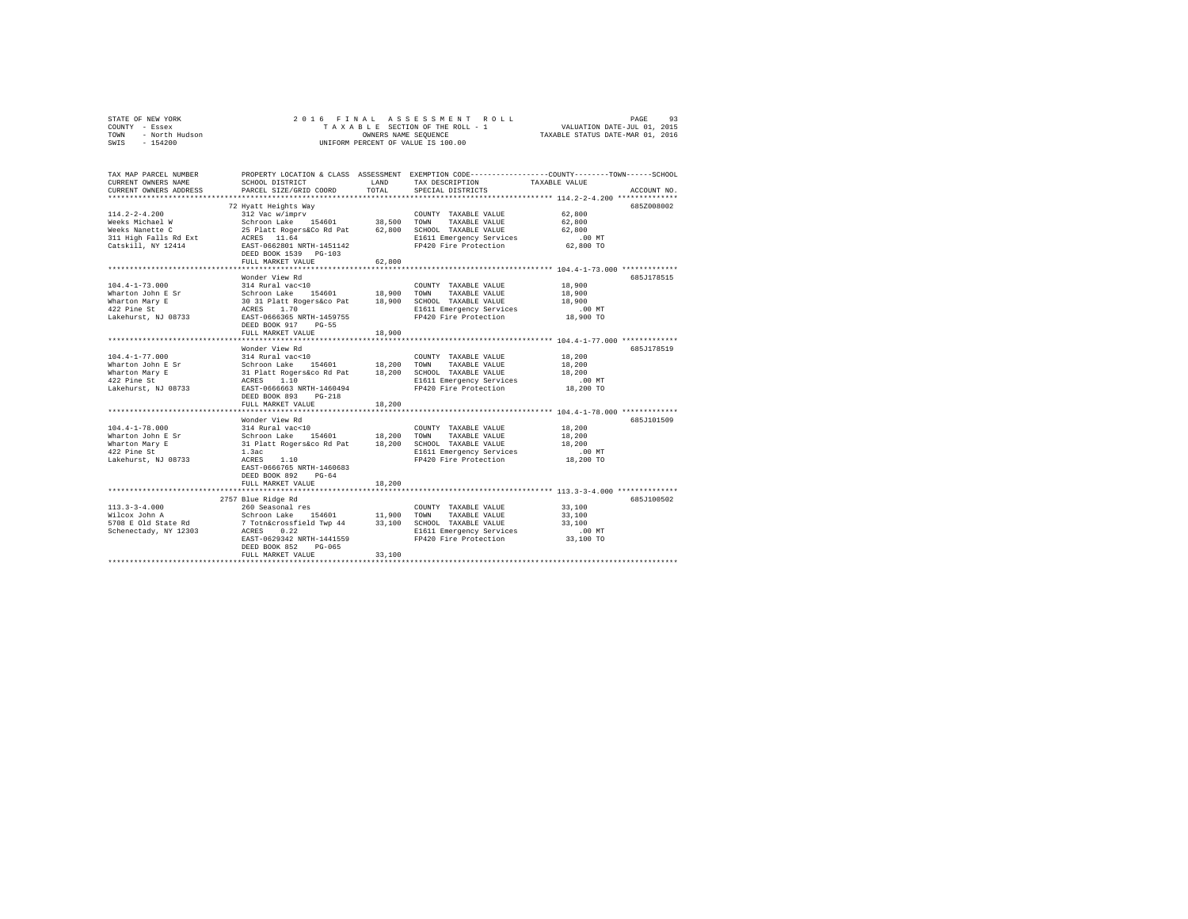STATE OF NEW YORK
COUNTY - Essex
TOWN - North Hudson
SWIS - 154200

2016 FINAL ASSESSMENT ROLL
TAXABLE SECTION OF THE ROLL - 1
OWNERS NAME SEQUENCE
UNIFORM PERCENT OF VALUE IS 100.00

VALUATION DATE-JUL 01, 2015
TAXABLE STATUS DATE-MAR 01, 2016

| TAX MAP PARCEL NUMBER / CURRENT OWNERS NAME / CURRENT OWNERS ADDRESS | PROPERTY LOCATION & CLASS / SCHOOL DISTRICT / PARCEL SIZE/GRID COORD | ASSESSMENT LAND | TOTAL | EXEMPTION CODE / TAX DESCRIPTION / SPECIAL DISTRICTS | COUNTY / TOWN / SCHOOL TAXABLE VALUE | ACCOUNT NO. |
|---|---|---|---|---|---|---|
| **114.2-2-4.200** | 72 Hyatt Heights Way | | | | | 685Z008002 |
| 114.2-2-4.200 | 312 Vac w/imprv | | | COUNTY TAXABLE VALUE | 62,800 | |
| Weeks Michael W | Schroon Lake 154601 | 38,500 | | TOWN TAXABLE VALUE | 62,800 | |
| Weeks Nanette C | 25 Platt Rogers&Co Rd Pat | | 62,800 | SCHOOL TAXABLE VALUE | 62,800 | |
| 311 High Falls Rd Ext | ACRES 11.64 | | | E1611 Emergency Services | .00 MT | |
| Catskill, NY 12414 | EAST-0662801 NRTH-1451142 | | | FP420 Fire Protection | 62,800 TO | |
| | DEED BOOK 1539 PG-103 | | | | | |
| | FULL MARKET VALUE | | 62,800 | | | |
| **104.4-1-73.000** | Wonder View Rd | | | | | 685J178515 |
| 104.4-1-73.000 | 314 Rural vac<10 | | | COUNTY TAXABLE VALUE | 18,900 | |
| Wharton John E Sr | Schroon Lake 154601 | 18,900 | | TOWN TAXABLE VALUE | 18,900 | |
| Wharton Mary E | 30 31 Platt Rogers&co Pat | | 18,900 | SCHOOL TAXABLE VALUE | 18,900 | |
| 422 Pine St | ACRES 1.70 | | | E1611 Emergency Services | .00 MT | |
| Lakehurst, NJ 08733 | EAST-0666365 NRTH-1459755 | | | FP420 Fire Protection | 18,900 TO | |
| | DEED BOOK 917 PG-55 | | | | | |
| | FULL MARKET VALUE | | 18,900 | | | |
| **104.4-1-77.000** | Wonder View Rd | | | | | 685J178519 |
| 104.4-1-77.000 | 314 Rural vac<10 | | | COUNTY TAXABLE VALUE | 18,200 | |
| Wharton John E Sr | Schroon Lake 154601 | 18,200 | | TOWN TAXABLE VALUE | 18,200 | |
| Wharton Mary E | 31 Platt Rogers&co Rd Pat | | 18,200 | SCHOOL TAXABLE VALUE | 18,200 | |
| 422 Pine St | ACRES 1.10 | | | E1611 Emergency Services | .00 MT | |
| Lakehurst, NJ 08733 | EAST-0666663 NRTH-1460494 | | | FP420 Fire Protection | 18,200 TO | |
| | DEED BOOK 893 PG-218 | | | | | |
| | FULL MARKET VALUE | | 18,200 | | | |
| **104.4-1-78.000** | Wonder View Rd | | | | | 685J101509 |
| 104.4-1-78.000 | 314 Rural vac<10 | | | COUNTY TAXABLE VALUE | 18,200 | |
| Wharton John E Sr | Schroon Lake 154601 | 18,200 | | TOWN TAXABLE VALUE | 18,200 | |
| Wharton Mary E | 31 Platt Rogers&co Rd Pat | | 18,200 | SCHOOL TAXABLE VALUE | 18,200 | |
| 422 Pine St | 1.3ac | | | E1611 Emergency Services | .00 MT | |
| Lakehurst, NJ 08733 | ACRES 1.10 | | | FP420 Fire Protection | 18,200 TO | |
| | EAST-0666765 NRTH-1460683 | | | | | |
| | DEED BOOK 892 PG-64 | | | | | |
| | FULL MARKET VALUE | | 18,200 | | | |
| **113.3-3-4.000** | 2757 Blue Ridge Rd | | | | | 685J100502 |
| 113.3-3-4.000 | 260 Seasonal res | | | COUNTY TAXABLE VALUE | 33,100 | |
| Wilcox John A | Schroon Lake 154601 | 11,900 | | TOWN TAXABLE VALUE | 33,100 | |
| 5708 E Old State Rd | 7 Totn&crossfield Twp 44 | | 33,100 | SCHOOL TAXABLE VALUE | 33,100 | |
| Schenectady, NY 12303 | ACRES 0.22 | | | E1611 Emergency Services | .00 MT | |
| | EAST-0629342 NRTH-1441559 | | | FP420 Fire Protection | 33,100 TO | |
| | DEED BOOK 852 PG-065 | | | | | |
| | FULL MARKET VALUE | | 33,100 | | | |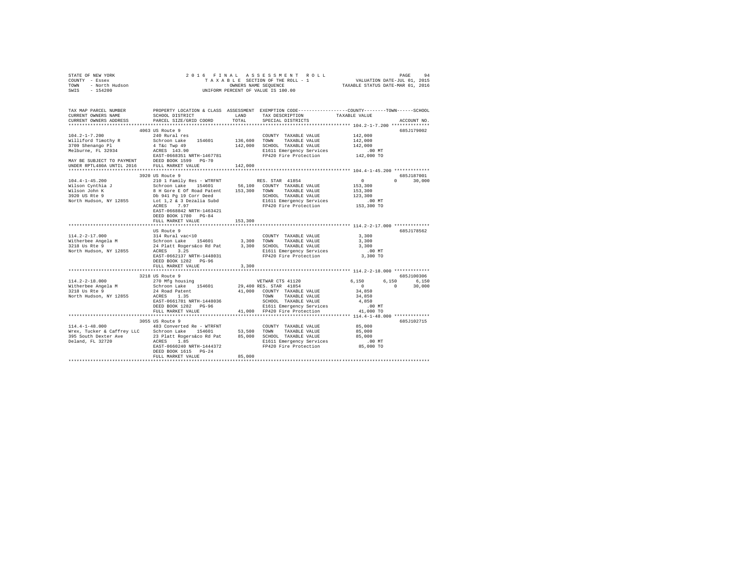STATE OF NEW YORK
COUNTY - Essex
TOWN - North Hudson
SWIS - 154200

2016 FINAL ASSESSMENT ROLL
TAXABLE SECTION OF THE ROLL - 1
OWNERS NAME SEQUENCE
UNIFORM PERCENT OF VALUE IS 100.00

VALUATION DATE-JUL 01, 2015
TAXABLE STATUS DATE-MAR 01, 2016

```
TAX MAP PARCEL NUMBER          PROPERTY LOCATION & CLASS  ASSESSMENT  EXEMPTION CODE------------------COUNTY--------TOWN------SCHOOL
CURRENT OWNERS NAME            SCHOOL DISTRICT               LAND      TAX DESCRIPTION            TAXABLE VALUE
CURRENT OWNERS ADDRESS         PARCEL SIZE/GRID COORD        TOTAL     SPECIAL DISTRICTS                                   ACCOUNT NO.
******************************************************************************************************* 104.2-1-7.200 **************
                           4063 US Route 9                                                                               685J179002
104.2-1-7.200                  240 Rural res                            COUNTY  TAXABLE VALUE         142,000
Williford Timothy R            Schroon Lake   154601       136,600      TOWN    TAXABLE VALUE         142,000
3709 Shenango Pl               4 T&c Twp 49                142,000      SCHOOL  TAXABLE VALUE         142,000
Melburne, FL 32934             ACRES  143.90                            E1611 Emergency Services          .00 MT
                               EAST-0668351 NRTH-1467781                FP420 Fire Protection         142,000 TO
MAY BE SUBJECT TO PAYMENT      DEED BOOK 1599   PG-70
UNDER RPTL480A UNTIL 2016      FULL MARKET VALUE           142,000
******************************************************************************************************* 104.4-1-45.200 *************
                           3920 US Route 9                                                                               685J187001
104.4-1-45.200                 210 1 Family Res - WTRFNT               RES. STAR 41854                  0             0      30,000
Wilson Cynthia J               Schroon Lake   154601        56,100      COUNTY  TAXABLE VALUE         153,300
Wilson John K                  8 H Gore E Of Road Patent   153,300      TOWN    TAXABLE VALUE         153,300
3920 US Rte 9                  Db 941 Pg 19 Corr Deed                   SCHOOL  TAXABLE VALUE         123,300
North Hudson, NY 12855         Lot 1,2 & 3 Dezalia Subd                 E1611 Emergency Services          .00 MT
                               ACRES    7.97                            FP420 Fire Protection         153,300 TO
                               EAST-0668842 NRTH-1463421
                               DEED BOOK 1780   PG-84
                               FULL MARKET VALUE           153,300
******************************************************************************************************* 114.2-2-17.000 *************
                               US Route 9                                                                                685J178562
114.2-2-17.000                 314 Rural vac<10                         COUNTY  TAXABLE VALUE           3,300
Witherbee Angela M             Schroon Lake   154601         3,300      TOWN    TAXABLE VALUE           3,300
3218 Us Rte 9                  24 Platt Rogers&co Rd Pat     3,300      SCHOOL  TAXABLE VALUE           3,300
North Hudson, NY 12855         ACRES    3.25                            E1611 Emergency Services          .00 MT
                               EAST-0662137 NRTH-1448031                FP420 Fire Protection           3,300 TO
                               DEED BOOK 1282   PG-96
                               FULL MARKET VALUE             3,300
******************************************************************************************************* 114.2-2-18.000 *************
                           3218 US Route 9                                                                               685J100306
114.2-2-18.000                 270 Mfg housing                         VETWAR CTS 41120             6,150         6,150       6,150
Witherbee Angela M             Schroon Lake   154601        29,400 RES. STAR 41854                  0             0      30,000
3218 Us Rte 9                  24 Road Patent               41,000      COUNTY  TAXABLE VALUE          34,850
North Hudson, NY 12855         ACRES    1.35                            TOWN    TAXABLE VALUE          34,850
                               EAST-0661781 NRTH-1448036                SCHOOL  TAXABLE VALUE           4,850
                               DEED BOOK 1282   PG-96                   E1611 Emergency Services          .00 MT
                               FULL MARKET VALUE            41,000      FP420 Fire Protection          41,000 TO
******************************************************************************************************* 114.4-1-48.000 *************
                           3055 US Route 9                                                                               685J102715
114.4-1-48.000                 483 Converted Re - WTRFNT                COUNTY  TAXABLE VALUE          85,000
Wrex, Tucker & Caffrey LLC     Schroon Lake   154601        53,500      TOWN    TAXABLE VALUE          85,000
395 South Dexter Ave           23 Platt Rogers&co Rd Pat    85,000      SCHOOL  TAXABLE VALUE          85,000
Deland, FL 32720               ACRES    1.85                            E1611 Emergency Services          .00 MT
                               EAST-0660240 NRTH-1444372                FP420 Fire Protection          85,000 TO
                               DEED BOOK 1615   PG-24
                               FULL MARKET VALUE            85,000
************************************************************************************************************************************
```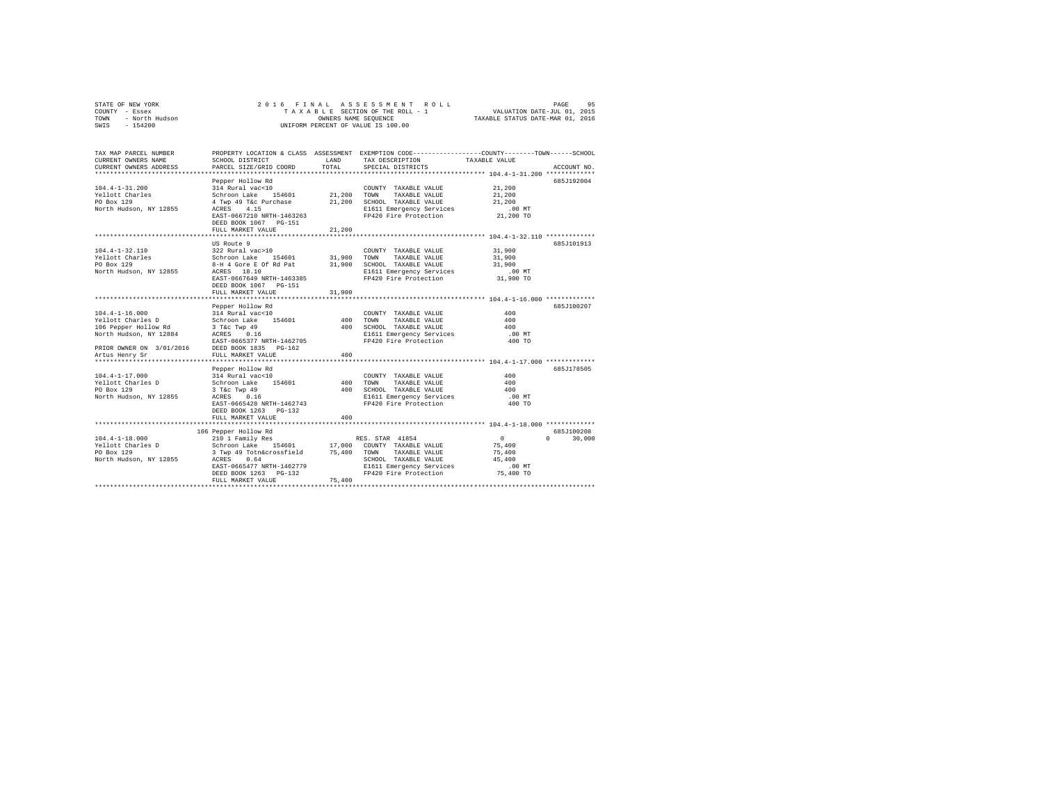STATE OF NEW YORK | 2016 FINAL ASSESSMENT ROLL | VALUATION DATE-JUL 01, 2015
COUNTY - Essex | TAXABLE SECTION OF THE ROLL - 1 | TAXABLE STATUS DATE-MAR 01, 2016
TOWN - North Hudson | OWNERS NAME SEQUENCE
SWIS - 154200 | UNIFORM PERCENT OF VALUE IS 100.00

```
TAX MAP PARCEL NUMBER      PROPERTY LOCATION & CLASS  ASSESSMENT  EXEMPTION CODE-----------------COUNTY--------TOWN------SCHOOL
CURRENT OWNERS NAME        SCHOOL DISTRICT               LAND      TAX DESCRIPTION            TAXABLE VALUE
CURRENT OWNERS ADDRESS     PARCEL SIZE/GRID COORD        TOTAL     SPECIAL DISTRICTS                                 ACCOUNT NO.
******************************************************************************************* 104.4-1-31.200 *************
                           Pepper Hollow Rd                                                                    685J192004
104.4-1-31.200             314 Rural vac<10                        COUNTY  TAXABLE VALUE          21,200
Yellott Charles            Schroon Lake   154601       21,200      TOWN    TAXABLE VALUE          21,200
PO Box 129                 4 Twp 49 T&c Purchase       21,200      SCHOOL  TAXABLE VALUE          21,200
North Hudson, NY 12855     ACRES    4.15                           E1611 Emergency Services          .00 MT
                           EAST-0667210 NRTH-1463263               FP420 Fire Protection          21,200 TO
                           DEED BOOK 1067   PG-151
                           FULL MARKET VALUE           21,200
******************************************************************************************* 104.4-1-32.110 *************
                           US Route 9                                                                          685J101913
104.4-1-32.110             322 Rural vac>10                        COUNTY  TAXABLE VALUE          31,900
Yellott Charles            Schroon Lake   154601       31,900      TOWN    TAXABLE VALUE          31,900
PO Box 129                 8-H 4 Gore E Of Rd Pat      31,900      SCHOOL  TAXABLE VALUE          31,900
North Hudson, NY 12855     ACRES   18.10                           E1611 Emergency Services          .00 MT
                           EAST-0667649 NRTH-1463385               FP420 Fire Protection          31,900 TO
                           DEED BOOK 1067   PG-151
                           FULL MARKET VALUE           31,900
******************************************************************************************* 104.4-1-16.000 *************
                           Pepper Hollow Rd                                                                    685J100207
104.4-1-16.000             314 Rural vac<10                        COUNTY  TAXABLE VALUE             400
Yellott Charles D          Schroon Lake   154601          400      TOWN    TAXABLE VALUE             400
106 Pepper Hollow Rd       3 T&c Twp 49                   400      SCHOOL  TAXABLE VALUE             400
North Hudson, NY 12884     ACRES    0.16                           E1611 Emergency Services          .00 MT
                           EAST-0665377 NRTH-1462705               FP420 Fire Protection             400 TO
PRIOR OWNER ON 3/01/2016   DEED BOOK 1835   PG-162
Artus Henry Sr             FULL MARKET VALUE              400
******************************************************************************************* 104.4-1-17.000 *************
                           Pepper Hollow Rd                                                                    685J178505
104.4-1-17.000             314 Rural vac<10                        COUNTY  TAXABLE VALUE             400
Yellott Charles D          Schroon Lake   154601          400      TOWN    TAXABLE VALUE             400
PO Box 129                 3 T&c Twp 49                   400      SCHOOL  TAXABLE VALUE             400
North Hudson, NY 12855     ACRES    0.16                           E1611 Emergency Services          .00 MT
                           EAST-0665428 NRTH-1462743               FP420 Fire Protection             400 TO
                           DEED BOOK 1263   PG-132
                           FULL MARKET VALUE              400
******************************************************************************************* 104.4-1-18.000 *************
                           106 Pepper Hollow Rd                                                                685J100208
104.4-1-18.000             210 1 Family Res                        RES. STAR  41854                   0             0     30,000
Yellott Charles D          Schroon Lake   154601       17,000      COUNTY  TAXABLE VALUE          75,400
PO Box 129                 3 Twp 49 Totn&crossfield    75,400      TOWN    TAXABLE VALUE          75,400
North Hudson, NY 12855     ACRES    0.64                           SCHOOL  TAXABLE VALUE          45,400
                           EAST-0665477 NRTH-1462779               E1611 Emergency Services          .00 MT
                           DEED BOOK 1263   PG-132                 FP420 Fire Protection          75,400 TO
                           FULL MARKET VALUE           75,400
************************************************************************************************************************
```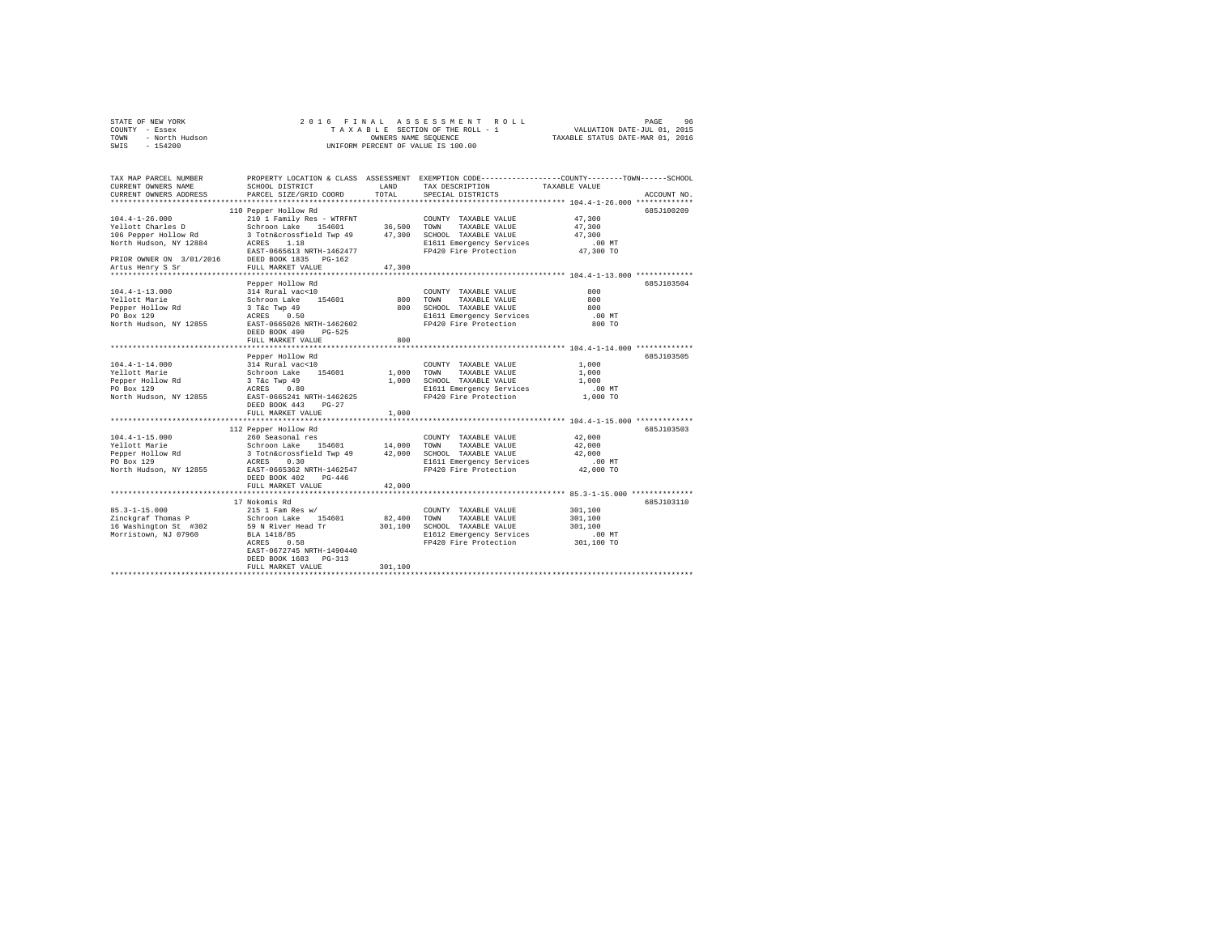STATE OF NEW YORK &nbsp;&nbsp;&nbsp;&nbsp;&nbsp;&nbsp;&nbsp;&nbsp;&nbsp; 2016 FINAL ASSESSMENT ROLL
COUNTY - Essex &nbsp;&nbsp;&nbsp;&nbsp;&nbsp;&nbsp;&nbsp;&nbsp;&nbsp; TAXABLE SECTION OF THE ROLL - 1 &nbsp;&nbsp;&nbsp;&nbsp;&nbsp;&nbsp;&nbsp;&nbsp;&nbsp; VALUATION DATE-JUL 01, 2015
TOWN - North Hudson &nbsp;&nbsp;&nbsp;&nbsp;&nbsp;&nbsp;&nbsp;&nbsp;&nbsp; OWNERS NAME SEQUENCE &nbsp;&nbsp;&nbsp;&nbsp;&nbsp;&nbsp;&nbsp;&nbsp;&nbsp; TAXABLE STATUS DATE-MAR 01, 2016
SWIS - 154200 &nbsp;&nbsp;&nbsp;&nbsp;&nbsp;&nbsp;&nbsp;&nbsp;&nbsp; UNIFORM PERCENT OF VALUE IS 100.00

| TAX MAP PARCEL NUMBER / CURRENT OWNERS NAME / CURRENT OWNERS ADDRESS | PROPERTY LOCATION & CLASS / SCHOOL DISTRICT / PARCEL SIZE/GRID COORD | ASSESSMENT LAND / TOTAL | EXEMPTION CODE / TAX DESCRIPTION / SPECIAL DISTRICTS | COUNTY--------TOWN------SCHOOL TAXABLE VALUE | ACCOUNT NO. |
|---|---|---|---|---|---|
| **104.4-1-26.000** | 110 Pepper Hollow Rd | | | | 685J100209 |
| 104.4-1-26.000 | 210 1 Family Res - WTRFNT | | COUNTY TAXABLE VALUE | 47,300 | |
| Yellott Charles D | Schroon Lake 154601 | 36,500 | TOWN TAXABLE VALUE | 47,300 | |
| 106 Pepper Hollow Rd | 3 Totn&crossfield Twp 49 | 47,300 | SCHOOL TAXABLE VALUE | 47,300 | |
| North Hudson, NY 12884 | ACRES 1.18 | | E1611 Emergency Services | .00 MT | |
| | EAST-0665613 NRTH-1462477 | | FP420 Fire Protection | 47,300 TO | |
| PRIOR OWNER ON 3/01/2016 | DEED BOOK 1835 PG-162 | | | | |
| Artus Henry S Sr | FULL MARKET VALUE | 47,300 | | | |
| **104.4-1-13.000** | Pepper Hollow Rd | | | | 685J103504 |
| 104.4-1-13.000 | 314 Rural vac<10 | | COUNTY TAXABLE VALUE | 800 | |
| Yellott Marie | Schroon Lake 154601 | 800 | TOWN TAXABLE VALUE | 800 | |
| Pepper Hollow Rd | 3 T&c Twp 49 | 800 | SCHOOL TAXABLE VALUE | 800 | |
| PO Box 129 | ACRES 0.50 | | E1611 Emergency Services | .00 MT | |
| North Hudson, NY 12855 | EAST-0665026 NRTH-1462602 | | FP420 Fire Protection | 800 TO | |
| | DEED BOOK 490 PG-525 | | | | |
| | FULL MARKET VALUE | 800 | | | |
| **104.4-1-14.000** | Pepper Hollow Rd | | | | 685J103505 |
| 104.4-1-14.000 | 314 Rural vac<10 | | COUNTY TAXABLE VALUE | 1,000 | |
| Yellott Marie | Schroon Lake 154601 | 1,000 | TOWN TAXABLE VALUE | 1,000 | |
| Pepper Hollow Rd | 3 T&c Twp 49 | 1,000 | SCHOOL TAXABLE VALUE | 1,000 | |
| PO Box 129 | ACRES 0.80 | | E1611 Emergency Services | .00 MT | |
| North Hudson, NY 12855 | EAST-0665241 NRTH-1462625 | | FP420 Fire Protection | 1,000 TO | |
| | DEED BOOK 443 PG-27 | | | | |
| | FULL MARKET VALUE | 1,000 | | | |
| **104.4-1-15.000** | 112 Pepper Hollow Rd | | | | 685J103503 |
| 104.4-1-15.000 | 260 Seasonal res | | COUNTY TAXABLE VALUE | 42,000 | |
| Yellott Marie | Schroon Lake 154601 | 14,000 | TOWN TAXABLE VALUE | 42,000 | |
| Pepper Hollow Rd | 3 Totn&crossfield Twp 49 | 42,000 | SCHOOL TAXABLE VALUE | 42,000 | |
| PO Box 129 | ACRES 0.30 | | E1611 Emergency Services | .00 MT | |
| North Hudson, NY 12855 | EAST-0665362 NRTH-1462547 | | FP420 Fire Protection | 42,000 TO | |
| | DEED BOOK 402 PG-446 | | | | |
| | FULL MARKET VALUE | 42,000 | | | |
| **85.3-1-15.000** | 17 Nokomis Rd | | | | 685J103110 |
| 85.3-1-15.000 | 215 1 Fam Res w/ | | COUNTY TAXABLE VALUE | 301,100 | |
| Zinckgraf Thomas P | Schroon Lake 154601 | 82,400 | TOWN TAXABLE VALUE | 301,100 | |
| 16 Washington St #302 | 59 N River Head Tr | 301,100 | SCHOOL TAXABLE VALUE | 301,100 | |
| Morristown, NJ 07960 | BLA 1418/85 | | E1612 Emergency Services | .00 MT | |
| | ACRES 0.58 | | FP420 Fire Protection | 301,100 TO | |
| | EAST-0672745 NRTH-1490440 | | | | |
| | DEED BOOK 1683 PG-313 | | | | |
| | FULL MARKET VALUE | 301,100 | | | |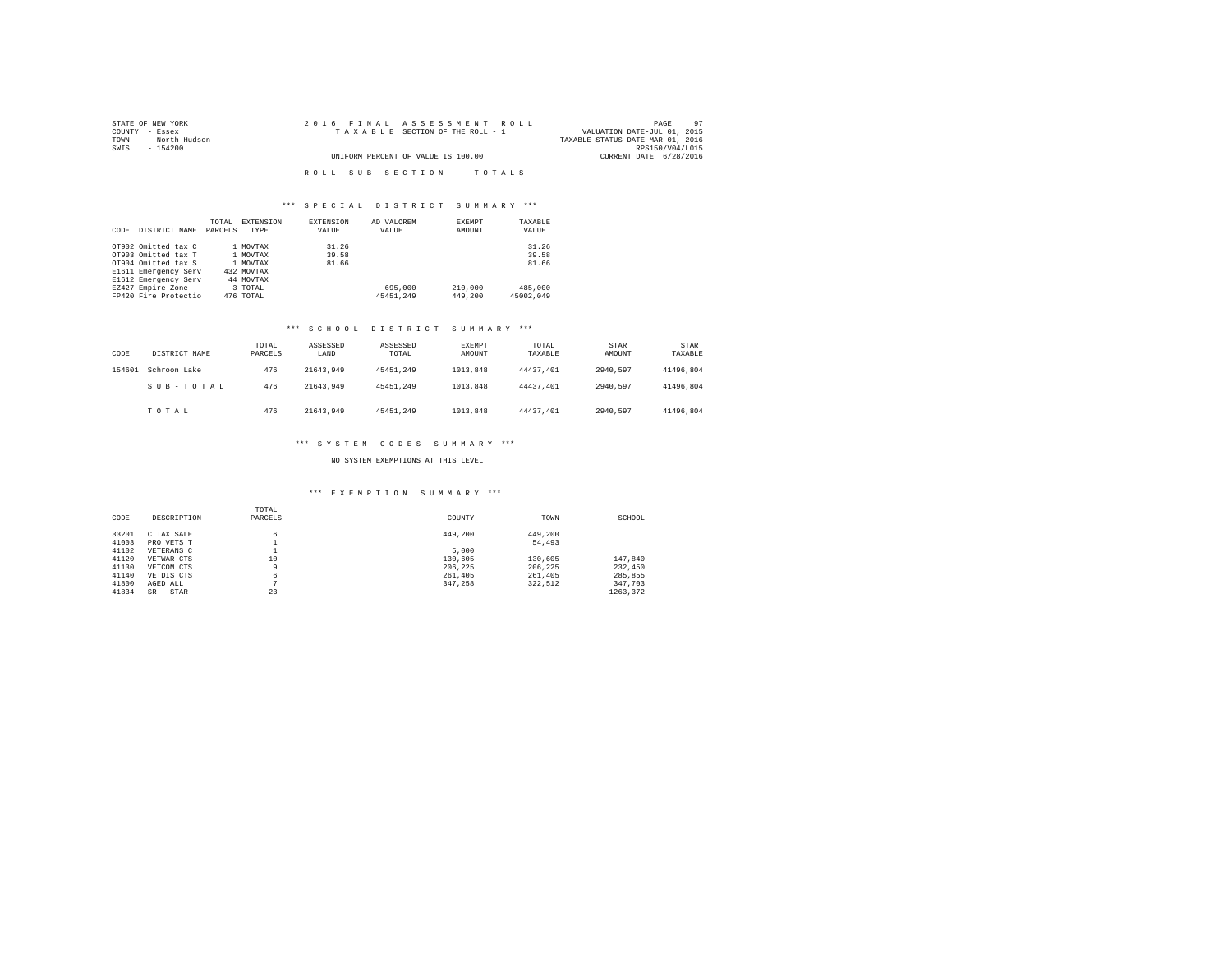STATE OF NEW YORK
COUNTY - Essex
TOWN - North Hudson
SWIS - 154200

# 2016 FINAL ASSESSMENT ROLL

TAXABLE SECTION OF THE ROLL - 1

UNIFORM PERCENT OF VALUE IS 100.00

VALUATION DATE-JUL 01, 2015
TAXABLE STATUS DATE-MAR 01, 2016
RPS150/V04/L015
CURRENT DATE 6/28/2016

## ROLL SUB SECTION- - TOTALS

### *** SPECIAL DISTRICT SUMMARY ***

| CODE | DISTRICT NAME | TOTAL PARCELS | EXTENSION TYPE | EXTENSION VALUE | AD VALOREM VALUE | EXEMPT AMOUNT | TAXABLE VALUE |
|---|---|---|---|---|---|---|---|
| OT902 | Omitted tax C | 1 | MOVTAX | 31.26 | | | 31.26 |
| OT903 | Omitted tax T | 1 | MOVTAX | 39.58 | | | 39.58 |
| OT904 | Omitted tax S | 1 | MOVTAX | 81.66 | | | 81.66 |
| E1611 | Emergency Serv | 432 | MOVTAX | | | | |
| E1612 | Emergency Serv | 44 | MOVTAX | | | | |
| EZ427 | Empire Zone | 3 | TOTAL | | 695,000 | 210,000 | 485,000 |
| FP420 | Fire Protectio | 476 | TOTAL | | 45451,249 | 449,200 | 45002,049 |

### *** SCHOOL DISTRICT SUMMARY ***

| CODE | DISTRICT NAME | TOTAL PARCELS | ASSESSED LAND | ASSESSED TOTAL | EXEMPT AMOUNT | TOTAL TAXABLE | STAR AMOUNT | STAR TAXABLE |
|---|---|---|---|---|---|---|---|---|
| 154601 | Schroon Lake | 476 | 21643,949 | 45451,249 | 1013,848 | 44437,401 | 2940,597 | 41496,804 |
| | SUB-TOTAL | 476 | 21643,949 | 45451,249 | 1013,848 | 44437,401 | 2940,597 | 41496,804 |
| | TOTAL | 476 | 21643,949 | 45451,249 | 1013,848 | 44437,401 | 2940,597 | 41496,804 |

### *** SYSTEM CODES SUMMARY ***

NO SYSTEM EXEMPTIONS AT THIS LEVEL

### *** EXEMPTION SUMMARY ***

| CODE | DESCRIPTION | TOTAL PARCELS | COUNTY | TOWN | SCHOOL |
|---|---|---|---|---|---|
| 33201 | C TAX SALE | 6 | 449,200 | 449,200 | |
| 41003 | PRO VETS T | 1 | | 54,493 | |
| 41102 | VETERANS C | 1 | 5,000 | | |
| 41120 | VETWAR CTS | 10 | 130,605 | 130,605 | 147,840 |
| 41130 | VETCOM CTS | 9 | 206,225 | 206,225 | 232,450 |
| 41140 | VETDIS CTS | 6 | 261,405 | 261,405 | 285,855 |
| 41800 | AGED ALL | 7 | 347,258 | 322,512 | 347,703 |
| 41834 | SR STAR | 23 | | | 1263,372 |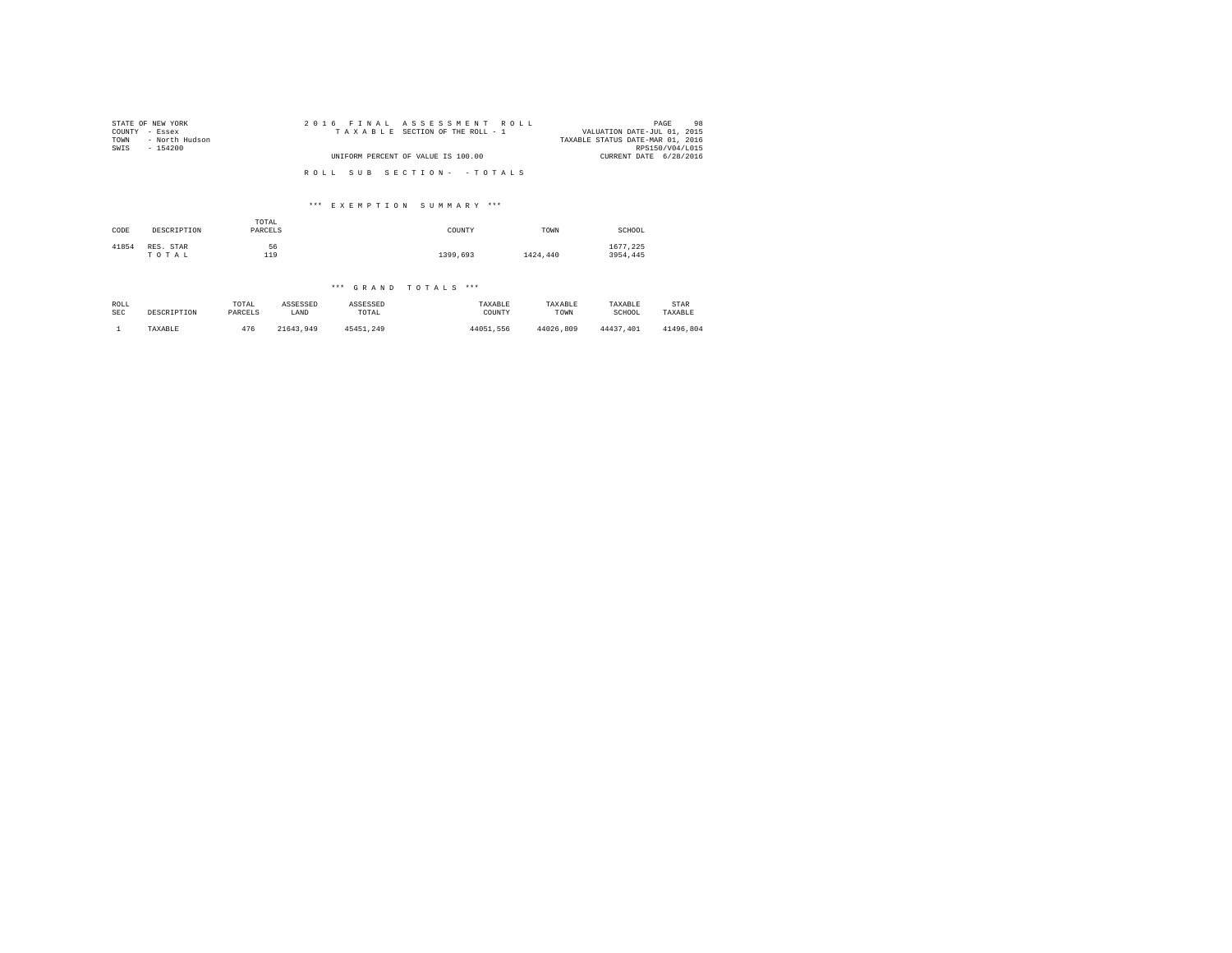STATE OF NEW YORK
COUNTY - Essex
TOWN - North Hudson
SWIS - 154200

2016 FINAL ASSESSMENT ROLL
TAXABLE SECTION OF THE ROLL - 1
UNIFORM PERCENT OF VALUE IS 100.00

VALUATION DATE-JUL 01, 2015
TAXABLE STATUS DATE-MAR 01, 2016
RPS150/V04/L015
CURRENT DATE 6/28/2016

ROLL SUB SECTION- - TOTALS

*** EXEMPTION SUMMARY ***

| CODE | DESCRIPTION | TOTAL PARCELS | COUNTY | TOWN | SCHOOL |
|---|---|---|---|---|---|
| 41854 | RES. STAR | 56 | | | 1677,225 |
| | TOTAL | 119 | 1399,693 | 1424,440 | 3954,445 |

*** GRAND TOTALS ***

| ROLL SEC | DESCRIPTION | TOTAL PARCELS | ASSESSED LAND | ASSESSED TOTAL | TAXABLE COUNTY | TAXABLE TOWN | TAXABLE SCHOOL | STAR TAXABLE |
|---|---|---|---|---|---|---|---|---|
| 1 | TAXABLE | 476 | 21643,949 | 45451,249 | 44051,556 | 44026,809 | 44437,401 | 41496,804 |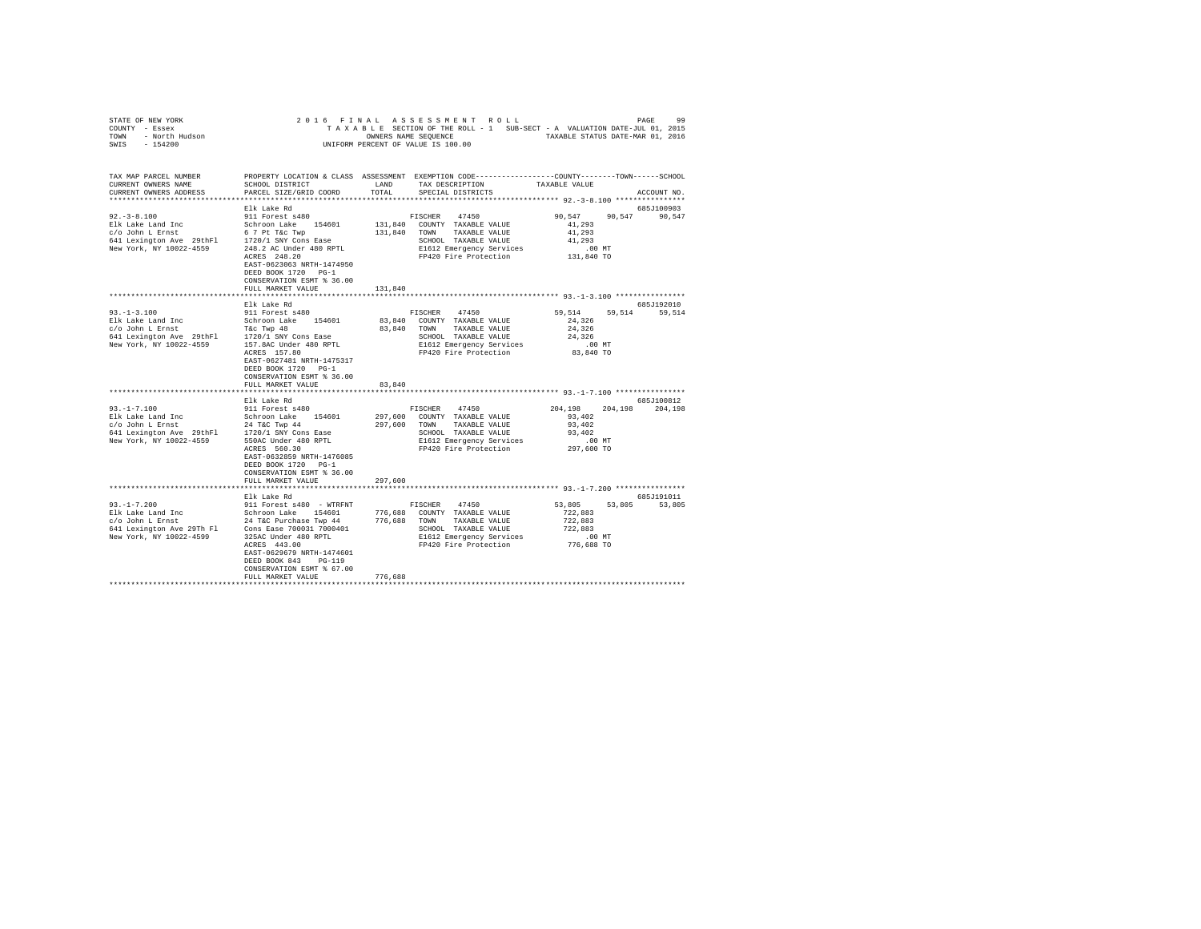```
STATE OF NEW YORK              2 0 1 6   F I N A L   A S S E S S M E N T   R O L L                     PAGE    99
COUNTY  - Essex                  T A X A B L E SECTION OF THE ROLL - 1   SUB-SECT - A  VALUATION DATE-JUL 01, 2015
TOWN    - North Hudson                       OWNERS NAME SEQUENCE               TAXABLE STATUS DATE-MAR 01, 2016
SWIS    - 154200                        UNIFORM PERCENT OF VALUE IS 100.00

TAX MAP PARCEL NUMBER          PROPERTY LOCATION & CLASS  ASSESSMENT  EXEMPTION CODE-----------------COUNTY--------TOWN------SCHOOL
CURRENT OWNERS NAME            SCHOOL DISTRICT             LAND      TAX DESCRIPTION             TAXABLE VALUE
CURRENT OWNERS ADDRESS         PARCEL SIZE/GRID COORD      TOTAL     SPECIAL DISTRICTS                                  ACCOUNT NO.
******************************************************************************************************* 92.-3-8.100 ****************
                               Elk Lake Rd                                                                            685J100903
92.-3-8.100                    911 Forest s480                      FISCHER   47450            90,547     90,547     90,547
Elk Lake Land Inc              Schroon Lake   154601      131,840   COUNTY  TAXABLE VALUE        41,293
c/o John L Ernst               6 7 Pt T&c Twp             131,840   TOWN    TAXABLE VALUE        41,293
641 Lexington Ave  29thFl      1720/1 SNY Cons Ease                 SCHOOL  TAXABLE VALUE        41,293
New York, NY 10022-4559        248.2 AC Under 480 RPTL              E1612 Emergency Services         .00 MT
                               ACRES  248.20                        FP420 Fire Protection        131,840 TO
                               EAST-0623063 NRTH-1474950
                               DEED BOOK 1720   PG-1
                               CONSERVATION ESMT % 36.00
                               FULL MARKET VALUE          131,840
******************************************************************************************************* 93.-1-3.100 ****************
                               Elk Lake Rd                                                                            685J192010
93.-1-3.100                    911 Forest s480                      FISCHER   47450            59,514     59,514     59,514
Elk Lake Land Inc              Schroon Lake   154601       83,840   COUNTY  TAXABLE VALUE        24,326
c/o John L Ernst               T&c Twp 48                  83,840   TOWN    TAXABLE VALUE        24,326
641 Lexington Ave  29thFl      1720/1 SNY Cons Ease                 SCHOOL  TAXABLE VALUE        24,326
New York, NY 10022-4559        157.8AC Under 480 RPTL               E1612 Emergency Services         .00 MT
                               ACRES  157.80                        FP420 Fire Protection         83,840 TO
                               EAST-0627481 NRTH-1475317
                               DEED BOOK 1720   PG-1
                               CONSERVATION ESMT % 36.00
                               FULL MARKET VALUE           83,840
******************************************************************************************************* 93.-1-7.100 ****************
                               Elk Lake Rd                                                                            685J100812
93.-1-7.100                    911 Forest s480                      FISCHER   47450           204,198    204,198    204,198
Elk Lake Land Inc              Schroon Lake   154601      297,600   COUNTY  TAXABLE VALUE        93,402
c/o John L Ernst               24 T&C Twp 44              297,600   TOWN    TAXABLE VALUE        93,402
641 Lexington Ave  29thFl      1720/1 SNY Cons Ease                 SCHOOL  TAXABLE VALUE        93,402
New York, NY 10022-4559        550AC Under 480 RPTL                 E1612 Emergency Services         .00 MT
                               ACRES  560.30                        FP420 Fire Protection        297,600 TO
                               EAST-0632859 NRTH-1476085
                               DEED BOOK 1720   PG-1
                               CONSERVATION ESMT % 36.00
                               FULL MARKET VALUE          297,600
******************************************************************************************************* 93.-1-7.200 ****************
                               Elk Lake Rd                                                                            685J191011
93.-1-7.200                    911 Forest s480 - WTRFNT             FISCHER   47450            53,805     53,805     53,805
Elk Lake Land Inc              Schroon Lake   154601      776,688   COUNTY  TAXABLE VALUE       722,883
c/o John L Ernst               24 T&C Purchase Twp 44     776,688   TOWN    TAXABLE VALUE       722,883
641 Lexington Ave 29Th Fl      Cons Ease 700031 7000401             SCHOOL  TAXABLE VALUE       722,883
New York, NY 10022-4599        325AC Under 480 RPTL                 E1612 Emergency Services         .00 MT
                               ACRES  443.00                        FP420 Fire Protection        776,688 TO
                               EAST-0629679 NRTH-1474601
                               DEED BOOK 843    PG-119
                               CONSERVATION ESMT % 67.00
                               FULL MARKET VALUE          776,688
************************************************************************************************************************************
```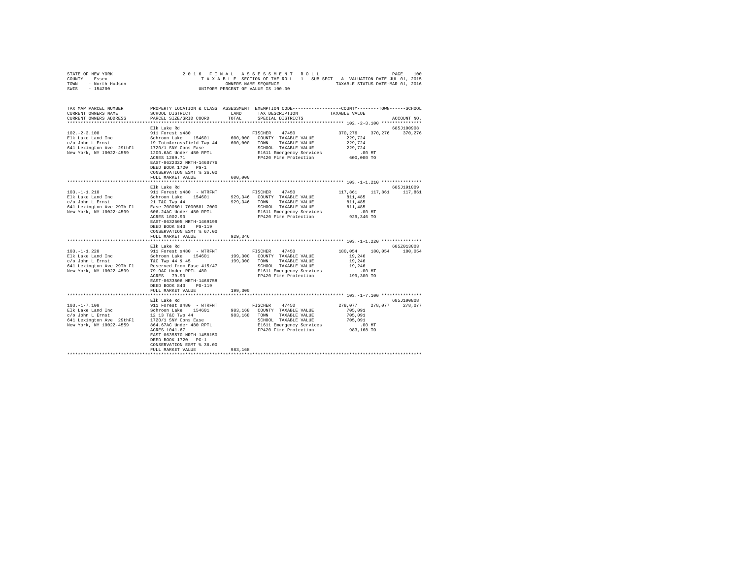STATE OF NEW YORK
COUNTY - Essex
TOWN - North Hudson
SWIS - 154200

2 0 1 6 F I N A L A S S E S S M E N T R O L L
T A X A B L E SECTION OF THE ROLL - 1 SUB-SECT - A VALUATION DATE-JUL 01, 2015
OWNERS NAME SEQUENCE TAXABLE STATUS DATE-MAR 01, 2016
UNIFORM PERCENT OF VALUE IS 100.00

```
TAX MAP PARCEL NUMBER     PROPERTY LOCATION & CLASS  ASSESSMENT  EXEMPTION CODE-----------------COUNTY--------TOWN------SCHOOL
CURRENT OWNERS NAME       SCHOOL DISTRICT             LAND       TAX DESCRIPTION           TAXABLE VALUE
CURRENT OWNERS ADDRESS    PARCEL SIZE/GRID COORD      TOTAL      SPECIAL DISTRICTS                                      ACCOUNT NO.
******************************************************************************************** 102.-2-3.100 ***************
                          Elk Lake Rd                                                                               685J100908
102.-2-3.100              911 Forest s480                        FISCHER    47450           370,276    370,276    370,276
Elk Lake Land Inc         Schroon Lake    154601      600,000    COUNTY  TAXABLE VALUE         229,724
c/o John L Ernst          19 Totn&crossfield Twp 44   600,000    TOWN    TAXABLE VALUE         229,724
641 Lexington Ave  29thFl 1720/1 SNY Cons Ease                   SCHOOL  TAXABLE VALUE         229,724
New York, NY 10022-4559   1200.6AC Under 480 RPTL                E1611 Emergency Services          .00 MT
                          ACRES 1269.71                          FP420 Fire Protection         600,000 TO
                          EAST-0622322 NRTH-1460776
                          DEED BOOK 1720   PG-1
                          CONSERVATION ESMT % 36.00
                          FULL MARKET VALUE           600,000
******************************************************************************************** 103.-1-1.210 ***************
                          Elk Lake Rd                                                                               685J191009
103.-1-1.210              911 Forest s480  - WTRFNT              FISCHER    47450           117,861    117,861    117,861
Elk Lake Land Inc         Schroon Lake    154601      929,346    COUNTY  TAXABLE VALUE         811,485
c/o John L Ernst          21 T&C Twp 44               929,346    TOWN    TAXABLE VALUE         811,485
641 Lexington Ave 29Th Fl Ease 7000601 7000501 7000              SCHOOL  TAXABLE VALUE         811,485
New York, NY 10022-4599   606.24AC Under 480 RPTL                E1611 Emergency Services          .00 MT
                          ACRES 1002.90                          FP420 Fire Protection         929,346 TO
                          EAST-0632505 NRTH-1469199
                          DEED BOOK 843    PG-119
                          CONSERVATION ESMT % 67.00
                          FULL MARKET VALUE           929,346
******************************************************************************************** 103.-1-1.220 ***************
                          Elk Lake Rd                                                                               685Z013003
103.-1-1.220              911 Forest s480  - WTRFNT              FISCHER    47450           180,054    180,054    180,054
Elk Lake Land Inc         Schroon Lake    154601      199,300    COUNTY  TAXABLE VALUE          19,246
c/o John L Ernst          T&C Twp 44 & 45             199,300    TOWN    TAXABLE VALUE          19,246
641 Lexington Ave 29Th Fl Reserved from Ease 415/47              SCHOOL  TAXABLE VALUE          19,246
New York, NY 10022-4599   79.9AC Under RPTL 480                  E1611 Emergency Services          .00 MT
                          ACRES  79.90                           FP420 Fire Protection         199,300 TO
                          EAST-0633506 NRTH-1466758
                          DEED BOOK 843    PG-119
                          FULL MARKET VALUE           199,300
******************************************************************************************** 103.-1-7.100 ***************
                          Elk Lake Rd                                                                               685J100808
103.-1-7.100              911 Forest s480  - WTRFNT              FISCHER    47450           278,077    278,077    278,077
Elk Lake Land Inc         Schroon Lake    154601      983,168    COUNTY  TAXABLE VALUE         705,091
c/o John L Ernst          12 13 T&C Twp 44            983,168    TOWN    TAXABLE VALUE         705,091
641 Lexington Ave  29thFl 1720/1 SNY Cons Ease                   SCHOOL  TAXABLE VALUE         705,091
New York, NY 10022-4559   864.67AC Under 480 RPTL                E1611 Emergency Services          .00 MT
                          ACRES 1041.67                          FP420 Fire Protection         983,168 TO
                          EAST-0635570 NRTH-1458150
                          DEED BOOK 1720   PG-1
                          CONSERVATION ESMT % 36.00
                          FULL MARKET VALUE           983,168
**************************************************************************************************************************
```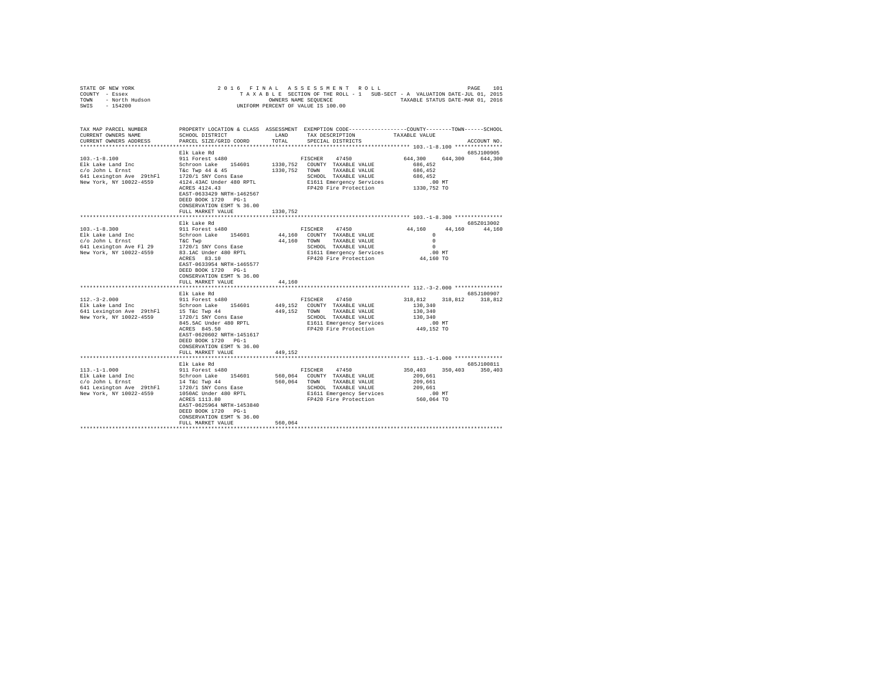```
STATE OF NEW YORK                2 0 1 6   F I N A L   A S S E S S M E N T   R O L L                    PAGE   101
COUNTY  - Essex                    T A X A B L E  SECTION OF THE ROLL - 1   SUB-SECT - A  VALUATION DATE-JUL 01, 2015
TOWN    - North Hudson                          OWNERS NAME SEQUENCE                  TAXABLE STATUS DATE-MAR 01, 2016
SWIS    - 154200                             UNIFORM PERCENT OF VALUE IS 100.00

TAX MAP PARCEL NUMBER          PROPERTY LOCATION & CLASS  ASSESSMENT  EXEMPTION CODE-----------------COUNTY--------TOWN------SCHOOL
CURRENT OWNERS NAME            SCHOOL DISTRICT              LAND      TAX DESCRIPTION            TAXABLE VALUE
CURRENT OWNERS ADDRESS         PARCEL SIZE/GRID COORD       TOTAL     SPECIAL DISTRICTS                                  ACCOUNT NO.
******************************************************************************************************* 103.-1-8.100 ***************
                               Elk Lake Rd                                                                            685J100905
103.-1-8.100                   911 Forest s480                       FISCHER    47450            644,300    644,300    644,300
Elk Lake Land Inc              Schroon Lake    154601     1330,752   COUNTY  TAXABLE VALUE          686,452
c/o John L Ernst               T&c Twp 44 & 45            1330,752   TOWN    TAXABLE VALUE          686,452
641 Lexington Ave  29thFl      1720/1 SNY Cons Ease                  SCHOOL  TAXABLE VALUE          686,452
New York, NY 10022-4559        4124.43AC Under 480 RPTL              E1611 Emergency Services          .00 MT
                               ACRES 4124.43                         FP420 Fire Protection          1330,752 TO
                               EAST-0633429 NRTH-1462567
                               DEED BOOK 1720   PG-1
                               CONSERVATION ESMT % 36.00
                               FULL MARKET VALUE          1330,752
******************************************************************************************************* 103.-1-8.300 ***************
                               Elk Lake Rd                                                                            685Z013002
103.-1-8.300                   911 Forest s480                       FISCHER    47450             44,160     44,160     44,160
Elk Lake Land Inc              Schroon Lake    154601       44,160   COUNTY  TAXABLE VALUE                0
c/o John L Ernst               T&C Twp                      44,160   TOWN    TAXABLE VALUE                0
641 Lexington Ave Fl 29        1720/1 SNY Cons Ease                  SCHOOL  TAXABLE VALUE                0
New York, NY 10022-4559        83.1AC Under 480 RPTL                 E1611 Emergency Services          .00 MT
                               ACRES   83.10                         FP420 Fire Protection            44,160 TO
                               EAST-0633954 NRTH-1465577
                               DEED BOOK 1720   PG-1
                               CONSERVATION ESMT % 36.00
                               FULL MARKET VALUE            44,160
******************************************************************************************************* 112.-3-2.000 ***************
                               Elk Lake Rd                                                                            685J100907
112.-3-2.000                   911 Forest s480                       FISCHER    47450            318,812    318,812    318,812
Elk Lake Land Inc              Schroon Lake    154601      449,152   COUNTY  TAXABLE VALUE          130,340
641 Lexington Ave  29thFl      15 T&c Twp 44               449,152   TOWN    TAXABLE VALUE          130,340
New York, NY 10022-4559        1720/1 SNY Cons Ease                  SCHOOL  TAXABLE VALUE          130,340
                               845.5AC Under 480 RPTL                E1611 Emergency Services          .00 MT
                               ACRES  845.50                         FP420 Fire Protection           449,152 TO
                               EAST-0620602 NRTH-1451617
                               DEED BOOK 1720   PG-1
                               CONSERVATION ESMT % 36.00
                               FULL MARKET VALUE           449,152
******************************************************************************************************* 113.-1-1.000 ***************
                               Elk Lake Rd                                                                            685J100811
113.-1-1.000                   911 Forest s480                       FISCHER    47450            350,403    350,403    350,403
Elk Lake Land Inc              Schroon Lake    154601      560,064   COUNTY  TAXABLE VALUE          209,661
c/o John L Ernst               14 T&c Twp 44               560,064   TOWN    TAXABLE VALUE          209,661
641 Lexington Ave  29thFl      1720/1 SNY Cons Ease                  SCHOOL  TAXABLE VALUE          209,661
New York, NY 10022-4559        1050AC Under 480 RPTL                 E1611 Emergency Services          .00 MT
                               ACRES 1113.80                         FP420 Fire Protection           560,064 TO
                               EAST-0625964 NRTH-1453840
                               DEED BOOK 1720   PG-1
                               CONSERVATION ESMT % 36.00
                               FULL MARKET VALUE           560,064
************************************************************************************************************************************
```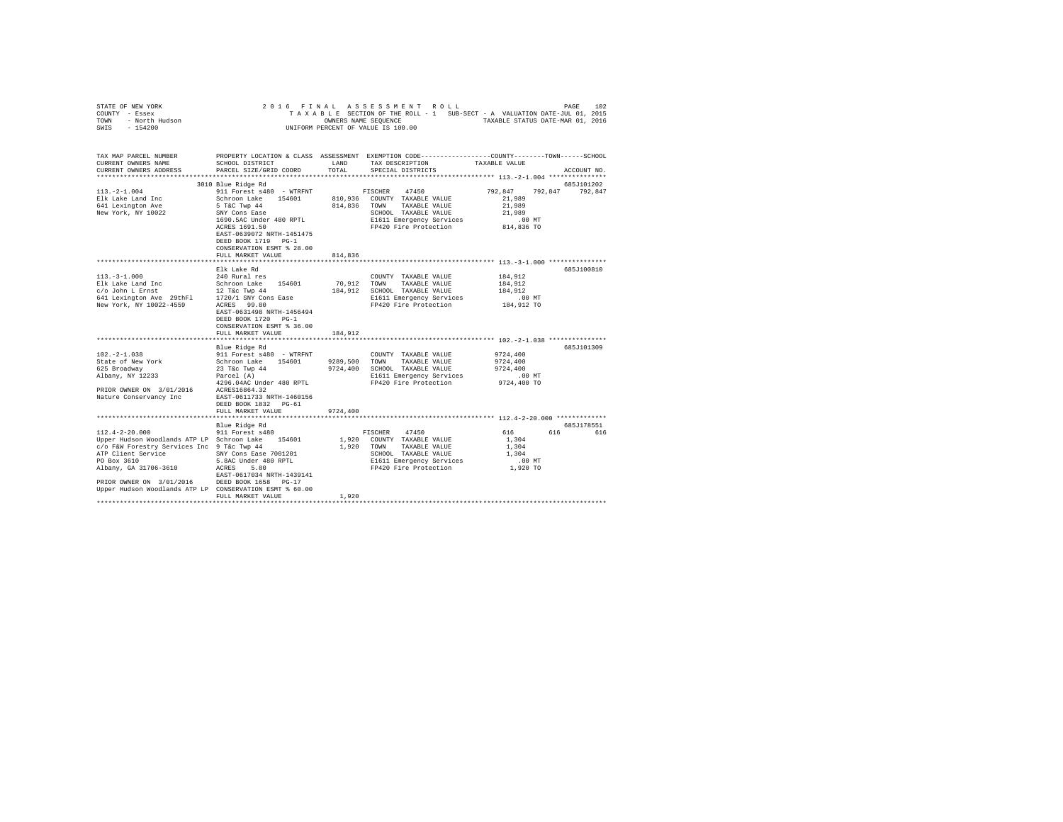STATE OF NEW YORK
COUNTY - Essex
TOWN - North Hudson
SWIS - 154200

2 0 1 6 F I N A L A S S E S S M E N T R O L L
T A X A B L E SECTION OF THE ROLL - 1 SUB-SECT - A VALUATION DATE-JUL 01, 2015
OWNERS NAME SEQUENCE TAXABLE STATUS DATE-MAR 01, 2016
UNIFORM PERCENT OF VALUE IS 100.00

```
TAX MAP PARCEL NUMBER          PROPERTY LOCATION & CLASS  ASSESSMENT  EXEMPTION CODE-----------------COUNTY--------TOWN------SCHOOL
CURRENT OWNERS NAME            SCHOOL DISTRICT               LAND      TAX DESCRIPTION            TAXABLE VALUE
CURRENT OWNERS ADDRESS         PARCEL SIZE/GRID COORD        TOTAL     SPECIAL DISTRICTS                                    ACCOUNT NO.
********************************************************************************************** 113.-2-1.004 ***************
                               3010 Blue Ridge Rd                                                                       685J101202
113.-2-1.004                   911 Forest s480  - WTRFNT          FISCHER    47450              792,847    792,847    792,847
Elk Lake Land Inc              Schroon Lake    154601      810,936  COUNTY  TAXABLE VALUE        21,989
641 Lexington Ave              5 T&C Twp 44                814,836  TOWN    TAXABLE VALUE        21,989
New York, NY 10022             SNY Cons Ease                        SCHOOL  TAXABLE VALUE        21,989
                               1690.5AC Under 480 RPTL              E1611 Emergency Services        .00 MT
                               ACRES 1691.50                        FP420 Fire Protection        814,836 TO
                               EAST-0639072 NRTH-1451475
                               DEED BOOK 1719   PG-1
                               CONSERVATION ESMT % 28.00
                               FULL MARKET VALUE           814,836
********************************************************************************************** 113.-3-1.000 ***************
                               Elk Lake Rd                                                                              685J100810
113.-3-1.000                   240 Rural res                        COUNTY  TAXABLE VALUE       184,912
Elk Lake Land Inc              Schroon Lake    154601       70,912  TOWN    TAXABLE VALUE       184,912
c/o John L Ernst               12 T&c Twp 44               184,912  SCHOOL  TAXABLE VALUE       184,912
641 Lexington Ave  29thFl      1720/1 SNY Cons Ease                 E1611 Emergency Services        .00 MT
New York, NY 10022-4559        ACRES   99.80                        FP420 Fire Protection        184,912 TO
                               EAST-0631498 NRTH-1456494
                               DEED BOOK 1720   PG-1
                               CONSERVATION ESMT % 36.00
                               FULL MARKET VALUE           184,912
********************************************************************************************** 102.-2-1.038 ***************
                               Blue Ridge Rd                                                                            685J101309
102.-2-1.038                   911 Forest s480  - WTRFNT            COUNTY  TAXABLE VALUE      9724,400
State of New York              Schroon Lake    154601     9289,500  TOWN    TAXABLE VALUE      9724,400
625 Broadway                   23 T&c Twp 44              9724,400  SCHOOL  TAXABLE VALUE      9724,400
Albany, NY 12233               Parcel (A)                           E1611 Emergency Services        .00 MT
                               4296.04AC Under 480 RPTL             FP420 Fire Protection       9724,400 TO
PRIOR OWNER ON  3/01/2016      ACRES16864.32
Nature Conservancy Inc         EAST-0611733 NRTH-1460156
                               DEED BOOK 1832   PG-61
                               FULL MARKET VALUE          9724,400
********************************************************************************************** 112.4-2-20.000 *************
                               Blue Ridge Rd                                                                            685J178551
112.4-2-20.000                 911 Forest s480                    FISCHER    47450                  616        616        616
Upper Hudson Woodlands ATP LP  Schroon Lake    154601        1,920  COUNTY  TAXABLE VALUE         1,304
c/o F&W Forestry Services Inc  9 T&c Twp 44                  1,920  TOWN    TAXABLE VALUE         1,304
ATP Client Service             SNY Cons Ease 7001201                SCHOOL  TAXABLE VALUE         1,304
PO Box 3610                    5.8AC Under 480 RPTL                 E1611 Emergency Services        .00 MT
Albany, GA 31706-3610          ACRES    5.80                        FP420 Fire Protection          1,920 TO
                               EAST-0617034 NRTH-1439141
PRIOR OWNER ON  3/01/2016      DEED BOOK 1658   PG-17
Upper Hudson Woodlands ATP LP  CONSERVATION ESMT % 60.00
                               FULL MARKET VALUE             1,920
****************************************************************************************************************************
```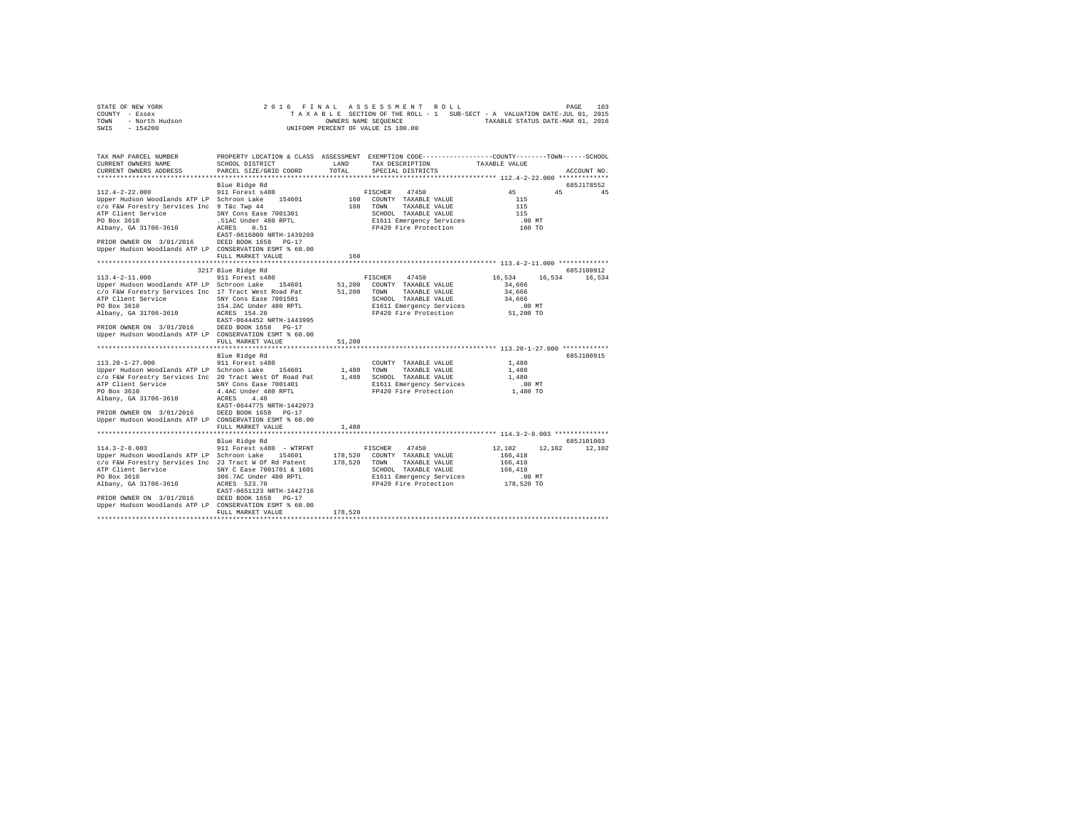STATE OF NEW YORK | COUNTY - Essex | TOWN - North Hudson | SWIS - 154200

2 0 1 6 F I N A L A S S E S S M E N T R O L L
T A X A B L E SECTION OF THE ROLL - 1 SUB-SECT - A VALUATION DATE-JUL 01, 2015
OWNERS NAME SEQUENCE TAXABLE STATUS DATE-MAR 01, 2016
UNIFORM PERCENT OF VALUE IS 100.00

```
TAX MAP PARCEL NUMBER          PROPERTY LOCATION & CLASS  ASSESSMENT  EXEMPTION CODE-----------------COUNTY--------TOWN------SCHOOL
CURRENT OWNERS NAME            SCHOOL DISTRICT             LAND      TAX DESCRIPTION            TAXABLE VALUE
CURRENT OWNERS ADDRESS         PARCEL SIZE/GRID COORD      TOTAL     SPECIAL DISTRICTS                                      ACCOUNT NO.
******************************************************************************************************* 112.4-2-22.000 *************
                               Blue Ridge Rd                                                                              685J178552
112.4-2-22.000                 911 Forest s480                         FISCHER    47450               45          45          45
Upper Hudson Woodlands ATP LP  Schroon Lake    154601        160   COUNTY  TAXABLE VALUE              115
c/o F&W Forestry Services Inc  9 T&c Twp 44                  160   TOWN    TAXABLE VALUE              115
ATP Client Service             SNY Cons Ease 7001301               SCHOOL  TAXABLE VALUE              115
PO Box 3610                    .51AC Under 480 RPTL                E1611 Emergency Services            .00 MT
Albany, GA 31706-3610          ACRES    0.51                       FP420 Fire Protection              160 TO
                               EAST-0616000 NRTH-1439269
PRIOR OWNER ON 3/01/2016       DEED BOOK 1658   PG-17
Upper Hudson Woodlands ATP LP  CONSERVATION ESMT % 60.00
                               FULL MARKET VALUE             160
******************************************************************************************************* 113.4-2-11.000 *************
                          3217 Blue Ridge Rd                                                                              685J100912
113.4-2-11.000                 911 Forest s480                         FISCHER    47450           16,534      16,534      16,534
Upper Hudson Woodlands ATP LP  Schroon Lake    154601     51,200   COUNTY  TAXABLE VALUE           34,666
c/o F&W Forestry Services Inc  17 Tract West Road Pat     51,200   TOWN    TAXABLE VALUE           34,666
ATP Client Service             SNY Cons Ease 7001501               SCHOOL  TAXABLE VALUE           34,666
PO Box 3610                    154.2AC Under 480 RPTL              E1611 Emergency Services            .00 MT
Albany, GA 31706-3610          ACRES  154.20                       FP420 Fire Protection           51,200 TO
                               EAST-0644452 NRTH-1443995
PRIOR OWNER ON 3/01/2016       DEED BOOK 1658   PG-17
Upper Hudson Woodlands ATP LP  CONSERVATION ESMT % 60.00
                               FULL MARKET VALUE          51,200
******************************************************************************************************* 113.20-1-27.000 ************
                               Blue Ridge Rd                                                                              685J100915
113.20-1-27.000                911 Forest s480                         COUNTY  TAXABLE VALUE            1,480
Upper Hudson Woodlands ATP LP  Schroon Lake    154601      1,480   TOWN    TAXABLE VALUE            1,480
c/o F&W Forestry Services Inc  20 Tract West Of Road Pat   1,480   SCHOOL  TAXABLE VALUE            1,480
ATP Client Service             SNY Cons Ease 7001401               E1611 Emergency Services            .00 MT
PO Box 3610                    4.4AC Under 480 RPTL                FP420 Fire Protection            1,480 TO
Albany, GA 31706-3610          ACRES    4.40
                               EAST-0644775 NRTH-1442073
PRIOR OWNER ON 3/01/2016       DEED BOOK 1658   PG-17
Upper Hudson Woodlands ATP LP  CONSERVATION ESMT % 60.00
                               FULL MARKET VALUE           1,480
******************************************************************************************************* 114.3-2-8.003 **************
                               Blue Ridge Rd                                                                              685J101003
114.3-2-8.003                  911 Forest s480  - WTRFNT               FISCHER    47450           12,102      12,102      12,102
Upper Hudson Woodlands ATP LP  Schroon Lake    154601    178,520   COUNTY  TAXABLE VALUE          166,418
c/o F&W Forestry Services Inc  23 Tract W Of Rd Patent   178,520   TOWN    TAXABLE VALUE          166,418
ATP Client Service             SNY C Ease 7001701 & 1601           SCHOOL  TAXABLE VALUE          166,418
PO Box 3610                    306.7AC Under 480 RPTL              E1611 Emergency Services            .00 MT
Albany, GA 31706-3610          ACRES  523.70                       FP420 Fire Protection          178,520 TO
                               EAST-0651123 NRTH-1442716
PRIOR OWNER ON 3/01/2016       DEED BOOK 1658   PG-17
Upper Hudson Woodlands ATP LP  CONSERVATION ESMT % 60.00
                               FULL MARKET VALUE         178,520
************************************************************************************************************************************
```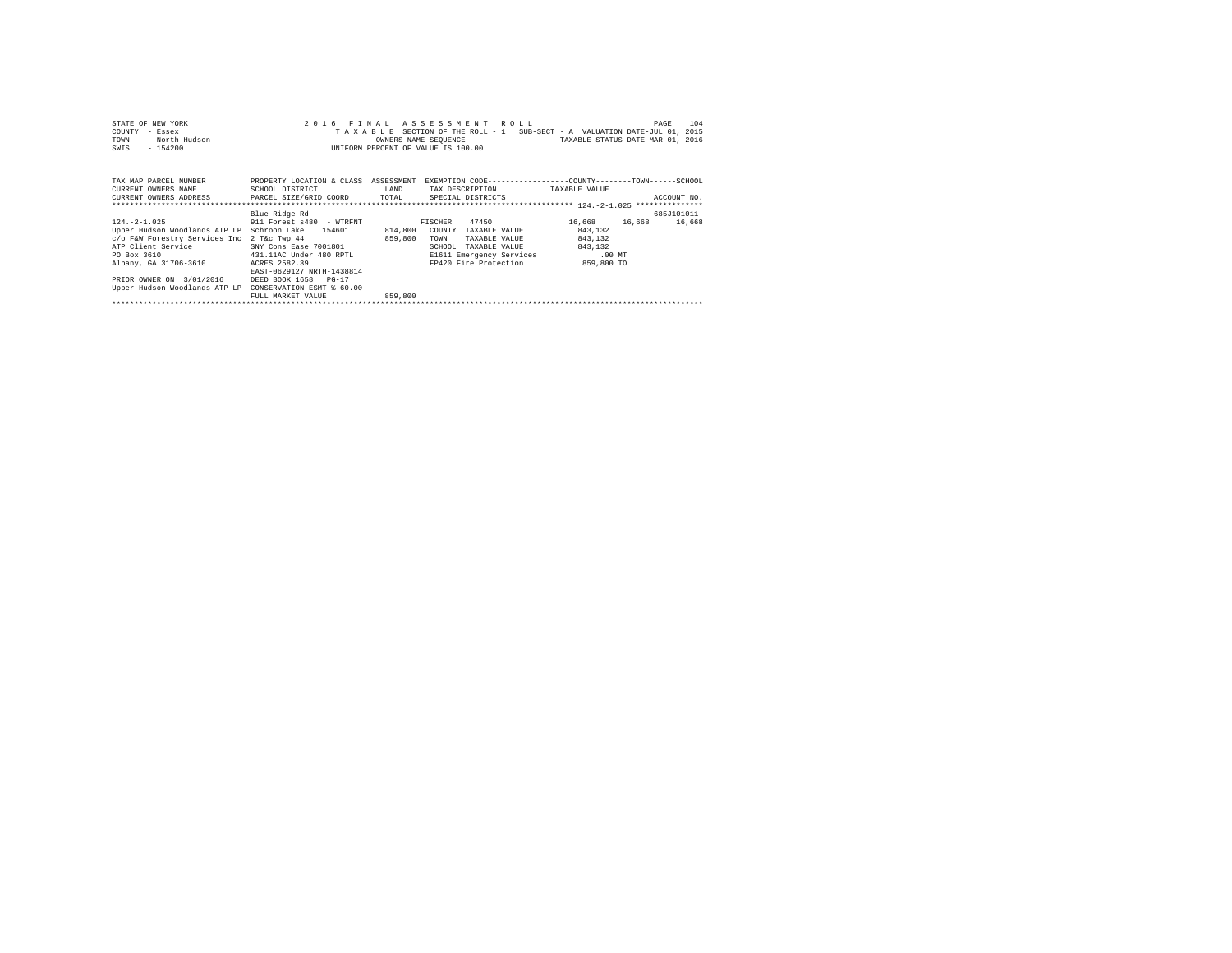STATE OF NEW YORK
COUNTY - Essex
TOWN - North Hudson
SWIS - 154200

2 0 1 6 F I N A L A S S E S S M E N T R O L L
T A X A B L E SECTION OF THE ROLL - 1 SUB-SECT - A VALUATION DATE-JUL 01, 2015
OWNERS NAME SEQUENCE TAXABLE STATUS DATE-MAR 01, 2016
UNIFORM PERCENT OF VALUE IS 100.00

```
TAX MAP PARCEL NUMBER          PROPERTY LOCATION & CLASS  ASSESSMENT  EXEMPTION CODE------------------COUNTY--------TOWN------SCHOOL
CURRENT OWNERS NAME            SCHOOL DISTRICT               LAND      TAX DESCRIPTION           TAXABLE VALUE
CURRENT OWNERS ADDRESS         PARCEL SIZE/GRID COORD        TOTAL     SPECIAL DISTRICTS                                      ACCOUNT NO.
******************************************************************************************************* 124.-2-1.025 ***************
                               Blue Ridge Rd                                                                                685J101011
124.-2-1.025                   911 Forest s480  - WTRFNT              FISCHER    47450                  16,668      16,668      16,668
Upper Hudson Woodlands ATP LP  Schroon Lake    154601       814,800   COUNTY  TAXABLE VALUE           843,132
c/o F&W Forestry Services Inc  2 T&c Twp 44                 859,800   TOWN    TAXABLE VALUE           843,132
ATP Client Service             SNY Cons Ease 7001801                  SCHOOL  TAXABLE VALUE           843,132
PO Box 3610                    431.11AC Under 480 RPTL                E1611 Emergency Services            .00 MT
Albany, GA 31706-3610          ACRES 2582.39                          FP420 Fire Protection           859,800 TO
                               EAST-0629127 NRTH-1438814
PRIOR OWNER ON  3/01/2016      DEED BOOK 1658   PG-17
Upper Hudson Woodlands ATP LP  CONSERVATION ESMT % 60.00
                               FULL MARKET VALUE            859,800
************************************************************************************************************************************
```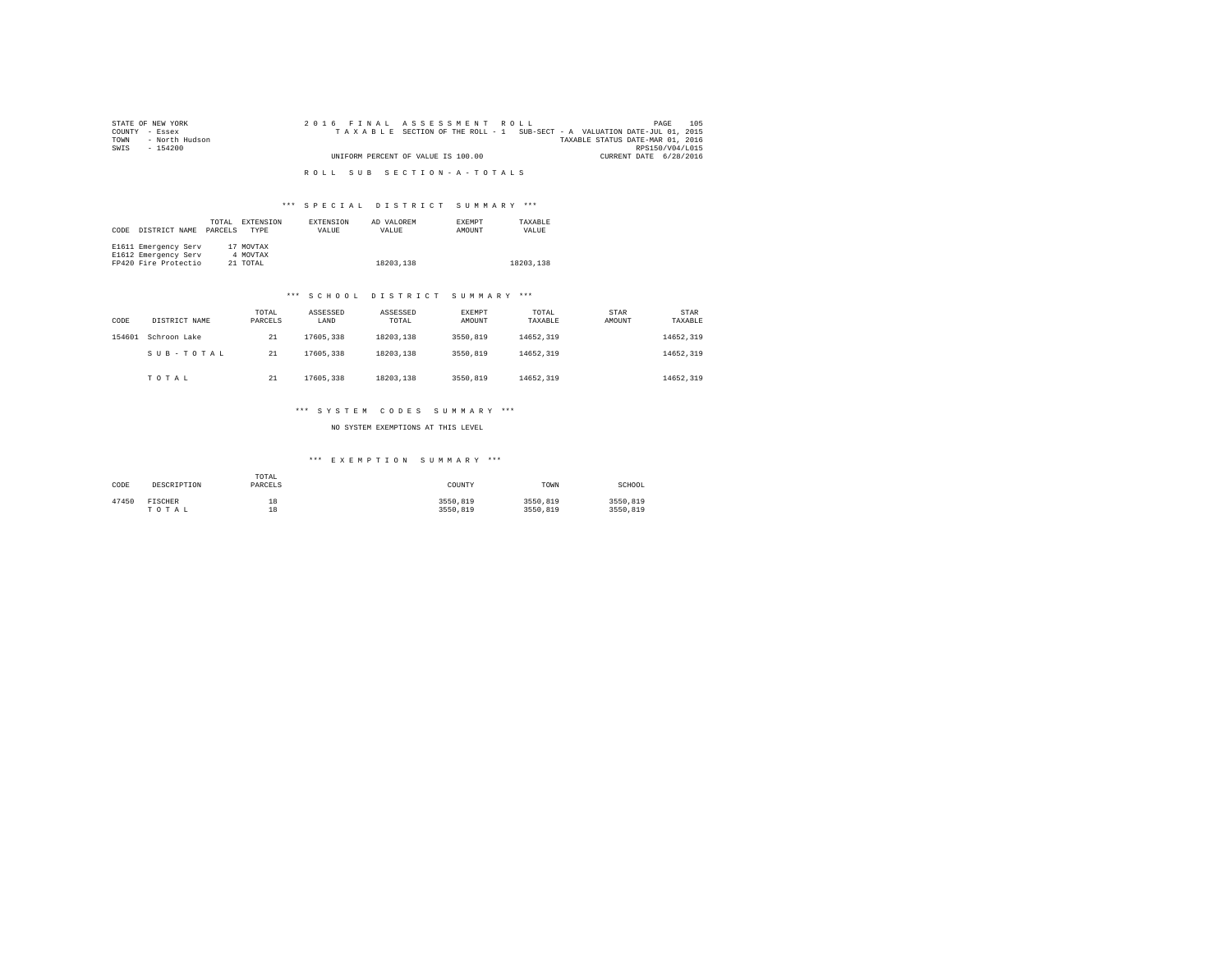STATE OF NEW YORK
COUNTY - Essex
TOWN - North Hudson
SWIS - 154200

2016 FINAL ASSESSMENT ROLL
TAXABLE SECTION OF THE ROLL - 1 SUB-SECT - A VALUATION DATE-JUL 01, 2015
TAXABLE STATUS DATE-MAR 01, 2016
RPS150/V04/L015
UNIFORM PERCENT OF VALUE IS 100.00
CURRENT DATE 6/28/2016

ROLL SUB SECTION-A-TOTALS

*** SPECIAL DISTRICT SUMMARY ***

| CODE | DISTRICT NAME | TOTAL PARCELS | EXTENSION TYPE | EXTENSION VALUE | AD VALOREM VALUE | EXEMPT AMOUNT | TAXABLE VALUE |
|---|---|---|---|---|---|---|---|
| E1611 | Emergency Serv | 17 | MOVTAX | | | | |
| E1612 | Emergency Serv | 4 | MOVTAX | | | | |
| FP420 | Fire Protectio | 21 | TOTAL | | 18203,138 | | 18203,138 |

*** SCHOOL DISTRICT SUMMARY ***

| CODE | DISTRICT NAME | TOTAL PARCELS | ASSESSED LAND | ASSESSED TOTAL | EXEMPT AMOUNT | TOTAL TAXABLE | STAR AMOUNT | STAR TAXABLE |
|---|---|---|---|---|---|---|---|---|
| 154601 | Schroon Lake | 21 | 17605,338 | 18203,138 | 3550,819 | 14652,319 | | 14652,319 |
| | SUB-TOTAL | 21 | 17605,338 | 18203,138 | 3550,819 | 14652,319 | | 14652,319 |
| | TOTAL | 21 | 17605,338 | 18203,138 | 3550,819 | 14652,319 | | 14652,319 |

*** SYSTEM CODES SUMMARY ***

NO SYSTEM EXEMPTIONS AT THIS LEVEL

*** EXEMPTION SUMMARY ***

| CODE | DESCRIPTION | TOTAL PARCELS | COUNTY | TOWN | SCHOOL |
|---|---|---|---|---|---|
| 47450 | FISCHER | 18 | 3550,819 | 3550,819 | 3550,819 |
| | TOTAL | 18 | 3550,819 | 3550,819 | 3550,819 |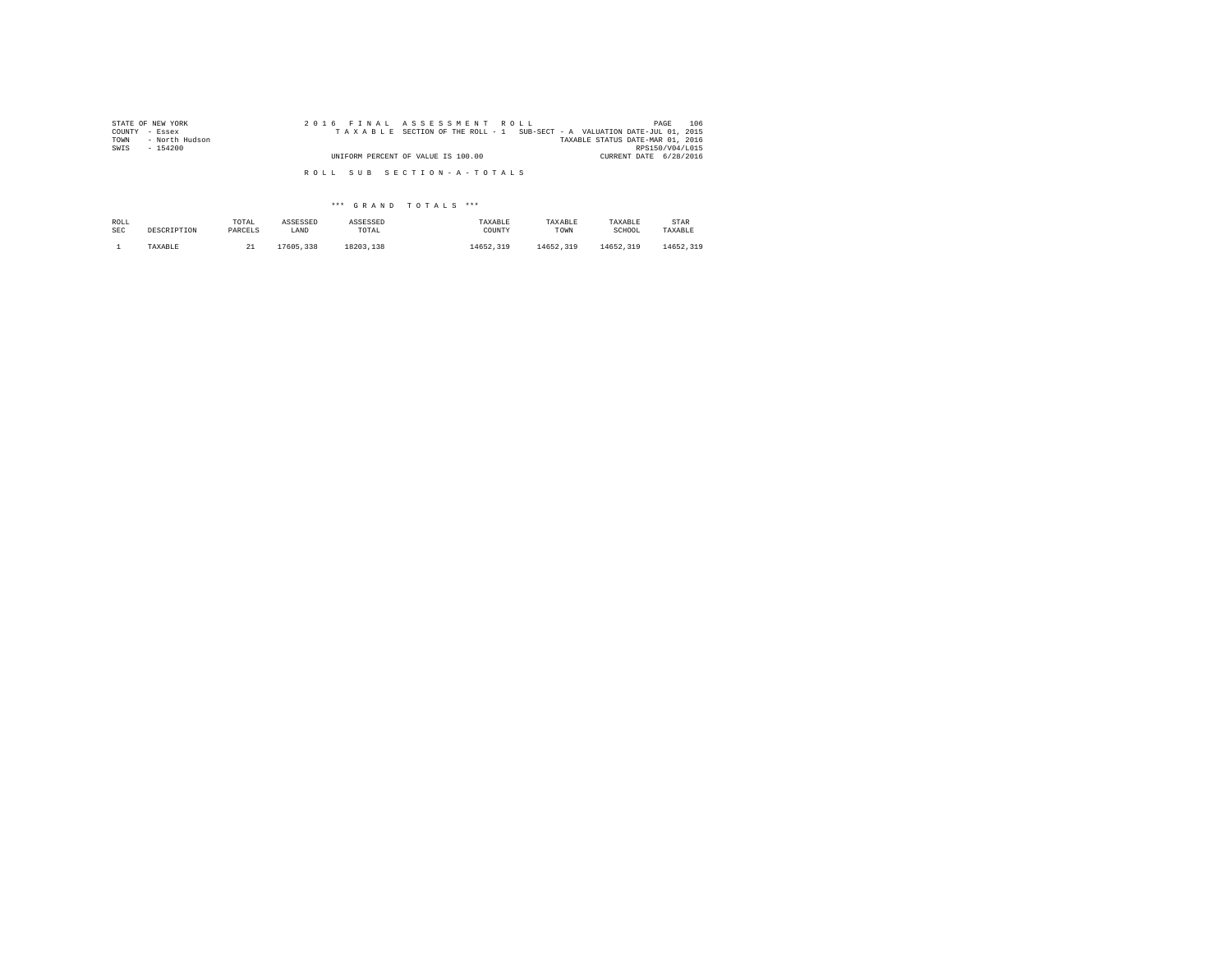STATE OF NEW YORK
COUNTY - Essex
TOWN - North Hudson
SWIS - 154200

2 0 1 6 F I N A L A S S E S S M E N T R O L L
T A X A B L E SECTION OF THE ROLL - 1 SUB-SECT - A VALUATION DATE-JUL 01, 2015
TAXABLE STATUS DATE-MAR 01, 2016
RPS150/V04/L015
UNIFORM PERCENT OF VALUE IS 100.00
CURRENT DATE 6/28/2016

R O L L S U B S E C T I O N - A - T O T A L S

*** G R A N D T O T A L S ***

| ROLL SEC | DESCRIPTION | TOTAL PARCELS | ASSESSED LAND | ASSESSED TOTAL | TAXABLE COUNTY | TAXABLE TOWN | TAXABLE SCHOOL | STAR TAXABLE |
|---|---|---|---|---|---|---|---|---|
| 1 | TAXABLE | 21 | 17605,338 | 18203,138 | 14652,319 | 14652,319 | 14652,319 | 14652,319 |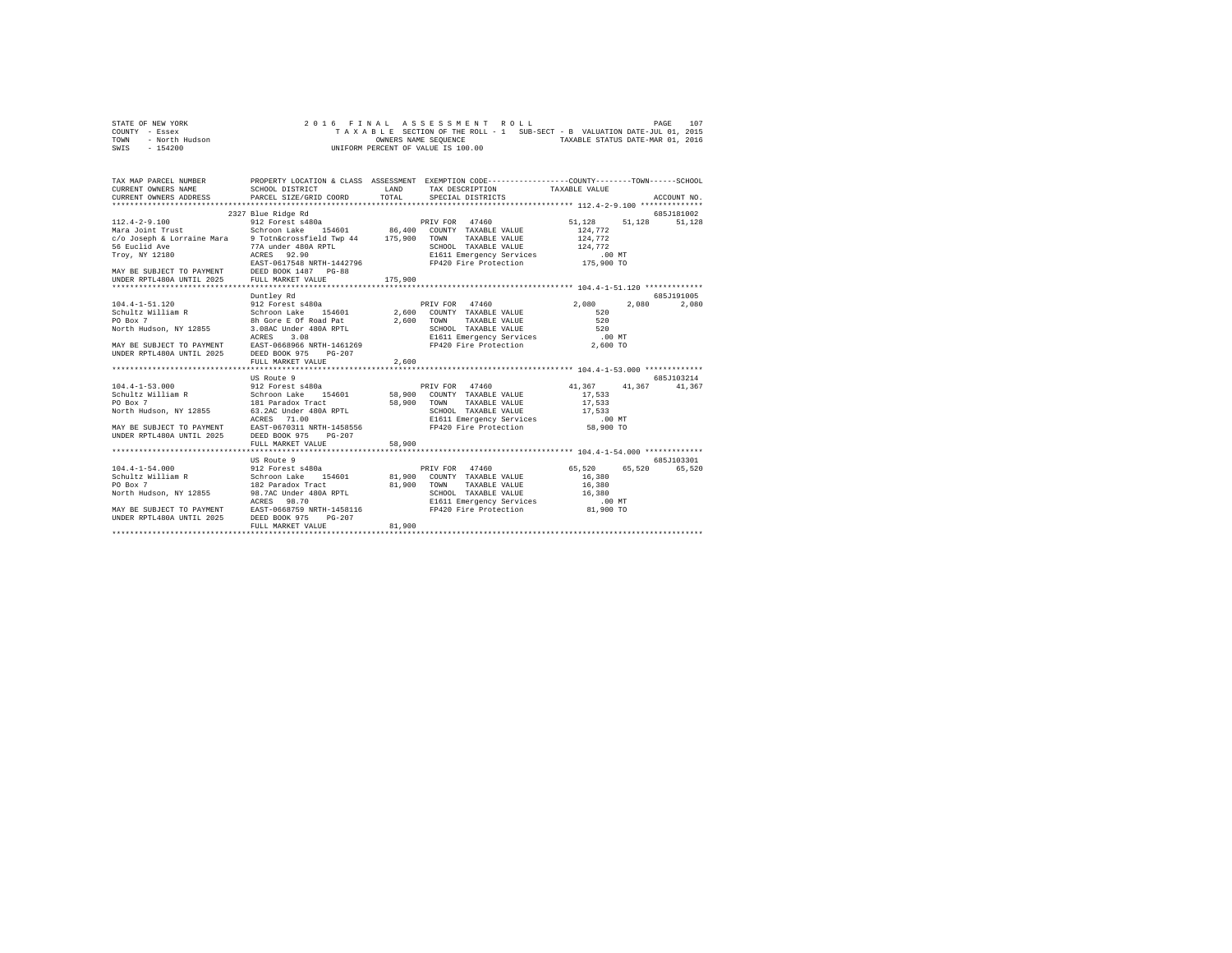STATE OF NEW YORK
COUNTY - Essex
TOWN - North Hudson
SWIS - 154200

2016 FINAL ASSESSMENT ROLL
TAXABLE SECTION OF THE ROLL - 1 SUB-SECT - B VALUATION DATE-JUL 01, 2015
OWNERS NAME SEQUENCE TAXABLE STATUS DATE-MAR 01, 2016
UNIFORM PERCENT OF VALUE IS 100.00

| TAX MAP PARCEL NUMBER / CURRENT OWNERS NAME / CURRENT OWNERS ADDRESS | PROPERTY LOCATION & CLASS / SCHOOL DISTRICT / PARCEL SIZE/GRID COORD | ASSESSMENT LAND / TOTAL | EXEMPTION CODE / TAX DESCRIPTION / SPECIAL DISTRICTS | COUNTY / TAXABLE VALUE | TOWN | SCHOOL / ACCOUNT NO. |
|---|---|---|---|---|---|---|
| **112.4-2-9.100** | 2327 Blue Ridge Rd | | | | | 685J181002 |
| 112.4-2-9.100 | 912 Forest s480a | | PRIV FOR 47460 | 51,128 | 51,128 | 51,128 |
| Mara Joint Trust | Schroon Lake 154601 | 86,400 | COUNTY TAXABLE VALUE | 124,772 | | |
| c/o Joseph & Lorraine Mara | 9 Totn&crossfield Twp 44 | 175,900 | TOWN TAXABLE VALUE | 124,772 | | |
| 56 Euclid Ave | 77A under 480A RPTL | | SCHOOL TAXABLE VALUE | 124,772 | | |
| Troy, NY 12180 | ACRES 92.90 | | E1611 Emergency Services | .00 MT | | |
| | EAST-0617548 NRTH-1442796 | | FP420 Fire Protection | 175,900 TO | | |
| MAY BE SUBJECT TO PAYMENT | DEED BOOK 1487 PG-88 | | | | | |
| UNDER RPTL480A UNTIL 2025 | FULL MARKET VALUE | 175,900 | | | | |
| **104.4-1-51.120** | Duntley Rd | | | | | 685J191005 |
| 104.4-1-51.120 | 912 Forest s480a | | PRIV FOR 47460 | 2,080 | 2,080 | 2,080 |
| Schultz William R | Schroon Lake 154601 | 2,600 | COUNTY TAXABLE VALUE | 520 | | |
| PO Box 7 | 8h Gore E Of Road Pat | 2,600 | TOWN TAXABLE VALUE | 520 | | |
| North Hudson, NY 12855 | 3.08AC Under 480A RPTL | | SCHOOL TAXABLE VALUE | 520 | | |
| | ACRES 3.08 | | E1611 Emergency Services | .00 MT | | |
| MAY BE SUBJECT TO PAYMENT | EAST-0668966 NRTH-1461269 | | FP420 Fire Protection | 2,600 TO | | |
| UNDER RPTL480A UNTIL 2025 | DEED BOOK 975 PG-207 | | | | | |
| | FULL MARKET VALUE | 2,600 | | | | |
| **104.4-1-53.000** | US Route 9 | | | | | 685J103214 |
| 104.4-1-53.000 | 912 Forest s480a | | PRIV FOR 47460 | 41,367 | 41,367 | 41,367 |
| Schultz William R | Schroon Lake 154601 | 58,900 | COUNTY TAXABLE VALUE | 17,533 | | |
| PO Box 7 | 181 Paradox Tract | 58,900 | TOWN TAXABLE VALUE | 17,533 | | |
| North Hudson, NY 12855 | 63.2AC Under 480A RPTL | | SCHOOL TAXABLE VALUE | 17,533 | | |
| | ACRES 71.00 | | E1611 Emergency Services | .00 MT | | |
| MAY BE SUBJECT TO PAYMENT | EAST-0670311 NRTH-1458556 | | FP420 Fire Protection | 58,900 TO | | |
| UNDER RPTL480A UNTIL 2025 | DEED BOOK 975 PG-207 | | | | | |
| | FULL MARKET VALUE | 58,900 | | | | |
| **104.4-1-54.000** | US Route 9 | | | | | 685J103301 |
| 104.4-1-54.000 | 912 Forest s480a | | PRIV FOR 47460 | 65,520 | 65,520 | 65,520 |
| Schultz William R | Schroon Lake 154601 | 81,900 | COUNTY TAXABLE VALUE | 16,380 | | |
| PO Box 7 | 182 Paradox Tract | 81,900 | TOWN TAXABLE VALUE | 16,380 | | |
| North Hudson, NY 12855 | 98.7AC Under 480A RPTL | | SCHOOL TAXABLE VALUE | 16,380 | | |
| | ACRES 98.70 | | E1611 Emergency Services | .00 MT | | |
| MAY BE SUBJECT TO PAYMENT | EAST-0668759 NRTH-1458116 | | FP420 Fire Protection | 81,900 TO | | |
| UNDER RPTL480A UNTIL 2025 | DEED BOOK 975 PG-207 | | | | | |
| | FULL MARKET VALUE | 81,900 | | | | |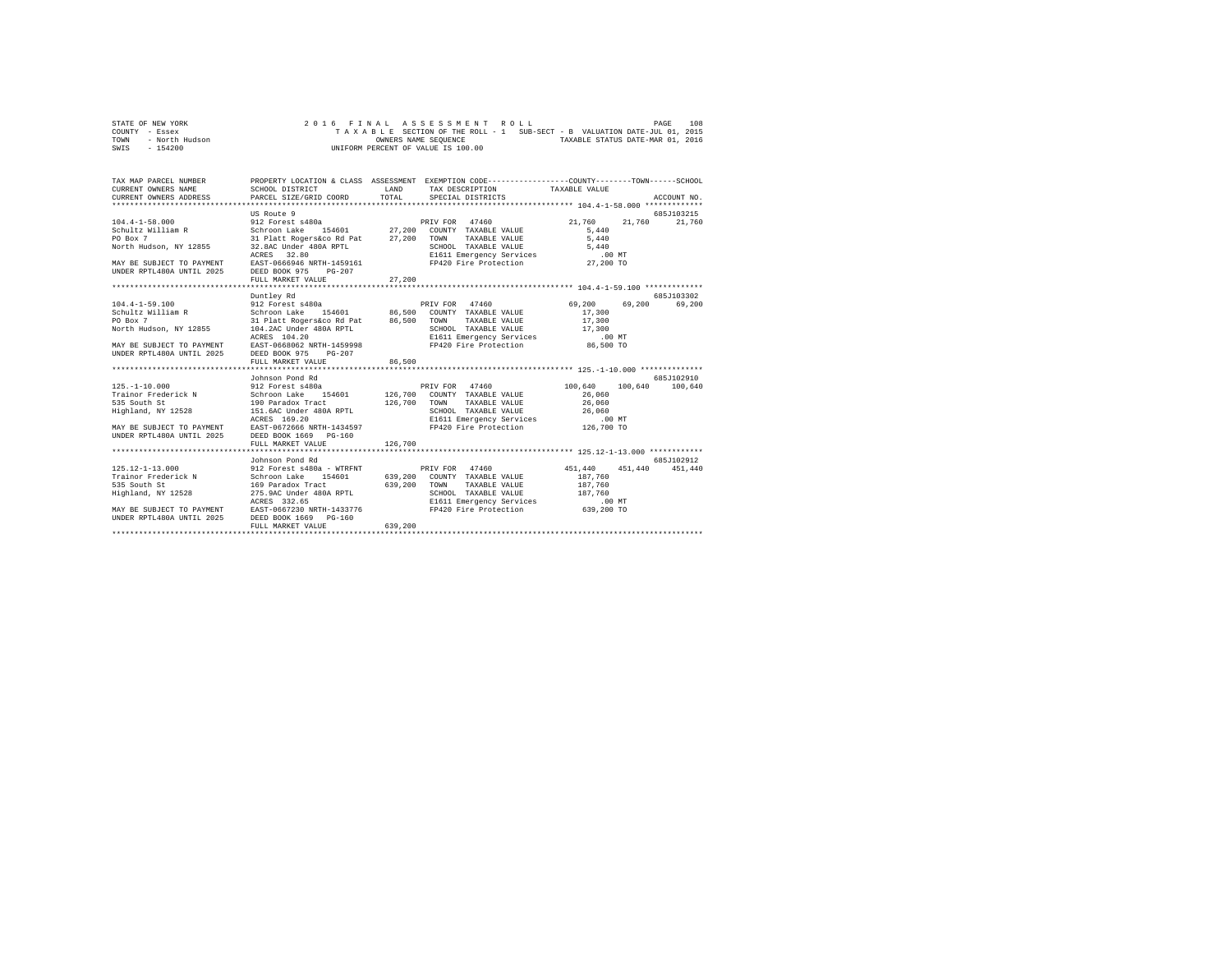STATE OF NEW YORK
COUNTY - Essex
TOWN - North Hudson
SWIS - 154200

2016 FINAL ASSESSMENT ROLL
TAXABLE SECTION OF THE ROLL - 1 SUB-SECT - B VALUATION DATE-JUL 01, 2015
OWNERS NAME SEQUENCE TAXABLE STATUS DATE-MAR 01, 2016
UNIFORM PERCENT OF VALUE IS 100.00

| TAX MAP PARCEL NUMBER / CURRENT OWNERS NAME / CURRENT OWNERS ADDRESS | PROPERTY LOCATION & CLASS / SCHOOL DISTRICT / PARCEL SIZE/GRID COORD | ASSESSMENT LAND / TOTAL | EXEMPTION CODE / TAX DESCRIPTION / SPECIAL DISTRICTS | COUNTY | TOWN | SCHOOL | ACCOUNT NO. |
|---|---|---|---|---|---|---|---|
| **104.4-1-58.000** | US Route 9 | | | | | | 685J103215 |
| 104.4-1-58.000 | 912 Forest s480a | | PRIV FOR 47460 | 21,760 | 21,760 | 21,760 | |
| Schultz William R | Schroon Lake 154601 | 27,200 | COUNTY TAXABLE VALUE | 5,440 | | | |
| PO Box 7 | 31 Platt Rogers&co Rd Pat | 27,200 | TOWN TAXABLE VALUE | 5,440 | | | |
| North Hudson, NY 12855 | 32.8AC Under 480A RPTL | | SCHOOL TAXABLE VALUE | 5,440 | | | |
| | ACRES 32.80 | | E1611 Emergency Services | .00 MT | | | |
| MAY BE SUBJECT TO PAYMENT | EAST-0666946 NRTH-1459161 | | FP420 Fire Protection | 27,200 TO | | | |
| UNDER RPTL480A UNTIL 2025 | DEED BOOK 975 PG-207 | | | | | | |
| | FULL MARKET VALUE | 27,200 | | | | | |
| **104.4-1-59.100** | Duntley Rd | | | | | | 685J103302 |
| 104.4-1-59.100 | 912 Forest s480a | | PRIV FOR 47460 | 69,200 | 69,200 | 69,200 | |
| Schultz William R | Schroon Lake 154601 | 86,500 | COUNTY TAXABLE VALUE | 17,300 | | | |
| PO Box 7 | 31 Platt Rogers&co Rd Pat | 86,500 | TOWN TAXABLE VALUE | 17,300 | | | |
| North Hudson, NY 12855 | 104.2AC Under 480A RPTL | | SCHOOL TAXABLE VALUE | 17,300 | | | |
| | ACRES 104.20 | | E1611 Emergency Services | .00 MT | | | |
| MAY BE SUBJECT TO PAYMENT | EAST-0668062 NRTH-1459998 | | FP420 Fire Protection | 86,500 TO | | | |
| UNDER RPTL480A UNTIL 2025 | DEED BOOK 975 PG-207 | | | | | | |
| | FULL MARKET VALUE | 86,500 | | | | | |
| **125.-1-10.000** | Johnson Pond Rd | | | | | | 685J102910 |
| 125.-1-10.000 | 912 Forest s480a | | PRIV FOR 47460 | 100,640 | 100,640 | 100,640 | |
| Trainor Frederick N | Schroon Lake 154601 | 126,700 | COUNTY TAXABLE VALUE | 26,060 | | | |
| 535 South St | 190 Paradox Tract | 126,700 | TOWN TAXABLE VALUE | 26,060 | | | |
| Highland, NY 12528 | 151.6AC Under 480A RPTL | | SCHOOL TAXABLE VALUE | 26,060 | | | |
| | ACRES 169.20 | | E1611 Emergency Services | .00 MT | | | |
| MAY BE SUBJECT TO PAYMENT | EAST-0672666 NRTH-1434597 | | FP420 Fire Protection | 126,700 TO | | | |
| UNDER RPTL480A UNTIL 2025 | DEED BOOK 1669 PG-160 | | | | | | |
| | FULL MARKET VALUE | 126,700 | | | | | |
| **125.12-1-13.000** | Johnson Pond Rd | | | | | | 685J102912 |
| 125.12-1-13.000 | 912 Forest s480a - WTRFNT | | PRIV FOR 47460 | 451,440 | 451,440 | 451,440 | |
| Trainor Frederick N | Schroon Lake 154601 | 639,200 | COUNTY TAXABLE VALUE | 187,760 | | | |
| 535 South St | 169 Paradox Tract | 639,200 | TOWN TAXABLE VALUE | 187,760 | | | |
| Highland, NY 12528 | 275.9AC Under 480A RPTL | | SCHOOL TAXABLE VALUE | 187,760 | | | |
| | ACRES 332.65 | | E1611 Emergency Services | .00 MT | | | |
| MAY BE SUBJECT TO PAYMENT | EAST-0667230 NRTH-1433776 | | FP420 Fire Protection | 639,200 TO | | | |
| UNDER RPTL480A UNTIL 2025 | DEED BOOK 1669 PG-160 | | | | | | |
| | FULL MARKET VALUE | 639,200 | | | | | |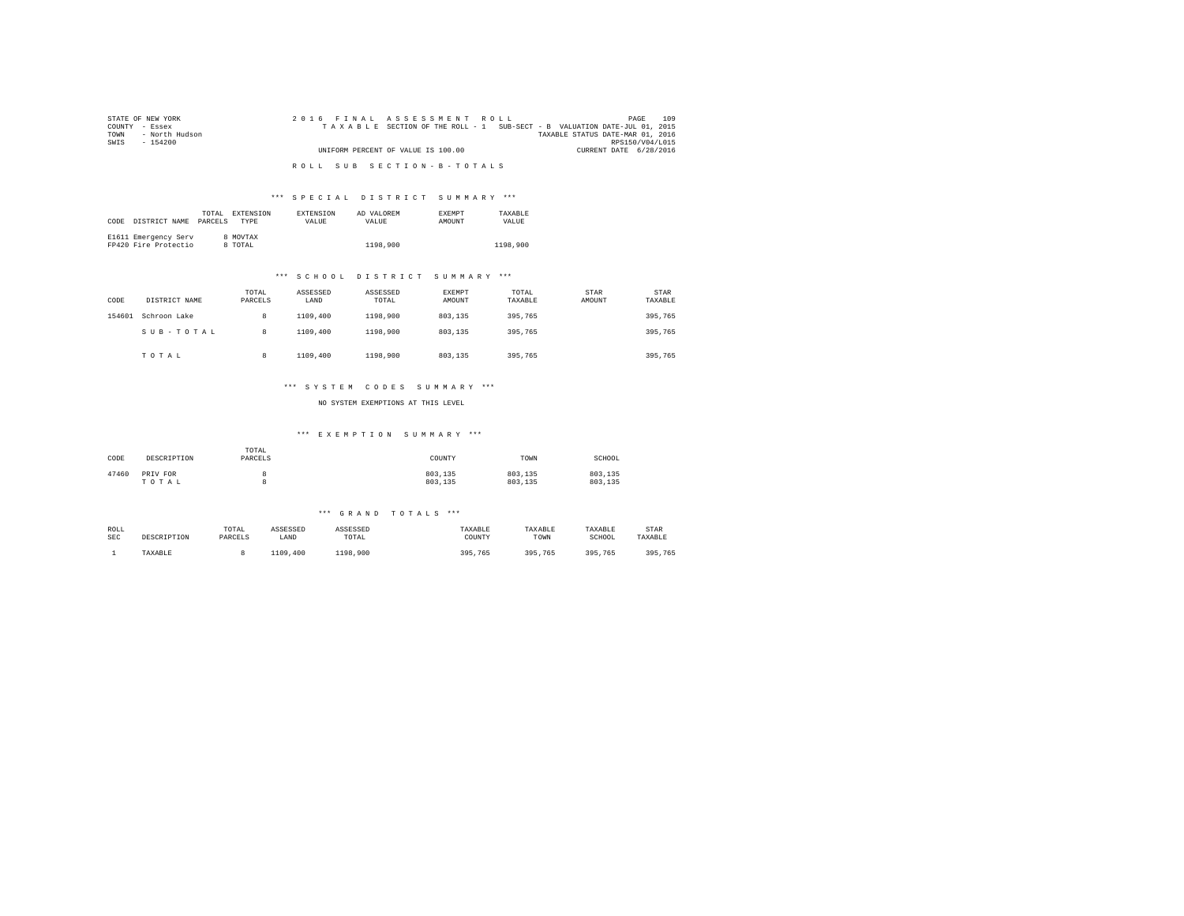STATE OF NEW YORK
COUNTY - Essex
TOWN - North Hudson
SWIS - 154200

2016 FINAL ASSESSMENT ROLL
TAXABLE SECTION OF THE ROLL - 1 SUB-SECT - B VALUATION DATE-JUL 01, 2015
TAXABLE STATUS DATE-MAR 01, 2016
RPS150/V04/L015
UNIFORM PERCENT OF VALUE IS 100.00
CURRENT DATE 6/28/2016

## ROLL SUB SECTION - B - TOTALS

### *** SPECIAL DISTRICT SUMMARY ***

| CODE | DISTRICT NAME | TOTAL PARCELS | EXTENSION TYPE | EXTENSION VALUE | AD VALOREM VALUE | EXEMPT AMOUNT | TAXABLE VALUE |
|---|---|---|---|---|---|---|---|
| E1611 | Emergency Serv | 8 | MOVTAX | | | | |
| FP420 | Fire Protectio | 8 | TOTAL | | 1198,900 | | 1198,900 |

### *** SCHOOL DISTRICT SUMMARY ***

| CODE | DISTRICT NAME | TOTAL PARCELS | ASSESSED LAND | ASSESSED TOTAL | EXEMPT AMOUNT | TOTAL TAXABLE | STAR AMOUNT | STAR TAXABLE |
|---|---|---|---|---|---|---|---|---|
| 154601 | Schroon Lake | 8 | 1109,400 | 1198,900 | 803,135 | 395,765 | | 395,765 |
| | SUB-TOTAL | 8 | 1109,400 | 1198,900 | 803,135 | 395,765 | | 395,765 |
| | TOTAL | 8 | 1109,400 | 1198,900 | 803,135 | 395,765 | | 395,765 |

### *** SYSTEM CODES SUMMARY ***

NO SYSTEM EXEMPTIONS AT THIS LEVEL

### *** EXEMPTION SUMMARY ***

| CODE | DESCRIPTION | TOTAL PARCELS | COUNTY | TOWN | SCHOOL |
|---|---|---|---|---|---|
| 47460 | PRIV FOR | 8 | 803,135 | 803,135 | 803,135 |
| | TOTAL | 8 | 803,135 | 803,135 | 803,135 |

### *** GRAND TOTALS ***

| ROLL SEC | DESCRIPTION | TOTAL PARCELS | ASSESSED LAND | ASSESSED TOTAL | TAXABLE COUNTY | TAXABLE TOWN | TAXABLE SCHOOL | STAR TAXABLE |
|---|---|---|---|---|---|---|---|---|
| 1 | TAXABLE | 8 | 1109,400 | 1198,900 | 395,765 | 395,765 | 395,765 | 395,765 |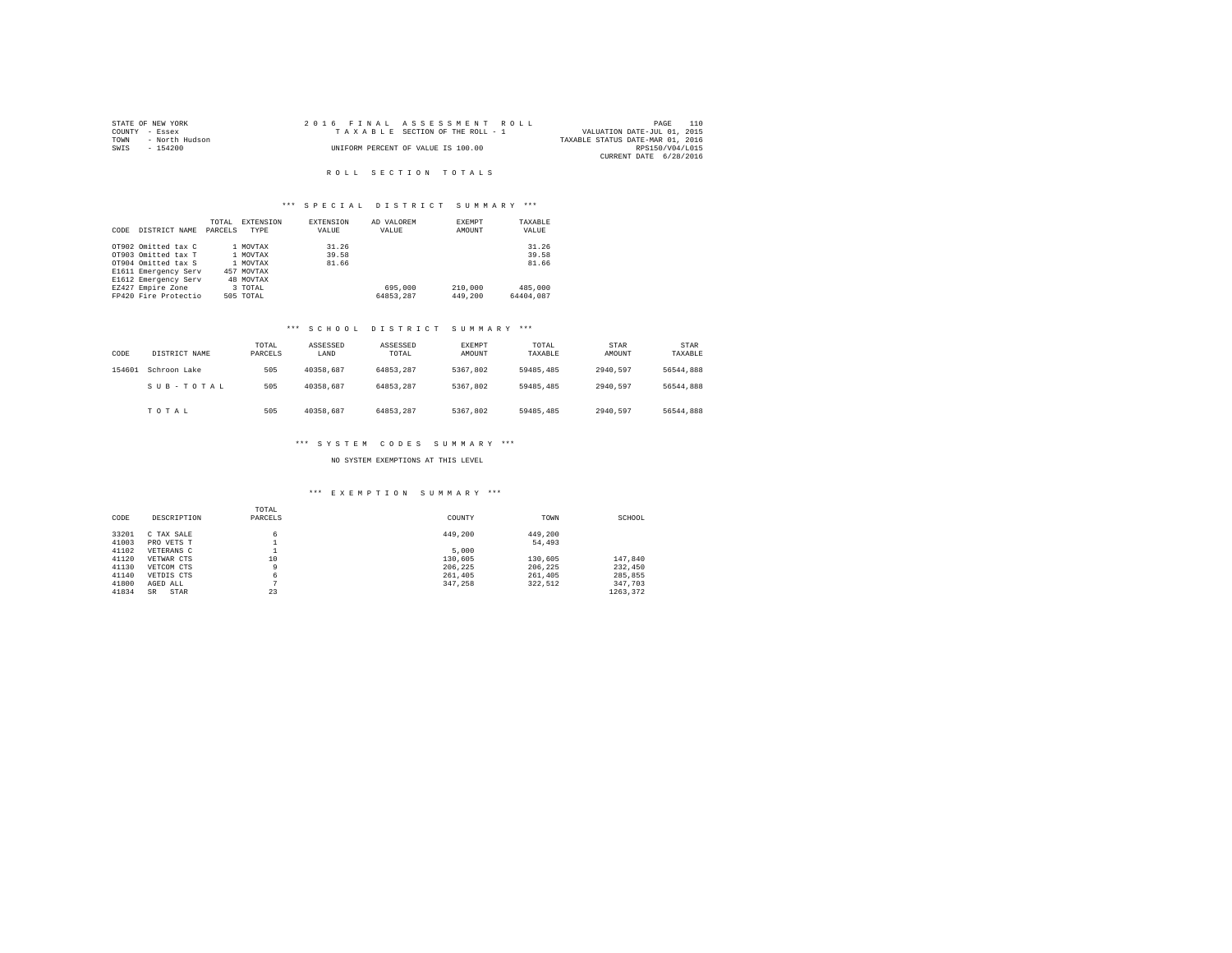STATE OF NEW YORK
COUNTY - Essex
TOWN - North Hudson
SWIS - 154200

2016 FINAL ASSESSMENT ROLL
TAXABLE SECTION OF THE ROLL - 1
UNIFORM PERCENT OF VALUE IS 100.00

VALUATION DATE-JUL 01, 2015
TAXABLE STATUS DATE-MAR 01, 2016
RPS150/V04/L015
CURRENT DATE 6/28/2016

## ROLL SECTION TOTALS

### *** SPECIAL DISTRICT SUMMARY ***

| CODE | DISTRICT NAME | TOTAL PARCELS | EXTENSION TYPE | EXTENSION VALUE | AD VALOREM VALUE | EXEMPT AMOUNT | TAXABLE VALUE |
|---|---|---|---|---|---|---|---|
| OT902 | Omitted tax C | 1 | MOVTAX | 31.26 | | | 31.26 |
| OT903 | Omitted tax T | 1 | MOVTAX | 39.58 | | | 39.58 |
| OT904 | Omitted tax S | 1 | MOVTAX | 81.66 | | | 81.66 |
| E1611 | Emergency Serv | 457 | MOVTAX | | | | |
| E1612 | Emergency Serv | 48 | MOVTAX | | | | |
| EZ427 | Empire Zone | 3 | TOTAL | | 695,000 | 210,000 | 485,000 |
| FP420 | Fire Protectio | 505 | TOTAL | | 64853,287 | 449,200 | 64404,087 |

### *** SCHOOL DISTRICT SUMMARY ***

| CODE | DISTRICT NAME | TOTAL PARCELS | ASSESSED LAND | ASSESSED TOTAL | EXEMPT AMOUNT | TOTAL TAXABLE | STAR AMOUNT | STAR TAXABLE |
|---|---|---|---|---|---|---|---|---|
| 154601 | Schroon Lake | 505 | 40358,687 | 64853,287 | 5367,802 | 59485,485 | 2940,597 | 56544,888 |
| | SUB-TOTAL | 505 | 40358,687 | 64853,287 | 5367,802 | 59485,485 | 2940,597 | 56544,888 |
| | TOTAL | 505 | 40358,687 | 64853,287 | 5367,802 | 59485,485 | 2940,597 | 56544,888 |

### *** SYSTEM CODES SUMMARY ***

NO SYSTEM EXEMPTIONS AT THIS LEVEL

### *** EXEMPTION SUMMARY ***

| CODE | DESCRIPTION | TOTAL PARCELS | COUNTY | TOWN | SCHOOL |
|---|---|---|---|---|---|
| 33201 | C TAX SALE | 6 | 449,200 | 449,200 | |
| 41003 | PRO VETS T | 1 | | 54,493 | |
| 41102 | VETERANS C | 1 | 5,000 | | |
| 41120 | VETWAR CTS | 10 | 130,605 | 130,605 | 147,840 |
| 41130 | VETCOM CTS | 9 | 206,225 | 206,225 | 232,450 |
| 41140 | VETDIS CTS | 6 | 261,405 | 261,405 | 285,855 |
| 41800 | AGED ALL | 7 | 347,258 | 322,512 | 347,703 |
| 41834 | SR STAR | 23 | | | 1263,372 |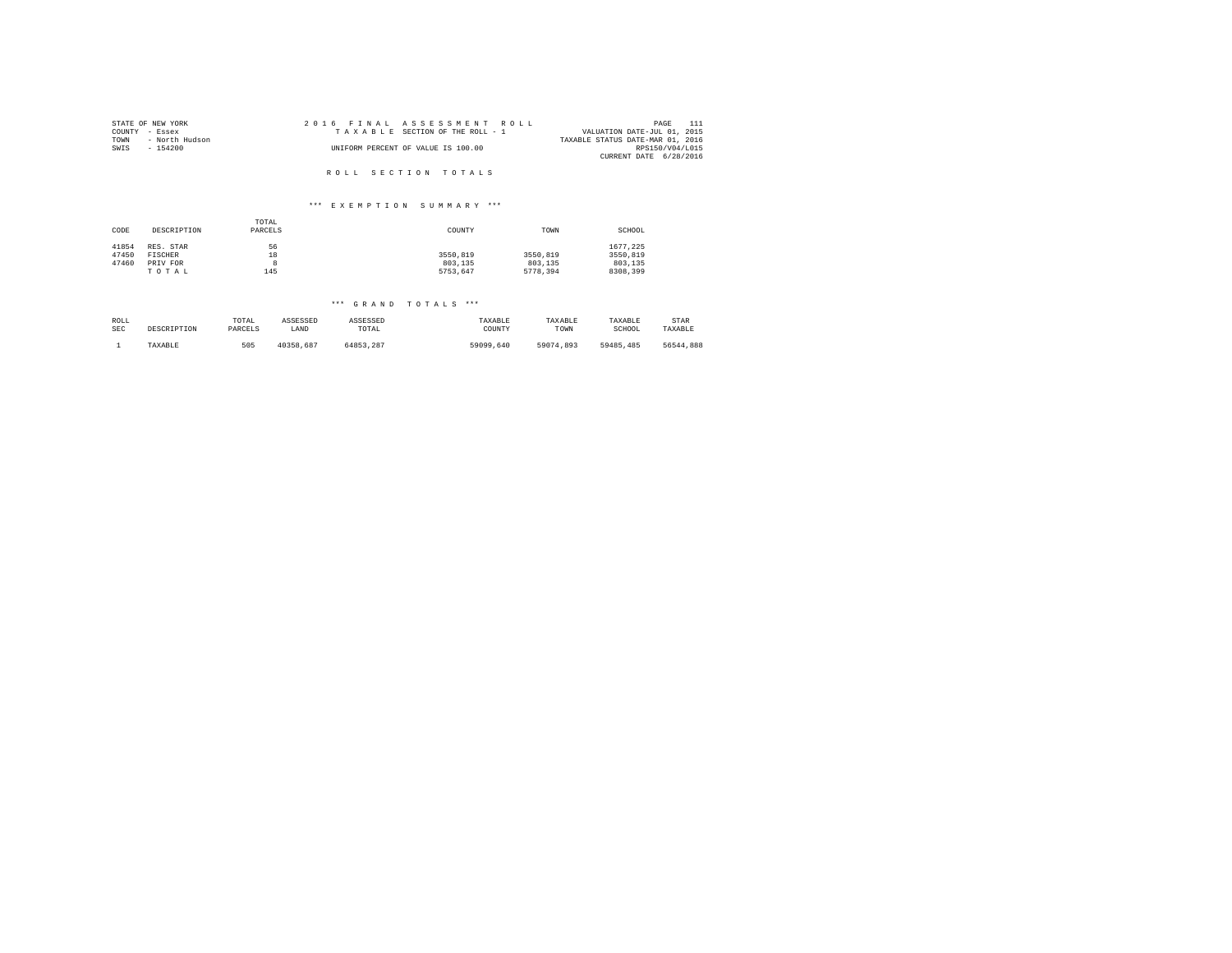STATE OF NEW YORK
COUNTY - Essex
TOWN - North Hudson
SWIS - 154200

2016 FINAL ASSESSMENT ROLL
TAXABLE SECTION OF THE ROLL - 1
UNIFORM PERCENT OF VALUE IS 100.00

VALUATION DATE-JUL 01, 2015
TAXABLE STATUS DATE-MAR 01, 2016
RPS150/V04/L015
CURRENT DATE 6/28/2016

## ROLL SECTION TOTALS

### *** EXEMPTION SUMMARY ***

| CODE | DESCRIPTION | TOTAL PARCELS | COUNTY | TOWN | SCHOOL |
|---|---|---|---|---|---|
| 41854 | RES. STAR | 56 | | | 1677,225 |
| 47450 | FISCHER | 18 | 3550,819 | 3550,819 | 3550,819 |
| 47460 | PRIV FOR | 8 | 803,135 | 803,135 | 803,135 |
| | T O T A L | 145 | 5753,647 | 5778,394 | 8308,399 |

### *** GRAND TOTALS ***

| ROLL SEC | DESCRIPTION | TOTAL PARCELS | ASSESSED LAND | ASSESSED TOTAL | TAXABLE COUNTY | TAXABLE TOWN | TAXABLE SCHOOL | STAR TAXABLE |
|---|---|---|---|---|---|---|---|---|
| 1 | TAXABLE | 505 | 40358,687 | 64853,287 | 59099,640 | 59074,893 | 59485,485 | 56544,888 |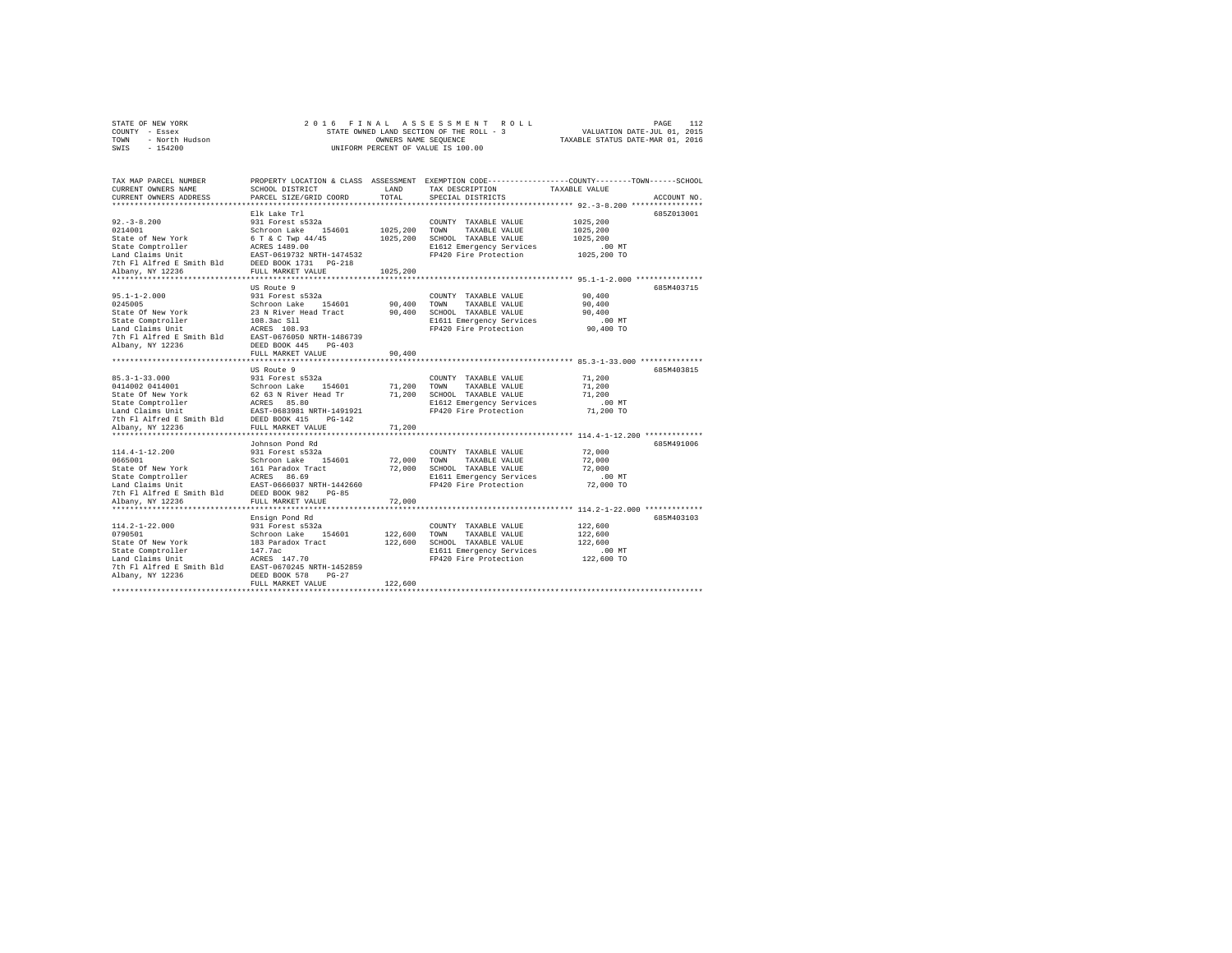STATE OF NEW YORK
COUNTY - Essex
TOWN - North Hudson
SWIS - 154200

2016 FINAL ASSESSMENT ROLL
STATE OWNED LAND SECTION OF THE ROLL - 3
OWNERS NAME SEQUENCE
UNIFORM PERCENT OF VALUE IS 100.00

VALUATION DATE-JUL 01, 2015
TAXABLE STATUS DATE-MAR 01, 2016

| TAX MAP PARCEL NUMBER / CURRENT OWNERS NAME / CURRENT OWNERS ADDRESS | PROPERTY LOCATION & CLASS / SCHOOL DISTRICT / PARCEL SIZE/GRID COORD | ASSESSMENT LAND / TOTAL | EXEMPTION CODE / TAX DESCRIPTION / SPECIAL DISTRICTS | COUNTY--------TOWN------SCHOOL TAXABLE VALUE | ACCOUNT NO. |
|---|---|---|---|---|---|
| 92.-3-8.200 | Elk Lake Trl | | | | 685Z013001 |
| | 931 Forest s532a | | COUNTY TAXABLE VALUE | 1025,200 | |
| 0214001 | Schroon Lake 154601 | 1025,200 | TOWN TAXABLE VALUE | 1025,200 | |
| State of New York | 6 T & C Twp 44/45 | 1025,200 | SCHOOL TAXABLE VALUE | 1025,200 | |
| State Comptroller | ACRES 1489.00 | | E1612 Emergency Services | .00 MT | |
| Land Claims Unit | EAST-0619732 NRTH-1474532 | | FP420 Fire Protection | 1025,200 TO | |
| 7th Fl Alfred E Smith Bld | DEED BOOK 1731 PG-218 | | | | |
| Albany, NY 12236 | FULL MARKET VALUE | 1025,200 | | | |
| 95.1-1-2.000 | US Route 9 | | | | 685M403715 |
| | 931 Forest s532a | | COUNTY TAXABLE VALUE | 90,400 | |
| 0245005 | Schroon Lake 154601 | 90,400 | TOWN TAXABLE VALUE | 90,400 | |
| State Of New York | 23 N River Head Tract | 90,400 | SCHOOL TAXABLE VALUE | 90,400 | |
| State Comptroller | 108.3ac Sll | | E1611 Emergency Services | .00 MT | |
| Land Claims Unit | ACRES 108.93 | | FP420 Fire Protection | 90,400 TO | |
| 7th Fl Alfred E Smith Bld | EAST-0676050 NRTH-1486739 | | | | |
| Albany, NY 12236 | DEED BOOK 445 PG-403 | | | | |
| | FULL MARKET VALUE | 90,400 | | | |
| 85.3-1-33.000 | US Route 9 | | | | 685M403815 |
| | 931 Forest s532a | | COUNTY TAXABLE VALUE | 71,200 | |
| 0414002 0414001 | Schroon Lake 154601 | 71,200 | TOWN TAXABLE VALUE | 71,200 | |
| State Of New York | 62 63 N River Head Tr | 71,200 | SCHOOL TAXABLE VALUE | 71,200 | |
| State Comptroller | ACRES 85.80 | | E1612 Emergency Services | .00 MT | |
| Land Claims Unit | EAST-0683981 NRTH-1491921 | | FP420 Fire Protection | 71,200 TO | |
| 7th Fl Alfred E Smith Bld | DEED BOOK 415 PG-142 | | | | |
| Albany, NY 12236 | FULL MARKET VALUE | 71,200 | | | |
| 114.4-1-12.200 | Johnson Pond Rd | | | | 685M491006 |
| | 931 Forest s532a | | COUNTY TAXABLE VALUE | 72,000 | |
| 0665001 | Schroon Lake 154601 | 72,000 | TOWN TAXABLE VALUE | 72,000 | |
| State Of New York | 161 Paradox Tract | 72,000 | SCHOOL TAXABLE VALUE | 72,000 | |
| State Comptroller | ACRES 86.69 | | E1611 Emergency Services | .00 MT | |
| Land Claims Unit | EAST-0666037 NRTH-1442660 | | FP420 Fire Protection | 72,000 TO | |
| 7th Fl Alfred E Smith Bld | DEED BOOK 982 PG-85 | | | | |
| Albany, NY 12236 | FULL MARKET VALUE | 72,000 | | | |
| 114.2-1-22.000 | Ensign Pond Rd | | | | 685M403103 |
| | 931 Forest s532a | | COUNTY TAXABLE VALUE | 122,600 | |
| 0790501 | Schroon Lake 154601 | 122,600 | TOWN TAXABLE VALUE | 122,600 | |
| State Of New York | 183 Paradox Tract | 122,600 | SCHOOL TAXABLE VALUE | 122,600 | |
| State Comptroller | 147.7ac | | E1611 Emergency Services | .00 MT | |
| Land Claims Unit | ACRES 147.70 | | FP420 Fire Protection | 122,600 TO | |
| 7th Fl Alfred E Smith Bld | EAST-0670245 NRTH-1452859 | | | | |
| Albany, NY 12236 | DEED BOOK 578 PG-27 | | | | |
| | FULL MARKET VALUE | 122,600 | | | |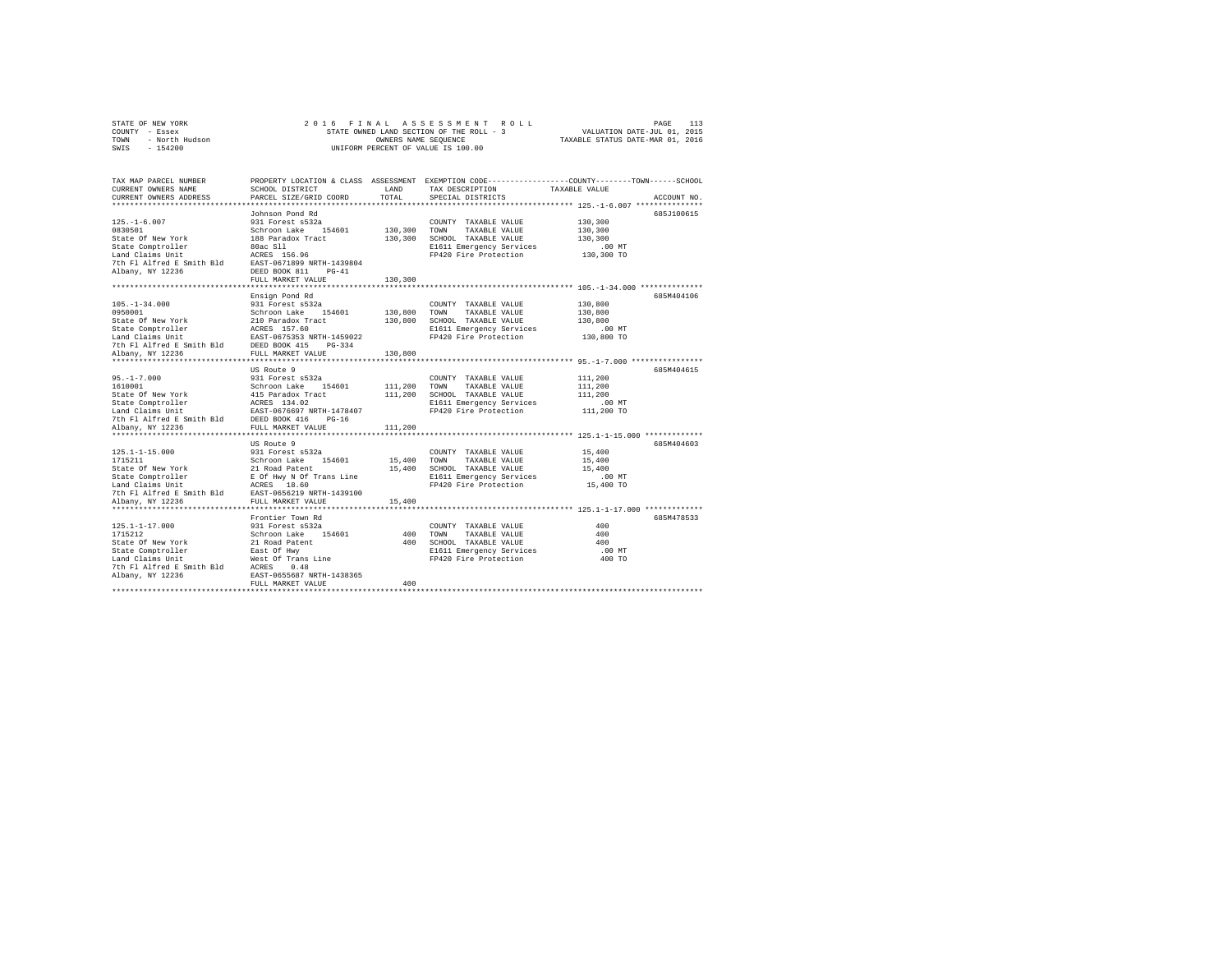STATE OF NEW YORK — 2016 FINAL ASSESSMENT ROLL
COUNTY - Essex — STATE OWNED LAND SECTION OF THE ROLL - 3 — VALUATION DATE-JUL 01, 2015
TOWN - North Hudson — OWNERS NAME SEQUENCE — TAXABLE STATUS DATE-MAR 01, 2016
SWIS - 154200 — UNIFORM PERCENT OF VALUE IS 100.00

| TAX MAP PARCEL NUMBER / CURRENT OWNERS NAME / CURRENT OWNERS ADDRESS | PROPERTY LOCATION & CLASS / SCHOOL DISTRICT / PARCEL SIZE/GRID COORD | ASSESSMENT LAND | TOTAL | EXEMPTION CODE / TAX DESCRIPTION / SPECIAL DISTRICTS | COUNTY / TOWN / SCHOOL TAXABLE VALUE | ACCOUNT NO. |
|---|---|---|---|---|---|---|
| 125.-1-6.007 | Johnson Pond Rd | | | | | 685J100615 |
| 0830501 | 931 Forest s532a | | | COUNTY TAXABLE VALUE | 130,300 | |
| State Of New York | Schroon Lake 154601 | 130,300 | | TOWN TAXABLE VALUE | 130,300 | |
| State Comptroller | 188 Paradox Tract | | 130,300 | SCHOOL TAXABLE VALUE | 130,300 | |
| Land Claims Unit | 80ac Sll | | | E1611 Emergency Services | .00 MT | |
| 7th Fl Alfred E Smith Bld | ACRES 156.96 | | | FP420 Fire Protection | 130,300 TO | |
| Albany, NY 12236 | EAST-0671899 NRTH-1439804 | | | | | |
| | DEED BOOK 811 PG-41 | | | | | |
| | FULL MARKET VALUE | | 130,300 | | | |
| 105.-1-34.000 | Ensign Pond Rd | | | | | 685M404106 |
| 0950001 | 931 Forest s532a | | | COUNTY TAXABLE VALUE | 130,800 | |
| State Of New York | Schroon Lake 154601 | 130,800 | | TOWN TAXABLE VALUE | 130,800 | |
| State Comptroller | 210 Paradox Tract | | 130,800 | SCHOOL TAXABLE VALUE | 130,800 | |
| Land Claims Unit | ACRES 157.60 | | | E1611 Emergency Services | .00 MT | |
| 7th Fl Alfred E Smith Bld | EAST-0675353 NRTH-1459022 | | | FP420 Fire Protection | 130,800 TO | |
| Albany, NY 12236 | DEED BOOK 415 PG-334 | | | | | |
| | FULL MARKET VALUE | | 130,800 | | | |
| 95.-1-7.000 | US Route 9 | | | | | 685M404615 |
| 1610001 | 931 Forest s532a | | | COUNTY TAXABLE VALUE | 111,200 | |
| State Of New York | Schroon Lake 154601 | 111,200 | | TOWN TAXABLE VALUE | 111,200 | |
| State Comptroller | 415 Paradox Tract | | 111,200 | SCHOOL TAXABLE VALUE | 111,200 | |
| Land Claims Unit | ACRES 134.02 | | | E1611 Emergency Services | .00 MT | |
| 7th Fl Alfred E Smith Bld | EAST-0676697 NRTH-1478407 | | | FP420 Fire Protection | 111,200 TO | |
| Albany, NY 12236 | DEED BOOK 416 PG-16 | | | | | |
| | FULL MARKET VALUE | | 111,200 | | | |
| 125.1-1-15.000 | US Route 9 | | | | | 685M404603 |
| 1715211 | 931 Forest s532a | | | COUNTY TAXABLE VALUE | 15,400 | |
| State Of New York | Schroon Lake 154601 | 15,400 | | TOWN TAXABLE VALUE | 15,400 | |
| State Comptroller | 21 Road Patent | | 15,400 | SCHOOL TAXABLE VALUE | 15,400 | |
| Land Claims Unit | E Of Hwy N Of Trans Line | | | E1611 Emergency Services | .00 MT | |
| 7th Fl Alfred E Smith Bld | ACRES 18.60 | | | FP420 Fire Protection | 15,400 TO | |
| Albany, NY 12236 | EAST-0656219 NRTH-1439100 | | | | | |
| | FULL MARKET VALUE | | 15,400 | | | |
| 125.1-1-17.000 | Frontier Town Rd | | | | | 685M478533 |
| 1715212 | 931 Forest s532a | | | COUNTY TAXABLE VALUE | 400 | |
| State Of New York | Schroon Lake 154601 | 400 | | TOWN TAXABLE VALUE | 400 | |
| State Comptroller | 21 Road Patent | | 400 | SCHOOL TAXABLE VALUE | 400 | |
| Land Claims Unit | East Of Hwy | | | E1611 Emergency Services | .00 MT | |
| 7th Fl Alfred E Smith Bld | West Of Trans Line | | | FP420 Fire Protection | 400 TO | |
| Albany, NY 12236 | ACRES 0.48 | | | | | |
| | EAST-0655607 NRTH-1438365 | | | | | |
| | FULL MARKET VALUE | | 400 | | | |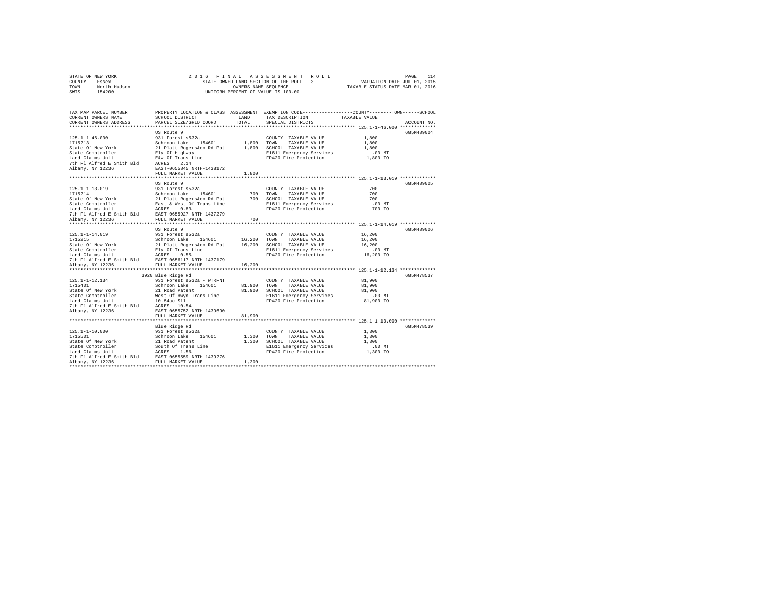STATE OF NEW YORK
COUNTY - Essex
TOWN - North Hudson
SWIS - 154200

2016 FINAL ASSESSMENT ROLL
STATE OWNED LAND SECTION OF THE ROLL - 3
OWNERS NAME SEQUENCE
UNIFORM PERCENT OF VALUE IS 100.00

VALUATION DATE-JUL 01, 2015
TAXABLE STATUS DATE-MAR 01, 2016

| TAX MAP PARCEL NUMBER / CURRENT OWNERS NAME / CURRENT OWNERS ADDRESS | PROPERTY LOCATION & CLASS / SCHOOL DISTRICT / PARCEL SIZE/GRID COORD | ASSESSMENT LAND | TOTAL | EXEMPTION CODE / TAX DESCRIPTION / SPECIAL DISTRICTS | TAXABLE VALUE (COUNTY / TOWN / SCHOOL) | ACCOUNT NO. |
|---|---|---|---|---|---|---|
| **125.1-1-46.000** | US Route 9 | | | | | 685M489004 |
| 125.1-1-46.000 | 931 Forest s532a | | | COUNTY TAXABLE VALUE | 1,800 | |
| 1715213 | Schroon Lake 154601 | 1,800 | | TOWN TAXABLE VALUE | 1,800 | |
| State Of New York | 21 Platt Rogers&co Rd Pat | | 1,800 | SCHOOL TAXABLE VALUE | 1,800 | |
| State Comptroller | Ely Of Highway | | | E1611 Emergency Services | .00 MT | |
| Land Claims Unit | E&w Of Trans Line | | | FP420 Fire Protection | 1,800 TO | |
| 7th Fl Alfred E Smith Bld | ACRES 2.14 | | | | | |
| Albany, NY 12236 | EAST-0655845 NRTH-1438172 | | | | | |
| | FULL MARKET VALUE | | 1,800 | | | |
| **125.1-1-13.019** | US Route 9 | | | | | 685M489005 |
| 125.1-1-13.019 | 931 Forest s532a | | | COUNTY TAXABLE VALUE | 700 | |
| 1715214 | Schroon Lake 154601 | 700 | | TOWN TAXABLE VALUE | 700 | |
| State Of New York | 21 Platt Rogers&co Rd Pat | | 700 | SCHOOL TAXABLE VALUE | 700 | |
| State Comptroller | East & West Of Trans Line | | | E1611 Emergency Services | .00 MT | |
| Land Claims Unit | ACRES 0.83 | | | FP420 Fire Protection | 700 TO | |
| 7th Fl Alfred E Smith Bld | EAST-0655927 NRTH-1437279 | | | | | |
| Albany, NY 12236 | FULL MARKET VALUE | | 700 | | | |
| **125.1-1-14.019** | US Route 9 | | | | | 685M489006 |
| 125.1-1-14.019 | 931 Forest s532a | | | COUNTY TAXABLE VALUE | 16,200 | |
| 1715215 | Schroon Lake 154601 | 16,200 | | TOWN TAXABLE VALUE | 16,200 | |
| State Of New York | 21 Platt Rogers&co Rd Pat | | 16,200 | SCHOOL TAXABLE VALUE | 16,200 | |
| State Comptroller | Ely Of Trans Line | | | E1611 Emergency Services | .00 MT | |
| Land Claims Unit | ACRES 0.55 | | | FP420 Fire Protection | 16,200 TO | |
| 7th Fl Alfred E Smith Bld | EAST-0656117 NRTH-1437179 | | | | | |
| Albany, NY 12236 | FULL MARKET VALUE | | 16,200 | | | |
| **125.1-1-12.134** | 3920 Blue Ridge Rd | | | | | 685M478537 |
| 125.1-1-12.134 | 931 Forest s532a - WTRFNT | | | COUNTY TAXABLE VALUE | 81,900 | |
| 1715401 | Schroon Lake 154601 | 81,900 | | TOWN TAXABLE VALUE | 81,900 | |
| State Of New York | 21 Road Patent | | 81,900 | SCHOOL TAXABLE VALUE | 81,900 | |
| State Comptroller | West Of Hwyn Trans Line | | | E1611 Emergency Services | .00 MT | |
| Land Claims Unit | 10.54ac Sll | | | FP420 Fire Protection | 81,900 TO | |
| 7th Fl Alfred E Smith Bld | ACRES 10.54 | | | | | |
| Albany, NY 12236 | EAST-0655752 NRTH-1439690 | | | | | |
| | FULL MARKET VALUE | | 81,900 | | | |
| **125.1-1-10.000** | Blue Ridge Rd | | | | | 685M478539 |
| 125.1-1-10.000 | 931 Forest s532a | | | COUNTY TAXABLE VALUE | 1,300 | |
| 1715501 | Schroon Lake 154601 | 1,300 | | TOWN TAXABLE VALUE | 1,300 | |
| State Of New York | 21 Road Patent | | 1,300 | SCHOOL TAXABLE VALUE | 1,300 | |
| State Comptroller | South Of Trans Line | | | E1611 Emergency Services | .00 MT | |
| Land Claims Unit | ACRES 1.56 | | | FP420 Fire Protection | 1,300 TO | |
| 7th Fl Alfred E Smith Bld | EAST-0655559 NRTH-1439276 | | | | | |
| Albany, NY 12236 | FULL MARKET VALUE | | 1,300 | | | |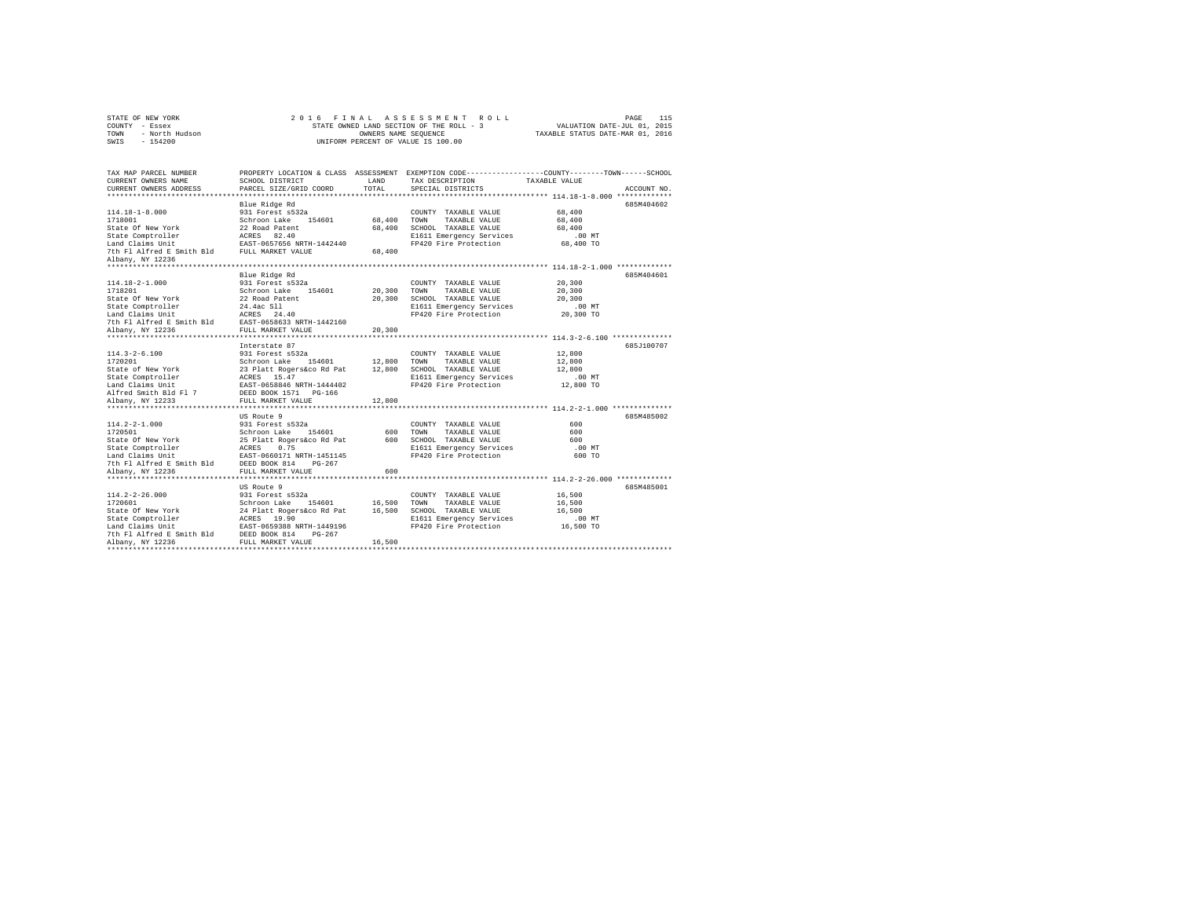STATE OF NEW YORK                    2 0 1 6   F I N A L   A S S E S S M E N T   R O L L
COUNTY - Essex                       STATE OWNED LAND SECTION OF THE ROLL - 3              VALUATION DATE-JUL 01, 2015
TOWN   - North Hudson                OWNERS NAME SEQUENCE                                  TAXABLE STATUS DATE-MAR 01, 2016
SWIS   - 154200                      UNIFORM PERCENT OF VALUE IS 100.00

| TAX MAP PARCEL NUMBER / CURRENT OWNERS NAME / CURRENT OWNERS ADDRESS | PROPERTY LOCATION & CLASS / SCHOOL DISTRICT / PARCEL SIZE/GRID COORD | ASSESSMENT LAND | TOTAL | EXEMPTION CODE / TAX DESCRIPTION / SPECIAL DISTRICTS | COUNTY--------TOWN------SCHOOL TAXABLE VALUE | ACCOUNT NO. |
|---|---|---|---|---|---|---|
| 114.18-1-8.000 | Blue Ridge Rd | | | | | 685M404602 |
| | 931 Forest s532a | | | COUNTY TAXABLE VALUE | 68,400 | |
| 1718001 | Schroon Lake 154601 | 68,400 | | TOWN TAXABLE VALUE | 68,400 | |
| State Of New York | 22 Road Patent | | 68,400 | SCHOOL TAXABLE VALUE | 68,400 | |
| State Comptroller | ACRES 82.40 | | | E1611 Emergency Services | .00 MT | |
| Land Claims Unit | EAST-0657656 NRTH-1442440 | | | FP420 Fire Protection | 68,400 TO | |
| 7th Fl Alfred E Smith Bld | FULL MARKET VALUE | | 68,400 | | | |
| Albany, NY 12236 | | | | | | |
| 114.18-2-1.000 | Blue Ridge Rd | | | | | 685M404601 |
| | 931 Forest s532a | | | COUNTY TAXABLE VALUE | 20,300 | |
| 1718201 | Schroon Lake 154601 | 20,300 | | TOWN TAXABLE VALUE | 20,300 | |
| State Of New York | 22 Road Patent | | 20,300 | SCHOOL TAXABLE VALUE | 20,300 | |
| State Comptroller | 24.4ac Sll | | | E1611 Emergency Services | .00 MT | |
| Land Claims Unit | ACRES 24.40 | | | FP420 Fire Protection | 20,300 TO | |
| 7th Fl Alfred E Smith Bld | EAST-0658633 NRTH-1442160 | | | | | |
| Albany, NY 12236 | FULL MARKET VALUE | | 20,300 | | | |
| 114.3-2-6.100 | Interstate 87 | | | | | 685J100707 |
| | 931 Forest s532a | | | COUNTY TAXABLE VALUE | 12,800 | |
| 1720201 | Schroon Lake 154601 | 12,800 | | TOWN TAXABLE VALUE | 12,800 | |
| State of New York | 23 Platt Rogers&co Rd Pat | | 12,800 | SCHOOL TAXABLE VALUE | 12,800 | |
| State Comptroller | ACRES 15.47 | | | E1611 Emergency Services | .00 MT | |
| Land Claims Unit | EAST-0658846 NRTH-1444402 | | | FP420 Fire Protection | 12,800 TO | |
| Alfred Smith Bld Fl 7 | DEED BOOK 1571 PG-166 | | | | | |
| Albany, NY 12233 | FULL MARKET VALUE | | 12,800 | | | |
| 114.2-2-1.000 | US Route 9 | | | | | 685M485002 |
| | 931 Forest s532a | | | COUNTY TAXABLE VALUE | 600 | |
| 1720501 | Schroon Lake 154601 | 600 | | TOWN TAXABLE VALUE | 600 | |
| State Of New York | 25 Platt Rogers&co Rd Pat | | 600 | SCHOOL TAXABLE VALUE | 600 | |
| State Comptroller | ACRES 0.75 | | | E1611 Emergency Services | .00 MT | |
| Land Claims Unit | EAST-0660171 NRTH-1451145 | | | FP420 Fire Protection | 600 TO | |
| 7th Fl Alfred E Smith Bld | DEED BOOK 814 PG-267 | | | | | |
| Albany, NY 12236 | FULL MARKET VALUE | | 600 | | | |
| 114.2-2-26.000 | US Route 9 | | | | | 685M485001 |
| | 931 Forest s532a | | | COUNTY TAXABLE VALUE | 16,500 | |
| 1720601 | Schroon Lake 154601 | 16,500 | | TOWN TAXABLE VALUE | 16,500 | |
| State Of New York | 24 Platt Rogers&co Rd Pat | | 16,500 | SCHOOL TAXABLE VALUE | 16,500 | |
| State Comptroller | ACRES 19.90 | | | E1611 Emergency Services | .00 MT | |
| Land Claims Unit | EAST-0659388 NRTH-1449196 | | | FP420 Fire Protection | 16,500 TO | |
| 7th Fl Alfred E Smith Bld | DEED BOOK 814 PG-267 | | | | | |
| Albany, NY 12236 | FULL MARKET VALUE | | 16,500 | | | |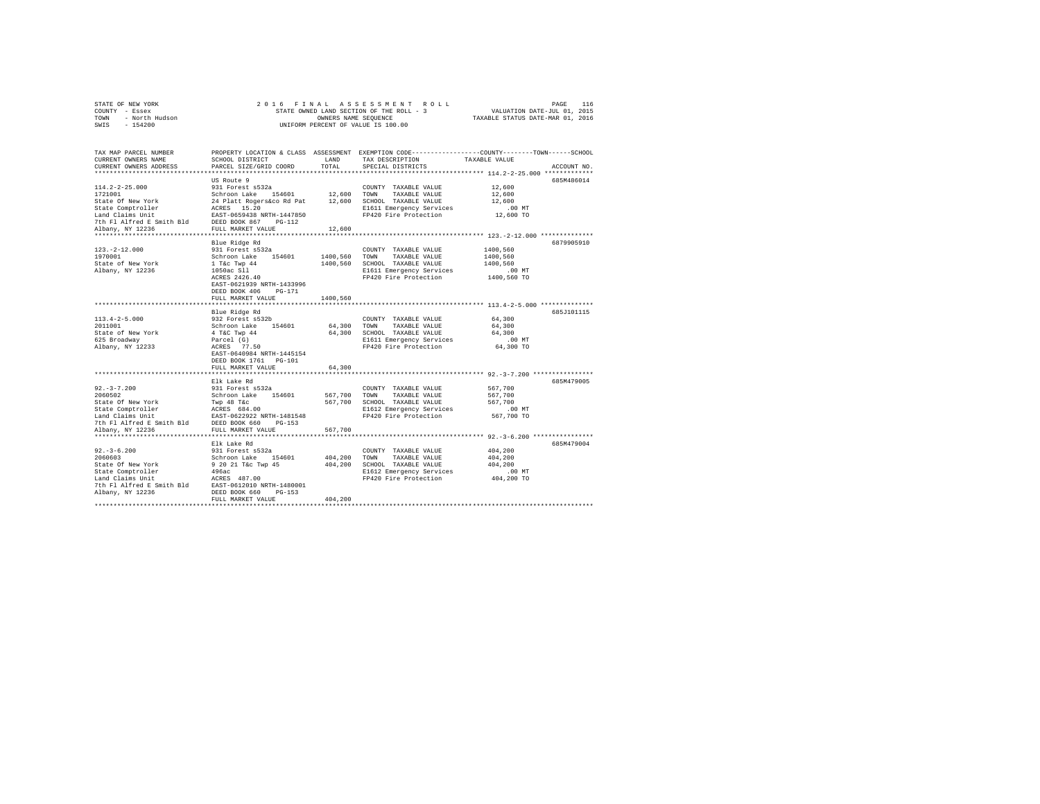STATE OF NEW YORK
COUNTY - Essex
TOWN - North Hudson
SWIS - 154200

2016 FINAL ASSESSMENT ROLL
STATE OWNED LAND SECTION OF THE ROLL - 3
OWNERS NAME SEQUENCE
UNIFORM PERCENT OF VALUE IS 100.00

VALUATION DATE-JUL 01, 2015
TAXABLE STATUS DATE-MAR 01, 2016

| TAX MAP PARCEL NUMBER / CURRENT OWNERS NAME / CURRENT OWNERS ADDRESS | PROPERTY LOCATION & CLASS / SCHOOL DISTRICT / PARCEL SIZE/GRID COORD | ASSESSMENT LAND / TOTAL | EXEMPTION CODE / TAX DESCRIPTION / SPECIAL DISTRICTS | TAXABLE VALUE (COUNTY / TOWN / SCHOOL) | ACCOUNT NO. |
|---|---|---|---|---|---|
| 114.2-2-25.000 | US Route 9 | | | | 685M486014 |
| 1721001 | 931 Forest s532a | | COUNTY TAXABLE VALUE | 12,600 | |
| State Of New York | Schroon Lake 154601 | 12,600 | TOWN TAXABLE VALUE | 12,600 | |
| State Comptroller | 24 Platt Rogers&co Rd Pat | 12,600 | SCHOOL TAXABLE VALUE | 12,600 | |
| Land Claims Unit | ACRES 15.20 | | E1611 Emergency Services | .00 MT | |
| 7th Fl Alfred E Smith Bld | EAST-0659438 NRTH-1447850 | | FP420 Fire Protection | 12,600 TO | |
| Albany, NY 12236 | DEED BOOK 867 PG-112 | | | | |
| | FULL MARKET VALUE | 12,600 | | | |
| 123.-2-12.000 | Blue Ridge Rd | | | | 6879905910 |
| 1970001 | 931 Forest s532a | | COUNTY TAXABLE VALUE | 1400,560 | |
| State of New York | Schroon Lake 154601 | 1400,560 | TOWN TAXABLE VALUE | 1400,560 | |
| Albany, NY 12236 | 1 T&c Twp 44 | 1400,560 | SCHOOL TAXABLE VALUE | 1400,560 | |
| | 1050ac Sll | | E1611 Emergency Services | .00 MT | |
| | ACRES 2426.40 | | FP420 Fire Protection | 1400,560 TO | |
| | EAST-0621939 NRTH-1433996 | | | | |
| | DEED BOOK 406 PG-171 | | | | |
| | FULL MARKET VALUE | 1400,560 | | | |
| 113.4-2-5.000 | Blue Ridge Rd | | | | 685J101115 |
| 2011001 | 932 Forest s532b | | COUNTY TAXABLE VALUE | 64,300 | |
| State of New York | Schroon Lake 154601 | 64,300 | TOWN TAXABLE VALUE | 64,300 | |
| 625 Broadway | 4 T&C Twp 44 | 64,300 | SCHOOL TAXABLE VALUE | 64,300 | |
| Albany, NY 12233 | Parcel (G) | | E1611 Emergency Services | .00 MT | |
| | ACRES 77.50 | | FP420 Fire Protection | 64,300 TO | |
| | EAST-0640984 NRTH-1445154 | | | | |
| | DEED BOOK 1761 PG-101 | | | | |
| | FULL MARKET VALUE | 64,300 | | | |
| 92.-3-7.200 | Elk Lake Rd | | | | 685M479005 |
| 2060502 | 931 Forest s532a | | COUNTY TAXABLE VALUE | 567,700 | |
| State Of New York | Schroon Lake 154601 | 567,700 | TOWN TAXABLE VALUE | 567,700 | |
| State Comptroller | Twp 48 T&c | 567,700 | SCHOOL TAXABLE VALUE | 567,700 | |
| Land Claims Unit | ACRES 684.00 | | E1612 Emergency Services | .00 MT | |
| 7th Fl Alfred E Smith Bld | EAST-0622922 NRTH-1481548 | | FP420 Fire Protection | 567,700 TO | |
| Albany, NY 12236 | DEED BOOK 660 PG-153 | | | | |
| | FULL MARKET VALUE | 567,700 | | | |
| 92.-3-6.200 | Elk Lake Rd | | | | 685M479004 |
| 2060603 | 931 Forest s532a | | COUNTY TAXABLE VALUE | 404,200 | |
| State Of New York | Schroon Lake 154601 | 404,200 | TOWN TAXABLE VALUE | 404,200 | |
| State Comptroller | 9 20 21 T&c Twp 45 | 404,200 | SCHOOL TAXABLE VALUE | 404,200 | |
| Land Claims Unit | 496ac | | E1612 Emergency Services | .00 MT | |
| 7th Fl Alfred E Smith Bld | ACRES 487.00 | | FP420 Fire Protection | 404,200 TO | |
| Albany, NY 12236 | EAST-0612010 NRTH-1480001 | | | | |
| | DEED BOOK 660 PG-153 | | | | |
| | FULL MARKET VALUE | 404,200 | | | |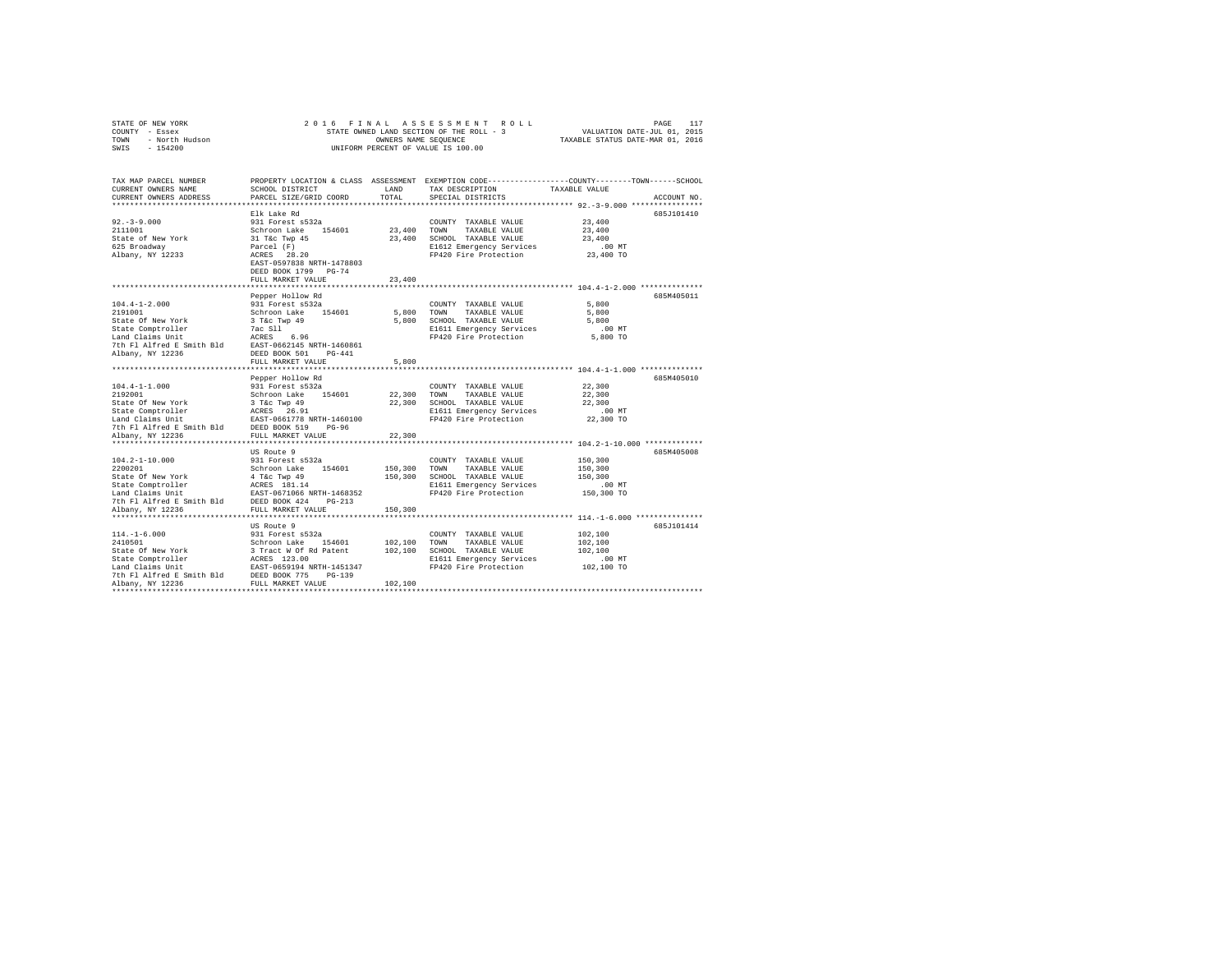STATE OF NEW YORK | COUNTY - Essex | TOWN - North Hudson | SWIS - 154200

2016 FINAL ASSESSMENT ROLL
STATE OWNED LAND SECTION OF THE ROLL - 3
OWNERS NAME SEQUENCE
UNIFORM PERCENT OF VALUE IS 100.00

VALUATION DATE-JUL 01, 2015
TAXABLE STATUS DATE-MAR 01, 2016

| TAX MAP PARCEL NUMBER / CURRENT OWNERS NAME / CURRENT OWNERS ADDRESS | PROPERTY LOCATION & CLASS / SCHOOL DISTRICT / PARCEL SIZE/GRID COORD | ASSESSMENT LAND / TOTAL | EXEMPTION CODE / TAX DESCRIPTION / SPECIAL DISTRICTS | TAXABLE VALUE (COUNTY / TOWN / SCHOOL) | ACCOUNT NO. |
|---|---|---|---|---|---|
| 92.-3-9.000 | Elk Lake Rd | | | | 685J101410 |
| 2111001 | 931 Forest s532a | | COUNTY TAXABLE VALUE | 23,400 | |
| State of New York | Schroon Lake 154601 | 23,400 | TOWN TAXABLE VALUE | 23,400 | |
| 625 Broadway | 31 T&c Twp 45 | 23,400 | SCHOOL TAXABLE VALUE | 23,400 | |
| Albany, NY 12233 | Parcel (F) | | E1612 Emergency Services | .00 MT | |
| | ACRES 28.20 | | FP420 Fire Protection | 23,400 TO | |
| | EAST-0597838 NRTH-1478803 | | | | |
| | DEED BOOK 1799 PG-74 | | | | |
| | FULL MARKET VALUE | 23,400 | | | |
| 104.4-1-2.000 | Pepper Hollow Rd | | | | 685M405011 |
| 2191001 | 931 Forest s532a | | COUNTY TAXABLE VALUE | 5,800 | |
| State Of New York | Schroon Lake 154601 | 5,800 | TOWN TAXABLE VALUE | 5,800 | |
| State Comptroller | 3 T&c Twp 49 | 5,800 | SCHOOL TAXABLE VALUE | 5,800 | |
| Land Claims Unit | 7ac Sll | | E1611 Emergency Services | .00 MT | |
| 7th Fl Alfred E Smith Bld | ACRES 6.96 | | FP420 Fire Protection | 5,800 TO | |
| Albany, NY 12236 | EAST-0662145 NRTH-1460861 | | | | |
| | DEED BOOK 501 PG-441 | | | | |
| | FULL MARKET VALUE | 5,800 | | | |
| 104.4-1-1.000 | Pepper Hollow Rd | | | | 685M405010 |
| 2192001 | 931 Forest s532a | | COUNTY TAXABLE VALUE | 22,300 | |
| State Of New York | Schroon Lake 154601 | 22,300 | TOWN TAXABLE VALUE | 22,300 | |
| State Comptroller | 3 T&c Twp 49 | 22,300 | SCHOOL TAXABLE VALUE | 22,300 | |
| Land Claims Unit | ACRES 26.91 | | E1611 Emergency Services | .00 MT | |
| 7th Fl Alfred E Smith Bld | EAST-0661778 NRTH-1460100 | | FP420 Fire Protection | 22,300 TO | |
| Albany, NY 12236 | DEED BOOK 519 PG-96 | | | | |
| | FULL MARKET VALUE | 22,300 | | | |
| 104.2-1-10.000 | US Route 9 | | | | 685M405008 |
| 2200201 | 931 Forest s532a | | COUNTY TAXABLE VALUE | 150,300 | |
| State Of New York | Schroon Lake 154601 | 150,300 | TOWN TAXABLE VALUE | 150,300 | |
| State Comptroller | 4 T&c Twp 49 | 150,300 | SCHOOL TAXABLE VALUE | 150,300 | |
| Land Claims Unit | ACRES 181.14 | | E1611 Emergency Services | .00 MT | |
| 7th Fl Alfred E Smith Bld | EAST-0671066 NRTH-1468352 | | FP420 Fire Protection | 150,300 TO | |
| Albany, NY 12236 | DEED BOOK 424 PG-213 | | | | |
| | FULL MARKET VALUE | 150,300 | | | |
| 114.-1-6.000 | US Route 9 | | | | 685J101414 |
| 2410501 | 931 Forest s532a | | COUNTY TAXABLE VALUE | 102,100 | |
| State Of New York | Schroon Lake 154601 | 102,100 | TOWN TAXABLE VALUE | 102,100 | |
| State Comptroller | 3 Tract W Of Rd Patent | 102,100 | SCHOOL TAXABLE VALUE | 102,100 | |
| Land Claims Unit | ACRES 123.00 | | E1611 Emergency Services | .00 MT | |
| 7th Fl Alfred E Smith Bld | EAST-0659194 NRTH-1451347 | | FP420 Fire Protection | 102,100 TO | |
| Albany, NY 12236 | DEED BOOK 775 PG-139 | | | | |
| | FULL MARKET VALUE | 102,100 | | | |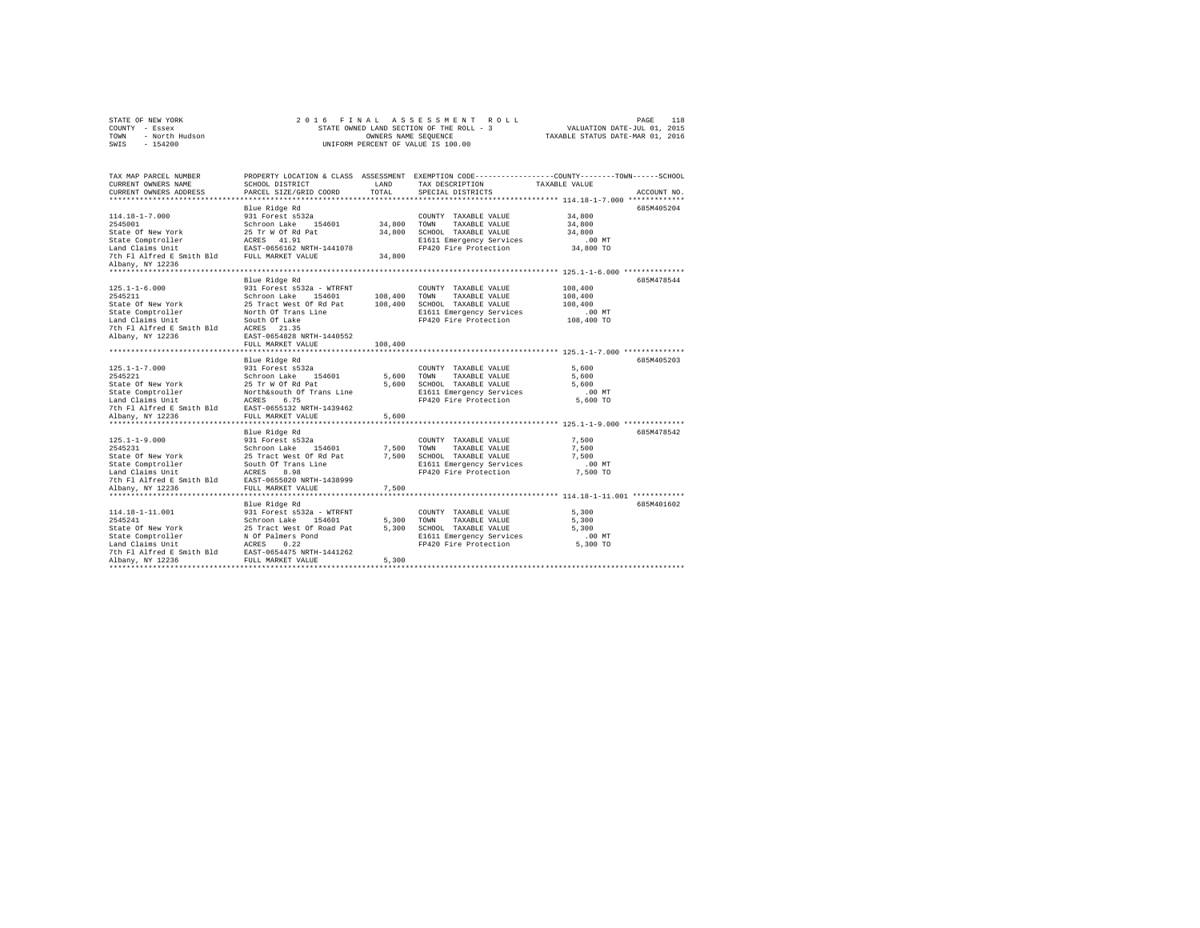STATE OF NEW YORK
COUNTY - Essex
TOWN - North Hudson
SWIS - 154200

2016 FINAL ASSESSMENT ROLL
STATE OWNED LAND SECTION OF THE ROLL - 3
OWNERS NAME SEQUENCE
UNIFORM PERCENT OF VALUE IS 100.00

VALUATION DATE-JUL 01, 2015
TAXABLE STATUS DATE-MAR 01, 2016

| TAX MAP PARCEL NUMBER / CURRENT OWNERS NAME / CURRENT OWNERS ADDRESS | PROPERTY LOCATION & CLASS / SCHOOL DISTRICT / PARCEL SIZE/GRID COORD | ASSESSMENT LAND | TOTAL | EXEMPTION CODE / TAX DESCRIPTION / SPECIAL DISTRICTS | COUNTY / TOWN / SCHOOL TAXABLE VALUE | ACCOUNT NO. |
|---|---|---|---|---|---|---|
| **114.18-1-7.000** | Blue Ridge Rd | | | | | 685M405204 |
| 114.18-1-7.000 | 931 Forest s532a | | | COUNTY TAXABLE VALUE | 34,800 | |
| 2545001 | Schroon Lake 154601 | 34,800 | | TOWN TAXABLE VALUE | 34,800 | |
| State Of New York | 25 Tr W Of Rd Pat | | 34,800 | SCHOOL TAXABLE VALUE | 34,800 | |
| State Comptroller | ACRES 41.91 | | | E1611 Emergency Services | .00 MT | |
| Land Claims Unit | EAST-0656162 NRTH-1441078 | | | FP420 Fire Protection | 34,800 TO | |
| 7th Fl Alfred E Smith Bld | FULL MARKET VALUE | | 34,800 | | | |
| Albany, NY 12236 | | | | | | |
| **125.1-1-6.000** | Blue Ridge Rd | | | | | 685M478544 |
| 125.1-1-6.000 | 931 Forest s532a - WTRFNT | | | COUNTY TAXABLE VALUE | 108,400 | |
| 2545211 | Schroon Lake 154601 | 108,400 | | TOWN TAXABLE VALUE | 108,400 | |
| State Of New York | 25 Tract West Of Rd Pat | | 108,400 | SCHOOL TAXABLE VALUE | 108,400 | |
| State Comptroller | North Of Trans Line | | | E1611 Emergency Services | .00 MT | |
| Land Claims Unit | South Of Lake | | | FP420 Fire Protection | 108,400 TO | |
| 7th Fl Alfred E Smith Bld | ACRES 21.35 | | | | | |
| Albany, NY 12236 | EAST-0654828 NRTH-1440552 | | | | | |
| | FULL MARKET VALUE | | 108,400 | | | |
| **125.1-1-7.000** | Blue Ridge Rd | | | | | 685M405203 |
| 125.1-1-7.000 | 931 Forest s532a | | | COUNTY TAXABLE VALUE | 5,600 | |
| 2545221 | Schroon Lake 154601 | 5,600 | | TOWN TAXABLE VALUE | 5,600 | |
| State Of New York | 25 Tr W Of Rd Pat | | 5,600 | SCHOOL TAXABLE VALUE | 5,600 | |
| State Comptroller | North&south Of Trans Line | | | E1611 Emergency Services | .00 MT | |
| Land Claims Unit | ACRES 6.75 | | | FP420 Fire Protection | 5,600 TO | |
| 7th Fl Alfred E Smith Bld | EAST-0655132 NRTH-1439462 | | | | | |
| Albany, NY 12236 | FULL MARKET VALUE | | 5,600 | | | |
| **125.1-1-9.000** | Blue Ridge Rd | | | | | 685M478542 |
| 125.1-1-9.000 | 931 Forest s532a | | | COUNTY TAXABLE VALUE | 7,500 | |
| 2545231 | Schroon Lake 154601 | 7,500 | | TOWN TAXABLE VALUE | 7,500 | |
| State Of New York | 25 Tract West Of Rd Pat | | 7,500 | SCHOOL TAXABLE VALUE | 7,500 | |
| State Comptroller | South Of Trans Line | | | E1611 Emergency Services | .00 MT | |
| Land Claims Unit | ACRES 8.98 | | | FP420 Fire Protection | 7,500 TO | |
| 7th Fl Alfred E Smith Bld | EAST-0655020 NRTH-1438999 | | | | | |
| Albany, NY 12236 | FULL MARKET VALUE | | 7,500 | | | |
| **114.18-1-11.001** | Blue Ridge Rd | | | | | 685M401602 |
| 114.18-1-11.001 | 931 Forest s532a - WTRFNT | | | COUNTY TAXABLE VALUE | 5,300 | |
| 2545241 | Schroon Lake 154601 | 5,300 | | TOWN TAXABLE VALUE | 5,300 | |
| State Of New York | 25 Tract West Of Road Pat | | 5,300 | SCHOOL TAXABLE VALUE | 5,300 | |
| State Comptroller | N Of Palmers Pond | | | E1611 Emergency Services | .00 MT | |
| Land Claims Unit | ACRES 0.22 | | | FP420 Fire Protection | 5,300 TO | |
| 7th Fl Alfred E Smith Bld | EAST-0654475 NRTH-1441262 | | | | | |
| Albany, NY 12236 | FULL MARKET VALUE | | 5,300 | | | |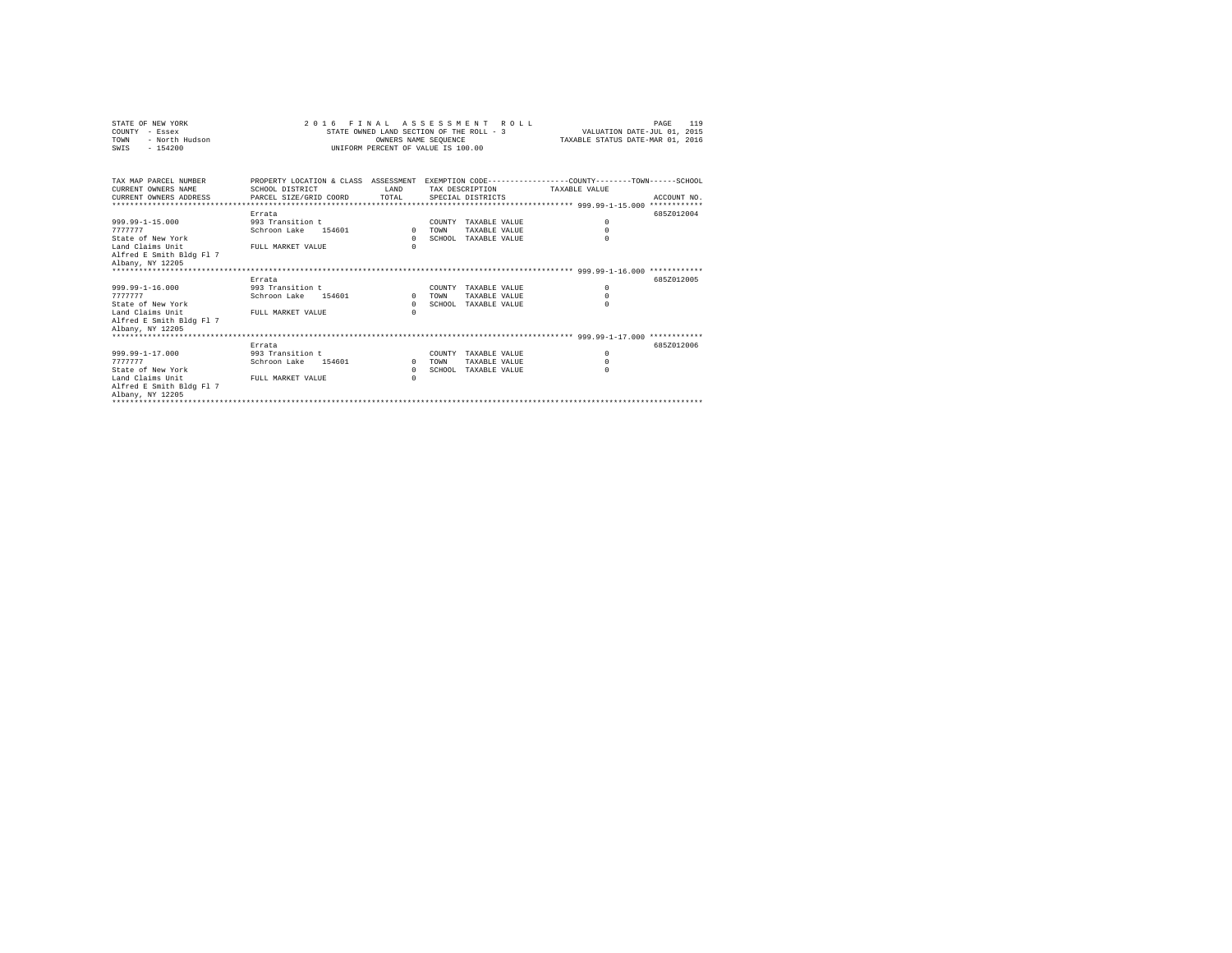STATE OF NEW YORK
COUNTY - Essex
TOWN - North Hudson
SWIS - 154200

2016 FINAL ASSESSMENT ROLL
STATE OWNED LAND SECTION OF THE ROLL - 3
OWNERS NAME SEQUENCE
UNIFORM PERCENT OF VALUE IS 100.00

VALUATION DATE-JUL 01, 2015
TAXABLE STATUS DATE-MAR 01, 2016

| TAX MAP PARCEL NUMBER / CURRENT OWNERS NAME / CURRENT OWNERS ADDRESS | PROPERTY LOCATION & CLASS / SCHOOL DISTRICT / PARCEL SIZE/GRID COORD | ASSESSMENT LAND | TOTAL | EXEMPTION CODE / TAX DESCRIPTION / SPECIAL DISTRICTS | COUNTY / TOWN / SCHOOL TAXABLE VALUE | ACCOUNT NO. |
|---|---|---|---|---|---|---|
| 999.99-1-15.000 | Errata | | | | | 685Z012004 |
| | 993 Transition t | | | COUNTY TAXABLE VALUE | 0 | |
| 7777777 | Schroon Lake 154601 | 0 | | TOWN TAXABLE VALUE | 0 | |
| State of New York | | | 0 | SCHOOL TAXABLE VALUE | 0 | |
| Land Claims Unit | FULL MARKET VALUE | | 0 | | | |
| Alfred E Smith Bldg Fl 7 | | | | | | |
| Albany, NY 12205 | | | | | | |
| 999.99-1-16.000 | Errata | | | | | 685Z012005 |
| | 993 Transition t | | | COUNTY TAXABLE VALUE | 0 | |
| 7777777 | Schroon Lake 154601 | 0 | | TOWN TAXABLE VALUE | 0 | |
| State of New York | | | 0 | SCHOOL TAXABLE VALUE | 0 | |
| Land Claims Unit | FULL MARKET VALUE | | 0 | | | |
| Alfred E Smith Bldg Fl 7 | | | | | | |
| Albany, NY 12205 | | | | | | |
| 999.99-1-17.000 | Errata | | | | | 685Z012006 |
| | 993 Transition t | | | COUNTY TAXABLE VALUE | 0 | |
| 7777777 | Schroon Lake 154601 | 0 | | TOWN TAXABLE VALUE | 0 | |
| State of New York | | | 0 | SCHOOL TAXABLE VALUE | 0 | |
| Land Claims Unit | FULL MARKET VALUE | | 0 | | | |
| Alfred E Smith Bldg Fl 7 | | | | | | |
| Albany, NY 12205 | | | | | | |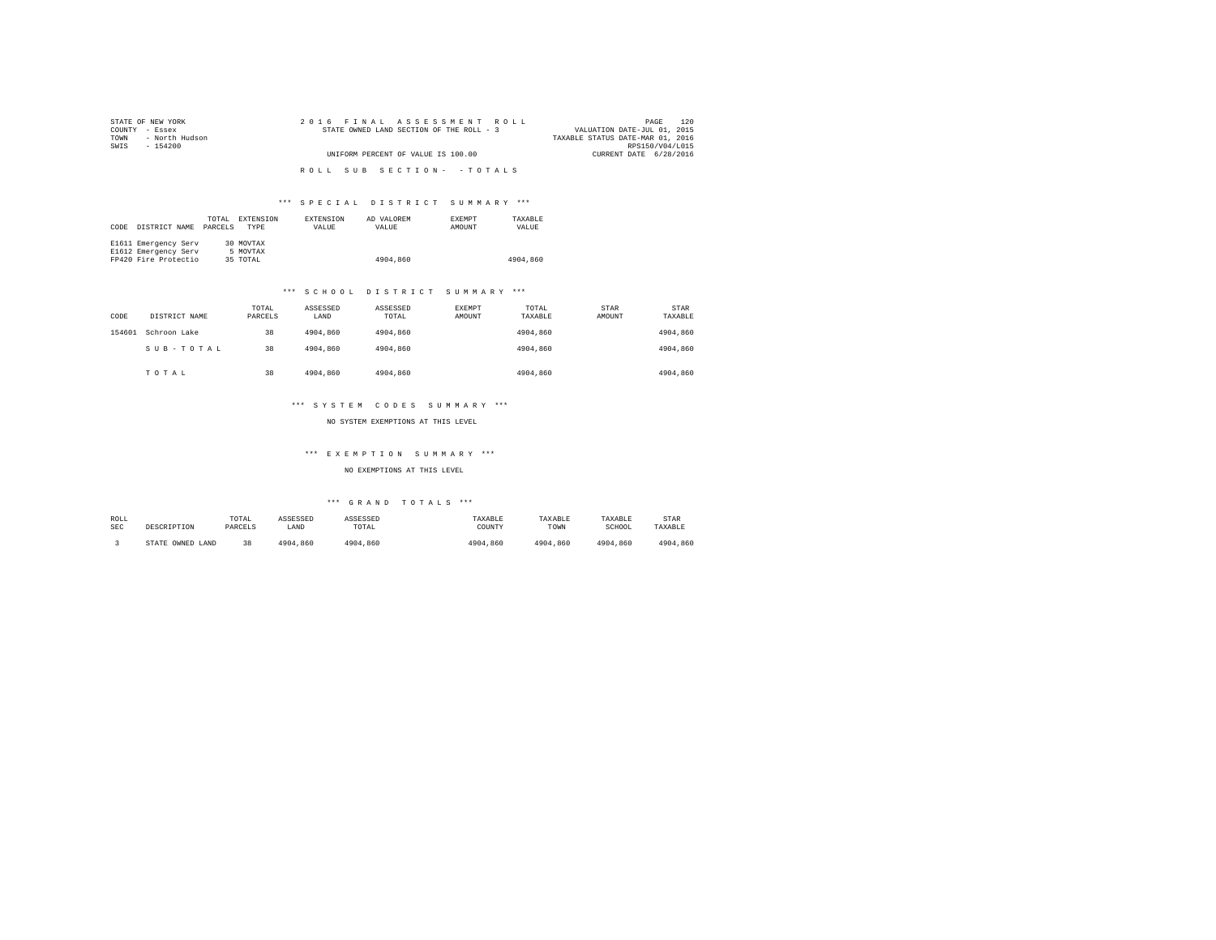STATE OF NEW YORK
COUNTY - Essex
TOWN - North Hudson
SWIS - 154200

2016 FINAL ASSESSMENT ROLL
STATE OWNED LAND SECTION OF THE ROLL - 3
UNIFORM PERCENT OF VALUE IS 100.00

VALUATION DATE-JUL 01, 2015
TAXABLE STATUS DATE-MAR 01, 2016
RPS150/V04/L015
CURRENT DATE 6/28/2016

ROLL SUB SECTION- - TOTALS

*** SPECIAL DISTRICT SUMMARY ***

| CODE DISTRICT NAME | TOTAL PARCELS | EXTENSION TYPE | EXTENSION VALUE | AD VALOREM VALUE | EXEMPT AMOUNT | TAXABLE VALUE |
|---|---|---|---|---|---|---|
| E1611 Emergency Serv | 30 | MOVTAX | | | | |
| E1612 Emergency Serv | 5 | MOVTAX | | | | |
| FP420 Fire Protectio | 35 | TOTAL | | 4904,860 | | 4904,860 |

*** SCHOOL DISTRICT SUMMARY ***

| CODE | DISTRICT NAME | TOTAL PARCELS | ASSESSED LAND | ASSESSED TOTAL | EXEMPT AMOUNT | TOTAL TAXABLE | STAR AMOUNT | STAR TAXABLE |
|---|---|---|---|---|---|---|---|---|
| 154601 | Schroon Lake | 38 | 4904,860 | 4904,860 | | 4904,860 | | 4904,860 |
| | SUB-TOTAL | 38 | 4904,860 | 4904,860 | | 4904,860 | | 4904,860 |
| | TOTAL | 38 | 4904,860 | 4904,860 | | 4904,860 | | 4904,860 |

*** SYSTEM CODES SUMMARY ***

NO SYSTEM EXEMPTIONS AT THIS LEVEL

*** EXEMPTION SUMMARY ***

NO EXEMPTIONS AT THIS LEVEL

*** GRAND TOTALS ***

| ROLL SEC | DESCRIPTION | TOTAL PARCELS | ASSESSED LAND | ASSESSED TOTAL | TAXABLE COUNTY | TAXABLE TOWN | TAXABLE SCHOOL | STAR TAXABLE |
|---|---|---|---|---|---|---|---|---|
| 3 | STATE OWNED LAND | 38 | 4904,860 | 4904,860 | 4904,860 | 4904,860 | 4904,860 | 4904,860 |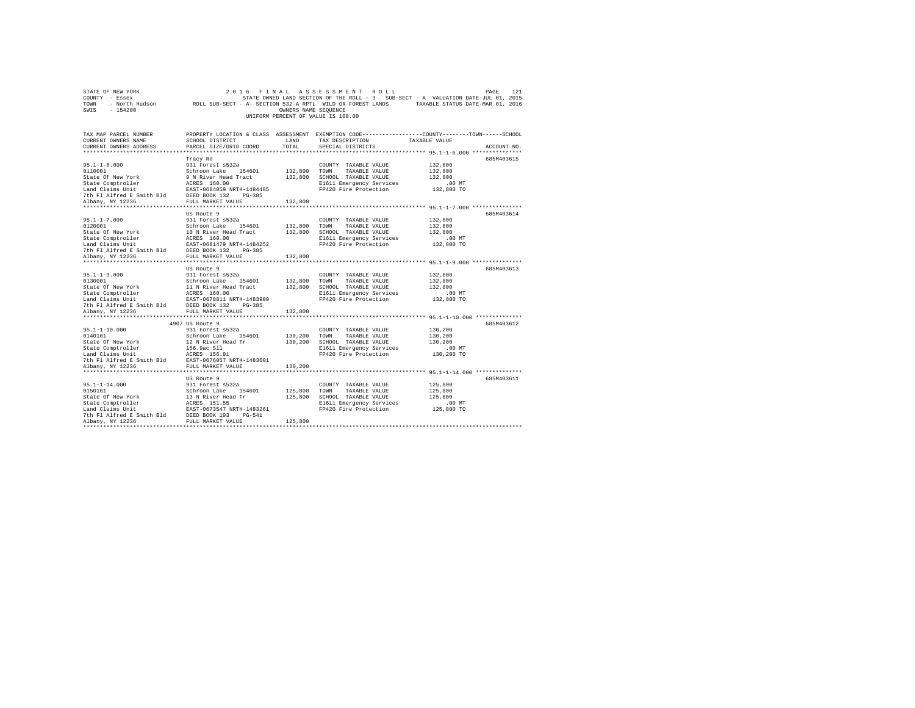STATE OF NEW YORK
COUNTY - Essex
TOWN - North Hudson
SWIS - 154200

2016 FINAL ASSESSMENT ROLL
STATE OWNED LAND SECTION OF THE ROLL - 3 SUB-SECT - A VALUATION DATE-JUL 01, 2015
ROLL SUB-SECT - A- SECTION 532-A RPTL WILD OR FOREST LANDS TAXABLE STATUS DATE-MAR 01, 2016
OWNERS NAME SEQUENCE
UNIFORM PERCENT OF VALUE IS 100.00

| TAX MAP PARCEL NUMBER / CURRENT OWNERS NAME / CURRENT OWNERS ADDRESS | PROPERTY LOCATION & CLASS / SCHOOL DISTRICT / PARCEL SIZE/GRID COORD | ASSESSMENT LAND | TOTAL | EXEMPTION CODE / TAX DESCRIPTION / SPECIAL DISTRICTS | COUNTY--------TOWN------SCHOOL TAXABLE VALUE | ACCOUNT NO. |
|---|---|---|---|---|---|---|
| 95.1-1-6.000 | Tracy Rd | | | | | 685M403615 |
| | 931 Forest s532a | | | COUNTY TAXABLE VALUE | 132,800 | |
| 0110001 | Schroon Lake 154601 | 132,800 | | TOWN TAXABLE VALUE | 132,800 | |
| State Of New York | 9 N River Head Tract | | 132,800 | SCHOOL TAXABLE VALUE | 132,800 | |
| State Comptroller | ACRES 160.00 | | | E1611 Emergency Services | .00 MT | |
| Land Claims Unit | EAST-0684059 NRTH-1484485 | | | FP420 Fire Protection | 132,800 TO | |
| 7th Fl Alfred E Smith Bld | DEED BOOK 132 PG-385 | | | | | |
| Albany, NY 12236 | FULL MARKET VALUE | | 132,800 | | | |
| 95.1-1-7.000 | US Route 9 | | | | | 685M403614 |
| | 931 Forest s532a | | | COUNTY TAXABLE VALUE | 132,800 | |
| 0120001 | Schroon Lake 154601 | 132,800 | | TOWN TAXABLE VALUE | 132,800 | |
| State Of New York | 10 N River Head Tract | | 132,800 | SCHOOL TAXABLE VALUE | 132,800 | |
| State Comptroller | ACRES 160.00 | | | E1611 Emergency Services | .00 MT | |
| Land Claims Unit | EAST-0681479 NRTH-1484252 | | | FP420 Fire Protection | 132,800 TO | |
| 7th Fl Alfred E Smith Bld | DEED BOOK 132 PG-385 | | | | | |
| Albany, NY 12236 | FULL MARKET VALUE | | 132,800 | | | |
| 95.1-1-9.000 | US Route 9 | | | | | 685M403613 |
| | 931 Forest s532a | | | COUNTY TAXABLE VALUE | 132,800 | |
| 0130001 | Schroon Lake 154601 | 132,800 | | TOWN TAXABLE VALUE | 132,800 | |
| State Of New York | 11 N River Head Tract | | 132,800 | SCHOOL TAXABLE VALUE | 132,800 | |
| State Comptroller | ACRES 160.00 | | | E1611 Emergency Services | .00 MT | |
| Land Claims Unit | EAST-0678811 NRTH-1483909 | | | FP420 Fire Protection | 132,800 TO | |
| 7th Fl Alfred E Smith Bld | DEED BOOK 132 PG-385 | | | | | |
| Albany, NY 12236 | FULL MARKET VALUE | | 132,800 | | | |
| 95.1-1-10.000 | 4907 US Route 9 | | | | | 685M403612 |
| | 931 Forest s532a | | | COUNTY TAXABLE VALUE | 130,200 | |
| 0140101 | Schroon Lake 154601 | 130,200 | | TOWN TAXABLE VALUE | 130,200 | |
| State Of New York | 12 N River Head Tr | | 130,200 | SCHOOL TAXABLE VALUE | 130,200 | |
| State Comptroller | 156.9ac Sll | | | E1611 Emergency Services | .00 MT | |
| Land Claims Unit | ACRES 156.91 | | | FP420 Fire Protection | 130,200 TO | |
| 7th Fl Alfred E Smith Bld | EAST-0676057 NRTH-1483601 | | | | | |
| Albany, NY 12236 | FULL MARKET VALUE | | 130,200 | | | |
| 95.1-1-14.000 | US Route 9 | | | | | 685M403611 |
| | 931 Forest s532a | | | COUNTY TAXABLE VALUE | 125,800 | |
| 0150101 | Schroon Lake 154601 | 125,800 | | TOWN TAXABLE VALUE | 125,800 | |
| State Of New York | 13 N River Head Tr | | 125,800 | SCHOOL TAXABLE VALUE | 125,800 | |
| State Comptroller | ACRES 151.55 | | | E1611 Emergency Services | .00 MT | |
| Land Claims Unit | EAST-0673547 NRTH-1483261 | | | FP420 Fire Protection | 125,800 TO | |
| 7th Fl Alfred E Smith Bld | DEED BOOK 193 PG-541 | | | | | |
| Albany, NY 12236 | FULL MARKET VALUE | | 125,800 | | | |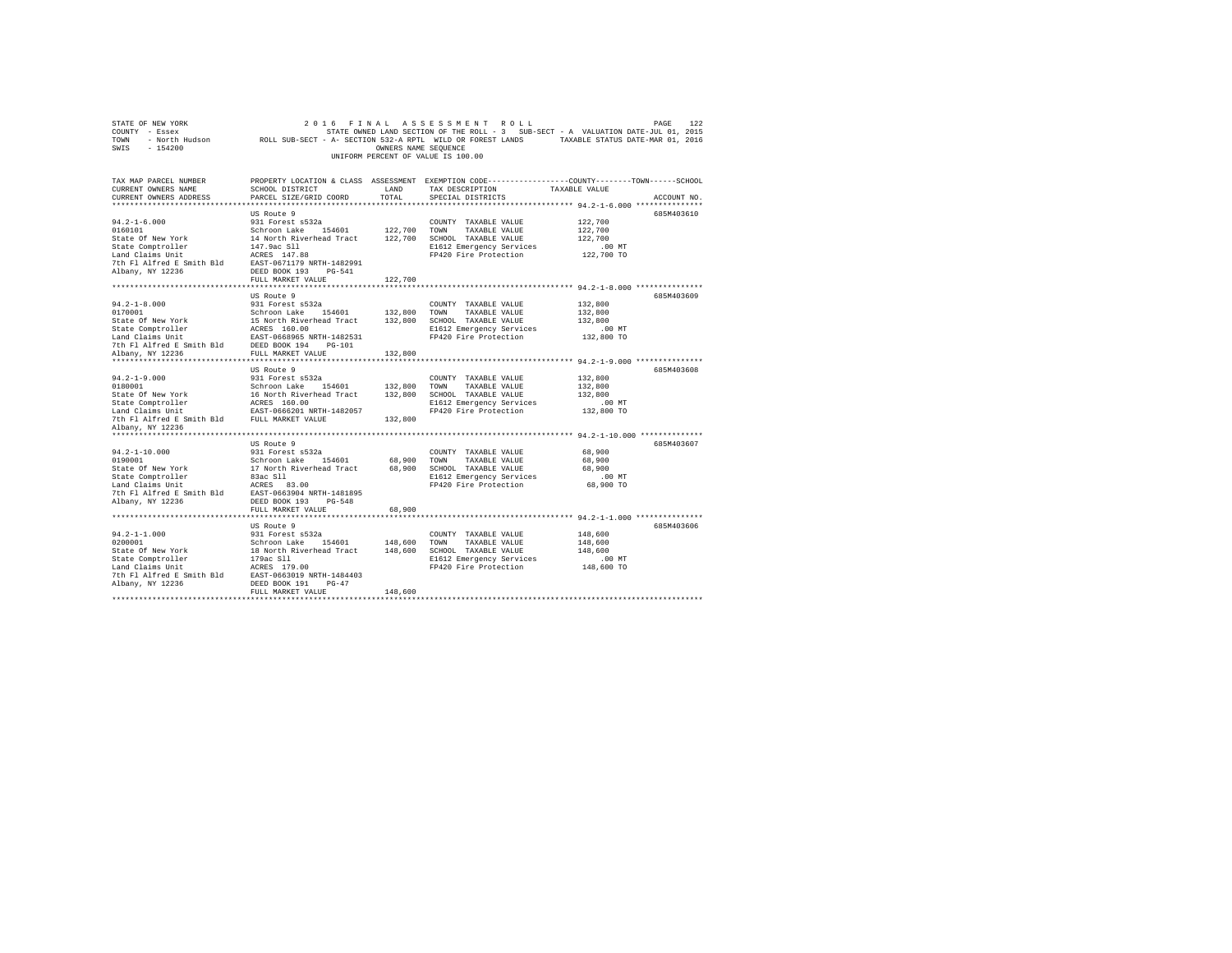STATE OF NEW YORK 2016 FINAL ASSESSMENT ROLL
COUNTY - Essex STATE OWNED LAND SECTION OF THE ROLL - 3 SUB-SECT - A VALUATION DATE-JUL 01, 2015
TOWN - North Hudson ROLL SUB-SECT - A- SECTION 532-A RPTL WILD OR FOREST LANDS TAXABLE STATUS DATE-MAR 01, 2016
SWIS - 154200 OWNERS NAME SEQUENCE
UNIFORM PERCENT OF VALUE IS 100.00

| TAX MAP PARCEL NUMBER / CURRENT OWNERS NAME / CURRENT OWNERS ADDRESS | PROPERTY LOCATION & CLASS / SCHOOL DISTRICT / PARCEL SIZE/GRID COORD | ASSESSMENT LAND / TOTAL | EXEMPTION CODE / TAX DESCRIPTION / SPECIAL DISTRICTS | TAXABLE VALUE (COUNTY / TOWN / SCHOOL) | ACCOUNT NO. |
|---|---|---|---|---|---|
| 94.2-1-6.000 | US Route 9 | | | | 685M403610 |
| 0160101 | 931 Forest s532a | | COUNTY TAXABLE VALUE | 122,700 | |
| State Of New York | Schroon Lake 154601 | 122,700 | TOWN TAXABLE VALUE | 122,700 | |
| State Comptroller | 14 North Riverhead Tract | 122,700 | SCHOOL TAXABLE VALUE | 122,700 | |
| Land Claims Unit | 147.9ac Sll | | E1612 Emergency Services | .00 MT | |
| 7th Fl Alfred E Smith Bld | ACRES 147.88 | | FP420 Fire Protection | 122,700 TO | |
| Albany, NY 12236 | EAST-0671179 NRTH-1482991 | | | | |
| | DEED BOOK 193 PG-541 | | | | |
| | FULL MARKET VALUE | 122,700 | | | |
| 94.2-1-8.000 | US Route 9 | | | | 685M403609 |
| 0170001 | 931 Forest s532a | | COUNTY TAXABLE VALUE | 132,800 | |
| State Of New York | Schroon Lake 154601 | 132,800 | TOWN TAXABLE VALUE | 132,800 | |
| State Comptroller | 15 North Riverhead Tract | 132,800 | SCHOOL TAXABLE VALUE | 132,800 | |
| Land Claims Unit | ACRES 160.00 | | E1612 Emergency Services | .00 MT | |
| 7th Fl Alfred E Smith Bld | EAST-0668965 NRTH-1482531 | | FP420 Fire Protection | 132,800 TO | |
| Albany, NY 12236 | DEED BOOK 194 PG-101 | | | | |
| | FULL MARKET VALUE | 132,800 | | | |
| 94.2-1-9.000 | US Route 9 | | | | 685M403608 |
| 0180001 | 931 Forest s532a | | COUNTY TAXABLE VALUE | 132,800 | |
| State Of New York | Schroon Lake 154601 | 132,800 | TOWN TAXABLE VALUE | 132,800 | |
| State Comptroller | 16 North Riverhead Tract | 132,800 | SCHOOL TAXABLE VALUE | 132,800 | |
| Land Claims Unit | ACRES 160.00 | | E1612 Emergency Services | .00 MT | |
| 7th Fl Alfred E Smith Bld | EAST-0666201 NRTH-1482057 | | FP420 Fire Protection | 132,800 TO | |
| Albany, NY 12236 | FULL MARKET VALUE | 132,800 | | | |
| 94.2-1-10.000 | US Route 9 | | | | 685M403607 |
| 0190001 | 931 Forest s532a | | COUNTY TAXABLE VALUE | 68,900 | |
| State Of New York | Schroon Lake 154601 | 68,900 | TOWN TAXABLE VALUE | 68,900 | |
| State Comptroller | 17 North Riverhead Tract | 68,900 | SCHOOL TAXABLE VALUE | 68,900 | |
| Land Claims Unit | 83ac Sll | | E1612 Emergency Services | .00 MT | |
| 7th Fl Alfred E Smith Bld | ACRES 83.00 | | FP420 Fire Protection | 68,900 TO | |
| Albany, NY 12236 | EAST-0663904 NRTH-1481895 | | | | |
| | DEED BOOK 193 PG-548 | | | | |
| | FULL MARKET VALUE | 68,900 | | | |
| 94.2-1-1.000 | US Route 9 | | | | 685M403606 |
| 0200001 | 931 Forest s532a | | COUNTY TAXABLE VALUE | 148,600 | |
| State Of New York | Schroon Lake 154601 | 148,600 | TOWN TAXABLE VALUE | 148,600 | |
| State Comptroller | 18 North Riverhead Tract | 148,600 | SCHOOL TAXABLE VALUE | 148,600 | |
| Land Claims Unit | 179ac Sll | | E1612 Emergency Services | .00 MT | |
| 7th Fl Alfred E Smith Bld | ACRES 179.00 | | FP420 Fire Protection | 148,600 TO | |
| Albany, NY 12236 | EAST-0663019 NRTH-1484403 | | | | |
| | DEED BOOK 191 PG-47 | | | | |
| | FULL MARKET VALUE | 148,600 | | | |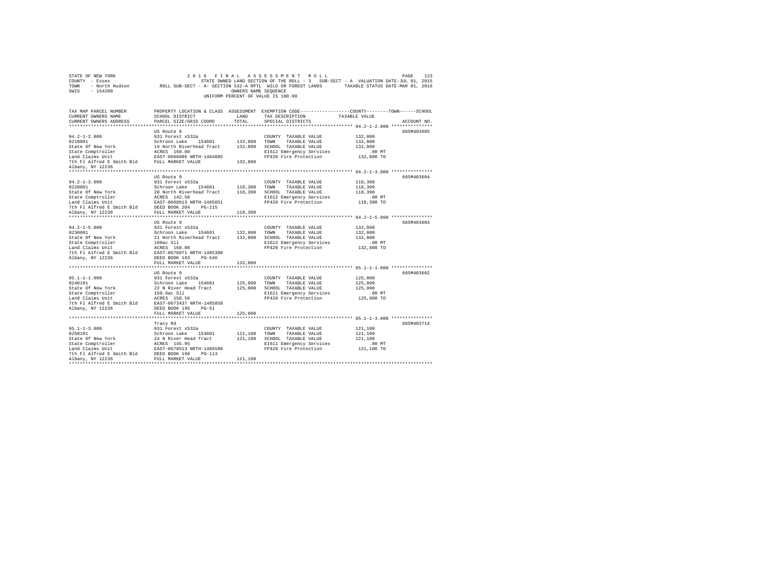STATE OF NEW YORK                    2 0 1 6   F I N A L   A S S E S S M E N T   R O L L                    PAGE 123
COUNTY - Essex                       STATE OWNED LAND SECTION OF THE ROLL - 3   SUB-SECT - A  VALUATION DATE-JUL 01, 2015
TOWN - North Hudson      ROLL SUB-SECT - A- SECTION 532-A RPTL  WILD OR FOREST LANDS      TAXABLE STATUS DATE-MAR 01, 2016
SWIS - 154200                                   OWNERS NAME SEQUENCE
                                          UNIFORM PERCENT OF VALUE IS 100.00

| TAX MAP PARCEL NUMBER / CURRENT OWNERS NAME / CURRENT OWNERS ADDRESS | PROPERTY LOCATION & CLASS / SCHOOL DISTRICT / PARCEL SIZE/GRID COORD | ASSESSMENT LAND / TOTAL | EXEMPTION CODE / TAX DESCRIPTION / SPECIAL DISTRICTS | COUNTY--TOWN--SCHOOL TAXABLE VALUE | ACCOUNT NO. |
|---|---|---|---|---|---|
| **94.2-1-2.000** | US Route 9 | | | | 685M403605 |
| 94.2-1-2.000 | 931 Forest s532a | | COUNTY TAXABLE VALUE | 132,800 | |
| 0210001 | Schroon Lake 154601 | 132,800 | TOWN TAXABLE VALUE | 132,800 | |
| State Of New York | 19 North Riverhead Tract | 132,800 | SCHOOL TAXABLE VALUE | 132,800 | |
| State Comptroller | ACRES 160.00 | | E1612 Emergency Services | .00 MT | |
| Land Claims Unit | EAST-0666096 NRTH-1484805 | | FP420 Fire Protection | 132,800 TO | |
| 7th Fl Alfred E Smith Bld | FULL MARKET VALUE | 132,800 | | | |
| Albany, NY 12236 | | | | | |
| **94.2-1-3.000** | US Route 9 | | | | 685M403604 |
| 94.2-1-3.000 | 931 Forest s532a | | COUNTY TAXABLE VALUE | 118,300 | |
| 0220001 | Schroon Lake 154601 | 118,300 | TOWN TAXABLE VALUE | 118,300 | |
| State Of New York | 20 North Riverhead Tract | 118,300 | SCHOOL TAXABLE VALUE | 118,300 | |
| State Comptroller | ACRES 142.50 | | E1612 Emergency Services | .00 MT | |
| Land Claims Unit | EAST-0668613 NRTH-1485051 | | FP420 Fire Protection | 118,300 TO | |
| 7th Fl Alfred E Smith Bld | DEED BOOK 204 PG-215 | | | | |
| Albany, NY 12236 | FULL MARKET VALUE | 118,300 | | | |
| **94.2-1-5.000** | US Route 9 | | | | 685M403603 |
| 94.2-1-5.000 | 931 Forest s532a | | COUNTY TAXABLE VALUE | 132,800 | |
| 0230001 | Schroon Lake 154601 | 132,800 | TOWN TAXABLE VALUE | 132,800 | |
| State Of New York | 21 North Riverhead Tract | 132,800 | SCHOOL TAXABLE VALUE | 132,800 | |
| State Comptroller | 160ac Sll | | E1612 Emergency Services | .00 MT | |
| Land Claims Unit | ACRES 160.00 | | FP420 Fire Protection | 132,800 TO | |
| 7th Fl Alfred E Smith Bld | EAST-0670971 NRTH-1485380 | | | | |
| Albany, NY 12236 | DEED BOOK 193 PG-546 | | | | |
| | FULL MARKET VALUE | 132,800 | | | |
| **95.1-1-1.000** | US Route 9 | | | | 685M403602 |
| 95.1-1-1.000 | 931 Forest s532a | | COUNTY TAXABLE VALUE | 125,000 | |
| 0240101 | Schroon Lake 154601 | 125,000 | TOWN TAXABLE VALUE | 125,000 | |
| State Of New York | 22 N River Head Tract | 125,000 | SCHOOL TAXABLE VALUE | 125,000 | |
| State Comptroller | 150.6ac Sll | | E1611 Emergency Services | .00 MT | |
| Land Claims Unit | ACRES 150.56 | | FP420 Fire Protection | 125,000 TO | |
| 7th Fl Alfred E Smith Bld | EAST-0673437 NRTH-1485858 | | | | |
| Albany, NY 12236 | DEED BOOK 196 PG-51 | | | | |
| | FULL MARKET VALUE | 125,000 | | | |
| **95.1-1-3.000** | Tracy Rd | | | | 685M403714 |
| 95.1-1-3.000 | 931 Forest s532a | | COUNTY TAXABLE VALUE | 121,100 | |
| 0250101 | Schroon Lake 154601 | 121,100 | TOWN TAXABLE VALUE | 121,100 | |
| State Of New York | 24 N River Head Tract | 121,100 | SCHOOL TAXABLE VALUE | 121,100 | |
| State Comptroller | ACRES 145.95 | | E1611 Emergency Services | .00 MT | |
| Land Claims Unit | EAST-0678513 NRTH-1486508 | | FP420 Fire Protection | 121,100 TO | |
| 7th Fl Alfred E Smith Bld | DEED BOOK 190 PG-113 | | | | |
| Albany, NY 12236 | FULL MARKET VALUE | 121,100 | | | |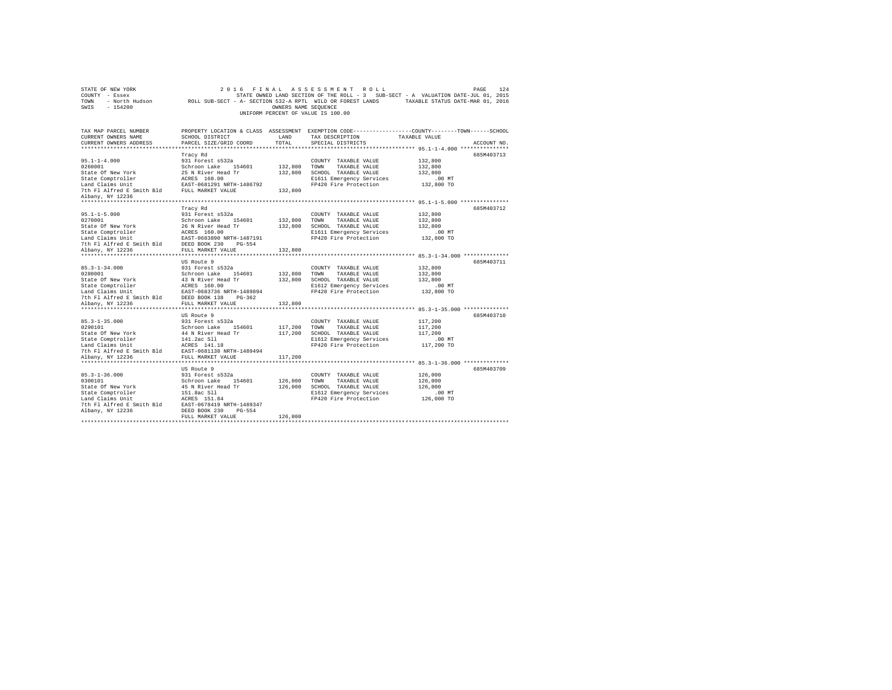STATE OF NEW YORK  
COUNTY - Essex  
TOWN - North Hudson  
SWIS - 154200

2016 FINAL ASSESSMENT ROLL  
STATE OWNED LAND SECTION OF THE ROLL - 3 SUB-SECT - A VALUATION DATE-JUL 01, 2015  
ROLL SUB-SECT - A- SECTION 532-A RPTL WILD OR FOREST LANDS TAXABLE STATUS DATE-MAR 01, 2016  
OWNERS NAME SEQUENCE  
UNIFORM PERCENT OF VALUE IS 100.00

| TAX MAP PARCEL NUMBER / CURRENT OWNERS NAME / CURRENT OWNERS ADDRESS | PROPERTY LOCATION & CLASS / SCHOOL DISTRICT / PARCEL SIZE/GRID COORD | ASSESSMENT LAND / TOTAL | EXEMPTION CODE / TAX DESCRIPTION / SPECIAL DISTRICTS | COUNTY--------TOWN------SCHOOL TAXABLE VALUE | ACCOUNT NO. |
|---|---|---|---|---|---|
| **95.1-1-4.000** | Tracy Rd | | | | 685M403713 |
| 95.1-1-4.000 | 931 Forest s532a | | COUNTY TAXABLE VALUE | 132,800 | |
| 0260001 | Schroon Lake 154601 | 132,800 | TOWN TAXABLE VALUE | 132,800 | |
| State Of New York | 25 N River Head Tr | 132,800 | SCHOOL TAXABLE VALUE | 132,800 | |
| State Comptroller | ACRES 160.00 | | E1611 Emergency Services | .00 MT | |
| Land Claims Unit | EAST-0681291 NRTH-1486792 | | FP420 Fire Protection | 132,800 TO | |
| 7th Fl Alfred E Smith Bld | FULL MARKET VALUE | 132,800 | | | |
| Albany, NY 12236 | | | | | |
| **95.1-1-5.000** | Tracy Rd | | | | 685M403712 |
| 95.1-1-5.000 | 931 Forest s532a | | COUNTY TAXABLE VALUE | 132,800 | |
| 0270001 | Schroon Lake 154601 | 132,800 | TOWN TAXABLE VALUE | 132,800 | |
| State Of New York | 26 N River Head Tr | 132,800 | SCHOOL TAXABLE VALUE | 132,800 | |
| State Comptroller | ACRES 160.00 | | E1611 Emergency Services | .00 MT | |
| Land Claims Unit | EAST-0683890 NRTH-1487191 | | FP420 Fire Protection | 132,800 TO | |
| 7th Fl Alfred E Smith Bld | DEED BOOK 230 PG-554 | | | | |
| Albany, NY 12236 | FULL MARKET VALUE | 132,800 | | | |
| **85.3-1-34.000** | US Route 9 | | | | 685M403711 |
| 85.3-1-34.000 | 931 Forest s532a | | COUNTY TAXABLE VALUE | 132,800 | |
| 0280001 | Schroon Lake 154601 | 132,800 | TOWN TAXABLE VALUE | 132,800 | |
| State Of New York | 43 N River Head Tr | 132,800 | SCHOOL TAXABLE VALUE | 132,800 | |
| State Comptroller | ACRES 160.00 | | E1612 Emergency Services | .00 MT | |
| Land Claims Unit | EAST-0683736 NRTH-1489894 | | FP420 Fire Protection | 132,800 TO | |
| 7th Fl Alfred E Smith Bld | DEED BOOK 138 PG-362 | | | | |
| Albany, NY 12236 | FULL MARKET VALUE | 132,800 | | | |
| **85.3-1-35.000** | US Route 9 | | | | 685M403710 |
| 85.3-1-35.000 | 931 Forest s532a | | COUNTY TAXABLE VALUE | 117,200 | |
| 0290101 | Schroon Lake 154601 | 117,200 | TOWN TAXABLE VALUE | 117,200 | |
| State Of New York | 44 N River Head Tr | 117,200 | SCHOOL TAXABLE VALUE | 117,200 | |
| State Comptroller | 141.2ac Sll | | E1612 Emergency Services | .00 MT | |
| Land Claims Unit | ACRES 141.18 | | FP420 Fire Protection | 117,200 TO | |
| 7th Fl Alfred E Smith Bld | EAST-0681138 NRTH-1489494 | | | | |
| Albany, NY 12236 | FULL MARKET VALUE | 117,200 | | | |
| **85.3-1-36.000** | US Route 9 | | | | 685M403709 |
| 85.3-1-36.000 | 931 Forest s532a | | COUNTY TAXABLE VALUE | 126,000 | |
| 0300101 | Schroon Lake 154601 | 126,000 | TOWN TAXABLE VALUE | 126,000 | |
| State Of New York | 45 N River Head Tr | 126,000 | SCHOOL TAXABLE VALUE | 126,000 | |
| State Comptroller | 151.8ac Sll | | E1612 Emergency Services | .00 MT | |
| Land Claims Unit | ACRES 151.84 | | FP420 Fire Protection | 126,000 TO | |
| 7th Fl Alfred E Smith Bld | EAST-0678419 NRTH-1489347 | | | | |
| Albany, NY 12236 | DEED BOOK 230 PG-554 | | | | |
| | FULL MARKET VALUE | 126,000 | | | |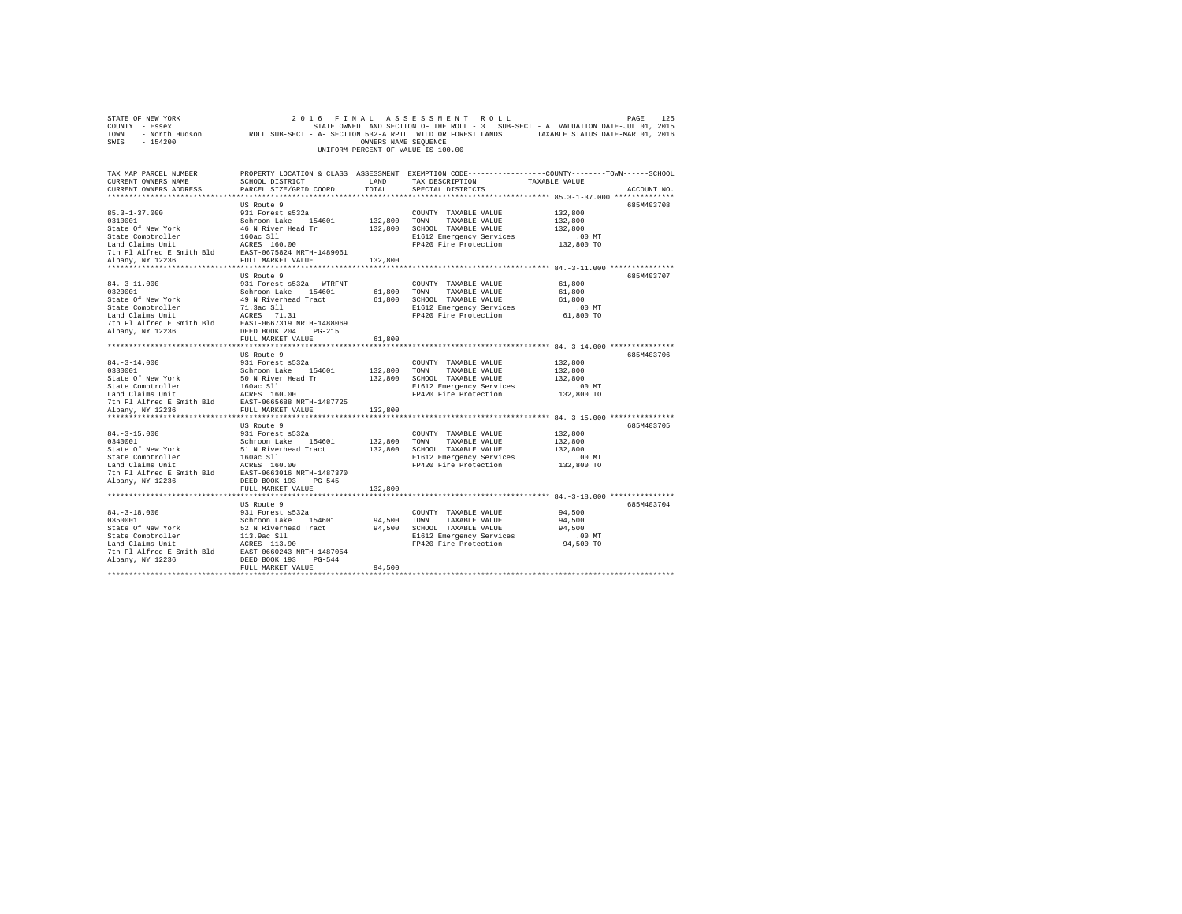STATE OF NEW YORK 2016 FINAL ASSESSMENT ROLL
COUNTY - Essex STATE OWNED LAND SECTION OF THE ROLL - 3 SUB-SECT - A VALUATION DATE-JUL 01, 2015
TOWN - North Hudson ROLL SUB-SECT - A- SECTION 532-A RPTL WILD OR FOREST LANDS TAXABLE STATUS DATE-MAR 01, 2016
SWIS - 154200 OWNERS NAME SEQUENCE
UNIFORM PERCENT OF VALUE IS 100.00

| TAX MAP PARCEL NUMBER / CURRENT OWNERS NAME / CURRENT OWNERS ADDRESS | PROPERTY LOCATION & CLASS / SCHOOL DISTRICT / PARCEL SIZE/GRID COORD | ASSESSMENT LAND / TOTAL | EXEMPTION CODE / TAX DESCRIPTION / SPECIAL DISTRICTS | COUNTY--TOWN--SCHOOL TAXABLE VALUE | ACCOUNT NO. |
|---|---|---|---|---|---|
| 85.3-1-37.000 | US Route 9 | | | | 685M403708 |
| 0310001 | 931 Forest s532a | | COUNTY TAXABLE VALUE | 132,800 | |
| State Of New York | Schroon Lake 154601 | 132,800 | TOWN TAXABLE VALUE | 132,800 | |
| State Comptroller | 46 N River Head Tr | 132,800 | SCHOOL TAXABLE VALUE | 132,800 | |
| Land Claims Unit | 160ac Sll | | E1612 Emergency Services | .00 MT | |
| 7th Fl Alfred E Smith Bld | ACRES 160.00 | | FP420 Fire Protection | 132,800 TO | |
| Albany, NY 12236 | EAST-0675824 NRTH-1489061 | | | | |
| | FULL MARKET VALUE | 132,800 | | | |
| 84.-3-11.000 | US Route 9 | | | | 685M403707 |
| 0320001 | 931 Forest s532a - WTRFNT | | COUNTY TAXABLE VALUE | 61,800 | |
| State Of New York | Schroon Lake 154601 | 61,800 | TOWN TAXABLE VALUE | 61,800 | |
| State Comptroller | 49 N Riverhead Tract | 61,800 | SCHOOL TAXABLE VALUE | 61,800 | |
| Land Claims Unit | 71.3ac Sll | | E1612 Emergency Services | .00 MT | |
| 7th Fl Alfred E Smith Bld | ACRES 71.31 | | FP420 Fire Protection | 61,800 TO | |
| Albany, NY 12236 | EAST-0667319 NRTH-1488069 | | | | |
| | DEED BOOK 204 PG-215 | | | | |
| | FULL MARKET VALUE | 61,800 | | | |
| 84.-3-14.000 | US Route 9 | | | | 685M403706 |
| 0330001 | 931 Forest s532a | | COUNTY TAXABLE VALUE | 132,800 | |
| State Of New York | Schroon Lake 154601 | 132,800 | TOWN TAXABLE VALUE | 132,800 | |
| State Comptroller | 50 N River Head Tr | 132,800 | SCHOOL TAXABLE VALUE | 132,800 | |
| Land Claims Unit | 160ac Sll | | E1612 Emergency Services | .00 MT | |
| 7th Fl Alfred E Smith Bld | ACRES 160.00 | | FP420 Fire Protection | 132,800 TO | |
| Albany, NY 12236 | EAST-0665688 NRTH-1487725 | | | | |
| | FULL MARKET VALUE | 132,800 | | | |
| 84.-3-15.000 | US Route 9 | | | | 685M403705 |
| 0340001 | 931 Forest s532a | | COUNTY TAXABLE VALUE | 132,800 | |
| State Of New York | Schroon Lake 154601 | 132,800 | TOWN TAXABLE VALUE | 132,800 | |
| State Comptroller | 51 N Riverhead Tract | 132,800 | SCHOOL TAXABLE VALUE | 132,800 | |
| Land Claims Unit | 160ac Sll | | E1612 Emergency Services | .00 MT | |
| 7th Fl Alfred E Smith Bld | ACRES 160.00 | | FP420 Fire Protection | 132,800 TO | |
| Albany, NY 12236 | EAST-0663016 NRTH-1487370 | | | | |
| | DEED BOOK 193 PG-545 | | | | |
| | FULL MARKET VALUE | 132,800 | | | |
| 84.-3-18.000 | US Route 9 | | | | 685M403704 |
| 0350001 | 931 Forest s532a | | COUNTY TAXABLE VALUE | 94,500 | |
| State Of New York | Schroon Lake 154601 | 94,500 | TOWN TAXABLE VALUE | 94,500 | |
| State Comptroller | 52 N Riverhead Tract | 94,500 | SCHOOL TAXABLE VALUE | 94,500 | |
| Land Claims Unit | 113.9ac Sll | | E1612 Emergency Services | .00 MT | |
| 7th Fl Alfred E Smith Bld | ACRES 113.90 | | FP420 Fire Protection | 94,500 TO | |
| Albany, NY 12236 | EAST-0660243 NRTH-1487054 | | | | |
| | DEED BOOK 193 PG-544 | | | | |
| | FULL MARKET VALUE | 94,500 | | | |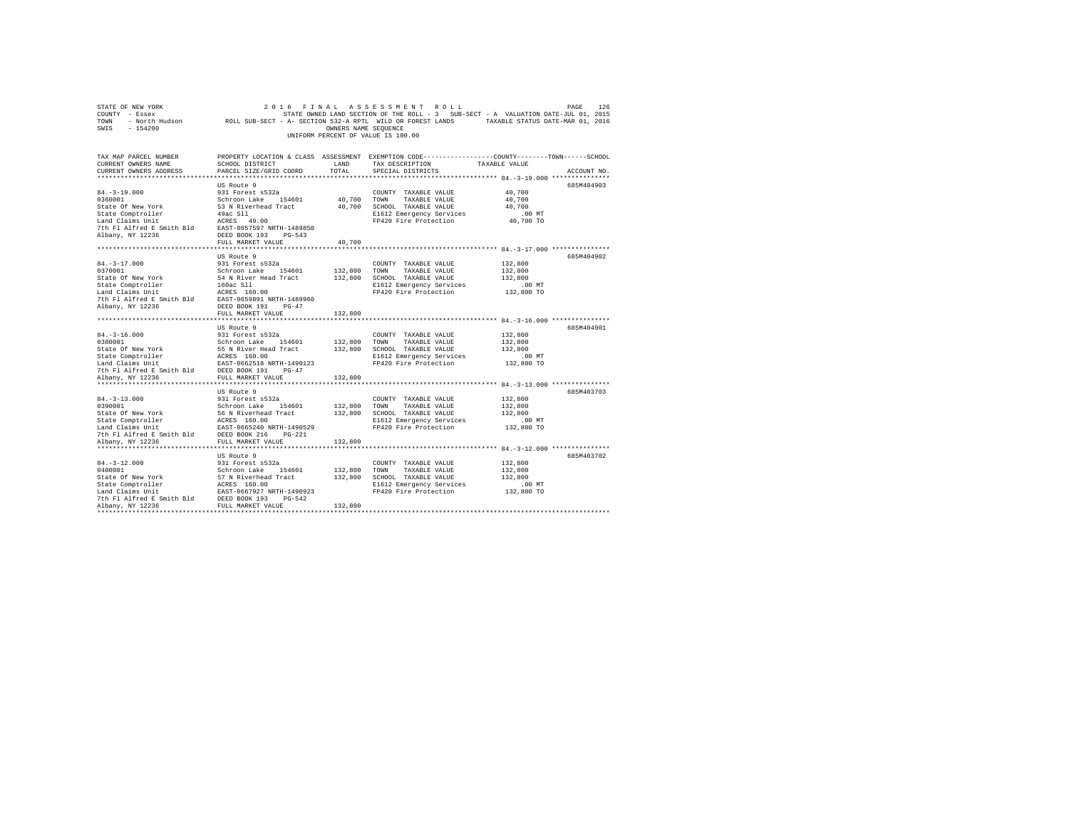STATE OF NEW YORK 2016 FINAL ASSESSMENT ROLL
COUNTY - Essex STATE OWNED LAND SECTION OF THE ROLL - 3 SUB-SECT - A VALUATION DATE-JUL 01, 2015
TOWN - North Hudson ROLL SUB-SECT - A- SECTION 532-A RPTL WILD OR FOREST LANDS TAXABLE STATUS DATE-MAR 01, 2016
SWIS - 154200 OWNERS NAME SEQUENCE
UNIFORM PERCENT OF VALUE IS 100.00

| TAX MAP PARCEL NUMBER / CURRENT OWNERS NAME / CURRENT OWNERS ADDRESS | PROPERTY LOCATION & CLASS / SCHOOL DISTRICT / PARCEL SIZE/GRID COORD | ASSESSMENT LAND / TOTAL | EXEMPTION CODE / TAX DESCRIPTION / SPECIAL DISTRICTS | COUNTY / TOWN / SCHOOL TAXABLE VALUE | ACCOUNT NO. |
|---|---|---|---|---|---|
| **84.-3-19.000** | US Route 9 | | | | 685M404903 |
| 84.-3-19.000 | 931 Forest s532a | | COUNTY TAXABLE VALUE | 40,700 | |
| 0360001 | Schroon Lake 154601 | 40,700 | TOWN TAXABLE VALUE | 40,700 | |
| State Of New York | 53 N Riverhead Tract | 40,700 | SCHOOL TAXABLE VALUE | 40,700 | |
| State Comptroller | 49ac Sll | | E1612 Emergency Services | .00 MT | |
| Land Claims Unit | ACRES 49.00 | | FP420 Fire Protection | 40,700 TO | |
| 7th Fl Alfred E Smith Bld | EAST-0657597 NRTH-1489850 | | | | |
| Albany, NY 12236 | DEED BOOK 193 PG-543 | | | | |
| | FULL MARKET VALUE | 40,700 | | | |
| **84.-3-17.000** | US Route 9 | | | | 685M404902 |
| 84.-3-17.000 | 931 Forest s532a | | COUNTY TAXABLE VALUE | 132,800 | |
| 0370001 | Schroon Lake 154601 | 132,800 | TOWN TAXABLE VALUE | 132,800 | |
| State Of New York | 54 N River Head Tract | 132,800 | SCHOOL TAXABLE VALUE | 132,800 | |
| State Comptroller | 160ac Sll | | E1612 Emergency Services | .00 MT | |
| Land Claims Unit | ACRES 160.00 | | FP420 Fire Protection | 132,800 TO | |
| 7th Fl Alfred E Smith Bld | EAST-0659891 NRTH-1489960 | | | | |
| Albany, NY 12236 | DEED BOOK 191 PG-47 | | | | |
| | FULL MARKET VALUE | 132,800 | | | |
| **84.-3-16.000** | US Route 9 | | | | 685M404901 |
| 84.-3-16.000 | 931 Forest s532a | | COUNTY TAXABLE VALUE | 132,800 | |
| 0380001 | Schroon Lake 154601 | 132,800 | TOWN TAXABLE VALUE | 132,800 | |
| State Of New York | 55 N River Head Tract | 132,800 | SCHOOL TAXABLE VALUE | 132,800 | |
| State Comptroller | ACRES 160.00 | | E1612 Emergency Services | .00 MT | |
| Land Claims Unit | EAST-0662518 NRTH-1490123 | | FP420 Fire Protection | 132,800 TO | |
| 7th Fl Alfred E Smith Bld | DEED BOOK 191 PG-47 | | | | |
| Albany, NY 12236 | FULL MARKET VALUE | 132,800 | | | |
| **84.-3-13.000** | US Route 9 | | | | 685M403703 |
| 84.-3-13.000 | 931 Forest s532a | | COUNTY TAXABLE VALUE | 132,800 | |
| 0390001 | Schroon Lake 154601 | 132,800 | TOWN TAXABLE VALUE | 132,800 | |
| State Of New York | 56 N Riverhead Tract | 132,800 | SCHOOL TAXABLE VALUE | 132,800 | |
| State Comptroller | ACRES 160.00 | | E1612 Emergency Services | .00 MT | |
| Land Claims Unit | EAST-0665240 NRTH-1490529 | | FP420 Fire Protection | 132,800 TO | |
| 7th Fl Alfred E Smith Bld | DEED BOOK 216 PG-221 | | | | |
| Albany, NY 12236 | FULL MARKET VALUE | 132,800 | | | |
| **84.-3-12.000** | US Route 9 | | | | 685M403702 |
| 84.-3-12.000 | 931 Forest s532a | | COUNTY TAXABLE VALUE | 132,800 | |
| 0400001 | Schroon Lake 154601 | 132,800 | TOWN TAXABLE VALUE | 132,800 | |
| State Of New York | 57 N Riverhead Tract | 132,800 | SCHOOL TAXABLE VALUE | 132,800 | |
| State Comptroller | ACRES 160.00 | | E1612 Emergency Services | .00 MT | |
| Land Claims Unit | EAST-0667927 NRTH-1490923 | | FP420 Fire Protection | 132,800 TO | |
| 7th Fl Alfred E Smith Bld | DEED BOOK 193 PG-542 | | | | |
| Albany, NY 12236 | FULL MARKET VALUE | 132,800 | | | |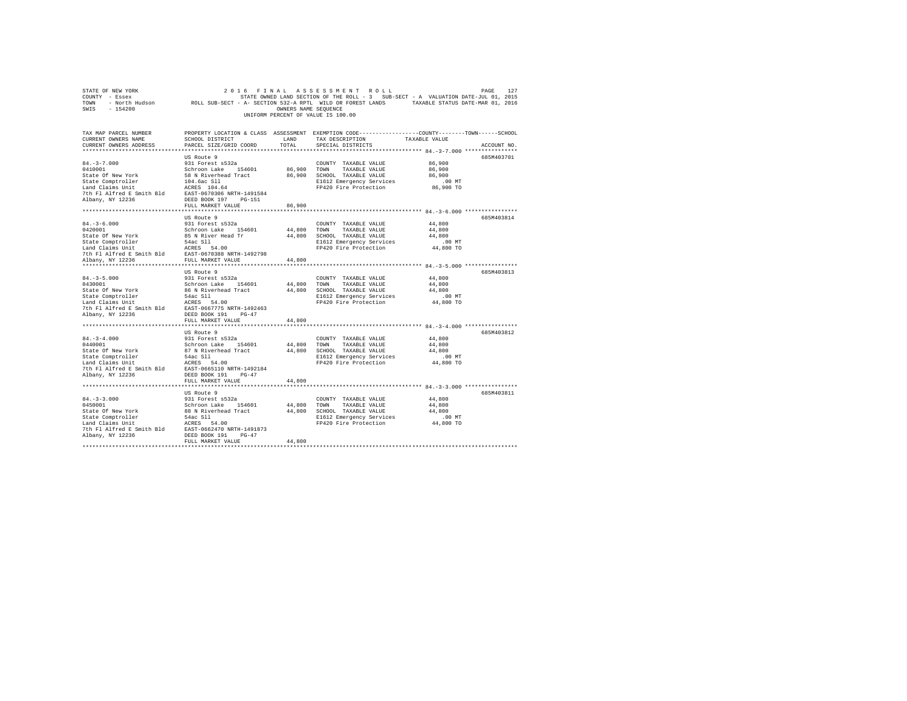STATE OF NEW YORK                2 0 1 6   F I N A L   A S S E S S M E N T   R O L L

COUNTY - Essex                   STATE OWNED LAND SECTION OF THE ROLL - 3   SUB-SECT - A   VALUATION DATE-JUL 01, 2015

TOWN - North Hudson              ROLL SUB-SECT - A- SECTION 532-A RPTL WILD OR FOREST LANDS        TAXABLE STATUS DATE-MAR 01, 2016

SWIS - 154200                    OWNERS NAME SEQUENCE

UNIFORM PERCENT OF VALUE IS 100.00

| TAX MAP PARCEL NUMBER / CURRENT OWNERS NAME / CURRENT OWNERS ADDRESS | PROPERTY LOCATION & CLASS / SCHOOL DISTRICT / PARCEL SIZE/GRID COORD | ASSESSMENT LAND | TOTAL | EXEMPTION CODE / TAX DESCRIPTION / SPECIAL DISTRICTS | COUNTY--------TOWN------SCHOOL TAXABLE VALUE | ACCOUNT NO. |
|---|---|---|---|---|---|---|
| 84.-3-7.000 | US Route 9 | | | | | 685M403701 |
| | 931 Forest s532a | | | COUNTY TAXABLE VALUE | 86,900 | |
| 0410001 | Schroon Lake 154601 | 86,900 | | TOWN TAXABLE VALUE | 86,900 | |
| State Of New York | 58 N Riverhead Tract | | 86,900 | SCHOOL TAXABLE VALUE | 86,900 | |
| State Comptroller | 104.6ac Sll | | | E1612 Emergency Services | .00 MT | |
| Land Claims Unit | ACRES 104.64 | | | FP420 Fire Protection | 86,900 TO | |
| 7th Fl Alfred E Smith Bld | EAST-0670306 NRTH-1491584 | | | | | |
| Albany, NY 12236 | DEED BOOK 197 PG-151 | | | | | |
| | FULL MARKET VALUE | | 86,900 | | | |
| 84.-3-6.000 | US Route 9 | | | | | 685M403814 |
| | 931 Forest s532a | | | COUNTY TAXABLE VALUE | 44,800 | |
| 0420001 | Schroon Lake 154601 | 44,800 | | TOWN TAXABLE VALUE | 44,800 | |
| State Of New York | 85 N River Head Tr | | 44,800 | SCHOOL TAXABLE VALUE | 44,800 | |
| State Comptroller | 54ac Sll | | | E1612 Emergency Services | .00 MT | |
| Land Claims Unit | ACRES 54.00 | | | FP420 Fire Protection | 44,800 TO | |
| 7th Fl Alfred E Smith Bld | EAST-0670308 NRTH-1492798 | | | | | |
| Albany, NY 12236 | FULL MARKET VALUE | | 44,800 | | | |
| 84.-3-5.000 | US Route 9 | | | | | 685M403813 |
| | 931 Forest s532a | | | COUNTY TAXABLE VALUE | 44,800 | |
| 0430001 | Schroon Lake 154601 | 44,800 | | TOWN TAXABLE VALUE | 44,800 | |
| State Of New York | 86 N Riverhead Tract | | 44,800 | SCHOOL TAXABLE VALUE | 44,800 | |
| State Comptroller | 54ac Sll | | | E1612 Emergency Services | .00 MT | |
| Land Claims Unit | ACRES 54.00 | | | FP420 Fire Protection | 44,800 TO | |
| 7th Fl Alfred E Smith Bld | EAST-0667775 NRTH-1492463 | | | | | |
| Albany, NY 12236 | DEED BOOK 191 PG-47 | | | | | |
| | FULL MARKET VALUE | | 44,800 | | | |
| 84.-3-4.000 | US Route 9 | | | | | 685M403812 |
| | 931 Forest s532a | | | COUNTY TAXABLE VALUE | 44,800 | |
| 0440001 | Schroon Lake 154601 | 44,800 | | TOWN TAXABLE VALUE | 44,800 | |
| State Of New York | 87 N Riverhead Tract | | 44,800 | SCHOOL TAXABLE VALUE | 44,800 | |
| State Comptroller | 54ac Sll | | | E1612 Emergency Services | .00 MT | |
| Land Claims Unit | ACRES 54.00 | | | FP420 Fire Protection | 44,800 TO | |
| 7th Fl Alfred E Smith Bld | EAST-0665110 NRTH-1492184 | | | | | |
| Albany, NY 12236 | DEED BOOK 191 PG-47 | | | | | |
| | FULL MARKET VALUE | | 44,800 | | | |
| 84.-3-3.000 | US Route 9 | | | | | 685M403811 |
| | 931 Forest s532a | | | COUNTY TAXABLE VALUE | 44,800 | |
| 0450001 | Schroon Lake 154601 | 44,800 | | TOWN TAXABLE VALUE | 44,800 | |
| State Of New York | 88 N Riverhead Tract | | 44,800 | SCHOOL TAXABLE VALUE | 44,800 | |
| State Comptroller | 54ac Sll | | | E1612 Emergency Services | .00 MT | |
| Land Claims Unit | ACRES 54.00 | | | FP420 Fire Protection | 44,800 TO | |
| 7th Fl Alfred E Smith Bld | EAST-0662470 NRTH-1491873 | | | | | |
| Albany, NY 12236 | DEED BOOK 191 PG-47 | | | | | |
| | FULL MARKET VALUE | | 44,800 | | | |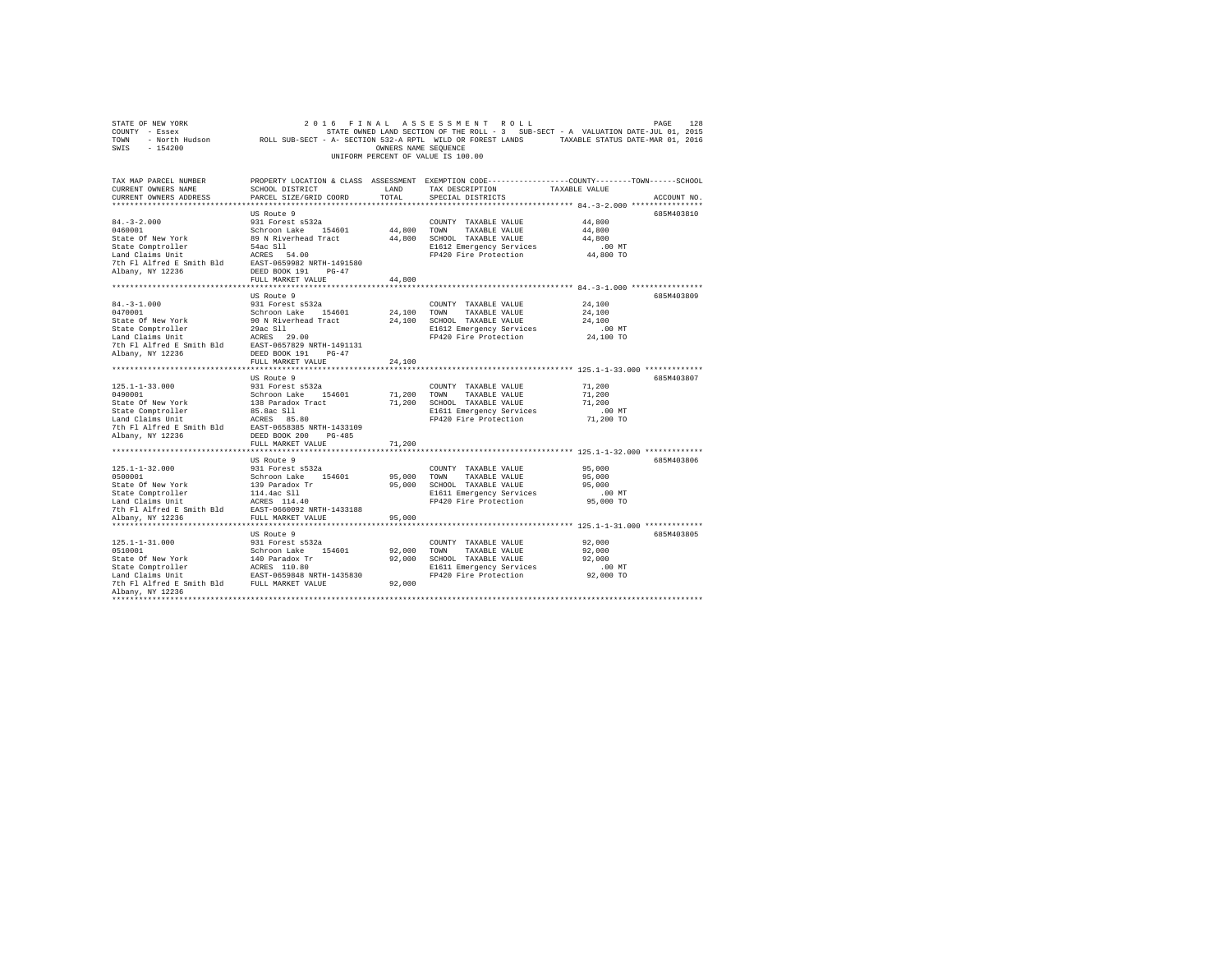STATE OF NEW YORK                    2 0 1 6   F I N A L   A S S E S S M E N T   R O L L                    
COUNTY - Essex                        STATE OWNED LAND SECTION OF THE ROLL - 3   SUB-SECT - A  VALUATION DATE-JUL 01, 2015
TOWN   - North Hudson          ROLL SUB-SECT - A- SECTION 532-A RPTL  WILD OR FOREST LANDS        TAXABLE STATUS DATE-MAR 01, 2016
SWIS   - 154200                                      OWNERS NAME SEQUENCE
                                                 UNIFORM PERCENT OF VALUE IS 100.00

| TAX MAP PARCEL NUMBER / CURRENT OWNERS NAME / CURRENT OWNERS ADDRESS | PROPERTY LOCATION & CLASS / SCHOOL DISTRICT / PARCEL SIZE/GRID COORD | ASSESSMENT LAND | TOTAL | EXEMPTION CODE / TAX DESCRIPTION / SPECIAL DISTRICTS | COUNTY--------TOWN------SCHOOL TAXABLE VALUE | ACCOUNT NO. |
|---|---|---|---|---|---|---|
| **84.-3-2.000** | US Route 9 | | | | | 685M403810 |
| 84.-3-2.000 | 931 Forest s532a | | | COUNTY TAXABLE VALUE | 44,800 | |
| 0460001 | Schroon Lake 154601 | 44,800 | | TOWN TAXABLE VALUE | 44,800 | |
| State Of New York | 89 N Riverhead Tract | | 44,800 | SCHOOL TAXABLE VALUE | 44,800 | |
| State Comptroller | 54ac Sll | | | E1612 Emergency Services | .00 MT | |
| Land Claims Unit | ACRES 54.00 | | | FP420 Fire Protection | 44,800 TO | |
| 7th Fl Alfred E Smith Bld | EAST-0659982 NRTH-1491580 | | | | | |
| Albany, NY 12236 | DEED BOOK 191 PG-47 | | | | | |
| | FULL MARKET VALUE | | 44,800 | | | |
| **84.-3-1.000** | US Route 9 | | | | | 685M403809 |
| 84.-3-1.000 | 931 Forest s532a | | | COUNTY TAXABLE VALUE | 24,100 | |
| 0470001 | Schroon Lake 154601 | 24,100 | | TOWN TAXABLE VALUE | 24,100 | |
| State Of New York | 90 N Riverhead Tract | | 24,100 | SCHOOL TAXABLE VALUE | 24,100 | |
| State Comptroller | 29ac Sll | | | E1612 Emergency Services | .00 MT | |
| Land Claims Unit | ACRES 29.00 | | | FP420 Fire Protection | 24,100 TO | |
| 7th Fl Alfred E Smith Bld | EAST-0657829 NRTH-1491131 | | | | | |
| Albany, NY 12236 | DEED BOOK 191 PG-47 | | | | | |
| | FULL MARKET VALUE | | 24,100 | | | |
| **125.1-1-33.000** | US Route 9 | | | | | 685M403807 |
| 125.1-1-33.000 | 931 Forest s532a | | | COUNTY TAXABLE VALUE | 71,200 | |
| 0490001 | Schroon Lake 154601 | 71,200 | | TOWN TAXABLE VALUE | 71,200 | |
| State Of New York | 138 Paradox Tract | | 71,200 | SCHOOL TAXABLE VALUE | 71,200 | |
| State Comptroller | 85.8ac Sll | | | E1611 Emergency Services | .00 MT | |
| Land Claims Unit | ACRES 85.80 | | | FP420 Fire Protection | 71,200 TO | |
| 7th Fl Alfred E Smith Bld | EAST-0658385 NRTH-1433109 | | | | | |
| Albany, NY 12236 | DEED BOOK 200 PG-485 | | | | | |
| | FULL MARKET VALUE | | 71,200 | | | |
| **125.1-1-32.000** | US Route 9 | | | | | 685M403806 |
| 125.1-1-32.000 | 931 Forest s532a | | | COUNTY TAXABLE VALUE | 95,000 | |
| 0500001 | Schroon Lake 154601 | 95,000 | | TOWN TAXABLE VALUE | 95,000 | |
| State Of New York | 139 Paradox Tr | | 95,000 | SCHOOL TAXABLE VALUE | 95,000 | |
| State Comptroller | 114.4ac Sll | | | E1611 Emergency Services | .00 MT | |
| Land Claims Unit | ACRES 114.40 | | | FP420 Fire Protection | 95,000 TO | |
| 7th Fl Alfred E Smith Bld | EAST-0660092 NRTH-1433188 | | | | | |
| Albany, NY 12236 | FULL MARKET VALUE | | 95,000 | | | |
| **125.1-1-31.000** | US Route 9 | | | | | 685M403805 |
| 125.1-1-31.000 | 931 Forest s532a | | | COUNTY TAXABLE VALUE | 92,000 | |
| 0510001 | Schroon Lake 154601 | 92,000 | | TOWN TAXABLE VALUE | 92,000 | |
| State Of New York | 140 Paradox Tr | | 92,000 | SCHOOL TAXABLE VALUE | 92,000 | |
| State Comptroller | ACRES 110.80 | | | E1611 Emergency Services | .00 MT | |
| Land Claims Unit | EAST-0659848 NRTH-1435830 | | | FP420 Fire Protection | 92,000 TO | |
| 7th Fl Alfred E Smith Bld | FULL MARKET VALUE | | 92,000 | | | |
| Albany, NY 12236 | | | | | | |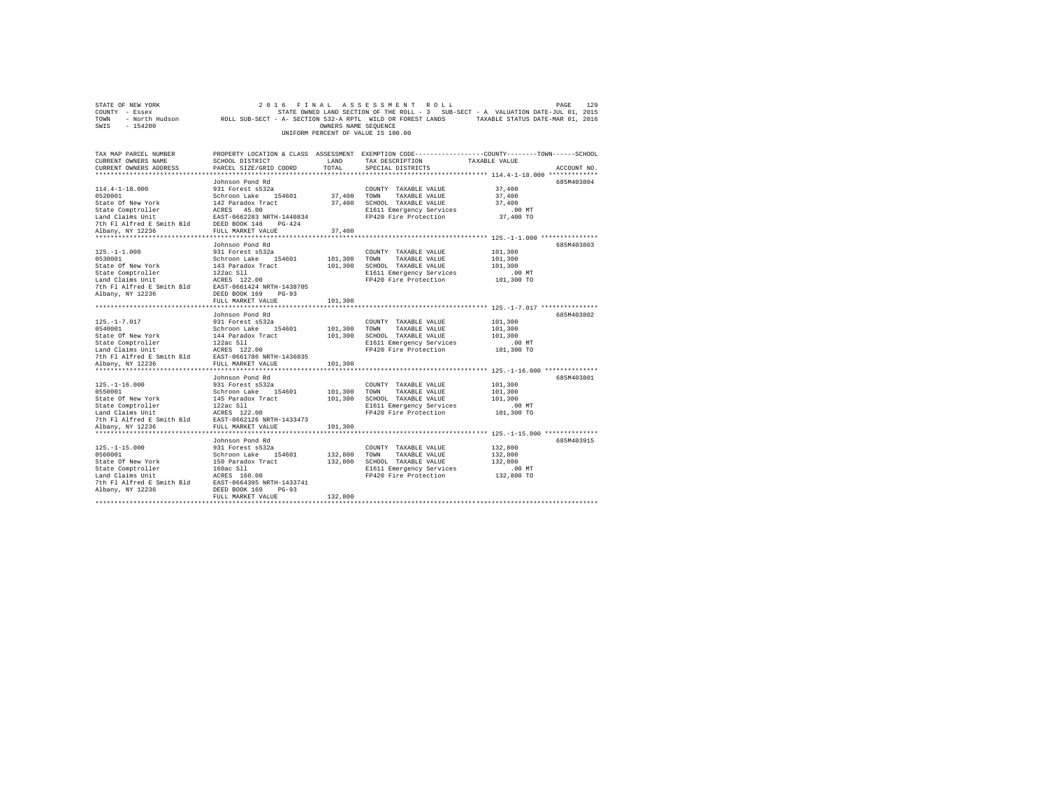STATE OF NEW YORK 2016 FINAL ASSESSMENT ROLL
COUNTY - Essex STATE OWNED LAND SECTION OF THE ROLL - 3 SUB-SECT - A VALUATION DATE-JUL 01, 2015
TOWN - North Hudson ROLL SUB-SECT - A- SECTION 532-A RPTL WILD OR FOREST LANDS TAXABLE STATUS DATE-MAR 01, 2016
SWIS - 154200 OWNERS NAME SEQUENCE
UNIFORM PERCENT OF VALUE IS 100.00

| TAX MAP PARCEL NUMBER / CURRENT OWNERS NAME / CURRENT OWNERS ADDRESS | PROPERTY LOCATION & CLASS / SCHOOL DISTRICT / PARCEL SIZE/GRID COORD | ASSESSMENT LAND / TOTAL | EXEMPTION CODE / TAX DESCRIPTION / SPECIAL DISTRICTS | TAXABLE VALUE (COUNTY--TOWN--SCHOOL) | ACCOUNT NO. |
|---|---|---|---|---|---|
| 114.4-1-18.000 | Johnson Pond Rd | | | | 685M403804 |
| | 931 Forest s532a | | COUNTY TAXABLE VALUE | 37,400 | |
| 0520001 | Schroon Lake 154601 | 37,400 | TOWN TAXABLE VALUE | 37,400 | |
| State Of New York | 142 Paradox Tract | 37,400 | SCHOOL TAXABLE VALUE | 37,400 | |
| State Comptroller | ACRES 45.00 | | E1611 Emergency Services | .00 MT | |
| Land Claims Unit | EAST-0662283 NRTH-1440834 | | FP420 Fire Protection | 37,400 TO | |
| 7th Fl Alfred E Smith Bld | DEED BOOK 148 PG-424 | | | | |
| Albany, NY 12236 | FULL MARKET VALUE | 37,400 | | | |
| 125.-1-1.000 | Johnson Pond Rd | | | | 685M403803 |
| | 931 Forest s532a | | COUNTY TAXABLE VALUE | 101,300 | |
| 0530001 | Schroon Lake 154601 | 101,300 | TOWN TAXABLE VALUE | 101,300 | |
| State Of New York | 143 Paradox Tract | 101,300 | SCHOOL TAXABLE VALUE | 101,300 | |
| State Comptroller | 122ac Sll | | E1611 Emergency Services | .00 MT | |
| Land Claims Unit | ACRES 122.00 | | FP420 Fire Protection | 101,300 TO | |
| 7th Fl Alfred E Smith Bld | EAST-0661424 NRTH-1438705 | | | | |
| Albany, NY 12236 | DEED BOOK 169 PG-93 | | | | |
| | FULL MARKET VALUE | 101,300 | | | |
| 125.-1-7.017 | Johnson Pond Rd | | | | 685M403802 |
| | 931 Forest s532a | | COUNTY TAXABLE VALUE | 101,300 | |
| 0540001 | Schroon Lake 154601 | 101,300 | TOWN TAXABLE VALUE | 101,300 | |
| State Of New York | 144 Paradox Tract | 101,300 | SCHOOL TAXABLE VALUE | 101,300 | |
| State Comptroller | 122ac Sll | | E1611 Emergency Services | .00 MT | |
| Land Claims Unit | ACRES 122.00 | | FP420 Fire Protection | 101,300 TO | |
| 7th Fl Alfred E Smith Bld | EAST-0661786 NRTH-1436035 | | | | |
| Albany, NY 12236 | FULL MARKET VALUE | 101,300 | | | |
| 125.-1-16.000 | Johnson Pond Rd | | | | 685M403801 |
| | 931 Forest s532a | | COUNTY TAXABLE VALUE | 101,300 | |
| 0550001 | Schroon Lake 154601 | 101,300 | TOWN TAXABLE VALUE | 101,300 | |
| State Of New York | 145 Paradox Tract | 101,300 | SCHOOL TAXABLE VALUE | 101,300 | |
| State Comptroller | 122ac Sll | | E1611 Emergency Services | .00 MT | |
| Land Claims Unit | ACRES 122.00 | | FP420 Fire Protection | 101,300 TO | |
| 7th Fl Alfred E Smith Bld | EAST-0662126 NRTH-1433473 | | | | |
| Albany, NY 12236 | FULL MARKET VALUE | 101,300 | | | |
| 125.-1-15.000 | Johnson Pond Rd | | | | 685M403915 |
| | 931 Forest s532a | | COUNTY TAXABLE VALUE | 132,800 | |
| 0560001 | Schroon Lake 154601 | 132,800 | TOWN TAXABLE VALUE | 132,800 | |
| State Of New York | 150 Paradox Tract | 132,800 | SCHOOL TAXABLE VALUE | 132,800 | |
| State Comptroller | 160ac Sll | | E1611 Emergency Services | .00 MT | |
| Land Claims Unit | ACRES 160.00 | | FP420 Fire Protection | 132,800 TO | |
| 7th Fl Alfred E Smith Bld | EAST-0664395 NRTH-1433741 | | | | |
| Albany, NY 12236 | DEED BOOK 169 PG-93 | | | | |
| | FULL MARKET VALUE | 132,800 | | | |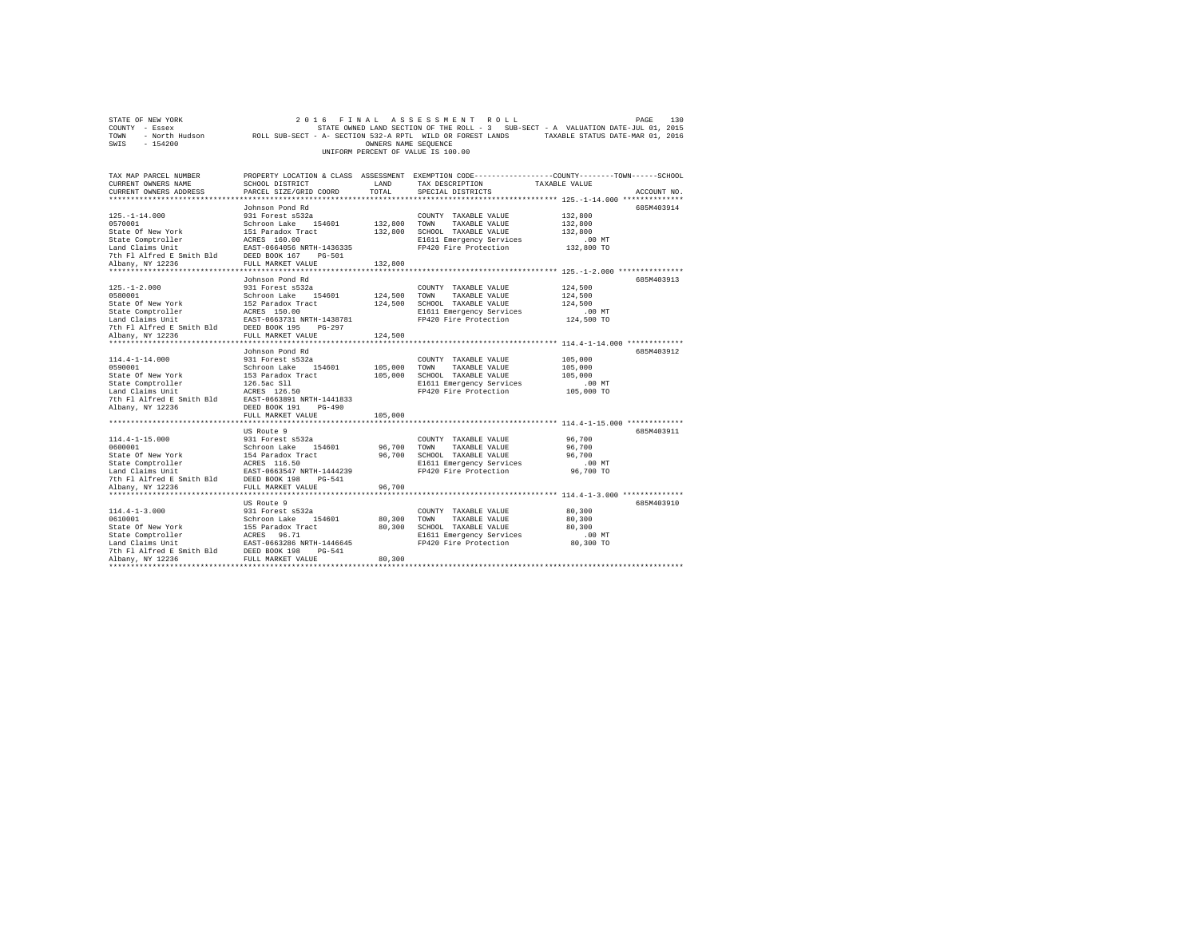STATE OF NEW YORK
COUNTY - Essex
TOWN - North Hudson
SWIS - 154200

2 0 1 6 F I N A L A S S E S S M E N T R O L L
STATE OWNED LAND SECTION OF THE ROLL - 3 SUB-SECT - A VALUATION DATE-JUL 01, 2015
ROLL SUB-SECT - A- SECTION 532-A RPTL WILD OR FOREST LANDS TAXABLE STATUS DATE-MAR 01, 2016
OWNERS NAME SEQUENCE
UNIFORM PERCENT OF VALUE IS 100.00

| TAX MAP PARCEL NUMBER / CURRENT OWNERS NAME / CURRENT OWNERS ADDRESS | PROPERTY LOCATION & CLASS / SCHOOL DISTRICT / PARCEL SIZE/GRID COORD | ASSESSMENT LAND | ASSESSMENT TOTAL | EXEMPTION CODE / TAX DESCRIPTION / SPECIAL DISTRICTS | COUNTY / TOWN / SCHOOL TAXABLE VALUE | ACCOUNT NO. |
|---|---|---|---|---|---|---|
| 125.-1-14.000 | Johnson Pond Rd | | | | | 685M403914 |
| 0570001 | 931 Forest s532a | | | COUNTY TAXABLE VALUE | 132,800 | |
| State Of New York | Schroon Lake 154601 | 132,800 | | TOWN TAXABLE VALUE | 132,800 | |
| State Comptroller | 151 Paradox Tract | | 132,800 | SCHOOL TAXABLE VALUE | 132,800 | |
| Land Claims Unit | ACRES 160.00 | | | E1611 Emergency Services | .00 MT | |
| 7th Fl Alfred E Smith Bld | EAST-0664056 NRTH-1436335 | | | FP420 Fire Protection | 132,800 TO | |
| Albany, NY 12236 | DEED BOOK 167 PG-501 | | | | | |
| | FULL MARKET VALUE | | 132,800 | | | |
| 125.-1-2.000 | Johnson Pond Rd | | | | | 685M403913 |
| 0580001 | 931 Forest s532a | | | COUNTY TAXABLE VALUE | 124,500 | |
| State Of New York | Schroon Lake 154601 | 124,500 | | TOWN TAXABLE VALUE | 124,500 | |
| State Comptroller | 152 Paradox Tract | | 124,500 | SCHOOL TAXABLE VALUE | 124,500 | |
| Land Claims Unit | ACRES 150.00 | | | E1611 Emergency Services | .00 MT | |
| 7th Fl Alfred E Smith Bld | EAST-0663731 NRTH-1438781 | | | FP420 Fire Protection | 124,500 TO | |
| Albany, NY 12236 | DEED BOOK 195 PG-297 | | | | | |
| | FULL MARKET VALUE | | 124,500 | | | |
| 114.4-1-14.000 | Johnson Pond Rd | | | | | 685M403912 |
| 0590001 | 931 Forest s532a | | | COUNTY TAXABLE VALUE | 105,000 | |
| State Of New York | Schroon Lake 154601 | 105,000 | | TOWN TAXABLE VALUE | 105,000 | |
| State Comptroller | 153 Paradox Tract | | 105,000 | SCHOOL TAXABLE VALUE | 105,000 | |
| Land Claims Unit | 126.5ac Sll | | | E1611 Emergency Services | .00 MT | |
| 7th Fl Alfred E Smith Bld | ACRES 126.50 | | | FP420 Fire Protection | 105,000 TO | |
| Albany, NY 12236 | EAST-0663891 NRTH-1441833 | | | | | |
| | DEED BOOK 191 PG-490 | | | | | |
| | FULL MARKET VALUE | | 105,000 | | | |
| 114.4-1-15.000 | US Route 9 | | | | | 685M403911 |
| 0600001 | 931 Forest s532a | | | COUNTY TAXABLE VALUE | 96,700 | |
| State Of New York | Schroon Lake 154601 | 96,700 | | TOWN TAXABLE VALUE | 96,700 | |
| State Comptroller | 154 Paradox Tract | | 96,700 | SCHOOL TAXABLE VALUE | 96,700 | |
| Land Claims Unit | ACRES 116.50 | | | E1611 Emergency Services | .00 MT | |
| 7th Fl Alfred E Smith Bld | EAST-0663547 NRTH-1444239 | | | FP420 Fire Protection | 96,700 TO | |
| Albany, NY 12236 | DEED BOOK 198 PG-541 | | | | | |
| | FULL MARKET VALUE | | 96,700 | | | |
| 114.4-1-3.000 | US Route 9 | | | | | 685M403910 |
| 0610001 | 931 Forest s532a | | | COUNTY TAXABLE VALUE | 80,300 | |
| State Of New York | Schroon Lake 154601 | 80,300 | | TOWN TAXABLE VALUE | 80,300 | |
| State Comptroller | 155 Paradox Tract | | 80,300 | SCHOOL TAXABLE VALUE | 80,300 | |
| Land Claims Unit | ACRES 96.71 | | | E1611 Emergency Services | .00 MT | |
| 7th Fl Alfred E Smith Bld | EAST-0663286 NRTH-1446645 | | | FP420 Fire Protection | 80,300 TO | |
| Albany, NY 12236 | DEED BOOK 198 PG-541 | | | | | |
| | FULL MARKET VALUE | | 80,300 | | | |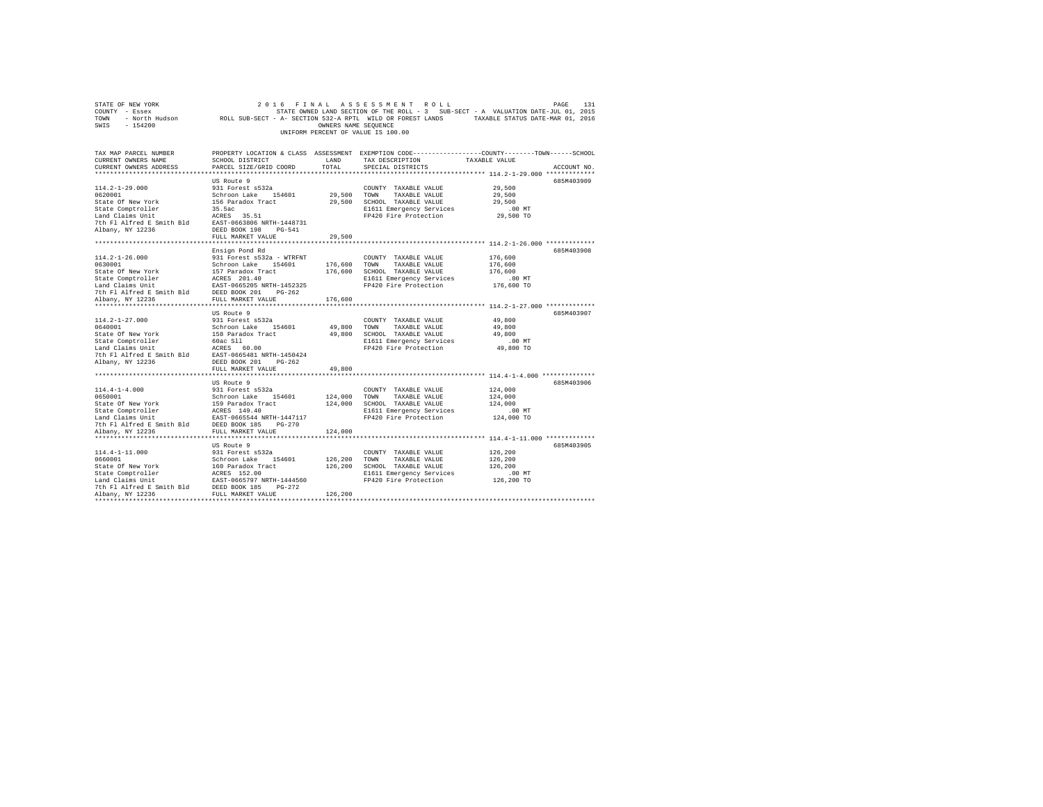STATE OF NEW YORK　　　2 0 1 6　F I N A L　A S S E S S M E N T　R O L L
COUNTY - Essex　　　STATE OWNED LAND SECTION OF THE ROLL - 3　SUB-SECT - A　VALUATION DATE-JUL 01, 2015
TOWN - North Hudson　　ROLL SUB-SECT - A- SECTION 532-A RPTL WILD OR FOREST LANDS　　TAXABLE STATUS DATE-MAR 01, 2016
SWIS - 154200　　　OWNERS NAME SEQUENCE
UNIFORM PERCENT OF VALUE IS 100.00

| TAX MAP PARCEL NUMBER / CURRENT OWNERS NAME / CURRENT OWNERS ADDRESS | PROPERTY LOCATION & CLASS / SCHOOL DISTRICT / PARCEL SIZE/GRID COORD | ASSESSMENT LAND / TOTAL | EXEMPTION CODE / TAX DESCRIPTION / SPECIAL DISTRICTS | TAXABLE VALUE (COUNTY / TOWN / SCHOOL) | ACCOUNT NO. |
|---|---|---|---|---|---|
| 114.2-1-29.000 | US Route 9 | | | | 685M403909 |
| 0620001 | 931 Forest s532a | | COUNTY TAXABLE VALUE | 29,500 | |
| State Of New York | Schroon Lake 154601 | 29,500 | TOWN TAXABLE VALUE | 29,500 | |
| State Comptroller | 156 Paradox Tract | 29,500 | SCHOOL TAXABLE VALUE | 29,500 | |
| Land Claims Unit | 35.5ac | | E1611 Emergency Services | .00 MT | |
| 7th Fl Alfred E Smith Bld | ACRES 35.51 | | FP420 Fire Protection | 29,500 TO | |
| Albany, NY 12236 | EAST-0663806 NRTH-1448731 | | | | |
| | DEED BOOK 198 PG-541 | | | | |
| | FULL MARKET VALUE | 29,500 | | | |
| 114.2-1-26.000 | Ensign Pond Rd | | | | 685M403908 |
| 0630001 | 931 Forest s532a - WTRFNT | | COUNTY TAXABLE VALUE | 176,600 | |
| State Of New York | Schroon Lake 154601 | 176,600 | TOWN TAXABLE VALUE | 176,600 | |
| State Comptroller | 157 Paradox Tract | 176,600 | SCHOOL TAXABLE VALUE | 176,600 | |
| Land Claims Unit | ACRES 201.40 | | E1611 Emergency Services | .00 MT | |
| 7th Fl Alfred E Smith Bld | EAST-0665205 NRTH-1452325 | | FP420 Fire Protection | 176,600 TO | |
| Albany, NY 12236 | DEED BOOK 201 PG-262 | | | | |
| | FULL MARKET VALUE | 176,600 | | | |
| 114.2-1-27.000 | US Route 9 | | | | 685M403907 |
| 0640001 | 931 Forest s532a | | COUNTY TAXABLE VALUE | 49,800 | |
| State Of New York | Schroon Lake 154601 | 49,800 | TOWN TAXABLE VALUE | 49,800 | |
| State Comptroller | 158 Paradox Tract | 49,800 | SCHOOL TAXABLE VALUE | 49,800 | |
| Land Claims Unit | 60ac Sll | | E1611 Emergency Services | .00 MT | |
| 7th Fl Alfred E Smith Bld | ACRES 60.00 | | FP420 Fire Protection | 49,800 TO | |
| Albany, NY 12236 | EAST-0665481 NRTH-1450424 | | | | |
| | DEED BOOK 201 PG-262 | | | | |
| | FULL MARKET VALUE | 49,800 | | | |
| 114.4-1-4.000 | US Route 9 | | | | 685M403906 |
| 0650001 | 931 Forest s532a | | COUNTY TAXABLE VALUE | 124,000 | |
| State Of New York | Schroon Lake 154601 | 124,000 | TOWN TAXABLE VALUE | 124,000 | |
| State Comptroller | 159 Paradox Tract | 124,000 | SCHOOL TAXABLE VALUE | 124,000 | |
| Land Claims Unit | ACRES 149.40 | | E1611 Emergency Services | .00 MT | |
| 7th Fl Alfred E Smith Bld | EAST-0665544 NRTH-1447117 | | FP420 Fire Protection | 124,000 TO | |
| Albany, NY 12236 | DEED BOOK 185 PG-270 | | | | |
| | FULL MARKET VALUE | 124,000 | | | |
| 114.4-1-11.000 | US Route 9 | | | | 685M403905 |
| 0660001 | 931 Forest s532a | | COUNTY TAXABLE VALUE | 126,200 | |
| State Of New York | Schroon Lake 154601 | 126,200 | TOWN TAXABLE VALUE | 126,200 | |
| State Comptroller | 160 Paradox Tract | 126,200 | SCHOOL TAXABLE VALUE | 126,200 | |
| Land Claims Unit | ACRES 152.00 | | E1611 Emergency Services | .00 MT | |
| 7th Fl Alfred E Smith Bld | EAST-0665797 NRTH-1444560 | | FP420 Fire Protection | 126,200 TO | |
| Albany, NY 12236 | DEED BOOK 185 PG-272 | | | | |
| | FULL MARKET VALUE | 126,200 | | | |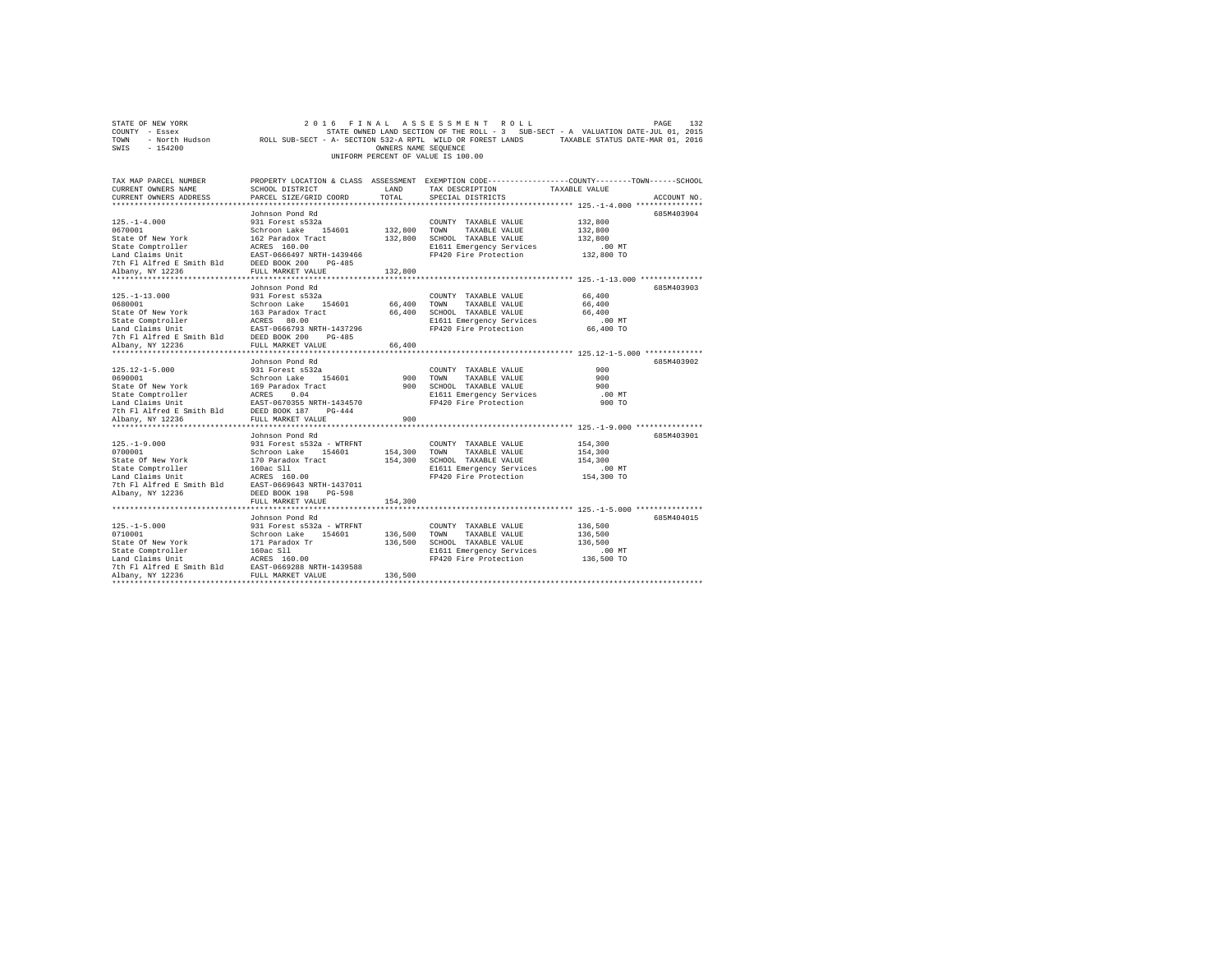STATE OF NEW YORK                    2 0 1 6   F I N A L   A S S E S S M E N T   R O L L
COUNTY - Essex                       STATE OWNED LAND SECTION OF THE ROLL - 3   SUB-SECT - A  VALUATION DATE-JUL 01, 2015
TOWN - North Hudson                  ROLL SUB-SECT - A- SECTION 532-A RPTL WILD OR FOREST LANDS    TAXABLE STATUS DATE-MAR 01, 2016
SWIS - 154200                        OWNERS NAME SEQUENCE
                                     UNIFORM PERCENT OF VALUE IS 100.00

| TAX MAP PARCEL NUMBER / CURRENT OWNERS NAME / CURRENT OWNERS ADDRESS | PROPERTY LOCATION & CLASS / SCHOOL DISTRICT / PARCEL SIZE/GRID COORD | ASSESSMENT LAND | TOTAL | EXEMPTION CODE / TAX DESCRIPTION / SPECIAL DISTRICTS | TAXABLE VALUE (COUNTY / TOWN / SCHOOL) | ACCOUNT NO. |
|---|---|---|---|---|---|---|
| 125.-1-4.000 | Johnson Pond Rd | | | | | 685M403904 |
| 0670001 | 931 Forest s532a | | | COUNTY TAXABLE VALUE | 132,800 | |
| State Of New York | Schroon Lake 154601 | 132,800 | | TOWN TAXABLE VALUE | 132,800 | |
| State Comptroller | 162 Paradox Tract | | 132,800 | SCHOOL TAXABLE VALUE | 132,800 | |
| Land Claims Unit | ACRES 160.00 | | | E1611 Emergency Services | .00 MT | |
| 7th Fl Alfred E Smith Bld | EAST-0666497 NRTH-1439466 | | | FP420 Fire Protection | 132,800 TO | |
| Albany, NY 12236 | DEED BOOK 200 PG-485 | | | | | |
| | FULL MARKET VALUE | | 132,800 | | | |
| 125.-1-13.000 | Johnson Pond Rd | | | | | 685M403903 |
| 0680001 | 931 Forest s532a | | | COUNTY TAXABLE VALUE | 66,400 | |
| State Of New York | Schroon Lake 154601 | 66,400 | | TOWN TAXABLE VALUE | 66,400 | |
| State Comptroller | 163 Paradox Tract | | 66,400 | SCHOOL TAXABLE VALUE | 66,400 | |
| Land Claims Unit | ACRES 80.00 | | | E1611 Emergency Services | .00 MT | |
| 7th Fl Alfred E Smith Bld | EAST-0666793 NRTH-1437296 | | | FP420 Fire Protection | 66,400 TO | |
| Albany, NY 12236 | DEED BOOK 200 PG-485 | | | | | |
| | FULL MARKET VALUE | | 66,400 | | | |
| 125.12-1-5.000 | Johnson Pond Rd | | | | | 685M403902 |
| 0690001 | 931 Forest s532a | | | COUNTY TAXABLE VALUE | 900 | |
| State Of New York | Schroon Lake 154601 | 900 | | TOWN TAXABLE VALUE | 900 | |
| State Comptroller | 169 Paradox Tract | | 900 | SCHOOL TAXABLE VALUE | 900 | |
| Land Claims Unit | ACRES 0.04 | | | E1611 Emergency Services | .00 MT | |
| 7th Fl Alfred E Smith Bld | EAST-0670355 NRTH-1434570 | | | FP420 Fire Protection | 900 TO | |
| Albany, NY 12236 | DEED BOOK 187 PG-444 | | | | | |
| | FULL MARKET VALUE | | 900 | | | |
| 125.-1-9.000 | Johnson Pond Rd | | | | | 685M403901 |
| 0700001 | 931 Forest s532a - WTRFNT | | | COUNTY TAXABLE VALUE | 154,300 | |
| State Of New York | Schroon Lake 154601 | 154,300 | | TOWN TAXABLE VALUE | 154,300 | |
| State Comptroller | 170 Paradox Tract | | 154,300 | SCHOOL TAXABLE VALUE | 154,300 | |
| Land Claims Unit | 160ac Sll | | | E1611 Emergency Services | .00 MT | |
| 7th Fl Alfred E Smith Bld | ACRES 160.00 | | | FP420 Fire Protection | 154,300 TO | |
| Albany, NY 12236 | EAST-0669643 NRTH-1437011 | | | | | |
| | DEED BOOK 198 PG-598 | | | | | |
| | FULL MARKET VALUE | | 154,300 | | | |
| 125.-1-5.000 | Johnson Pond Rd | | | | | 685M404015 |
| 0710001 | 931 Forest s532a - WTRFNT | | | COUNTY TAXABLE VALUE | 136,500 | |
| State Of New York | Schroon Lake 154601 | 136,500 | | TOWN TAXABLE VALUE | 136,500 | |
| State Comptroller | 171 Paradox Tr | | 136,500 | SCHOOL TAXABLE VALUE | 136,500 | |
| Land Claims Unit | 160ac Sll | | | E1611 Emergency Services | .00 MT | |
| 7th Fl Alfred E Smith Bld | ACRES 160.00 | | | FP420 Fire Protection | 136,500 TO | |
| Albany, NY 12236 | EAST-0669288 NRTH-1439588 | | | | | |
| | FULL MARKET VALUE | | 136,500 | | | |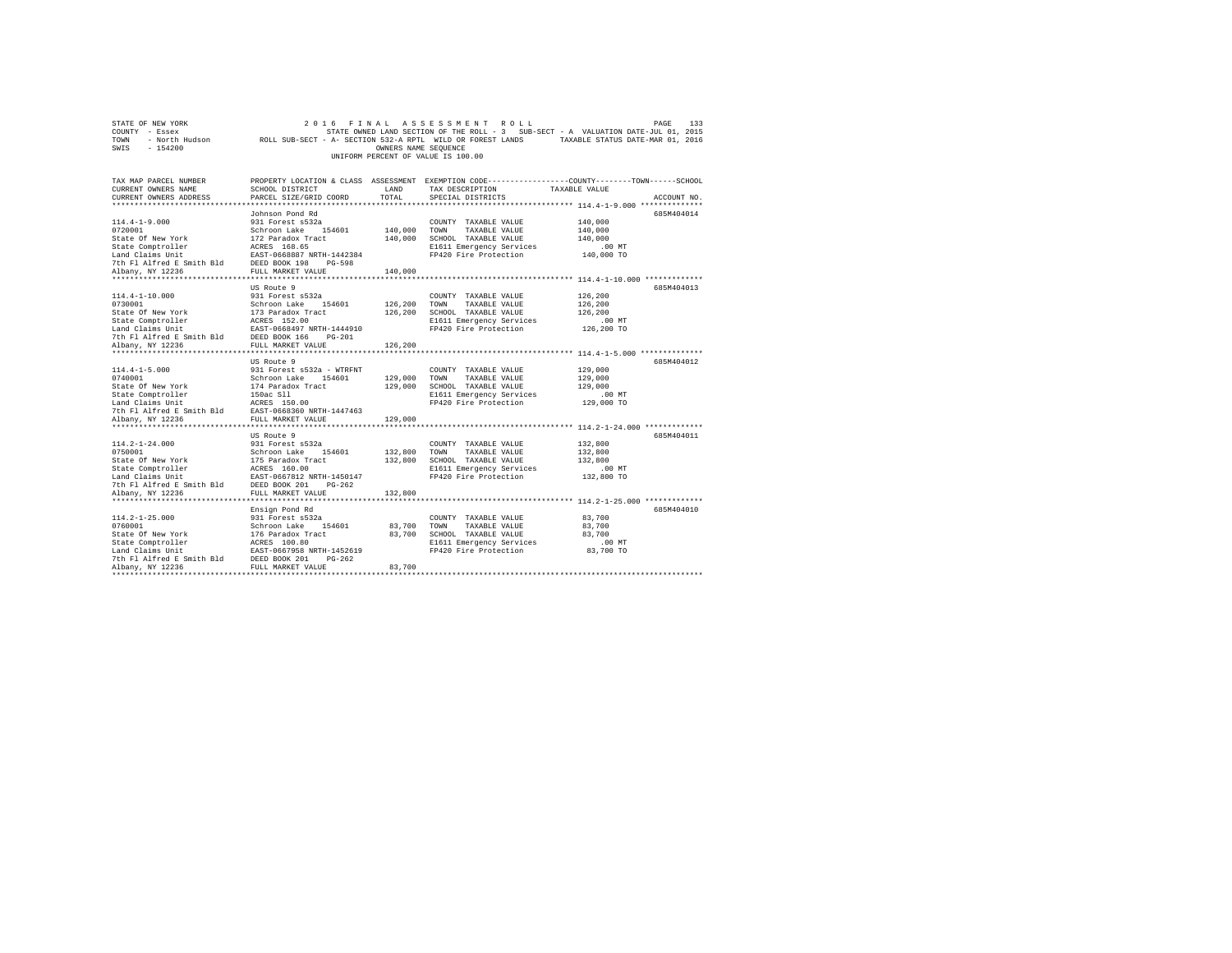STATE OF NEW YORK 2016 FINAL ASSESSMENT ROLL
COUNTY - Essex STATE OWNED LAND SECTION OF THE ROLL - 3 SUB-SECT - A VALUATION DATE-JUL 01, 2015
TOWN - North Hudson ROLL SUB-SECT - A- SECTION 532-A RPTL WILD OR FOREST LANDS TAXABLE STATUS DATE-MAR 01, 2016
SWIS - 154200 OWNERS NAME SEQUENCE
UNIFORM PERCENT OF VALUE IS 100.00

| TAX MAP PARCEL NUMBER / CURRENT OWNERS NAME / CURRENT OWNERS ADDRESS | PROPERTY LOCATION & CLASS / SCHOOL DISTRICT / PARCEL SIZE/GRID COORD | ASSESSMENT LAND / TOTAL | EXEMPTION CODE / TAX DESCRIPTION / SPECIAL DISTRICTS | COUNTY--------TOWN------SCHOOL TAXABLE VALUE | ACCOUNT NO. |
|---|---|---|---|---|---|
| 114.4-1-9.000 | Johnson Pond Rd | | | | 685M404014 |
| 0720001 | 931 Forest s532a | | COUNTY TAXABLE VALUE | 140,000 | |
| State Of New York | Schroon Lake 154601 | 140,000 | TOWN TAXABLE VALUE | 140,000 | |
| State Comptroller | 172 Paradox Tract | 140,000 | SCHOOL TAXABLE VALUE | 140,000 | |
| Land Claims Unit | ACRES 168.65 | | E1611 Emergency Services | .00 MT | |
| 7th Fl Alfred E Smith Bld | EAST-0668887 NRTH-1442384 | | FP420 Fire Protection | 140,000 TO | |
| Albany, NY 12236 | DEED BOOK 198 PG-598 | | | | |
| | FULL MARKET VALUE | 140,000 | | | |
| 114.4-1-10.000 | US Route 9 | | | | 685M404013 |
| 0730001 | 931 Forest s532a | | COUNTY TAXABLE VALUE | 126,200 | |
| State Of New York | Schroon Lake 154601 | 126,200 | TOWN TAXABLE VALUE | 126,200 | |
| State Comptroller | 173 Paradox Tract | 126,200 | SCHOOL TAXABLE VALUE | 126,200 | |
| Land Claims Unit | ACRES 152.00 | | E1611 Emergency Services | .00 MT | |
| 7th Fl Alfred E Smith Bld | EAST-0668497 NRTH-1444910 | | FP420 Fire Protection | 126,200 TO | |
| Albany, NY 12236 | DEED BOOK 166 PG-201 | | | | |
| | FULL MARKET VALUE | 126,200 | | | |
| 114.4-1-5.000 | US Route 9 | | | | 685M404012 |
| 0740001 | 931 Forest s532a - WTRFNT | | COUNTY TAXABLE VALUE | 129,000 | |
| State Of New York | Schroon Lake 154601 | 129,000 | TOWN TAXABLE VALUE | 129,000 | |
| State Comptroller | 174 Paradox Tract | 129,000 | SCHOOL TAXABLE VALUE | 129,000 | |
| Land Claims Unit | 150ac Sll | | E1611 Emergency Services | .00 MT | |
| 7th Fl Alfred E Smith Bld | ACRES 150.00 | | FP420 Fire Protection | 129,000 TO | |
| Albany, NY 12236 | EAST-0668360 NRTH-1447463 | | | | |
| | FULL MARKET VALUE | 129,000 | | | |
| 114.2-1-24.000 | US Route 9 | | | | 685M404011 |
| 0750001 | 931 Forest s532a | | COUNTY TAXABLE VALUE | 132,800 | |
| State Of New York | Schroon Lake 154601 | 132,800 | TOWN TAXABLE VALUE | 132,800 | |
| State Comptroller | 175 Paradox Tract | 132,800 | SCHOOL TAXABLE VALUE | 132,800 | |
| Land Claims Unit | ACRES 160.00 | | E1611 Emergency Services | .00 MT | |
| 7th Fl Alfred E Smith Bld | EAST-0667812 NRTH-1450147 | | FP420 Fire Protection | 132,800 TO | |
| Albany, NY 12236 | DEED BOOK 201 PG-262 | | | | |
| | FULL MARKET VALUE | 132,800 | | | |
| 114.2-1-25.000 | Ensign Pond Rd | | | | 685M404010 |
| 0760001 | 931 Forest s532a | | COUNTY TAXABLE VALUE | 83,700 | |
| State Of New York | Schroon Lake 154601 | 83,700 | TOWN TAXABLE VALUE | 83,700 | |
| State Comptroller | 176 Paradox Tract | 83,700 | SCHOOL TAXABLE VALUE | 83,700 | |
| Land Claims Unit | ACRES 100.80 | | E1611 Emergency Services | .00 MT | |
| 7th Fl Alfred E Smith Bld | EAST-0667958 NRTH-1452619 | | FP420 Fire Protection | 83,700 TO | |
| Albany, NY 12236 | DEED BOOK 201 PG-262 | | | | |
| | FULL MARKET VALUE | 83,700 | | | |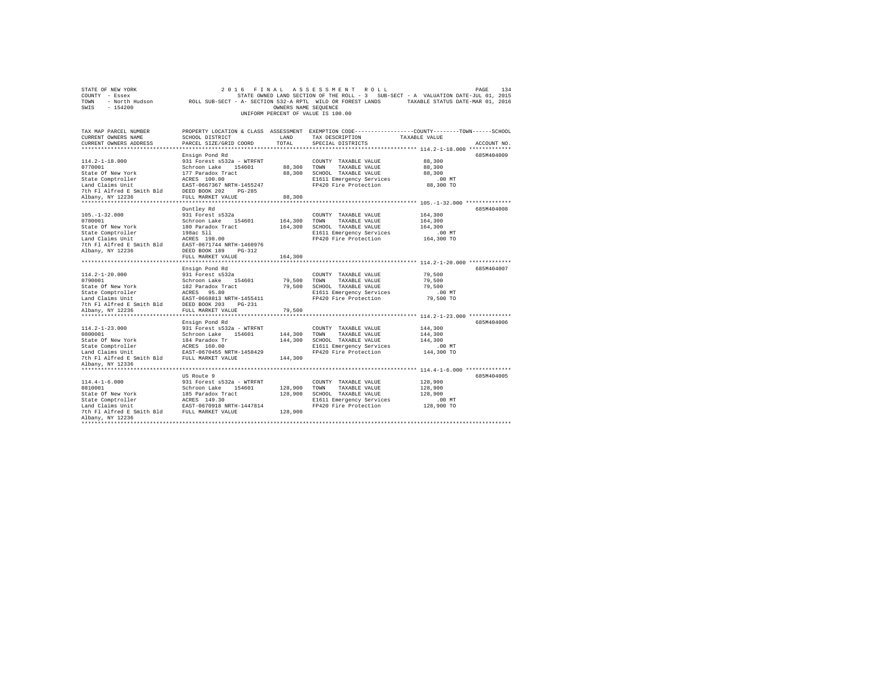STATE OF NEW YORK | 2016 FINAL ASSESSMENT ROLL
COUNTY - Essex | STATE OWNED LAND SECTION OF THE ROLL - 3 SUB-SECT - A VALUATION DATE-JUL 01, 2015
TOWN - North Hudson | ROLL SUB-SECT - A- SECTION 532-A RPTL WILD OR FOREST LANDS TAXABLE STATUS DATE-MAR 01, 2016
SWIS - 154200 | OWNERS NAME SEQUENCE
UNIFORM PERCENT OF VALUE IS 100.00

| TAX MAP PARCEL NUMBER / CURRENT OWNERS NAME / CURRENT OWNERS ADDRESS | PROPERTY LOCATION & CLASS / SCHOOL DISTRICT / PARCEL SIZE/GRID COORD | ASSESSMENT LAND | TOTAL | EXEMPTION CODE / TAX DESCRIPTION / SPECIAL DISTRICTS | COUNTY--------TOWN------SCHOOL TAXABLE VALUE | ACCOUNT NO. |
|---|---|---|---|---|---|---|
| 114.2-1-18.000 | Ensign Pond Rd | | | | | 685M404009 |
| | 931 Forest s532a - WTRFNT | | | COUNTY TAXABLE VALUE | 88,300 | |
| 0770001 | Schroon Lake 154601 | 88,300 | | TOWN TAXABLE VALUE | 88,300 | |
| State Of New York | 177 Paradox Tract | | 88,300 | SCHOOL TAXABLE VALUE | 88,300 | |
| State Comptroller | ACRES 100.00 | | | E1611 Emergency Services | .00 MT | |
| Land Claims Unit | EAST-0667367 NRTH-1455247 | | | FP420 Fire Protection | 88,300 TO | |
| 7th Fl Alfred E Smith Bld | DEED BOOK 202 PG-285 | | | | | |
| Albany, NY 12236 | FULL MARKET VALUE | | 88,300 | | | |
| 105.-1-32.000 | Duntley Rd | | | | | 685M404008 |
| | 931 Forest s532a | | | COUNTY TAXABLE VALUE | 164,300 | |
| 0780001 | Schroon Lake 154601 | 164,300 | | TOWN TAXABLE VALUE | 164,300 | |
| State Of New York | 180 Paradox Tract | | 164,300 | SCHOOL TAXABLE VALUE | 164,300 | |
| State Comptroller | 198ac Sll | | | E1611 Emergency Services | .00 MT | |
| Land Claims Unit | ACRES 198.00 | | | FP420 Fire Protection | 164,300 TO | |
| 7th Fl Alfred E Smith Bld | EAST-0671744 NRTH-1460976 | | | | | |
| Albany, NY 12236 | DEED BOOK 189 PG-312 | | | | | |
| | FULL MARKET VALUE | | 164,300 | | | |
| 114.2-1-20.000 | Ensign Pond Rd | | | | | 685M404007 |
| | 931 Forest s532a | | | COUNTY TAXABLE VALUE | 79,500 | |
| 0790001 | Schroon Lake 154601 | 79,500 | | TOWN TAXABLE VALUE | 79,500 | |
| State Of New York | 182 Paradox Tract | | 79,500 | SCHOOL TAXABLE VALUE | 79,500 | |
| State Comptroller | ACRES 95.80 | | | E1611 Emergency Services | .00 MT | |
| Land Claims Unit | EAST-0668813 NRTH-1455411 | | | FP420 Fire Protection | 79,500 TO | |
| 7th Fl Alfred E Smith Bld | DEED BOOK 203 PG-231 | | | | | |
| Albany, NY 12236 | FULL MARKET VALUE | | 79,500 | | | |
| 114.2-1-23.000 | Ensign Pond Rd | | | | | 685M404006 |
| | 931 Forest s532a - WTRFNT | | | COUNTY TAXABLE VALUE | 144,300 | |
| 0800001 | Schroon Lake 154601 | 144,300 | | TOWN TAXABLE VALUE | 144,300 | |
| State Of New York | 184 Paradox Tr | | 144,300 | SCHOOL TAXABLE VALUE | 144,300 | |
| State Comptroller | ACRES 160.00 | | | E1611 Emergency Services | .00 MT | |
| Land Claims Unit | EAST-0670455 NRTH-1450429 | | | FP420 Fire Protection | 144,300 TO | |
| 7th Fl Alfred E Smith Bld | FULL MARKET VALUE | | 144,300 | | | |
| Albany, NY 12336 | | | | | | |
| 114.4-1-6.000 | US Route 9 | | | | | 685M404005 |
| | 931 Forest s532a - WTRFNT | | | COUNTY TAXABLE VALUE | 128,900 | |
| 0810001 | Schroon Lake 154601 | 128,900 | | TOWN TAXABLE VALUE | 128,900 | |
| State Of New York | 185 Paradox Tract | | 128,900 | SCHOOL TAXABLE VALUE | 128,900 | |
| State Comptroller | ACRES 149.30 | | | E1611 Emergency Services | .00 MT | |
| Land Claims Unit | EAST-0670918 NRTH-1447814 | | | FP420 Fire Protection | 128,900 TO | |
| 7th Fl Alfred E Smith Bld | FULL MARKET VALUE | | 128,900 | | | |
| Albany, NY 12236 | | | | | | |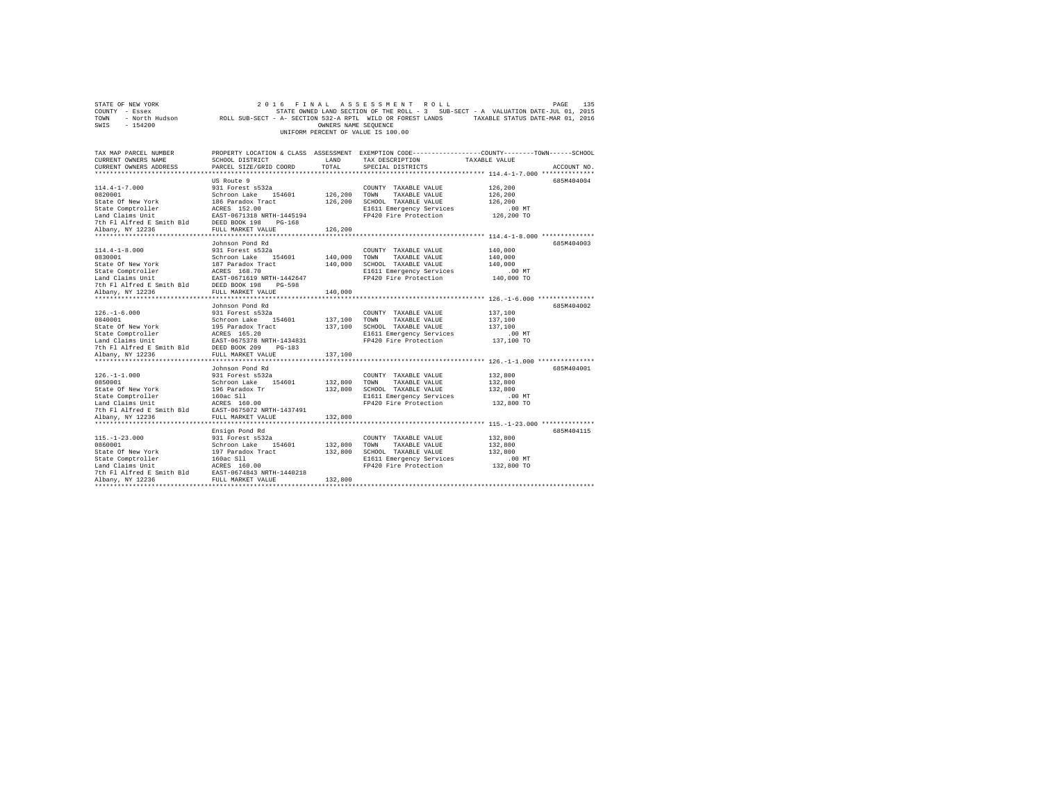STATE OF NEW YORK                    2 0 1 6   F I N A L   A S S E S S M E N T   R O L L
COUNTY - Essex                       STATE OWNED LAND SECTION OF THE ROLL - 3   SUB-SECT - A  VALUATION DATE-JUL 01, 2015
TOWN  - North Hudson        ROLL SUB-SECT - A- SECTION 532-A RPTL  WILD OR FOREST LANDS        TAXABLE STATUS DATE-MAR 01, 2016
SWIS  - 154200                                    OWNERS NAME SEQUENCE
                                          UNIFORM PERCENT OF VALUE IS 100.00

| TAX MAP PARCEL NUMBER / CURRENT OWNERS NAME / CURRENT OWNERS ADDRESS | PROPERTY LOCATION & CLASS / SCHOOL DISTRICT / PARCEL SIZE/GRID COORD | ASSESSMENT LAND / TOTAL | EXEMPTION CODE / TAX DESCRIPTION / SPECIAL DISTRICTS | COUNTY--------TOWN------SCHOOL TAXABLE VALUE | ACCOUNT NO. |
|---|---|---|---|---|---|
| 114.4-1-7.000 | US Route 9 | | | | 685M404004 |
| 0820001 | 931 Forest s532a | | COUNTY TAXABLE VALUE | 126,200 | |
| State Of New York | Schroon Lake 154601 | 126,200 | TOWN TAXABLE VALUE | 126,200 | |
| State Comptroller | 186 Paradox Tract | 126,200 | SCHOOL TAXABLE VALUE | 126,200 | |
| Land Claims Unit | ACRES 152.00 | | E1611 Emergency Services | .00 MT | |
| 7th Fl Alfred E Smith Bld | EAST-0671318 NRTH-1445194 | | FP420 Fire Protection | 126,200 TO | |
| Albany, NY 12236 | DEED BOOK 198 PG-168 | | | | |
| | FULL MARKET VALUE | 126,200 | | | |
| 114.4-1-8.000 | Johnson Pond Rd | | | | 685M404003 |
| 0830001 | 931 Forest s532a | | COUNTY TAXABLE VALUE | 140,000 | |
| State Of New York | Schroon Lake 154601 | 140,000 | TOWN TAXABLE VALUE | 140,000 | |
| State Comptroller | 187 Paradox Tract | 140,000 | SCHOOL TAXABLE VALUE | 140,000 | |
| Land Claims Unit | ACRES 168.70 | | E1611 Emergency Services | .00 MT | |
| 7th Fl Alfred E Smith Bld | EAST-0671619 NRTH-1442647 | | FP420 Fire Protection | 140,000 TO | |
| Albany, NY 12236 | DEED BOOK 198 PG-598 | | | | |
| | FULL MARKET VALUE | 140,000 | | | |
| 126.-1-6.000 | Johnson Pond Rd | | | | 685M404002 |
| 0840001 | 931 Forest s532a | | COUNTY TAXABLE VALUE | 137,100 | |
| State Of New York | Schroon Lake 154601 | 137,100 | TOWN TAXABLE VALUE | 137,100 | |
| State Comptroller | 195 Paradox Tract | 137,100 | SCHOOL TAXABLE VALUE | 137,100 | |
| Land Claims Unit | ACRES 165.20 | | E1611 Emergency Services | .00 MT | |
| 7th Fl Alfred E Smith Bld | EAST-0675378 NRTH-1434831 | | FP420 Fire Protection | 137,100 TO | |
| Albany, NY 12236 | DEED BOOK 209 PG-183 | | | | |
| | FULL MARKET VALUE | 137,100 | | | |
| 126.-1-1.000 | Johnson Pond Rd | | | | 685M404001 |
| 0850001 | 931 Forest s532a | | COUNTY TAXABLE VALUE | 132,800 | |
| State Of New York | Schroon Lake 154601 | 132,800 | TOWN TAXABLE VALUE | 132,800 | |
| State Comptroller | 196 Paradox Tr | 132,800 | SCHOOL TAXABLE VALUE | 132,800 | |
| Land Claims Unit | 160ac Sll | | E1611 Emergency Services | .00 MT | |
| 7th Fl Alfred E Smith Bld | ACRES 160.00 | | FP420 Fire Protection | 132,800 TO | |
| Albany, NY 12236 | EAST-0675072 NRTH-1437491 | | | | |
| | FULL MARKET VALUE | 132,800 | | | |
| 115.-1-23.000 | Ensign Pond Rd | | | | 685M404115 |
| 0860001 | 931 Forest s532a | | COUNTY TAXABLE VALUE | 132,800 | |
| State Of New York | Schroon Lake 154601 | 132,800 | TOWN TAXABLE VALUE | 132,800 | |
| State Comptroller | 197 Paradox Tract | 132,800 | SCHOOL TAXABLE VALUE | 132,800 | |
| Land Claims Unit | 160ac Sll | | E1611 Emergency Services | .00 MT | |
| 7th Fl Alfred E Smith Bld | ACRES 160.00 | | FP420 Fire Protection | 132,800 TO | |
| Albany, NY 12236 | EAST-0674843 NRTH-1440218 | | | | |
| | FULL MARKET VALUE | 132,800 | | | |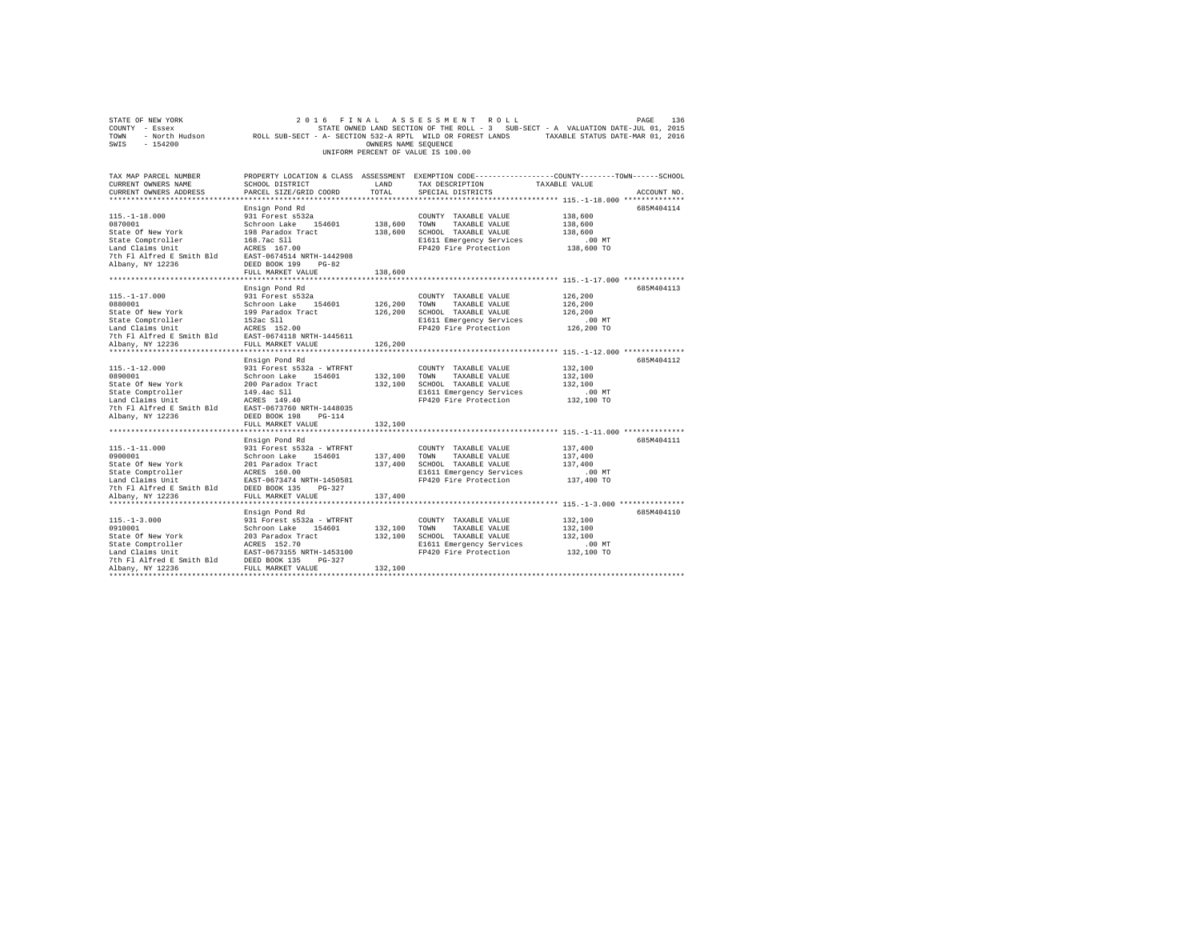STATE OF NEW YORK 2016 FINAL ASSESSMENT ROLL
COUNTY - Essex STATE OWNED LAND SECTION OF THE ROLL - 3 SUB-SECT - A VALUATION DATE-JUL 01, 2015
TOWN - North Hudson ROLL SUB-SECT - A- SECTION 532-A RPTL WILD OR FOREST LANDS TAXABLE STATUS DATE-MAR 01, 2016
SWIS - 154200 OWNERS NAME SEQUENCE
UNIFORM PERCENT OF VALUE IS 100.00

| TAX MAP PARCEL NUMBER / CURRENT OWNERS NAME / CURRENT OWNERS ADDRESS | PROPERTY LOCATION & CLASS / SCHOOL DISTRICT / PARCEL SIZE/GRID COORD | ASSESSMENT LAND | TOTAL | EXEMPTION CODE / TAX DESCRIPTION / SPECIAL DISTRICTS | TAXABLE VALUE (COUNTY / TOWN / SCHOOL) | ACCOUNT NO. |
|---|---|---|---|---|---|---|
| **115.-1-18.000** | Ensign Pond Rd | | | | | 685M404114 |
| 115.-1-18.000 | 931 Forest s532a | | | COUNTY TAXABLE VALUE | 138,600 | |
| 0870001 | Schroon Lake 154601 | 138,600 | | TOWN TAXABLE VALUE | 138,600 | |
| State Of New York | 198 Paradox Tract | | 138,600 | SCHOOL TAXABLE VALUE | 138,600 | |
| State Comptroller | 168.7ac Sll | | | E1611 Emergency Services | .00 MT | |
| Land Claims Unit | ACRES 167.00 | | | FP420 Fire Protection | 138,600 TO | |
| 7th Fl Alfred E Smith Bld | EAST-0674514 NRTH-1442908 | | | | | |
| Albany, NY 12236 | DEED BOOK 199 PG-82 | | | | | |
| | FULL MARKET VALUE | | 138,600 | | | |
| **115.-1-17.000** | Ensign Pond Rd | | | | | 685M404113 |
| 115.-1-17.000 | 931 Forest s532a | | | COUNTY TAXABLE VALUE | 126,200 | |
| 0880001 | Schroon Lake 154601 | 126,200 | | TOWN TAXABLE VALUE | 126,200 | |
| State Of New York | 199 Paradox Tract | | 126,200 | SCHOOL TAXABLE VALUE | 126,200 | |
| State Comptroller | 152ac Sll | | | E1611 Emergency Services | .00 MT | |
| Land Claims Unit | ACRES 152.00 | | | FP420 Fire Protection | 126,200 TO | |
| 7th Fl Alfred E Smith Bld | EAST-0674118 NRTH-1445611 | | | | | |
| Albany, NY 12236 | FULL MARKET VALUE | | 126,200 | | | |
| **115.-1-12.000** | Ensign Pond Rd | | | | | 685M404112 |
| 115.-1-12.000 | 931 Forest s532a - WTRFNT | | | COUNTY TAXABLE VALUE | 132,100 | |
| 0890001 | Schroon Lake 154601 | 132,100 | | TOWN TAXABLE VALUE | 132,100 | |
| State Of New York | 200 Paradox Tract | | 132,100 | SCHOOL TAXABLE VALUE | 132,100 | |
| State Comptroller | 149.4ac Sll | | | E1611 Emergency Services | .00 MT | |
| Land Claims Unit | ACRES 149.40 | | | FP420 Fire Protection | 132,100 TO | |
| 7th Fl Alfred E Smith Bld | EAST-0673760 NRTH-1448035 | | | | | |
| Albany, NY 12236 | DEED BOOK 198 PG-114 | | | | | |
| | FULL MARKET VALUE | | 132,100 | | | |
| **115.-1-11.000** | Ensign Pond Rd | | | | | 685M404111 |
| 115.-1-11.000 | 931 Forest s532a - WTRFNT | | | COUNTY TAXABLE VALUE | 137,400 | |
| 0900001 | Schroon Lake 154601 | 137,400 | | TOWN TAXABLE VALUE | 137,400 | |
| State Of New York | 201 Paradox Tract | | 137,400 | SCHOOL TAXABLE VALUE | 137,400 | |
| State Comptroller | ACRES 160.00 | | | E1611 Emergency Services | .00 MT | |
| Land Claims Unit | EAST-0673474 NRTH-1450581 | | | FP420 Fire Protection | 137,400 TO | |
| 7th Fl Alfred E Smith Bld | DEED BOOK 135 PG-327 | | | | | |
| Albany, NY 12236 | FULL MARKET VALUE | | 137,400 | | | |
| **115.-1-3.000** | Ensign Pond Rd | | | | | 685M404110 |
| 115.-1-3.000 | 931 Forest s532a - WTRFNT | | | COUNTY TAXABLE VALUE | 132,100 | |
| 0910001 | Schroon Lake 154601 | 132,100 | | TOWN TAXABLE VALUE | 132,100 | |
| State Of New York | 203 Paradox Tract | | 132,100 | SCHOOL TAXABLE VALUE | 132,100 | |
| State Comptroller | ACRES 152.70 | | | E1611 Emergency Services | .00 MT | |
| Land Claims Unit | EAST-0673155 NRTH-1453100 | | | FP420 Fire Protection | 132,100 TO | |
| 7th Fl Alfred E Smith Bld | DEED BOOK 135 PG-327 | | | | | |
| Albany, NY 12236 | FULL MARKET VALUE | | 132,100 | | | |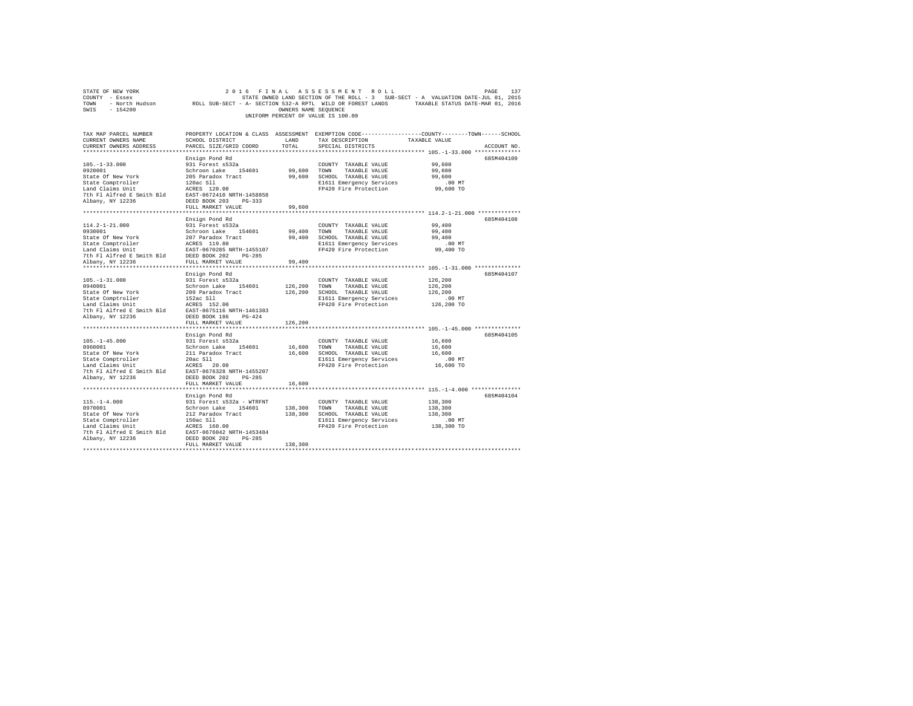STATE OF NEW YORK — 2016 FINAL ASSESSMENT ROLL
COUNTY - Essex — STATE OWNED LAND SECTION OF THE ROLL - 3 SUB-SECT - A VALUATION DATE-JUL 01, 2015
TOWN - North Hudson — ROLL SUB-SECT - A- SECTION 532-A RPTL WILD OR FOREST LANDS — TAXABLE STATUS DATE-MAR 01, 2016
SWIS - 154200 — OWNERS NAME SEQUENCE
UNIFORM PERCENT OF VALUE IS 100.00

| TAX MAP PARCEL NUMBER / CURRENT OWNERS NAME / CURRENT OWNERS ADDRESS | PROPERTY LOCATION & CLASS / SCHOOL DISTRICT / PARCEL SIZE/GRID COORD | ASSESSMENT LAND | TOTAL | EXEMPTION CODE / TAX DESCRIPTION / SPECIAL DISTRICTS | TAXABLE VALUE (COUNTY / TOWN / SCHOOL) | ACCOUNT NO. |
|---|---|---|---|---|---|---|
| 105.-1-33.000 | Ensign Pond Rd | | | | | 685M404109 |
| 0920001 | 931 Forest s532a | | | COUNTY TAXABLE VALUE | 99,600 | |
| State Of New York | Schroon Lake 154601 | 99,600 | | TOWN TAXABLE VALUE | 99,600 | |
| State Comptroller | 205 Paradox Tract | | 99,600 | SCHOOL TAXABLE VALUE | 99,600 | |
| Land Claims Unit | 120ac Sll | | | E1611 Emergency Services | .00 MT | |
| 7th Fl Alfred E Smith Bld | ACRES 120.00 | | | FP420 Fire Protection | 99,600 TO | |
| Albany, NY 12236 | EAST-0672410 NRTH-1458858 | | | | | |
| | DEED BOOK 203 PG-333 | | | | | |
| | FULL MARKET VALUE | | 99,600 | | | |
| 114.2-1-21.000 | Ensign Pond Rd | | | | | 685M404108 |
| 0930001 | 931 Forest s532a | | | COUNTY TAXABLE VALUE | 99,400 | |
| State Of New York | Schroon Lake 154601 | 99,400 | | TOWN TAXABLE VALUE | 99,400 | |
| State Comptroller | 207 Paradox Tract | | 99,400 | SCHOOL TAXABLE VALUE | 99,400 | |
| Land Claims Unit | ACRES 119.80 | | | E1611 Emergency Services | .00 MT | |
| 7th Fl Alfred E Smith Bld | EAST-0670285 NRTH-1455107 | | | FP420 Fire Protection | 99,400 TO | |
| Albany, NY 12236 | DEED BOOK 202 PG-285 | | | | | |
| | FULL MARKET VALUE | | 99,400 | | | |
| 105.-1-31.000 | Ensign Pond Rd | | | | | 685M404107 |
| 0940001 | 931 Forest s532a | | | COUNTY TAXABLE VALUE | 126,200 | |
| State Of New York | Schroon Lake 154601 | 126,200 | | TOWN TAXABLE VALUE | 126,200 | |
| State Comptroller | 209 Paradox Tract | | 126,200 | SCHOOL TAXABLE VALUE | 126,200 | |
| Land Claims Unit | 152ac Sll | | | E1611 Emergency Services | .00 MT | |
| 7th Fl Alfred E Smith Bld | ACRES 152.00 | | | FP420 Fire Protection | 126,200 TO | |
| Albany, NY 12236 | EAST-0675116 NRTH-1461383 | | | | | |
| | DEED BOOK 186 PG-424 | | | | | |
| | FULL MARKET VALUE | | 126,200 | | | |
| 105.-1-45.000 | Ensign Pond Rd | | | | | 685M404105 |
| 0960001 | 931 Forest s532a | | | COUNTY TAXABLE VALUE | 16,600 | |
| State Of New York | Schroon Lake 154601 | 16,600 | | TOWN TAXABLE VALUE | 16,600 | |
| State Comptroller | 211 Paradox Tract | | 16,600 | SCHOOL TAXABLE VALUE | 16,600 | |
| Land Claims Unit | 20ac Sll | | | E1611 Emergency Services | .00 MT | |
| 7th Fl Alfred E Smith Bld | ACRES 20.00 | | | FP420 Fire Protection | 16,600 TO | |
| Albany, NY 12236 | EAST-0676328 NRTH-1455207 | | | | | |
| | DEED BOOK 202 PG-285 | | | | | |
| | FULL MARKET VALUE | | 16,600 | | | |
| 115.-1-4.000 | Ensign Pond Rd | | | | | 685M404104 |
| 0970001 | 931 Forest s532a - WTRFNT | | | COUNTY TAXABLE VALUE | 138,300 | |
| State Of New York | Schroon Lake 154601 | 138,300 | | TOWN TAXABLE VALUE | 138,300 | |
| State Comptroller | 212 Paradox Tract | | 138,300 | SCHOOL TAXABLE VALUE | 138,300 | |
| Land Claims Unit | 150ac Sll | | | E1611 Emergency Services | .00 MT | |
| 7th Fl Alfred E Smith Bld | ACRES 160.00 | | | FP420 Fire Protection | 138,300 TO | |
| Albany, NY 12236 | EAST-0676042 NRTH-1453484 | | | | | |
| | DEED BOOK 202 PG-285 | | | | | |
| | FULL MARKET VALUE | | 138,300 | | | |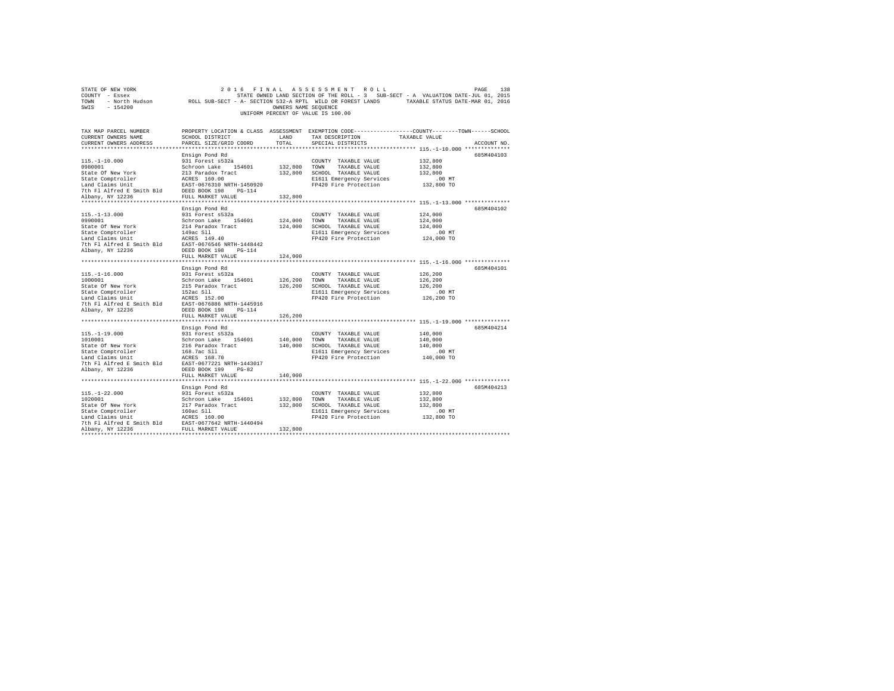STATE OF NEW YORK 2 0 1 6 F I N A L A S S E S S M E N T R O L L
COUNTY - Essex STATE OWNED LAND SECTION OF THE ROLL - 3 SUB-SECT - A VALUATION DATE-JUL 01, 2015
TOWN - North Hudson ROLL SUB-SECT - A- SECTION 532-A RPTL WILD OR FOREST LANDS TAXABLE STATUS DATE-MAR 01, 2016
SWIS - 154200 OWNERS NAME SEQUENCE
UNIFORM PERCENT OF VALUE IS 100.00

| TAX MAP PARCEL NUMBER / CURRENT OWNERS NAME / CURRENT OWNERS ADDRESS | PROPERTY LOCATION & CLASS / SCHOOL DISTRICT / PARCEL SIZE/GRID COORD | ASSESSMENT LAND / TOTAL | EXEMPTION CODE / TAX DESCRIPTION / SPECIAL DISTRICTS | COUNTY--------TOWN------SCHOOL TAXABLE VALUE | ACCOUNT NO. |
|---|---|---|---|---|---|
| **115.-1-10.000** | Ensign Pond Rd | | | | 685M404103 |
| 0980001 | 931 Forest s532a | | COUNTY TAXABLE VALUE | 132,800 | |
| State Of New York | Schroon Lake 154601 | 132,800 | TOWN TAXABLE VALUE | 132,800 | |
| State Comptroller | 213 Paradox Tract | 132,800 | SCHOOL TAXABLE VALUE | 132,800 | |
| Land Claims Unit | ACRES 160.00 | | E1611 Emergency Services | .00 MT | |
| 7th Fl Alfred E Smith Bld | EAST-0676310 NRTH-1450920 | | FP420 Fire Protection | 132,800 TO | |
| Albany, NY 12236 | DEED BOOK 198 PG-114 | | | | |
| | FULL MARKET VALUE | 132,800 | | | |
| **115.-1-13.000** | Ensign Pond Rd | | | | 685M404102 |
| 0990001 | 931 Forest s532a | | COUNTY TAXABLE VALUE | 124,000 | |
| State Of New York | Schroon Lake 154601 | 124,000 | TOWN TAXABLE VALUE | 124,000 | |
| State Comptroller | 214 Paradox Tract | 124,000 | SCHOOL TAXABLE VALUE | 124,000 | |
| Land Claims Unit | 149ac Sll | | E1611 Emergency Services | .00 MT | |
| 7th Fl Alfred E Smith Bld | ACRES 149.40 | | FP420 Fire Protection | 124,000 TO | |
| Albany, NY 12236 | EAST-0676546 NRTH-1448442 | | | | |
| | DEED BOOK 198 PG-114 | | | | |
| | FULL MARKET VALUE | 124,000 | | | |
| **115.-1-16.000** | Ensign Pond Rd | | | | 685M404101 |
| 1000001 | 931 Forest s532a | | COUNTY TAXABLE VALUE | 126,200 | |
| State Of New York | Schroon Lake 154601 | 126,200 | TOWN TAXABLE VALUE | 126,200 | |
| State Comptroller | 215 Paradox Tract | 126,200 | SCHOOL TAXABLE VALUE | 126,200 | |
| Land Claims Unit | 152ac Sll | | E1611 Emergency Services | .00 MT | |
| 7th Fl Alfred E Smith Bld | ACRES 152.00 | | FP420 Fire Protection | 126,200 TO | |
| Albany, NY 12236 | EAST-0676886 NRTH-1445916 | | | | |
| | DEED BOOK 198 PG-114 | | | | |
| | FULL MARKET VALUE | 126,200 | | | |
| **115.-1-19.000** | Ensign Pond Rd | | | | 685M404214 |
| 1010001 | 931 Forest s532a | | COUNTY TAXABLE VALUE | 140,000 | |
| State Of New York | Schroon Lake 154601 | 140,000 | TOWN TAXABLE VALUE | 140,000 | |
| State Comptroller | 216 Paradox Tract | 140,000 | SCHOOL TAXABLE VALUE | 140,000 | |
| Land Claims Unit | 168.7ac Sll | | E1611 Emergency Services | .00 MT | |
| 7th Fl Alfred E Smith Bld | ACRES 168.70 | | FP420 Fire Protection | 140,000 TO | |
| Albany, NY 12236 | EAST-0677221 NRTH-1443017 | | | | |
| | DEED BOOK 199 PG-82 | | | | |
| | FULL MARKET VALUE | 140,000 | | | |
| **115.-1-22.000** | Ensign Pond Rd | | | | 685M404213 |
| 1020001 | 931 Forest s532a | | COUNTY TAXABLE VALUE | 132,800 | |
| State Of New York | Schroon Lake 154601 | 132,800 | TOWN TAXABLE VALUE | 132,800 | |
| State Comptroller | 217 Paradox Tract | 132,800 | SCHOOL TAXABLE VALUE | 132,800 | |
| Land Claims Unit | 160ac Sll | | E1611 Emergency Services | .00 MT | |
| 7th Fl Alfred E Smith Bld | ACRES 160.00 | | FP420 Fire Protection | 132,800 TO | |
| | EAST-0677642 NRTH-1440494 | | | | |
| Albany, NY 12236 | FULL MARKET VALUE | 132,800 | | | |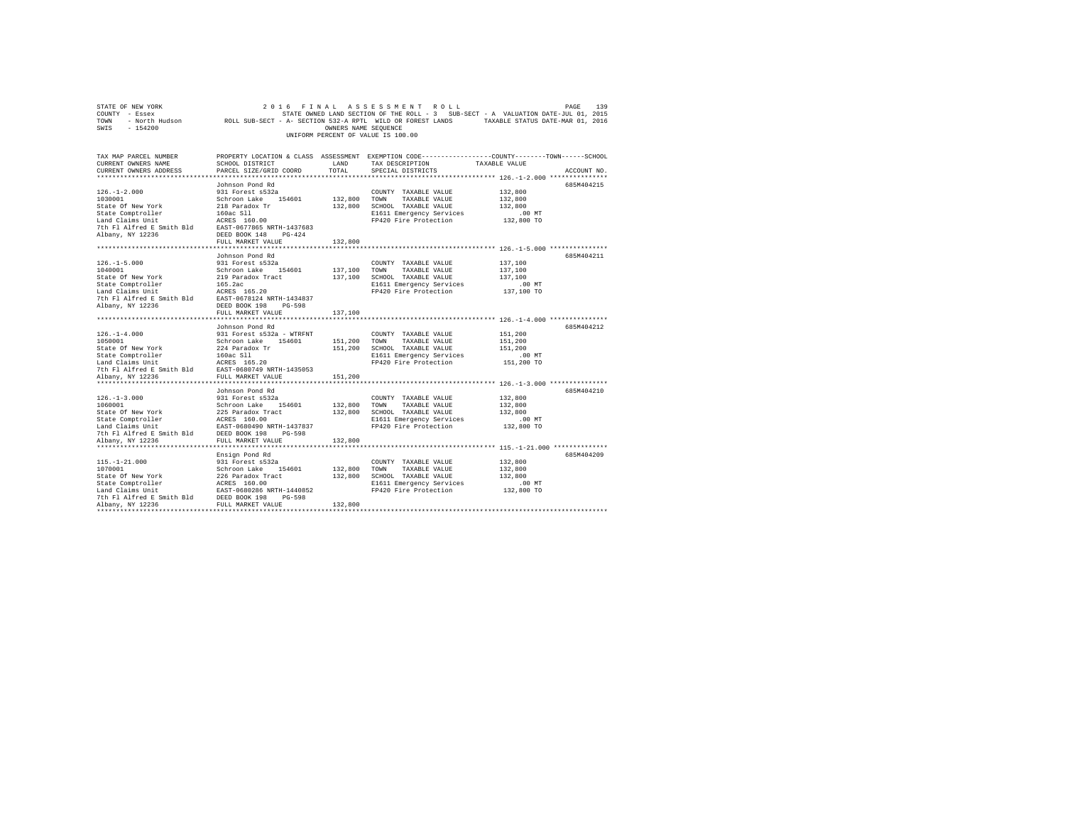STATE OF NEW YORK 2 0 1 6 F I N A L A S S E S S M E N T R O L L
COUNTY - Essex STATE OWNED LAND SECTION OF THE ROLL - 3 SUB-SECT - A VALUATION DATE-JUL 01, 2015
TOWN - North Hudson ROLL SUB-SECT - A- SECTION 532-A RPTL WILD OR FOREST LANDS TAXABLE STATUS DATE-MAR 01, 2016
SWIS - 154200 OWNERS NAME SEQUENCE
UNIFORM PERCENT OF VALUE IS 100.00

```
TAX MAP PARCEL NUMBER          PROPERTY LOCATION & CLASS  ASSESSMENT  EXEMPTION CODE-----------------COUNTY--------TOWN------SCHOOL
CURRENT OWNERS NAME            SCHOOL DISTRICT               LAND      TAX DESCRIPTION            TAXABLE VALUE
CURRENT OWNERS ADDRESS         PARCEL SIZE/GRID COORD        TOTAL     SPECIAL DISTRICTS                                     ACCOUNT NO.
******************************************************************************************************* 126.-1-2.000 ***************
                               Johnson Pond Rd                                                                           685M404215
126.-1-2.000                   931 Forest s532a                        COUNTY  TAXABLE VALUE          132,800
1030001                        Schroon Lake    154601       132,800    TOWN    TAXABLE VALUE          132,800
State Of New York              218 Paradox Tr               132,800    SCHOOL  TAXABLE VALUE          132,800
State Comptroller              160ac Sll                               E1611 Emergency Services            .00 MT
Land Claims Unit               ACRES  160.00                           FP420 Fire Protection           132,800 TO
7th Fl Alfred E Smith Bld      EAST-0677865 NRTH-1437683
Albany, NY 12236               DEED BOOK 148    PG-424
                               FULL MARKET VALUE            132,800
******************************************************************************************************* 126.-1-5.000 ***************
                               Johnson Pond Rd                                                                           685M404211
126.-1-5.000                   931 Forest s532a                        COUNTY  TAXABLE VALUE          137,100
1040001                        Schroon Lake    154601       137,100    TOWN    TAXABLE VALUE          137,100
State Of New York              219 Paradox Tract            137,100    SCHOOL  TAXABLE VALUE          137,100
State Comptroller              165.2ac                                 E1611 Emergency Services            .00 MT
Land Claims Unit               ACRES  165.20                           FP420 Fire Protection           137,100 TO
7th Fl Alfred E Smith Bld      EAST-0678124 NRTH-1434837
Albany, NY 12236               DEED BOOK 198    PG-598
                               FULL MARKET VALUE            137,100
******************************************************************************************************* 126.-1-4.000 ***************
                               Johnson Pond Rd                                                                           685M404212
126.-1-4.000                   931 Forest s532a - WTRFNT               COUNTY  TAXABLE VALUE          151,200
1050001                        Schroon Lake    154601       151,200    TOWN    TAXABLE VALUE          151,200
State Of New York              224 Paradox Tr               151,200    SCHOOL  TAXABLE VALUE          151,200
State Comptroller              160ac Sll                               E1611 Emergency Services            .00 MT
Land Claims Unit               ACRES  165.20                           FP420 Fire Protection           151,200 TO
7th Fl Alfred E Smith Bld      EAST-0680749 NRTH-1435053
Albany, NY 12236               FULL MARKET VALUE            151,200
******************************************************************************************************* 126.-1-3.000 ***************
                               Johnson Pond Rd                                                                           685M404210
126.-1-3.000                   931 Forest s532a                        COUNTY  TAXABLE VALUE          132,800
1060001                        Schroon Lake    154601       132,800    TOWN    TAXABLE VALUE          132,800
State Of New York              225 Paradox Tract            132,800    SCHOOL  TAXABLE VALUE          132,800
State Comptroller              ACRES  160.00                           E1611 Emergency Services            .00 MT
Land Claims Unit               EAST-0680490 NRTH-1437837               FP420 Fire Protection           132,800 TO
7th Fl Alfred E Smith Bld      DEED BOOK 198    PG-598
Albany, NY 12236               FULL MARKET VALUE            132,800
******************************************************************************************************* 115.-1-21.000 **************
                               Ensign Pond Rd                                                                            685M404209
115.-1-21.000                  931 Forest s532a                        COUNTY  TAXABLE VALUE          132,800
1070001                        Schroon Lake    154601       132,800    TOWN    TAXABLE VALUE          132,800
State Of New York              226 Paradox Tract            132,800    SCHOOL  TAXABLE VALUE          132,800
State Comptroller              ACRES  160.00                           E1611 Emergency Services            .00 MT
Land Claims Unit               EAST-0680286 NRTH-1440852               FP420 Fire Protection           132,800 TO
7th Fl Alfred E Smith Bld      DEED BOOK 198    PG-598
Albany, NY 12236               FULL MARKET VALUE            132,800
************************************************************************************************************************************
```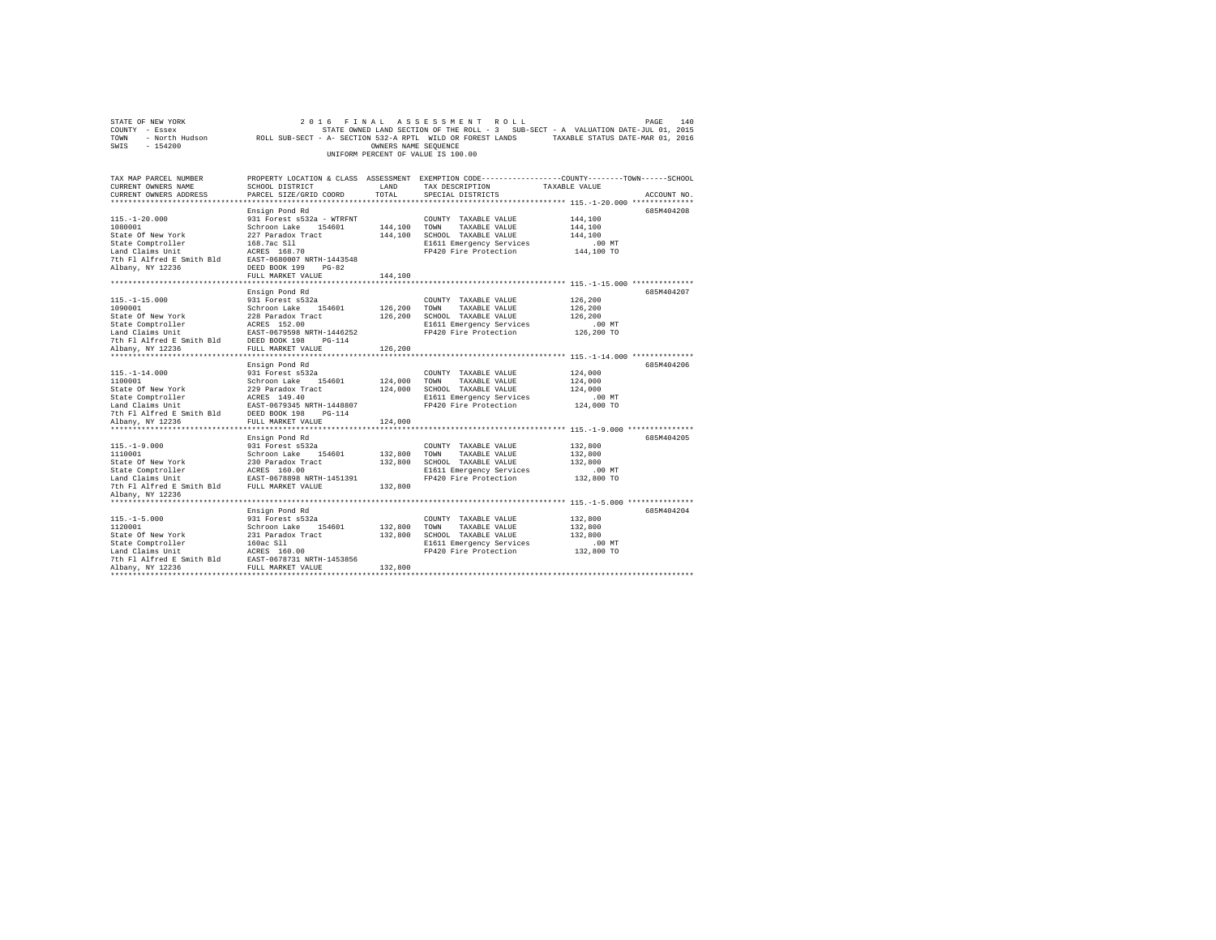STATE OF NEW YORK　　2016 FINAL ASSESSMENT ROLL　　PAGE 140
COUNTY - Essex　　STATE OWNED LAND SECTION OF THE ROLL - 3　SUB-SECT - A　VALUATION DATE-JUL 01, 2015
TOWN - North Hudson　　ROLL SUB-SECT - A- SECTION 532-A RPTL WILD OR FOREST LANDS　　TAXABLE STATUS DATE-MAR 01, 2016
SWIS - 154200　　OWNERS NAME SEQUENCE
UNIFORM PERCENT OF VALUE IS 100.00

| TAX MAP PARCEL NUMBER / CURRENT OWNERS NAME / CURRENT OWNERS ADDRESS | PROPERTY LOCATION & CLASS / SCHOOL DISTRICT / PARCEL SIZE/GRID COORD | ASSESSMENT LAND / TOTAL | EXEMPTION CODE / TAX DESCRIPTION / SPECIAL DISTRICTS | COUNTY / TOWN / SCHOOL TAXABLE VALUE | ACCOUNT NO. |
|---|---|---|---|---|---|
| 115.-1-20.000 | Ensign Pond Rd | | | | 685M404208 |
| 1080001 | 931 Forest s532a - WTRFNT | | COUNTY TAXABLE VALUE | 144,100 | |
| State Of New York | Schroon Lake 154601 | 144,100 | TOWN TAXABLE VALUE | 144,100 | |
| State Comptroller | 227 Paradox Tract | 144,100 | SCHOOL TAXABLE VALUE | 144,100 | |
| Land Claims Unit | 168.7ac Sll | | E1611 Emergency Services | .00 MT | |
| 7th Fl Alfred E Smith Bld | ACRES 168.70 | | FP420 Fire Protection | 144,100 TO | |
| Albany, NY 12236 | EAST-0680007 NRTH-1443548 | | | | |
| | DEED BOOK 199 PG-82 | | | | |
| | FULL MARKET VALUE | 144,100 | | | |
| 115.-1-15.000 | Ensign Pond Rd | | | | 685M404207 |
| 1090001 | 931 Forest s532a | | COUNTY TAXABLE VALUE | 126,200 | |
| State Of New York | Schroon Lake 154601 | 126,200 | TOWN TAXABLE VALUE | 126,200 | |
| State Comptroller | 228 Paradox Tract | 126,200 | SCHOOL TAXABLE VALUE | 126,200 | |
| Land Claims Unit | ACRES 152.00 | | E1611 Emergency Services | .00 MT | |
| 7th Fl Alfred E Smith Bld | EAST-0679598 NRTH-1446252 | | FP420 Fire Protection | 126,200 TO | |
| Albany, NY 12236 | DEED BOOK 198 PG-114 | | | | |
| | FULL MARKET VALUE | 126,200 | | | |
| 115.-1-14.000 | Ensign Pond Rd | | | | 685M404206 |
| 1100001 | 931 Forest s532a | | COUNTY TAXABLE VALUE | 124,000 | |
| State Of New York | Schroon Lake 154601 | 124,000 | TOWN TAXABLE VALUE | 124,000 | |
| State Comptroller | 229 Paradox Tract | 124,000 | SCHOOL TAXABLE VALUE | 124,000 | |
| Land Claims Unit | ACRES 149.40 | | E1611 Emergency Services | .00 MT | |
| 7th Fl Alfred E Smith Bld | EAST-0679345 NRTH-1448807 | | FP420 Fire Protection | 124,000 TO | |
| Albany, NY 12236 | DEED BOOK 198 PG-114 | | | | |
| | FULL MARKET VALUE | 124,000 | | | |
| 115.-1-9.000 | Ensign Pond Rd | | | | 685M404205 |
| 1110001 | 931 Forest s532a | | COUNTY TAXABLE VALUE | 132,800 | |
| State Of New York | Schroon Lake 154601 | 132,800 | TOWN TAXABLE VALUE | 132,800 | |
| State Comptroller | 230 Paradox Tract | 132,800 | SCHOOL TAXABLE VALUE | 132,800 | |
| Land Claims Unit | ACRES 160.00 | | E1611 Emergency Services | .00 MT | |
| 7th Fl Alfred E Smith Bld | EAST-0678898 NRTH-1451391 | | FP420 Fire Protection | 132,800 TO | |
| Albany, NY 12236 | FULL MARKET VALUE | 132,800 | | | |
| 115.-1-5.000 | Ensign Pond Rd | | | | 685M404204 |
| 1120001 | 931 Forest s532a | | COUNTY TAXABLE VALUE | 132,800 | |
| State Of New York | Schroon Lake 154601 | 132,800 | TOWN TAXABLE VALUE | 132,800 | |
| State Comptroller | 231 Paradox Tract | 132,800 | SCHOOL TAXABLE VALUE | 132,800 | |
| Land Claims Unit | 160ac Sll | | E1611 Emergency Services | .00 MT | |
| 7th Fl Alfred E Smith Bld | ACRES 160.00 | | FP420 Fire Protection | 132,800 TO | |
| Albany, NY 12236 | EAST-0678731 NRTH-1453856 | | | | |
| | FULL MARKET VALUE | 132,800 | | | |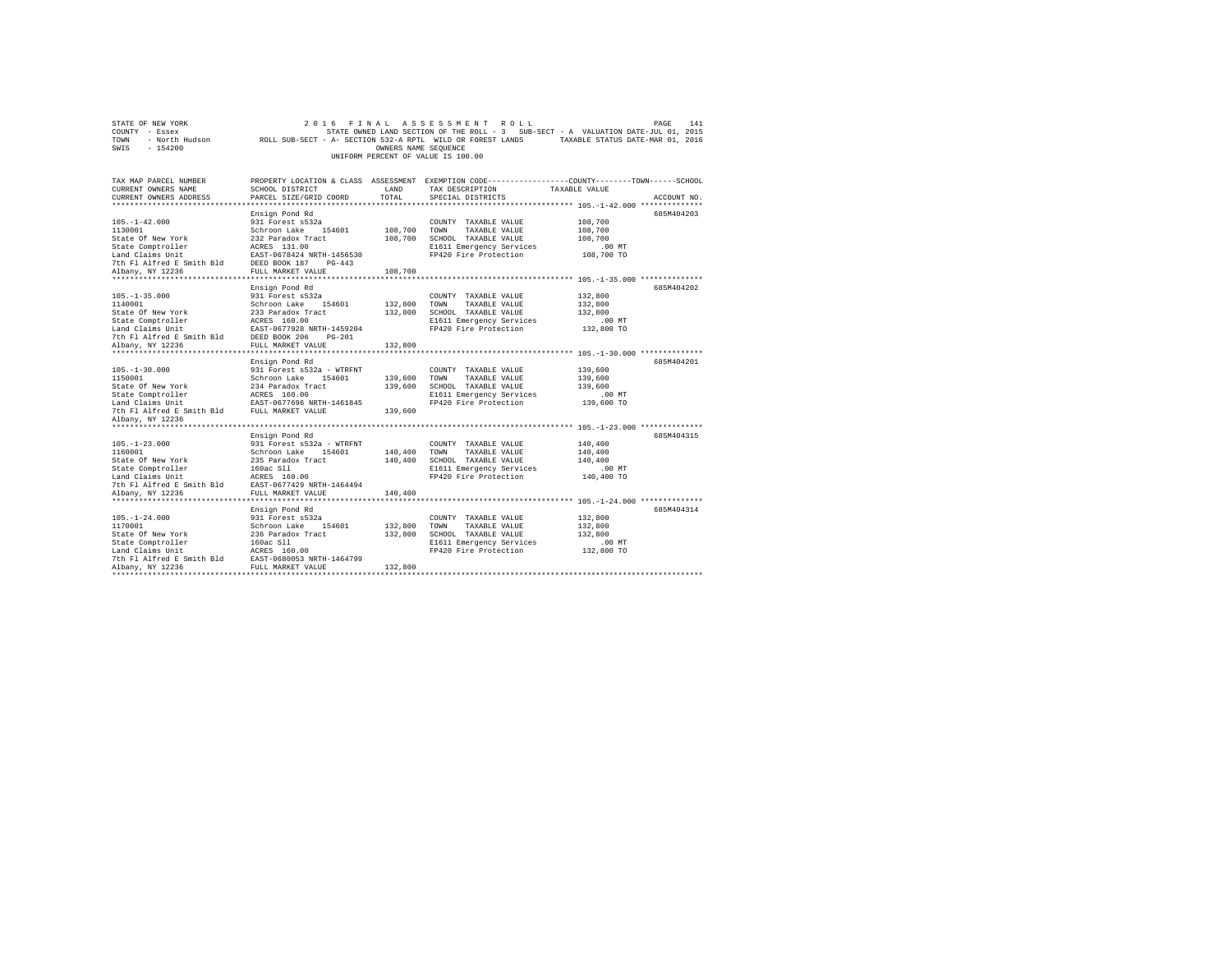STATE OF NEW YORK
COUNTY - Essex
TOWN - North Hudson
SWIS - 154200

2016 FINAL ASSESSMENT ROLL
STATE OWNED LAND SECTION OF THE ROLL - 3 SUB-SECT - A VALUATION DATE-JUL 01, 2015
ROLL SUB-SECT - A- SECTION 532-A RPTL WILD OR FOREST LANDS TAXABLE STATUS DATE-MAR 01, 2016
OWNERS NAME SEQUENCE
UNIFORM PERCENT OF VALUE IS 100.00

| TAX MAP PARCEL NUMBER / CURRENT OWNERS NAME / CURRENT OWNERS ADDRESS | PROPERTY LOCATION & CLASS / SCHOOL DISTRICT / PARCEL SIZE/GRID COORD | ASSESSMENT LAND | TOTAL | EXEMPTION CODE / TAX DESCRIPTION / SPECIAL DISTRICTS | TAXABLE VALUE (COUNTY / TOWN / SCHOOL) | ACCOUNT NO. |
|---|---|---|---|---|---|---|
| **105.-1-42.000** | Ensign Pond Rd | | | | | 685M404203 |
| 105.-1-42.000 | 931 Forest s532a | | | COUNTY TAXABLE VALUE | 108,700 | |
| 1130001 | Schroon Lake 154601 | 108,700 | | TOWN TAXABLE VALUE | 108,700 | |
| State Of New York | 232 Paradox Tract | | 108,700 | SCHOOL TAXABLE VALUE | 108,700 | |
| State Comptroller | ACRES 131.00 | | | E1611 Emergency Services | .00 MT | |
| Land Claims Unit | EAST-0678424 NRTH-1456530 | | | FP420 Fire Protection | 108,700 TO | |
| 7th Fl Alfred E Smith Bld | DEED BOOK 187 PG-443 | | | | | |
| Albany, NY 12236 | FULL MARKET VALUE | | 108,700 | | | |
| **105.-1-35.000** | Ensign Pond Rd | | | | | 685M404202 |
| 105.-1-35.000 | 931 Forest s532a | | | COUNTY TAXABLE VALUE | 132,800 | |
| 1140001 | Schroon Lake 154601 | 132,800 | | TOWN TAXABLE VALUE | 132,800 | |
| State Of New York | 233 Paradox Tract | | 132,800 | SCHOOL TAXABLE VALUE | 132,800 | |
| State Comptroller | ACRES 160.00 | | | E1611 Emergency Services | .00 MT | |
| Land Claims Unit | EAST-0677928 NRTH-1459204 | | | FP420 Fire Protection | 132,800 TO | |
| 7th Fl Alfred E Smith Bld | DEED BOOK 206 PG-201 | | | | | |
| Albany, NY 12236 | FULL MARKET VALUE | | 132,800 | | | |
| **105.-1-30.000** | Ensign Pond Rd | | | | | 685M404201 |
| 105.-1-30.000 | 931 Forest s532a - WTRFNT | | | COUNTY TAXABLE VALUE | 139,600 | |
| 1150001 | Schroon Lake 154601 | 139,600 | | TOWN TAXABLE VALUE | 139,600 | |
| State Of New York | 234 Paradox Tract | | 139,600 | SCHOOL TAXABLE VALUE | 139,600 | |
| State Comptroller | ACRES 160.00 | | | E1611 Emergency Services | .00 MT | |
| Land Claims Unit | EAST-0677696 NRTH-1461845 | | | FP420 Fire Protection | 139,600 TO | |
| 7th Fl Alfred E Smith Bld | FULL MARKET VALUE | | 139,600 | | | |
| Albany, NY 12236 | | | | | | |
| **105.-1-23.000** | Ensign Pond Rd | | | | | 685M404315 |
| 105.-1-23.000 | 931 Forest s532a - WTRFNT | | | COUNTY TAXABLE VALUE | 140,400 | |
| 1160001 | Schroon Lake 154601 | 140,400 | | TOWN TAXABLE VALUE | 140,400 | |
| State Of New York | 235 Paradox Tract | | 140,400 | SCHOOL TAXABLE VALUE | 140,400 | |
| State Comptroller | 160ac Sll | | | E1611 Emergency Services | .00 MT | |
| Land Claims Unit | ACRES 160.00 | | | FP420 Fire Protection | 140,400 TO | |
| 7th Fl Alfred E Smith Bld | EAST-0677429 NRTH-1464494 | | | | | |
| Albany, NY 12236 | FULL MARKET VALUE | | 140,400 | | | |
| **105.-1-24.000** | Ensign Pond Rd | | | | | 685M404314 |
| 105.-1-24.000 | 931 Forest s532a | | | COUNTY TAXABLE VALUE | 132,800 | |
| 1170001 | Schroon Lake 154601 | 132,800 | | TOWN TAXABLE VALUE | 132,800 | |
| State Of New York | 236 Paradox Tract | | 132,800 | SCHOOL TAXABLE VALUE | 132,800 | |
| State Comptroller | 160ac Sll | | | E1611 Emergency Services | .00 MT | |
| Land Claims Unit | ACRES 160.00 | | | FP420 Fire Protection | 132,800 TO | |
| 7th Fl Alfred E Smith Bld | EAST-0680053 NRTH-1464799 | | | | | |
| Albany, NY 12236 | FULL MARKET VALUE | | 132,800 | | | |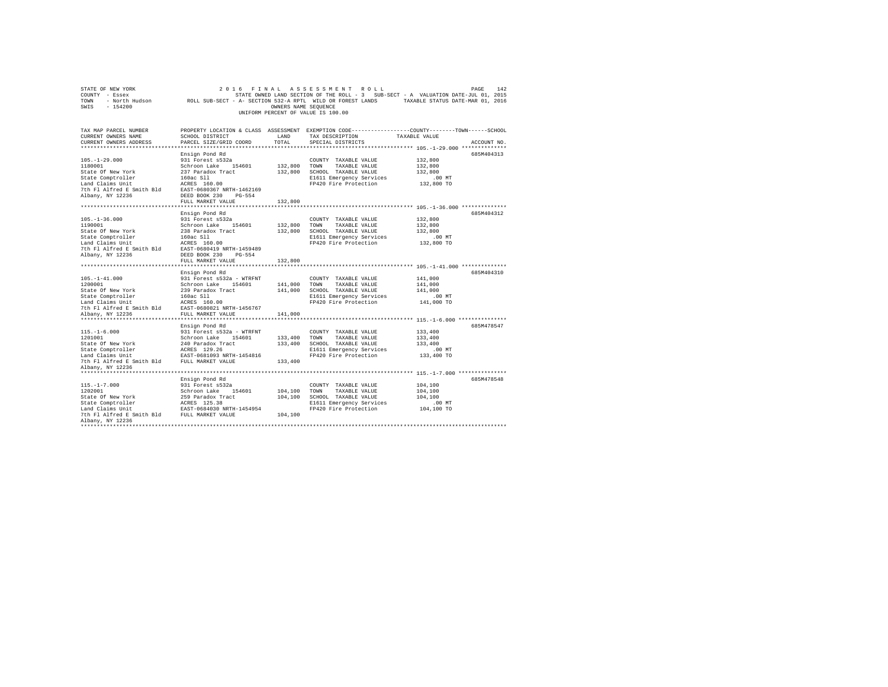STATE OF NEW YORK                    2 0 1 6   F I N A L   A S S E S S M E N T   R O L L
COUNTY - Essex                       STATE OWNED LAND SECTION OF THE ROLL - 3   SUB-SECT - A  VALUATION DATE-JUL 01, 2015
TOWN  - North Hudson        ROLL SUB-SECT - A- SECTION 532-A RPTL WILD OR FOREST LANDS     TAXABLE STATUS DATE-MAR 01, 2016
SWIS  - 154200                                 OWNERS NAME SEQUENCE
                                         UNIFORM PERCENT OF VALUE IS 100.00

```
TAX MAP PARCEL NUMBER          PROPERTY LOCATION & CLASS  ASSESSMENT  EXEMPTION CODE------------------COUNTY--------TOWN------SCHOOL
CURRENT OWNERS NAME            SCHOOL DISTRICT              LAND      TAX DESCRIPTION            TAXABLE VALUE
CURRENT OWNERS ADDRESS         PARCEL SIZE/GRID COORD       TOTAL     SPECIAL DISTRICTS                                   ACCOUNT NO.
******************************************************************************************************* 105.-1-29.000 **************
                               Ensign Pond Rd                                                                          685M404313
105.-1-29.000                  931 Forest s532a                         COUNTY  TAXABLE VALUE          132,800
1180001                        Schroon Lake   154601      132,800  TOWN    TAXABLE VALUE          132,800
State Of New York              237 Paradox Tract          132,800  SCHOOL  TAXABLE VALUE          132,800
State Comptroller              160ac Sll                               E1611 Emergency Services            .00 MT
Land Claims Unit               ACRES  160.00                           FP420 Fire Protection          132,800 TO
7th Fl Alfred E Smith Bld      EAST-0680367 NRTH-1462169
Albany, NY 12236               DEED BOOK 230    PG-554
                               FULL MARKET VALUE          132,800
******************************************************************************************************* 105.-1-36.000 **************
                               Ensign Pond Rd                                                                          685M404312
105.-1-36.000                  931 Forest s532a                         COUNTY  TAXABLE VALUE          132,800
1190001                        Schroon Lake   154601      132,800  TOWN    TAXABLE VALUE          132,800
State Of New York              238 Paradox Tract          132,800  SCHOOL  TAXABLE VALUE          132,800
State Comptroller              160ac Sll                               E1611 Emergency Services            .00 MT
Land Claims Unit               ACRES  160.00                           FP420 Fire Protection          132,800 TO
7th Fl Alfred E Smith Bld      EAST-0680419 NRTH-1459489
Albany, NY 12236               DEED BOOK 230    PG-554
                               FULL MARKET VALUE          132,800
******************************************************************************************************* 105.-1-41.000 **************
                               Ensign Pond Rd                                                                          685M404310
105.-1-41.000                  931 Forest s532a - WTRFNT                COUNTY  TAXABLE VALUE          141,000
1200001                        Schroon Lake   154601      141,000  TOWN    TAXABLE VALUE          141,000
State Of New York              239 Paradox Tract          141,000  SCHOOL  TAXABLE VALUE          141,000
State Comptroller              160ac Sll                               E1611 Emergency Services            .00 MT
Land Claims Unit               ACRES  160.00                           FP420 Fire Protection          141,000 TO
7th Fl Alfred E Smith Bld      EAST-0680821 NRTH-1456767
Albany, NY 12236               FULL MARKET VALUE          141,000
******************************************************************************************************* 115.-1-6.000 ***************
                               Ensign Pond Rd                                                                          685M478547
115.-1-6.000                   931 Forest s532a - WTRFNT                COUNTY  TAXABLE VALUE          133,400
1201001                        Schroon Lake   154601      133,400  TOWN    TAXABLE VALUE          133,400
State Of New York              240 Paradox Tract          133,400  SCHOOL  TAXABLE VALUE          133,400
State Comptroller              ACRES  129.26                           E1611 Emergency Services            .00 MT
Land Claims Unit               EAST-0681093 NRTH-1454816               FP420 Fire Protection          133,400 TO
7th Fl Alfred E Smith Bld      FULL MARKET VALUE          133,400
Albany, NY 12236
******************************************************************************************************* 115.-1-7.000 ***************
                               Ensign Pond Rd                                                                          685M478548
115.-1-7.000                   931 Forest s532a                         COUNTY  TAXABLE VALUE          104,100
1202001                        Schroon Lake   154601      104,100  TOWN    TAXABLE VALUE          104,100
State Of New York              259 Paradox Tract          104,100  SCHOOL  TAXABLE VALUE          104,100
State Comptroller              ACRES  125.38                           E1611 Emergency Services            .00 MT
Land Claims Unit               EAST-0684030 NRTH-1454954               FP420 Fire Protection          104,100 TO
7th Fl Alfred E Smith Bld      FULL MARKET VALUE          104,100
Albany, NY 12236
************************************************************************************************************************************
```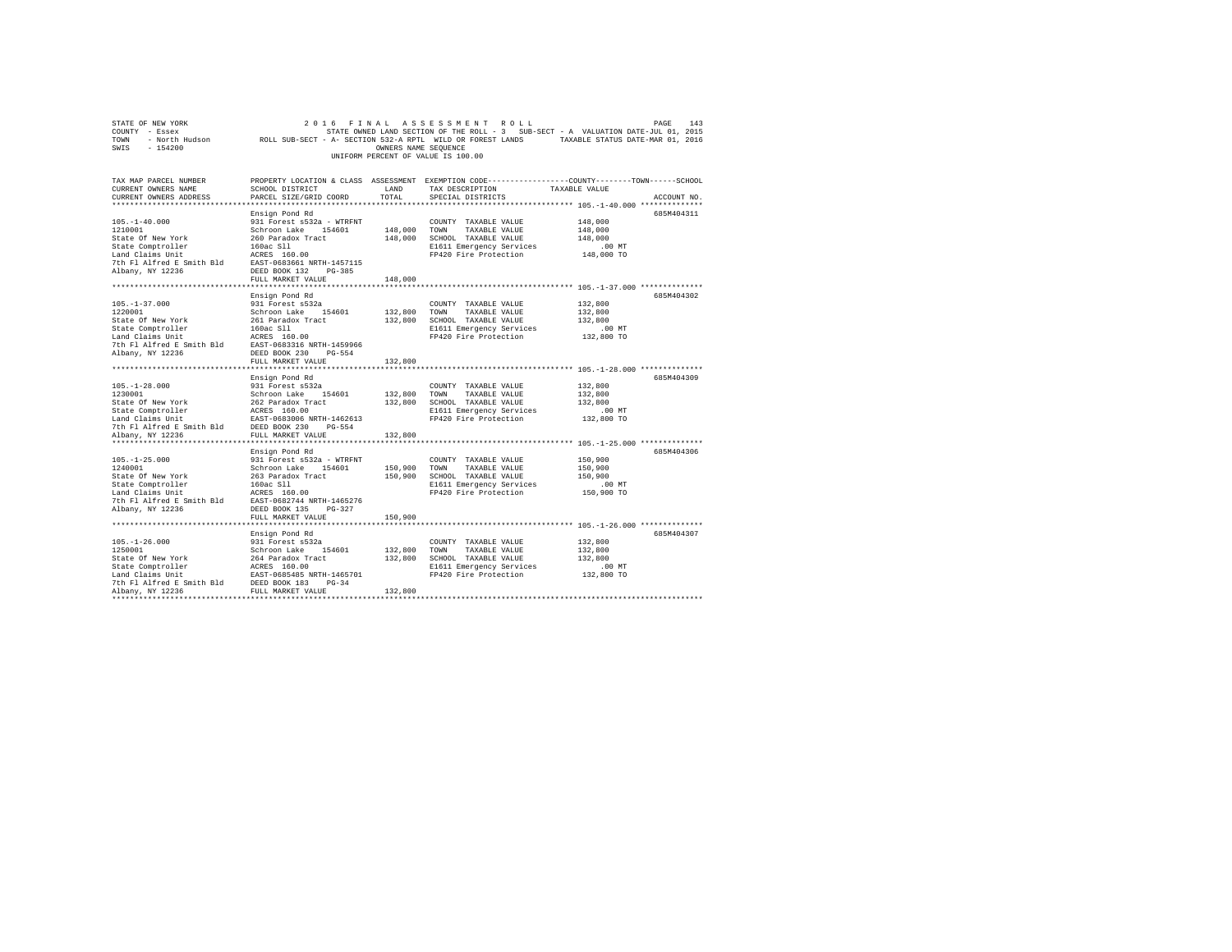STATE OF NEW YORK                    2 0 1 6   F I N A L   A S S E S S M E N T   R O L L
COUNTY - Essex                       STATE OWNED LAND SECTION OF THE ROLL - 3   SUB-SECT - A  VALUATION DATE-JUL 01, 2015
TOWN   - North Hudson                ROLL SUB-SECT - A- SECTION 532-A RPTL  WILD OR FOREST LANDS     TAXABLE STATUS DATE-MAR 01, 2016
SWIS   - 154200                      OWNERS NAME SEQUENCE
                                     UNIFORM PERCENT OF VALUE IS 100.00

| TAX MAP PARCEL NUMBER / CURRENT OWNERS NAME / CURRENT OWNERS ADDRESS | PROPERTY LOCATION & CLASS / SCHOOL DISTRICT / PARCEL SIZE/GRID COORD | ASSESSMENT LAND | ASSESSMENT TOTAL | EXEMPTION CODE / TAX DESCRIPTION / SPECIAL DISTRICTS | TAXABLE VALUE (COUNTY / TOWN / SCHOOL) | ACCOUNT NO. |
|---|---|---|---|---|---|---|
| 105.-1-40.000 | Ensign Pond Rd | | | | | 685M404311 |
| 1210001 | 931 Forest s532a - WTRFNT | | | COUNTY TAXABLE VALUE | 148,000 | |
| State Of New York | Schroon Lake 154601 | 148,000 | | TOWN TAXABLE VALUE | 148,000 | |
| State Comptroller | 260 Paradox Tract | | 148,000 | SCHOOL TAXABLE VALUE | 148,000 | |
| Land Claims Unit | 160ac Sll | | | E1611 Emergency Services | .00 MT | |
| 7th Fl Alfred E Smith Bld | ACRES 160.00 | | | FP420 Fire Protection | 148,000 TO | |
| Albany, NY 12236 | EAST-0683661 NRTH-1457115 | | | | | |
| | DEED BOOK 132 PG-385 | | | | | |
| | FULL MARKET VALUE | | 148,000 | | | |
| 105.-1-37.000 | Ensign Pond Rd | | | | | 685M404302 |
| 1220001 | 931 Forest s532a | | | COUNTY TAXABLE VALUE | 132,800 | |
| State Of New York | Schroon Lake 154601 | 132,800 | | TOWN TAXABLE VALUE | 132,800 | |
| State Comptroller | 261 Paradox Tract | | 132,800 | SCHOOL TAXABLE VALUE | 132,800 | |
| Land Claims Unit | 160ac Sll | | | E1611 Emergency Services | .00 MT | |
| 7th Fl Alfred E Smith Bld | ACRES 160.00 | | | FP420 Fire Protection | 132,800 TO | |
| Albany, NY 12236 | EAST-0683316 NRTH-1459966 | | | | | |
| | DEED BOOK 230 PG-554 | | | | | |
| | FULL MARKET VALUE | | 132,800 | | | |
| 105.-1-28.000 | Ensign Pond Rd | | | | | 685M404309 |
| 1230001 | 931 Forest s532a | | | COUNTY TAXABLE VALUE | 132,800 | |
| State Of New York | Schroon Lake 154601 | 132,800 | | TOWN TAXABLE VALUE | 132,800 | |
| State Comptroller | 262 Paradox Tract | | 132,800 | SCHOOL TAXABLE VALUE | 132,800 | |
| Land Claims Unit | ACRES 160.00 | | | E1611 Emergency Services | .00 MT | |
| 7th Fl Alfred E Smith Bld | EAST-0683006 NRTH-1462613 | | | FP420 Fire Protection | 132,800 TO | |
| Albany, NY 12236 | DEED BOOK 230 PG-554 | | | | | |
| | FULL MARKET VALUE | | 132,800 | | | |
| 105.-1-25.000 | Ensign Pond Rd | | | | | 685M404306 |
| 1240001 | 931 Forest s532a - WTRFNT | | | COUNTY TAXABLE VALUE | 150,900 | |
| State Of New York | Schroon Lake 154601 | 150,900 | | TOWN TAXABLE VALUE | 150,900 | |
| State Comptroller | 263 Paradox Tract | | 150,900 | SCHOOL TAXABLE VALUE | 150,900 | |
| Land Claims Unit | 160ac Sll | | | E1611 Emergency Services | .00 MT | |
| 7th Fl Alfred E Smith Bld | ACRES 160.00 | | | FP420 Fire Protection | 150,900 TO | |
| Albany, NY 12236 | EAST-0682744 NRTH-1465276 | | | | | |
| | DEED BOOK 135 PG-327 | | | | | |
| | FULL MARKET VALUE | | 150,900 | | | |
| 105.-1-26.000 | Ensign Pond Rd | | | | | 685M404307 |
| 1250001 | 931 Forest s532a | | | COUNTY TAXABLE VALUE | 132,800 | |
| State Of New York | Schroon Lake 154601 | 132,800 | | TOWN TAXABLE VALUE | 132,800 | |
| State Comptroller | 264 Paradox Tract | | 132,800 | SCHOOL TAXABLE VALUE | 132,800 | |
| Land Claims Unit | ACRES 160.00 | | | E1611 Emergency Services | .00 MT | |
| 7th Fl Alfred E Smith Bld | EAST-0685485 NRTH-1465701 | | | FP420 Fire Protection | 132,800 TO | |
| Albany, NY 12236 | DEED BOOK 183 PG-34 | | | | | |
| | FULL MARKET VALUE | | 132,800 | | | |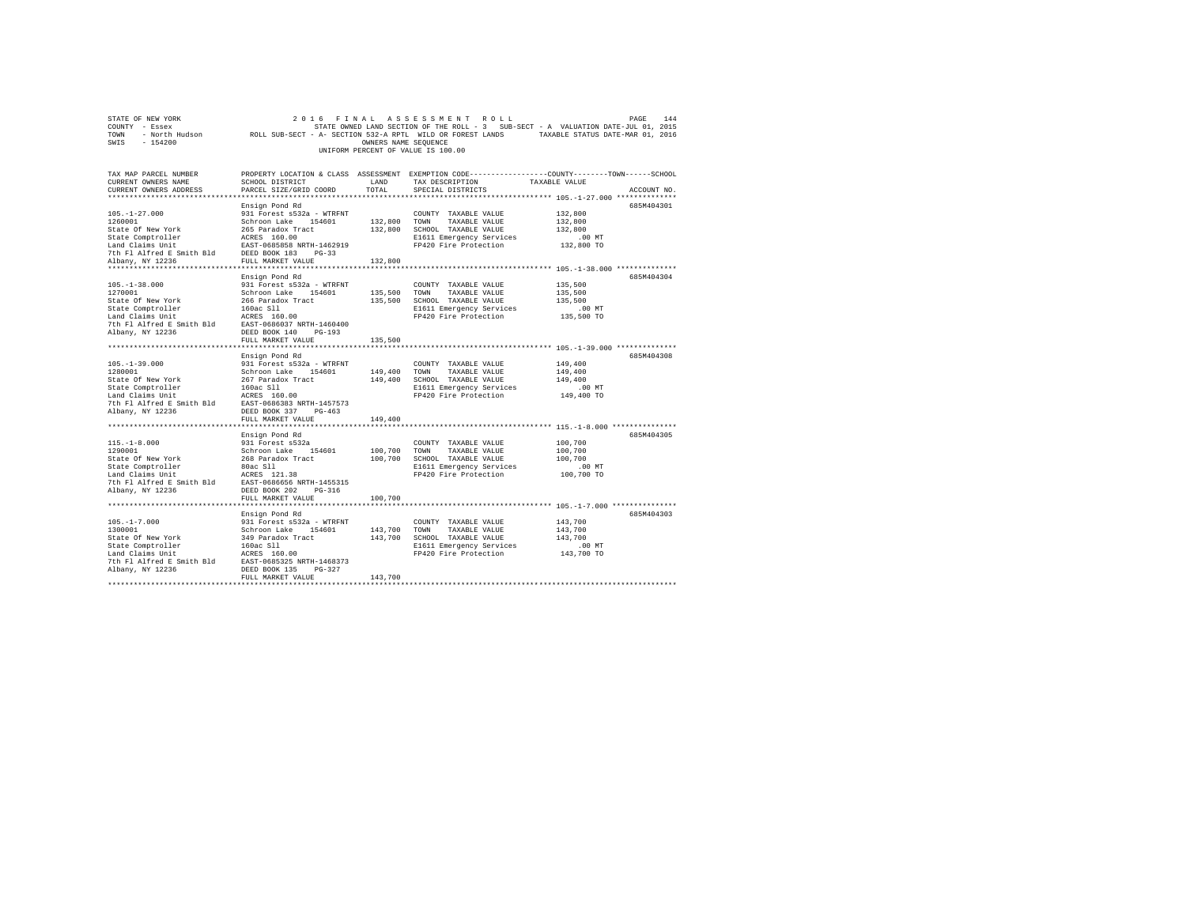STATE OF NEW YORK 2016 FINAL ASSESSMENT ROLL
COUNTY - Essex STATE OWNED LAND SECTION OF THE ROLL - 3 SUB-SECT - A VALUATION DATE-JUL 01, 2015
TOWN - North Hudson ROLL SUB-SECT - A- SECTION 532-A RPTL WILD OR FOREST LANDS TAXABLE STATUS DATE-MAR 01, 2016
SWIS - 154200 OWNERS NAME SEQUENCE
UNIFORM PERCENT OF VALUE IS 100.00

```
TAX MAP PARCEL NUMBER      PROPERTY LOCATION & CLASS  ASSESSMENT  EXEMPTION CODE------------------COUNTY--------TOWN------SCHOOL
CURRENT OWNERS NAME        SCHOOL DISTRICT               LAND      TAX DESCRIPTION            TAXABLE VALUE
CURRENT OWNERS ADDRESS     PARCEL SIZE/GRID COORD        TOTAL     SPECIAL DISTRICTS                                       ACCOUNT NO.
******************************************************************************************************* 105.-1-27.000 **************
                           Ensign Pond Rd                                                                                   685M404301
105.-1-27.000              931 Forest s532a - WTRFNT                COUNTY  TAXABLE VALUE           132,800
1260001                    Schroon Lake    154601      132,800   TOWN    TAXABLE VALUE           132,800
State Of New York          265 Paradox Tract           132,800   SCHOOL  TAXABLE VALUE           132,800
State Comptroller          ACRES  160.00                           E1611 Emergency Services            .00 MT
Land Claims Unit           EAST-0685858 NRTH-1462919               FP420 Fire Protection           132,800 TO
7th Fl Alfred E Smith Bld  DEED BOOK 183    PG-33
Albany, NY 12236           FULL MARKET VALUE           132,800
******************************************************************************************************* 105.-1-38.000 **************
                           Ensign Pond Rd                                                                                   685M404304
105.-1-38.000              931 Forest s532a - WTRFNT                COUNTY  TAXABLE VALUE           135,500
1270001                    Schroon Lake    154601      135,500   TOWN    TAXABLE VALUE           135,500
State Of New York          266 Paradox Tract           135,500   SCHOOL  TAXABLE VALUE           135,500
State Comptroller          160ac Sll                               E1611 Emergency Services            .00 MT
Land Claims Unit           ACRES  160.00                           FP420 Fire Protection           135,500 TO
7th Fl Alfred E Smith Bld  EAST-0686037 NRTH-1460400
Albany, NY 12236           DEED BOOK 140    PG-193
                           FULL MARKET VALUE           135,500
******************************************************************************************************* 105.-1-39.000 **************
                           Ensign Pond Rd                                                                                   685M404308
105.-1-39.000              931 Forest s532a - WTRFNT                COUNTY  TAXABLE VALUE           149,400
1280001                    Schroon Lake    154601      149,400   TOWN    TAXABLE VALUE           149,400
State Of New York          267 Paradox Tract           149,400   SCHOOL  TAXABLE VALUE           149,400
State Comptroller          160ac Sll                               E1611 Emergency Services            .00 MT
Land Claims Unit           ACRES  160.00                           FP420 Fire Protection           149,400 TO
7th Fl Alfred E Smith Bld  EAST-0686383 NRTH-1457573
Albany, NY 12236           DEED BOOK 337    PG-463
                           FULL MARKET VALUE           149,400
******************************************************************************************************* 115.-1-8.000 ***************
                           Ensign Pond Rd                                                                                   685M404305
115.-1-8.000               931 Forest s532a                         COUNTY  TAXABLE VALUE           100,700
1290001                    Schroon Lake    154601      100,700   TOWN    TAXABLE VALUE           100,700
State Of New York          268 Paradox Tract           100,700   SCHOOL  TAXABLE VALUE           100,700
State Comptroller          80ac Sll                                E1611 Emergency Services            .00 MT
Land Claims Unit           ACRES  121.38                           FP420 Fire Protection           100,700 TO
7th Fl Alfred E Smith Bld  EAST-0686656 NRTH-1455315
Albany, NY 12236           DEED BOOK 202    PG-316
                           FULL MARKET VALUE           100,700
******************************************************************************************************* 105.-1-7.000 ***************
                           Ensign Pond Rd                                                                                   685M404303
105.-1-7.000               931 Forest s532a - WTRFNT                COUNTY  TAXABLE VALUE           143,700
1300001                    Schroon Lake    154601      143,700   TOWN    TAXABLE VALUE           143,700
State Of New York          349 Paradox Tract           143,700   SCHOOL  TAXABLE VALUE           143,700
State Comptroller          160ac Sll                               E1611 Emergency Services            .00 MT
Land Claims Unit           ACRES  160.00                           FP420 Fire Protection           143,700 TO
7th Fl Alfred E Smith Bld  EAST-0685325 NRTH-1468373
Albany, NY 12236           DEED BOOK 135    PG-327
                           FULL MARKET VALUE           143,700
************************************************************************************************************************************
```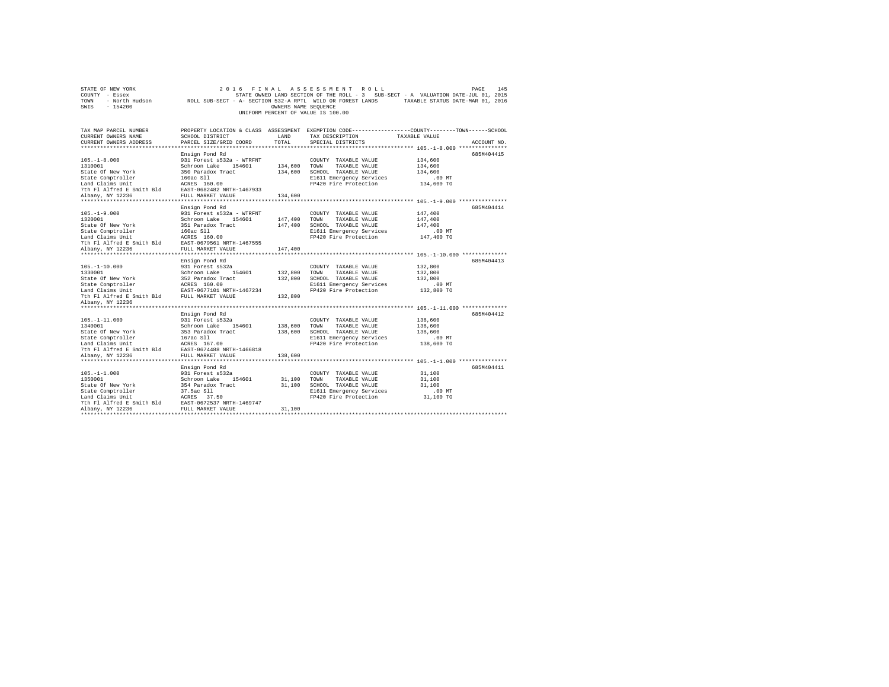STATE OF NEW YORK  
COUNTY - Essex  
TOWN - North Hudson  
SWIS - 154200

2016 FINAL ASSESSMENT ROLL  
STATE OWNED LAND SECTION OF THE ROLL - 3 SUB-SECT - A VALUATION DATE-JUL 01, 2015  
ROLL SUB-SECT - A- SECTION 532-A RPTL WILD OR FOREST LANDS TAXABLE STATUS DATE-MAR 01, 2016  
OWNERS NAME SEQUENCE  
UNIFORM PERCENT OF VALUE IS 100.00

| TAX MAP PARCEL NUMBER / CURRENT OWNERS NAME / CURRENT OWNERS ADDRESS | PROPERTY LOCATION & CLASS / SCHOOL DISTRICT / PARCEL SIZE/GRID COORD | ASSESSMENT LAND / TOTAL | EXEMPTION CODE / TAX DESCRIPTION / SPECIAL DISTRICTS | COUNTY--------TOWN------SCHOOL TAXABLE VALUE | ACCOUNT NO. |
|---|---|---|---|---|---|
| **105.-1-8.000** | Ensign Pond Rd | | | | 685M404415 |
| 105.-1-8.000 | 931 Forest s532a - WTRFNT | | COUNTY TAXABLE VALUE | 134,600 | |
| 1310001 | Schroon Lake 154601 | 134,600 | TOWN TAXABLE VALUE | 134,600 | |
| State Of New York | 350 Paradox Tract | 134,600 | SCHOOL TAXABLE VALUE | 134,600 | |
| State Comptroller | 160ac Sll | | E1611 Emergency Services | .00 MT | |
| Land Claims Unit | ACRES 160.00 | | FP420 Fire Protection | 134,600 TO | |
| 7th Fl Alfred E Smith Bld | EAST-0682482 NRTH-1467933 | | | | |
| Albany, NY 12236 | FULL MARKET VALUE | 134,600 | | | |
| **105.-1-9.000** | Ensign Pond Rd | | | | 685M404414 |
| 105.-1-9.000 | 931 Forest s532a - WTRFNT | | COUNTY TAXABLE VALUE | 147,400 | |
| 1320001 | Schroon Lake 154601 | 147,400 | TOWN TAXABLE VALUE | 147,400 | |
| State Of New York | 351 Paradox Tract | 147,400 | SCHOOL TAXABLE VALUE | 147,400 | |
| State Comptroller | 160ac Sll | | E1611 Emergency Services | .00 MT | |
| Land Claims Unit | ACRES 160.00 | | FP420 Fire Protection | 147,400 TO | |
| 7th Fl Alfred E Smith Bld | EAST-0679561 NRTH-1467555 | | | | |
| Albany, NY 12236 | FULL MARKET VALUE | 147,400 | | | |
| **105.-1-10.000** | Ensign Pond Rd | | | | 685M404413 |
| 105.-1-10.000 | 931 Forest s532a | | COUNTY TAXABLE VALUE | 132,800 | |
| 1330001 | Schroon Lake 154601 | 132,800 | TOWN TAXABLE VALUE | 132,800 | |
| State Of New York | 352 Paradox Tract | 132,800 | SCHOOL TAXABLE VALUE | 132,800 | |
| State Comptroller | ACRES 160.00 | | E1611 Emergency Services | .00 MT | |
| Land Claims Unit | EAST-0677101 NRTH-1467234 | | FP420 Fire Protection | 132,800 TO | |
| 7th Fl Alfred E Smith Bld | FULL MARKET VALUE | 132,800 | | | |
| Albany, NY 12236 | | | | | |
| **105.-1-11.000** | Ensign Pond Rd | | | | 685M404412 |
| 105.-1-11.000 | 931 Forest s532a | | COUNTY TAXABLE VALUE | 138,600 | |
| 1340001 | Schroon Lake 154601 | 138,600 | TOWN TAXABLE VALUE | 138,600 | |
| State Of New York | 353 Paradox Tract | 138,600 | SCHOOL TAXABLE VALUE | 138,600 | |
| State Comptroller | 167ac Sll | | E1611 Emergency Services | .00 MT | |
| Land Claims Unit | ACRES 167.00 | | FP420 Fire Protection | 138,600 TO | |
| 7th Fl Alfred E Smith Bld | EAST-0674488 NRTH-1466818 | | | | |
| Albany, NY 12236 | FULL MARKET VALUE | 138,600 | | | |
| **105.-1-1.000** | Ensign Pond Rd | | | | 685M404411 |
| 105.-1-1.000 | 931 Forest s532a | | COUNTY TAXABLE VALUE | 31,100 | |
| 1350001 | Schroon Lake 154601 | 31,100 | TOWN TAXABLE VALUE | 31,100 | |
| State Of New York | 354 Paradox Tract | 31,100 | SCHOOL TAXABLE VALUE | 31,100 | |
| State Comptroller | 37.5ac Sll | | E1611 Emergency Services | .00 MT | |
| Land Claims Unit | ACRES 37.50 | | FP420 Fire Protection | 31,100 TO | |
| 7th Fl Alfred E Smith Bld | EAST-0672537 NRTH-1469747 | | | | |
| Albany, NY 12236 | FULL MARKET VALUE | 31,100 | | | |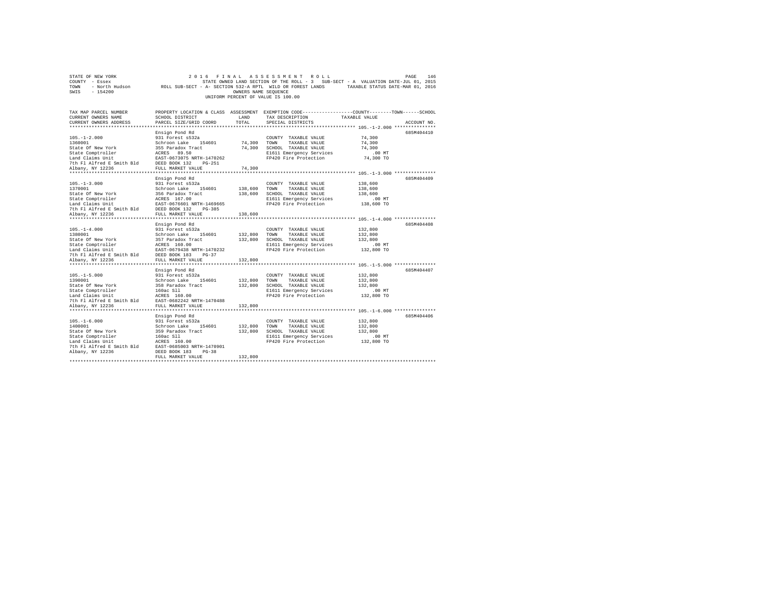STATE OF NEW YORK 2 0 1 6 F I N A L A S S E S S M E N T R O L L
COUNTY - Essex STATE OWNED LAND SECTION OF THE ROLL - 3 SUB-SECT - A VALUATION DATE-JUL 01, 2015
TOWN - North Hudson ROLL SUB-SECT - A- SECTION 532-A RPTL WILD OR FOREST LANDS TAXABLE STATUS DATE-MAR 01, 2016
SWIS - 154200 OWNERS NAME SEQUENCE
UNIFORM PERCENT OF VALUE IS 100.00

| TAX MAP PARCEL NUMBER / CURRENT OWNERS NAME / CURRENT OWNERS ADDRESS | PROPERTY LOCATION & CLASS / SCHOOL DISTRICT / PARCEL SIZE/GRID COORD | ASSESSMENT LAND | TOTAL | EXEMPTION CODE / TAX DESCRIPTION / SPECIAL DISTRICTS | TAXABLE VALUE (COUNTY / TOWN / SCHOOL) | ACCOUNT NO. |
|---|---|---|---|---|---|---|
| 105.-1-2.000 | Ensign Pond Rd | | | | | 685M404410 |
| 1360001 | 931 Forest s532a | | | COUNTY TAXABLE VALUE | 74,300 | |
| State Of New York | Schroon Lake 154601 | 74,300 | | TOWN TAXABLE VALUE | 74,300 | |
| State Comptroller | 355 Paradox Tract | | 74,300 | SCHOOL TAXABLE VALUE | 74,300 | |
| Land Claims Unit | ACRES 89.50 | | | E1611 Emergency Services | .00 MT | |
| 7th Fl Alfred E Smith Bld | EAST-0673075 NRTH-1470262 | | | FP420 Fire Protection | 74,300 TO | |
| Albany, NY 12236 | DEED BOOK 132 PG-251 | | | | | |
| | FULL MARKET VALUE | | 74,300 | | | |
| 105.-1-3.000 | Ensign Pond Rd | | | | | 685M404409 |
| 1370001 | 931 Forest s532a | | | COUNTY TAXABLE VALUE | 138,600 | |
| State Of New York | Schroon Lake 154601 | 138,600 | | TOWN TAXABLE VALUE | 138,600 | |
| State Comptroller | 356 Paradox Tract | | 138,600 | SCHOOL TAXABLE VALUE | 138,600 | |
| Land Claims Unit | ACRES 167.00 | | | E1611 Emergency Services | .00 MT | |
| 7th Fl Alfred E Smith Bld | EAST-0676601 NRTH-1469665 | | | FP420 Fire Protection | 138,600 TO | |
| Albany, NY 12236 | DEED BOOK 132 PG-385 | | | | | |
| | FULL MARKET VALUE | | 138,600 | | | |
| 105.-1-4.000 | Ensign Pond Rd | | | | | 685M404408 |
| 1380001 | 931 Forest s532a | | | COUNTY TAXABLE VALUE | 132,800 | |
| State Of New York | Schroon Lake 154601 | 132,800 | | TOWN TAXABLE VALUE | 132,800 | |
| State Comptroller | 357 Paradox Tract | | 132,800 | SCHOOL TAXABLE VALUE | 132,800 | |
| Land Claims Unit | ACRES 160.00 | | | E1611 Emergency Services | .00 MT | |
| 7th Fl Alfred E Smith Bld | EAST-0679438 NRTH-1470232 | | | FP420 Fire Protection | 132,800 TO | |
| Albany, NY 12236 | DEED BOOK 183 PG-37 | | | | | |
| | FULL MARKET VALUE | | 132,800 | | | |
| 105.-1-5.000 | Ensign Pond Rd | | | | | 685M404407 |
| 1390001 | 931 Forest s532a | | | COUNTY TAXABLE VALUE | 132,800 | |
| State Of New York | Schroon Lake 154601 | 132,800 | | TOWN TAXABLE VALUE | 132,800 | |
| State Comptroller | 358 Paradox Tract | | 132,800 | SCHOOL TAXABLE VALUE | 132,800 | |
| Land Claims Unit | 160ac Sll | | | E1611 Emergency Services | .00 MT | |
| 7th Fl Alfred E Smith Bld | ACRES 160.00 | | | FP420 Fire Protection | 132,800 TO | |
| Albany, NY 12236 | EAST-0682242 NRTH-1470488 | | | | | |
| | FULL MARKET VALUE | | 132,800 | | | |
| 105.-1-6.000 | Ensign Pond Rd | | | | | 685M404406 |
| 1400001 | 931 Forest s532a | | | COUNTY TAXABLE VALUE | 132,800 | |
| State Of New York | Schroon Lake 154601 | 132,800 | | TOWN TAXABLE VALUE | 132,800 | |
| State Comptroller | 359 Paradox Tract | | 132,800 | SCHOOL TAXABLE VALUE | 132,800 | |
| Land Claims Unit | 160ac Sll | | | E1611 Emergency Services | .00 MT | |
| 7th Fl Alfred E Smith Bld | ACRES 160.00 | | | FP420 Fire Protection | 132,800 TO | |
| Albany, NY 12236 | EAST-0685003 NRTH-1470901 | | | | | |
| | DEED BOOK 183 PG-38 | | | | | |
| | FULL MARKET VALUE | | 132,800 | | | |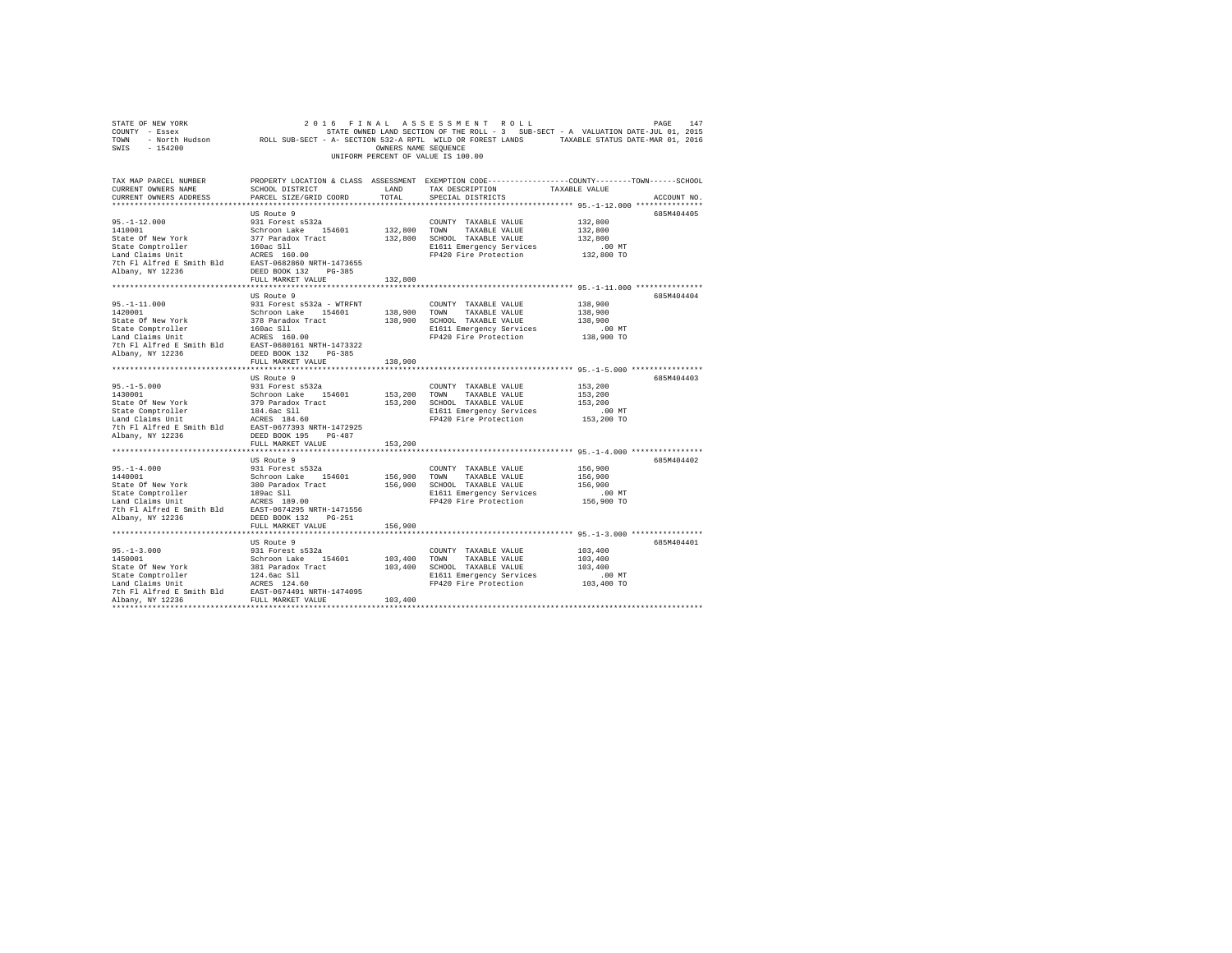STATE OF NEW YORK — 2016 FINAL ASSESSMENT ROLL
COUNTY - Essex — STATE OWNED LAND SECTION OF THE ROLL - 3 SUB-SECT - A VALUATION DATE-JUL 01, 2015
TOWN - North Hudson — ROLL SUB-SECT - A- SECTION 532-A RPTL WILD OR FOREST LANDS — TAXABLE STATUS DATE-MAR 01, 2016
SWIS - 154200 — OWNERS NAME SEQUENCE
UNIFORM PERCENT OF VALUE IS 100.00

| TAX MAP PARCEL NUMBER / CURRENT OWNERS NAME / CURRENT OWNERS ADDRESS | PROPERTY LOCATION & CLASS / SCHOOL DISTRICT / PARCEL SIZE/GRID COORD | ASSESSMENT LAND / TOTAL | EXEMPTION CODE / TAX DESCRIPTION / SPECIAL DISTRICTS | TAXABLE VALUE (COUNTY / TOWN / SCHOOL) | ACCOUNT NO. |
|---|---|---|---|---|---|
| 95.-1-12.000 | US Route 9 | | | | 685M404405 |
| 1410001 | 931 Forest s532a | | COUNTY TAXABLE VALUE | 132,800 | |
| State Of New York | Schroon Lake 154601 | 132,800 | TOWN TAXABLE VALUE | 132,800 | |
| State Comptroller | 377 Paradox Tract | 132,800 | SCHOOL TAXABLE VALUE | 132,800 | |
| Land Claims Unit | 160ac Sll | | E1611 Emergency Services | .00 MT | |
| 7th Fl Alfred E Smith Bld | ACRES 160.00 | | FP420 Fire Protection | 132,800 TO | |
| Albany, NY 12236 | EAST-0682860 NRTH-1473655 | | | | |
| | DEED BOOK 132 PG-385 | | | | |
| | FULL MARKET VALUE | 132,800 | | | |
| 95.-1-11.000 | US Route 9 | | | | 685M404404 |
| 1420001 | 931 Forest s532a - WTRFNT | | COUNTY TAXABLE VALUE | 138,900 | |
| State Of New York | Schroon Lake 154601 | 138,900 | TOWN TAXABLE VALUE | 138,900 | |
| State Comptroller | 378 Paradox Tract | 138,900 | SCHOOL TAXABLE VALUE | 138,900 | |
| Land Claims Unit | 160ac Sll | | E1611 Emergency Services | .00 MT | |
| 7th Fl Alfred E Smith Bld | ACRES 160.00 | | FP420 Fire Protection | 138,900 TO | |
| Albany, NY 12236 | EAST-0680161 NRTH-1473322 | | | | |
| | DEED BOOK 132 PG-385 | | | | |
| | FULL MARKET VALUE | 138,900 | | | |
| 95.-1-5.000 | US Route 9 | | | | 685M404403 |
| 1430001 | 931 Forest s532a | | COUNTY TAXABLE VALUE | 153,200 | |
| State Of New York | Schroon Lake 154601 | 153,200 | TOWN TAXABLE VALUE | 153,200 | |
| State Comptroller | 379 Paradox Tract | 153,200 | SCHOOL TAXABLE VALUE | 153,200 | |
| Land Claims Unit | 184.6ac Sll | | E1611 Emergency Services | .00 MT | |
| 7th Fl Alfred E Smith Bld | ACRES 184.60 | | FP420 Fire Protection | 153,200 TO | |
| Albany, NY 12236 | EAST-0677393 NRTH-1472925 | | | | |
| | DEED BOOK 195 PG-487 | | | | |
| | FULL MARKET VALUE | 153,200 | | | |
| 95.-1-4.000 | US Route 9 | | | | 685M404402 |
| 1440001 | 931 Forest s532a | | COUNTY TAXABLE VALUE | 156,900 | |
| State Of New York | Schroon Lake 154601 | 156,900 | TOWN TAXABLE VALUE | 156,900 | |
| State Comptroller | 380 Paradox Tract | 156,900 | SCHOOL TAXABLE VALUE | 156,900 | |
| Land Claims Unit | 189ac Sll | | E1611 Emergency Services | .00 MT | |
| 7th Fl Alfred E Smith Bld | ACRES 189.00 | | FP420 Fire Protection | 156,900 TO | |
| Albany, NY 12236 | EAST-0674295 NRTH-1471556 | | | | |
| | DEED BOOK 132 PG-251 | | | | |
| | FULL MARKET VALUE | 156,900 | | | |
| 95.-1-3.000 | US Route 9 | | | | 685M404401 |
| 1450001 | 931 Forest s532a | | COUNTY TAXABLE VALUE | 103,400 | |
| State Of New York | Schroon Lake 154601 | 103,400 | TOWN TAXABLE VALUE | 103,400 | |
| State Comptroller | 381 Paradox Tract | 103,400 | SCHOOL TAXABLE VALUE | 103,400 | |
| Land Claims Unit | 124.6ac Sll | | E1611 Emergency Services | .00 MT | |
| 7th Fl Alfred E Smith Bld | ACRES 124.60 | | FP420 Fire Protection | 103,400 TO | |
| | EAST-0674491 NRTH-1474095 | | | | |
| Albany, NY 12236 | FULL MARKET VALUE | 103,400 | | | |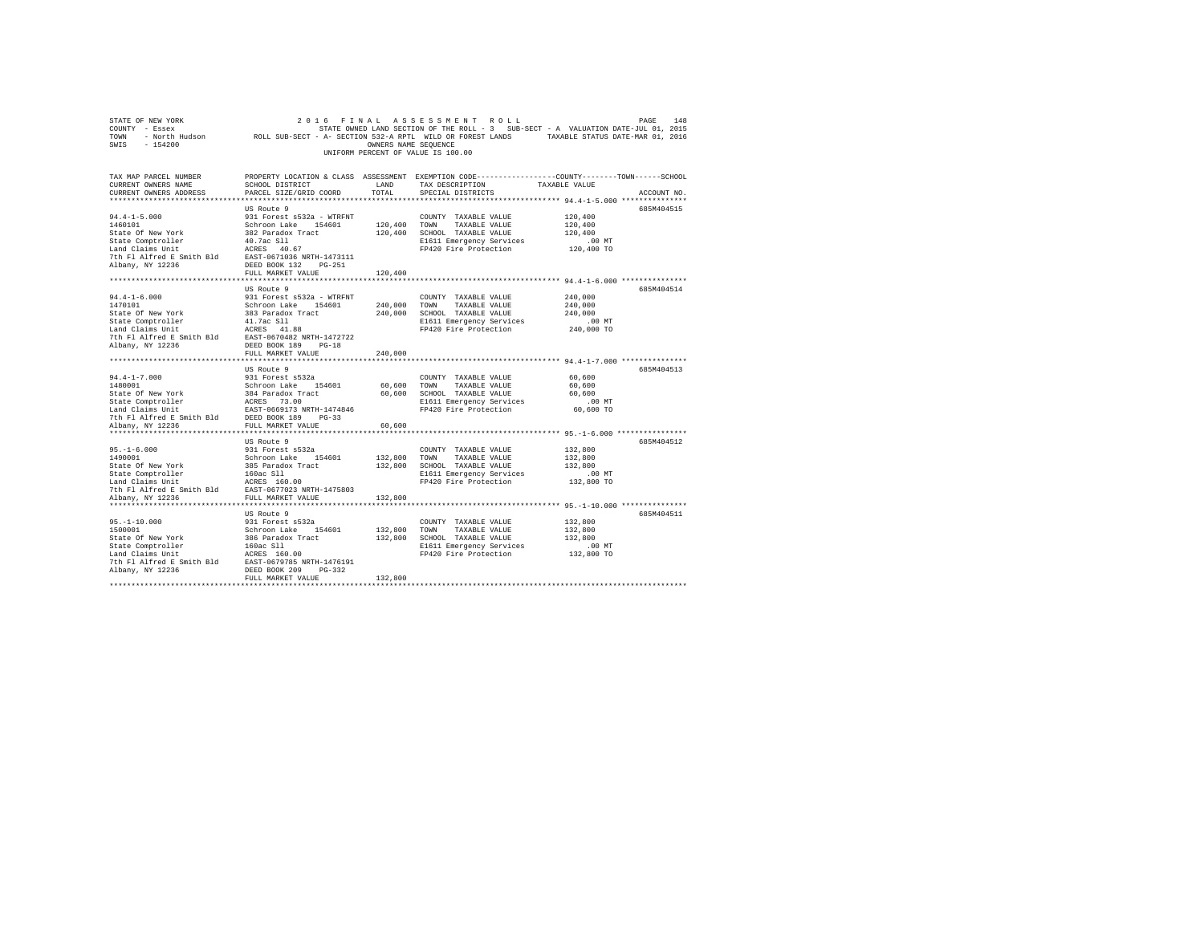STATE OF NEW YORK — 2016 FINAL ASSESSMENT ROLL
COUNTY - Essex — STATE OWNED LAND SECTION OF THE ROLL - 3 SUB-SECT - A VALUATION DATE-JUL 01, 2015
TOWN - North Hudson — ROLL SUB-SECT - A- SECTION 532-A RPTL WILD OR FOREST LANDS — TAXABLE STATUS DATE-MAR 01, 2016
SWIS - 154200 — OWNERS NAME SEQUENCE
UNIFORM PERCENT OF VALUE IS 100.00

| TAX MAP PARCEL NUMBER / CURRENT OWNERS NAME / CURRENT OWNERS ADDRESS | PROPERTY LOCATION & CLASS / SCHOOL DISTRICT / PARCEL SIZE/GRID COORD | ASSESSMENT LAND / TOTAL | EXEMPTION CODE / TAX DESCRIPTION / SPECIAL DISTRICTS | COUNTY / TOWN / SCHOOL TAXABLE VALUE | ACCOUNT NO. |
|---|---|---|---|---|---|
| 94.4-1-5.000 | US Route 9 | | | | 685M404515 |
| 94.4-1-5.000 | 931 Forest s532a - WTRFNT | | COUNTY TAXABLE VALUE | 120,400 | |
| 1460101 | Schroon Lake 154601 | 120,400 | TOWN TAXABLE VALUE | 120,400 | |
| State Of New York | 382 Paradox Tract | 120,400 | SCHOOL TAXABLE VALUE | 120,400 | |
| State Comptroller | 40.7ac Sll | | E1611 Emergency Services | .00 MT | |
| Land Claims Unit | ACRES 40.67 | | FP420 Fire Protection | 120,400 TO | |
| 7th Fl Alfred E Smith Bld | EAST-0671036 NRTH-1473111 | | | | |
| Albany, NY 12236 | DEED BOOK 132 PG-251 | | | | |
| | FULL MARKET VALUE | 120,400 | | | |
| 94.4-1-6.000 | US Route 9 | | | | 685M404514 |
| 94.4-1-6.000 | 931 Forest s532a - WTRFNT | | COUNTY TAXABLE VALUE | 240,000 | |
| 1470101 | Schroon Lake 154601 | 240,000 | TOWN TAXABLE VALUE | 240,000 | |
| State Of New York | 383 Paradox Tract | 240,000 | SCHOOL TAXABLE VALUE | 240,000 | |
| State Comptroller | 41.7ac Sll | | E1611 Emergency Services | .00 MT | |
| Land Claims Unit | ACRES 41.88 | | FP420 Fire Protection | 240,000 TO | |
| 7th Fl Alfred E Smith Bld | EAST-0670482 NRTH-1472722 | | | | |
| Albany, NY 12236 | DEED BOOK 189 PG-18 | | | | |
| | FULL MARKET VALUE | 240,000 | | | |
| 94.4-1-7.000 | US Route 9 | | | | 685M404513 |
| 94.4-1-7.000 | 931 Forest s532a | | COUNTY TAXABLE VALUE | 60,600 | |
| 1480001 | Schroon Lake 154601 | 60,600 | TOWN TAXABLE VALUE | 60,600 | |
| State Of New York | 384 Paradox Tract | 60,600 | SCHOOL TAXABLE VALUE | 60,600 | |
| State Comptroller | ACRES 73.00 | | E1611 Emergency Services | .00 MT | |
| Land Claims Unit | EAST-0669173 NRTH-1474846 | | FP420 Fire Protection | 60,600 TO | |
| 7th Fl Alfred E Smith Bld | DEED BOOK 189 PG-33 | | | | |
| Albany, NY 12236 | FULL MARKET VALUE | 60,600 | | | |
| 95.-1-6.000 | US Route 9 | | | | 685M404512 |
| 95.-1-6.000 | 931 Forest s532a | | COUNTY TAXABLE VALUE | 132,800 | |
| 1490001 | Schroon Lake 154601 | 132,800 | TOWN TAXABLE VALUE | 132,800 | |
| State Of New York | 385 Paradox Tract | 132,800 | SCHOOL TAXABLE VALUE | 132,800 | |
| State Comptroller | 160ac Sll | | E1611 Emergency Services | .00 MT | |
| Land Claims Unit | ACRES 160.00 | | FP420 Fire Protection | 132,800 TO | |
| 7th Fl Alfred E Smith Bld | EAST-0677023 NRTH-1475803 | | | | |
| Albany, NY 12236 | FULL MARKET VALUE | 132,800 | | | |
| 95.-1-10.000 | US Route 9 | | | | 685M404511 |
| 95.-1-10.000 | 931 Forest s532a | | COUNTY TAXABLE VALUE | 132,800 | |
| 1500001 | Schroon Lake 154601 | 132,800 | TOWN TAXABLE VALUE | 132,800 | |
| State Of New York | 386 Paradox Tract | 132,800 | SCHOOL TAXABLE VALUE | 132,800 | |
| State Comptroller | 160ac Sll | | E1611 Emergency Services | .00 MT | |
| Land Claims Unit | ACRES 160.00 | | FP420 Fire Protection | 132,800 TO | |
| 7th Fl Alfred E Smith Bld | EAST-0679705 NRTH-1476191 | | | | |
| Albany, NY 12236 | DEED BOOK 209 PG-332 | | | | |
| | FULL MARKET VALUE | 132,800 | | | |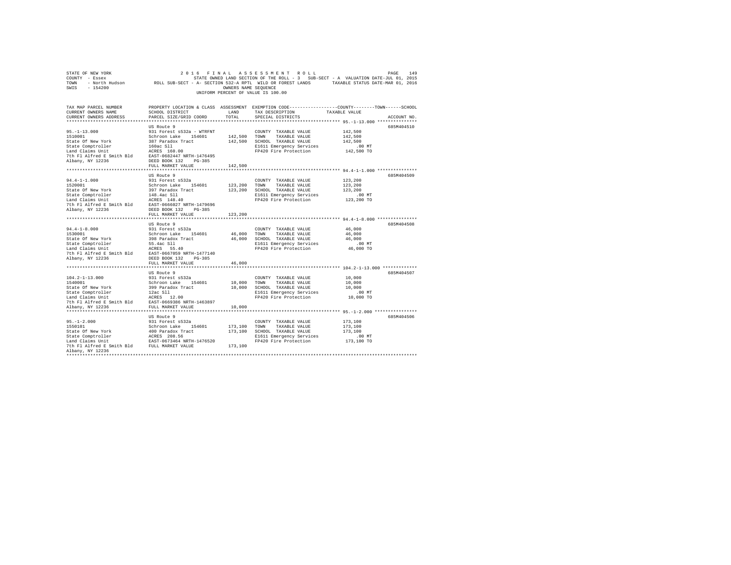STATE OF NEW YORK 2 0 1 6 F I N A L A S S E S S M E N T R O L L
COUNTY - Essex STATE OWNED LAND SECTION OF THE ROLL - 3 SUB-SECT - A VALUATION DATE-JUL 01, 2015
TOWN - North Hudson ROLL SUB-SECT - A- SECTION 532-A RPTL WILD OR FOREST LANDS TAXABLE STATUS DATE-MAR 01, 2016
SWIS - 154200 OWNERS NAME SEQUENCE
UNIFORM PERCENT OF VALUE IS 100.00

| TAX MAP PARCEL NUMBER / CURRENT OWNERS NAME / CURRENT OWNERS ADDRESS | PROPERTY LOCATION & CLASS / SCHOOL DISTRICT / PARCEL SIZE/GRID COORD | ASSESSMENT LAND / TOTAL | EXEMPTION CODE / TAX DESCRIPTION / SPECIAL DISTRICTS | COUNTY / TOWN / SCHOOL TAXABLE VALUE | ACCOUNT NO. |
|---|---|---|---|---|---|
| 95.-1-13.000 | US Route 9 | | | | 685M404510 |
| 1510001 | 931 Forest s532a - WTRFNT | | COUNTY TAXABLE VALUE | 142,500 | |
| State Of New York | Schroon Lake 154601 | 142,500 | TOWN TAXABLE VALUE | 142,500 | |
| State Comptroller | 387 Paradox Tract | 142,500 | SCHOOL TAXABLE VALUE | 142,500 | |
| Land Claims Unit | 160ac Sll | | E1611 Emergency Services | .00 MT | |
| 7th Fl Alfred E Smith Bld | ACRES 160.00 | | FP420 Fire Protection | 142,500 TO | |
| Albany, NY 12236 | EAST-0682447 NRTH-1476495 | | | | |
| | DEED BOOK 132 PG-385 | | | | |
| | FULL MARKET VALUE | 142,500 | | | |
| 94.4-1-1.000 | US Route 9 | | | | 685M404509 |
| 1520001 | 931 Forest s532a | | COUNTY TAXABLE VALUE | 123,200 | |
| State Of New York | Schroon Lake 154601 | 123,200 | TOWN TAXABLE VALUE | 123,200 | |
| State Comptroller | 397 Paradox Tract | 123,200 | SCHOOL TAXABLE VALUE | 123,200 | |
| Land Claims Unit | 148.4ac Sll | | E1611 Emergency Services | .00 MT | |
| 7th Fl Alfred E Smith Bld | ACRES 148.40 | | FP420 Fire Protection | 123,200 TO | |
| Albany, NY 12236 | EAST-0666027 NRTH-1479696 | | | | |
| | DEED BOOK 132 PG-385 | | | | |
| | FULL MARKET VALUE | 123,200 | | | |
| 94.4-1-8.000 | US Route 9 | | | | 685M404508 |
| 1530001 | 931 Forest s532a | | COUNTY TAXABLE VALUE | 46,000 | |
| State Of New York | Schroon Lake 154601 | 46,000 | TOWN TAXABLE VALUE | 46,000 | |
| State Comptroller | 398 Paradox Tract | 46,000 | SCHOOL TAXABLE VALUE | 46,000 | |
| Land Claims Unit | 55.4ac Sll | | E1611 Emergency Services | .00 MT | |
| 7th Fl Alfred E Smith Bld | ACRES 55.40 | | FP420 Fire Protection | 46,000 TO | |
| Albany, NY 12236 | EAST-0667059 NRTH-1477140 | | | | |
| | DEED BOOK 132 PG-385 | | | | |
| | FULL MARKET VALUE | 46,000 | | | |
| 104.2-1-13.000 | US Route 9 | | | | 685M404507 |
| 1540001 | 931 Forest s532a | | COUNTY TAXABLE VALUE | 10,000 | |
| State Of New York | Schroon Lake 154601 | 10,000 | TOWN TAXABLE VALUE | 10,000 | |
| State Comptroller | 399 Paradox Tract | 10,000 | SCHOOL TAXABLE VALUE | 10,000 | |
| Land Claims Unit | 12ac Sll | | E1611 Emergency Services | .00 MT | |
| 7th Fl Alfred E Smith Bld | ACRES 12.00 | | FP420 Fire Protection | 10,000 TO | |
| Albany, NY 12236 | EAST-0669386 NRTH-1463897 | | | | |
| | FULL MARKET VALUE | 10,000 | | | |
| 95.-1-2.000 | US Route 9 | | | | 685M404506 |
| 1550101 | 931 Forest s532a | | COUNTY TAXABLE VALUE | 173,100 | |
| State Of New York | Schroon Lake 154601 | 173,100 | TOWN TAXABLE VALUE | 173,100 | |
| State Comptroller | 400 Paradox Tract | 173,100 | SCHOOL TAXABLE VALUE | 173,100 | |
| Land Claims Unit | ACRES 208.56 | | E1611 Emergency Services | .00 MT | |
| 7th Fl Alfred E Smith Bld | EAST-0673464 NRTH-1476520 | | FP420 Fire Protection | 173,100 TO | |
| Albany, NY 12236 | FULL MARKET VALUE | 173,100 | | | |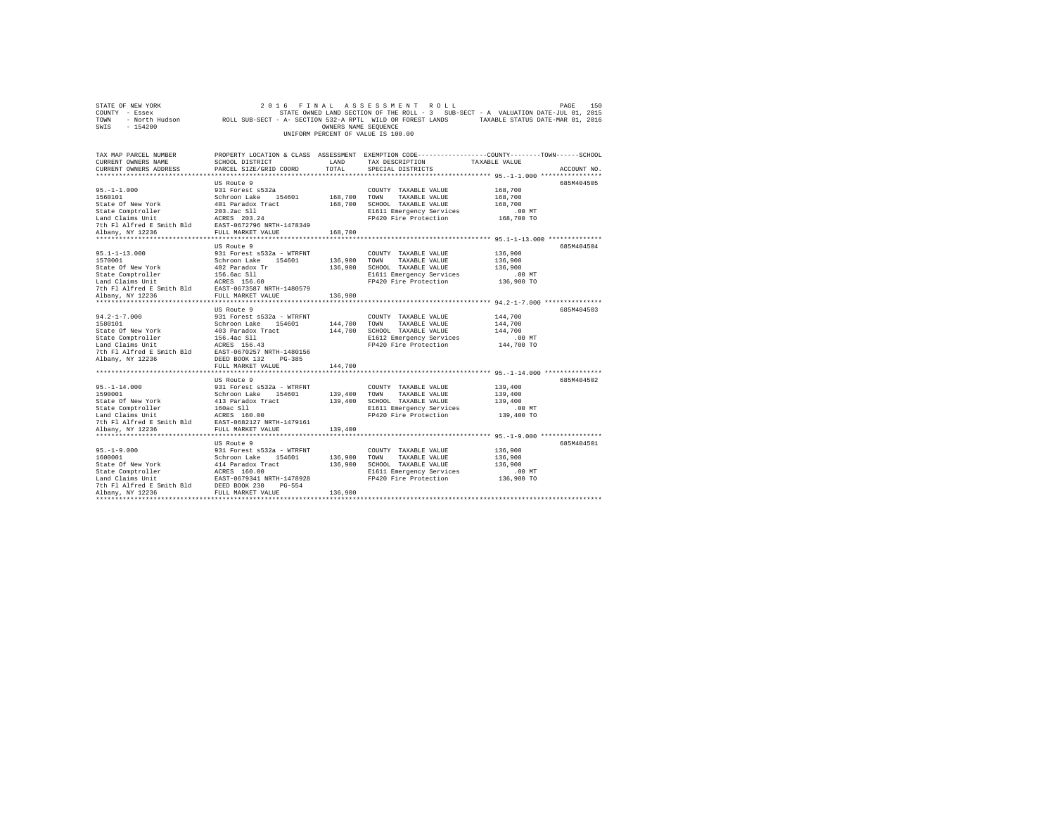STATE OF NEW YORK 2016 FINAL ASSESSMENT ROLL
COUNTY - Essex STATE OWNED LAND SECTION OF THE ROLL - 3 SUB-SECT - A VALUATION DATE-JUL 01, 2015
TOWN - North Hudson ROLL SUB-SECT - A- SECTION 532-A RPTL WILD OR FOREST LANDS TAXABLE STATUS DATE-MAR 01, 2016
SWIS - 154200 OWNERS NAME SEQUENCE
UNIFORM PERCENT OF VALUE IS 100.00

| TAX MAP PARCEL NUMBER / CURRENT OWNERS NAME / CURRENT OWNERS ADDRESS | PROPERTY LOCATION & CLASS / SCHOOL DISTRICT / PARCEL SIZE/GRID COORD | ASSESSMENT LAND / TOTAL | EXEMPTION CODE / TAX DESCRIPTION / SPECIAL DISTRICTS | TAXABLE VALUE (COUNTY / TOWN / SCHOOL) | ACCOUNT NO. |
|---|---|---|---|---|---|
| 95.-1-1.000 | US Route 9 | | | | 685M404505 |
| 1560101 | 931 Forest s532a | | COUNTY TAXABLE VALUE | 168,700 | |
| State Of New York | Schroon Lake 154601 | 168,700 | TOWN TAXABLE VALUE | 168,700 | |
| State Comptroller | 401 Paradox Tract | 168,700 | SCHOOL TAXABLE VALUE | 168,700 | |
| Land Claims Unit | 203.2ac Sll | | E1611 Emergency Services | .00 MT | |
| 7th Fl Alfred E Smith Bld | ACRES 203.24 | | FP420 Fire Protection | 168,700 TO | |
| Albany, NY 12236 | EAST-0672796 NRTH-1478349 | | | | |
| | FULL MARKET VALUE | 168,700 | | | |
| 95.1-1-13.000 | US Route 9 | | | | 685M404504 |
| 1570001 | 931 Forest s532a - WTRFNT | | COUNTY TAXABLE VALUE | 136,900 | |
| State Of New York | Schroon Lake 154601 | 136,900 | TOWN TAXABLE VALUE | 136,900 | |
| State Comptroller | 402 Paradox Tr | 136,900 | SCHOOL TAXABLE VALUE | 136,900 | |
| Land Claims Unit | 156.6ac Sll | | E1611 Emergency Services | .00 MT | |
| 7th Fl Alfred E Smith Bld | ACRES 156.60 | | FP420 Fire Protection | 136,900 TO | |
| Albany, NY 12236 | EAST-0673587 NRTH-1480579 | | | | |
| | FULL MARKET VALUE | 136,900 | | | |
| 94.2-1-7.000 | US Route 9 | | | | 685M404503 |
| 1580101 | 931 Forest s532a - WTRFNT | | COUNTY TAXABLE VALUE | 144,700 | |
| State Of New York | Schroon Lake 154601 | 144,700 | TOWN TAXABLE VALUE | 144,700 | |
| State Comptroller | 403 Paradox Tract | 144,700 | SCHOOL TAXABLE VALUE | 144,700 | |
| Land Claims Unit | 156.4ac Sll | | E1612 Emergency Services | .00 MT | |
| 7th Fl Alfred E Smith Bld | ACRES 156.43 | | FP420 Fire Protection | 144,700 TO | |
| Albany, NY 12236 | EAST-0670257 NRTH-1480156 | | | | |
| | DEED BOOK 132 PG-385 | | | | |
| | FULL MARKET VALUE | 144,700 | | | |
| 95.-1-14.000 | US Route 9 | | | | 685M404502 |
| 1590001 | 931 Forest s532a - WTRFNT | | COUNTY TAXABLE VALUE | 139,400 | |
| State Of New York | Schroon Lake 154601 | 139,400 | TOWN TAXABLE VALUE | 139,400 | |
| State Comptroller | 413 Paradox Tract | 139,400 | SCHOOL TAXABLE VALUE | 139,400 | |
| Land Claims Unit | 160ac Sll | | E1611 Emergency Services | .00 MT | |
| 7th Fl Alfred E Smith Bld | ACRES 160.00 | | FP420 Fire Protection | 139,400 TO | |
| Albany, NY 12236 | EAST-0682127 NRTH-1479161 | | | | |
| | FULL MARKET VALUE | 139,400 | | | |
| 95.-1-9.000 | US Route 9 | | | | 685M404501 |
| 1600001 | 931 Forest s532a - WTRFNT | | COUNTY TAXABLE VALUE | 136,900 | |
| State Of New York | Schroon Lake 154601 | 136,900 | TOWN TAXABLE VALUE | 136,900 | |
| State Comptroller | 414 Paradox Tract | 136,900 | SCHOOL TAXABLE VALUE | 136,900 | |
| Land Claims Unit | ACRES 160.00 | | E1611 Emergency Services | .00 MT | |
| 7th Fl Alfred E Smith Bld | EAST-0679341 NRTH-1478928 | | FP420 Fire Protection | 136,900 TO | |
| Albany, NY 12236 | DEED BOOK 230 PG-554 | | | | |
| | FULL MARKET VALUE | 136,900 | | | |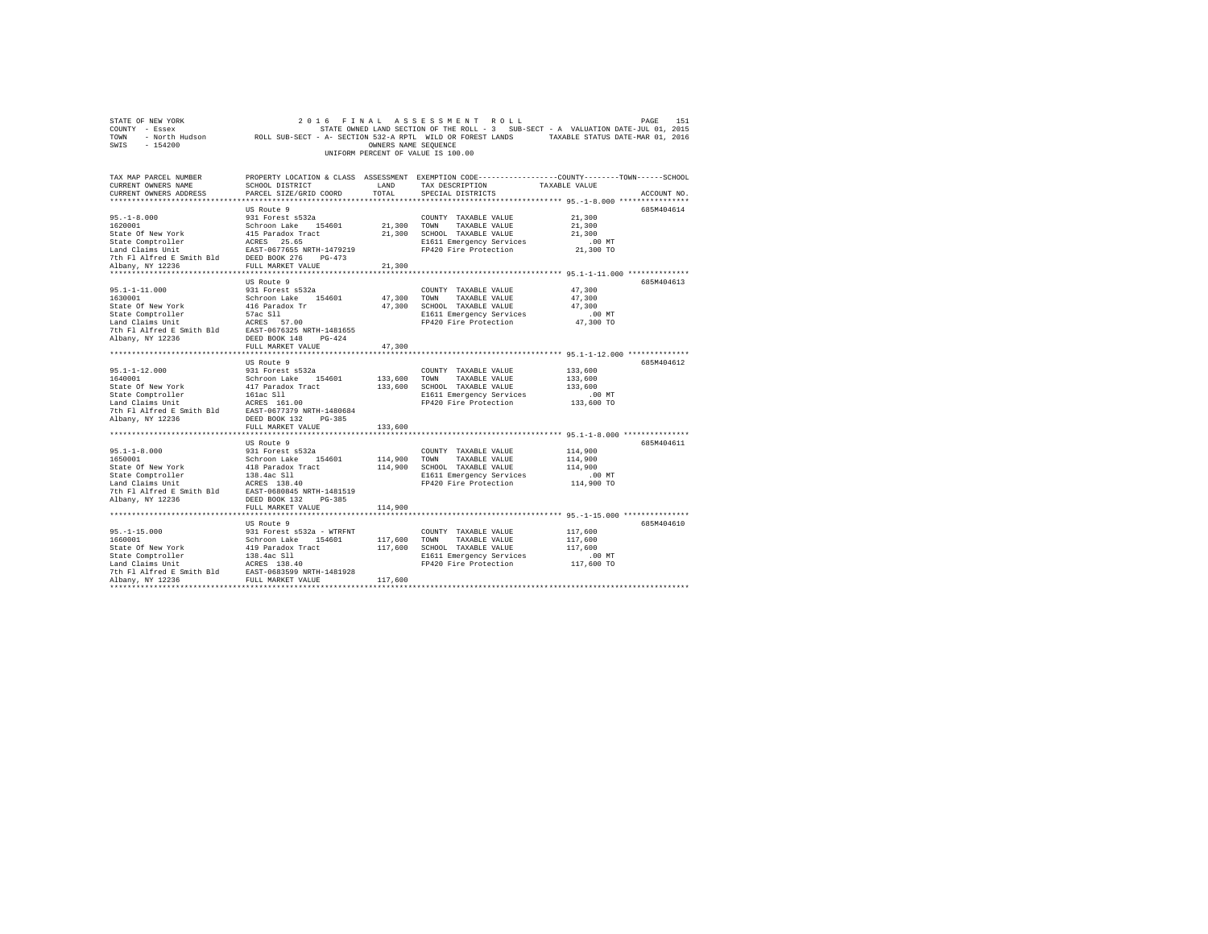```
STATE OF NEW YORK                    2 0 1 6   F I N A L   A S S E S S M E N T   R O L L                              PAGE   151
COUNTY  - Essex                                  STATE OWNED LAND SECTION OF THE ROLL - 3  SUB-SECT - A  VALUATION DATE-JUL 01, 2015
TOWN    - North Hudson          ROLL SUB-SECT - A- SECTION 532-A RPTL  WILD OR FOREST LANDS       TAXABLE STATUS DATE-MAR 01, 2016
SWIS    - 154200                                           OWNERS NAME SEQUENCE
                                                   UNIFORM PERCENT OF VALUE IS 100.00


TAX MAP PARCEL NUMBER          PROPERTY LOCATION & CLASS  ASSESSMENT  EXEMPTION CODE-----------------COUNTY--------TOWN------SCHOOL
CURRENT OWNERS NAME            SCHOOL DISTRICT              LAND      TAX DESCRIPTION             TAXABLE VALUE
CURRENT OWNERS ADDRESS         PARCEL SIZE/GRID COORD       TOTAL     SPECIAL DISTRICTS                                   ACCOUNT NO.
******************************************************************************************************* 95.-1-8.000 ****************
                               US Route 9                                                                             685M404614
95.-1-8.000                    931 Forest s532a                        COUNTY  TAXABLE VALUE          21,300
1620001                        Schroon Lake    154601      21,300     TOWN    TAXABLE VALUE          21,300
State Of New York              415 Paradox Tract           21,300     SCHOOL  TAXABLE VALUE          21,300
State Comptroller              ACRES  25.65                           E1611 Emergency Services          .00 MT
Land Claims Unit               EAST-0677655 NRTH-1479219              FP420 Fire Protection           21,300 TO
7th Fl Alfred E Smith Bld      DEED BOOK 276    PG-473
Albany, NY 12236               FULL MARKET VALUE           21,300
******************************************************************************************************* 95.1-1-11.000 **************
                               US Route 9                                                                             685M404613
95.1-1-11.000                  931 Forest s532a                        COUNTY  TAXABLE VALUE          47,300
1630001                        Schroon Lake    154601      47,300     TOWN    TAXABLE VALUE          47,300
State Of New York              416 Paradox Tr              47,300     SCHOOL  TAXABLE VALUE          47,300
State Comptroller              57ac Sll                               E1611 Emergency Services          .00 MT
Land Claims Unit               ACRES  57.00                           FP420 Fire Protection           47,300 TO
7th Fl Alfred E Smith Bld      EAST-0676325 NRTH-1481655
Albany, NY 12236               DEED BOOK 148    PG-424
                               FULL MARKET VALUE           47,300
******************************************************************************************************* 95.1-1-12.000 **************
                               US Route 9                                                                             685M404612
95.1-1-12.000                  931 Forest s532a                        COUNTY  TAXABLE VALUE         133,600
1640001                        Schroon Lake    154601     133,600     TOWN    TAXABLE VALUE         133,600
State Of New York              417 Paradox Tract          133,600     SCHOOL  TAXABLE VALUE         133,600
State Comptroller              161ac Sll                              E1611 Emergency Services          .00 MT
Land Claims Unit               ACRES 161.00                           FP420 Fire Protection          133,600 TO
7th Fl Alfred E Smith Bld      EAST-0677379 NRTH-1480684
Albany, NY 12236               DEED BOOK 132    PG-385
                               FULL MARKET VALUE          133,600
******************************************************************************************************* 95.1-1-8.000 ***************
                               US Route 9                                                                             685M404611
95.1-1-8.000                   931 Forest s532a                        COUNTY  TAXABLE VALUE         114,900
1650001                        Schroon Lake    154601     114,900     TOWN    TAXABLE VALUE         114,900
State Of New York              418 Paradox Tract          114,900     SCHOOL  TAXABLE VALUE         114,900
State Comptroller              138.4ac Sll                            E1611 Emergency Services          .00 MT
Land Claims Unit               ACRES 138.40                           FP420 Fire Protection          114,900 TO
7th Fl Alfred E Smith Bld      EAST-0680845 NRTH-1481519
Albany, NY 12236               DEED BOOK 132    PG-385
                               FULL MARKET VALUE          114,900
******************************************************************************************************* 95.-1-15.000 ***************
                               US Route 9                                                                             685M404610
95.-1-15.000                   931 Forest s532a - WTRFNT               COUNTY  TAXABLE VALUE         117,600
1660001                        Schroon Lake    154601     117,600     TOWN    TAXABLE VALUE         117,600
State Of New York              419 Paradox Tract          117,600     SCHOOL  TAXABLE VALUE         117,600
State Comptroller              138.4ac Sll                            E1611 Emergency Services          .00 MT
Land Claims Unit               ACRES 138.40                           FP420 Fire Protection          117,600 TO
7th Fl Alfred E Smith Bld      EAST-0683599 NRTH-1481928
Albany, NY 12236               FULL MARKET VALUE          117,600
************************************************************************************************************************************
```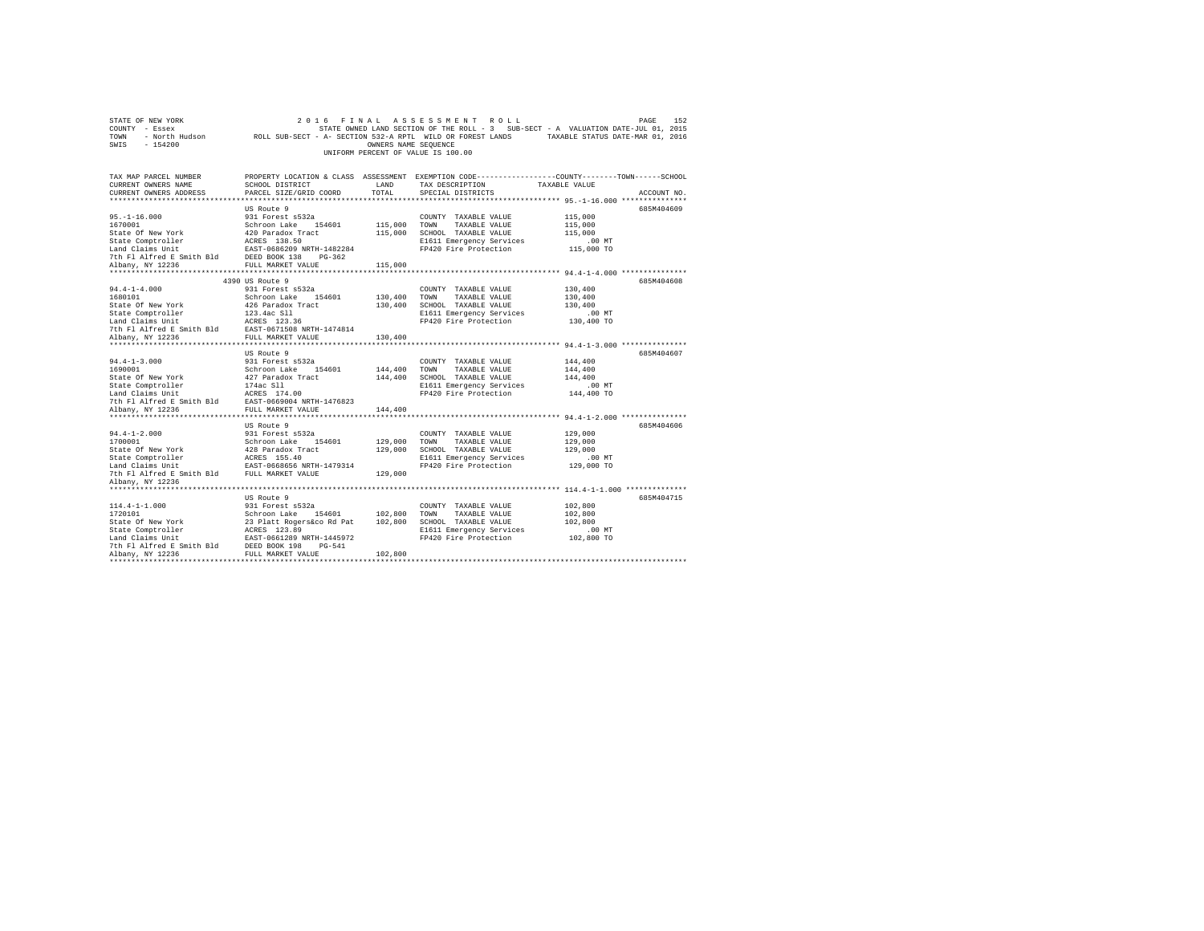STATE OF NEW YORK 2016 FINAL ASSESSMENT ROLL
COUNTY - Essex STATE OWNED LAND SECTION OF THE ROLL - 3 SUB-SECT - A VALUATION DATE-JUL 01, 2015
TOWN - North Hudson ROLL SUB-SECT - A- SECTION 532-A RPTL WILD OR FOREST LANDS TAXABLE STATUS DATE-MAR 01, 2016
SWIS - 154200 OWNERS NAME SEQUENCE
UNIFORM PERCENT OF VALUE IS 100.00

| TAX MAP PARCEL NUMBER / CURRENT OWNERS NAME / CURRENT OWNERS ADDRESS | PROPERTY LOCATION & CLASS / SCHOOL DISTRICT / PARCEL SIZE/GRID COORD | ASSESSMENT LAND | ASSESSMENT TOTAL | EXEMPTION CODE / TAX DESCRIPTION / SPECIAL DISTRICTS | TAXABLE VALUE (COUNTY / TOWN / SCHOOL) | ACCOUNT NO. |
|---|---|---|---|---|---|---|
| 95.-1-16.000 | US Route 9 | | | | | 685M404609 |
| 1670001 | 931 Forest s532a | | | COUNTY TAXABLE VALUE | 115,000 | |
| State Of New York | Schroon Lake 154601 | 115,000 | | TOWN TAXABLE VALUE | 115,000 | |
| State Comptroller | 420 Paradox Tract | | 115,000 | SCHOOL TAXABLE VALUE | 115,000 | |
| Land Claims Unit | ACRES 138.50 | | | E1611 Emergency Services | .00 MT | |
| 7th Fl Alfred E Smith Bld | EAST-0686209 NRTH-1482284 | | | FP420 Fire Protection | 115,000 TO | |
| Albany, NY 12236 | DEED BOOK 138 PG-362 | | | | | |
| | FULL MARKET VALUE | | 115,000 | | | |
| 94.4-1-4.000 | 4390 US Route 9 | | | | | 685M404608 |
| 1680101 | 931 Forest s532a | | | COUNTY TAXABLE VALUE | 130,400 | |
| State Of New York | Schroon Lake 154601 | 130,400 | | TOWN TAXABLE VALUE | 130,400 | |
| State Comptroller | 426 Paradox Tract | | 130,400 | SCHOOL TAXABLE VALUE | 130,400 | |
| Land Claims Unit | 123.4ac Sll | | | E1611 Emergency Services | .00 MT | |
| 7th Fl Alfred E Smith Bld | ACRES 123.36 | | | FP420 Fire Protection | 130,400 TO | |
| Albany, NY 12236 | EAST-0671508 NRTH-1474814 | | | | | |
| | FULL MARKET VALUE | | 130,400 | | | |
| 94.4-1-3.000 | US Route 9 | | | | | 685M404607 |
| 1690001 | 931 Forest s532a | | | COUNTY TAXABLE VALUE | 144,400 | |
| State Of New York | Schroon Lake 154601 | 144,400 | | TOWN TAXABLE VALUE | 144,400 | |
| State Comptroller | 427 Paradox Tract | | 144,400 | SCHOOL TAXABLE VALUE | 144,400 | |
| Land Claims Unit | 174ac Sll | | | E1611 Emergency Services | .00 MT | |
| 7th Fl Alfred E Smith Bld | ACRES 174.00 | | | FP420 Fire Protection | 144,400 TO | |
| Albany, NY 12236 | EAST-0669004 NRTH-1476823 | | | | | |
| | FULL MARKET VALUE | | 144,400 | | | |
| 94.4-1-2.000 | US Route 9 | | | | | 685M404606 |
| 1700001 | 931 Forest s532a | | | COUNTY TAXABLE VALUE | 129,000 | |
| State Of New York | Schroon Lake 154601 | 129,000 | | TOWN TAXABLE VALUE | 129,000 | |
| State Comptroller | 428 Paradox Tract | | 129,000 | SCHOOL TAXABLE VALUE | 129,000 | |
| Land Claims Unit | ACRES 155.40 | | | E1611 Emergency Services | .00 MT | |
| 7th Fl Alfred E Smith Bld | EAST-0668656 NRTH-1479314 | | | FP420 Fire Protection | 129,000 TO | |
| Albany, NY 12236 | FULL MARKET VALUE | | 129,000 | | | |
| 114.4-1-1.000 | US Route 9 | | | | | 685M404715 |
| 1720101 | 931 Forest s532a | | | COUNTY TAXABLE VALUE | 102,800 | |
| State Of New York | Schroon Lake 154601 | 102,800 | | TOWN TAXABLE VALUE | 102,800 | |
| State Comptroller | 23 Platt Rogers&co Rd Pat | | 102,800 | SCHOOL TAXABLE VALUE | 102,800 | |
| Land Claims Unit | ACRES 123.89 | | | E1611 Emergency Services | .00 MT | |
| 7th Fl Alfred E Smith Bld | EAST-0661289 NRTH-1445972 | | | FP420 Fire Protection | 102,800 TO | |
| Albany, NY 12236 | DEED BOOK 198 PG-541 | | | | | |
| | FULL MARKET VALUE | | 102,800 | | | |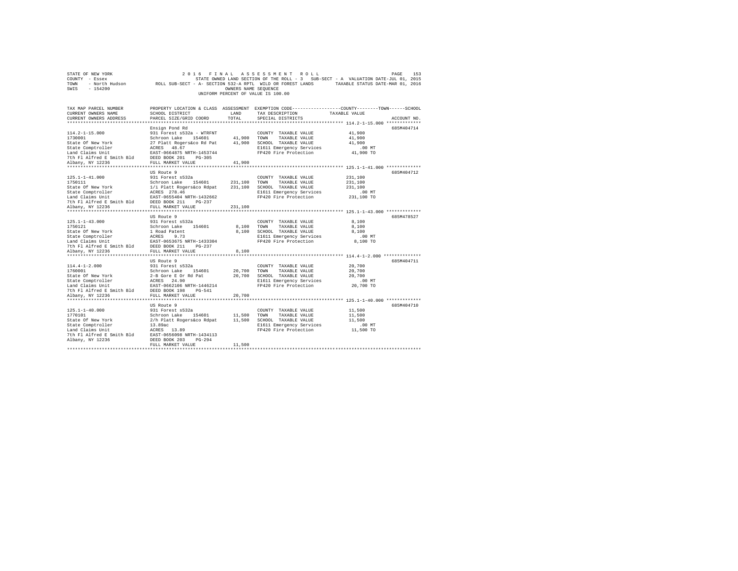STATE OF NEW YORK  
COUNTY - Essex  
TOWN - North Hudson  
SWIS - 154200

2 0 1 6 F I N A L A S S E S S M E N T R O L L  
STATE OWNED LAND SECTION OF THE ROLL - 3 SUB-SECT - A VALUATION DATE-JUL 01, 2015  
ROLL SUB-SECT - A- SECTION 532-A RPTL WILD OR FOREST LANDS TAXABLE STATUS DATE-MAR 01, 2016  
OWNERS NAME SEQUENCE  
UNIFORM PERCENT OF VALUE IS 100.00

| TAX MAP PARCEL NUMBER / CURRENT OWNERS NAME / CURRENT OWNERS ADDRESS | PROPERTY LOCATION & CLASS / SCHOOL DISTRICT / PARCEL SIZE/GRID COORD | ASSESSMENT LAND | TOTAL | EXEMPTION CODE / TAX DESCRIPTION / SPECIAL DISTRICTS | TAXABLE VALUE (COUNTY / TOWN / SCHOOL) | ACCOUNT NO. |
|---|---|---|---|---|---|---|
| **114.2-1-15.000** | Ensign Pond Rd | | | | | 685M404714 |
| 114.2-1-15.000 | 931 Forest s532a - WTRFNT | | | COUNTY TAXABLE VALUE | 41,900 | |
| 1730001 | Schroon Lake 154601 | 41,900 | | TOWN TAXABLE VALUE | 41,900 | |
| State Of New York | 27 Platt Rogers&co Rd Pat | | 41,900 | SCHOOL TAXABLE VALUE | 41,900 | |
| State Comptroller | ACRES 48.67 | | | E1611 Emergency Services | .00 MT | |
| Land Claims Unit | EAST-0664875 NRTH-1453744 | | | FP420 Fire Protection | 41,900 TO | |
| 7th Fl Alfred E Smith Bld | DEED BOOK 201 PG-305 | | | | | |
| Albany, NY 12236 | FULL MARKET VALUE | | 41,900 | | | |
| **125.1-1-41.000** | US Route 9 | | | | | 685M404712 |
| 125.1-1-41.000 | 931 Forest s532a | | | COUNTY TAXABLE VALUE | 231,100 | |
| 1750111 | Schroon Lake 154601 | 231,100 | | TOWN TAXABLE VALUE | 231,100 | |
| State Of New York | 1/i Platt Rogers&co Rdpat | | 231,100 | SCHOOL TAXABLE VALUE | 231,100 | |
| State Comptroller | ACRES 278.46 | | | E1611 Emergency Services | .00 MT | |
| Land Claims Unit | EAST-0655404 NRTH-1432662 | | | FP420 Fire Protection | 231,100 TO | |
| 7th Fl Alfred E Smith Bld | DEED BOOK 211 PG-237 | | | | | |
| Albany, NY 12236 | FULL MARKET VALUE | | 231,100 | | | |
| **125.1-1-43.000** | US Route 9 | | | | | 685M478527 |
| 125.1-1-43.000 | 931 Forest s532a | | | COUNTY TAXABLE VALUE | 8,100 | |
| 1750121 | Schroon Lake 154601 | 8,100 | | TOWN TAXABLE VALUE | 8,100 | |
| State Of New York | 1 Road Patent | | 8,100 | SCHOOL TAXABLE VALUE | 8,100 | |
| State Comptroller | ACRES 9.73 | | | E1611 Emergency Services | .00 MT | |
| Land Claims Unit | EAST-0653675 NRTH-1433304 | | | FP420 Fire Protection | 8,100 TO | |
| 7th Fl Alfred E Smith Bld | DEED BOOK 211 PG-237 | | | | | |
| Albany, NY 12236 | FULL MARKET VALUE | | 8,100 | | | |
| **114.4-1-2.000** | US Route 9 | | | | | 685M404711 |
| 114.4-1-2.000 | 931 Forest s532a | | | COUNTY TAXABLE VALUE | 20,700 | |
| 1760001 | Schroon Lake 154601 | 20,700 | | TOWN TAXABLE VALUE | 20,700 | |
| State Of New York | 2-B Gore E Or Rd Pat | | 20,700 | SCHOOL TAXABLE VALUE | 20,700 | |
| State Comptroller | ACRES 24.90 | | | E1611 Emergency Services | .00 MT | |
| Land Claims Unit | EAST-0662106 NRTH-1446214 | | | FP420 Fire Protection | 20,700 TO | |
| 7th Fl Alfred E Smith Bld | DEED BOOK 198 PG-541 | | | | | |
| Albany, NY 12236 | FULL MARKET VALUE | | 20,700 | | | |
| **125.1-1-40.000** | US Route 9 | | | | | 685M404710 |
| 125.1-1-40.000 | 931 Forest s532a | | | COUNTY TAXABLE VALUE | 11,500 | |
| 1770101 | Schroon Lake 154601 | 11,500 | | TOWN TAXABLE VALUE | 11,500 | |
| State Of New York | 2/h Platt Rogers&co Rdpat | | 11,500 | SCHOOL TAXABLE VALUE | 11,500 | |
| State Comptroller | 13.89ac | | | E1611 Emergency Services | .00 MT | |
| Land Claims Unit | ACRES 13.89 | | | FP420 Fire Protection | 11,500 TO | |
| 7th Fl Alfred E Smith Bld | EAST-0656098 NRTH-1434113 | | | | | |
| Albany, NY 12236 | DEED BOOK 203 PG-294 | | | | | |
| | FULL MARKET VALUE | | 11,500 | | | |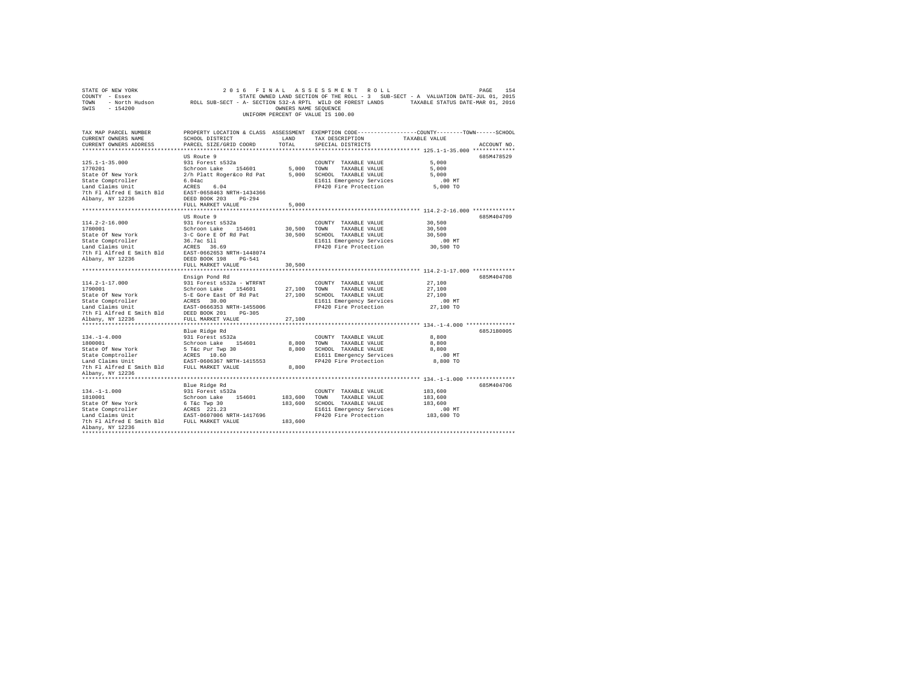```
STATE OF NEW YORK                    2 0 1 6   F I N A L   A S S E S S M E N T   R O L L                          PAGE   154
COUNTY  - Essex                          STATE OWNED LAND SECTION OF THE ROLL - 3   SUB-SECT - A  VALUATION DATE-JUL 01, 2015
TOWN    - North Hudson          ROLL SUB-SECT - A- SECTION 532-A RPTL  WILD OR FOREST LANDS      TAXABLE STATUS DATE-MAR 01, 2016
SWIS    - 154200                                        OWNERS NAME SEQUENCE
                                                  UNIFORM PERCENT OF VALUE IS 100.00

TAX MAP PARCEL NUMBER          PROPERTY LOCATION & CLASS  ASSESSMENT  EXEMPTION CODE-----------------COUNTY--------TOWN------SCHOOL
CURRENT OWNERS NAME            SCHOOL DISTRICT              LAND      TAX DESCRIPTION            TAXABLE VALUE
CURRENT OWNERS ADDRESS         PARCEL SIZE/GRID COORD       TOTAL     SPECIAL DISTRICTS                                  ACCOUNT NO.
************************************************************************************************** 125.1-1-35.000 *************
                               US Route 9                                                                              685M478529
125.1-1-35.000                 931 Forest s532a                        COUNTY  TAXABLE VALUE              5,000
1770201                        Schroon Lake   154601        5,000      TOWN    TAXABLE VALUE              5,000
State Of New York              2/h Platt Roger&co Rd Pat    5,000      SCHOOL  TAXABLE VALUE              5,000
State Comptroller              6.04ac                                  E1611 Emergency Services             .00 MT
Land Claims Unit               ACRES    6.04                           FP420 Fire Protection              5,000 TO
7th Fl Alfred E Smith Bld      EAST-0658463 NRTH-1434366
Albany, NY 12236               DEED BOOK 203    PG-294
                               FULL MARKET VALUE            5,000
************************************************************************************************** 114.2-2-16.000 *************
                               US Route 9                                                                              685M404709
114.2-2-16.000                 931 Forest s532a                        COUNTY  TAXABLE VALUE             30,500
1780001                        Schroon Lake   154601       30,500      TOWN    TAXABLE VALUE             30,500
State Of New York              3-C Gore E Of Rd Pat        30,500      SCHOOL  TAXABLE VALUE             30,500
State Comptroller              36.7ac Sll                              E1611 Emergency Services             .00 MT
Land Claims Unit               ACRES   36.69                           FP420 Fire Protection             30,500 TO
7th Fl Alfred E Smith Bld      EAST-0662653 NRTH-1448074
Albany, NY 12236               DEED BOOK 198    PG-541
                               FULL MARKET VALUE           30,500
************************************************************************************************** 114.2-1-17.000 *************
                               Ensign Pond Rd                                                                          685M404708
114.2-1-17.000                 931 Forest s532a - WTRFNT               COUNTY  TAXABLE VALUE             27,100
1790001                        Schroon Lake   154601       27,100      TOWN    TAXABLE VALUE             27,100
State Of New York              5-E Gore East Of Rd Pat     27,100      SCHOOL  TAXABLE VALUE             27,100
State Comptroller              ACRES   30.00                           E1611 Emergency Services             .00 MT
Land Claims Unit               EAST-0666353 NRTH-1455006               FP420 Fire Protection             27,100 TO
7th Fl Alfred E Smith Bld      DEED BOOK 201    PG-305
Albany, NY 12236               FULL MARKET VALUE           27,100
************************************************************************************************** 134.-1-4.000 ***************
                               Blue Ridge Rd                                                                           685J180005
134.-1-4.000                   931 Forest s532a                        COUNTY  TAXABLE VALUE              8,800
1800001                        Schroon Lake   154601        8,800      TOWN    TAXABLE VALUE              8,800
State Of New York              5 T&c Pur Twp 30             8,800      SCHOOL  TAXABLE VALUE              8,800
State Comptroller              ACRES   10.60                           E1611 Emergency Services             .00 MT
Land Claims Unit               EAST-0606367 NRTH-1415553               FP420 Fire Protection              8,800 TO
7th Fl Alfred E Smith Bld      FULL MARKET VALUE            8,800
Albany, NY 12236
************************************************************************************************** 134.-1-1.000 ***************
                               Blue Ridge Rd                                                                           685M404706
134.-1-1.000                   931 Forest s532a                        COUNTY  TAXABLE VALUE            183,600
1810001                        Schroon Lake   154601      183,600      TOWN    TAXABLE VALUE            183,600
State Of New York              6 T&c Twp 30               183,600      SCHOOL  TAXABLE VALUE            183,600
State Comptroller              ACRES  221.23                           E1611 Emergency Services             .00 MT
Land Claims Unit               EAST-0607006 NRTH-1417696               FP420 Fire Protection            183,600 TO
7th Fl Alfred E Smith Bld      FULL MARKET VALUE          183,600
Albany, NY 12236
********************************************************************************************************************************
```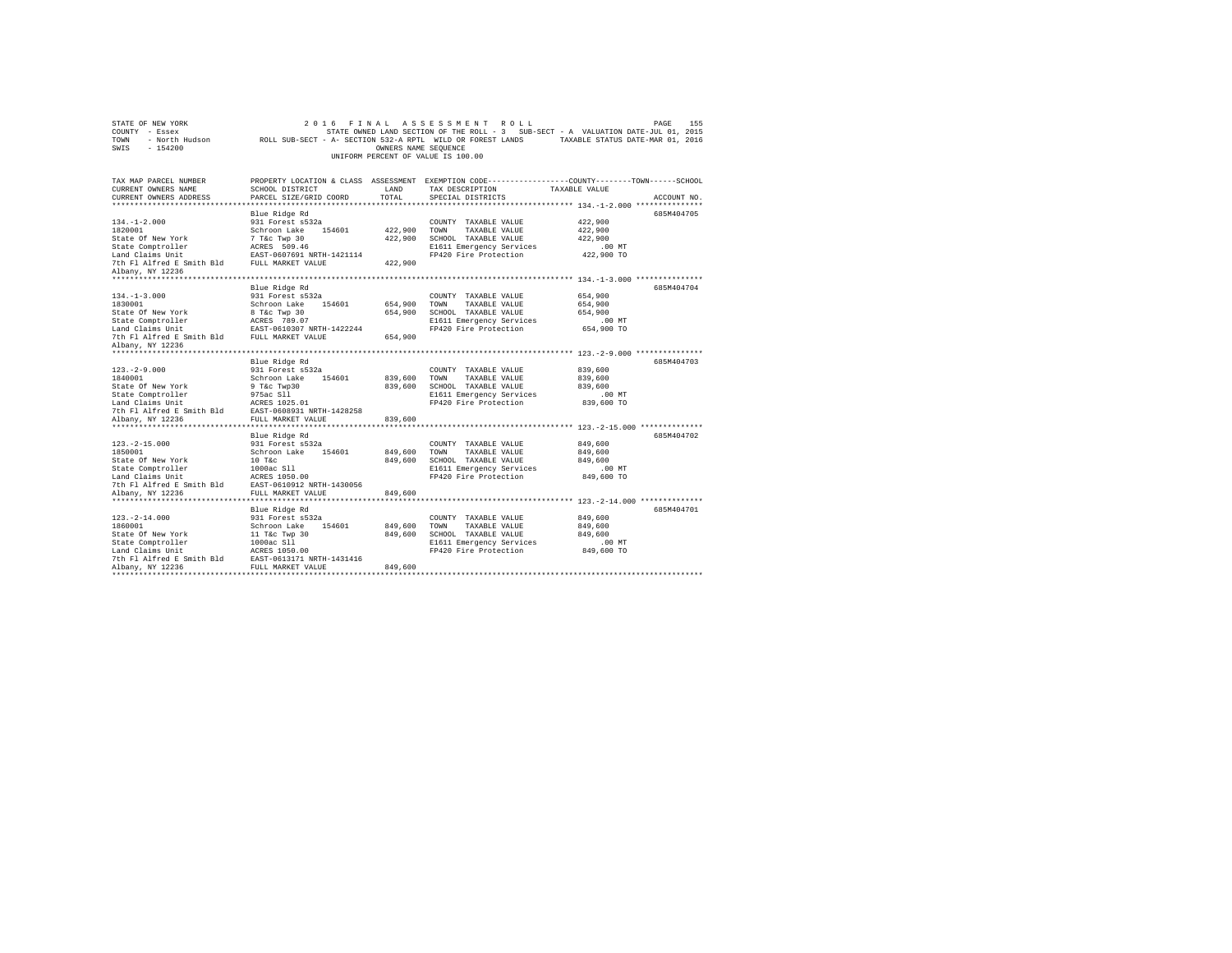STATE OF NEW YORK  2 0 1 6  F I N A L  A S S E S S M E N T  R O L L
COUNTY - Essex  STATE OWNED LAND SECTION OF THE ROLL - 3  SUB-SECT - A  VALUATION DATE-JUL 01, 2015
TOWN - North Hudson  ROLL SUB-SECT - A- SECTION 532-A RPTL WILD OR FOREST LANDS  TAXABLE STATUS DATE-MAR 01, 2016
SWIS - 154200  OWNERS NAME SEQUENCE
UNIFORM PERCENT OF VALUE IS 100.00

| TAX MAP PARCEL NUMBER / CURRENT OWNERS NAME / CURRENT OWNERS ADDRESS | PROPERTY LOCATION & CLASS / SCHOOL DISTRICT / PARCEL SIZE/GRID COORD | ASSESSMENT LAND | TOTAL | EXEMPTION CODE / TAX DESCRIPTION / SPECIAL DISTRICTS | TAXABLE VALUE (COUNTY--TOWN--SCHOOL) | ACCOUNT NO. |
|---|---|---|---|---|---|---|
| 134.-1-2.000 | Blue Ridge Rd | | | | | 685M404705 |
| 1820001 | 931 Forest s532a | | | COUNTY TAXABLE VALUE | 422,900 | |
| State Of New York | Schroon Lake 154601 | 422,900 | | TOWN TAXABLE VALUE | 422,900 | |
| State Comptroller | 7 T&c Twp 30 | | 422,900 | SCHOOL TAXABLE VALUE | 422,900 | |
| Land Claims Unit | ACRES 509.46 | | | E1611 Emergency Services | .00 MT | |
| 7th Fl Alfred E Smith Bld | EAST-0607691 NRTH-1421114 | | | FP420 Fire Protection | 422,900 TO | |
| Albany, NY 12236 | FULL MARKET VALUE | | 422,900 | | | |
| 134.-1-3.000 | Blue Ridge Rd | | | | | 685M404704 |
| 1830001 | 931 Forest s532a | | | COUNTY TAXABLE VALUE | 654,900 | |
| State Of New York | Schroon Lake 154601 | 654,900 | | TOWN TAXABLE VALUE | 654,900 | |
| State Comptroller | 8 T&c Twp 30 | | 654,900 | SCHOOL TAXABLE VALUE | 654,900 | |
| Land Claims Unit | ACRES 789.07 | | | E1611 Emergency Services | .00 MT | |
| 7th Fl Alfred E Smith Bld | EAST-0610307 NRTH-1422244 | | | FP420 Fire Protection | 654,900 TO | |
| Albany, NY 12236 | FULL MARKET VALUE | | 654,900 | | | |
| 123.-2-9.000 | Blue Ridge Rd | | | | | 685M404703 |
| 1840001 | 931 Forest s532a | | | COUNTY TAXABLE VALUE | 839,600 | |
| State Of New York | Schroon Lake 154601 | 839,600 | | TOWN TAXABLE VALUE | 839,600 | |
| State Comptroller | 9 T&c Twp30 | | 839,600 | SCHOOL TAXABLE VALUE | 839,600 | |
| Land Claims Unit | 975ac Sll | | | E1611 Emergency Services | .00 MT | |
| 7th Fl Alfred E Smith Bld | ACRES 1025.01 | | | FP420 Fire Protection | 839,600 TO | |
| Albany, NY 12236 | EAST-0608931 NRTH-1428258 | | | | | |
| | FULL MARKET VALUE | | 839,600 | | | |
| 123.-2-15.000 | Blue Ridge Rd | | | | | 685M404702 |
| 1850001 | 931 Forest s532a | | | COUNTY TAXABLE VALUE | 849,600 | |
| State Of New York | Schroon Lake 154601 | 849,600 | | TOWN TAXABLE VALUE | 849,600 | |
| State Comptroller | 10 T&c | | 849,600 | SCHOOL TAXABLE VALUE | 849,600 | |
| Land Claims Unit | 1000ac Sll | | | E1611 Emergency Services | .00 MT | |
| 7th Fl Alfred E Smith Bld | ACRES 1050.00 | | | FP420 Fire Protection | 849,600 TO | |
| Albany, NY 12236 | EAST-0610912 NRTH-1430056 | | | | | |
| | FULL MARKET VALUE | | 849,600 | | | |
| 123.-2-14.000 | Blue Ridge Rd | | | | | 685M404701 |
| 1860001 | 931 Forest s532a | | | COUNTY TAXABLE VALUE | 849,600 | |
| State Of New York | Schroon Lake 154601 | 849,600 | | TOWN TAXABLE VALUE | 849,600 | |
| State Comptroller | 11 T&c Twp 30 | | 849,600 | SCHOOL TAXABLE VALUE | 849,600 | |
| Land Claims Unit | 1000ac Sll | | | E1611 Emergency Services | .00 MT | |
| 7th Fl Alfred E Smith Bld | ACRES 1050.00 | | | FP420 Fire Protection | 849,600 TO | |
| Albany, NY 12236 | EAST-0613171 NRTH-1431416 | | | | | |
| | FULL MARKET VALUE | | 849,600 | | | |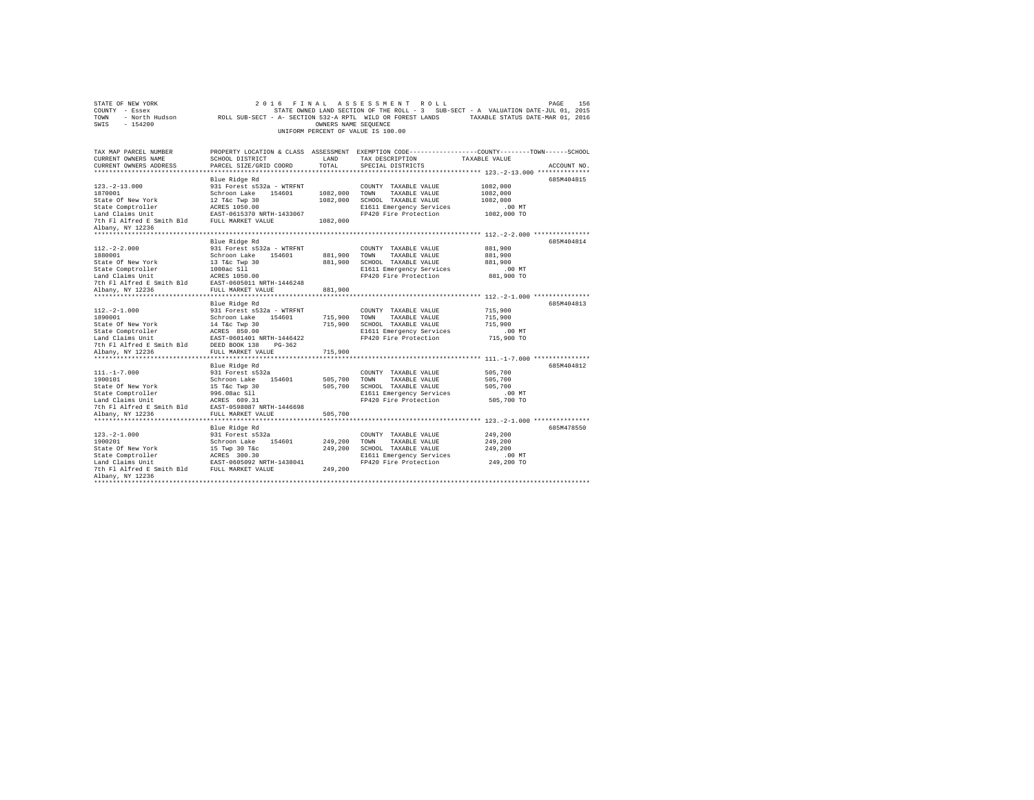STATE OF NEW YORK 2016 FINAL ASSESSMENT ROLL
COUNTY - Essex STATE OWNED LAND SECTION OF THE ROLL - 3 SUB-SECT - A VALUATION DATE-JUL 01, 2015
TOWN - North Hudson ROLL SUB-SECT - A- SECTION 532-A RPTL WILD OR FOREST LANDS TAXABLE STATUS DATE-MAR 01, 2016
SWIS - 154200 OWNERS NAME SEQUENCE
UNIFORM PERCENT OF VALUE IS 100.00

| TAX MAP PARCEL NUMBER / CURRENT OWNERS NAME / CURRENT OWNERS ADDRESS | PROPERTY LOCATION & CLASS / SCHOOL DISTRICT / PARCEL SIZE/GRID COORD | ASSESSMENT LAND | TOTAL | EXEMPTION CODE / TAX DESCRIPTION / SPECIAL DISTRICTS | TAXABLE VALUE | ACCOUNT NO. |
|---|---|---|---|---|---|---|
| 123.-2-13.000 | Blue Ridge Rd | | | | | 685M404815 |
| 123.-2-13.000 | 931 Forest s532a - WTRFNT | | | COUNTY TAXABLE VALUE | 1082,000 | |
| 1870001 | Schroon Lake 154601 | 1082,000 | | TOWN TAXABLE VALUE | 1082,000 | |
| State Of New York | 12 T&c Twp 30 | | 1082,000 | SCHOOL TAXABLE VALUE | 1082,000 | |
| State Comptroller | ACRES 1050.00 | | | E1611 Emergency Services | .00 MT | |
| Land Claims Unit | EAST-0615370 NRTH-1433067 | | | FP420 Fire Protection | 1082,000 TO | |
| 7th Fl Alfred E Smith Bld | FULL MARKET VALUE | | 1082,000 | | | |
| Albany, NY 12236 | | | | | | |
| 112.-2-2.000 | Blue Ridge Rd | | | | | 685M404814 |
| 112.-2-2.000 | 931 Forest s532a - WTRFNT | | | COUNTY TAXABLE VALUE | 881,900 | |
| 1880001 | Schroon Lake 154601 | 881,900 | | TOWN TAXABLE VALUE | 881,900 | |
| State Of New York | 13 T&c Twp 30 | | 881,900 | SCHOOL TAXABLE VALUE | 881,900 | |
| State Comptroller | 1000ac Sll | | | E1611 Emergency Services | .00 MT | |
| Land Claims Unit | ACRES 1050.00 | | | FP420 Fire Protection | 881,900 TO | |
| 7th Fl Alfred E Smith Bld | EAST-0605011 NRTH-1446248 | | | | | |
| Albany, NY 12236 | FULL MARKET VALUE | | 881,900 | | | |
| 112.-2-1.000 | Blue Ridge Rd | | | | | 685M404813 |
| 112.-2-1.000 | 931 Forest s532a - WTRFNT | | | COUNTY TAXABLE VALUE | 715,900 | |
| 1890001 | Schroon Lake 154601 | 715,900 | | TOWN TAXABLE VALUE | 715,900 | |
| State Of New York | 14 T&c Twp 30 | | 715,900 | SCHOOL TAXABLE VALUE | 715,900 | |
| State Comptroller | ACRES 850.00 | | | E1611 Emergency Services | .00 MT | |
| Land Claims Unit | EAST-0601401 NRTH-1446422 | | | FP420 Fire Protection | 715,900 TO | |
| 7th Fl Alfred E Smith Bld | DEED BOOK 138 PG-362 | | | | | |
| Albany, NY 12236 | FULL MARKET VALUE | | 715,900 | | | |
| 111.-1-7.000 | Blue Ridge Rd | | | | | 685M404812 |
| 111.-1-7.000 | 931 Forest s532a | | | COUNTY TAXABLE VALUE | 505,700 | |
| 1900101 | Schroon Lake 154601 | 505,700 | | TOWN TAXABLE VALUE | 505,700 | |
| State Of New York | 15 T&c Twp 30 | | 505,700 | SCHOOL TAXABLE VALUE | 505,700 | |
| State Comptroller | 996.08ac Sll | | | E1611 Emergency Services | .00 MT | |
| Land Claims Unit | ACRES 609.31 | | | FP420 Fire Protection | 505,700 TO | |
| 7th Fl Alfred E Smith Bld | EAST-0598087 NRTH-1446698 | | | | | |
| Albany, NY 12236 | FULL MARKET VALUE | | 505,700 | | | |
| 123.-2-1.000 | Blue Ridge Rd | | | | | 685M478550 |
| 123.-2-1.000 | 931 Forest s532a | | | COUNTY TAXABLE VALUE | 249,200 | |
| 1900201 | Schroon Lake 154601 | 249,200 | | TOWN TAXABLE VALUE | 249,200 | |
| State Of New York | 15 Twp 30 T&c | | 249,200 | SCHOOL TAXABLE VALUE | 249,200 | |
| State Comptroller | ACRES 300.30 | | | E1611 Emergency Services | .00 MT | |
| Land Claims Unit | EAST-0605092 NRTH-1438041 | | | FP420 Fire Protection | 249,200 TO | |
| 7th Fl Alfred E Smith Bld | FULL MARKET VALUE | | 249,200 | | | |
| Albany, NY 12236 | | | | | | |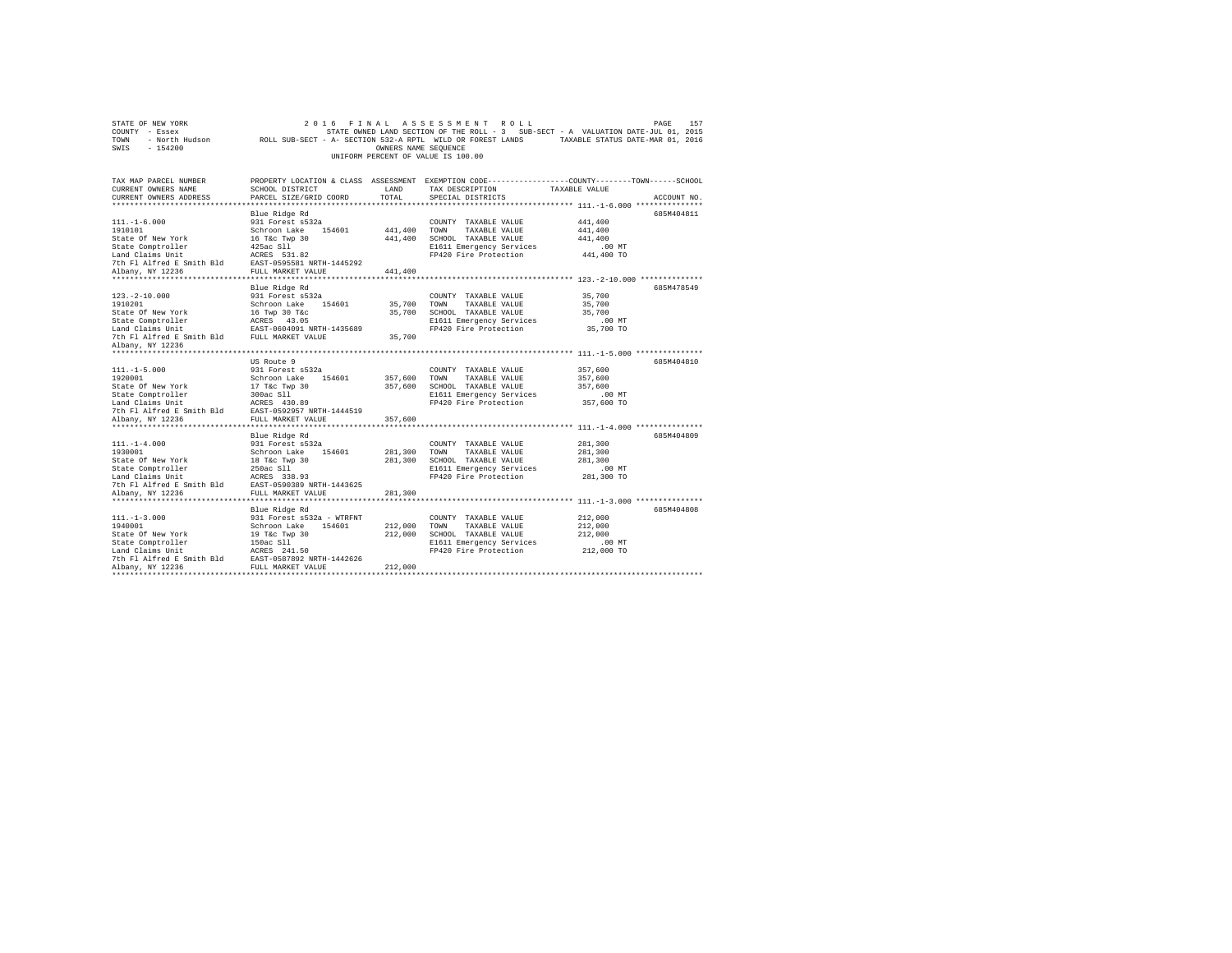STATE OF NEW YORK 2016 FINAL ASSESSMENT ROLL
COUNTY - Essex STATE OWNED LAND SECTION OF THE ROLL - 3 SUB-SECT - A VALUATION DATE-JUL 01, 2015
TOWN - North Hudson ROLL SUB-SECT - A- SECTION 532-A RPTL WILD OR FOREST LANDS TAXABLE STATUS DATE-MAR 01, 2016
SWIS - 154200 OWNERS NAME SEQUENCE
UNIFORM PERCENT OF VALUE IS 100.00

| TAX MAP PARCEL NUMBER / CURRENT OWNERS NAME / CURRENT OWNERS ADDRESS | PROPERTY LOCATION & CLASS / SCHOOL DISTRICT / PARCEL SIZE/GRID COORD | ASSESSMENT LAND | TOTAL | EXEMPTION CODE / TAX DESCRIPTION / SPECIAL DISTRICTS | COUNTY--------TOWN------SCHOOL TAXABLE VALUE | ACCOUNT NO. |
|---|---|---|---|---|---|---|
| **111.-1-6.000** | Blue Ridge Rd | | | | | 685M404811 |
| 111.-1-6.000 | 931 Forest s532a | | | COUNTY TAXABLE VALUE | 441,400 | |
| 1910101 | Schroon Lake 154601 | 441,400 | | TOWN TAXABLE VALUE | 441,400 | |
| State Of New York | 16 T&c Twp 30 | | 441,400 | SCHOOL TAXABLE VALUE | 441,400 | |
| State Comptroller | 425ac Sll | | | E1611 Emergency Services | .00 MT | |
| Land Claims Unit | ACRES 531.82 | | | FP420 Fire Protection | 441,400 TO | |
| 7th Fl Alfred E Smith Bld | EAST-0595581 NRTH-1445292 | | | | | |
| Albany, NY 12236 | FULL MARKET VALUE | | 441,400 | | | |
| **123.-2-10.000** | Blue Ridge Rd | | | | | 685M478549 |
| 123.-2-10.000 | 931 Forest s532a | | | COUNTY TAXABLE VALUE | 35,700 | |
| 1910201 | Schroon Lake 154601 | 35,700 | | TOWN TAXABLE VALUE | 35,700 | |
| State Of New York | 16 Twp 30 T&c | | 35,700 | SCHOOL TAXABLE VALUE | 35,700 | |
| State Comptroller | ACRES 43.05 | | | E1611 Emergency Services | .00 MT | |
| Land Claims Unit | EAST-0604091 NRTH-1435689 | | | FP420 Fire Protection | 35,700 TO | |
| 7th Fl Alfred E Smith Bld | FULL MARKET VALUE | | 35,700 | | | |
| Albany, NY 12236 | | | | | | |
| **111.-1-5.000** | US Route 9 | | | | | 685M404810 |
| 111.-1-5.000 | 931 Forest s532a | | | COUNTY TAXABLE VALUE | 357,600 | |
| 1920001 | Schroon Lake 154601 | 357,600 | | TOWN TAXABLE VALUE | 357,600 | |
| State Of New York | 17 T&c Twp 30 | | 357,600 | SCHOOL TAXABLE VALUE | 357,600 | |
| State Comptroller | 300ac Sll | | | E1611 Emergency Services | .00 MT | |
| Land Claims Unit | ACRES 430.89 | | | FP420 Fire Protection | 357,600 TO | |
| 7th Fl Alfred E Smith Bld | EAST-0592957 NRTH-1444519 | | | | | |
| Albany, NY 12236 | FULL MARKET VALUE | | 357,600 | | | |
| **111.-1-4.000** | Blue Ridge Rd | | | | | 685M404809 |
| 111.-1-4.000 | 931 Forest s532a | | | COUNTY TAXABLE VALUE | 281,300 | |
| 1930001 | Schroon Lake 154601 | 281,300 | | TOWN TAXABLE VALUE | 281,300 | |
| State Of New York | 18 T&c Twp 30 | | 281,300 | SCHOOL TAXABLE VALUE | 281,300 | |
| State Comptroller | 250ac Sll | | | E1611 Emergency Services | .00 MT | |
| Land Claims Unit | ACRES 338.93 | | | FP420 Fire Protection | 281,300 TO | |
| 7th Fl Alfred E Smith Bld | EAST-0590389 NRTH-1443625 | | | | | |
| Albany, NY 12236 | FULL MARKET VALUE | | 281,300 | | | |
| **111.-1-3.000** | Blue Ridge Rd | | | | | 685M404808 |
| 111.-1-3.000 | 931 Forest s532a - WTRFNT | | | COUNTY TAXABLE VALUE | 212,000 | |
| 1940001 | Schroon Lake 154601 | 212,000 | | TOWN TAXABLE VALUE | 212,000 | |
| State Of New York | 19 T&c Twp 30 | | 212,000 | SCHOOL TAXABLE VALUE | 212,000 | |
| State Comptroller | 150ac Sll | | | E1611 Emergency Services | .00 MT | |
| Land Claims Unit | ACRES 241.50 | | | FP420 Fire Protection | 212,000 TO | |
| 7th Fl Alfred E Smith Bld | EAST-0587892 NRTH-1442626 | | | | | |
| Albany, NY 12236 | FULL MARKET VALUE | | 212,000 | | | |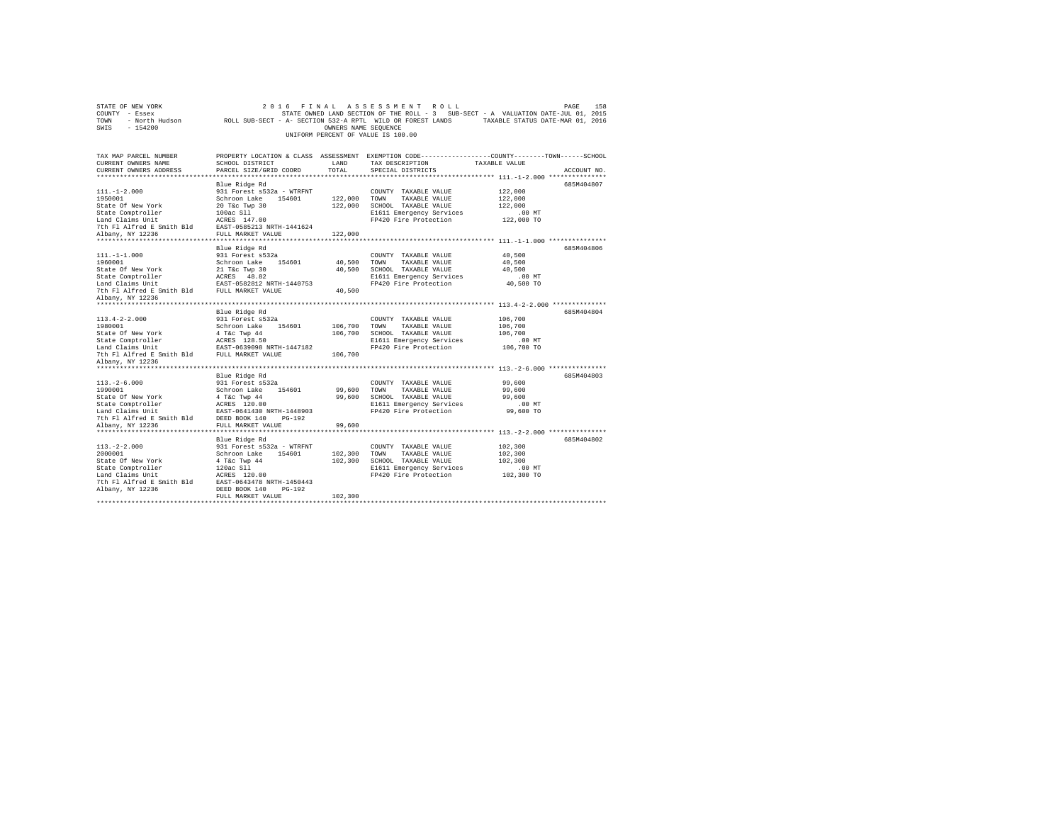STATE OF NEW YORK  
COUNTY - Essex  
TOWN - North Hudson  
SWIS - 154200

2016 FINAL ASSESSMENT ROLL  
STATE OWNED LAND SECTION OF THE ROLL - 3 SUB-SECT - A VALUATION DATE-JUL 01, 2015  
ROLL SUB-SECT - A- SECTION 532-A RPTL WILD OR FOREST LANDS TAXABLE STATUS DATE-MAR 01, 2016  
OWNERS NAME SEQUENCE  
UNIFORM PERCENT OF VALUE IS 100.00

| TAX MAP PARCEL NUMBER / CURRENT OWNERS NAME / CURRENT OWNERS ADDRESS | PROPERTY LOCATION & CLASS / SCHOOL DISTRICT / PARCEL SIZE/GRID COORD | ASSESSMENT LAND | TOTAL | EXEMPTION CODE / TAX DESCRIPTION / SPECIAL DISTRICTS | TAXABLE VALUE (COUNTY / TOWN / SCHOOL) | ACCOUNT NO. |
|---|---|---|---|---|---|---|
| 111.-1-2.000 | Blue Ridge Rd | | | | | 685M404807 |
| 1950001 | 931 Forest s532a - WTRFNT | | | COUNTY TAXABLE VALUE | 122,000 | |
| State Of New York | Schroon Lake 154601 | 122,000 | | TOWN TAXABLE VALUE | 122,000 | |
| State Comptroller | 20 T&c Twp 30 | | 122,000 | SCHOOL TAXABLE VALUE | 122,000 | |
| Land Claims Unit | 100ac Sll | | | E1611 Emergency Services | .00 MT | |
| 7th Fl Alfred E Smith Bld | ACRES 147.00 | | | FP420 Fire Protection | 122,000 TO | |
| Albany, NY 12236 | EAST-0585213 NRTH-1441624 | | | | | |
| | FULL MARKET VALUE | | 122,000 | | | |
| 111.-1-1.000 | Blue Ridge Rd | | | | | 685M404806 |
| 1960001 | 931 Forest s532a | | | COUNTY TAXABLE VALUE | 40,500 | |
| State Of New York | Schroon Lake 154601 | 40,500 | | TOWN TAXABLE VALUE | 40,500 | |
| State Comptroller | 21 T&c Twp 30 | | 40,500 | SCHOOL TAXABLE VALUE | 40,500 | |
| Land Claims Unit | ACRES 48.82 | | | E1611 Emergency Services | .00 MT | |
| 7th Fl Alfred E Smith Bld | EAST-0582812 NRTH-1440753 | | | FP420 Fire Protection | 40,500 TO | |
| Albany, NY 12236 | FULL MARKET VALUE | | 40,500 | | | |
| 113.4-2-2.000 | Blue Ridge Rd | | | | | 685M404804 |
| 1980001 | 931 Forest s532a | | | COUNTY TAXABLE VALUE | 106,700 | |
| State Of New York | Schroon Lake 154601 | 106,700 | | TOWN TAXABLE VALUE | 106,700 | |
| State Comptroller | 4 T&c Twp 44 | | 106,700 | SCHOOL TAXABLE VALUE | 106,700 | |
| Land Claims Unit | ACRES 128.50 | | | E1611 Emergency Services | .00 MT | |
| 7th Fl Alfred E Smith Bld | EAST-0639098 NRTH-1447182 | | | FP420 Fire Protection | 106,700 TO | |
| Albany, NY 12236 | FULL MARKET VALUE | | 106,700 | | | |
| 113.-2-6.000 | Blue Ridge Rd | | | | | 685M404803 |
| 1990001 | 931 Forest s532a | | | COUNTY TAXABLE VALUE | 99,600 | |
| State Of New York | Schroon Lake 154601 | 99,600 | | TOWN TAXABLE VALUE | 99,600 | |
| State Comptroller | 4 T&c Twp 44 | | 99,600 | SCHOOL TAXABLE VALUE | 99,600 | |
| Land Claims Unit | ACRES 120.00 | | | E1611 Emergency Services | .00 MT | |
| 7th Fl Alfred E Smith Bld | EAST-0641430 NRTH-1448903 | | | FP420 Fire Protection | 99,600 TO | |
| Albany, NY 12236 | DEED BOOK 140 PG-192 | | | | | |
| | FULL MARKET VALUE | | 99,600 | | | |
| 113.-2-2.000 | Blue Ridge Rd | | | | | 685M404802 |
| 2000001 | 931 Forest s532a - WTRFNT | | | COUNTY TAXABLE VALUE | 102,300 | |
| State Of New York | Schroon Lake 154601 | 102,300 | | TOWN TAXABLE VALUE | 102,300 | |
| State Comptroller | 4 T&c Twp 44 | | 102,300 | SCHOOL TAXABLE VALUE | 102,300 | |
| Land Claims Unit | 120ac Sll | | | E1611 Emergency Services | .00 MT | |
| 7th Fl Alfred E Smith Bld | ACRES 120.00 | | | FP420 Fire Protection | 102,300 TO | |
| Albany, NY 12236 | EAST-0643478 NRTH-1450443 | | | | | |
| | DEED BOOK 140 PG-192 | | | | | |
| | FULL MARKET VALUE | | 102,300 | | | |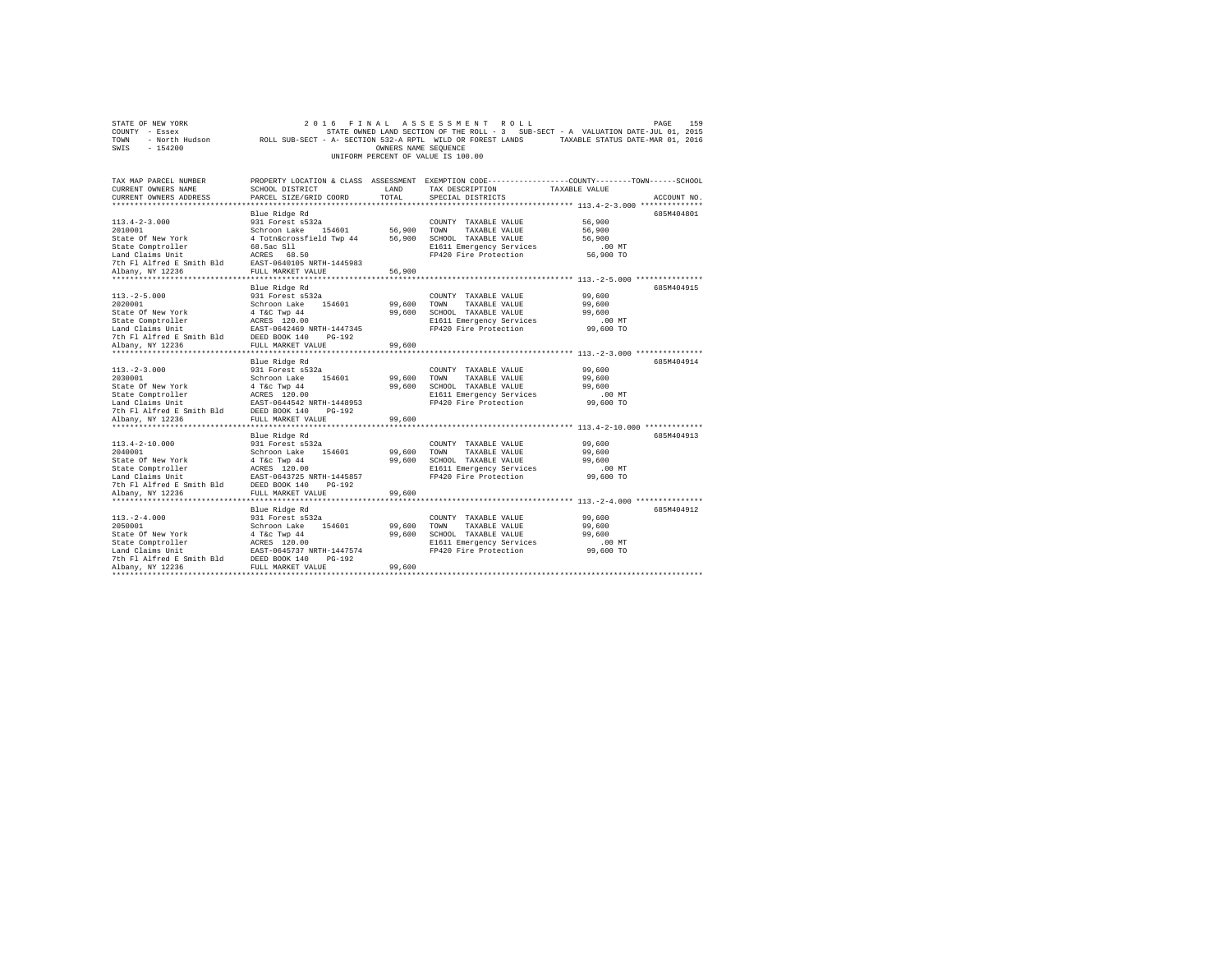STATE OF NEW YORK                    2 0 1 6   F I N A L   A S S E S S M E N T   R O L L
COUNTY - Essex                       STATE OWNED LAND SECTION OF THE ROLL - 3   SUB-SECT - A  VALUATION DATE-JUL 01, 2015
TOWN   - North Hudson       ROLL SUB-SECT - A- SECTION 532-A RPTL  WILD OR FOREST LANDS      TAXABLE STATUS DATE-MAR 01, 2016
SWIS   - 154200                                   OWNERS NAME SEQUENCE
                                          UNIFORM PERCENT OF VALUE IS 100.00

| TAX MAP PARCEL NUMBER / CURRENT OWNERS NAME / CURRENT OWNERS ADDRESS | PROPERTY LOCATION & CLASS / SCHOOL DISTRICT / PARCEL SIZE/GRID COORD | ASSESSMENT LAND / TOTAL | EXEMPTION CODE / TAX DESCRIPTION / SPECIAL DISTRICTS | COUNTY--------TOWN------SCHOOL TAXABLE VALUE | ACCOUNT NO. |
|---|---|---|---|---|---|
| **113.4-2-3.000** | Blue Ridge Rd | | | | 685M404801 |
| 113.4-2-3.000 | 931 Forest s532a | | COUNTY TAXABLE VALUE | 56,900 | |
| 2010001 | Schroon Lake 154601 | 56,900 | TOWN TAXABLE VALUE | 56,900 | |
| State Of New York | 4 Totn&crossfield Twp 44 | 56,900 | SCHOOL TAXABLE VALUE | 56,900 | |
| State Comptroller | 68.5ac Sll | | E1611 Emergency Services | .00 MT | |
| Land Claims Unit | ACRES 68.50 | | FP420 Fire Protection | 56,900 TO | |
| 7th Fl Alfred E Smith Bld | EAST-0640105 NRTH-1445983 | | | | |
| Albany, NY 12236 | FULL MARKET VALUE | 56,900 | | | |
| **113.-2-5.000** | Blue Ridge Rd | | | | 685M404915 |
| 113.-2-5.000 | 931 Forest s532a | | COUNTY TAXABLE VALUE | 99,600 | |
| 2020001 | Schroon Lake 154601 | 99,600 | TOWN TAXABLE VALUE | 99,600 | |
| State Of New York | 4 T&C Twp 44 | 99,600 | SCHOOL TAXABLE VALUE | 99,600 | |
| State Comptroller | ACRES 120.00 | | E1611 Emergency Services | .00 MT | |
| Land Claims Unit | EAST-0642469 NRTH-1447345 | | FP420 Fire Protection | 99,600 TO | |
| 7th Fl Alfred E Smith Bld | DEED BOOK 140 PG-192 | | | | |
| Albany, NY 12236 | FULL MARKET VALUE | 99,600 | | | |
| **113.-2-3.000** | Blue Ridge Rd | | | | 685M404914 |
| 113.-2-3.000 | 931 Forest s532a | | COUNTY TAXABLE VALUE | 99,600 | |
| 2030001 | Schroon Lake 154601 | 99,600 | TOWN TAXABLE VALUE | 99,600 | |
| State Of New York | 4 T&C Twp 44 | 99,600 | SCHOOL TAXABLE VALUE | 99,600 | |
| State Comptroller | ACRES 120.00 | | E1611 Emergency Services | .00 MT | |
| Land Claims Unit | EAST-0644542 NRTH-1448953 | | FP420 Fire Protection | 99,600 TO | |
| 7th Fl Alfred E Smith Bld | DEED BOOK 140 PG-192 | | | | |
| Albany, NY 12236 | FULL MARKET VALUE | 99,600 | | | |
| **113.4-2-10.000** | Blue Ridge Rd | | | | 685M404913 |
| 113.4-2-10.000 | 931 Forest s532a | | COUNTY TAXABLE VALUE | 99,600 | |
| 2040001 | Schroon Lake 154601 | 99,600 | TOWN TAXABLE VALUE | 99,600 | |
| State Of New York | 4 T&c Twp 44 | 99,600 | SCHOOL TAXABLE VALUE | 99,600 | |
| State Comptroller | ACRES 120.00 | | E1611 Emergency Services | .00 MT | |
| Land Claims Unit | EAST-0643725 NRTH-1445857 | | FP420 Fire Protection | 99,600 TO | |
| 7th Fl Alfred E Smith Bld | DEED BOOK 140 PG-192 | | | | |
| Albany, NY 12236 | FULL MARKET VALUE | 99,600 | | | |
| **113.-2-4.000** | Blue Ridge Rd | | | | 685M404912 |
| 113.-2-4.000 | 931 Forest s532a | | COUNTY TAXABLE VALUE | 99,600 | |
| 2050001 | Schroon Lake 154601 | 99,600 | TOWN TAXABLE VALUE | 99,600 | |
| State Of New York | 4 T&c Twp 44 | 99,600 | SCHOOL TAXABLE VALUE | 99,600 | |
| State Comptroller | ACRES 120.00 | | E1611 Emergency Services | .00 MT | |
| Land Claims Unit | EAST-0645737 NRTH-1447574 | | FP420 Fire Protection | 99,600 TO | |
| 7th Fl Alfred E Smith Bld | DEED BOOK 140 PG-192 | | | | |
| Albany, NY 12236 | FULL MARKET VALUE | 99,600 | | | |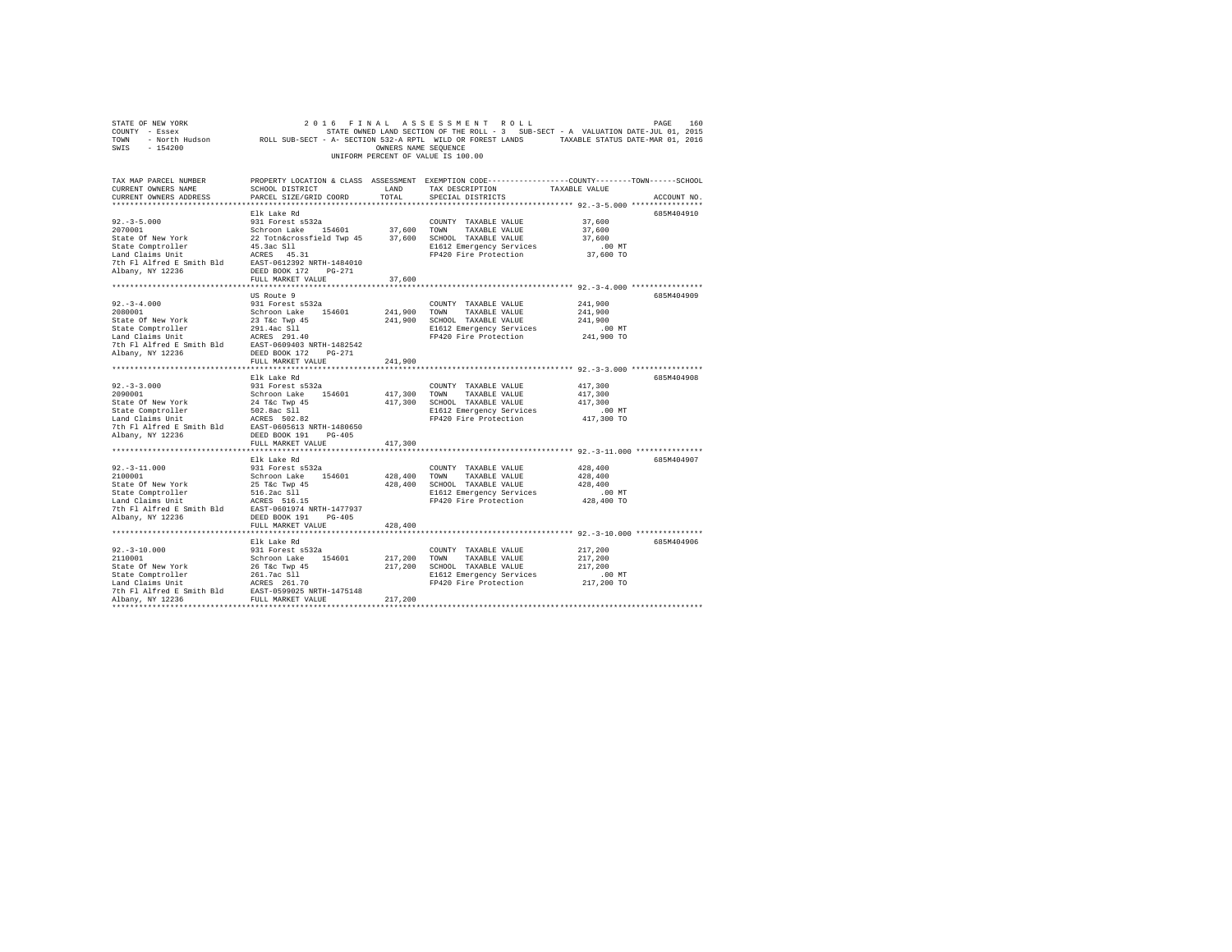```
STATE OF NEW YORK                    2 0 1 6   F I N A L   A S S E S S M E N T   R O L L                          PAGE   160
COUNTY  - Essex                          STATE OWNED LAND SECTION OF THE ROLL - 3   SUB-SECT - A  VALUATION DATE-JUL 01, 2015
TOWN    - North Hudson        ROLL SUB-SECT - A- SECTION 532-A RPTL  WILD OR FOREST LANDS      TAXABLE STATUS DATE-MAR 01, 2016
SWIS    - 154200                                       OWNERS NAME SEQUENCE
                                                UNIFORM PERCENT OF VALUE IS 100.00


TAX MAP PARCEL NUMBER          PROPERTY LOCATION & CLASS  ASSESSMENT  EXEMPTION CODE-----------------COUNTY--------TOWN------SCHOOL
CURRENT OWNERS NAME            SCHOOL DISTRICT              LAND       TAX DESCRIPTION            TAXABLE VALUE
CURRENT OWNERS ADDRESS         PARCEL SIZE/GRID COORD       TOTAL      SPECIAL DISTRICTS                                  ACCOUNT NO.
******************************************************************************************************* 92.-3-5.000 ****************
                               Elk Lake Rd                                                                             685M404910
92.-3-5.000                    931 Forest s532a                          COUNTY  TAXABLE VALUE          37,600
2070001                        Schroon Lake   154601        37,600    TOWN    TAXABLE VALUE          37,600
State Of New York              22 Totn&crossfield Twp 45    37,600    SCHOOL  TAXABLE VALUE          37,600
State Comptroller              45.3ac Sll                                E1612 Emergency Services          .00 MT
Land Claims Unit               ACRES   45.31                             FP420 Fire Protection          37,600 TO
7th Fl Alfred E Smith Bld      EAST-0612392 NRTH-1484010
Albany, NY 12236               DEED BOOK 172    PG-271
                               FULL MARKET VALUE            37,600
******************************************************************************************************* 92.-3-4.000 ****************
                               US Route 9                                                                              685M404909
92.-3-4.000                    931 Forest s532a                          COUNTY  TAXABLE VALUE         241,900
2080001                        Schroon Lake   154601       241,900    TOWN    TAXABLE VALUE         241,900
State Of New York              23 T&c Twp 45               241,900    SCHOOL  TAXABLE VALUE         241,900
State Comptroller              291.4ac Sll                               E1612 Emergency Services          .00 MT
Land Claims Unit               ACRES  291.40                             FP420 Fire Protection         241,900 TO
7th Fl Alfred E Smith Bld      EAST-0609403 NRTH-1482542
Albany, NY 12236               DEED BOOK 172    PG-271
                               FULL MARKET VALUE           241,900
******************************************************************************************************* 92.-3-3.000 ****************
                               Elk Lake Rd                                                                             685M404908
92.-3-3.000                    931 Forest s532a                          COUNTY  TAXABLE VALUE         417,300
2090001                        Schroon Lake   154601       417,300    TOWN    TAXABLE VALUE         417,300
State Of New York              24 T&c Twp 45               417,300    SCHOOL  TAXABLE VALUE         417,300
State Comptroller              502.8ac Sll                               E1612 Emergency Services          .00 MT
Land Claims Unit               ACRES  502.82                             FP420 Fire Protection         417,300 TO
7th Fl Alfred E Smith Bld      EAST-0605613 NRTH-1480650
Albany, NY 12236               DEED BOOK 191    PG-405
                               FULL MARKET VALUE           417,300
******************************************************************************************************* 92.-3-11.000 ***************
                               Elk Lake Rd                                                                             685M404907
92.-3-11.000                   931 Forest s532a                          COUNTY  TAXABLE VALUE         428,400
2100001                        Schroon Lake   154601       428,400    TOWN    TAXABLE VALUE         428,400
State Of New York              25 T&c Twp 45               428,400    SCHOOL  TAXABLE VALUE         428,400
State Comptroller              516.2ac Sll                               E1612 Emergency Services          .00 MT
Land Claims Unit               ACRES  516.15                             FP420 Fire Protection         428,400 TO
7th Fl Alfred E Smith Bld      EAST-0601974 NRTH-1477937
Albany, NY 12236               DEED BOOK 191    PG-405
                               FULL MARKET VALUE           428,400
******************************************************************************************************* 92.-3-10.000 ***************
                               Elk Lake Rd                                                                             685M404906
92.-3-10.000                   931 Forest s532a                          COUNTY  TAXABLE VALUE         217,200
2110001                        Schroon Lake   154601       217,200    TOWN    TAXABLE VALUE         217,200
State Of New York              26 T&c Twp 45               217,200    SCHOOL  TAXABLE VALUE         217,200
State Comptroller              261.7ac Sll                               E1612 Emergency Services          .00 MT
Land Claims Unit               ACRES  261.70                             FP420 Fire Protection         217,200 TO
7th Fl Alfred E Smith Bld      EAST-0599025 NRTH-1475148
Albany, NY 12236               FULL MARKET VALUE           217,200
************************************************************************************************************************************
```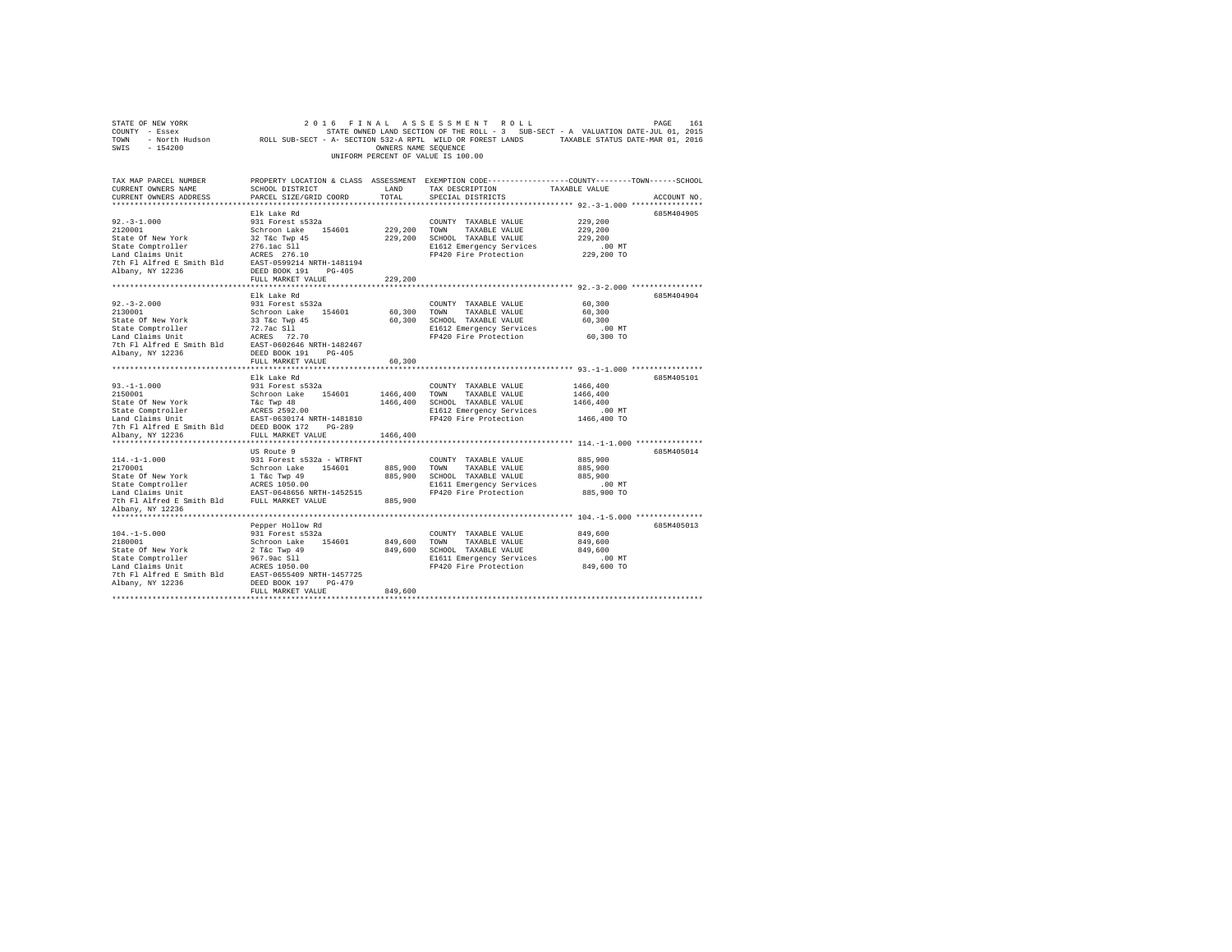STATE OF NEW YORK 2016 FINAL ASSESSMENT ROLL
COUNTY - Essex STATE OWNED LAND SECTION OF THE ROLL - 3 SUB-SECT - A VALUATION DATE-JUL 01, 2015
TOWN - North Hudson ROLL SUB-SECT - A- SECTION 532-A RPTL WILD OR FOREST LANDS TAXABLE STATUS DATE-MAR 01, 2016
SWIS - 154200 OWNERS NAME SEQUENCE
UNIFORM PERCENT OF VALUE IS 100.00

| TAX MAP PARCEL NUMBER / CURRENT OWNERS NAME / CURRENT OWNERS ADDRESS | PROPERTY LOCATION & CLASS / SCHOOL DISTRICT / PARCEL SIZE/GRID COORD | ASSESSMENT LAND | TOTAL | EXEMPTION CODE / TAX DESCRIPTION / SPECIAL DISTRICTS | TAXABLE VALUE (COUNTY / TOWN / SCHOOL) | ACCOUNT NO. |
|---|---|---|---|---|---|---|
| 92.-3-1.000 | Elk Lake Rd | | | | | 685M404905 |
| 2120001 | 931 Forest s532a | | | COUNTY TAXABLE VALUE | 229,200 | |
| State Of New York | Schroon Lake 154601 | 229,200 | | TOWN TAXABLE VALUE | 229,200 | |
| State Comptroller | 32 T&c Twp 45 | | 229,200 | SCHOOL TAXABLE VALUE | 229,200 | |
| Land Claims Unit | 276.1ac Sll | | | E1612 Emergency Services | .00 MT | |
| 7th Fl Alfred E Smith Bld | ACRES 276.10 | | | FP420 Fire Protection | 229,200 TO | |
| Albany, NY 12236 | EAST-0599214 NRTH-1481194 | | | | | |
| | DEED BOOK 191 PG-405 | | | | | |
| | FULL MARKET VALUE | | 229,200 | | | |
| 92.-3-2.000 | Elk Lake Rd | | | | | 685M404904 |
| 2130001 | 931 Forest s532a | | | COUNTY TAXABLE VALUE | 60,300 | |
| State Of New York | Schroon Lake 154601 | 60,300 | | TOWN TAXABLE VALUE | 60,300 | |
| State Comptroller | 33 T&c Twp 45 | | 60,300 | SCHOOL TAXABLE VALUE | 60,300 | |
| Land Claims Unit | 72.7ac Sll | | | E1612 Emergency Services | .00 MT | |
| 7th Fl Alfred E Smith Bld | ACRES 72.70 | | | FP420 Fire Protection | 60,300 TO | |
| Albany, NY 12236 | EAST-0602646 NRTH-1482467 | | | | | |
| | DEED BOOK 191 PG-405 | | | | | |
| | FULL MARKET VALUE | | 60,300 | | | |
| 93.-1-1.000 | Elk Lake Rd | | | | | 685M405101 |
| 2150001 | 931 Forest s532a | | | COUNTY TAXABLE VALUE | 1466,400 | |
| State Of New York | Schroon Lake 154601 | 1466,400 | | TOWN TAXABLE VALUE | 1466,400 | |
| State Comptroller | T&c Twp 48 | | 1466,400 | SCHOOL TAXABLE VALUE | 1466,400 | |
| Land Claims Unit | ACRES 2592.00 | | | E1612 Emergency Services | .00 MT | |
| 7th Fl Alfred E Smith Bld | EAST-0630174 NRTH-1481810 | | | FP420 Fire Protection | 1466,400 TO | |
| Albany, NY 12236 | DEED BOOK 172 PG-289 | | | | | |
| | FULL MARKET VALUE | | 1466,400 | | | |
| 114.-1-1.000 | US Route 9 | | | | | 685M405014 |
| 2170001 | 931 Forest s532a - WTRFNT | | | COUNTY TAXABLE VALUE | 885,900 | |
| State Of New York | Schroon Lake 154601 | 885,900 | | TOWN TAXABLE VALUE | 885,900 | |
| State Comptroller | 1 T&c Twp 49 | | 885,900 | SCHOOL TAXABLE VALUE | 885,900 | |
| Land Claims Unit | ACRES 1050.00 | | | E1611 Emergency Services | .00 MT | |
| 7th Fl Alfred E Smith Bld | EAST-0648656 NRTH-1452515 | | | FP420 Fire Protection | 885,900 TO | |
| Albany, NY 12236 | FULL MARKET VALUE | | 885,900 | | | |
| 104.-1-5.000 | Pepper Hollow Rd | | | | | 685M405013 |
| 2180001 | 931 Forest s532a | | | COUNTY TAXABLE VALUE | 849,600 | |
| State Of New York | Schroon Lake 154601 | 849,600 | | TOWN TAXABLE VALUE | 849,600 | |
| State Comptroller | 2 T&c Twp 49 | | 849,600 | SCHOOL TAXABLE VALUE | 849,600 | |
| Land Claims Unit | 967.9ac Sll | | | E1611 Emergency Services | .00 MT | |
| 7th Fl Alfred E Smith Bld | ACRES 1050.00 | | | FP420 Fire Protection | 849,600 TO | |
| Albany, NY 12236 | EAST-0655409 NRTH-1457725 | | | | | |
| | DEED BOOK 197 PG-479 | | | | | |
| | FULL MARKET VALUE | | 849,600 | | | |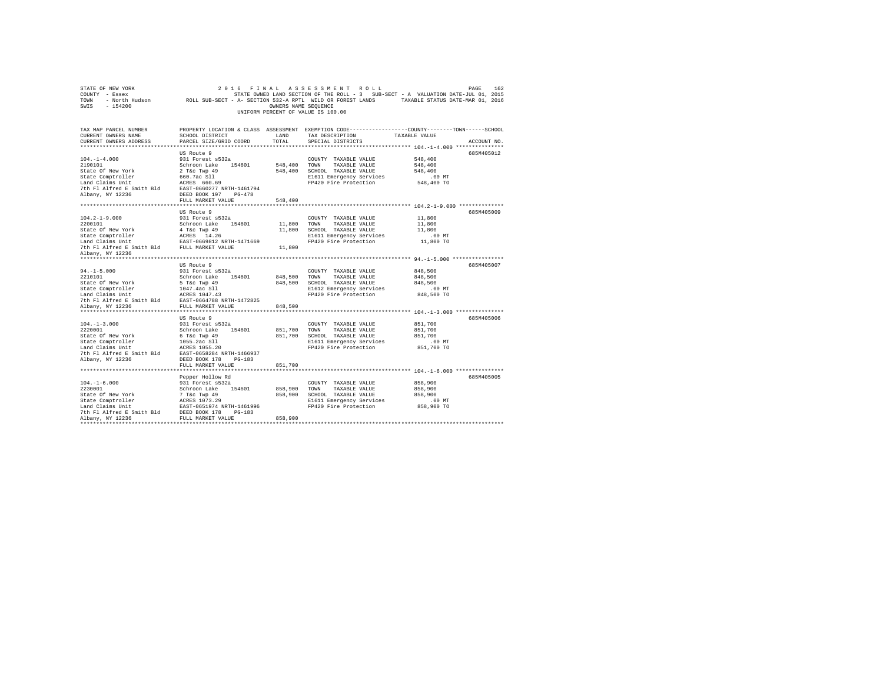STATE OF NEW YORK  
COUNTY - Essex  
TOWN - North Hudson  
SWIS - 154200

2 0 1 6 F I N A L A S S E S S M E N T R O L L  
STATE OWNED LAND SECTION OF THE ROLL - 3 SUB-SECT - A VALUATION DATE-JUL 01, 2015  
ROLL SUB-SECT - A- SECTION 532-A RPTL WILD OR FOREST LANDS TAXABLE STATUS DATE-MAR 01, 2016  
OWNERS NAME SEQUENCE  
UNIFORM PERCENT OF VALUE IS 100.00

| TAX MAP PARCEL NUMBER / CURRENT OWNERS NAME / CURRENT OWNERS ADDRESS | PROPERTY LOCATION & CLASS / SCHOOL DISTRICT / PARCEL SIZE/GRID COORD | ASSESSMENT LAND / TOTAL | EXEMPTION CODE / TAX DESCRIPTION / SPECIAL DISTRICTS | TAXABLE VALUE (COUNTY / TOWN / SCHOOL) | ACCOUNT NO. |
|---|---|---|---|---|---|
| 104.-1-4.000<br>2190101<br>State Of New York<br>State Comptroller<br>Land Claims Unit<br>7th Fl Alfred E Smith Bld<br>Albany, NY 12236 | US Route 9<br>931 Forest s532a<br>Schroon Lake 154601<br>2 T&c Twp 49<br>660.7ac Sll<br>ACRES 660.69<br>EAST-0660277 NRTH-1461794<br>DEED BOOK 197 PG-478<br>FULL MARKET VALUE | 548,400<br>548,400<br><br><br><br><br><br>548,400 | COUNTY TAXABLE VALUE<br>TOWN TAXABLE VALUE<br>SCHOOL TAXABLE VALUE<br>E1611 Emergency Services<br>FP420 Fire Protection | 548,400<br>548,400<br>548,400<br>.00 MT<br>548,400 TO | 685M405012 |
| 104.2-1-9.000<br>2200101<br>State Of New York<br>State Comptroller<br>Land Claims Unit<br>7th Fl Alfred E Smith Bld<br>Albany, NY 12236 | US Route 9<br>931 Forest s532a<br>Schroon Lake 154601<br>4 T&c Twp 49<br>ACRES 14.26<br>EAST-0669812 NRTH-1471669<br>FULL MARKET VALUE | 11,800<br>11,800<br><br><br><br>11,800 | COUNTY TAXABLE VALUE<br>TOWN TAXABLE VALUE<br>SCHOOL TAXABLE VALUE<br>E1611 Emergency Services<br>FP420 Fire Protection | 11,800<br>11,800<br>11,800<br>.00 MT<br>11,800 TO | 685M405009 |
| 94.-1-5.000<br>2210101<br>State Of New York<br>State Comptroller<br>Land Claims Unit<br>7th Fl Alfred E Smith Bld<br>Albany, NY 12236 | US Route 9<br>931 Forest s532a<br>Schroon Lake 154601<br>5 T&c Twp 49<br>1047.4ac Sll<br>ACRES 1047.43<br>EAST-0664788 NRTH-1472825<br>FULL MARKET VALUE | 848,500<br>848,500<br><br><br><br><br>848,500 | COUNTY TAXABLE VALUE<br>TOWN TAXABLE VALUE<br>SCHOOL TAXABLE VALUE<br>E1612 Emergency Services<br>FP420 Fire Protection | 848,500<br>848,500<br>848,500<br>.00 MT<br>848,500 TO | 685M405007 |
| 104.-1-3.000<br>2220001<br>State Of New York<br>State Comptroller<br>Land Claims Unit<br>7th Fl Alfred E Smith Bld<br>Albany, NY 12236 | US Route 9<br>931 Forest s532a<br>Schroon Lake 154601<br>6 T&c Twp 49<br>1055.2ac Sll<br>ACRES 1055.20<br>EAST-0658284 NRTH-1466937<br>DEED BOOK 178 PG-183<br>FULL MARKET VALUE | 851,700<br>851,700<br><br><br><br><br><br>851,700 | COUNTY TAXABLE VALUE<br>TOWN TAXABLE VALUE<br>SCHOOL TAXABLE VALUE<br>E1611 Emergency Services<br>FP420 Fire Protection | 851,700<br>851,700<br>851,700<br>.00 MT<br>851,700 TO | 685M405006 |
| 104.-1-6.000<br>2230001<br>State Of New York<br>State Comptroller<br>Land Claims Unit<br>7th Fl Alfred E Smith Bld<br>Albany, NY 12236 | Pepper Hollow Rd<br>931 Forest s532a<br>Schroon Lake 154601<br>7 T&c Twp 49<br>ACRES 1073.29<br>EAST-0651974 NRTH-1461996<br>DEED BOOK 178 PG-183<br>FULL MARKET VALUE | 858,900<br>858,900<br><br><br><br><br>858,900 | COUNTY TAXABLE VALUE<br>TOWN TAXABLE VALUE<br>SCHOOL TAXABLE VALUE<br>E1611 Emergency Services<br>FP420 Fire Protection | 858,900<br>858,900<br>858,900<br>.00 MT<br>858,900 TO | 685M405005 |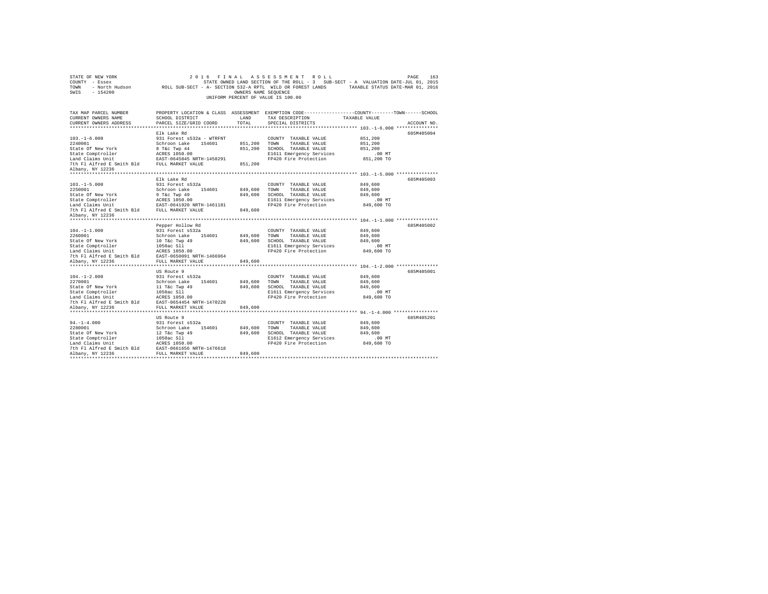STATE OF NEW YORK
COUNTY - Essex
TOWN - North Hudson
SWIS - 154200

2016 FINAL ASSESSMENT ROLL
STATE OWNED LAND SECTION OF THE ROLL - 3 SUB-SECT - A VALUATION DATE-JUL 01, 2015
ROLL SUB-SECT - A- SECTION 532-A RPTL WILD OR FOREST LANDS TAXABLE STATUS DATE-MAR 01, 2016
OWNERS NAME SEQUENCE
UNIFORM PERCENT OF VALUE IS 100.00

| TAX MAP PARCEL NUMBER / CURRENT OWNERS NAME / CURRENT OWNERS ADDRESS | PROPERTY LOCATION & CLASS / SCHOOL DISTRICT / PARCEL SIZE/GRID COORD | ASSESSMENT LAND | TOTAL | EXEMPTION CODE / TAX DESCRIPTION / SPECIAL DISTRICTS | TAXABLE VALUE (COUNTY / TOWN / SCHOOL) | ACCOUNT NO. |
|---|---|---|---|---|---|---|
| 103.-1-6.000 | Elk Lake Rd | | | | | 685M405004 |
| 2240001 | 931 Forest s532a - WTRFNT | | | COUNTY TAXABLE VALUE | 851,200 | |
| State Of New York | Schroon Lake 154601 | 851,200 | | TOWN TAXABLE VALUE | 851,200 | |
| State Comptroller | 8 T&c Twp 44 | | 851,200 | SCHOOL TAXABLE VALUE | 851,200 | |
| Land Claims Unit | ACRES 1050.00 | | | E1611 Emergency Services | .00 MT | |
| 7th Fl Alfred E Smith Bld | EAST-0645845 NRTH-1458291 | | | FP420 Fire Protection | 851,200 TO | |
| Albany, NY 12236 | FULL MARKET VALUE | | 851,200 | | | |
| 103.-1-5.000 | Elk Lake Rd | | | | | 685M405003 |
| 2250001 | 931 Forest s532a | | | COUNTY TAXABLE VALUE | 849,600 | |
| State Of New York | Schroon Lake 154601 | 849,600 | | TOWN TAXABLE VALUE | 849,600 | |
| State Comptroller | 9 T&c Twp 49 | | 849,600 | SCHOOL TAXABLE VALUE | 849,600 | |
| Land Claims Unit | ACRES 1050.00 | | | E1611 Emergency Services | .00 MT | |
| 7th Fl Alfred E Smith Bld | EAST-0641920 NRTH-1461181 | | | FP420 Fire Protection | 849,600 TO | |
| Albany, NY 12236 | FULL MARKET VALUE | | 849,600 | | | |
| 104.-1-1.000 | Pepper Hollow Rd | | | | | 685M405002 |
| 2260001 | 931 Forest s532a | | | COUNTY TAXABLE VALUE | 849,600 | |
| State Of New York | Schroon Lake 154601 | 849,600 | | TOWN TAXABLE VALUE | 849,600 | |
| State Comptroller | 10 T&c Twp 49 | | 849,600 | SCHOOL TAXABLE VALUE | 849,600 | |
| Land Claims Unit | 1050ac Sll | | | E1611 Emergency Services | .00 MT | |
| 7th Fl Alfred E Smith Bld | ACRES 1050.00 | | | FP420 Fire Protection | 849,600 TO | |
| Albany, NY 12236 | EAST-0650091 NRTH-1466964 | | | | | |
| | FULL MARKET VALUE | | 849,600 | | | |
| 104.-1-2.000 | US Route 9 | | | | | 685M405001 |
| 2270001 | 931 Forest s532a | | | COUNTY TAXABLE VALUE | 849,600 | |
| State Of New York | Schroon Lake 154601 | 849,600 | | TOWN TAXABLE VALUE | 849,600 | |
| State Comptroller | 11 T&c Twp 49 | | 849,600 | SCHOOL TAXABLE VALUE | 849,600 | |
| Land Claims Unit | 1050ac Sll | | | E1611 Emergency Services | .00 MT | |
| 7th Fl Alfred E Smith Bld | ACRES 1050.00 | | | FP420 Fire Protection | 849,600 TO | |
| Albany, NY 12236 | EAST-0654454 NRTH-1470220 | | | | | |
| | FULL MARKET VALUE | | 849,600 | | | |
| 94.-1-4.000 | US Route 9 | | | | | 685M405201 |
| 2280001 | 931 Forest s532a | | | COUNTY TAXABLE VALUE | 849,600 | |
| State Of New York | Schroon Lake 154601 | 849,600 | | TOWN TAXABLE VALUE | 849,600 | |
| State Comptroller | 12 T&c Twp 49 | | 849,600 | SCHOOL TAXABLE VALUE | 849,600 | |
| Land Claims Unit | 1050ac Sll | | | E1612 Emergency Services | .00 MT | |
| 7th Fl Alfred E Smith Bld | ACRES 1050.00 | | | FP420 Fire Protection | 849,600 TO | |
| Albany, NY 12236 | EAST-0661656 NRTH-1476618 | | | | | |
| | FULL MARKET VALUE | | 849,600 | | | |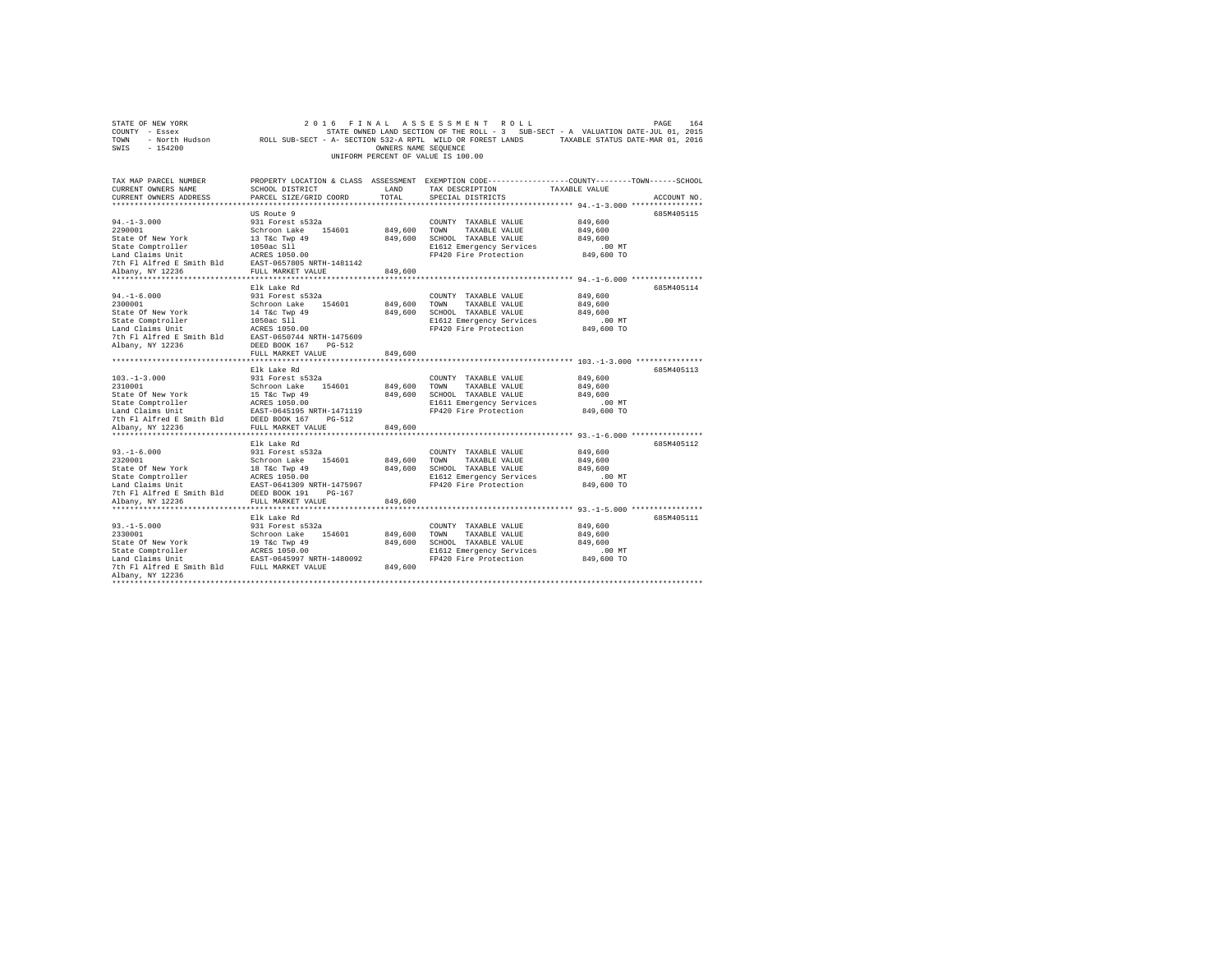STATE OF NEW YORK　　　　2 0 1 6　F I N A L　A S S E S S M E N T　R O L L
COUNTY - Essex　　　　STATE OWNED LAND SECTION OF THE ROLL - 3　SUB-SECT - A　VALUATION DATE-JUL 01, 2015
TOWN - North Hudson　　ROLL SUB-SECT - A- SECTION 532-A RPTL WILD OR FOREST LANDS　　TAXABLE STATUS DATE-MAR 01, 2016
SWIS - 154200　　　　OWNERS NAME SEQUENCE
UNIFORM PERCENT OF VALUE IS 100.00

| TAX MAP PARCEL NUMBER / CURRENT OWNERS NAME / CURRENT OWNERS ADDRESS | PROPERTY LOCATION & CLASS / SCHOOL DISTRICT / PARCEL SIZE/GRID COORD | ASSESSMENT LAND / TOTAL | EXEMPTION CODE / TAX DESCRIPTION / SPECIAL DISTRICTS | COUNTY / TOWN / SCHOOL TAXABLE VALUE | ACCOUNT NO. |
|---|---|---|---|---|---|
| **94.-1-3.000** | US Route 9 | | | | 685M405115 |
| 94.-1-3.000 | 931 Forest s532a | | COUNTY TAXABLE VALUE | 849,600 | |
| 2290001 | Schroon Lake 154601 | 849,600 | TOWN TAXABLE VALUE | 849,600 | |
| State Of New York | 13 T&c Twp 49 | 849,600 | SCHOOL TAXABLE VALUE | 849,600 | |
| State Comptroller | 1050ac Sll | | E1612 Emergency Services | .00 MT | |
| Land Claims Unit | ACRES 1050.00 | | FP420 Fire Protection | 849,600 TO | |
| 7th Fl Alfred E Smith Bld | EAST-0657805 NRTH-1481142 | | | | |
| Albany, NY 12236 | FULL MARKET VALUE | 849,600 | | | |
| **94.-1-6.000** | Elk Lake Rd | | | | 685M405114 |
| 94.-1-6.000 | 931 Forest s532a | | COUNTY TAXABLE VALUE | 849,600 | |
| 2300001 | Schroon Lake 154601 | 849,600 | TOWN TAXABLE VALUE | 849,600 | |
| State Of New York | 14 T&c Twp 49 | 849,600 | SCHOOL TAXABLE VALUE | 849,600 | |
| State Comptroller | 1050ac Sll | | E1612 Emergency Services | .00 MT | |
| Land Claims Unit | ACRES 1050.00 | | FP420 Fire Protection | 849,600 TO | |
| 7th Fl Alfred E Smith Bld | EAST-0650744 NRTH-1475609 | | | | |
| Albany, NY 12236 | DEED BOOK 167 PG-512 | | | | |
| | FULL MARKET VALUE | 849,600 | | | |
| **103.-1-3.000** | Elk Lake Rd | | | | 685M405113 |
| 103.-1-3.000 | 931 Forest s532a | | COUNTY TAXABLE VALUE | 849,600 | |
| 2310001 | Schroon Lake 154601 | 849,600 | TOWN TAXABLE VALUE | 849,600 | |
| State Of New York | 15 T&c Twp 49 | 849,600 | SCHOOL TAXABLE VALUE | 849,600 | |
| State Comptroller | ACRES 1050.00 | | E1611 Emergency Services | .00 MT | |
| Land Claims Unit | EAST-0645195 NRTH-1471119 | | FP420 Fire Protection | 849,600 TO | |
| 7th Fl Alfred E Smith Bld | DEED BOOK 167 PG-512 | | | | |
| Albany, NY 12236 | FULL MARKET VALUE | 849,600 | | | |
| **93.-1-6.000** | Elk Lake Rd | | | | 685M405112 |
| 93.-1-6.000 | 931 Forest s532a | | COUNTY TAXABLE VALUE | 849,600 | |
| 2320001 | Schroon Lake 154601 | 849,600 | TOWN TAXABLE VALUE | 849,600 | |
| State Of New York | 18 T&c Twp 49 | 849,600 | SCHOOL TAXABLE VALUE | 849,600 | |
| State Comptroller | ACRES 1050.00 | | E1612 Emergency Services | .00 MT | |
| Land Claims Unit | EAST-0641309 NRTH-1475967 | | FP420 Fire Protection | 849,600 TO | |
| 7th Fl Alfred E Smith Bld | DEED BOOK 191 PG-167 | | | | |
| Albany, NY 12236 | FULL MARKET VALUE | 849,600 | | | |
| **93.-1-5.000** | Elk Lake Rd | | | | 685M405111 |
| 93.-1-5.000 | 931 Forest s532a | | COUNTY TAXABLE VALUE | 849,600 | |
| 2330001 | Schroon Lake 154601 | 849,600 | TOWN TAXABLE VALUE | 849,600 | |
| State Of New York | 19 T&c Twp 49 | 849,600 | SCHOOL TAXABLE VALUE | 849,600 | |
| State Comptroller | ACRES 1050.00 | | E1612 Emergency Services | .00 MT | |
| Land Claims Unit | EAST-0645997 NRTH-1480092 | | FP420 Fire Protection | 849,600 TO | |
| 7th Fl Alfred E Smith Bld | FULL MARKET VALUE | 849,600 | | | |
| Albany, NY 12236 | | | | | |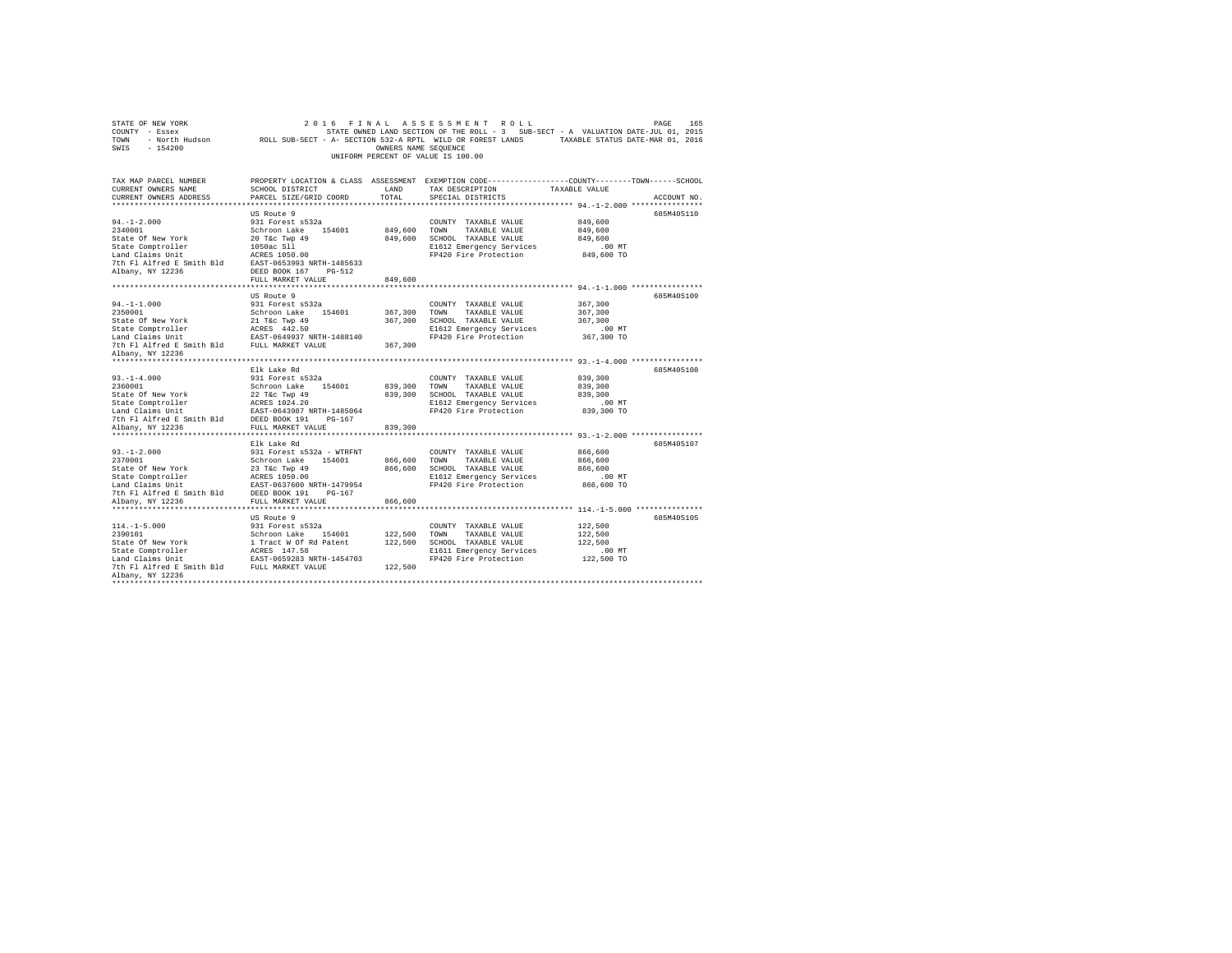STATE OF NEW YORK 2016 FINAL ASSESSMENT ROLL
COUNTY - Essex STATE OWNED LAND SECTION OF THE ROLL - 3 SUB-SECT - A VALUATION DATE-JUL 01, 2015
TOWN - North Hudson ROLL SUB-SECT - A- SECTION 532-A RPTL WILD OR FOREST LANDS TAXABLE STATUS DATE-MAR 01, 2016
SWIS - 154200 OWNERS NAME SEQUENCE
UNIFORM PERCENT OF VALUE IS 100.00

| TAX MAP PARCEL NUMBER / CURRENT OWNERS NAME / CURRENT OWNERS ADDRESS | PROPERTY LOCATION & CLASS / SCHOOL DISTRICT / PARCEL SIZE/GRID COORD | ASSESSMENT LAND / TOTAL | EXEMPTION CODE / TAX DESCRIPTION / SPECIAL DISTRICTS | COUNTY--------TOWN------SCHOOL TAXABLE VALUE | ACCOUNT NO. |
|---|---|---|---|---|---|
| 94.-1-2.000 | US Route 9 | | | | 685M405110 |
| 2340001 | 931 Forest s532a | | COUNTY TAXABLE VALUE | 849,600 | |
| State Of New York | Schroon Lake 154601 | 849,600 | TOWN TAXABLE VALUE | 849,600 | |
| State Comptroller | 20 T&c Twp 49 | 849,600 | SCHOOL TAXABLE VALUE | 849,600 | |
| Land Claims Unit | 1050ac Sll | | E1612 Emergency Services | .00 MT | |
| 7th Fl Alfred E Smith Bld | ACRES 1050.00 | | FP420 Fire Protection | 849,600 TO | |
| Albany, NY 12236 | EAST-0653993 NRTH-1485633 | | | | |
| | DEED BOOK 167 PG-512 | | | | |
| | FULL MARKET VALUE | 849,600 | | | |
| 94.-1-1.000 | US Route 9 | | | | 685M405109 |
| 2350001 | 931 Forest s532a | | COUNTY TAXABLE VALUE | 367,300 | |
| State Of New York | Schroon Lake 154601 | 367,300 | TOWN TAXABLE VALUE | 367,300 | |
| State Comptroller | 21 T&c Twp 49 | 367,300 | SCHOOL TAXABLE VALUE | 367,300 | |
| Land Claims Unit | ACRES 442.50 | | E1612 Emergency Services | .00 MT | |
| 7th Fl Alfred E Smith Bld | EAST-0649937 NRTH-1488140 | | FP420 Fire Protection | 367,300 TO | |
| Albany, NY 12236 | FULL MARKET VALUE | 367,300 | | | |
| 93.-1-4.000 | Elk Lake Rd | | | | 685M405108 |
| 2360001 | 931 Forest s532a | | COUNTY TAXABLE VALUE | 839,300 | |
| State Of New York | Schroon Lake 154601 | 839,300 | TOWN TAXABLE VALUE | 839,300 | |
| State Comptroller | 22 T&c Twp 49 | 839,300 | SCHOOL TAXABLE VALUE | 839,300 | |
| Land Claims Unit | ACRES 1024.20 | | E1612 Emergency Services | .00 MT | |
| 7th Fl Alfred E Smith Bld | EAST-0643987 NRTH-1485064 | | FP420 Fire Protection | 839,300 TO | |
| Albany, NY 12236 | DEED BOOK 191 PG-167 | | | | |
| | FULL MARKET VALUE | 839,300 | | | |
| 93.-1-2.000 | Elk Lake Rd | | | | 685M405107 |
| 2370001 | 931 Forest s532a - WTRFNT | | COUNTY TAXABLE VALUE | 866,600 | |
| State Of New York | Schroon Lake 154601 | 866,600 | TOWN TAXABLE VALUE | 866,600 | |
| State Comptroller | 23 T&c Twp 49 | 866,600 | SCHOOL TAXABLE VALUE | 866,600 | |
| Land Claims Unit | ACRES 1050.00 | | E1612 Emergency Services | .00 MT | |
| 7th Fl Alfred E Smith Bld | EAST-0637600 NRTH-1479954 | | FP420 Fire Protection | 866,600 TO | |
| Albany, NY 12236 | DEED BOOK 191 PG-167 | | | | |
| | FULL MARKET VALUE | 866,600 | | | |
| 114.-1-5.000 | US Route 9 | | | | 685M405105 |
| 2390101 | 931 Forest s532a | | COUNTY TAXABLE VALUE | 122,500 | |
| State Of New York | Schroon Lake 154601 | 122,500 | TOWN TAXABLE VALUE | 122,500 | |
| State Comptroller | 1 Tract W Of Rd Patent | 122,500 | SCHOOL TAXABLE VALUE | 122,500 | |
| Land Claims Unit | ACRES 147.58 | | E1611 Emergency Services | .00 MT | |
| 7th Fl Alfred E Smith Bld | EAST-0659283 NRTH-1454703 | | FP420 Fire Protection | 122,500 TO | |
| Albany, NY 12236 | FULL MARKET VALUE | 122,500 | | | |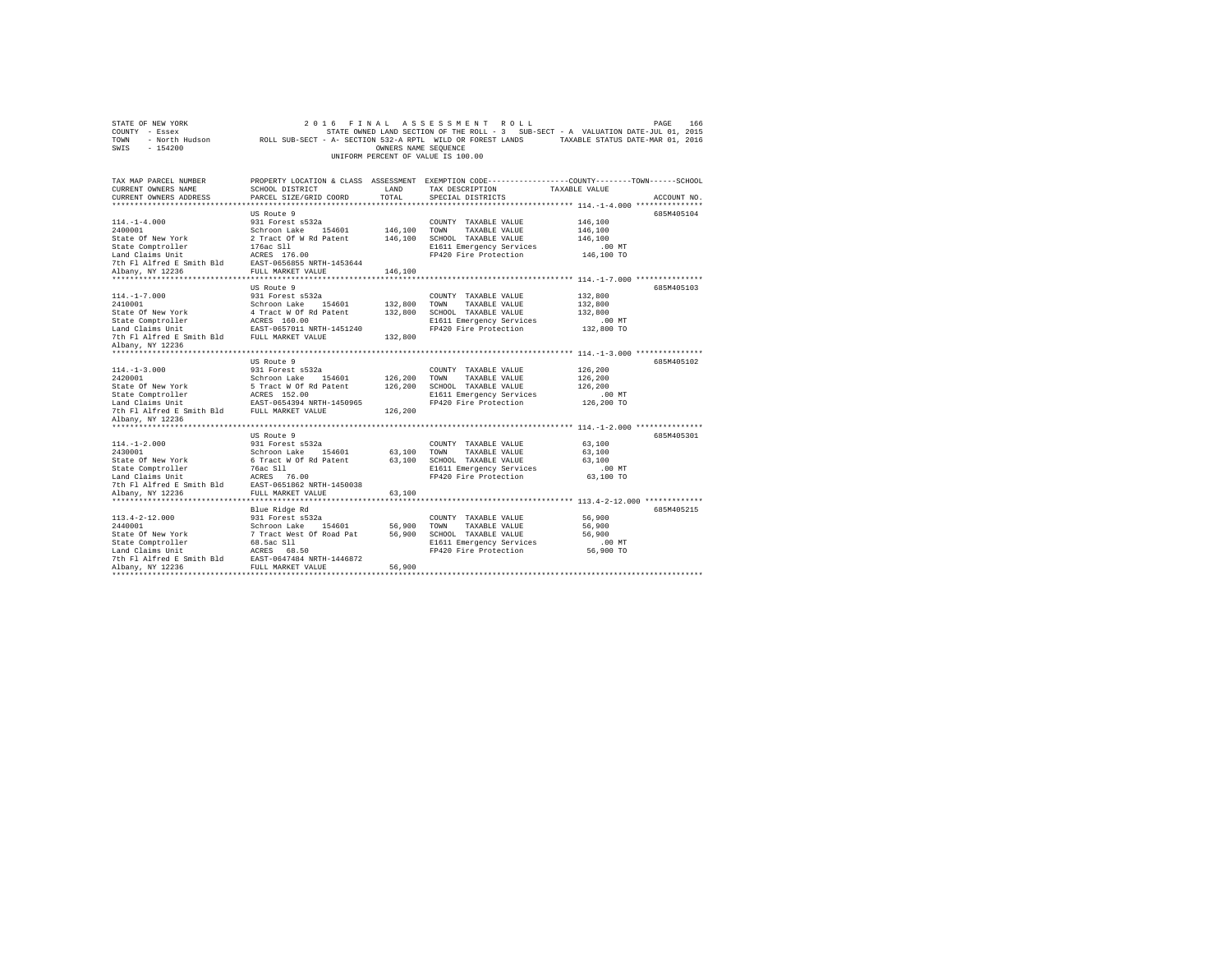STATE OF NEW YORK 2016 FINAL ASSESSMENT ROLL
COUNTY - Essex STATE OWNED LAND SECTION OF THE ROLL - 3 SUB-SECT - A VALUATION DATE-JUL 01, 2015
TOWN - North Hudson ROLL SUB-SECT - A- SECTION 532-A RPTL WILD OR FOREST LANDS TAXABLE STATUS DATE-MAR 01, 2016
SWIS - 154200 OWNERS NAME SEQUENCE
UNIFORM PERCENT OF VALUE IS 100.00

| TAX MAP PARCEL NUMBER / CURRENT OWNERS NAME / CURRENT OWNERS ADDRESS | PROPERTY LOCATION & CLASS / SCHOOL DISTRICT / PARCEL SIZE/GRID COORD | ASSESSMENT LAND | TOTAL | EXEMPTION CODE / TAX DESCRIPTION / SPECIAL DISTRICTS | TAXABLE VALUE (COUNTY / TOWN / SCHOOL) | ACCOUNT NO. |
|---|---|---|---|---|---|---|
| 114.-1-4.000 | US Route 9 | | | | | 685M405104 |
| | 931 Forest s532a | | | COUNTY TAXABLE VALUE | 146,100 | |
| 2400001 | Schroon Lake 154601 | 146,100 | | TOWN TAXABLE VALUE | 146,100 | |
| State Of New York | 2 Tract Of W Rd Patent | | 146,100 | SCHOOL TAXABLE VALUE | 146,100 | |
| State Comptroller | 176ac Sll | | | E1611 Emergency Services | .00 MT | |
| Land Claims Unit | ACRES 176.00 | | | FP420 Fire Protection | 146,100 TO | |
| 7th Fl Alfred E Smith Bld | EAST-0656855 NRTH-1453644 | | | | | |
| Albany, NY 12236 | FULL MARKET VALUE | | 146,100 | | | |
| 114.-1-7.000 | US Route 9 | | | | | 685M405103 |
| | 931 Forest s532a | | | COUNTY TAXABLE VALUE | 132,800 | |
| 2410001 | Schroon Lake 154601 | 132,800 | | TOWN TAXABLE VALUE | 132,800 | |
| State Of New York | 4 Tract W Of Rd Patent | | 132,800 | SCHOOL TAXABLE VALUE | 132,800 | |
| State Comptroller | ACRES 160.00 | | | E1611 Emergency Services | .00 MT | |
| Land Claims Unit | EAST-0657011 NRTH-1451240 | | | FP420 Fire Protection | 132,800 TO | |
| 7th Fl Alfred E Smith Bld | FULL MARKET VALUE | | 132,800 | | | |
| Albany, NY 12236 | | | | | | |
| 114.-1-3.000 | US Route 9 | | | | | 685M405102 |
| | 931 Forest s532a | | | COUNTY TAXABLE VALUE | 126,200 | |
| 2420001 | Schroon Lake 154601 | 126,200 | | TOWN TAXABLE VALUE | 126,200 | |
| State Of New York | 5 Tract W Of Rd Patent | | 126,200 | SCHOOL TAXABLE VALUE | 126,200 | |
| State Comptroller | ACRES 152.00 | | | E1611 Emergency Services | .00 MT | |
| Land Claims Unit | EAST-0654394 NRTH-1450965 | | | FP420 Fire Protection | 126,200 TO | |
| 7th Fl Alfred E Smith Bld | FULL MARKET VALUE | | 126,200 | | | |
| Albany, NY 12236 | | | | | | |
| 114.-1-2.000 | US Route 9 | | | | | 685M405301 |
| | 931 Forest s532a | | | COUNTY TAXABLE VALUE | 63,100 | |
| 2430001 | Schroon Lake 154601 | 63,100 | | TOWN TAXABLE VALUE | 63,100 | |
| State Of New York | 6 Tract W Of Rd Patent | | 63,100 | SCHOOL TAXABLE VALUE | 63,100 | |
| State Comptroller | 76ac Sll | | | E1611 Emergency Services | .00 MT | |
| Land Claims Unit | ACRES 76.00 | | | FP420 Fire Protection | 63,100 TO | |
| 7th Fl Alfred E Smith Bld | EAST-0651862 NRTH-1450038 | | | | | |
| Albany, NY 12236 | FULL MARKET VALUE | | 63,100 | | | |
| 113.4-2-12.000 | Blue Ridge Rd | | | | | 685M405215 |
| | 931 Forest s532a | | | COUNTY TAXABLE VALUE | 56,900 | |
| 2440001 | Schroon Lake 154601 | 56,900 | | TOWN TAXABLE VALUE | 56,900 | |
| State Of New York | 7 Tract West Of Road Pat | | 56,900 | SCHOOL TAXABLE VALUE | 56,900 | |
| State Comptroller | 68.5ac Sll | | | E1611 Emergency Services | .00 MT | |
| Land Claims Unit | ACRES 68.50 | | | FP420 Fire Protection | 56,900 TO | |
| 7th Fl Alfred E Smith Bld | EAST-0647484 NRTH-1446872 | | | | | |
| Albany, NY 12236 | FULL MARKET VALUE | | 56,900 | | | |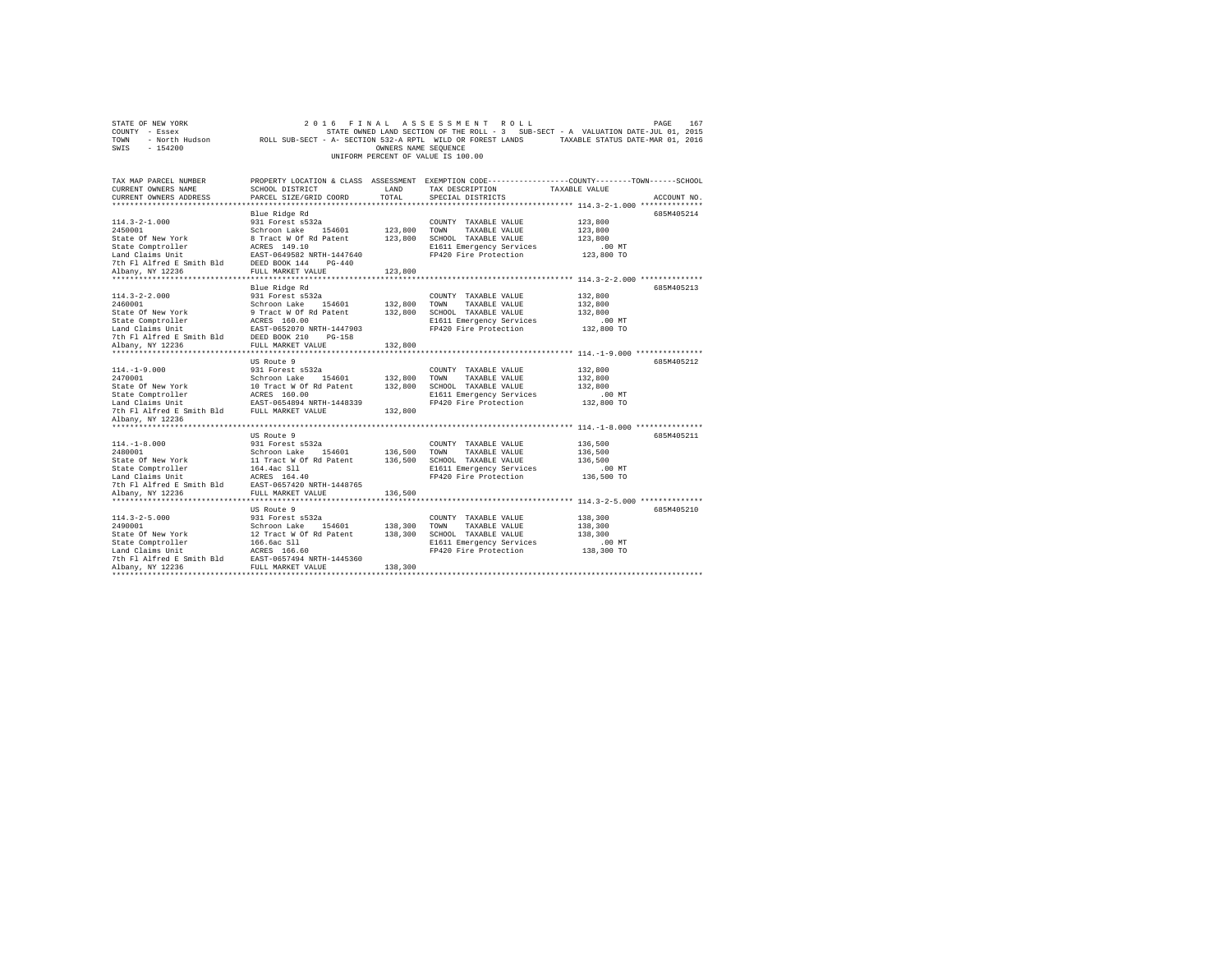STATE OF NEW YORK — 2016 FINAL ASSESSMENT ROLL
COUNTY - Essex — STATE OWNED LAND SECTION OF THE ROLL - 3 SUB-SECT - A VALUATION DATE-JUL 01, 2015
TOWN - North Hudson — ROLL SUB-SECT - A- SECTION 532-A RPTL WILD OR FOREST LANDS — TAXABLE STATUS DATE-MAR 01, 2016
SWIS - 154200 — OWNERS NAME SEQUENCE
UNIFORM PERCENT OF VALUE IS 100.00

| TAX MAP PARCEL NUMBER / CURRENT OWNERS NAME / CURRENT OWNERS ADDRESS | PROPERTY LOCATION & CLASS / SCHOOL DISTRICT / PARCEL SIZE/GRID COORD | ASSESSMENT LAND / TOTAL | EXEMPTION CODE / TAX DESCRIPTION / SPECIAL DISTRICTS | COUNTY / TOWN / SCHOOL TAXABLE VALUE | ACCOUNT NO. |
|---|---|---|---|---|---|
| 114.3-2-1.000 | Blue Ridge Rd | | | | 685M405214 |
| 114.3-2-1.000 | 931 Forest s532a | | COUNTY TAXABLE VALUE | 123,800 | |
| 2450001 | Schroon Lake 154601 | 123,800 | TOWN TAXABLE VALUE | 123,800 | |
| State Of New York | 8 Tract W Of Rd Patent | 123,800 | SCHOOL TAXABLE VALUE | 123,800 | |
| State Comptroller | ACRES 149.10 | | E1611 Emergency Services | .00 MT | |
| Land Claims Unit | EAST-0649582 NRTH-1447640 | | FP420 Fire Protection | 123,800 TO | |
| 7th Fl Alfred E Smith Bld | DEED BOOK 144 PG-440 | | | | |
| Albany, NY 12236 | FULL MARKET VALUE | 123,800 | | | |
| 114.3-2-2.000 | Blue Ridge Rd | | | | 685M405213 |
| 114.3-2-2.000 | 931 Forest s532a | | COUNTY TAXABLE VALUE | 132,800 | |
| 2460001 | Schroon Lake 154601 | 132,800 | TOWN TAXABLE VALUE | 132,800 | |
| State Of New York | 9 Tract W Of Rd Patent | 132,800 | SCHOOL TAXABLE VALUE | 132,800 | |
| State Comptroller | ACRES 160.00 | | E1611 Emergency Services | .00 MT | |
| Land Claims Unit | EAST-0652070 NRTH-1447903 | | FP420 Fire Protection | 132,800 TO | |
| 7th Fl Alfred E Smith Bld | DEED BOOK 210 PG-158 | | | | |
| Albany, NY 12236 | FULL MARKET VALUE | 132,800 | | | |
| 114.-1-9.000 | US Route 9 | | | | 685M405212 |
| 114.-1-9.000 | 931 Forest s532a | | COUNTY TAXABLE VALUE | 132,800 | |
| 2470001 | Schroon Lake 154601 | 132,800 | TOWN TAXABLE VALUE | 132,800 | |
| State Of New York | 10 Tract W Of Rd Patent | 132,800 | SCHOOL TAXABLE VALUE | 132,800 | |
| State Comptroller | ACRES 160.00 | | E1611 Emergency Services | .00 MT | |
| Land Claims Unit | EAST-0654894 NRTH-1448339 | | FP420 Fire Protection | 132,800 TO | |
| 7th Fl Alfred E Smith Bld | FULL MARKET VALUE | 132,800 | | | |
| Albany, NY 12236 | | | | | |
| 114.-1-8.000 | US Route 9 | | | | 685M405211 |
| 114.-1-8.000 | 931 Forest s532a | | COUNTY TAXABLE VALUE | 136,500 | |
| 2480001 | Schroon Lake 154601 | 136,500 | TOWN TAXABLE VALUE | 136,500 | |
| State Of New York | 11 Tract W Of Rd Patent | 136,500 | SCHOOL TAXABLE VALUE | 136,500 | |
| State Comptroller | 164.4ac Sll | | E1611 Emergency Services | .00 MT | |
| Land Claims Unit | ACRES 164.40 | | FP420 Fire Protection | 136,500 TO | |
| 7th Fl Alfred E Smith Bld | EAST-0657420 NRTH-1448765 | | | | |
| Albany, NY 12236 | FULL MARKET VALUE | 136,500 | | | |
| 114.3-2-5.000 | US Route 9 | | | | 685M405210 |
| 114.3-2-5.000 | 931 Forest s532a | | COUNTY TAXABLE VALUE | 138,300 | |
| 2490001 | Schroon Lake 154601 | 138,300 | TOWN TAXABLE VALUE | 138,300 | |
| State Of New York | 12 Tract W Of Rd Patent | 138,300 | SCHOOL TAXABLE VALUE | 138,300 | |
| State Comptroller | 166.6ac Sll | | E1611 Emergency Services | .00 MT | |
| Land Claims Unit | ACRES 166.60 | | FP420 Fire Protection | 138,300 TO | |
| 7th Fl Alfred E Smith Bld | EAST-0657494 NRTH-1445360 | | | | |
| Albany, NY 12236 | FULL MARKET VALUE | 138,300 | | | |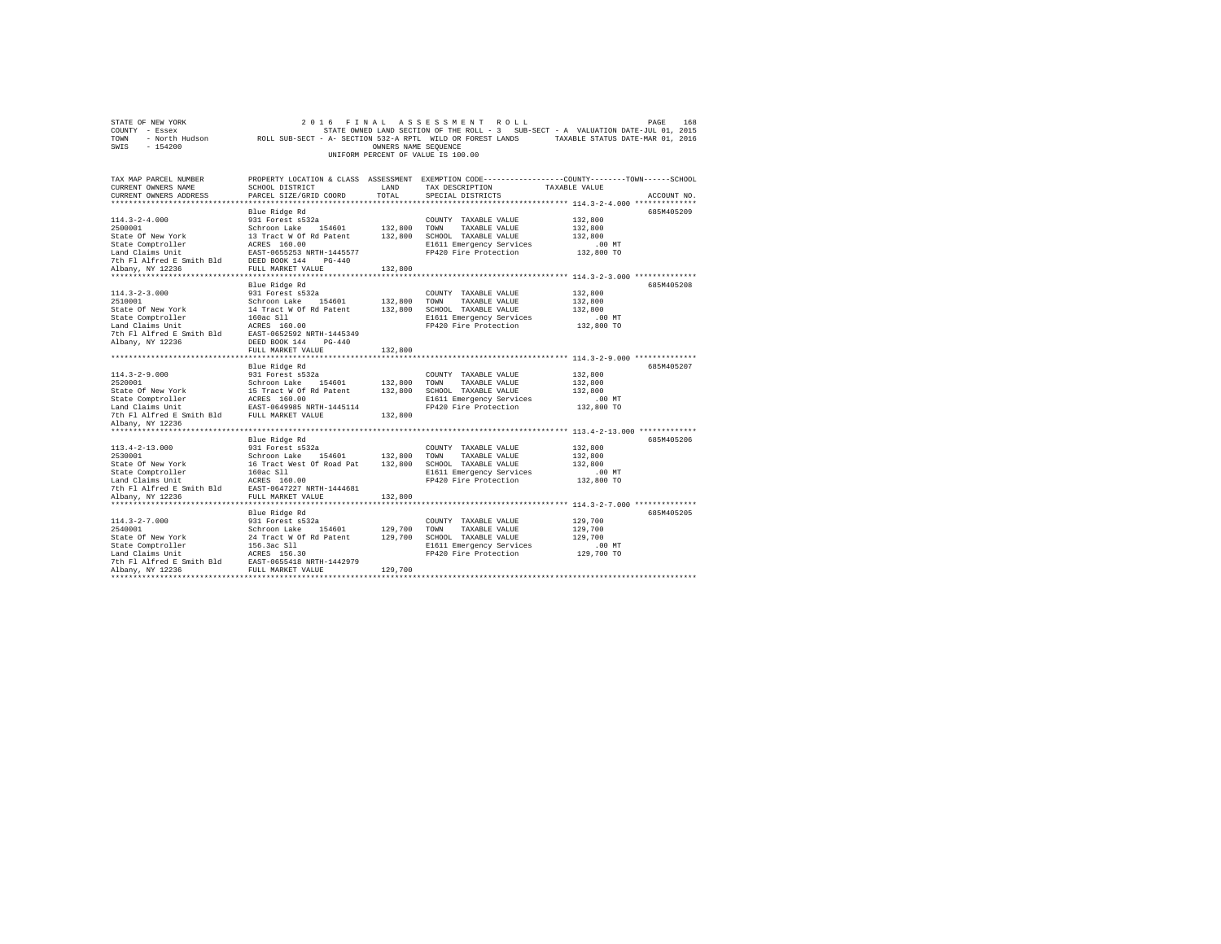STATE OF NEW YORK 2 0 1 6 F I N A L A S S E S S M E N T R O L L
COUNTY - Essex STATE OWNED LAND SECTION OF THE ROLL - 3 SUB-SECT - A VALUATION DATE-JUL 01, 2015
TOWN - North Hudson ROLL SUB-SECT - A- SECTION 532-A RPTL WILD OR FOREST LANDS TAXABLE STATUS DATE-MAR 01, 2016
SWIS - 154200 OWNERS NAME SEQUENCE
UNIFORM PERCENT OF VALUE IS 100.00

| TAX MAP PARCEL NUMBER / CURRENT OWNERS NAME / CURRENT OWNERS ADDRESS | PROPERTY LOCATION & CLASS / SCHOOL DISTRICT / PARCEL SIZE/GRID COORD | ASSESSMENT LAND | TOTAL | EXEMPTION CODE / TAX DESCRIPTION / SPECIAL DISTRICTS | COUNTY--------TOWN------SCHOOL TAXABLE VALUE | ACCOUNT NO. |
|---|---|---|---|---|---|---|
| ******** 114.3-2-4.000 ******** | | | | | | |
| | Blue Ridge Rd | | | | | 685M405209 |
| 114.3-2-4.000 | 931 Forest s532a | | | COUNTY TAXABLE VALUE | 132,800 | |
| 2500001 | Schroon Lake 154601 | 132,800 | | TOWN TAXABLE VALUE | 132,800 | |
| State Of New York | 13 Tract W Of Rd Patent | | 132,800 | SCHOOL TAXABLE VALUE | 132,800 | |
| State Comptroller | ACRES 160.00 | | | E1611 Emergency Services | .00 MT | |
| Land Claims Unit | EAST-0655253 NRTH-1445577 | | | FP420 Fire Protection | 132,800 TO | |
| 7th Fl Alfred E Smith Bld | DEED BOOK 144 PG-440 | | | | | |
| Albany, NY 12236 | FULL MARKET VALUE | | 132,800 | | | |
| ******** 114.3-2-3.000 ******** | | | | | | |
| | Blue Ridge Rd | | | | | 685M405208 |
| 114.3-2-3.000 | 931 Forest s532a | | | COUNTY TAXABLE VALUE | 132,800 | |
| 2510001 | Schroon Lake 154601 | 132,800 | | TOWN TAXABLE VALUE | 132,800 | |
| State Of New York | 14 Tract W Of Rd Patent | | 132,800 | SCHOOL TAXABLE VALUE | 132,800 | |
| State Comptroller | 160ac Sll | | | E1611 Emergency Services | .00 MT | |
| Land Claims Unit | ACRES 160.00 | | | FP420 Fire Protection | 132,800 TO | |
| 7th Fl Alfred E Smith Bld | EAST-0652592 NRTH-1445349 | | | | | |
| Albany, NY 12236 | DEED BOOK 144 PG-440 | | | | | |
| | FULL MARKET VALUE | | 132,800 | | | |
| ******** 114.3-2-9.000 ******** | | | | | | |
| | Blue Ridge Rd | | | | | 685M405207 |
| 114.3-2-9.000 | 931 Forest s532a | | | COUNTY TAXABLE VALUE | 132,800 | |
| 2520001 | Schroon Lake 154601 | 132,800 | | TOWN TAXABLE VALUE | 132,800 | |
| State Of New York | 15 Tract W Of Rd Patent | | 132,800 | SCHOOL TAXABLE VALUE | 132,800 | |
| State Comptroller | ACRES 160.00 | | | E1611 Emergency Services | .00 MT | |
| Land Claims Unit | EAST-0649985 NRTH-1445114 | | | FP420 Fire Protection | 132,800 TO | |
| 7th Fl Alfred E Smith Bld | FULL MARKET VALUE | | 132,800 | | | |
| Albany, NY 12236 | | | | | | |
| ******** 113.4-2-13.000 ******** | | | | | | |
| | Blue Ridge Rd | | | | | 685M405206 |
| 113.4-2-13.000 | 931 Forest s532a | | | COUNTY TAXABLE VALUE | 132,800 | |
| 2530001 | Schroon Lake 154601 | 132,800 | | TOWN TAXABLE VALUE | 132,800 | |
| State Of New York | 16 Tract West Of Road Pat | | 132,800 | SCHOOL TAXABLE VALUE | 132,800 | |
| State Comptroller | 160ac Sll | | | E1611 Emergency Services | .00 MT | |
| Land Claims Unit | ACRES 160.00 | | | FP420 Fire Protection | 132,800 TO | |
| 7th Fl Alfred E Smith Bld | EAST-0647227 NRTH-1444681 | | | | | |
| Albany, NY 12236 | FULL MARKET VALUE | | 132,800 | | | |
| ******** 114.3-2-7.000 ******** | | | | | | |
| | Blue Ridge Rd | | | | | 685M405205 |
| 114.3-2-7.000 | 931 Forest s532a | | | COUNTY TAXABLE VALUE | 129,700 | |
| 2540001 | Schroon Lake 154601 | 129,700 | | TOWN TAXABLE VALUE | 129,700 | |
| State Of New York | 24 Tract W Of Rd Patent | | 129,700 | SCHOOL TAXABLE VALUE | 129,700 | |
| State Comptroller | 156.3ac Sll | | | E1611 Emergency Services | .00 MT | |
| Land Claims Unit | ACRES 156.30 | | | FP420 Fire Protection | 129,700 TO | |
| 7th Fl Alfred E Smith Bld | EAST-0655418 NRTH-1442979 | | | | | |
| Albany, NY 12236 | FULL MARKET VALUE | | 129,700 | | | |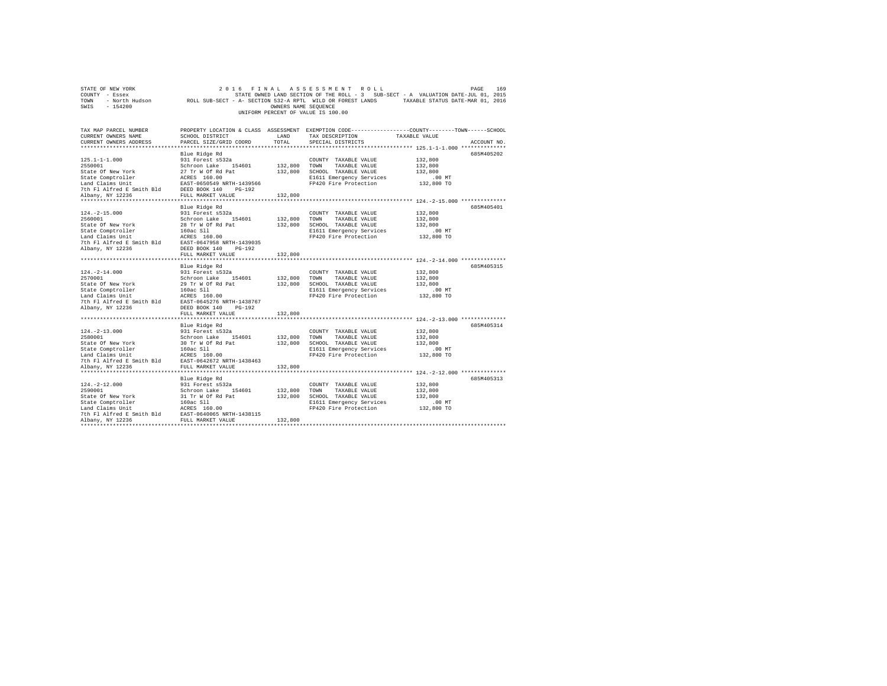STATE OF NEW YORK — 2016 FINAL ASSESSMENT ROLL
COUNTY - Essex — STATE OWNED LAND SECTION OF THE ROLL - 3 SUB-SECT - A VALUATION DATE-JUL 01, 2015
TOWN - North Hudson — ROLL SUB-SECT - A- SECTION 532-A RPTL WILD OR FOREST LANDS — TAXABLE STATUS DATE-MAR 01, 2016
SWIS - 154200 — OWNERS NAME SEQUENCE
UNIFORM PERCENT OF VALUE IS 100.00

| TAX MAP PARCEL NUMBER / CURRENT OWNERS NAME / CURRENT OWNERS ADDRESS | PROPERTY LOCATION & CLASS / SCHOOL DISTRICT / PARCEL SIZE/GRID COORD | ASSESSMENT LAND | TOTAL | EXEMPTION CODE / TAX DESCRIPTION / SPECIAL DISTRICTS | TAXABLE VALUE (COUNTY / TOWN / SCHOOL) | ACCOUNT NO. |
|---|---|---|---|---|---|---|
| 125.1-1-1.000 | Blue Ridge Rd | | | | | 685M405202 |
| 2550001 | 931 Forest s532a | | | COUNTY TAXABLE VALUE | 132,800 | |
| State Of New York | Schroon Lake 154601 | 132,800 | | TOWN TAXABLE VALUE | 132,800 | |
| State Comptroller | 27 Tr W Of Rd Pat | | 132,800 | SCHOOL TAXABLE VALUE | 132,800 | |
| Land Claims Unit | ACRES 160.00 | | | E1611 Emergency Services | .00 MT | |
| 7th Fl Alfred E Smith Bld | EAST-0650549 NRTH-1439566 | | | FP420 Fire Protection | 132,800 TO | |
| Albany, NY 12236 | DEED BOOK 140 PG-192 | | | | | |
| | FULL MARKET VALUE | | 132,800 | | | |
| 124.-2-15.000 | Blue Ridge Rd | | | | | 685M405401 |
| 2560001 | 931 Forest s532a | | | COUNTY TAXABLE VALUE | 132,800 | |
| State Of New York | Schroon Lake 154601 | 132,800 | | TOWN TAXABLE VALUE | 132,800 | |
| State Comptroller | 28 Tr W Of Rd Pat | | 132,800 | SCHOOL TAXABLE VALUE | 132,800 | |
| Land Claims Unit | 160ac Sll | | | E1611 Emergency Services | .00 MT | |
| 7th Fl Alfred E Smith Bld | ACRES 160.00 | | | FP420 Fire Protection | 132,800 TO | |
| Albany, NY 12236 | EAST-0647958 NRTH-1439035 | | | | | |
| | DEED BOOK 140 PG-192 | | | | | |
| | FULL MARKET VALUE | | 132,800 | | | |
| 124.-2-14.000 | Blue Ridge Rd | | | | | 685M405315 |
| 2570001 | 931 Forest s532a | | | COUNTY TAXABLE VALUE | 132,800 | |
| State Of New York | Schroon Lake 154601 | 132,800 | | TOWN TAXABLE VALUE | 132,800 | |
| State Comptroller | 29 Tr W Of Rd Pat | | 132,800 | SCHOOL TAXABLE VALUE | 132,800 | |
| Land Claims Unit | 160ac Sll | | | E1611 Emergency Services | .00 MT | |
| 7th Fl Alfred E Smith Bld | ACRES 160.00 | | | FP420 Fire Protection | 132,800 TO | |
| Albany, NY 12236 | EAST-0645276 NRTH-1438767 | | | | | |
| | DEED BOOK 140 PG-192 | | | | | |
| | FULL MARKET VALUE | | 132,800 | | | |
| 124.-2-13.000 | Blue Ridge Rd | | | | | 685M405314 |
| 2580001 | 931 Forest s532a | | | COUNTY TAXABLE VALUE | 132,800 | |
| State Of New York | Schroon Lake 154601 | 132,800 | | TOWN TAXABLE VALUE | 132,800 | |
| State Comptroller | 30 Tr W Of Rd Pat | | 132,800 | SCHOOL TAXABLE VALUE | 132,800 | |
| Land Claims Unit | 160ac Sll | | | E1611 Emergency Services | .00 MT | |
| 7th Fl Alfred E Smith Bld | ACRES 160.00 | | | FP420 Fire Protection | 132,800 TO | |
| Albany, NY 12236 | EAST-0642672 NRTH-1438463 | | | | | |
| | FULL MARKET VALUE | | 132,800 | | | |
| 124.-2-12.000 | Blue Ridge Rd | | | | | 685M405313 |
| 2590001 | 931 Forest s532a | | | COUNTY TAXABLE VALUE | 132,800 | |
| State Of New York | Schroon Lake 154601 | 132,800 | | TOWN TAXABLE VALUE | 132,800 | |
| State Comptroller | 31 Tr W Of Rd Pat | | 132,800 | SCHOOL TAXABLE VALUE | 132,800 | |
| Land Claims Unit | 160ac Sll | | | E1611 Emergency Services | .00 MT | |
| 7th Fl Alfred E Smith Bld | ACRES 160.00 | | | FP420 Fire Protection | 132,800 TO | |
| Albany, NY 12236 | EAST-0640065 NRTH-1438115 | | | | | |
| | FULL MARKET VALUE | | 132,800 | | | |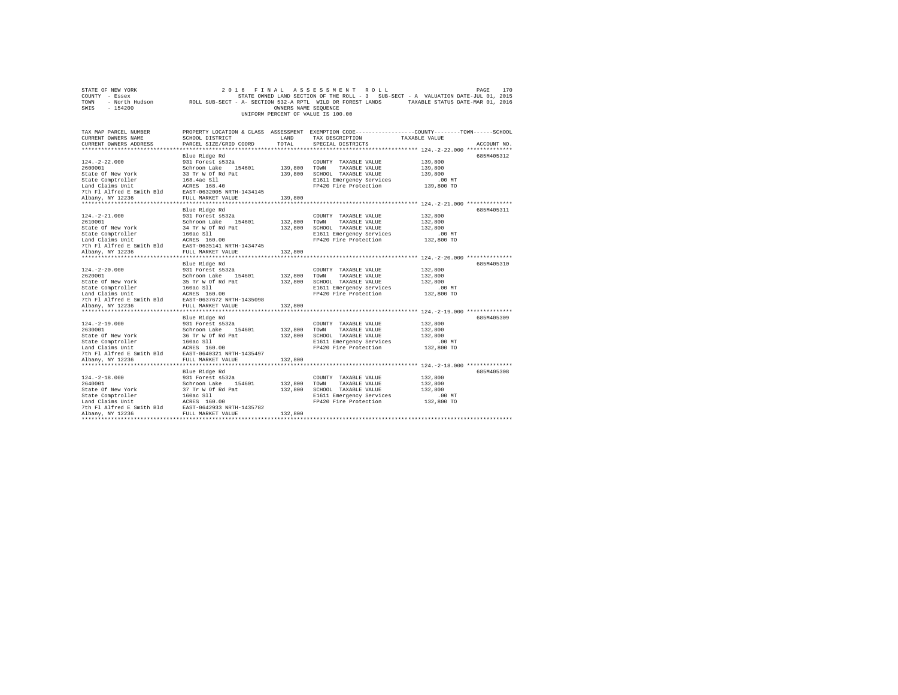STATE OF NEW YORK 2016 FINAL ASSESSMENT ROLL
COUNTY - Essex STATE OWNED LAND SECTION OF THE ROLL - 3 SUB-SECT - A VALUATION DATE-JUL 01, 2015
TOWN - North Hudson ROLL SUB-SECT - A- SECTION 532-A RPTL WILD OR FOREST LANDS TAXABLE STATUS DATE-MAR 01, 2016
SWIS - 154200 OWNERS NAME SEQUENCE
UNIFORM PERCENT OF VALUE IS 100.00

| TAX MAP PARCEL NUMBER / CURRENT OWNERS NAME / CURRENT OWNERS ADDRESS | PROPERTY LOCATION & CLASS / SCHOOL DISTRICT / PARCEL SIZE/GRID COORD | ASSESSMENT LAND / TOTAL | EXEMPTION CODE / TAX DESCRIPTION / SPECIAL DISTRICTS | COUNTY--------TOWN------SCHOOL TAXABLE VALUE | ACCOUNT NO. |
|---|---|---|---|---|---|
| **124.-2-22.000** | Blue Ridge Rd | | | | 685M405312 |
| 124.-2-22.000 | 931 Forest s532a | | COUNTY TAXABLE VALUE | 139,800 | |
| 2600001 | Schroon Lake 154601 | 139,800 | TOWN TAXABLE VALUE | 139,800 | |
| State Of New York | 33 Tr W Of Rd Pat | 139,800 | SCHOOL TAXABLE VALUE | 139,800 | |
| State Comptroller | 168.4ac Sll | | E1611 Emergency Services | .00 MT | |
| Land Claims Unit | ACRES 168.40 | | FP420 Fire Protection | 139,800 TO | |
| 7th Fl Alfred E Smith Bld | EAST-0632005 NRTH-1434145 | | | | |
| Albany, NY 12236 | FULL MARKET VALUE | 139,800 | | | |
| **124.-2-21.000** | Blue Ridge Rd | | | | 685M405311 |
| 124.-2-21.000 | 931 Forest s532a | | COUNTY TAXABLE VALUE | 132,800 | |
| 2610001 | Schroon Lake 154601 | 132,800 | TOWN TAXABLE VALUE | 132,800 | |
| State Of New York | 34 Tr W Of Rd Pat | 132,800 | SCHOOL TAXABLE VALUE | 132,800 | |
| State Comptroller | 160ac Sll | | E1611 Emergency Services | .00 MT | |
| Land Claims Unit | ACRES 160.00 | | FP420 Fire Protection | 132,800 TO | |
| 7th Fl Alfred E Smith Bld | EAST-0635141 NRTH-1434745 | | | | |
| Albany, NY 12236 | FULL MARKET VALUE | 132,800 | | | |
| **124.-2-20.000** | Blue Ridge Rd | | | | 685M405310 |
| 124.-2-20.000 | 931 Forest s532a | | COUNTY TAXABLE VALUE | 132,800 | |
| 2620001 | Schroon Lake 154601 | 132,800 | TOWN TAXABLE VALUE | 132,800 | |
| State Of New York | 35 Tr W Of Rd Pat | 132,800 | SCHOOL TAXABLE VALUE | 132,800 | |
| State Comptroller | 160ac Sll | | E1611 Emergency Services | .00 MT | |
| Land Claims Unit | ACRES 160.00 | | FP420 Fire Protection | 132,800 TO | |
| 7th Fl Alfred E Smith Bld | EAST-0637672 NRTH-1435098 | | | | |
| Albany, NY 12236 | FULL MARKET VALUE | 132,800 | | | |
| **124.-2-19.000** | Blue Ridge Rd | | | | 685M405309 |
| 124.-2-19.000 | 931 Forest s532a | | COUNTY TAXABLE VALUE | 132,800 | |
| 2630001 | Schroon Lake 154601 | 132,800 | TOWN TAXABLE VALUE | 132,800 | |
| State Of New York | 36 Tr W Of Rd Pat | 132,800 | SCHOOL TAXABLE VALUE | 132,800 | |
| State Comptroller | 160ac Sll | | E1611 Emergency Services | .00 MT | |
| Land Claims Unit | ACRES 160.00 | | FP420 Fire Protection | 132,800 TO | |
| 7th Fl Alfred E Smith Bld | EAST-0640321 NRTH-1435497 | | | | |
| Albany, NY 12236 | FULL MARKET VALUE | 132,800 | | | |
| **124.-2-18.000** | Blue Ridge Rd | | | | 685M405308 |
| 124.-2-18.000 | 931 Forest s532a | | COUNTY TAXABLE VALUE | 132,800 | |
| 2640001 | Schroon Lake 154601 | 132,800 | TOWN TAXABLE VALUE | 132,800 | |
| State Of New York | 37 Tr W Of Rd Pat | 132,800 | SCHOOL TAXABLE VALUE | 132,800 | |
| State Comptroller | 160ac Sll | | E1611 Emergency Services | .00 MT | |
| Land Claims Unit | ACRES 160.00 | | FP420 Fire Protection | 132,800 TO | |
| 7th Fl Alfred E Smith Bld | EAST-0642933 NRTH-1435782 | | | | |
| Albany, NY 12236 | FULL MARKET VALUE | 132,800 | | | |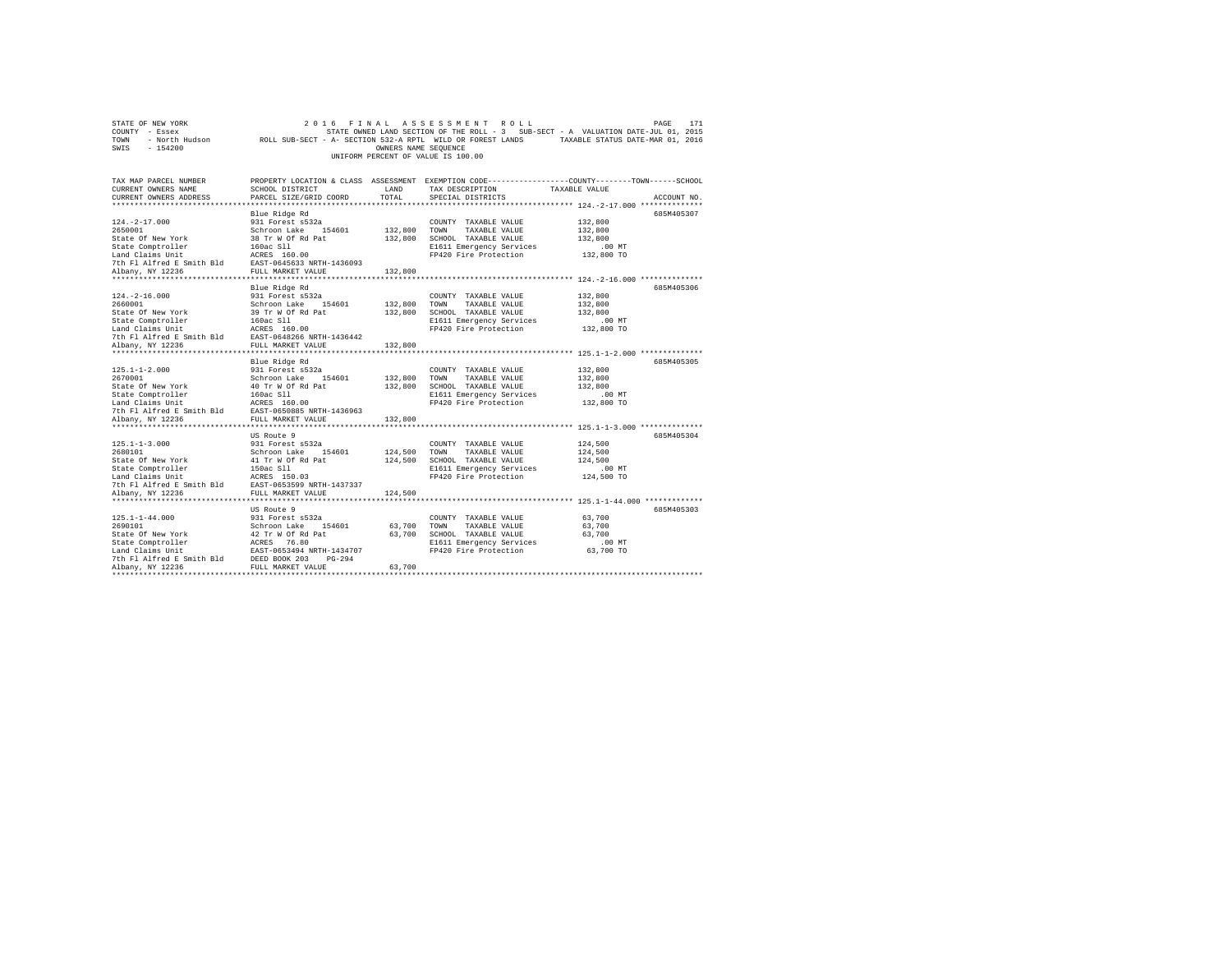STATE OF NEW YORK
COUNTY - Essex
TOWN - North Hudson
SWIS - 154200

2016 FINAL ASSESSMENT ROLL

STATE OWNED LAND SECTION OF THE ROLL - 3 SUB-SECT - A VALUATION DATE-JUL 01, 2015

ROLL SUB-SECT - A- SECTION 532-A RPTL WILD OR FOREST LANDS TAXABLE STATUS DATE-MAR 01, 2016

OWNERS NAME SEQUENCE

UNIFORM PERCENT OF VALUE IS 100.00

| TAX MAP PARCEL NUMBER / CURRENT OWNERS NAME / CURRENT OWNERS ADDRESS | PROPERTY LOCATION & CLASS / SCHOOL DISTRICT / PARCEL SIZE/GRID COORD | ASSESSMENT LAND / TOTAL | EXEMPTION CODE / TAX DESCRIPTION / SPECIAL DISTRICTS | TAXABLE VALUE (COUNTY / TOWN / SCHOOL) | ACCOUNT NO. |
|---|---|---|---|---|---|
| 124.-2-17.000 | Blue Ridge Rd | | | | 685M405307 |
| 2650001 | 931 Forest s532a | | COUNTY TAXABLE VALUE | 132,800 | |
| State Of New York | Schroon Lake 154601 | 132,800 | TOWN TAXABLE VALUE | 132,800 | |
| State Comptroller | 38 Tr W Of Rd Pat | 132,800 | SCHOOL TAXABLE VALUE | 132,800 | |
| Land Claims Unit | 160ac Sll | | E1611 Emergency Services | .00 MT | |
| 7th Fl Alfred E Smith Bld | ACRES 160.00 | | FP420 Fire Protection | 132,800 TO | |
| Albany, NY 12236 | EAST-0645633 NRTH-1436093 | | | | |
| | FULL MARKET VALUE | 132,800 | | | |
| 124.-2-16.000 | Blue Ridge Rd | | | | 685M405306 |
| 2660001 | 931 Forest s532a | | COUNTY TAXABLE VALUE | 132,800 | |
| State Of New York | Schroon Lake 154601 | 132,800 | TOWN TAXABLE VALUE | 132,800 | |
| State Comptroller | 39 Tr W Of Rd Pat | 132,800 | SCHOOL TAXABLE VALUE | 132,800 | |
| Land Claims Unit | 160ac Sll | | E1611 Emergency Services | .00 MT | |
| 7th Fl Alfred E Smith Bld | ACRES 160.00 | | FP420 Fire Protection | 132,800 TO | |
| Albany, NY 12236 | EAST-0648266 NRTH-1436442 | | | | |
| | FULL MARKET VALUE | 132,800 | | | |
| 125.1-1-2.000 | Blue Ridge Rd | | | | 685M405305 |
| 2670001 | 931 Forest s532a | | COUNTY TAXABLE VALUE | 132,800 | |
| State Of New York | Schroon Lake 154601 | 132,800 | TOWN TAXABLE VALUE | 132,800 | |
| State Comptroller | 40 Tr W Of Rd Pat | 132,800 | SCHOOL TAXABLE VALUE | 132,800 | |
| Land Claims Unit | 160ac Sll | | E1611 Emergency Services | .00 MT | |
| 7th Fl Alfred E Smith Bld | ACRES 160.00 | | FP420 Fire Protection | 132,800 TO | |
| Albany, NY 12236 | EAST-0650885 NRTH-1436963 | | | | |
| | FULL MARKET VALUE | 132,800 | | | |
| 125.1-1-3.000 | US Route 9 | | | | 685M405304 |
| 2680101 | 931 Forest s532a | | COUNTY TAXABLE VALUE | 124,500 | |
| State Of New York | Schroon Lake 154601 | 124,500 | TOWN TAXABLE VALUE | 124,500 | |
| State Comptroller | 41 Tr W Of Rd Pat | 124,500 | SCHOOL TAXABLE VALUE | 124,500 | |
| Land Claims Unit | 150ac Sll | | E1611 Emergency Services | .00 MT | |
| 7th Fl Alfred E Smith Bld | ACRES 150.03 | | FP420 Fire Protection | 124,500 TO | |
| Albany, NY 12236 | EAST-0653599 NRTH-1437337 | | | | |
| | FULL MARKET VALUE | 124,500 | | | |
| 125.1-1-44.000 | US Route 9 | | | | 685M405303 |
| 2690101 | 931 Forest s532a | | COUNTY TAXABLE VALUE | 63,700 | |
| State Of New York | Schroon Lake 154601 | 63,700 | TOWN TAXABLE VALUE | 63,700 | |
| State Comptroller | 42 Tr W Of Rd Pat | 63,700 | SCHOOL TAXABLE VALUE | 63,700 | |
| Land Claims Unit | ACRES 76.80 | | E1611 Emergency Services | .00 MT | |
| 7th Fl Alfred E Smith Bld | EAST-0653494 NRTH-1434707 | | FP420 Fire Protection | 63,700 TO | |
| Albany, NY 12236 | DEED BOOK 203 PG-294 | | | | |
| | FULL MARKET VALUE | 63,700 | | | |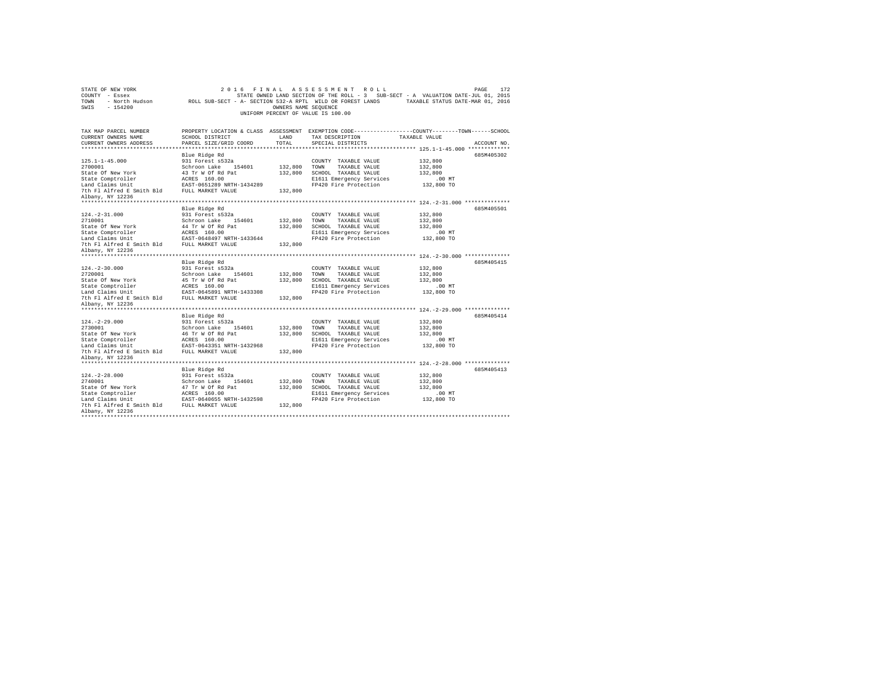STATE OF NEW YORK
COUNTY - Essex
TOWN - North Hudson
SWIS - 154200

2 0 1 6 F I N A L A S S E S S M E N T R O L L
STATE OWNED LAND SECTION OF THE ROLL - 3 SUB-SECT - A VALUATION DATE-JUL 01, 2015
ROLL SUB-SECT - A- SECTION 532-A RPTL WILD OR FOREST LANDS TAXABLE STATUS DATE-MAR 01, 2016
OWNERS NAME SEQUENCE
UNIFORM PERCENT OF VALUE IS 100.00

| TAX MAP PARCEL NUMBER / CURRENT OWNERS NAME / CURRENT OWNERS ADDRESS | PROPERTY LOCATION & CLASS / SCHOOL DISTRICT / PARCEL SIZE/GRID COORD | ASSESSMENT LAND / TOTAL | EXEMPTION CODE / TAX DESCRIPTION / SPECIAL DISTRICTS | TAXABLE VALUE (COUNTY / TOWN / SCHOOL) | ACCOUNT NO. |
|---|---|---|---|---|---|
| 125.1-1-45.000 | Blue Ridge Rd | | | | 685M405302 |
| 2700001 | 931 Forest s532a | | COUNTY TAXABLE VALUE | 132,800 | |
| State Of New York | Schroon Lake 154601 | 132,800 | TOWN TAXABLE VALUE | 132,800 | |
| State Comptroller | 43 Tr W Of Rd Pat | 132,800 | SCHOOL TAXABLE VALUE | 132,800 | |
| Land Claims Unit | ACRES 160.00 | | E1611 Emergency Services | .00 MT | |
| 7th Fl Alfred E Smith Bld | EAST-0651289 NRTH-1434289 | | FP420 Fire Protection | 132,800 TO | |
| Albany, NY 12236 | FULL MARKET VALUE | 132,800 | | | |
| 124.-2-31.000 | Blue Ridge Rd | | | | 685M405501 |
| 2710001 | 931 Forest s532a | | COUNTY TAXABLE VALUE | 132,800 | |
| State Of New York | Schroon Lake 154601 | 132,800 | TOWN TAXABLE VALUE | 132,800 | |
| State Comptroller | 44 Tr W Of Rd Pat | 132,800 | SCHOOL TAXABLE VALUE | 132,800 | |
| Land Claims Unit | ACRES 160.00 | | E1611 Emergency Services | .00 MT | |
| 7th Fl Alfred E Smith Bld | EAST-0648497 NRTH-1433644 | | FP420 Fire Protection | 132,800 TO | |
| Albany, NY 12236 | FULL MARKET VALUE | 132,800 | | | |
| 124.-2-30.000 | Blue Ridge Rd | | | | 685M405415 |
| 2720001 | 931 Forest s532a | | COUNTY TAXABLE VALUE | 132,800 | |
| State Of New York | Schroon Lake 154601 | 132,800 | TOWN TAXABLE VALUE | 132,800 | |
| State Comptroller | 45 Tr W Of Rd Pat | 132,800 | SCHOOL TAXABLE VALUE | 132,800 | |
| Land Claims Unit | ACRES 160.00 | | E1611 Emergency Services | .00 MT | |
| 7th Fl Alfred E Smith Bld | EAST-0645891 NRTH-1433308 | | FP420 Fire Protection | 132,800 TO | |
| Albany, NY 12236 | FULL MARKET VALUE | 132,800 | | | |
| 124.-2-29.000 | Blue Ridge Rd | | | | 685M405414 |
| 2730001 | 931 Forest s532a | | COUNTY TAXABLE VALUE | 132,800 | |
| State Of New York | Schroon Lake 154601 | 132,800 | TOWN TAXABLE VALUE | 132,800 | |
| State Comptroller | 46 Tr W Of Rd Pat | 132,800 | SCHOOL TAXABLE VALUE | 132,800 | |
| Land Claims Unit | ACRES 160.00 | | E1611 Emergency Services | .00 MT | |
| 7th Fl Alfred E Smith Bld | EAST-0643351 NRTH-1432968 | | FP420 Fire Protection | 132,800 TO | |
| Albany, NY 12236 | FULL MARKET VALUE | 132,800 | | | |
| 124.-2-28.000 | Blue Ridge Rd | | | | 685M405413 |
| 2740001 | 931 Forest s532a | | COUNTY TAXABLE VALUE | 132,800 | |
| State Of New York | Schroon Lake 154601 | 132,800 | TOWN TAXABLE VALUE | 132,800 | |
| State Comptroller | 47 Tr W Of Rd Pat | 132,800 | SCHOOL TAXABLE VALUE | 132,800 | |
| Land Claims Unit | ACRES 160.00 | | E1611 Emergency Services | .00 MT | |
| 7th Fl Alfred E Smith Bld | EAST-0640655 NRTH-1432598 | | FP420 Fire Protection | 132,800 TO | |
| Albany, NY 12236 | FULL MARKET VALUE | 132,800 | | | |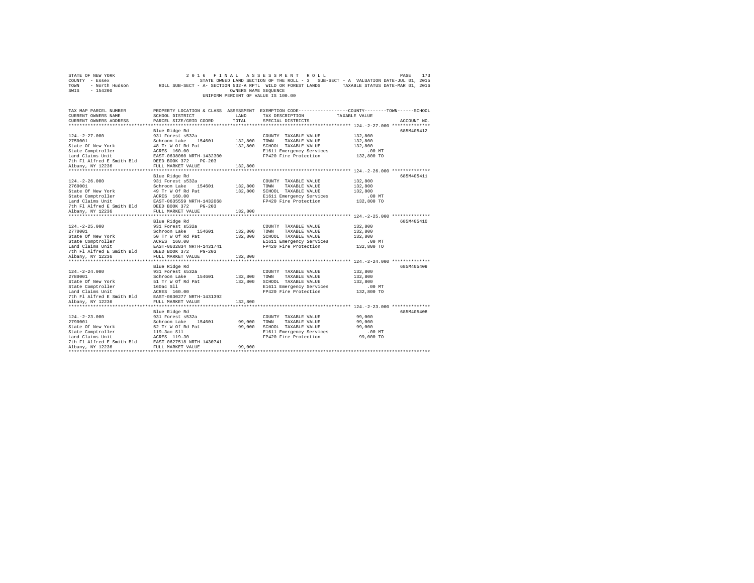STATE OF NEW YORK  
COUNTY - Essex  
TOWN - North Hudson  
SWIS - 154200

2016 FINAL ASSESSMENT ROLL  
STATE OWNED LAND SECTION OF THE ROLL - 3 SUB-SECT - A VALUATION DATE-JUL 01, 2015  
ROLL SUB-SECT - A- SECTION 532-A RPTL WILD OR FOREST LANDS TAXABLE STATUS DATE-MAR 01, 2016  
OWNERS NAME SEQUENCE  
UNIFORM PERCENT OF VALUE IS 100.00

| TAX MAP PARCEL NUMBER / CURRENT OWNERS NAME / CURRENT OWNERS ADDRESS | PROPERTY LOCATION & CLASS / SCHOOL DISTRICT / PARCEL SIZE/GRID COORD | ASSESSMENT LAND / TOTAL | EXEMPTION CODE / TAX DESCRIPTION / SPECIAL DISTRICTS | TAXABLE VALUE (COUNTY / TOWN / SCHOOL) | ACCOUNT NO. |
|---|---|---|---|---|---|
| 124.-2-27.000 | Blue Ridge Rd | | | | 685M405412 |
| 2750001 | 931 Forest s532a | | COUNTY TAXABLE VALUE | 132,800 | |
| State Of New York | Schroon Lake 154601 | 132,800 | TOWN TAXABLE VALUE | 132,800 | |
| State Comptroller | 48 Tr W Of Rd Pat | 132,800 | SCHOOL TAXABLE VALUE | 132,800 | |
| Land Claims Unit | ACRES 160.00 | | E1611 Emergency Services | .00 MT | |
| 7th Fl Alfred E Smith Bld | EAST-0638060 NRTH-1432300 | | FP420 Fire Protection | 132,800 TO | |
| Albany, NY 12236 | DEED BOOK 372 PG-203 | | | | |
| | FULL MARKET VALUE | 132,800 | | | |
| 124.-2-26.000 | Blue Ridge Rd | | | | 685M405411 |
| 2760001 | 931 Forest s532a | | COUNTY TAXABLE VALUE | 132,800 | |
| State Of New York | Schroon Lake 154601 | 132,800 | TOWN TAXABLE VALUE | 132,800 | |
| State Comptroller | 49 Tr W Of Rd Pat | 132,800 | SCHOOL TAXABLE VALUE | 132,800 | |
| Land Claims Unit | ACRES 160.00 | | E1611 Emergency Services | .00 MT | |
| 7th Fl Alfred E Smith Bld | EAST-0635559 NRTH-1432068 | | FP420 Fire Protection | 132,800 TO | |
| Albany, NY 12236 | DEED BOOK 372 PG-203 | | | | |
| | FULL MARKET VALUE | 132,800 | | | |
| 124.-2-25.000 | Blue Ridge Rd | | | | 685M405410 |
| 2770001 | 931 Forest s532a | | COUNTY TAXABLE VALUE | 132,800 | |
| State Of New York | Schroon Lake 154601 | 132,800 | TOWN TAXABLE VALUE | 132,800 | |
| State Comptroller | 50 Tr W Of Rd Pat | 132,800 | SCHOOL TAXABLE VALUE | 132,800 | |
| Land Claims Unit | ACRES 160.00 | | E1611 Emergency Services | .00 MT | |
| 7th Fl Alfred E Smith Bld | EAST-0632834 NRTH-1431741 | | FP420 Fire Protection | 132,800 TO | |
| Albany, NY 12236 | DEED BOOK 372 PG-203 | | | | |
| | FULL MARKET VALUE | 132,800 | | | |
| 124.-2-24.000 | Blue Ridge Rd | | | | 685M405409 |
| 2780001 | 931 Forest s532a | | COUNTY TAXABLE VALUE | 132,800 | |
| State Of New York | Schroon Lake 154601 | 132,800 | TOWN TAXABLE VALUE | 132,800 | |
| State Comptroller | 51 Tr W Of Rd Pat | 132,800 | SCHOOL TAXABLE VALUE | 132,800 | |
| Land Claims Unit | 160ac Sll | | E1611 Emergency Services | .00 MT | |
| 7th Fl Alfred E Smith Bld | ACRES 160.00 | | FP420 Fire Protection | 132,800 TO | |
| Albany, NY 12236 | EAST-0630277 NRTH-1431392 | | | | |
| | FULL MARKET VALUE | 132,800 | | | |
| 124.-2-23.000 | Blue Ridge Rd | | | | 685M405408 |
| 2790001 | 931 Forest s532a | | COUNTY TAXABLE VALUE | 99,000 | |
| State Of New York | Schroon Lake 154601 | 99,000 | TOWN TAXABLE VALUE | 99,000 | |
| State Comptroller | 52 Tr W Of Rd Pat | 99,000 | SCHOOL TAXABLE VALUE | 99,000 | |
| Land Claims Unit | 119.3ac Sll | | E1611 Emergency Services | .00 MT | |
| 7th Fl Alfred E Smith Bld | ACRES 119.30 | | FP420 Fire Protection | 99,000 TO | |
| Albany, NY 12236 | EAST-0627518 NRTH-1430741 | | | | |
| | FULL MARKET VALUE | 99,000 | | | |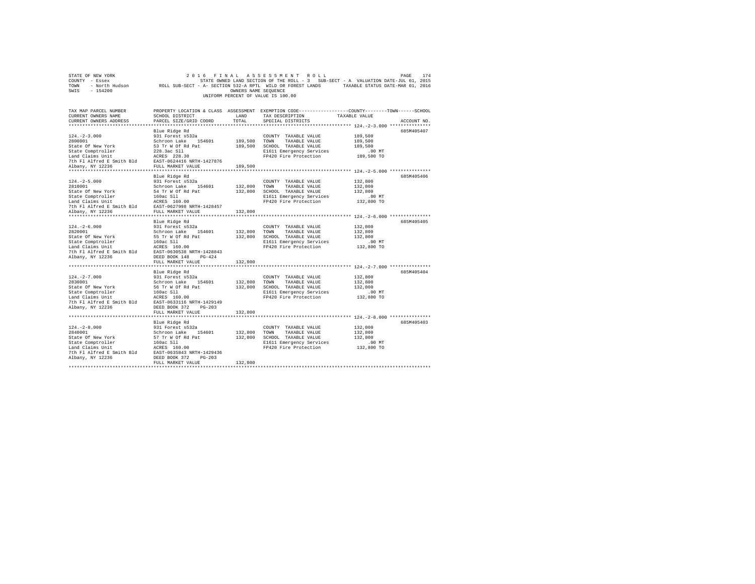STATE OF NEW YORK　　　2 0 1 6　F I N A L　A S S E S S M E N T　R O L L

COUNTY - Essex　　　STATE OWNED LAND SECTION OF THE ROLL - 3　SUB-SECT - A　VALUATION DATE-JUL 01, 2015

TOWN - North Hudson　　　ROLL SUB-SECT - A- SECTION 532-A RPTL WILD OR FOREST LANDS　　　TAXABLE STATUS DATE-MAR 01, 2016

SWIS - 154200　　　OWNERS NAME SEQUENCE

UNIFORM PERCENT OF VALUE IS 100.00

| TAX MAP PARCEL NUMBER / CURRENT OWNERS NAME / CURRENT OWNERS ADDRESS | PROPERTY LOCATION & CLASS / SCHOOL DISTRICT / PARCEL SIZE/GRID COORD | ASSESSMENT LAND / TOTAL | EXEMPTION CODE / TAX DESCRIPTION / SPECIAL DISTRICTS | COUNTY / TOWN / SCHOOL TAXABLE VALUE | ACCOUNT NO. |
|---|---|---|---|---|---|
| 124.-2-3.000 | Blue Ridge Rd | | | | 685M405407 |
| 2800001 | 931 Forest s532a | | COUNTY TAXABLE VALUE | 189,500 | |
| State Of New York | Schroon Lake 154601 | 189,500 | TOWN TAXABLE VALUE | 189,500 | |
| State Comptroller | 53 Tr W Of Rd Pat | 189,500 | SCHOOL TAXABLE VALUE | 189,500 | |
| Land Claims Unit | 228.3ac Sll | | E1611 Emergency Services | .00 MT | |
| 7th Fl Alfred E Smith Bld | ACRES 228.30 | | FP420 Fire Protection | 189,500 TO | |
| Albany, NY 12236 | EAST-0624416 NRTH-1427876 | | | | |
| | FULL MARKET VALUE | 189,500 | | | |
| 124.-2-5.000 | Blue Ridge Rd | | | | 685M405406 |
| 2810001 | 931 Forest s532a | | COUNTY TAXABLE VALUE | 132,800 | |
| State Of New York | Schroon Lake 154601 | 132,800 | TOWN TAXABLE VALUE | 132,800 | |
| State Comptroller | 54 Tr W Of Rd Pat | 132,800 | SCHOOL TAXABLE VALUE | 132,800 | |
| Land Claims Unit | 160ac Sll | | E1611 Emergency Services | .00 MT | |
| 7th Fl Alfred E Smith Bld | ACRES 160.00 | | FP420 Fire Protection | 132,800 TO | |
| Albany, NY 12236 | EAST-0627998 NRTH-1428457 | | | | |
| | FULL MARKET VALUE | 132,800 | | | |
| 124.-2-6.000 | Blue Ridge Rd | | | | 685M405405 |
| 2820001 | 931 Forest s532a | | COUNTY TAXABLE VALUE | 132,800 | |
| State Of New York | Schroon Lake 154601 | 132,800 | TOWN TAXABLE VALUE | 132,800 | |
| State Comptroller | 55 Tr W Of Rd Pat | 132,800 | SCHOOL TAXABLE VALUE | 132,800 | |
| Land Claims Unit | 160ac Sll | | E1611 Emergency Services | .00 MT | |
| 7th Fl Alfred E Smith Bld | ACRES 160.00 | | FP420 Fire Protection | 132,800 TO | |
| Albany, NY 12236 | EAST-0630538 NRTH-1428843 | | | | |
| | DEED BOOK 148 PG-424 | | | | |
| | FULL MARKET VALUE | 132,800 | | | |
| 124.-2-7.000 | Blue Ridge Rd | | | | 685M405404 |
| 2830001 | 931 Forest s532a | | COUNTY TAXABLE VALUE | 132,800 | |
| State Of New York | Schroon Lake 154601 | 132,800 | TOWN TAXABLE VALUE | 132,800 | |
| State Comptroller | 56 Tr W Of Rd Pat | 132,800 | SCHOOL TAXABLE VALUE | 132,800 | |
| Land Claims Unit | 160ac Sll | | E1611 Emergency Services | .00 MT | |
| 7th Fl Alfred E Smith Bld | ACRES 160.00 | | FP420 Fire Protection | 132,800 TO | |
| Albany, NY 12236 | EAST-0633116 NRTH-1429149 | | | | |
| | DEED BOOK 372 PG-203 | | | | |
| | FULL MARKET VALUE | 132,800 | | | |
| 124.-2-8.000 | Blue Ridge Rd | | | | 685M405403 |
| 2840001 | 931 Forest s532a | | COUNTY TAXABLE VALUE | 132,800 | |
| State Of New York | Schroon Lake 154601 | 132,800 | TOWN TAXABLE VALUE | 132,800 | |
| State Comptroller | 57 Tr W Of Rd Pat | 132,800 | SCHOOL TAXABLE VALUE | 132,800 | |
| Land Claims Unit | 160ac Sll | | E1611 Emergency Services | .00 MT | |
| 7th Fl Alfred E Smith Bld | ACRES 160.00 | | FP420 Fire Protection | 132,800 TO | |
| Albany, NY 12236 | EAST-0635843 NRTH-1429436 | | | | |
| | DEED BOOK 372 PG-203 | | | | |
| | FULL MARKET VALUE | 132,800 | | | |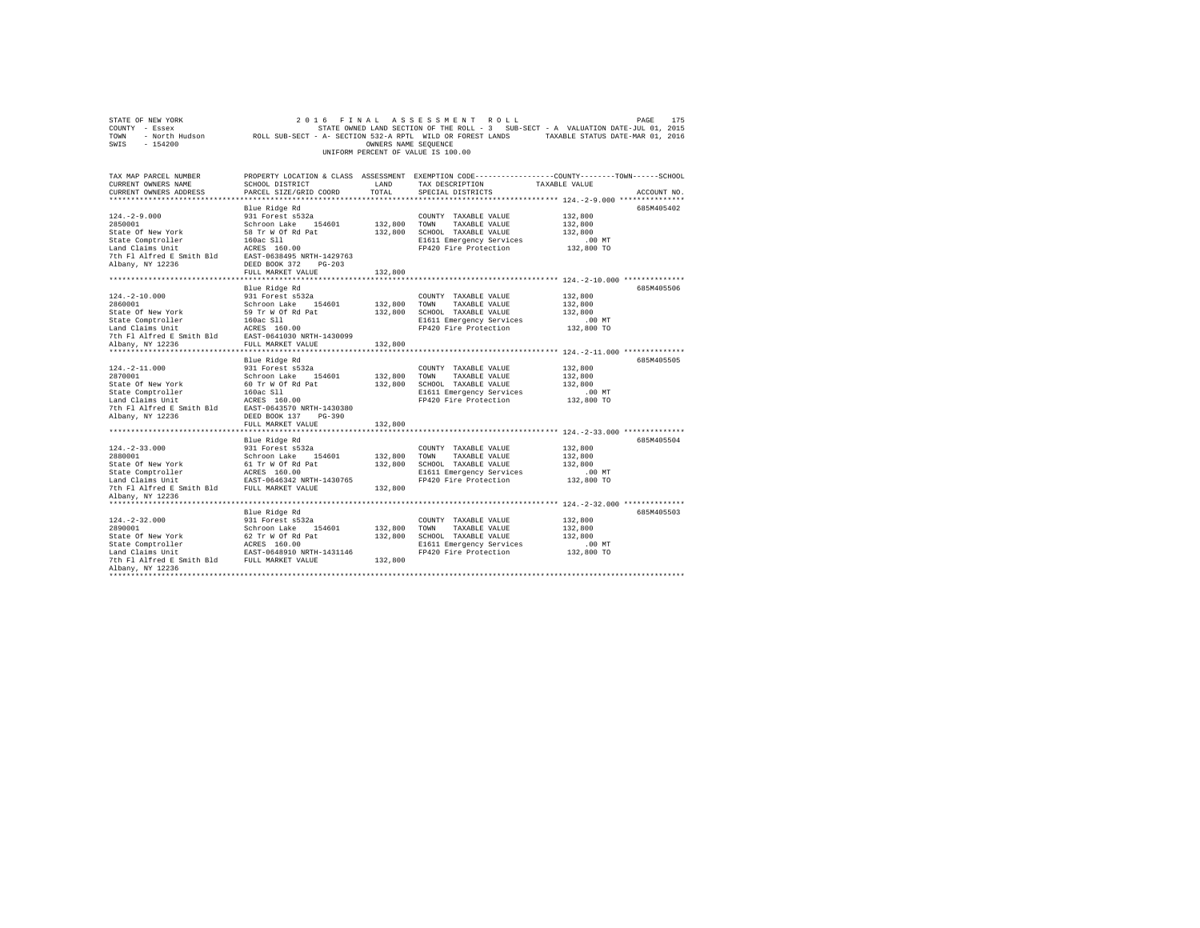STATE OF NEW YORK 2016 FINAL ASSESSMENT ROLL
COUNTY - Essex STATE OWNED LAND SECTION OF THE ROLL - 3 SUB-SECT - A VALUATION DATE-JUL 01, 2015
TOWN - North Hudson ROLL SUB-SECT - A- SECTION 532-A RPTL WILD OR FOREST LANDS TAXABLE STATUS DATE-MAR 01, 2016
SWIS - 154200 OWNERS NAME SEQUENCE
UNIFORM PERCENT OF VALUE IS 100.00

| TAX MAP PARCEL NUMBER / CURRENT OWNERS NAME / CURRENT OWNERS ADDRESS | PROPERTY LOCATION & CLASS / SCHOOL DISTRICT / PARCEL SIZE/GRID COORD | ASSESSMENT LAND / TOTAL | EXEMPTION CODE / TAX DESCRIPTION / SPECIAL DISTRICTS | TAXABLE VALUE (COUNTY / TOWN / SCHOOL) | ACCOUNT NO. |
|---|---|---|---|---|---|
| **124.-2-9.000** | Blue Ridge Rd | | | | 685M405402 |
| 2850001 | 931 Forest s532a | | COUNTY TAXABLE VALUE | 132,800 | |
| State Of New York | Schroon Lake 154601 | 132,800 | TOWN TAXABLE VALUE | 132,800 | |
| State Comptroller | 58 Tr W Of Rd Pat | 132,800 | SCHOOL TAXABLE VALUE | 132,800 | |
| Land Claims Unit | 160ac Sll | | E1611 Emergency Services | .00 MT | |
| 7th Fl Alfred E Smith Bld | ACRES 160.00 | | FP420 Fire Protection | 132,800 TO | |
| Albany, NY 12236 | EAST-0638495 NRTH-1429763 | | | | |
| | DEED BOOK 372 PG-203 | | | | |
| | FULL MARKET VALUE | 132,800 | | | |
| **124.-2-10.000** | Blue Ridge Rd | | | | 685M405506 |
| 2860001 | 931 Forest s532a | | COUNTY TAXABLE VALUE | 132,800 | |
| State Of New York | Schroon Lake 154601 | 132,800 | TOWN TAXABLE VALUE | 132,800 | |
| State Comptroller | 59 Tr W Of Rd Pat | 132,800 | SCHOOL TAXABLE VALUE | 132,800 | |
| Land Claims Unit | 160ac Sll | | E1611 Emergency Services | .00 MT | |
| 7th Fl Alfred E Smith Bld | ACRES 160.00 | | FP420 Fire Protection | 132,800 TO | |
| Albany, NY 12236 | EAST-0641030 NRTH-1430099 | | | | |
| | FULL MARKET VALUE | 132,800 | | | |
| **124.-2-11.000** | Blue Ridge Rd | | | | 685M405505 |
| 2870001 | 931 Forest s532a | | COUNTY TAXABLE VALUE | 132,800 | |
| State Of New York | Schroon Lake 154601 | 132,800 | TOWN TAXABLE VALUE | 132,800 | |
| State Comptroller | 60 Tr W Of Rd Pat | 132,800 | SCHOOL TAXABLE VALUE | 132,800 | |
| Land Claims Unit | 160ac Sll | | E1611 Emergency Services | .00 MT | |
| 7th Fl Alfred E Smith Bld | ACRES 160.00 | | FP420 Fire Protection | 132,800 TO | |
| Albany, NY 12236 | EAST-0643570 NRTH-1430380 | | | | |
| | DEED BOOK 137 PG-390 | | | | |
| | FULL MARKET VALUE | 132,800 | | | |
| **124.-2-33.000** | Blue Ridge Rd | | | | 685M405504 |
| 2880001 | 931 Forest s532a | | COUNTY TAXABLE VALUE | 132,800 | |
| State Of New York | Schroon Lake 154601 | 132,800 | TOWN TAXABLE VALUE | 132,800 | |
| State Comptroller | 61 Tr W Of Rd Pat | 132,800 | SCHOOL TAXABLE VALUE | 132,800 | |
| Land Claims Unit | ACRES 160.00 | | E1611 Emergency Services | .00 MT | |
| 7th Fl Alfred E Smith Bld | EAST-0646342 NRTH-1430765 | | FP420 Fire Protection | 132,800 TO | |
| Albany, NY 12236 | FULL MARKET VALUE | 132,800 | | | |
| **124.-2-32.000** | Blue Ridge Rd | | | | 685M405503 |
| 2890001 | 931 Forest s532a | | COUNTY TAXABLE VALUE | 132,800 | |
| State Of New York | Schroon Lake 154601 | 132,800 | TOWN TAXABLE VALUE | 132,800 | |
| State Comptroller | 62 Tr W Of Rd Pat | 132,800 | SCHOOL TAXABLE VALUE | 132,800 | |
| Land Claims Unit | ACRES 160.00 | | E1611 Emergency Services | .00 MT | |
| 7th Fl Alfred E Smith Bld | EAST-0648910 NRTH-1431146 | | FP420 Fire Protection | 132,800 TO | |
| Albany, NY 12236 | FULL MARKET VALUE | 132,800 | | | |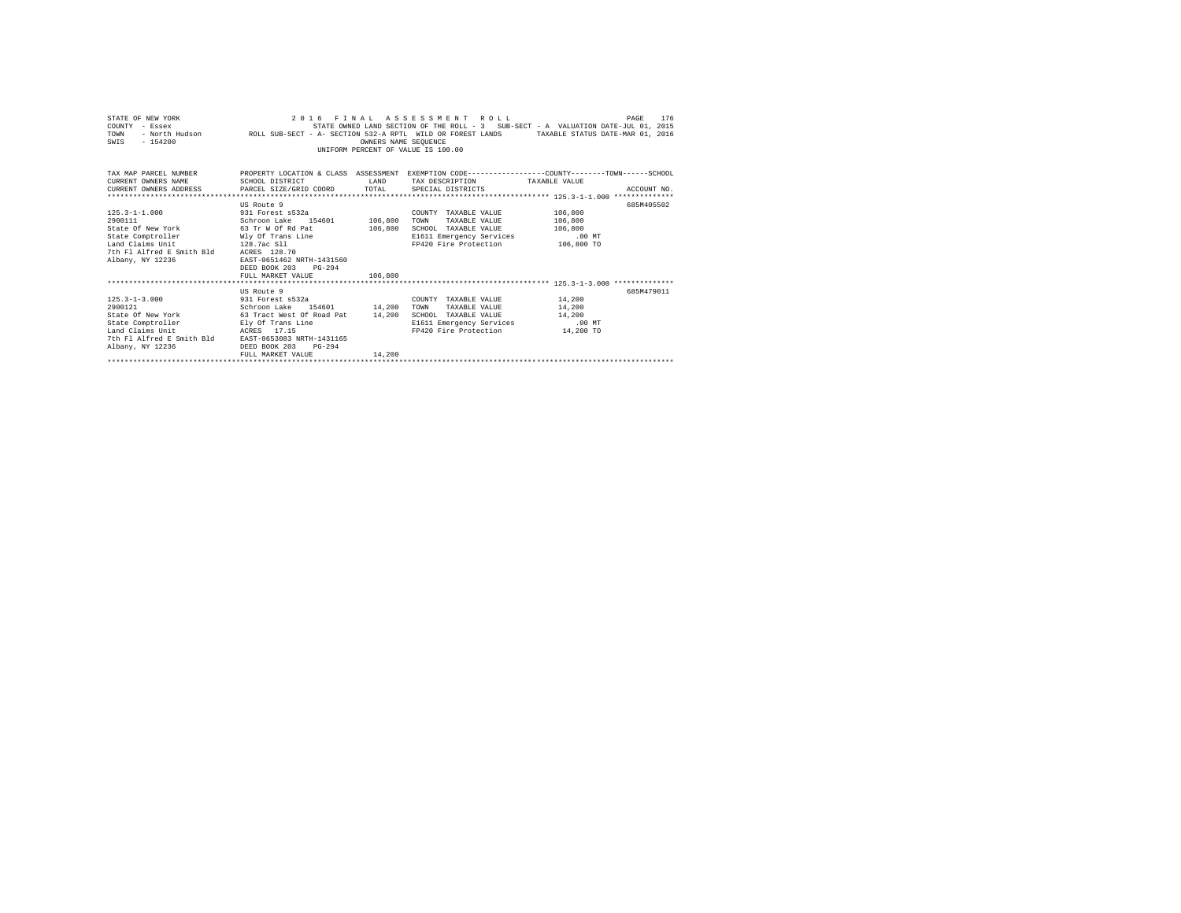STATE OF NEW YORK — 2016 FINAL ASSESSMENT ROLL
COUNTY - Essex — STATE OWNED LAND SECTION OF THE ROLL - 3 SUB-SECT - A VALUATION DATE-JUL 01, 2015
TOWN - North Hudson — ROLL SUB-SECT - A- SECTION 532-A RPTL WILD OR FOREST LANDS — TAXABLE STATUS DATE-MAR 01, 2016
SWIS - 154200 — OWNERS NAME SEQUENCE
UNIFORM PERCENT OF VALUE IS 100.00

| TAX MAP PARCEL NUMBER / CURRENT OWNERS NAME / CURRENT OWNERS ADDRESS | PROPERTY LOCATION & CLASS / SCHOOL DISTRICT / PARCEL SIZE/GRID COORD | ASSESSMENT LAND / TOTAL | EXEMPTION CODE / TAX DESCRIPTION / SPECIAL DISTRICTS | TAXABLE VALUE (COUNTY / TOWN / SCHOOL) | ACCOUNT NO. |
|---|---|---|---|---|---|
| **125.3-1-1.000** | US Route 9 | | | | 685M405502 |
| 125.3-1-1.000 | 931 Forest s532a | | COUNTY TAXABLE VALUE | 106,800 | |
| 2900111 | Schroon Lake 154601 | 106,800 | TOWN TAXABLE VALUE | 106,800 | |
| State Of New York | 63 Tr W Of Rd Pat | 106,800 | SCHOOL TAXABLE VALUE | 106,800 | |
| State Comptroller | Wly Of Trans Line | | E1611 Emergency Services | .00 MT | |
| Land Claims Unit | 128.7ac Sll | | FP420 Fire Protection | 106,800 TO | |
| 7th Fl Alfred E Smith Bld | ACRES 128.70 | | | | |
| Albany, NY 12236 | EAST-0651462 NRTH-1431560 | | | | |
| | DEED BOOK 203 PG-294 | | | | |
| | FULL MARKET VALUE | 106,800 | | | |
| **125.3-1-3.000** | US Route 9 | | | | 685M479011 |
| 125.3-1-3.000 | 931 Forest s532a | | COUNTY TAXABLE VALUE | 14,200 | |
| 2900121 | Schroon Lake 154601 | 14,200 | TOWN TAXABLE VALUE | 14,200 | |
| State Of New York | 63 Tract West Of Road Pat | 14,200 | SCHOOL TAXABLE VALUE | 14,200 | |
| State Comptroller | Ely Of Trans Line | | E1611 Emergency Services | .00 MT | |
| Land Claims Unit | ACRES 17.15 | | FP420 Fire Protection | 14,200 TO | |
| 7th Fl Alfred E Smith Bld | EAST-0653083 NRTH-1431165 | | | | |
| Albany, NY 12236 | DEED BOOK 203 PG-294 | | | | |
| | FULL MARKET VALUE | 14,200 | | | |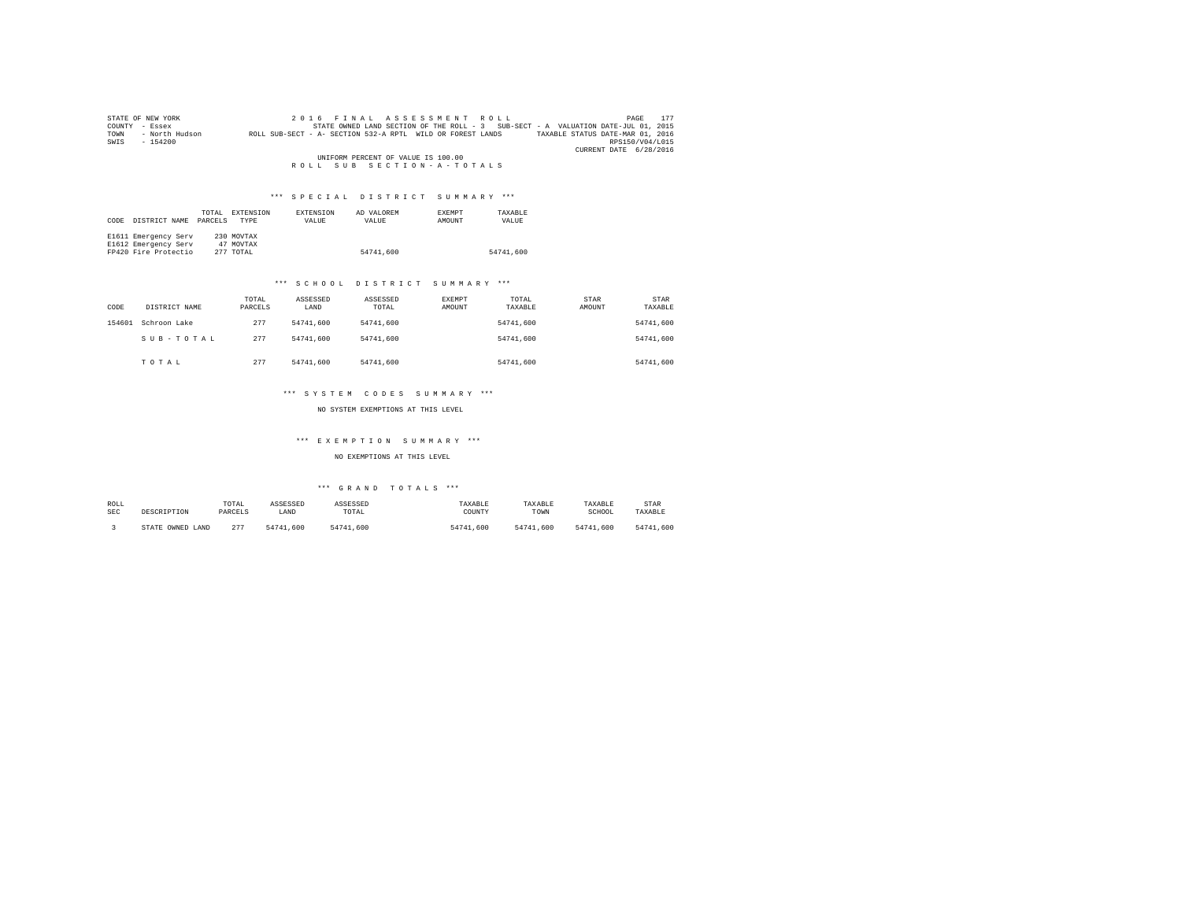STATE OF NEW YORK
COUNTY - Essex
TOWN - North Hudson
SWIS - 154200

2016 FINAL ASSESSMENT ROLL
STATE OWNED LAND SECTION OF THE ROLL - 3 SUB-SECT - A VALUATION DATE-JUL 01, 2015
ROLL SUB-SECT - A- SECTION 532-A RPTL WILD OR FOREST LANDS TAXABLE STATUS DATE-MAR 01, 2016
RPS150/V04/L015
CURRENT DATE 6/28/2016

UNIFORM PERCENT OF VALUE IS 100.00

ROLL SUB SECTION-A-TOTALS

*** SPECIAL DISTRICT SUMMARY ***

| CODE | DISTRICT NAME | TOTAL PARCELS | EXTENSION TYPE | EXTENSION VALUE | AD VALOREM VALUE | EXEMPT AMOUNT | TAXABLE VALUE |
|---|---|---|---|---|---|---|---|
| E1611 | Emergency Serv | 230 | MOVTAX | | | | |
| E1612 | Emergency Serv | 47 | MOVTAX | | | | |
| FP420 | Fire Protectio | 277 | TOTAL | | 54741,600 | | 54741,600 |

*** SCHOOL DISTRICT SUMMARY ***

| CODE | DISTRICT NAME | TOTAL PARCELS | ASSESSED LAND | ASSESSED TOTAL | EXEMPT AMOUNT | TOTAL TAXABLE | STAR AMOUNT | STAR TAXABLE |
|---|---|---|---|---|---|---|---|---|
| 154601 | Schroon Lake | 277 | 54741,600 | 54741,600 | | 54741,600 | | 54741,600 |
| | SUB-TOTAL | 277 | 54741,600 | 54741,600 | | 54741,600 | | 54741,600 |
| | TOTAL | 277 | 54741,600 | 54741,600 | | 54741,600 | | 54741,600 |

*** SYSTEM CODES SUMMARY ***

NO SYSTEM EXEMPTIONS AT THIS LEVEL

*** EXEMPTION SUMMARY ***

NO EXEMPTIONS AT THIS LEVEL

*** GRAND TOTALS ***

| ROLL SEC | DESCRIPTION | TOTAL PARCELS | ASSESSED LAND | ASSESSED TOTAL | TAXABLE COUNTY | TAXABLE TOWN | TAXABLE SCHOOL | STAR TAXABLE |
|---|---|---|---|---|---|---|---|---|
| 3 | STATE OWNED LAND | 277 | 54741,600 | 54741,600 | 54741,600 | 54741,600 | 54741,600 | 54741,600 |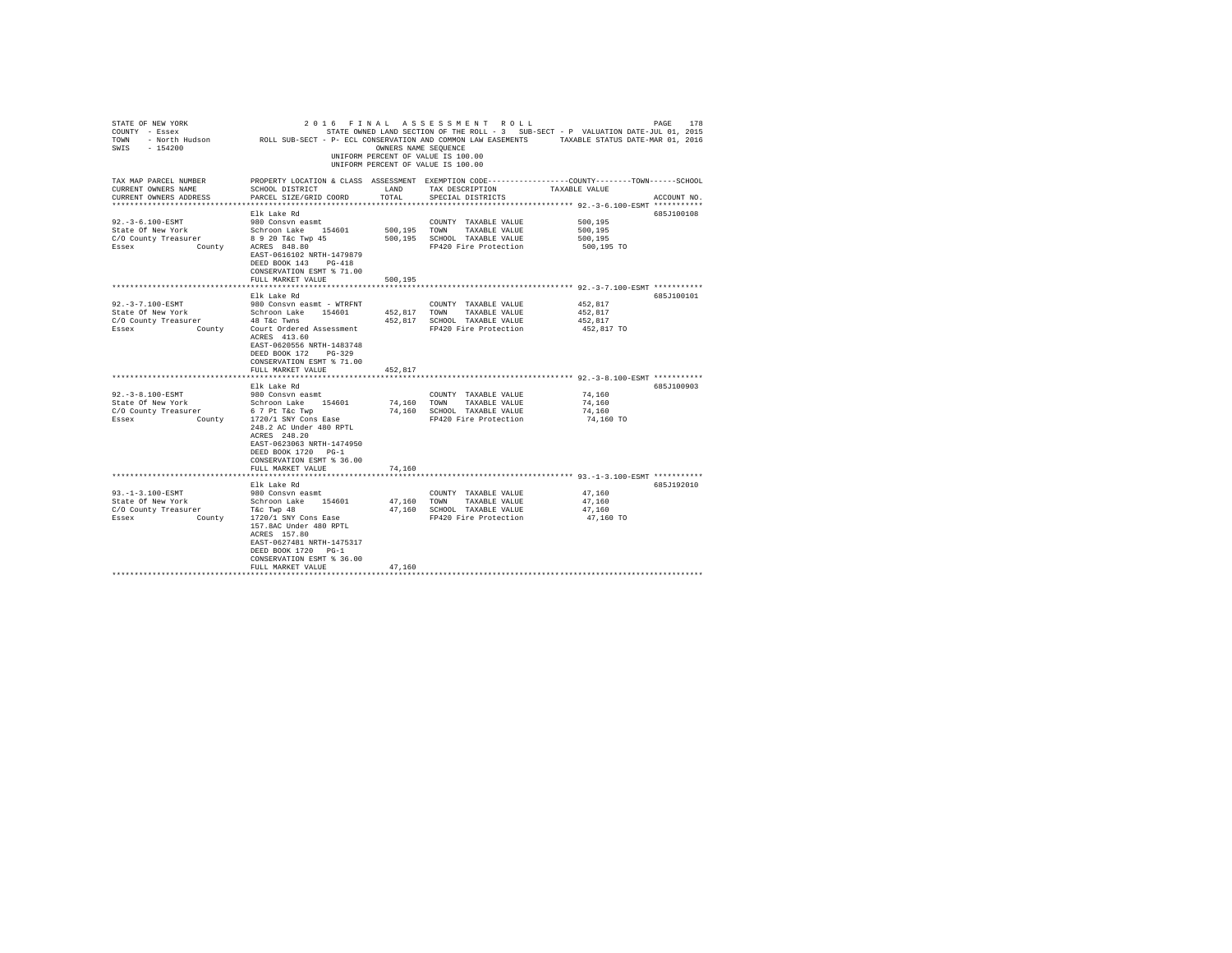STATE OF NEW YORK
COUNTY - Essex
TOWN - North Hudson
SWIS - 154200

2016 FINAL ASSESSMENT ROLL

STATE OWNED LAND SECTION OF THE ROLL - 3 SUB-SECT - P VALUATION DATE-JUL 01, 2015

ROLL SUB-SECT - P- ECL CONSERVATION AND COMMON LAW EASEMENTS TAXABLE STATUS DATE-MAR 01, 2016

OWNERS NAME SEQUENCE

UNIFORM PERCENT OF VALUE IS 100.00

| TAX MAP PARCEL NUMBER / CURRENT OWNERS NAME / CURRENT OWNERS ADDRESS | PROPERTY LOCATION & CLASS / SCHOOL DISTRICT / PARCEL SIZE/GRID COORD | ASSESSMENT LAND | TOTAL | EXEMPTION CODE / TAX DESCRIPTION / SPECIAL DISTRICTS | TAXABLE VALUE (COUNTY / TOWN / SCHOOL) | ACCOUNT NO. |
|---|---|---|---|---|---|---|
| **92.-3-6.100-ESMT** | Elk Lake Rd | | | | | 685J100108 |
| 92.-3-6.100-ESMT | 980 Consvn easmt | | | COUNTY TAXABLE VALUE | 500,195 | |
| State Of New York | Schroon Lake 154601 | 500,195 | | TOWN TAXABLE VALUE | 500,195 | |
| C/O County Treasurer | 8 9 20 T&c Twp 45 | | 500,195 | SCHOOL TAXABLE VALUE | 500,195 | |
| Essex County | ACRES 848.80 | | | FP420 Fire Protection | 500,195 TO | |
| | EAST-0616102 NRTH-1479879 | | | | | |
| | DEED BOOK 143 PG-418 | | | | | |
| | CONSERVATION ESMT % 71.00 | | | | | |
| | FULL MARKET VALUE | | 500,195 | | | |
| **92.-3-7.100-ESMT** | Elk Lake Rd | | | | | 685J100101 |
| 92.-3-7.100-ESMT | 980 Consvn easmt - WTRFNT | | | COUNTY TAXABLE VALUE | 452,817 | |
| State Of New York | Schroon Lake 154601 | 452,817 | | TOWN TAXABLE VALUE | 452,817 | |
| C/O County Treasurer | 48 T&c Twns | | 452,817 | SCHOOL TAXABLE VALUE | 452,817 | |
| Essex County | Court Ordered Assessment | | | FP420 Fire Protection | 452,817 TO | |
| | ACRES 413.60 | | | | | |
| | EAST-0620556 NRTH-1483748 | | | | | |
| | DEED BOOK 172 PG-329 | | | | | |
| | CONSERVATION ESMT % 71.00 | | | | | |
| | FULL MARKET VALUE | | 452,817 | | | |
| **92.-3-8.100-ESMT** | Elk Lake Rd | | | | | 685J100903 |
| 92.-3-8.100-ESMT | 980 Consvn easmt | | | COUNTY TAXABLE VALUE | 74,160 | |
| State Of New York | Schroon Lake 154601 | 74,160 | | TOWN TAXABLE VALUE | 74,160 | |
| C/O County Treasurer | 6 7 Pt T&c Twp | | 74,160 | SCHOOL TAXABLE VALUE | 74,160 | |
| Essex County | 1720/1 SNY Cons Ease | | | FP420 Fire Protection | 74,160 TO | |
| | 248.2 AC Under 480 RPTL | | | | | |
| | ACRES 248.20 | | | | | |
| | EAST-0623063 NRTH-1474950 | | | | | |
| | DEED BOOK 1720 PG-1 | | | | | |
| | CONSERVATION ESMT % 36.00 | | | | | |
| | FULL MARKET VALUE | | 74,160 | | | |
| **93.-1-3.100-ESMT** | Elk Lake Rd | | | | | 685J192010 |
| 93.-1-3.100-ESMT | 980 Consvn easmt | | | COUNTY TAXABLE VALUE | 47,160 | |
| State Of New York | Schroon Lake 154601 | 47,160 | | TOWN TAXABLE VALUE | 47,160 | |
| C/O County Treasurer | T&c Twp 48 | | 47,160 | SCHOOL TAXABLE VALUE | 47,160 | |
| Essex County | 1720/1 SNY Cons Ease | | | FP420 Fire Protection | 47,160 TO | |
| | 157.8AC Under 480 RPTL | | | | | |
| | ACRES 157.80 | | | | | |
| | EAST-0627481 NRTH-1475317 | | | | | |
| | DEED BOOK 1720 PG-1 | | | | | |
| | CONSERVATION ESMT % 36.00 | | | | | |
| | FULL MARKET VALUE | | 47,160 | | | |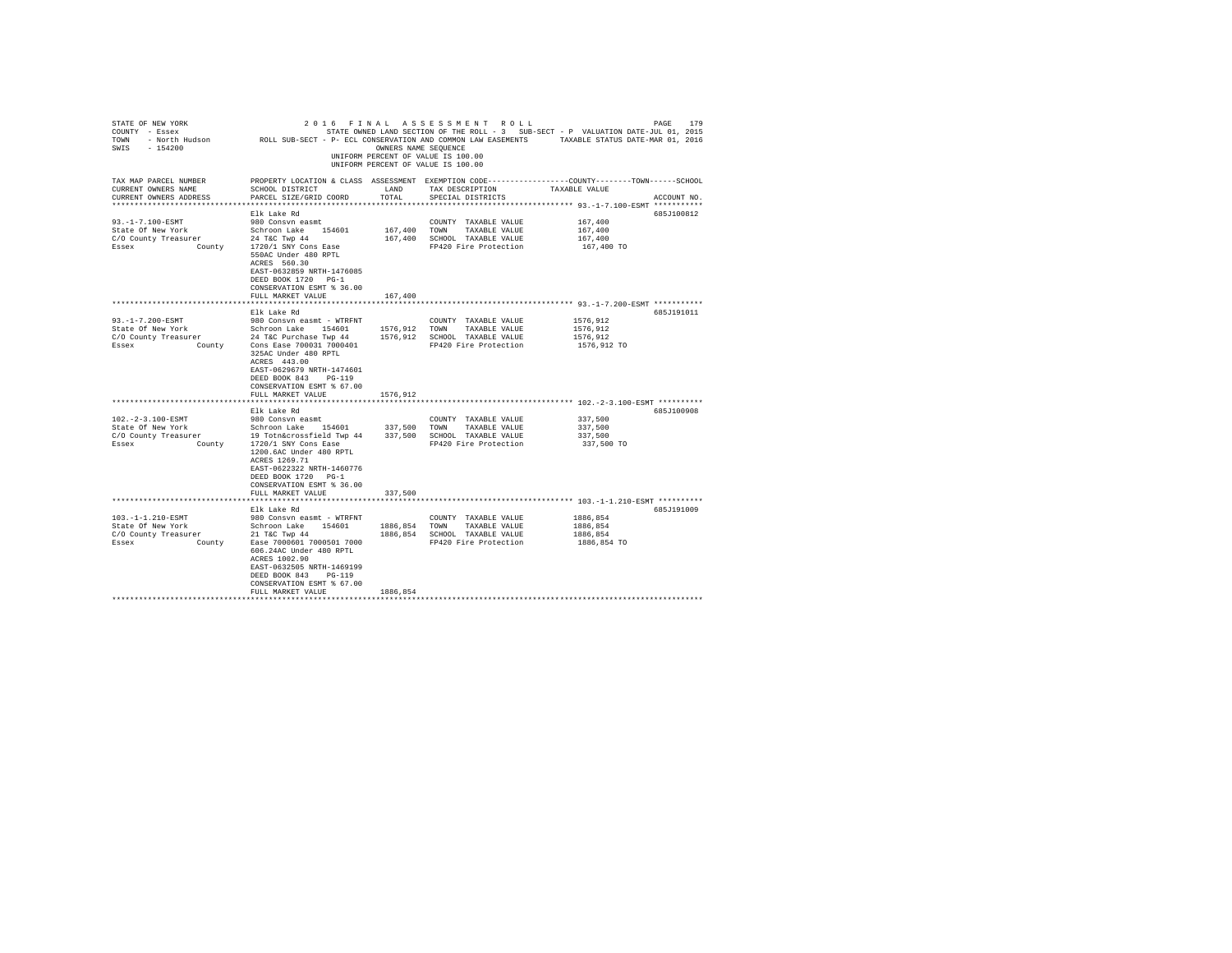STATE OF NEW YORK
COUNTY - Essex
TOWN - North Hudson
SWIS - 154200

2 0 1 6 F I N A L A S S E S S M E N T R O L L
STATE OWNED LAND SECTION OF THE ROLL - 3 SUB-SECT - P VALUATION DATE-JUL 01, 2015
ROLL SUB-SECT - P- ECL CONSERVATION AND COMMON LAW EASEMENTS TAXABLE STATUS DATE-MAR 01, 2016
OWNERS NAME SEQUENCE
UNIFORM PERCENT OF VALUE IS 100.00
UNIFORM PERCENT OF VALUE IS 100.00

| TAX MAP PARCEL NUMBER / CURRENT OWNERS NAME / CURRENT OWNERS ADDRESS | PROPERTY LOCATION & CLASS / SCHOOL DISTRICT / PARCEL SIZE/GRID COORD | ASSESSMENT LAND / TOTAL | EXEMPTION CODE / TAX DESCRIPTION / SPECIAL DISTRICTS | TAXABLE VALUE (COUNTY--TOWN--SCHOOL) | ACCOUNT NO. |
|---|---|---|---|---|---|
| **93.-1-7.100-ESMT** | Elk Lake Rd | | | | 685J100812 |
| 93.-1-7.100-ESMT | 980 Consvn easmt | | COUNTY TAXABLE VALUE | 167,400 | |
| State Of New York | Schroon Lake 154601 | 167,400 | TOWN TAXABLE VALUE | 167,400 | |
| C/O County Treasurer | 24 T&C Twp 44 | 167,400 | SCHOOL TAXABLE VALUE | 167,400 | |
| Essex County | 1720/1 SNY Cons Ease | | FP420 Fire Protection | 167,400 TO | |
| | 550AC Under 480 RPTL | | | | |
| | ACRES 560.30 | | | | |
| | EAST-0632859 NRTH-1476085 | | | | |
| | DEED BOOK 1720 PG-1 | | | | |
| | CONSERVATION ESMT % 36.00 | | | | |
| | FULL MARKET VALUE | 167,400 | | | |
| **93.-1-7.200-ESMT** | Elk Lake Rd | | | | 685J191011 |
| 93.-1-7.200-ESMT | 980 Consvn easmt - WTRFNT | | COUNTY TAXABLE VALUE | 1576,912 | |
| State Of New York | Schroon Lake 154601 | 1576,912 | TOWN TAXABLE VALUE | 1576,912 | |
| C/O County Treasurer | 24 T&C Purchase Twp 44 | 1576,912 | SCHOOL TAXABLE VALUE | 1576,912 | |
| Essex County | Cons Ease 700031 7000401 | | FP420 Fire Protection | 1576,912 TO | |
| | 325AC Under 480 RPTL | | | | |
| | ACRES 443.00 | | | | |
| | EAST-0629679 NRTH-1474601 | | | | |
| | DEED BOOK 843 PG-119 | | | | |
| | CONSERVATION ESMT % 67.00 | | | | |
| | FULL MARKET VALUE | 1576,912 | | | |
| **102.-2-3.100-ESMT** | Elk Lake Rd | | | | 685J100908 |
| 102.-2-3.100-ESMT | 980 Consvn easmt | | COUNTY TAXABLE VALUE | 337,500 | |
| State Of New York | Schroon Lake 154601 | 337,500 | TOWN TAXABLE VALUE | 337,500 | |
| C/O County Treasurer | 19 Totn&crossfield Twp 44 | 337,500 | SCHOOL TAXABLE VALUE | 337,500 | |
| Essex County | 1720/1 SNY Cons Ease | | FP420 Fire Protection | 337,500 TO | |
| | 1200.6AC Under 480 RPTL | | | | |
| | ACRES 1269.71 | | | | |
| | EAST-0622322 NRTH-1460776 | | | | |
| | DEED BOOK 1720 PG-1 | | | | |
| | CONSERVATION ESMT % 36.00 | | | | |
| | FULL MARKET VALUE | 337,500 | | | |
| **103.-1-1.210-ESMT** | Elk Lake Rd | | | | 685J191009 |
| 103.-1-1.210-ESMT | 980 Consvn easmt - WTRFNT | | COUNTY TAXABLE VALUE | 1886,854 | |
| State Of New York | Schroon Lake 154601 | 1886,854 | TOWN TAXABLE VALUE | 1886,854 | |
| C/O County Treasurer | 21 T&C Twp 44 | 1886,854 | SCHOOL TAXABLE VALUE | 1886,854 | |
| Essex County | Ease 7000601 7000501 7000 | | FP420 Fire Protection | 1886,854 TO | |
| | 606.24AC Under 480 RPTL | | | | |
| | ACRES 1002.90 | | | | |
| | EAST-0632505 NRTH-1469199 | | | | |
| | DEED BOOK 843 PG-119 | | | | |
| | CONSERVATION ESMT % 67.00 | | | | |
| | FULL MARKET VALUE | 1886,854 | | | |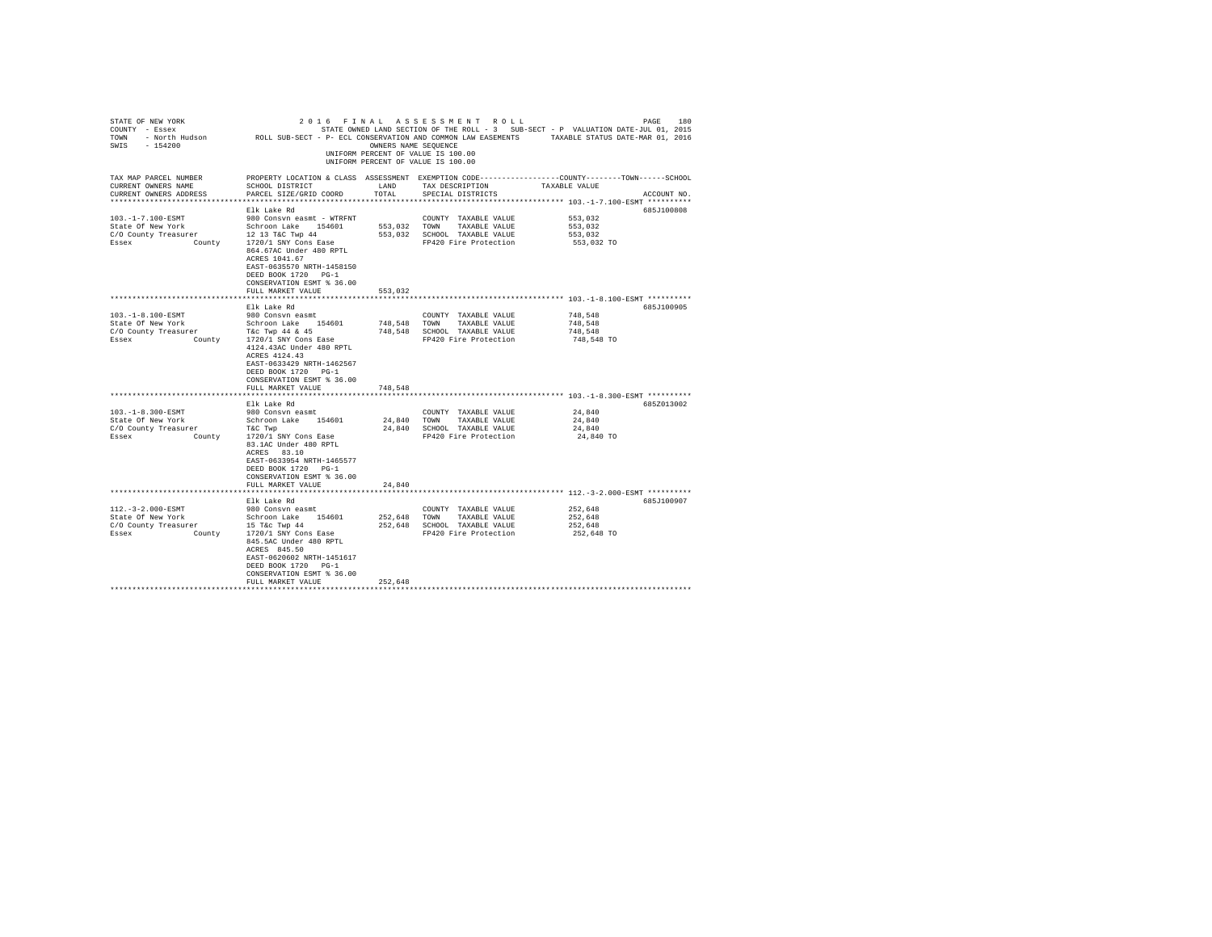STATE OF NEW YORK — 2016 FINAL ASSESSMENT ROLL — PAGE 180
COUNTY - Essex — STATE OWNED LAND SECTION OF THE ROLL - 3 SUB-SECT - P VALUATION DATE-JUL 01, 2015
TOWN - North Hudson — ROLL SUB-SECT - P- ECL CONSERVATION AND COMMON LAW EASEMENTS — TAXABLE STATUS DATE-MAR 01, 2016
SWIS - 154200 — OWNERS NAME SEQUENCE
UNIFORM PERCENT OF VALUE IS 100.00
UNIFORM PERCENT OF VALUE IS 100.00

| TAX MAP PARCEL NUMBER / CURRENT OWNERS NAME / CURRENT OWNERS ADDRESS | PROPERTY LOCATION & CLASS / SCHOOL DISTRICT / PARCEL SIZE/GRID COORD | ASSESSMENT LAND | TOTAL | EXEMPTION CODE / TAX DESCRIPTION / SPECIAL DISTRICTS | TAXABLE VALUE (COUNTY--TOWN--SCHOOL) | ACCOUNT NO. |
|---|---|---|---|---|---|---|
| **103.-1-7.100-ESMT** | Elk Lake Rd | | | | | 685J100808 |
| 103.-1-7.100-ESMT | 980 Consvn easmt - WTRFNT | | | COUNTY TAXABLE VALUE | 553,032 | |
| State Of New York | Schroon Lake 154601 | 553,032 | | TOWN TAXABLE VALUE | 553,032 | |
| C/O County Treasurer | 12 13 T&C Twp 44 | | 553,032 | SCHOOL TAXABLE VALUE | 553,032 | |
| Essex County | 1720/1 SNY Cons Ease | | | FP420 Fire Protection | 553,032 TO | |
| | 864.67AC Under 480 RPTL | | | | | |
| | ACRES 1041.67 | | | | | |
| | EAST-0635570 NRTH-1458150 | | | | | |
| | DEED BOOK 1720 PG-1 | | | | | |
| | CONSERVATION ESMT % 36.00 | | | | | |
| | FULL MARKET VALUE | | 553,032 | | | |
| **103.-1-8.100-ESMT** | Elk Lake Rd | | | | | 685J100905 |
| 103.-1-8.100-ESMT | 980 Consvn easmt | | | COUNTY TAXABLE VALUE | 748,548 | |
| State Of New York | Schroon Lake 154601 | 748,548 | | TOWN TAXABLE VALUE | 748,548 | |
| C/O County Treasurer | T&c Twp 44 & 45 | | 748,548 | SCHOOL TAXABLE VALUE | 748,548 | |
| Essex County | 1720/1 SNY Cons Ease | | | FP420 Fire Protection | 748,548 TO | |
| | 4124.43AC Under 480 RPTL | | | | | |
| | ACRES 4124.43 | | | | | |
| | EAST-0633429 NRTH-1462567 | | | | | |
| | DEED BOOK 1720 PG-1 | | | | | |
| | CONSERVATION ESMT % 36.00 | | | | | |
| | FULL MARKET VALUE | | 748,548 | | | |
| **103.-1-8.300-ESMT** | Elk Lake Rd | | | | | 685Z013002 |
| 103.-1-8.300-ESMT | 980 Consvn easmt | | | COUNTY TAXABLE VALUE | 24,840 | |
| State Of New York | Schroon Lake 154601 | 24,840 | | TOWN TAXABLE VALUE | 24,840 | |
| C/O County Treasurer | T&C Twp | | 24,840 | SCHOOL TAXABLE VALUE | 24,840 | |
| Essex County | 1720/1 SNY Cons Ease | | | FP420 Fire Protection | 24,840 TO | |
| | 83.1AC Under 480 RPTL | | | | | |
| | ACRES 83.10 | | | | | |
| | EAST-0633954 NRTH-1465577 | | | | | |
| | DEED BOOK 1720 PG-1 | | | | | |
| | CONSERVATION ESMT % 36.00 | | | | | |
| | FULL MARKET VALUE | | 24,840 | | | |
| **112.-3-2.000-ESMT** | Elk Lake Rd | | | | | 685J100907 |
| 112.-3-2.000-ESMT | 980 Consvn easmt | | | COUNTY TAXABLE VALUE | 252,648 | |
| State Of New York | Schroon Lake 154601 | 252,648 | | TOWN TAXABLE VALUE | 252,648 | |
| C/O County Treasurer | 15 T&c Twp 44 | | 252,648 | SCHOOL TAXABLE VALUE | 252,648 | |
| Essex County | 1720/1 SNY Cons Ease | | | FP420 Fire Protection | 252,648 TO | |
| | 845.5AC Under 480 RPTL | | | | | |
| | ACRES 845.50 | | | | | |
| | EAST-0620602 NRTH-1451617 | | | | | |
| | DEED BOOK 1720 PG-1 | | | | | |
| | CONSERVATION ESMT % 36.00 | | | | | |
| | FULL MARKET VALUE | | 252,648 | | | |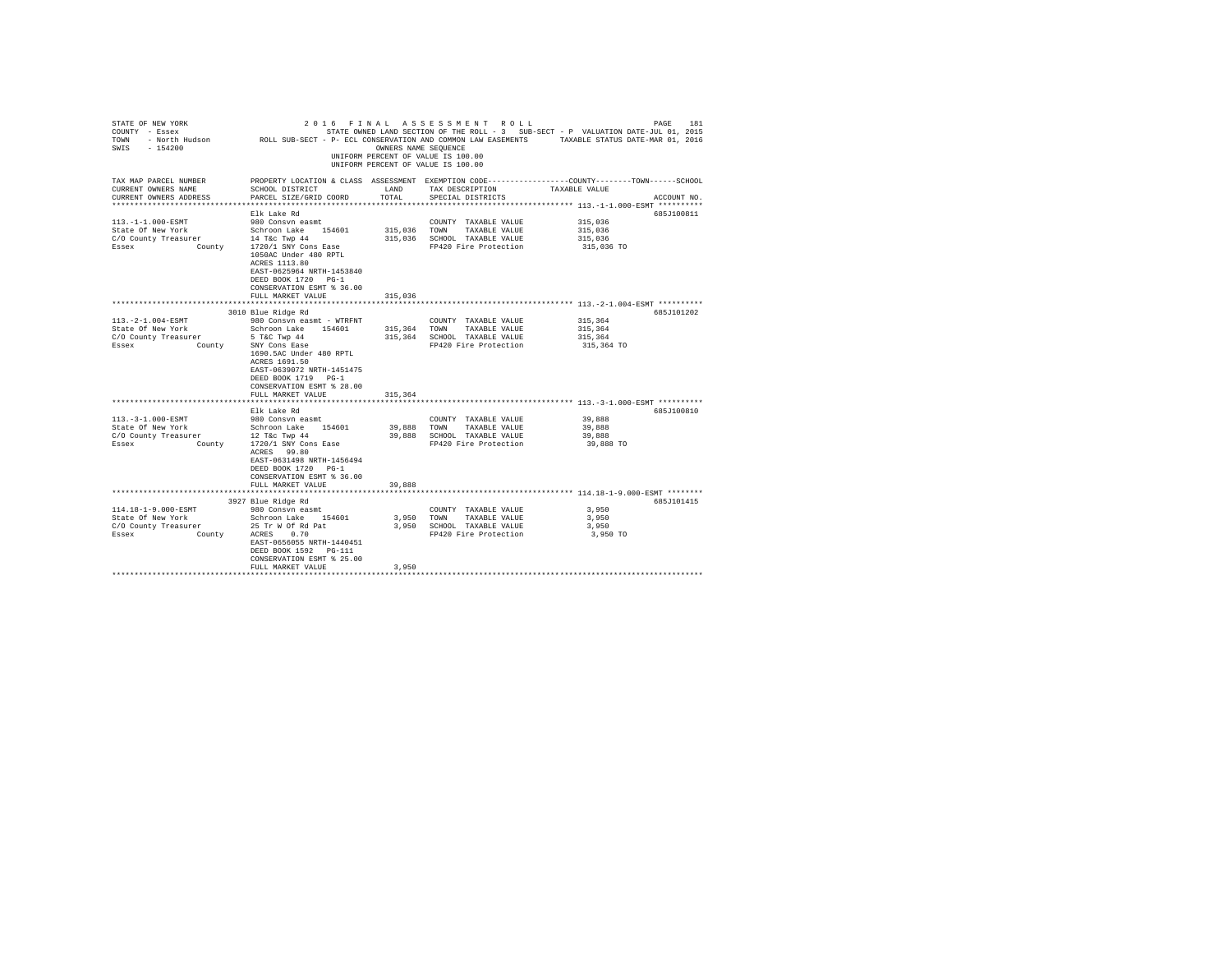STATE OF NEW YORK                    2 0 1 6   F I N A L   A S S E S S M E N T   R O L L
COUNTY - Essex                       STATE OWNED LAND SECTION OF THE ROLL - 3   SUB-SECT - P  VALUATION DATE-JUL 01, 2015
TOWN - North Hudson        ROLL SUB-SECT - P- ECL CONSERVATION AND COMMON LAW EASEMENTS     TAXABLE STATUS DATE-MAR 01, 2016
SWIS - 154200                                    OWNERS NAME SEQUENCE
UNIFORM PERCENT OF VALUE IS 100.00
UNIFORM PERCENT OF VALUE IS 100.00

| TAX MAP PARCEL NUMBER / CURRENT OWNERS NAME / CURRENT OWNERS ADDRESS | PROPERTY LOCATION & CLASS / SCHOOL DISTRICT / PARCEL SIZE/GRID COORD | ASSESSMENT LAND / TOTAL | EXEMPTION CODE / TAX DESCRIPTION / SPECIAL DISTRICTS | COUNTY--------TOWN------SCHOOL TAXABLE VALUE | ACCOUNT NO. |
|---|---|---|---|---|---|
| **113.-1-1.000-ESMT** | Elk Lake Rd | | | | 685J100811 |
| 113.-1-1.000-ESMT | 980 Consvn easmt | | COUNTY TAXABLE VALUE | 315,036 | |
| State Of New York | Schroon Lake 154601 | 315,036 | TOWN TAXABLE VALUE | 315,036 | |
| C/O County Treasurer | 14 T&c Twp 44 | 315,036 | SCHOOL TAXABLE VALUE | 315,036 | |
| Essex County | 1720/1 SNY Cons Ease | | FP420 Fire Protection | 315,036 TO | |
| | 1050AC Under 480 RPTL | | | | |
| | ACRES 1113.80 | | | | |
| | EAST-0625964 NRTH-1453840 | | | | |
| | DEED BOOK 1720 PG-1 | | | | |
| | CONSERVATION ESMT % 36.00 | | | | |
| | FULL MARKET VALUE | 315,036 | | | |
| **113.-2-1.004-ESMT** | 3010 Blue Ridge Rd | | | | 685J101202 |
| 113.-2-1.004-ESMT | 980 Consvn easmt - WTRFNT | | COUNTY TAXABLE VALUE | 315,364 | |
| State Of New York | Schroon Lake 154601 | 315,364 | TOWN TAXABLE VALUE | 315,364 | |
| C/O County Treasurer | 5 T&C Twp 44 | 315,364 | SCHOOL TAXABLE VALUE | 315,364 | |
| Essex County | SNY Cons Ease | | FP420 Fire Protection | 315,364 TO | |
| | 1690.5AC Under 480 RPTL | | | | |
| | ACRES 1691.50 | | | | |
| | EAST-0639072 NRTH-1451475 | | | | |
| | DEED BOOK 1719 PG-1 | | | | |
| | CONSERVATION ESMT % 28.00 | | | | |
| | FULL MARKET VALUE | 315,364 | | | |
| **113.-3-1.000-ESMT** | Elk Lake Rd | | | | 685J100810 |
| 113.-3-1.000-ESMT | 980 Consvn easmt | | COUNTY TAXABLE VALUE | 39,888 | |
| State Of New York | Schroon Lake 154601 | 39,888 | TOWN TAXABLE VALUE | 39,888 | |
| C/O County Treasurer | 12 T&c Twp 44 | 39,888 | SCHOOL TAXABLE VALUE | 39,888 | |
| Essex County | 1720/1 SNY Cons Ease | | FP420 Fire Protection | 39,888 TO | |
| | ACRES 99.80 | | | | |
| | EAST-0631498 NRTH-1456494 | | | | |
| | DEED BOOK 1720 PG-1 | | | | |
| | CONSERVATION ESMT % 36.00 | | | | |
| | FULL MARKET VALUE | 39,888 | | | |
| **114.18-1-9.000-ESMT** | 3927 Blue Ridge Rd | | | | 685J101415 |
| 114.18-1-9.000-ESMT | 980 Consvn easmt | | COUNTY TAXABLE VALUE | 3,950 | |
| State Of New York | Schroon Lake 154601 | 3,950 | TOWN TAXABLE VALUE | 3,950 | |
| C/O County Treasurer | 25 Tr W Of Rd Pat | 3,950 | SCHOOL TAXABLE VALUE | 3,950 | |
| Essex County | ACRES 0.70 | | FP420 Fire Protection | 3,950 TO | |
| | EAST-0656055 NRTH-1440451 | | | | |
| | DEED BOOK 1592 PG-111 | | | | |
| | CONSERVATION ESMT % 25.00 | | | | |
| | FULL MARKET VALUE | 3,950 | | | |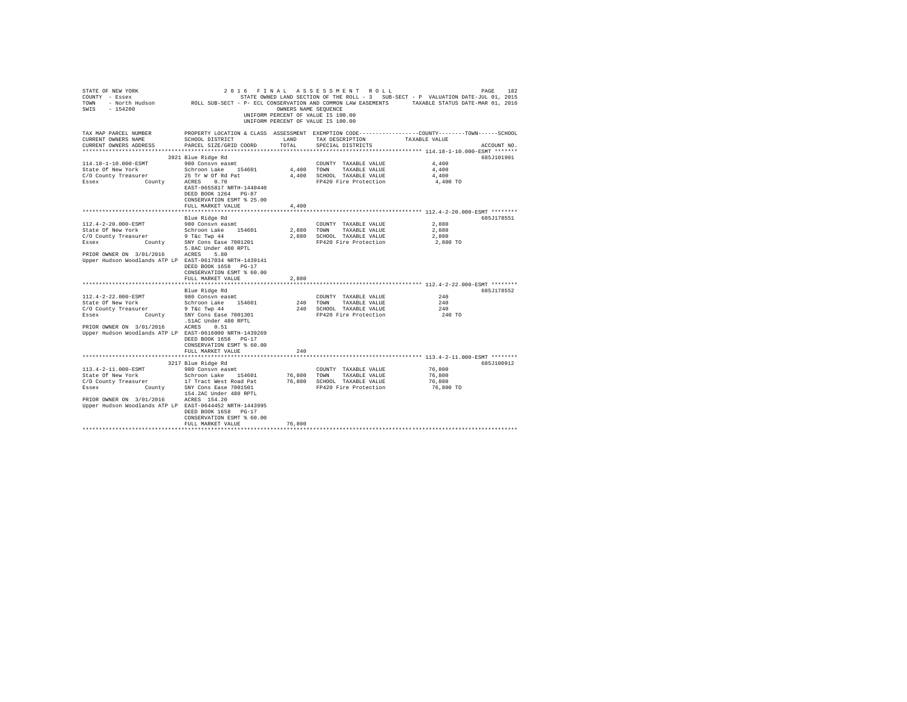STATE OF NEW YORK 2016 FINAL ASSESSMENT ROLL
COUNTY - Essex STATE OWNED LAND SECTION OF THE ROLL - 3 SUB-SECT - P VALUATION DATE-JUL 01, 2015
TOWN - North Hudson ROLL SUB-SECT - P- ECL CONSERVATION AND COMMON LAW EASEMENTS TAXABLE STATUS DATE-MAR 01, 2016
SWIS - 154200 OWNERS NAME SEQUENCE
UNIFORM PERCENT OF VALUE IS 100.00
UNIFORM PERCENT OF VALUE IS 100.00

| TAX MAP PARCEL NUMBER / CURRENT OWNERS NAME / CURRENT OWNERS ADDRESS | PROPERTY LOCATION & CLASS / SCHOOL DISTRICT / PARCEL SIZE/GRID COORD | ASSESSMENT LAND / TOTAL | EXEMPTION CODE / TAX DESCRIPTION / SPECIAL DISTRICTS | COUNTY / TOWN / SCHOOL TAXABLE VALUE | ACCOUNT NO. |
|---|---|---|---|---|---|
| **114.18-1-10.000-ESMT** | 3921 Blue Ridge Rd | | | | 685J101901 |
| 114.18-1-10.000-ESMT | 980 Consvn easmt | | COUNTY TAXABLE VALUE | 4,400 | |
| State Of New York | Schroon Lake 154601 | 4,400 | TOWN TAXABLE VALUE | 4,400 | |
| C/O County Treasurer | 25 Tr W Of Rd Pat | 4,400 | SCHOOL TAXABLE VALUE | 4,400 | |
| Essex County | ACRES 0.70 | | FP420 Fire Protection | 4,400 TO | |
| | EAST-0655817 NRTH-1440440 | | | | |
| | DEED BOOK 1264 PG-87 | | | | |
| | CONSERVATION ESMT % 25.00 | | | | |
| | FULL MARKET VALUE | 4,400 | | | |
| **112.4-2-20.000-ESMT** | Blue Ridge Rd | | | | 685J178551 |
| 112.4-2-20.000-ESMT | 980 Consvn easmt | | COUNTY TAXABLE VALUE | 2,880 | |
| State Of New York | Schroon Lake 154601 | 2,880 | TOWN TAXABLE VALUE | 2,880 | |
| C/O County Treasurer | 9 T&c Twp 44 | 2,880 | SCHOOL TAXABLE VALUE | 2,880 | |
| Essex County | SNY Cons Ease 7001201 | | FP420 Fire Protection | 2,880 TO | |
| | 5.8AC Under 480 RPTL | | | | |
| PRIOR OWNER ON 3/01/2016 | ACRES 5.80 | | | | |
| Upper Hudson Woodlands ATP LP | EAST-0617034 NRTH-1439141 | | | | |
| | DEED BOOK 1658 PG-17 | | | | |
| | CONSERVATION ESMT % 60.00 | | | | |
| | FULL MARKET VALUE | 2,880 | | | |
| **112.4-2-22.000-ESMT** | Blue Ridge Rd | | | | 685J178552 |
| 112.4-2-22.000-ESMT | 980 Consvn easmt | | COUNTY TAXABLE VALUE | 240 | |
| State Of New York | Schroon Lake 154601 | 240 | TOWN TAXABLE VALUE | 240 | |
| C/O County Treasurer | 9 T&c Twp 44 | 240 | SCHOOL TAXABLE VALUE | 240 | |
| Essex County | SNY Cons Ease 7001301 | | FP420 Fire Protection | 240 TO | |
| | .51AC Under 480 RPTL | | | | |
| PRIOR OWNER ON 3/01/2016 | ACRES 0.51 | | | | |
| Upper Hudson Woodlands ATP LP | EAST-0616000 NRTH-1439269 | | | | |
| | DEED BOOK 1658 PG-17 | | | | |
| | CONSERVATION ESMT % 60.00 | | | | |
| | FULL MARKET VALUE | 240 | | | |
| **113.4-2-11.000-ESMT** | 3217 Blue Ridge Rd | | | | 685J100912 |
| 113.4-2-11.000-ESMT | 980 Consvn easmt | | COUNTY TAXABLE VALUE | 76,800 | |
| State Of New York | Schroon Lake 154601 | 76,800 | TOWN TAXABLE VALUE | 76,800 | |
| C/O County Treasurer | 17 Tract West Road Pat | 76,800 | SCHOOL TAXABLE VALUE | 76,800 | |
| Essex County | SNY Cons Ease 7001501 | | FP420 Fire Protection | 76,800 TO | |
| | 154.2AC Under 480 RPTL | | | | |
| PRIOR OWNER ON 3/01/2016 | ACRES 154.20 | | | | |
| Upper Hudson Woodlands ATP LP | EAST-0644452 NRTH-1443995 | | | | |
| | DEED BOOK 1658 PG-17 | | | | |
| | CONSERVATION ESMT % 60.00 | | | | |
| | FULL MARKET VALUE | 76,800 | | | |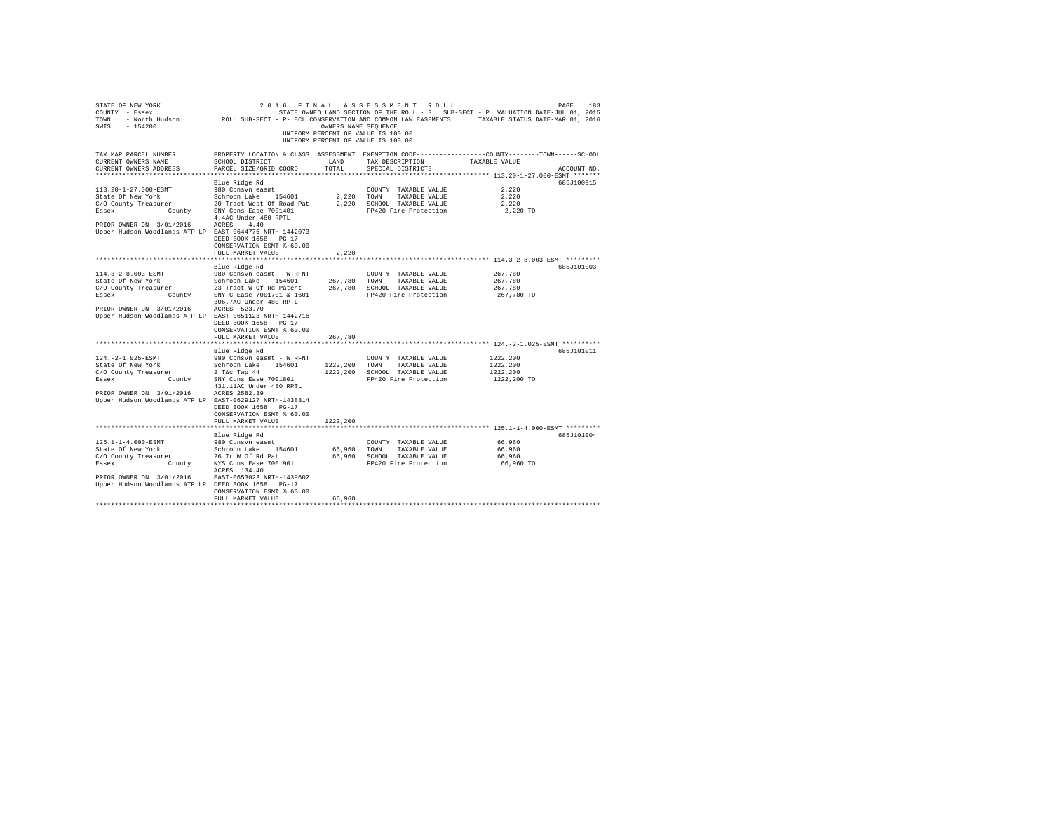STATE OF NEW YORK — 2016 FINAL ASSESSMENT ROLL
COUNTY - Essex — STATE OWNED LAND SECTION OF THE ROLL - 3 SUB-SECT - P VALUATION DATE-JUL 01, 2015
TOWN - North Hudson — ROLL SUB-SECT - P- ECL CONSERVATION AND COMMON LAW EASEMENTS — TAXABLE STATUS DATE-MAR 01, 2016
SWIS - 154200 — OWNERS NAME SEQUENCE
UNIFORM PERCENT OF VALUE IS 100.00
UNIFORM PERCENT OF VALUE IS 100.00

| TAX MAP PARCEL NUMBER / CURRENT OWNERS NAME / CURRENT OWNERS ADDRESS | PROPERTY LOCATION & CLASS / SCHOOL DISTRICT / PARCEL SIZE/GRID COORD | ASSESSMENT LAND | ASSESSMENT TOTAL | EXEMPTION CODE / TAX DESCRIPTION / SPECIAL DISTRICTS | TAXABLE VALUE (COUNTY / TOWN / SCHOOL) | ACCOUNT NO. |
|---|---|---|---|---|---|---|
| **113.20-1-27.000-ESMT** | Blue Ridge Rd | | | | | 685J100915 |
| 113.20-1-27.000-ESMT | 980 Consvn easmt | | | COUNTY TAXABLE VALUE | 2,220 | |
| State Of New York | Schroon Lake 154601 | 2,220 | | TOWN TAXABLE VALUE | 2,220 | |
| C/O County Treasurer | 20 Tract West Of Road Pat | | 2,220 | SCHOOL TAXABLE VALUE | 2,220 | |
| Essex County | SNY Cons Ease 7001401 | | | FP420 Fire Protection | 2,220 TO | |
| | 4.4AC Under 480 RPTL | | | | | |
| PRIOR OWNER ON 3/01/2016 | ACRES 4.40 | | | | | |
| Upper Hudson Woodlands ATP LP | EAST-0644775 NRTH-1442073 | | | | | |
| | DEED BOOK 1658 PG-17 | | | | | |
| | CONSERVATION ESMT % 60.00 | | | | | |
| | FULL MARKET VALUE | | 2,220 | | | |
| **114.3-2-8.003-ESMT** | Blue Ridge Rd | | | | | 685J101003 |
| 114.3-2-8.003-ESMT | 980 Consvn easmt - WTRFNT | | | COUNTY TAXABLE VALUE | 267,780 | |
| State Of New York | Schroon Lake 154601 | 267,780 | | TOWN TAXABLE VALUE | 267,780 | |
| C/O County Treasurer | 23 Tract W Of Rd Patent | | 267,780 | SCHOOL TAXABLE VALUE | 267,780 | |
| Essex County | SNY C Ease 7001701 & 1601 | | | FP420 Fire Protection | 267,780 TO | |
| | 306.7AC Under 480 RPTL | | | | | |
| PRIOR OWNER ON 3/01/2016 | ACRES 523.70 | | | | | |
| Upper Hudson Woodlands ATP LP | EAST-0651123 NRTH-1442716 | | | | | |
| | DEED BOOK 1658 PG-17 | | | | | |
| | CONSERVATION ESMT % 60.00 | | | | | |
| | FULL MARKET VALUE | | 267,780 | | | |
| **124.-2-1.025-ESMT** | Blue Ridge Rd | | | | | 685J101011 |
| 124.-2-1.025-ESMT | 980 Consvn easmt - WTRFNT | | | COUNTY TAXABLE VALUE | 1222,200 | |
| State Of New York | Schroon Lake 154601 | 1222,200 | | TOWN TAXABLE VALUE | 1222,200 | |
| C/O County Treasurer | 2 T&c Twp 44 | | 1222,200 | SCHOOL TAXABLE VALUE | 1222,200 | |
| Essex County | SNY Cons Ease 7001801 | | | FP420 Fire Protection | 1222,200 TO | |
| | 431.11AC Under 480 RPTL | | | | | |
| PRIOR OWNER ON 3/01/2016 | ACRES 2582.39 | | | | | |
| Upper Hudson Woodlands ATP LP | EAST-0629127 NRTH-1438814 | | | | | |
| | DEED BOOK 1658 PG-17 | | | | | |
| | CONSERVATION ESMT % 60.00 | | | | | |
| | FULL MARKET VALUE | | 1222,200 | | | |
| **125.1-1-4.000-ESMT** | Blue Ridge Rd | | | | | 685J101004 |
| 125.1-1-4.000-ESMT | 980 Consvn easmt | | | COUNTY TAXABLE VALUE | 66,960 | |
| State Of New York | Schroon Lake 154601 | 66,960 | | TOWN TAXABLE VALUE | 66,960 | |
| C/O County Treasurer | 26 Tr W Of Rd Pat | | 66,960 | SCHOOL TAXABLE VALUE | 66,960 | |
| Essex County | NYS Cons Ease 7001901 | | | FP420 Fire Protection | 66,960 TO | |
| | ACRES 134.40 | | | | | |
| PRIOR OWNER ON 3/01/2016 | EAST-0653023 NRTH-1439602 | | | | | |
| Upper Hudson Woodlands ATP LP | DEED BOOK 1658 PG-17 | | | | | |
| | CONSERVATION ESMT % 60.00 | | | | | |
| | FULL MARKET VALUE | | 66,960 | | | |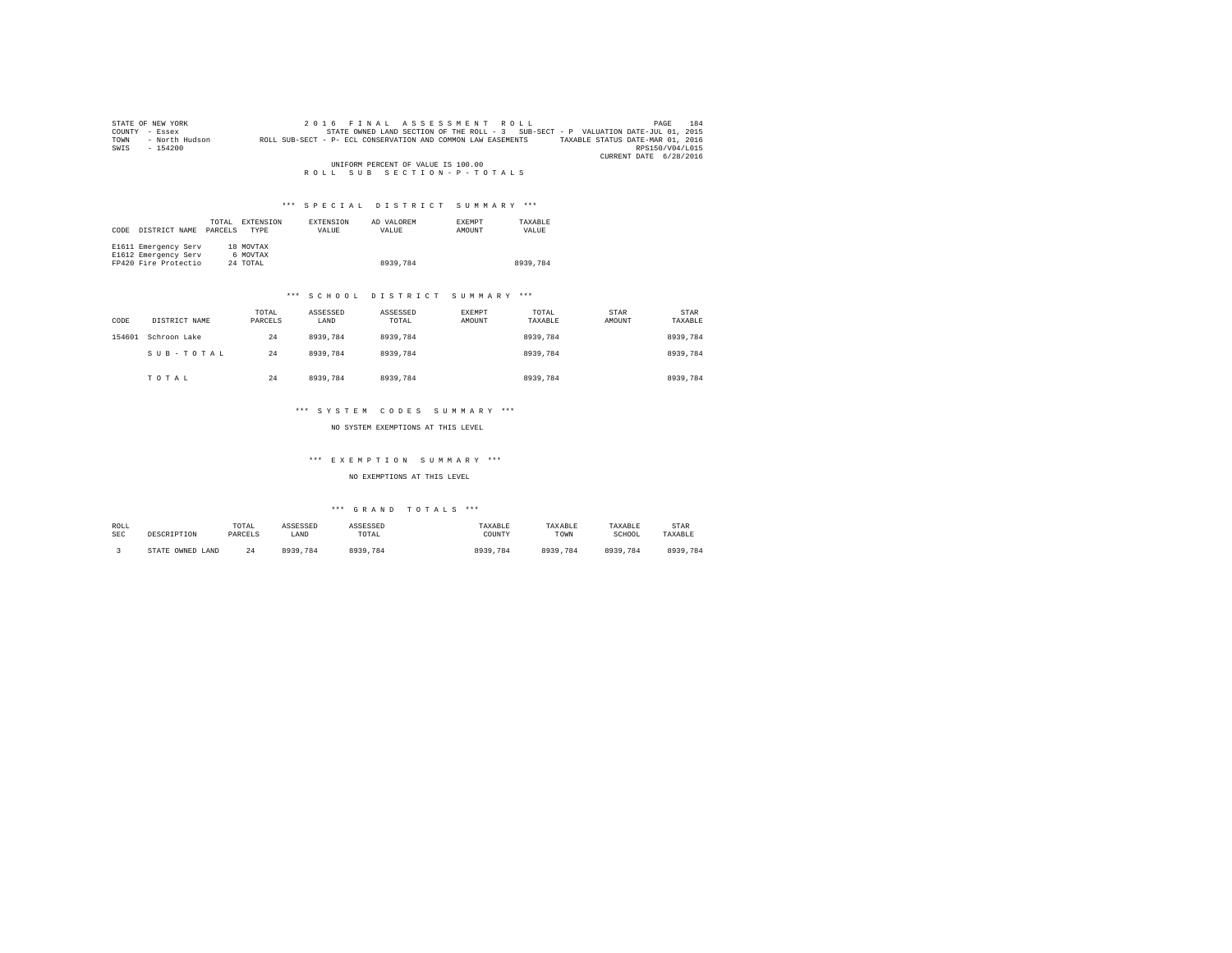STATE OF NEW YORK — 2016 FINAL ASSESSMENT ROLL — PAGE 184
COUNTY - Essex — STATE OWNED LAND SECTION OF THE ROLL - 3 SUB-SECT - P VALUATION DATE-JUL 01, 2015
TOWN - North Hudson — ROLL SUB-SECT - P- ECL CONSERVATION AND COMMON LAW EASEMENTS — TAXABLE STATUS DATE-MAR 01, 2016
SWIS - 154200 — RPS150/V04/L015
CURRENT DATE 6/28/2016

UNIFORM PERCENT OF VALUE IS 100.00

R O L L   S U B   S E C T I O N - P - T O T A L S

### *** S P E C I A L   D I S T R I C T   S U M M A R Y ***

| CODE | DISTRICT NAME | TOTAL PARCELS | EXTENSION TYPE | EXTENSION VALUE | AD VALOREM VALUE | EXEMPT AMOUNT | TAXABLE VALUE |
|---|---|---|---|---|---|---|---|
| E1611 | Emergency Serv | 18 | MOVTAX | | | | |
| E1612 | Emergency Serv | 6 | MOVTAX | | | | |
| FP420 | Fire Protectio | 24 | TOTAL | | 8939,784 | | 8939,784 |

### *** S C H O O L   D I S T R I C T   S U M M A R Y ***

| CODE | DISTRICT NAME | TOTAL PARCELS | ASSESSED LAND | ASSESSED TOTAL | EXEMPT AMOUNT | TOTAL TAXABLE | STAR AMOUNT | STAR TAXABLE |
|---|---|---|---|---|---|---|---|---|
| 154601 | Schroon Lake | 24 | 8939,784 | 8939,784 | | 8939,784 | | 8939,784 |
| | S U B - T O T A L | 24 | 8939,784 | 8939,784 | | 8939,784 | | 8939,784 |
| | T O T A L | 24 | 8939,784 | 8939,784 | | 8939,784 | | 8939,784 |

### *** S Y S T E M   C O D E S   S U M M A R Y ***

NO SYSTEM EXEMPTIONS AT THIS LEVEL

### *** E X E M P T I O N   S U M M A R Y ***

NO EXEMPTIONS AT THIS LEVEL

### *** G R A N D   T O T A L S ***

| ROLL SEC | DESCRIPTION | TOTAL PARCELS | ASSESSED LAND | ASSESSED TOTAL | TAXABLE COUNTY | TAXABLE TOWN | TAXABLE SCHOOL | STAR TAXABLE |
|---|---|---|---|---|---|---|---|---|
| 3 | STATE OWNED LAND | 24 | 8939,784 | 8939,784 | 8939,784 | 8939,784 | 8939,784 | 8939,784 |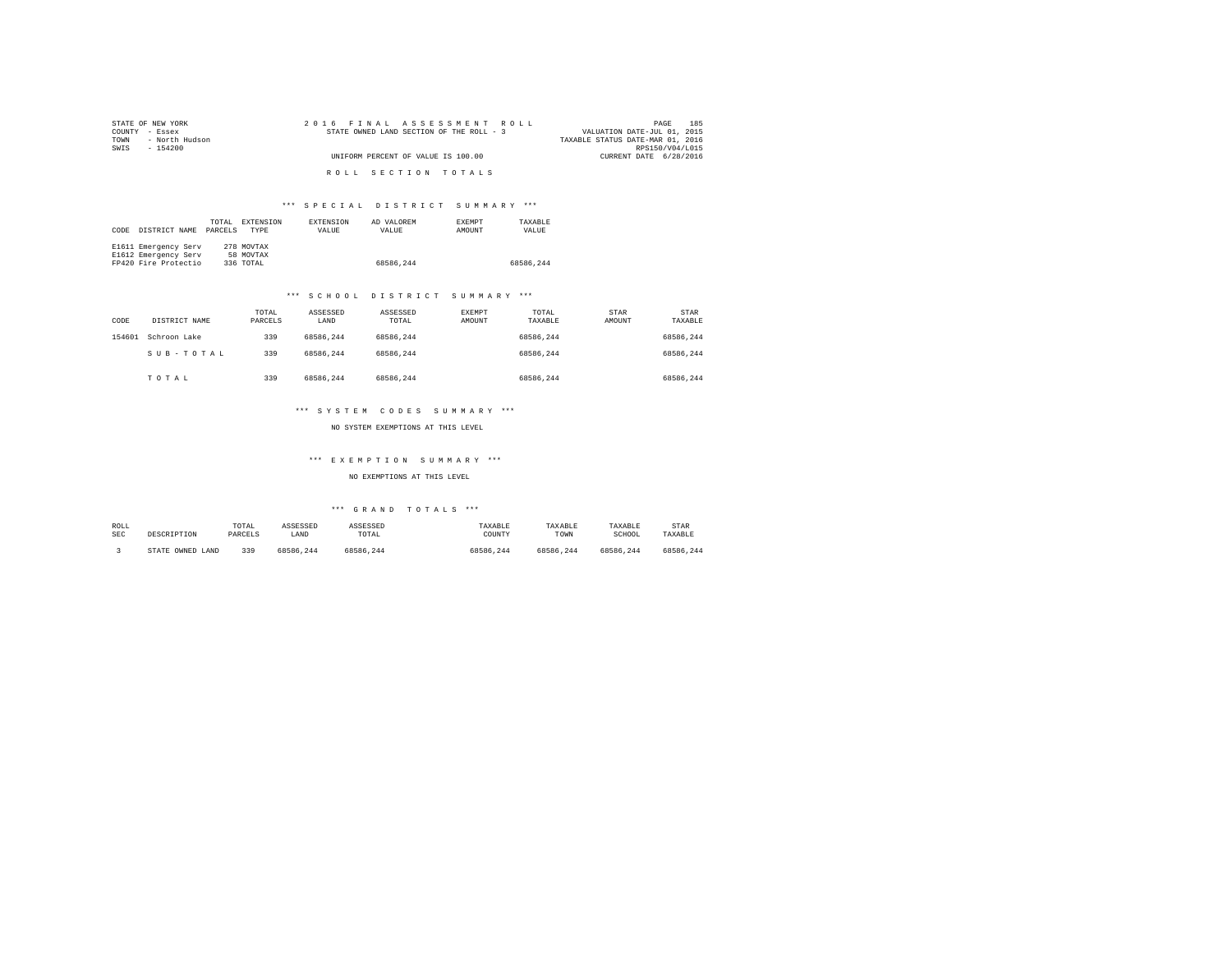STATE OF NEW YORK
COUNTY - Essex
TOWN - North Hudson
SWIS - 154200

2016 FINAL ASSESSMENT ROLL
STATE OWNED LAND SECTION OF THE ROLL - 3
UNIFORM PERCENT OF VALUE IS 100.00

VALUATION DATE-JUL 01, 2015
TAXABLE STATUS DATE-MAR 01, 2016
RPS150/V04/L015
CURRENT DATE 6/28/2016

ROLL SECTION TOTALS

*** SPECIAL DISTRICT SUMMARY ***

| CODE DISTRICT NAME | TOTAL PARCELS | EXTENSION TYPE | EXTENSION VALUE | AD VALOREM VALUE | EXEMPT AMOUNT | TAXABLE VALUE |
|---|---|---|---|---|---|---|
| E1611 Emergency Serv | 278 | MOVTAX | | | | |
| E1612 Emergency Serv | 58 | MOVTAX | | | | |
| FP420 Fire Protectio | 336 | TOTAL | | 68586,244 | | 68586,244 |

*** SCHOOL DISTRICT SUMMARY ***

| CODE | DISTRICT NAME | TOTAL PARCELS | ASSESSED LAND | ASSESSED TOTAL | EXEMPT AMOUNT | TOTAL TAXABLE | STAR AMOUNT | STAR TAXABLE |
|---|---|---|---|---|---|---|---|---|
| 154601 | Schroon Lake | 339 | 68586,244 | 68586,244 | | 68586,244 | | 68586,244 |
| | SUB-TOTAL | 339 | 68586,244 | 68586,244 | | 68586,244 | | 68586,244 |
| | TOTAL | 339 | 68586,244 | 68586,244 | | 68586,244 | | 68586,244 |

*** SYSTEM CODES SUMMARY ***

NO SYSTEM EXEMPTIONS AT THIS LEVEL

*** EXEMPTION SUMMARY ***

NO EXEMPTIONS AT THIS LEVEL

*** GRAND TOTALS ***

| ROLL SEC | DESCRIPTION | TOTAL PARCELS | ASSESSED LAND | ASSESSED TOTAL | TAXABLE COUNTY | TAXABLE TOWN | TAXABLE SCHOOL | STAR TAXABLE |
|---|---|---|---|---|---|---|---|---|
| 3 | STATE OWNED LAND | 339 | 68586,244 | 68586,244 | 68586,244 | 68586,244 | 68586,244 | 68586,244 |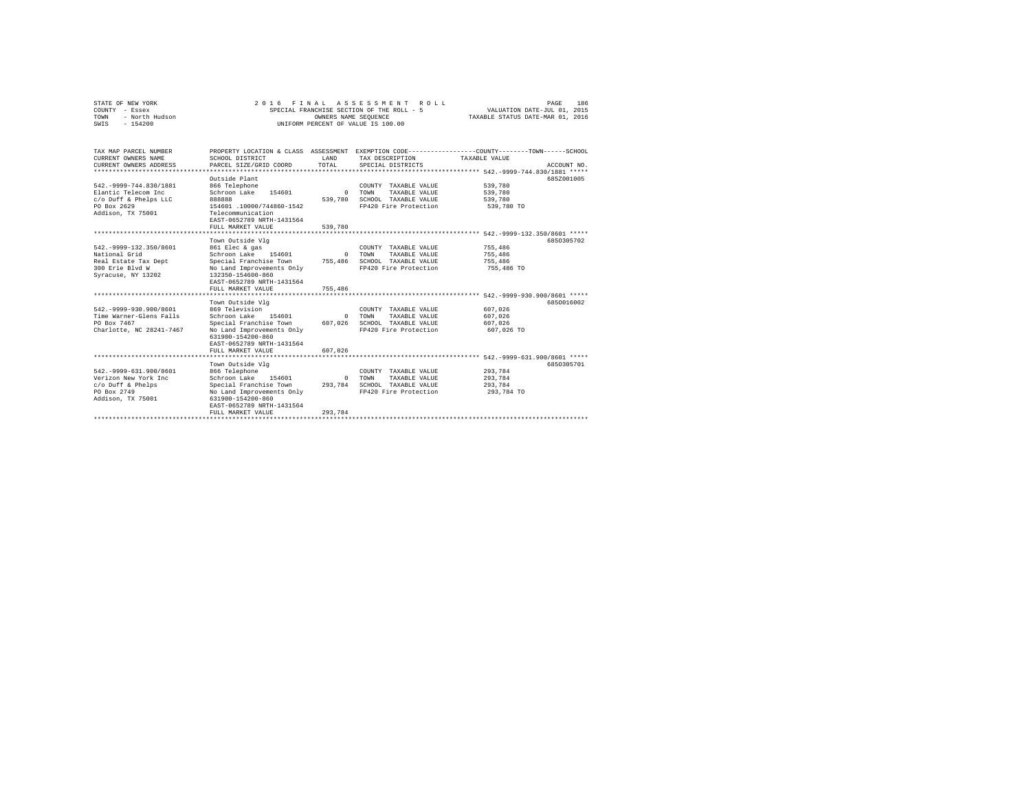STATE OF NEW YORK
COUNTY - Essex
TOWN - North Hudson
SWIS - 154200

2016 FINAL ASSESSMENT ROLL
SPECIAL FRANCHISE SECTION OF THE ROLL - 5
OWNERS NAME SEQUENCE
UNIFORM PERCENT OF VALUE IS 100.00

VALUATION DATE-JUL 01, 2015
TAXABLE STATUS DATE-MAR 01, 2016

| TAX MAP PARCEL NUMBER / CURRENT OWNERS NAME / CURRENT OWNERS ADDRESS | PROPERTY LOCATION & CLASS / SCHOOL DISTRICT / PARCEL SIZE/GRID COORD | ASSESSMENT LAND / TOTAL | EXEMPTION CODE / TAX DESCRIPTION / SPECIAL DISTRICTS | COUNTY--------TOWN------SCHOOL TAXABLE VALUE | ACCOUNT NO. |
|---|---|---|---|---|---|
| **542.-9999-744.830/1881** | Outside Plant | | | | 685Z001005 |
| 542.-9999-744.830/1881 | 866 Telephone | | COUNTY TAXABLE VALUE | 539,780 | |
| Elantic Telecom Inc | Schroon Lake 154601 | 0 | TOWN TAXABLE VALUE | 539,780 | |
| c/o Duff & Phelps LLC | 888888 | 539,780 | SCHOOL TAXABLE VALUE | 539,780 | |
| PO Box 2629 | 154601 .10000/744860-1542 | | FP420 Fire Protection | 539,780 TO | |
| Addison, TX 75001 | Telecommunication | | | | |
| | EAST-0652789 NRTH-1431564 | | | | |
| | FULL MARKET VALUE | 539,780 | | | |
| **542.-9999-132.350/8601** | Town Outside Vlg | | | | 6850305702 |
| 542.-9999-132.350/8601 | 861 Elec & gas | | COUNTY TAXABLE VALUE | 755,486 | |
| National Grid | Schroon Lake 154601 | 0 | TOWN TAXABLE VALUE | 755,486 | |
| Real Estate Tax Dept | Special Franchise Town | 755,486 | SCHOOL TAXABLE VALUE | 755,486 | |
| 300 Erie Blvd W | No Land Improvements Only | | FP420 Fire Protection | 755,486 TO | |
| Syracuse, NY 13202 | 132350-154600-860 | | | | |
| | EAST-0652789 NRTH-1431564 | | | | |
| | FULL MARKET VALUE | 755,486 | | | |
| **542.-9999-930.900/8601** | Town Outside Vlg | | | | 6850016002 |
| 542.-9999-930.900/8601 | 869 Television | | COUNTY TAXABLE VALUE | 607,026 | |
| Time Warner-Glens Falls | Schroon Lake 154601 | 0 | TOWN TAXABLE VALUE | 607,026 | |
| PO Box 7467 | Special Franchise Town | 607,026 | SCHOOL TAXABLE VALUE | 607,026 | |
| Charlotte, NC 28241-7467 | No Land Improvements Only | | FP420 Fire Protection | 607,026 TO | |
| | 631900-154200-860 | | | | |
| | EAST-0652789 NRTH-1431564 | | | | |
| | FULL MARKET VALUE | 607,026 | | | |
| **542.-9999-631.900/8601** | Town Outside Vlg | | | | 6850305701 |
| 542.-9999-631.900/8601 | 866 Telephone | | COUNTY TAXABLE VALUE | 293,784 | |
| Verizon New York Inc | Schroon Lake 154601 | 0 | TOWN TAXABLE VALUE | 293,784 | |
| c/o Duff & Phelps | Special Franchise Town | 293,784 | SCHOOL TAXABLE VALUE | 293,784 | |
| PO Box 2749 | No Land Improvements Only | | FP420 Fire Protection | 293,784 TO | |
| Addison, TX 75001 | 631900-154200-860 | | | | |
| | EAST-0652789 NRTH-1431564 | | | | |
| | FULL MARKET VALUE | 293,784 | | | |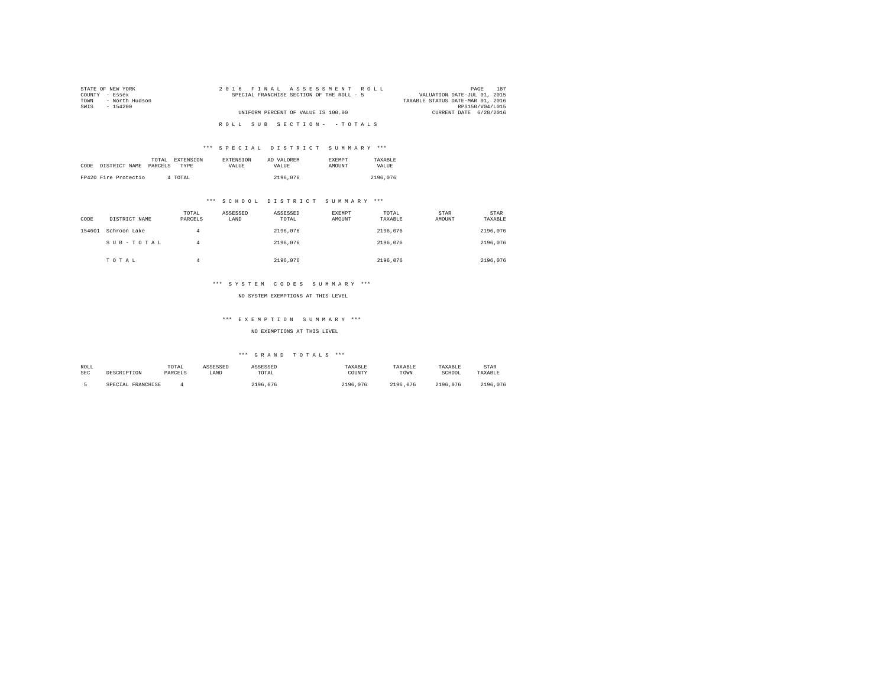STATE OF NEW YORK
COUNTY - Essex
TOWN - North Hudson
SWIS - 154200

2016 FINAL ASSESSMENT ROLL
SPECIAL FRANCHISE SECTION OF THE ROLL - 5

VALUATION DATE-JUL 01, 2015
TAXABLE STATUS DATE-MAR 01, 2016
RPS150/V04/L015
CURRENT DATE 6/28/2016

UNIFORM PERCENT OF VALUE IS 100.00

ROLL SUB SECTION- - TOTALS

### *** SPECIAL DISTRICT SUMMARY ***

| CODE | DISTRICT NAME | TOTAL PARCELS | EXTENSION TYPE | EXTENSION VALUE | AD VALOREM VALUE | EXEMPT AMOUNT | TAXABLE VALUE |
|---|---|---|---|---|---|---|---|
| FP420 | Fire Protectio | 4 | TOTAL | | 2196,076 | | 2196,076 |

### *** SCHOOL DISTRICT SUMMARY ***

| CODE | DISTRICT NAME | TOTAL PARCELS | ASSESSED LAND | ASSESSED TOTAL | EXEMPT AMOUNT | TOTAL TAXABLE | STAR AMOUNT | STAR TAXABLE |
|---|---|---|---|---|---|---|---|---|
| 154601 | Schroon Lake | 4 | | 2196,076 | | 2196,076 | | 2196,076 |
| | SUB-TOTAL | 4 | | 2196,076 | | 2196,076 | | 2196,076 |
| | TOTAL | 4 | | 2196,076 | | 2196,076 | | 2196,076 |

### *** SYSTEM CODES SUMMARY ***

NO SYSTEM EXEMPTIONS AT THIS LEVEL

### *** EXEMPTION SUMMARY ***

NO EXEMPTIONS AT THIS LEVEL

### *** GRAND TOTALS ***

| ROLL SEC | DESCRIPTION | TOTAL PARCELS | ASSESSED LAND | ASSESSED TOTAL | TAXABLE COUNTY | TAXABLE TOWN | TAXABLE SCHOOL | STAR TAXABLE |
|---|---|---|---|---|---|---|---|---|
| 5 | SPECIAL FRANCHISE | 4 | | 2196,076 | 2196,076 | 2196,076 | 2196,076 | 2196,076 |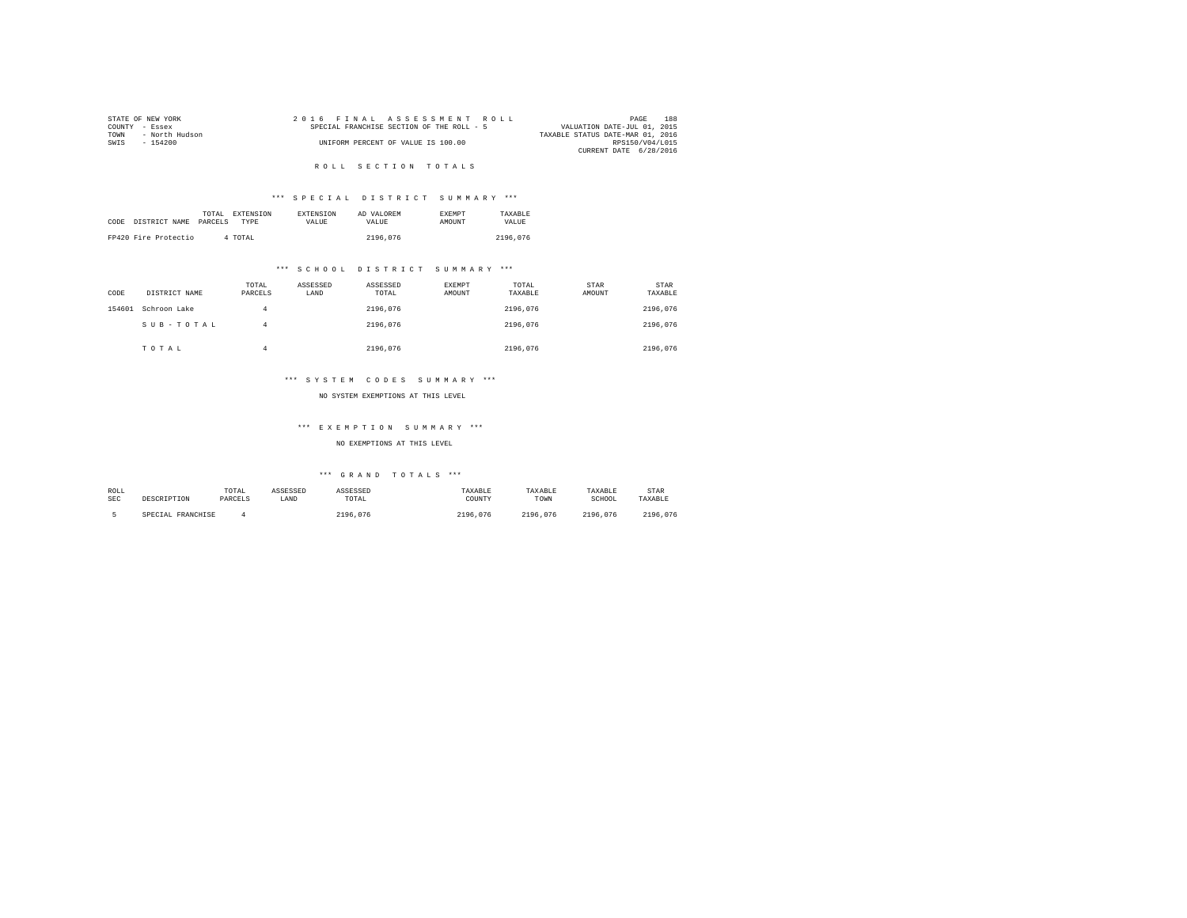STATE OF NEW YORK
COUNTY - Essex
TOWN - North Hudson
SWIS - 154200

2016 FINAL ASSESSMENT ROLL
SPECIAL FRANCHISE SECTION OF THE ROLL - 5
UNIFORM PERCENT OF VALUE IS 100.00

PAGE 188
VALUATION DATE-JUL 01, 2015
TAXABLE STATUS DATE-MAR 01, 2016
RPS150/V04/L015
CURRENT DATE 6/28/2016

## ROLL SECTION TOTALS

### *** SPECIAL DISTRICT SUMMARY ***

| CODE | DISTRICT NAME | TOTAL PARCELS | EXTENSION TYPE | EXTENSION VALUE | AD VALOREM VALUE | EXEMPT AMOUNT | TAXABLE VALUE |
|---|---|---|---|---|---|---|---|
| FP420 | Fire Protectio | 4 | TOTAL | | 2196,076 | | 2196,076 |

### *** SCHOOL DISTRICT SUMMARY ***

| CODE | DISTRICT NAME | TOTAL PARCELS | ASSESSED LAND | ASSESSED TOTAL | EXEMPT AMOUNT | TOTAL TAXABLE | STAR AMOUNT | STAR TAXABLE |
|---|---|---|---|---|---|---|---|---|
| 154601 | Schroon Lake | 4 | | 2196,076 | | 2196,076 | | 2196,076 |
| | S U B - T O T A L | 4 | | 2196,076 | | 2196,076 | | 2196,076 |
| | T O T A L | 4 | | 2196,076 | | 2196,076 | | 2196,076 |

### *** SYSTEM CODES SUMMARY ***

NO SYSTEM EXEMPTIONS AT THIS LEVEL

### *** EXEMPTION SUMMARY ***

NO EXEMPTIONS AT THIS LEVEL

### *** GRAND TOTALS ***

| ROLL SEC | DESCRIPTION | TOTAL PARCELS | ASSESSED LAND | ASSESSED TOTAL | TAXABLE COUNTY | TAXABLE TOWN | TAXABLE SCHOOL | STAR TAXABLE |
|---|---|---|---|---|---|---|---|---|
| 5 | SPECIAL FRANCHISE | 4 | | 2196,076 | 2196,076 | 2196,076 | 2196,076 | 2196,076 |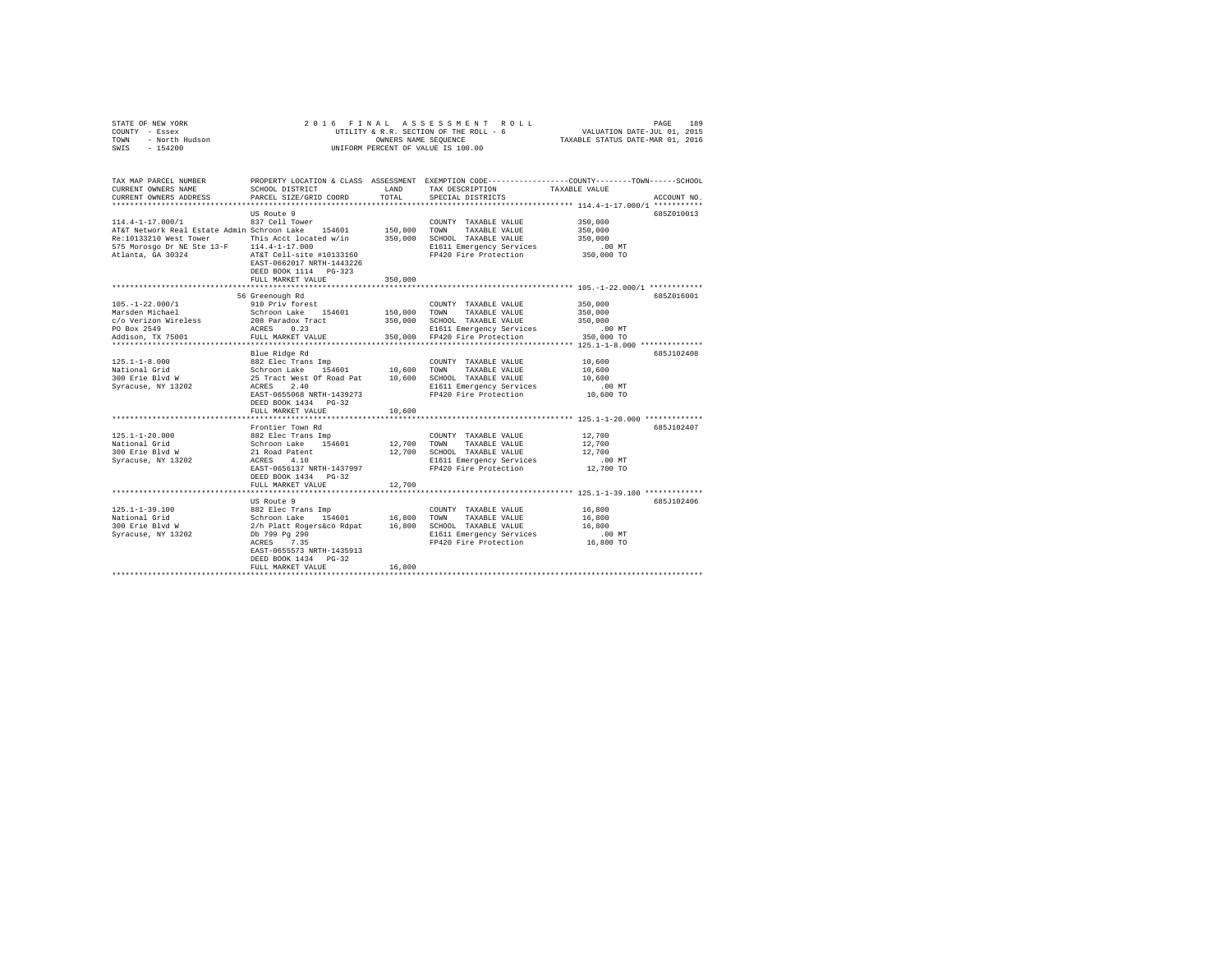STATE OF NEW YORK
COUNTY - Essex
TOWN - North Hudson
SWIS - 154200

2 0 1 6 F I N A L A S S E S S M E N T R O L L
UTILITY & R.R. SECTION OF THE ROLL - 6
OWNERS NAME SEQUENCE
UNIFORM PERCENT OF VALUE IS 100.00

VALUATION DATE-JUL 01, 2015
TAXABLE STATUS DATE-MAR 01, 2016

```
TAX MAP PARCEL NUMBER          PROPERTY LOCATION & CLASS  ASSESSMENT  EXEMPTION CODE------------------COUNTY--------TOWN------SCHOOL
CURRENT OWNERS NAME            SCHOOL DISTRICT              LAND      TAX DESCRIPTION             TAXABLE VALUE
CURRENT OWNERS ADDRESS         PARCEL SIZE/GRID COORD       TOTAL     SPECIAL DISTRICTS                                    ACCOUNT NO.
******************************************************************************************************* 114.4-1-17.000/1 ***********
                               US Route 9                                                                                   685Z010013
114.4-1-17.000/1               837 Cell Tower                          COUNTY  TAXABLE VALUE           350,000
AT&T Network Real Estate Admin Schroon Lake    154601      150,000     TOWN    TAXABLE VALUE           350,000
Re:10133210 West Tower         This Acct located w/in      350,000     SCHOOL  TAXABLE VALUE           350,000
575 Morosgo Dr NE Ste 13-F     114.4-1-17.000                          E1611 Emergency Services            .00 MT
Atlanta, GA 30324              AT&T Cell-site #10133160                FP420 Fire Protection           350,000 TO
                               EAST-0662017 NRTH-1443226
                               DEED BOOK 1114   PG-323
                               FULL MARKET VALUE           350,000
******************************************************************************************************* 105.-1-22.000/1 ************
                               56 Greenough Rd                                                                              685Z016001
105.-1-22.000/1                910 Priv forest                         COUNTY  TAXABLE VALUE           350,000
Marsden Michael                Schroon Lake    154601      150,000     TOWN    TAXABLE VALUE           350,000
c/o Verizon Wireless           208 Paradox Tract           350,000     SCHOOL  TAXABLE VALUE           350,000
PO Box 2549                    ACRES    0.23                           E1611 Emergency Services            .00 MT
Addison, TX 75001              FULL MARKET VALUE           350,000     FP420 Fire Protection           350,000 TO
******************************************************************************************************* 125.1-1-8.000 **************
                               Blue Ridge Rd                                                                                685J102408
125.1-1-8.000                  882 Elec Trans Imp                      COUNTY  TAXABLE VALUE            10,600
National Grid                  Schroon Lake    154601       10,600     TOWN    TAXABLE VALUE            10,600
300 Erie Blvd W                25 Tract West Of Road Pat    10,600     SCHOOL  TAXABLE VALUE            10,600
Syracuse, NY 13202             ACRES    2.40                           E1611 Emergency Services            .00 MT
                               EAST-0655068 NRTH-1439273               FP420 Fire Protection            10,600 TO
                               DEED BOOK 1434   PG-32
                               FULL MARKET VALUE            10,600
******************************************************************************************************* 125.1-1-20.000 *************
                               Frontier Town Rd                                                                             685J102407
125.1-1-20.000                 882 Elec Trans Imp                      COUNTY  TAXABLE VALUE            12,700
National Grid                  Schroon Lake    154601       12,700     TOWN    TAXABLE VALUE            12,700
300 Erie Blvd W                21 Road Patent               12,700     SCHOOL  TAXABLE VALUE            12,700
Syracuse, NY 13202             ACRES    4.10                           E1611 Emergency Services            .00 MT
                               EAST-0656137 NRTH-1437997               FP420 Fire Protection            12,700 TO
                               DEED BOOK 1434   PG-32
                               FULL MARKET VALUE            12,700
******************************************************************************************************* 125.1-1-39.100 *************
                               US Route 9                                                                                   685J102406
125.1-1-39.100                 882 Elec Trans Imp                      COUNTY  TAXABLE VALUE            16,800
National Grid                  Schroon Lake    154601       16,800     TOWN    TAXABLE VALUE            16,800
300 Erie Blvd W                2/h Platt Rogers&co Rdpat    16,800     SCHOOL  TAXABLE VALUE            16,800
Syracuse, NY 13202             Db 799 Pg 290                           E1611 Emergency Services            .00 MT
                               ACRES    7.35                           FP420 Fire Protection            16,800 TO
                               EAST-0655573 NRTH-1435913
                               DEED BOOK 1434   PG-32
                               FULL MARKET VALUE            16,800
************************************************************************************************************************************
```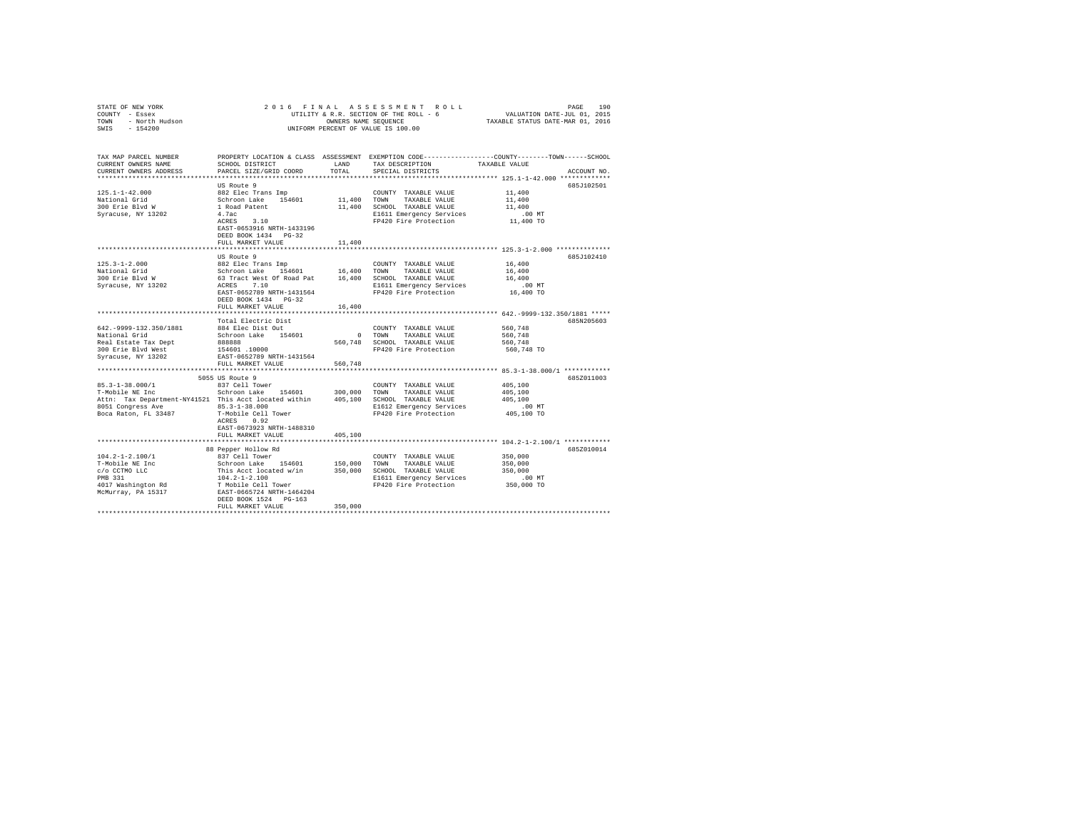STATE OF NEW YORK
COUNTY - Essex
TOWN - North Hudson
SWIS - 154200

2016 FINAL ASSESSMENT ROLL
UTILITY & R.R. SECTION OF THE ROLL - 6
OWNERS NAME SEQUENCE
UNIFORM PERCENT OF VALUE IS 100.00

VALUATION DATE-JUL 01, 2015
TAXABLE STATUS DATE-MAR 01, 2016

| TAX MAP PARCEL NUMBER / CURRENT OWNERS NAME / CURRENT OWNERS ADDRESS | PROPERTY LOCATION & CLASS / SCHOOL DISTRICT / PARCEL SIZE/GRID COORD | ASSESSMENT LAND | TOTAL | EXEMPTION CODE / TAX DESCRIPTION / SPECIAL DISTRICTS | COUNTY / TOWN / SCHOOL TAXABLE VALUE | ACCOUNT NO. |
|---|---|---|---|---|---|---|
| **125.1-1-42.000** | US Route 9 | | | | | 685J102501 |
| 125.1-1-42.000 | 882 Elec Trans Imp | | | COUNTY TAXABLE VALUE | 11,400 | |
| National Grid | Schroon Lake 154601 | 11,400 | | TOWN TAXABLE VALUE | 11,400 | |
| 300 Erie Blvd W | 1 Road Patent | | 11,400 | SCHOOL TAXABLE VALUE | 11,400 | |
| Syracuse, NY 13202 | 4.7ac | | | E1611 Emergency Services | .00 MT | |
| | ACRES 3.10 | | | FP420 Fire Protection | 11,400 TO | |
| | EAST-0653916 NRTH-1433196 | | | | | |
| | DEED BOOK 1434 PG-32 | | | | | |
| | FULL MARKET VALUE | | 11,400 | | | |
| **125.3-1-2.000** | US Route 9 | | | | | 685J102410 |
| 125.3-1-2.000 | 882 Elec Trans Imp | | | COUNTY TAXABLE VALUE | 16,400 | |
| National Grid | Schroon Lake 154601 | 16,400 | | TOWN TAXABLE VALUE | 16,400 | |
| 300 Erie Blvd W | 63 Tract West Of Road Pat | | 16,400 | SCHOOL TAXABLE VALUE | 16,400 | |
| Syracuse, NY 13202 | ACRES 7.10 | | | E1611 Emergency Services | .00 MT | |
| | EAST-0652789 NRTH-1431564 | | | FP420 Fire Protection | 16,400 TO | |
| | DEED BOOK 1434 PG-32 | | | | | |
| | FULL MARKET VALUE | | 16,400 | | | |
| **642.-9999-132.350/1881** | Total Electric Dist | | | | | 685N205603 |
| 642.-9999-132.350/1881 | 884 Elec Dist Out | | | COUNTY TAXABLE VALUE | 560,748 | |
| National Grid | Schroon Lake 154601 | 0 | | TOWN TAXABLE VALUE | 560,748 | |
| Real Estate Tax Dept | 888888 | | 560,748 | SCHOOL TAXABLE VALUE | 560,748 | |
| 300 Erie Blvd West | 154601 .10000 | | | FP420 Fire Protection | 560,748 TO | |
| Syracuse, NY 13202 | EAST-0652789 NRTH-1431564 | | | | | |
| | FULL MARKET VALUE | | 560,748 | | | |
| **85.3-1-38.000/1** | 5055 US Route 9 | | | | | 685Z011003 |
| 85.3-1-38.000/1 | 837 Cell Tower | | | COUNTY TAXABLE VALUE | 405,100 | |
| T-Mobile NE Inc | Schroon Lake 154601 | 300,000 | | TOWN TAXABLE VALUE | 405,100 | |
| Attn: Tax Department-NY41521 | This Acct located within | | 405,100 | SCHOOL TAXABLE VALUE | 405,100 | |
| 8051 Congress Ave | 85.3-1-38.000 | | | E1612 Emergency Services | .00 MT | |
| Boca Raton, FL 33487 | T-Mobile Cell Tower | | | FP420 Fire Protection | 405,100 TO | |
| | ACRES 0.92 | | | | | |
| | EAST-0673923 NRTH-1488310 | | | | | |
| | FULL MARKET VALUE | | 405,100 | | | |
| **104.2-1-2.100/1** | 88 Pepper Hollow Rd | | | | | 685Z010014 |
| 104.2-1-2.100/1 | 837 Cell Tower | | | COUNTY TAXABLE VALUE | 350,000 | |
| T-Mobile NE Inc | Schroon Lake 154601 | 150,000 | | TOWN TAXABLE VALUE | 350,000 | |
| c/o CCTMO LLC | This Acct located w/in | | 350,000 | SCHOOL TAXABLE VALUE | 350,000 | |
| PMB 331 | 104.2-1-2.100 | | | E1611 Emergency Services | .00 MT | |
| 4017 Washington Rd | T Mobile Cell Tower | | | FP420 Fire Protection | 350,000 TO | |
| McMurray, PA 15317 | EAST-0665724 NRTH-1464204 | | | | | |
| | DEED BOOK 1524 PG-163 | | | | | |
| | FULL MARKET VALUE | | 350,000 | | | |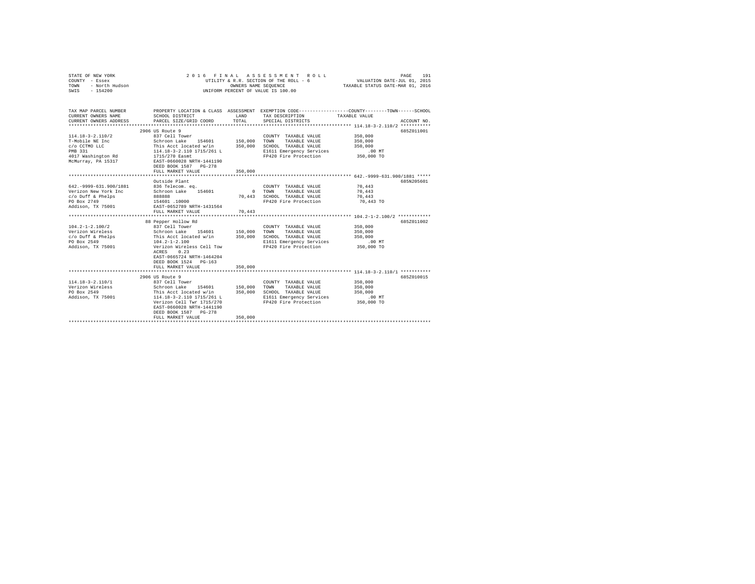STATE OF NEW YORK
COUNTY - Essex
TOWN - North Hudson
SWIS - 154200

2016 FINAL ASSESSMENT ROLL
UTILITY & R.R. SECTION OF THE ROLL - 6
OWNERS NAME SEQUENCE
UNIFORM PERCENT OF VALUE IS 100.00

VALUATION DATE-JUL 01, 2015
TAXABLE STATUS DATE-MAR 01, 2016

| TAX MAP PARCEL NUMBER / CURRENT OWNERS NAME / CURRENT OWNERS ADDRESS | PROPERTY LOCATION & CLASS / SCHOOL DISTRICT / PARCEL SIZE/GRID COORD | ASSESSMENT LAND / TOTAL | EXEMPTION CODE / TAX DESCRIPTION / SPECIAL DISTRICTS | TAXABLE VALUE (COUNTY--TOWN--SCHOOL) | ACCOUNT NO. |
|---|---|---|---|---|---|
| **114.18-3-2.110/2** | 2906 US Route 9 | | | | 685Z011001 |
| 114.18-3-2.110/2 | 837 Cell Tower | | COUNTY TAXABLE VALUE | 350,000 | |
| T-Mobile NE Inc | Schroon Lake 154601 | 150,000 | TOWN TAXABLE VALUE | 350,000 | |
| c/o CCTMO LLC | This Acct located w/in | 350,000 | SCHOOL TAXABLE VALUE | 350,000 | |
| PMB 331 | 114.18-3-2.110 1715/261 L | | E1611 Emergency Services | .00 MT | |
| 4017 Washington Rd | 1715/270 Easmt | | FP420 Fire Protection | 350,000 TO | |
| McMurray, PA 15317 | EAST-0660028 NRTH-1441190 | | | | |
| | DEED BOOK 1587 PG-278 | | | | |
| | FULL MARKET VALUE | 350,000 | | | |
| **642.-9999-631.900/1881** | Outside Plant | | | | 685N205601 |
| 642.-9999-631.900/1881 | 836 Telecom. eq. | | COUNTY TAXABLE VALUE | 70,443 | |
| Verizon New York Inc | Schroon Lake 154601 | 0 | TOWN TAXABLE VALUE | 70,443 | |
| c/o Duff & Phelps | 888888 | 70,443 | SCHOOL TAXABLE VALUE | 70,443 | |
| PO Box 2749 | 154601 .10000 | | FP420 Fire Protection | 70,443 TO | |
| Addison, TX 75001 | EAST-0652709 NRTH-1431564 | | | | |
| | FULL MARKET VALUE | 70,443 | | | |
| **104.2-1-2.100/2** | 88 Pepper Hollow Rd | | | | 685Z011002 |
| 104.2-1-2.100/2 | 837 Cell Tower | | COUNTY TAXABLE VALUE | 350,000 | |
| Verizon Wireless | Schroon Lake 154601 | 150,000 | TOWN TAXABLE VALUE | 350,000 | |
| c/o Duff & Phelps | This Acct located w/in | 350,000 | SCHOOL TAXABLE VALUE | 350,000 | |
| PO Box 2549 | 104.2-1-2.100 | | E1611 Emergency Services | .00 MT | |
| Addison, TX 75001 | Verizon Wireless Cell Tow | | FP420 Fire Protection | 350,000 TO | |
| | ACRES 0.23 | | | | |
| | EAST-0665724 NRTH-1464204 | | | | |
| | DEED BOOK 1524 PG-163 | | | | |
| | FULL MARKET VALUE | 350,000 | | | |
| **114.18-3-2.110/1** | 2906 US Route 9 | | | | 685Z010015 |
| 114.18-3-2.110/1 | 837 Cell Tower | | COUNTY TAXABLE VALUE | 350,000 | |
| Verizon Wireless | Schroon Lake 154601 | 150,000 | TOWN TAXABLE VALUE | 350,000 | |
| PO Box 2549 | This Acct located w/in | 350,000 | SCHOOL TAXABLE VALUE | 350,000 | |
| Addison, TX 75001 | 114.18-3-2.110 1715/261 L | | E1611 Emergency Services | .00 MT | |
| | Verizon Cell Twr 1715/270 | | FP420 Fire Protection | 350,000 TO | |
| | EAST-0660028 NRTH-1441190 | | | | |
| | DEED BOOK 1587 PG-278 | | | | |
| | FULL MARKET VALUE | 350,000 | | | |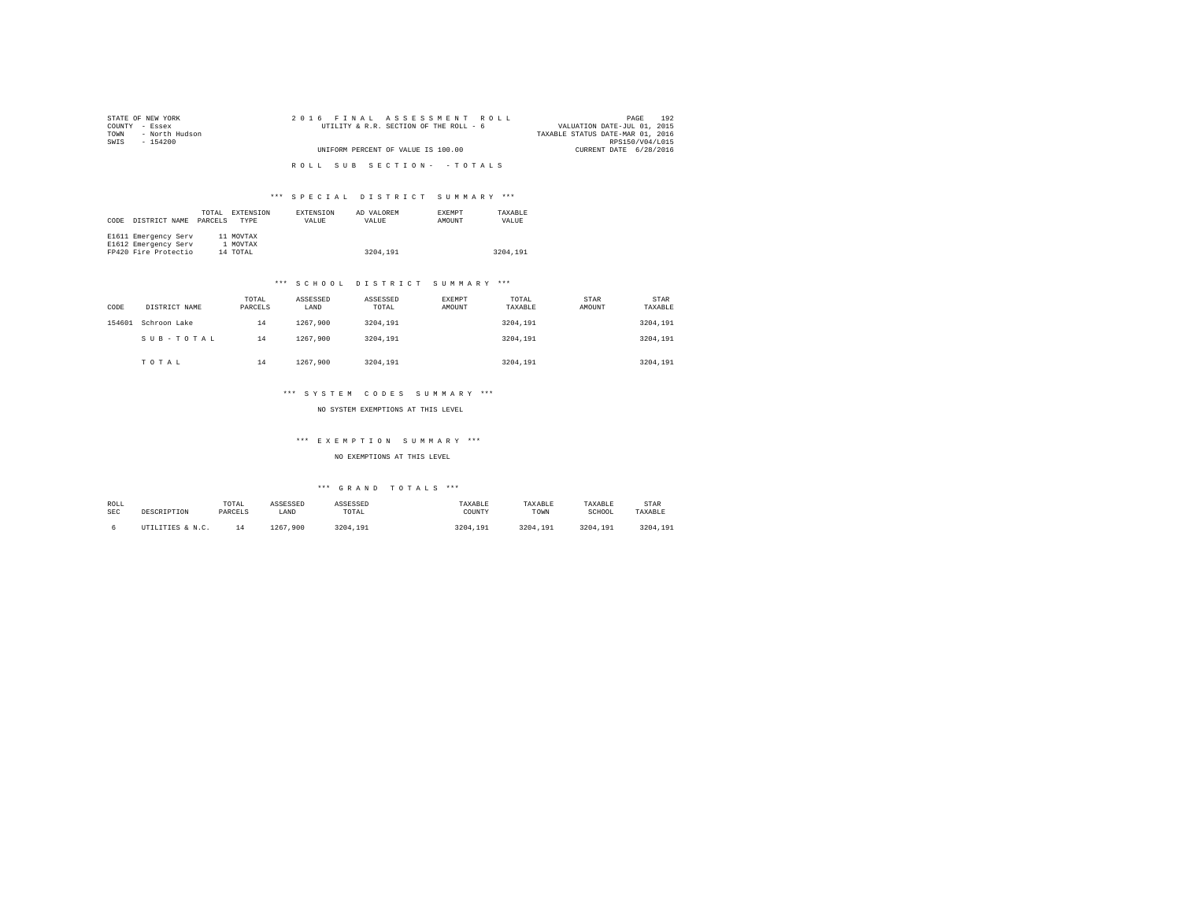STATE OF NEW YORK
COUNTY - Essex
TOWN - North Hudson
SWIS - 154200

2016 FINAL ASSESSMENT ROLL
UTILITY & R.R. SECTION OF THE ROLL - 6
UNIFORM PERCENT OF VALUE IS 100.00

VALUATION DATE-JUL 01, 2015
TAXABLE STATUS DATE-MAR 01, 2016
RPS150/V04/L015
CURRENT DATE 6/28/2016

ROLL SUB SECTION- - TOTALS

*** SPECIAL DISTRICT SUMMARY ***

| CODE | DISTRICT NAME | TOTAL PARCELS | EXTENSION TYPE | EXTENSION VALUE | AD VALOREM VALUE | EXEMPT AMOUNT | TAXABLE VALUE |
|---|---|---|---|---|---|---|---|
| E1611 | Emergency Serv | 11 | MOVTAX | | | | |
| E1612 | Emergency Serv | 1 | MOVTAX | | | | |
| FP420 | Fire Protectio | 14 | TOTAL | | 3204,191 | | 3204,191 |

*** SCHOOL DISTRICT SUMMARY ***

| CODE | DISTRICT NAME | TOTAL PARCELS | ASSESSED LAND | ASSESSED TOTAL | EXEMPT AMOUNT | TOTAL TAXABLE | STAR AMOUNT | STAR TAXABLE |
|---|---|---|---|---|---|---|---|---|
| 154601 | Schroon Lake | 14 | 1267,900 | 3204,191 | | 3204,191 | | 3204,191 |
| | SUB-TOTAL | 14 | 1267,900 | 3204,191 | | 3204,191 | | 3204,191 |
| | TOTAL | 14 | 1267,900 | 3204,191 | | 3204,191 | | 3204,191 |

*** SYSTEM CODES SUMMARY ***

NO SYSTEM EXEMPTIONS AT THIS LEVEL

*** EXEMPTION SUMMARY ***

NO EXEMPTIONS AT THIS LEVEL

*** GRAND TOTALS ***

| ROLL SEC | DESCRIPTION | TOTAL PARCELS | ASSESSED LAND | ASSESSED TOTAL | TAXABLE COUNTY | TAXABLE TOWN | TAXABLE SCHOOL | STAR TAXABLE |
|---|---|---|---|---|---|---|---|---|
| 6 | UTILITIES & N.C. | 14 | 1267,900 | 3204,191 | 3204,191 | 3204,191 | 3204,191 | 3204,191 |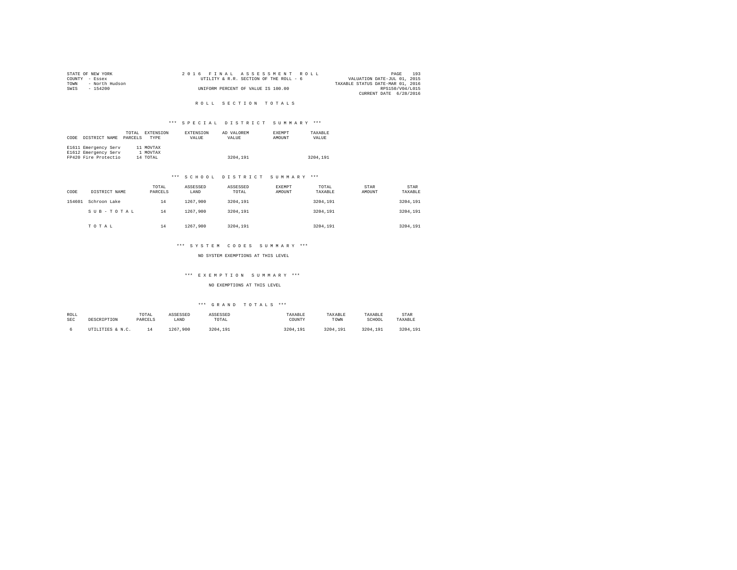STATE OF NEW YORK
COUNTY - Essex
TOWN - North Hudson
SWIS - 154200

2016 FINAL ASSESSMENT ROLL
UTILITY & R.R. SECTION OF THE ROLL - 6
UNIFORM PERCENT OF VALUE IS 100.00

VALUATION DATE-JUL 01, 2015
TAXABLE STATUS DATE-MAR 01, 2016
RPS150/V04/L015
CURRENT DATE 6/28/2016

# ROLL SECTION TOTALS

## *** SPECIAL DISTRICT SUMMARY ***

| CODE | DISTRICT NAME | TOTAL PARCELS | EXTENSION TYPE | EXTENSION VALUE | AD VALOREM VALUE | EXEMPT AMOUNT | TAXABLE VALUE |
|---|---|---|---|---|---|---|---|
| E1611 | Emergency Serv | 11 | MOVTAX | | | | |
| E1612 | Emergency Serv | 1 | MOVTAX | | | | |
| FP420 | Fire Protectio | 14 | TOTAL | | 3204,191 | | 3204,191 |

## *** SCHOOL DISTRICT SUMMARY ***

| CODE | DISTRICT NAME | TOTAL PARCELS | ASSESSED LAND | ASSESSED TOTAL | EXEMPT AMOUNT | TOTAL TAXABLE | STAR AMOUNT | STAR TAXABLE |
|---|---|---|---|---|---|---|---|---|
| 154601 | Schroon Lake | 14 | 1267,900 | 3204,191 | | 3204,191 | | 3204,191 |
| | SUB-TOTAL | 14 | 1267,900 | 3204,191 | | 3204,191 | | 3204,191 |
| | TOTAL | 14 | 1267,900 | 3204,191 | | 3204,191 | | 3204,191 |

## *** SYSTEM CODES SUMMARY ***

NO SYSTEM EXEMPTIONS AT THIS LEVEL

## *** EXEMPTION SUMMARY ***

NO EXEMPTIONS AT THIS LEVEL

## *** GRAND TOTALS ***

| ROLL SEC | DESCRIPTION | TOTAL PARCELS | ASSESSED LAND | ASSESSED TOTAL | TAXABLE COUNTY | TAXABLE TOWN | TAXABLE SCHOOL | STAR TAXABLE |
|---|---|---|---|---|---|---|---|---|
| 6 | UTILITIES & N.C. | 14 | 1267,900 | 3204,191 | 3204,191 | 3204,191 | 3204,191 | 3204,191 |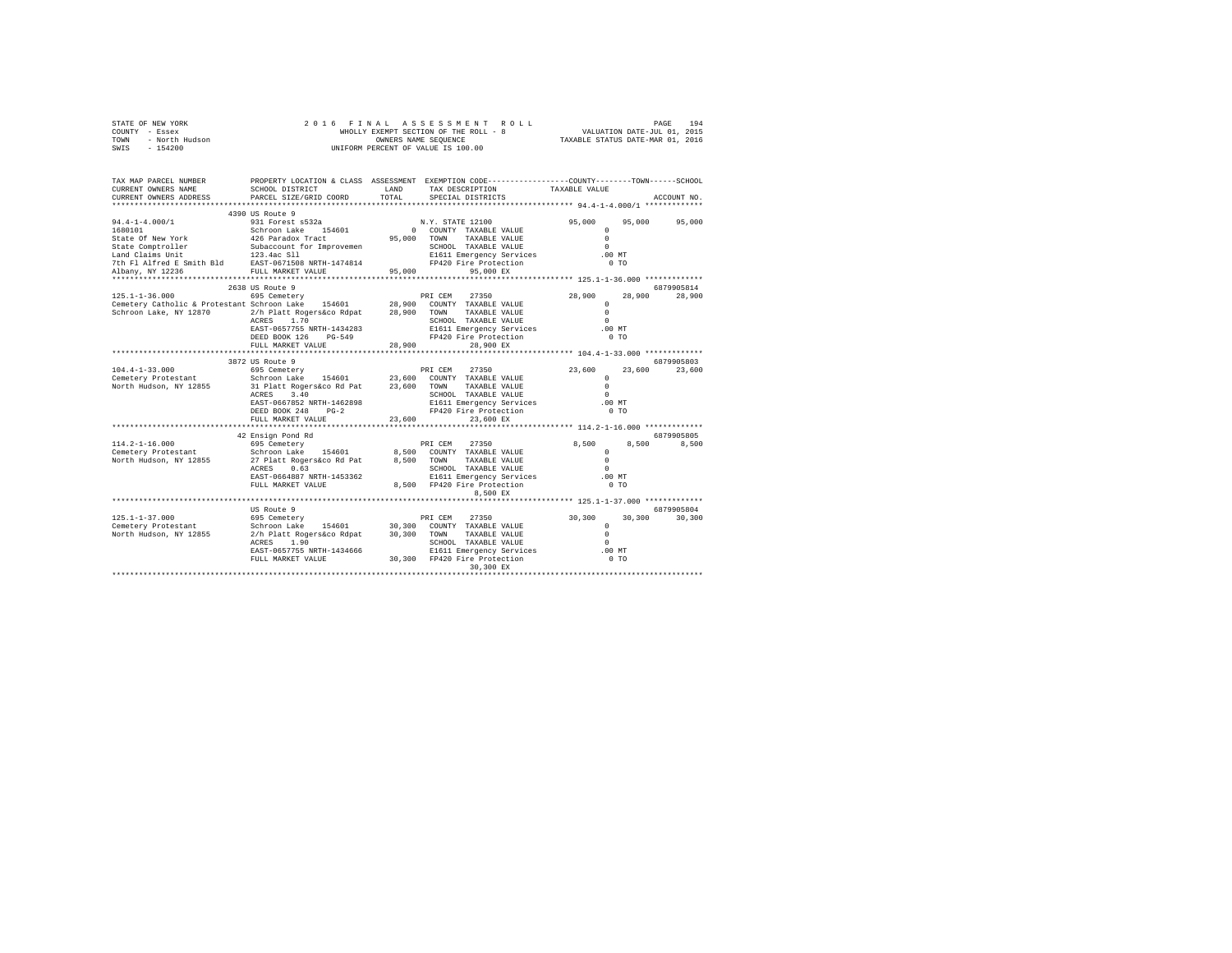```
STATE OF NEW YORK                2 0 1 6   F I N A L   A S S E S S M E N T   R O L L                          PAGE   194
COUNTY  - Essex                        WHOLLY EXEMPT SECTION OF THE ROLL - 8                  VALUATION DATE-JUL 01, 2015
TOWN    - North Hudson                      OWNERS NAME SEQUENCE                          TAXABLE STATUS DATE-MAR 01, 2016
SWIS    - 154200                      UNIFORM PERCENT OF VALUE IS 100.00

TAX MAP PARCEL NUMBER          PROPERTY LOCATION & CLASS  ASSESSMENT  EXEMPTION CODE-----------------COUNTY--------TOWN------SCHOOL
CURRENT OWNERS NAME            SCHOOL DISTRICT              LAND      TAX DESCRIPTION             TAXABLE VALUE
CURRENT OWNERS ADDRESS         PARCEL SIZE/GRID COORD       TOTAL     SPECIAL DISTRICTS                                      ACCOUNT NO.
****************************************************************************************************** 94.4-1-4.000/1 ************
                         4390 US Route 9
94.4-1-4.000/1                 931 Forest s532a                       N.Y. STATE 12100                95,000     95,000     95,000
1680101                        Schroon Lake    154601              0  COUNTY  TAXABLE VALUE                 0
State Of New York              426 Paradox Tract             95,000  TOWN    TAXABLE VALUE                 0
State Comptroller              Subaccount for Improvemen              SCHOOL  TAXABLE VALUE                 0
Land Claims Unit               123.4ac Sll                            E1611 Emergency Services            .00 MT
7th Fl Alfred E Smith Bld      EAST-0671508 NRTH-1474814              FP420 Fire Protection                 0 TO
Albany, NY 12236               FULL MARKET VALUE             95,000         95,000 EX
****************************************************************************************************** 125.1-1-36.000 ************
                         2638 US Route 9                                                                             6879905814
125.1-1-36.000                 695 Cemetery                           PRI CEM    27350                28,900     28,900     28,900
Cemetery Catholic & Protestant Schroon Lake    154601         28,900  COUNTY  TAXABLE VALUE                 0
Schroon Lake, NY 12870         2/h Platt Rogers&co Rdpat     28,900  TOWN    TAXABLE VALUE                 0
                               ACRES    1.70                          SCHOOL  TAXABLE VALUE                 0
                               EAST-0657755 NRTH-1434283              E1611 Emergency Services            .00 MT
                               DEED BOOK 126    PG-549                FP420 Fire Protection                 0 TO
                               FULL MARKET VALUE             28,900         28,900 EX
****************************************************************************************************** 104.4-1-33.000 ************
                         3872 US Route 9                                                                             6879905803
104.4-1-33.000                 695 Cemetery                           PRI CEM    27350                23,600     23,600     23,600
Cemetery Protestant            Schroon Lake    154601         23,600  COUNTY  TAXABLE VALUE                 0
North Hudson, NY 12855         31 Platt Rogers&co Rd Pat     23,600  TOWN    TAXABLE VALUE                 0
                               ACRES    3.40                          SCHOOL  TAXABLE VALUE                 0
                               EAST-0667852 NRTH-1462898              E1611 Emergency Services            .00 MT
                               DEED BOOK 248    PG-2                  FP420 Fire Protection                 0 TO
                               FULL MARKET VALUE             23,600         23,600 EX
****************************************************************************************************** 114.2-1-16.000 ************
                           42 Ensign Pond Rd                                                                         6879905805
114.2-1-16.000                 695 Cemetery                           PRI CEM    27350                 8,500      8,500      8,500
Cemetery Protestant            Schroon Lake    154601          8,500  COUNTY  TAXABLE VALUE                 0
North Hudson, NY 12855         27 Platt Rogers&co Rd Pat      8,500  TOWN    TAXABLE VALUE                 0
                               ACRES    0.63                          SCHOOL  TAXABLE VALUE                 0
                               EAST-0664807 NRTH-1453362              E1611 Emergency Services            .00 MT
                               FULL MARKET VALUE              8,500  FP420 Fire Protection                 0 TO
                                                                             8,500 EX
****************************************************************************************************** 125.1-1-37.000 ************
                               US Route 9                                                                            6879905804
125.1-1-37.000                 695 Cemetery                           PRI CEM    27350                30,300     30,300     30,300
Cemetery Protestant            Schroon Lake    154601         30,300  COUNTY  TAXABLE VALUE                 0
North Hudson, NY 12855         2/h Platt Rogers&co Rdpat     30,300  TOWN    TAXABLE VALUE                 0
                               ACRES    1.90                          SCHOOL  TAXABLE VALUE                 0
                               EAST-0657755 NRTH-1434666              E1611 Emergency Services            .00 MT
                               FULL MARKET VALUE             30,300  FP420 Fire Protection                 0 TO
                                                                            30,300 EX
************************************************************************************************************************************
```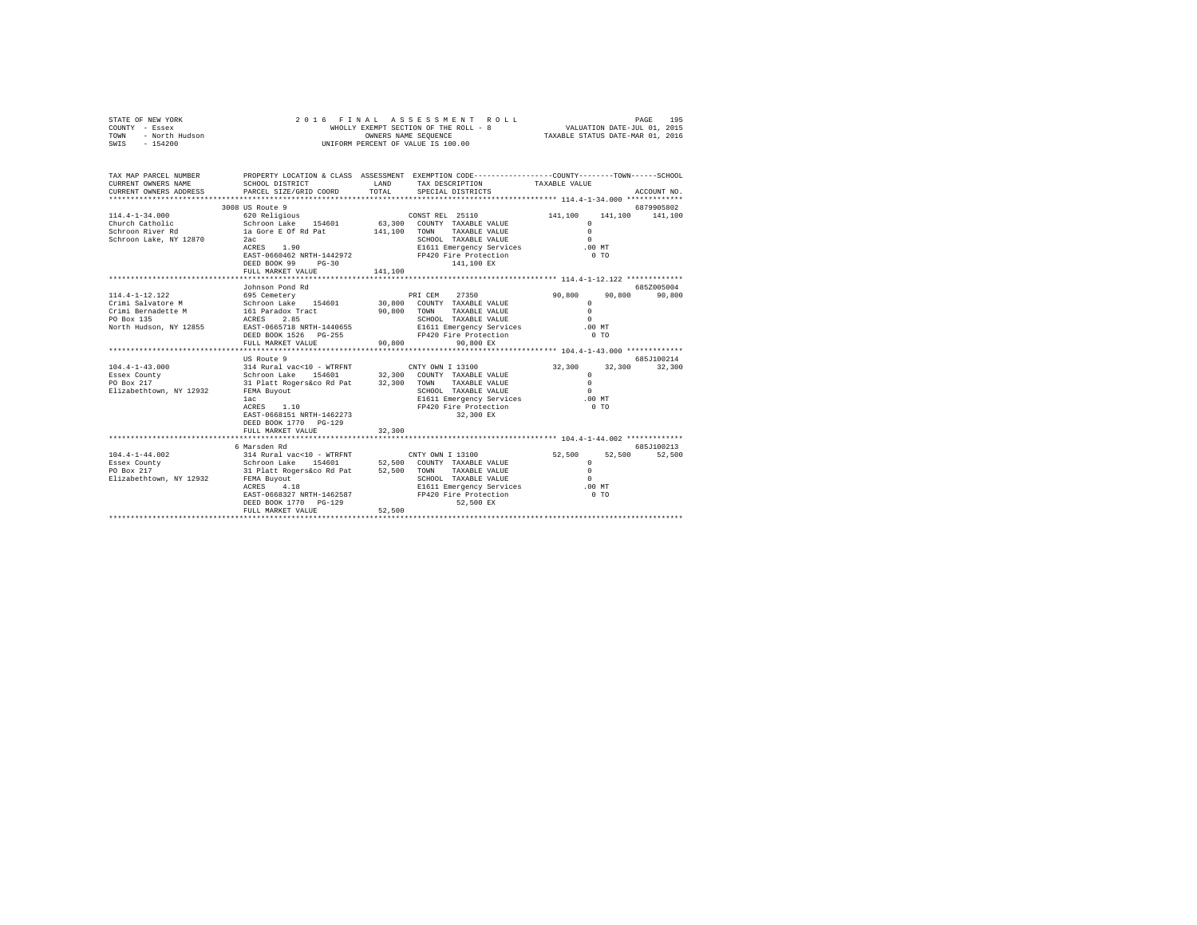STATE OF NEW YORK  
COUNTY - Essex  
TOWN - North Hudson  
SWIS - 154200

2016 FINAL ASSESSMENT ROLL  
WHOLLY EXEMPT SECTION OF THE ROLL - 8  
OWNERS NAME SEQUENCE  
UNIFORM PERCENT OF VALUE IS 100.00

VALUATION DATE-JUL 01, 2015  
TAXABLE STATUS DATE-MAR 01, 2016

```
TAX MAP PARCEL NUMBER      PROPERTY LOCATION & CLASS  ASSESSMENT  EXEMPTION CODE-----------------COUNTY--------TOWN------SCHOOL
CURRENT OWNERS NAME        SCHOOL DISTRICT              LAND      TAX DESCRIPTION          TAXABLE VALUE
CURRENT OWNERS ADDRESS     PARCEL SIZE/GRID COORD       TOTAL     SPECIAL DISTRICTS                                  ACCOUNT NO.
******************************************************************************************************* 114.4-1-34.000 ************
                           3008 US Route 9                                                                        6879905802
114.4-1-34.000             620 Religious                          CONST REL  25110          141,100    141,100    141,100
Church Catholic            Schroon Lake   154601       63,300   COUNTY  TAXABLE VALUE              0
Schroon River Rd           1a Gore E Of Rd Pat         141,100   TOWN    TAXABLE VALUE              0
Schroon Lake, NY 12870     2ac                                   SCHOOL  TAXABLE VALUE              0
                           ACRES    1.90                         E1611 Emergency Services          .00 MT
                           EAST-0660462 NRTH-1442972             FP420 Fire Protection               0 TO
                           DEED BOOK 99     PG-30                          141,100 EX
                           FULL MARKET VALUE           141,100
******************************************************************************************************* 114.4-1-12.122 ************
                           Johnson Pond Rd                                                                        685Z005004
114.4-1-12.122             695 Cemetery                           PRI CEM    27350           90,800     90,800     90,800
Crimi Salvatore M          Schroon Lake   154601       30,800   COUNTY  TAXABLE VALUE              0
Crimi Bernadette M         161 Paradox Tract            90,800   TOWN    TAXABLE VALUE              0
PO Box 135                 ACRES    2.85                         SCHOOL  TAXABLE VALUE              0
North Hudson, NY 12855     EAST-0665718 NRTH-1440655             E1611 Emergency Services          .00 MT
                           DEED BOOK 1526   PG-255               FP420 Fire Protection               0 TO
                           FULL MARKET VALUE            90,800              90,800 EX
******************************************************************************************************* 104.4-1-43.000 ************
                           US Route 9                                                                             685J100214
104.4-1-43.000             314 Rural vac<10 - WTRFNT              CNTY OWN I 13100           32,300     32,300     32,300
Essex County               Schroon Lake   154601       32,300   COUNTY  TAXABLE VALUE              0
PO Box 217                 31 Platt Rogers&co Rd Pat    32,300   TOWN    TAXABLE VALUE              0
Elizabethtown, NY 12932    FEMA Buyout                           SCHOOL  TAXABLE VALUE              0
                           1ac                                   E1611 Emergency Services          .00 MT
                           ACRES    1.10                         FP420 Fire Protection               0 TO
                           EAST-0668151 NRTH-1462273                        32,300 EX
                           DEED BOOK 1770   PG-129
                           FULL MARKET VALUE            32,300
******************************************************************************************************* 104.4-1-44.002 ************
                           6 Marsden Rd                                                                           685J100213
104.4-1-44.002             314 Rural vac<10 - WTRFNT              CNTY OWN I 13100           52,500     52,500     52,500
Essex County               Schroon Lake   154601       52,500   COUNTY  TAXABLE VALUE              0
PO Box 217                 31 Platt Rogers&co Rd Pat    52,500   TOWN    TAXABLE VALUE              0
Elizabethtown, NY 12932    FEMA Buyout                           SCHOOL  TAXABLE VALUE              0
                           ACRES    4.18                         E1611 Emergency Services          .00 MT
                           EAST-0668327 NRTH-1462587             FP420 Fire Protection               0 TO
                           DEED BOOK 1770   PG-129                          52,500 EX
                           FULL MARKET VALUE            52,500
************************************************************************************************************************************
```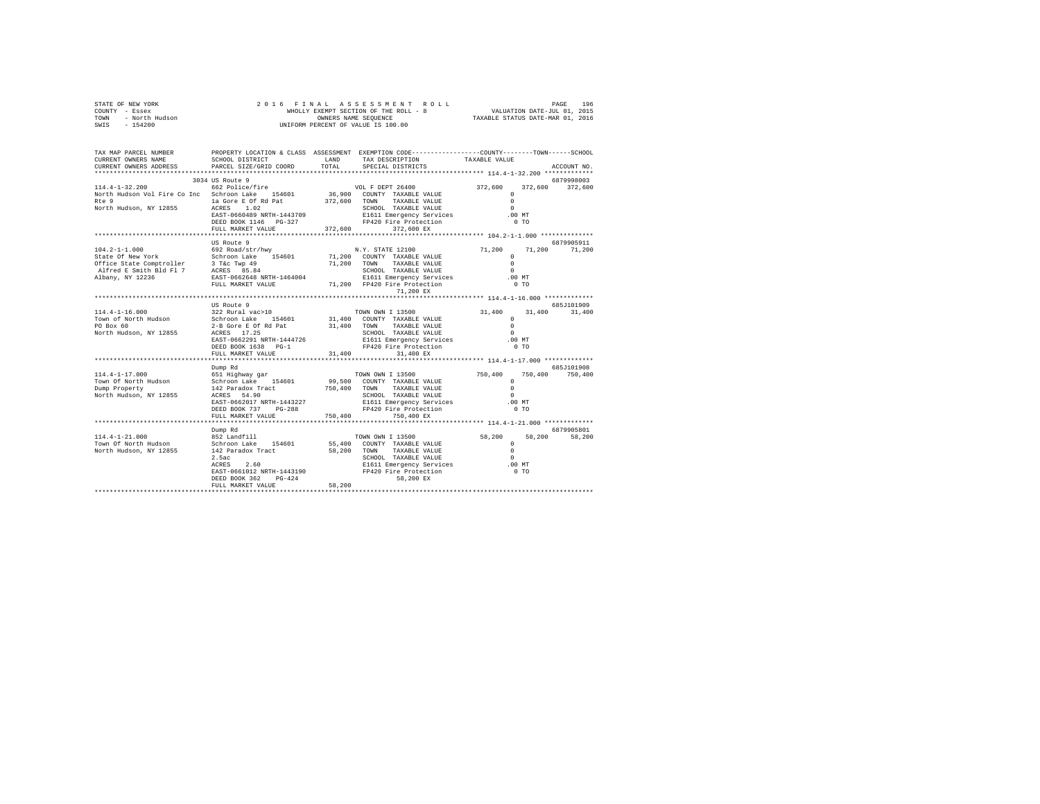STATE OF NEW YORK                    2016 FINAL ASSESSMENT ROLL                                        
COUNTY - Essex                       WHOLLY EXEMPT SECTION OF THE ROLL - 8              VALUATION DATE-JUL 01, 2015
TOWN - North Hudson                  OWNERS NAME SEQUENCE                          TAXABLE STATUS DATE-MAR 01, 2016
SWIS - 154200                        UNIFORM PERCENT OF VALUE IS 100.00

| TAX MAP PARCEL NUMBER / CURRENT OWNERS NAME / CURRENT OWNERS ADDRESS | PROPERTY LOCATION & CLASS / SCHOOL DISTRICT / PARCEL SIZE/GRID COORD | ASSESSMENT LAND / TOTAL | EXEMPTION CODE / TAX DESCRIPTION / SPECIAL DISTRICTS | COUNTY TAXABLE VALUE | TOWN | SCHOOL / ACCOUNT NO. |
|---|---|---|---|---|---|---|
| 114.4-1-32.200 | 3034 US Route 9 | | | | | 6879998003 |
| North Hudson Vol Fire Co Inc | 662 Police/fire | | VOL F DEPT 26400 | 372,600 | 372,600 | 372,600 |
| Rte 9 | Schroon Lake 154601 | 36,900 | COUNTY TAXABLE VALUE | 0 | | |
| North Hudson, NY 12855 | 1a Gore E Of Rd Pat | 372,600 | TOWN TAXABLE VALUE | 0 | | |
| | ACRES 1.02 | | SCHOOL TAXABLE VALUE | 0 | | |
| | EAST-0660489 NRTH-1443709 | | E1611 Emergency Services | .00 MT | | |
| | DEED BOOK 1146 PG-327 | | FP420 Fire Protection | 0 TO | | |
| | FULL MARKET VALUE | 372,600 | 372,600 EX | | | |
| 104.2-1-1.000 | US Route 9 | | | | | 6879905911 |
| State Of New York | 692 Road/str/hwy | | N.Y. STATE 12100 | 71,200 | 71,200 | 71,200 |
| Office State Comptroller | Schroon Lake 154601 | 71,200 | COUNTY TAXABLE VALUE | 0 | | |
| Alfred E Smith Bld Fl 7 | 3 T&c Twp 49 | 71,200 | TOWN TAXABLE VALUE | 0 | | |
| Albany, NY 12236 | ACRES 85.84 | | SCHOOL TAXABLE VALUE | 0 | | |
| | EAST-0662648 NRTH-1464004 | | E1611 Emergency Services | .00 MT | | |
| | FULL MARKET VALUE | 71,200 | FP420 Fire Protection | 0 TO | | |
| | | | 71,200 EX | | | |
| 114.4-1-16.000 | US Route 9 | | | | | 685J101909 |
| Town of North Hudson | 322 Rural vac>10 | | TOWN OWN I 13500 | 31,400 | 31,400 | 31,400 |
| PO Box 60 | Schroon Lake 154601 | 31,400 | COUNTY TAXABLE VALUE | 0 | | |
| North Hudson, NY 12855 | 2-B Gore E Of Rd Pat | 31,400 | TOWN TAXABLE VALUE | 0 | | |
| | ACRES 17.25 | | SCHOOL TAXABLE VALUE | 0 | | |
| | EAST-0662291 NRTH-1444726 | | E1611 Emergency Services | .00 MT | | |
| | DEED BOOK 1638 PG-1 | | FP420 Fire Protection | 0 TO | | |
| | FULL MARKET VALUE | 31,400 | 31,400 EX | | | |
| 114.4-1-17.000 | Dump Rd | | | | | 685J101908 |
| Town Of North Hudson | 651 Highway gar | | TOWN OWN I 13500 | 750,400 | 750,400 | 750,400 |
| Dump Property | Schroon Lake 154601 | 99,500 | COUNTY TAXABLE VALUE | 0 | | |
| North Hudson, NY 12855 | 142 Paradox Tract | 750,400 | TOWN TAXABLE VALUE | 0 | | |
| | ACRES 54.90 | | SCHOOL TAXABLE VALUE | 0 | | |
| | EAST-0662017 NRTH-1443227 | | E1611 Emergency Services | .00 MT | | |
| | DEED BOOK 737 PG-288 | | FP420 Fire Protection | 0 TO | | |
| | FULL MARKET VALUE | 750,400 | 750,400 EX | | | |
| 114.4-1-21.000 | Dump Rd | | | | | 6879905801 |
| Town Of North Hudson | 852 Landfill | | TOWN OWN I 13500 | 58,200 | 58,200 | 58,200 |
| North Hudson, NY 12855 | Schroon Lake 154601 | 55,400 | COUNTY TAXABLE VALUE | 0 | | |
| | 142 Paradox Tract | 58,200 | TOWN TAXABLE VALUE | 0 | | |
| | 2.5ac | | SCHOOL TAXABLE VALUE | 0 | | |
| | ACRES 2.60 | | E1611 Emergency Services | .00 MT | | |
| | EAST-0661012 NRTH-1443190 | | FP420 Fire Protection | 0 TO | | |
| | DEED BOOK 362 PG-424 | | 58,200 EX | | | |
| | FULL MARKET VALUE | 58,200 | | | | |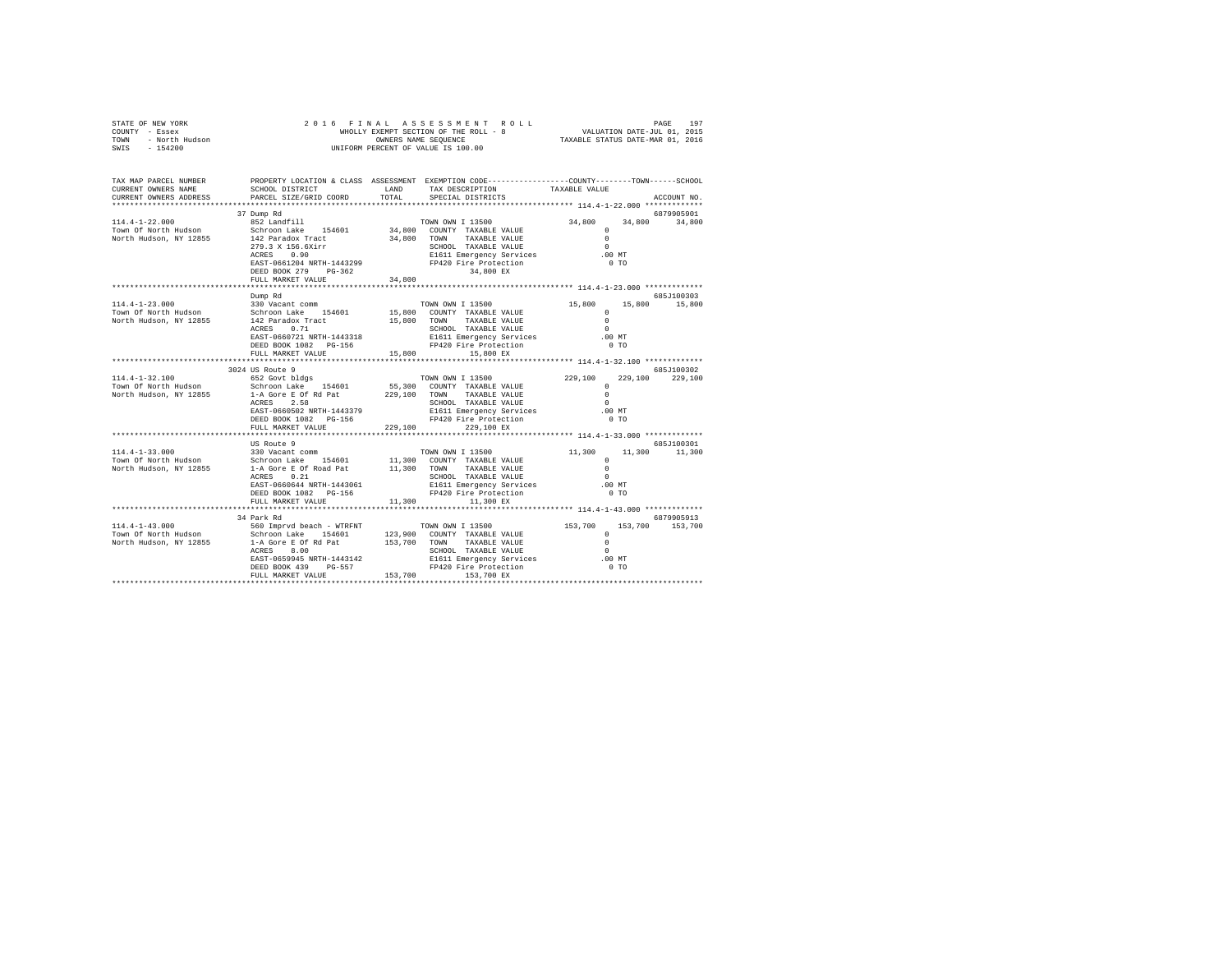STATE OF NEW YORK
COUNTY - Essex
TOWN - North Hudson
SWIS - 154200

2 0 1 6 F I N A L A S S E S S M E N T R O L L
WHOLLY EXEMPT SECTION OF THE ROLL - 8
OWNERS NAME SEQUENCE
UNIFORM PERCENT OF VALUE IS 100.00

VALUATION DATE-JUL 01, 2015
TAXABLE STATUS DATE-MAR 01, 2016

```
TAX MAP PARCEL NUMBER     PROPERTY LOCATION & CLASS  ASSESSMENT  EXEMPTION CODE-----------------COUNTY--------TOWN------SCHOOL
CURRENT OWNERS NAME       SCHOOL DISTRICT             LAND       TAX DESCRIPTION            TAXABLE VALUE
CURRENT OWNERS ADDRESS    PARCEL SIZE/GRID COORD      TOTAL      SPECIAL DISTRICTS                                    ACCOUNT NO.
******************************************************************************************** 114.4-1-22.000 *************
                          37 Dump Rd                                                                              6879905901
114.4-1-22.000            852 Landfill                           TOWN OWN I 13500            34,800     34,800     34,800
Town Of North Hudson      Schroon Lake  154601        34,800   COUNTY  TAXABLE VALUE              0
North Hudson, NY 12855    142 Paradox Tract           34,800   TOWN    TAXABLE VALUE              0
                          279.3 X 156.6Xirr                    SCHOOL  TAXABLE VALUE              0
                          ACRES    0.90                        E1611 Emergency Services        .00 MT
                          EAST-0661204 NRTH-1443299            FP420 Fire Protection             0 TO
                          DEED BOOK 279    PG-362                  34,800 EX
                          FULL MARKET VALUE           34,800
******************************************************************************************** 114.4-1-23.000 *************
                          Dump Rd                                                                                 685J100303
114.4-1-23.000            330 Vacant comm                        TOWN OWN I 13500            15,800     15,800     15,800
Town Of North Hudson      Schroon Lake  154601        15,800   COUNTY  TAXABLE VALUE              0
North Hudson, NY 12855    142 Paradox Tract           15,800   TOWN    TAXABLE VALUE              0
                          ACRES    0.71                        SCHOOL  TAXABLE VALUE              0
                          EAST-0660721 NRTH-1443318            E1611 Emergency Services        .00 MT
                          DEED BOOK 1082   PG-156              FP420 Fire Protection             0 TO
                          FULL MARKET VALUE           15,800       15,800 EX
******************************************************************************************** 114.4-1-32.100 *************
                          3024 US Route 9                                                                         685J100302
114.4-1-32.100            652 Govt bldgs                         TOWN OWN I 13500           229,100    229,100    229,100
Town Of North Hudson      Schroon Lake  154601        55,300   COUNTY  TAXABLE VALUE              0
North Hudson, NY 12855    1-A Gore E Of Rd Pat       229,100   TOWN    TAXABLE VALUE              0
                          ACRES    2.58                        SCHOOL  TAXABLE VALUE              0
                          EAST-0660502 NRTH-1443379            E1611 Emergency Services        .00 MT
                          DEED BOOK 1082   PG-156              FP420 Fire Protection             0 TO
                          FULL MARKET VALUE          229,100      229,100 EX
******************************************************************************************** 114.4-1-33.000 *************
                          US Route 9                                                                              685J100301
114.4-1-33.000            330 Vacant comm                        TOWN OWN I 13500            11,300     11,300     11,300
Town Of North Hudson      Schroon Lake  154601        11,300   COUNTY  TAXABLE VALUE              0
North Hudson, NY 12855    1-A Gore E Of Road Pat      11,300   TOWN    TAXABLE VALUE              0
                          ACRES    0.21                        SCHOOL  TAXABLE VALUE              0
                          EAST-0660644 NRTH-1443061            E1611 Emergency Services        .00 MT
                          DEED BOOK 1082   PG-156              FP420 Fire Protection             0 TO
                          FULL MARKET VALUE           11,300       11,300 EX
******************************************************************************************** 114.4-1-43.000 *************
                          34 Park Rd                                                                              6879905913
114.4-1-43.000            560 Imprvd beach - WTRFNT              TOWN OWN I 13500           153,700    153,700    153,700
Town Of North Hudson      Schroon Lake  154601       123,900   COUNTY  TAXABLE VALUE              0
North Hudson, NY 12855    1-A Gore E Of Rd Pat       153,700   TOWN    TAXABLE VALUE              0
                          ACRES    8.00                        SCHOOL  TAXABLE VALUE              0
                          EAST-0659945 NRTH-1443142            E1611 Emergency Services        .00 MT
                          DEED BOOK 439    PG-557              FP420 Fire Protection             0 TO
                          FULL MARKET VALUE          153,700      153,700 EX
****************************************************************************************************************************
```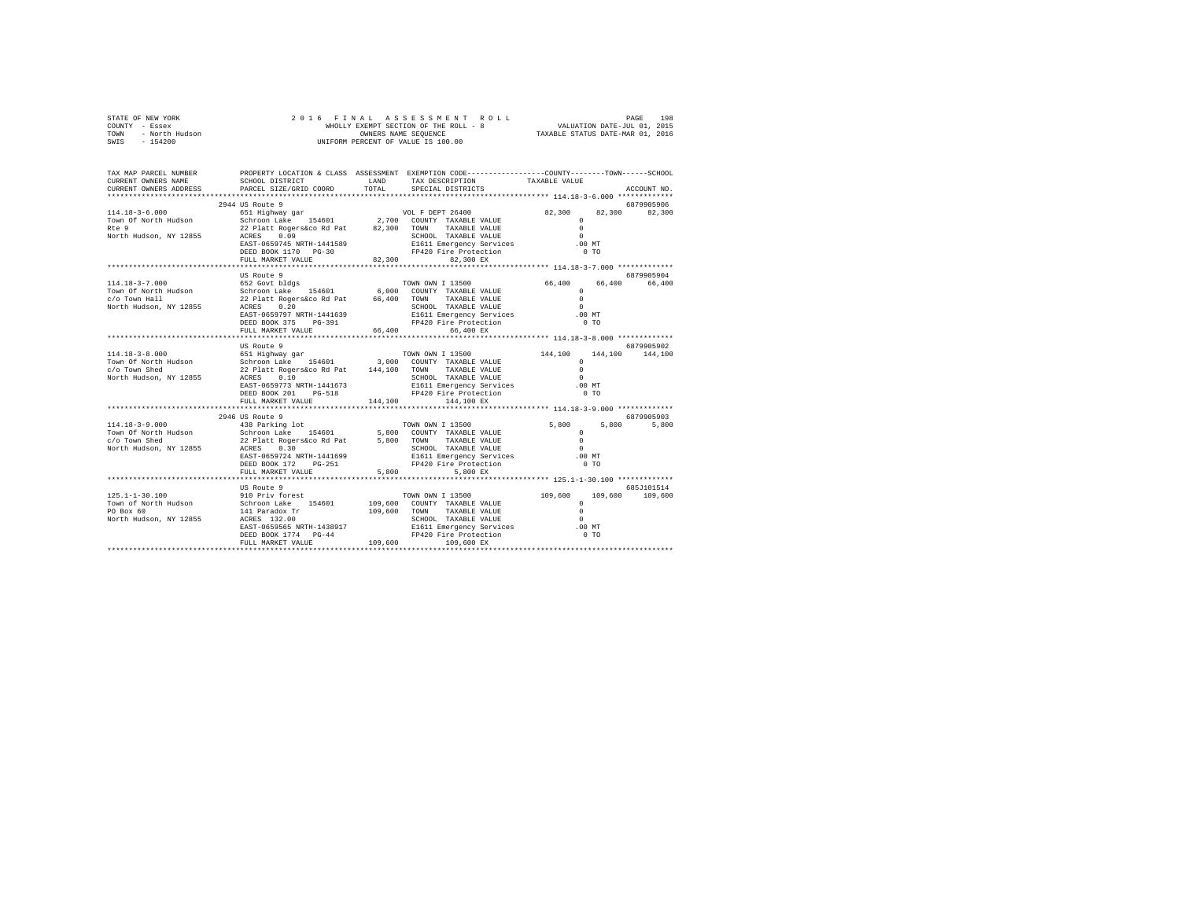STATE OF NEW YORK
COUNTY - Essex
TOWN - North Hudson
SWIS - 154200

2 0 1 6 F I N A L A S S E S S M E N T R O L L
WHOLLY EXEMPT SECTION OF THE ROLL - 8
OWNERS NAME SEQUENCE
UNIFORM PERCENT OF VALUE IS 100.00

VALUATION DATE-JUL 01, 2015
TAXABLE STATUS DATE-MAR 01, 2016

| TAX MAP PARCEL NUMBER / CURRENT OWNERS NAME / CURRENT OWNERS ADDRESS | PROPERTY LOCATION & CLASS / SCHOOL DISTRICT / PARCEL SIZE/GRID COORD | ASSESSMENT LAND / TOTAL | EXEMPTION CODE / TAX DESCRIPTION / SPECIAL DISTRICTS | COUNTY | TOWN | SCHOOL | ACCOUNT NO. |
|---|---|---|---|---|---|---|---|
| **114.18-3-6.000** | 2944 US Route 9 | | | | | | 6879905906 |
| 114.18-3-6.000 | 651 Highway gar | | VOL F DEPT 26400 | 82,300 | 82,300 | 82,300 | |
| Town Of North Hudson | Schroon Lake 154601 | 2,700 | COUNTY TAXABLE VALUE | 0 | | | |
| Rte 9 | 22 Platt Rogers&co Rd Pat | 82,300 | TOWN TAXABLE VALUE | 0 | | | |
| North Hudson, NY 12855 | ACRES 0.09 | | SCHOOL TAXABLE VALUE | 0 | | | |
| | EAST-0659745 NRTH-1441589 | | E1611 Emergency Services | .00 MT | | | |
| | DEED BOOK 1170 PG-30 | | FP420 Fire Protection | 0 TO | | | |
| | FULL MARKET VALUE | 82,300 | 82,300 EX | | | | |
| **114.18-3-7.000** | US Route 9 | | | | | | 6879905904 |
| 114.18-3-7.000 | 652 Govt bldgs | | TOWN OWN I 13500 | 66,400 | 66,400 | 66,400 | |
| Town Of North Hudson | Schroon Lake 154601 | 6,000 | COUNTY TAXABLE VALUE | 0 | | | |
| c/o Town Hall | 22 Platt Rogers&co Rd Pat | 66,400 | TOWN TAXABLE VALUE | 0 | | | |
| North Hudson, NY 12855 | ACRES 0.20 | | SCHOOL TAXABLE VALUE | 0 | | | |
| | EAST-0659797 NRTH-1441639 | | E1611 Emergency Services | .00 MT | | | |
| | DEED BOOK 375 PG-391 | | FP420 Fire Protection | 0 TO | | | |
| | FULL MARKET VALUE | 66,400 | 66,400 EX | | | | |
| **114.18-3-8.000** | US Route 9 | | | | | | 6879905902 |
| 114.18-3-8.000 | 651 Highway gar | | TOWN OWN I 13500 | 144,100 | 144,100 | 144,100 | |
| Town Of North Hudson | Schroon Lake 154601 | 3,000 | COUNTY TAXABLE VALUE | 0 | | | |
| c/o Town Shed | 22 Platt Rogers&co Rd Pat | 144,100 | TOWN TAXABLE VALUE | 0 | | | |
| North Hudson, NY 12855 | ACRES 0.10 | | SCHOOL TAXABLE VALUE | 0 | | | |
| | EAST-0659773 NRTH-1441673 | | E1611 Emergency Services | .00 MT | | | |
| | DEED BOOK 201 PG-518 | | FP420 Fire Protection | 0 TO | | | |
| | FULL MARKET VALUE | 144,100 | 144,100 EX | | | | |
| **114.18-3-9.000** | 2946 US Route 9 | | | | | | 6879905903 |
| 114.18-3-9.000 | 438 Parking lot | | TOWN OWN I 13500 | 5,800 | 5,800 | 5,800 | |
| Town Of North Hudson | Schroon Lake 154601 | 5,800 | COUNTY TAXABLE VALUE | 0 | | | |
| c/o Town Shed | 22 Platt Rogers&co Rd Pat | 5,800 | TOWN TAXABLE VALUE | 0 | | | |
| North Hudson, NY 12855 | ACRES 0.30 | | SCHOOL TAXABLE VALUE | 0 | | | |
| | EAST-0659724 NRTH-1441699 | | E1611 Emergency Services | .00 MT | | | |
| | DEED BOOK 172 PG-251 | | FP420 Fire Protection | 0 TO | | | |
| | FULL MARKET VALUE | 5,800 | 5,800 EX | | | | |
| **125.1-1-30.100** | US Route 9 | | | | | | 685J101514 |
| 125.1-1-30.100 | 910 Priv forest | | TOWN OWN I 13500 | 109,600 | 109,600 | 109,600 | |
| Town of North Hudson | Schroon Lake 154601 | 109,600 | COUNTY TAXABLE VALUE | 0 | | | |
| PO Box 60 | 141 Paradox Tr | 109,600 | TOWN TAXABLE VALUE | 0 | | | |
| North Hudson, NY 12855 | ACRES 132.00 | | SCHOOL TAXABLE VALUE | 0 | | | |
| | EAST-0659565 NRTH-1438917 | | E1611 Emergency Services | .00 MT | | | |
| | DEED BOOK 1774 PG-44 | | FP420 Fire Protection | 0 TO | | | |
| | FULL MARKET VALUE | 109,600 | 109,600 EX | | | | |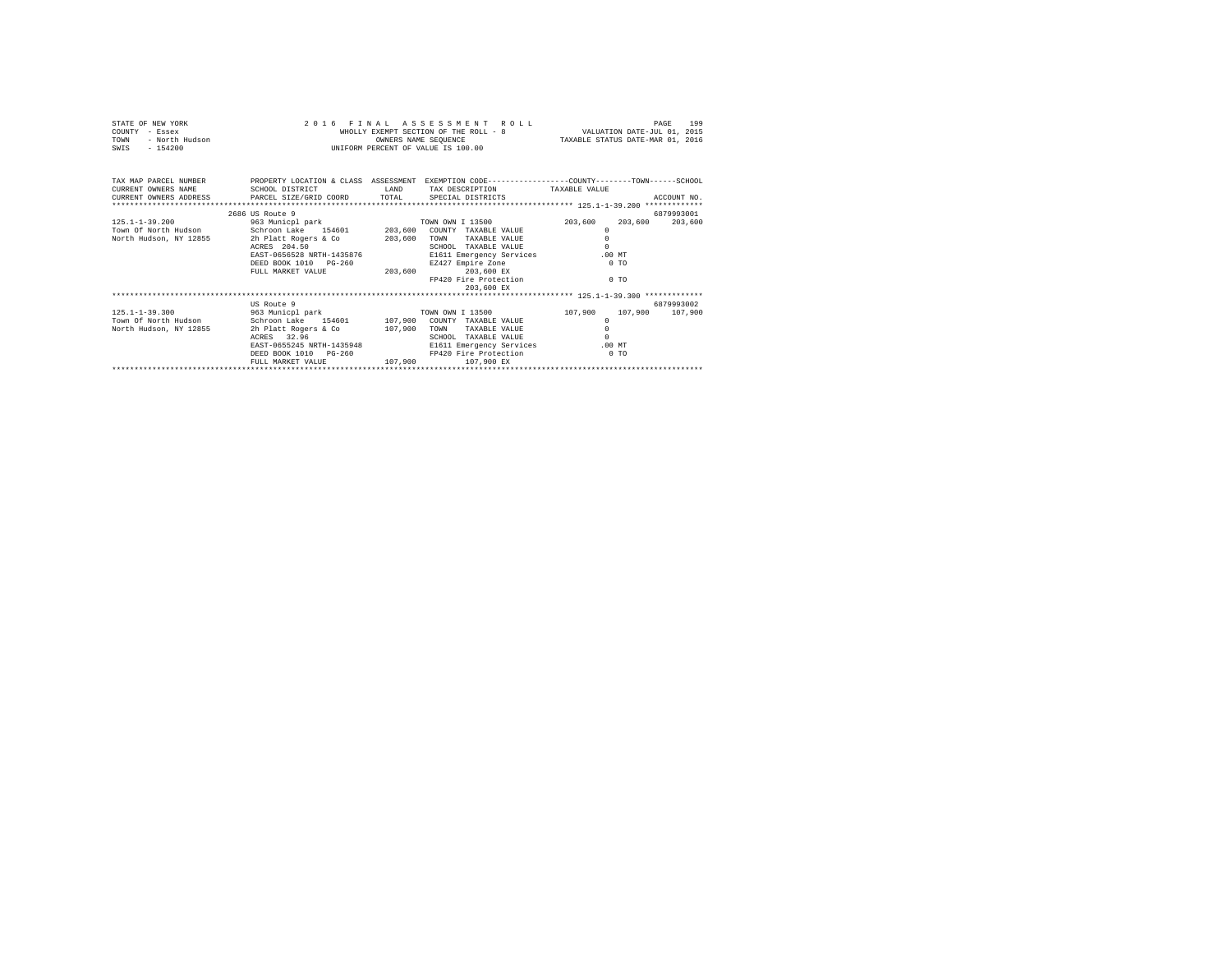STATE OF NEW YORK — COUNTY - Essex — TOWN - North Hudson — SWIS - 154200

2016 FINAL ASSESSMENT ROLL
WHOLLY EXEMPT SECTION OF THE ROLL - 8
OWNERS NAME SEQUENCE
UNIFORM PERCENT OF VALUE IS 100.00

VALUATION DATE-JUL 01, 2015
TAXABLE STATUS DATE-MAR 01, 2016

| TAX MAP PARCEL NUMBER / CURRENT OWNERS NAME / CURRENT OWNERS ADDRESS | PROPERTY LOCATION & CLASS / SCHOOL DISTRICT / PARCEL SIZE/GRID COORD | ASSESSMENT LAND / TOTAL | EXEMPTION CODE / TAX DESCRIPTION / SPECIAL DISTRICTS | COUNTY TAXABLE VALUE | TOWN | SCHOOL / ACCOUNT NO. |
|---|---|---|---|---|---|---|
| **125.1-1-39.200** | 2686 US Route 9 | | | | | 6879993001 |
| 125.1-1-39.200 | 963 Municpl park | | TOWN OWN I 13500 | 203,600 | 203,600 | 203,600 |
| Town Of North Hudson | Schroon Lake 154601 | 203,600 | COUNTY TAXABLE VALUE | 0 | | |
| North Hudson, NY 12855 | 2h Platt Rogers & Co | 203,600 | TOWN TAXABLE VALUE | 0 | | |
| | ACRES 204.50 | | SCHOOL TAXABLE VALUE | 0 | | |
| | EAST-0656528 NRTH-1435876 | | E1611 Emergency Services | .00 MT | | |
| | DEED BOOK 1010 PG-260 | | EZ427 Empire Zone | 0 TO | | |
| | FULL MARKET VALUE | 203,600 | 203,600 EX | | | |
| | | | FP420 Fire Protection | 0 TO | | |
| | | | 203,600 EX | | | |
| **125.1-1-39.300** | US Route 9 | | | | | 6879993002 |
| 125.1-1-39.300 | 963 Municpl park | | TOWN OWN I 13500 | 107,900 | 107,900 | 107,900 |
| Town Of North Hudson | Schroon Lake 154601 | 107,900 | COUNTY TAXABLE VALUE | 0 | | |
| North Hudson, NY 12855 | 2h Platt Rogers & Co | 107,900 | TOWN TAXABLE VALUE | 0 | | |
| | ACRES 32.96 | | SCHOOL TAXABLE VALUE | 0 | | |
| | EAST-0655245 NRTH-1435948 | | E1611 Emergency Services | .00 MT | | |
| | DEED BOOK 1010 PG-260 | | FP420 Fire Protection | 0 TO | | |
| | FULL MARKET VALUE | 107,900 | 107,900 EX | | | |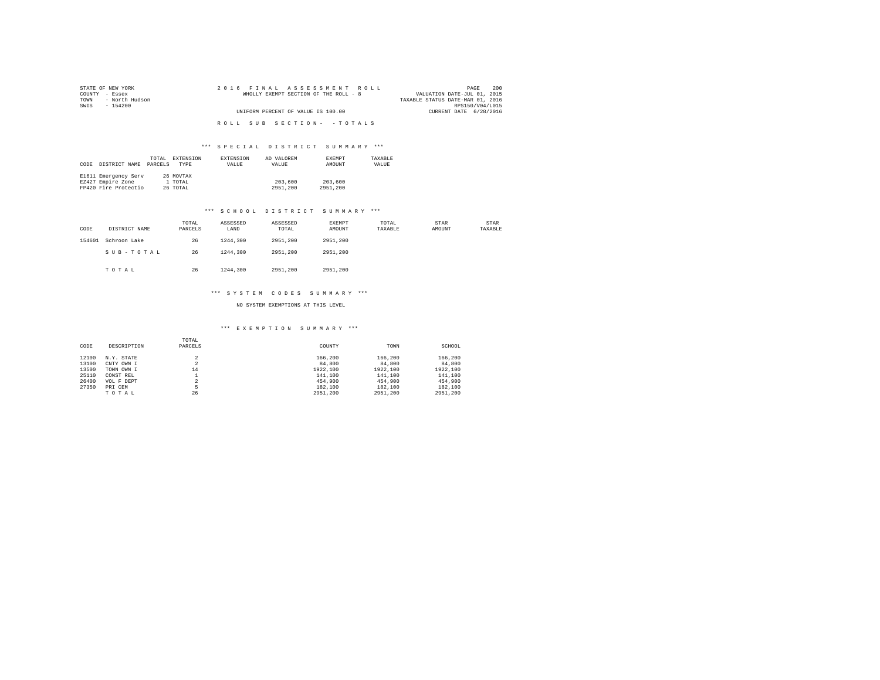STATE OF NEW YORK
COUNTY - Essex
TOWN - North Hudson
SWIS - 154200

2016 FINAL ASSESSMENT ROLL
WHOLLY EXEMPT SECTION OF THE ROLL - 8
UNIFORM PERCENT OF VALUE IS 100.00

VALUATION DATE-JUL 01, 2015
TAXABLE STATUS DATE-MAR 01, 2016
RPS150/V04/L015
CURRENT DATE 6/28/2016

ROLL SUB SECTION- - TOTALS

*** SPECIAL DISTRICT SUMMARY ***

| CODE | DISTRICT NAME | TOTAL PARCELS | EXTENSION TYPE | EXTENSION VALUE | AD VALOREM VALUE | EXEMPT AMOUNT | TAXABLE VALUE |
|---|---|---|---|---|---|---|---|
| E1611 | Emergency Serv | 26 | MOVTAX | | | | |
| EZ427 | Empire Zone | 1 | TOTAL | | 203,600 | 203,600 | |
| FP420 | Fire Protectio | 26 | TOTAL | | 2951,200 | 2951,200 | |

*** SCHOOL DISTRICT SUMMARY ***

| CODE | DISTRICT NAME | TOTAL PARCELS | ASSESSED LAND | ASSESSED TOTAL | EXEMPT AMOUNT | TOTAL TAXABLE | STAR AMOUNT | STAR TAXABLE |
|---|---|---|---|---|---|---|---|---|
| 154601 | Schroon Lake | 26 | 1244,300 | 2951,200 | 2951,200 | | | |
| | SUB-TOTAL | 26 | 1244,300 | 2951,200 | 2951,200 | | | |
| | TOTAL | 26 | 1244,300 | 2951,200 | 2951,200 | | | |

*** SYSTEM CODES SUMMARY ***

NO SYSTEM EXEMPTIONS AT THIS LEVEL

*** EXEMPTION SUMMARY ***

| CODE | DESCRIPTION | TOTAL PARCELS | COUNTY | TOWN | SCHOOL |
|---|---|---|---|---|---|
| 12100 | N.Y. STATE | 2 | 166,200 | 166,200 | 166,200 |
| 13100 | CNTY OWN I | 2 | 84,800 | 84,800 | 84,800 |
| 13500 | TOWN OWN I | 14 | 1922,100 | 1922,100 | 1922,100 |
| 25110 | CONST REL | 1 | 141,100 | 141,100 | 141,100 |
| 26400 | VOL F DEPT | 2 | 454,900 | 454,900 | 454,900 |
| 27350 | PRI CEM | 5 | 182,100 | 182,100 | 182,100 |
| | TOTAL | 26 | 2951,200 | 2951,200 | 2951,200 |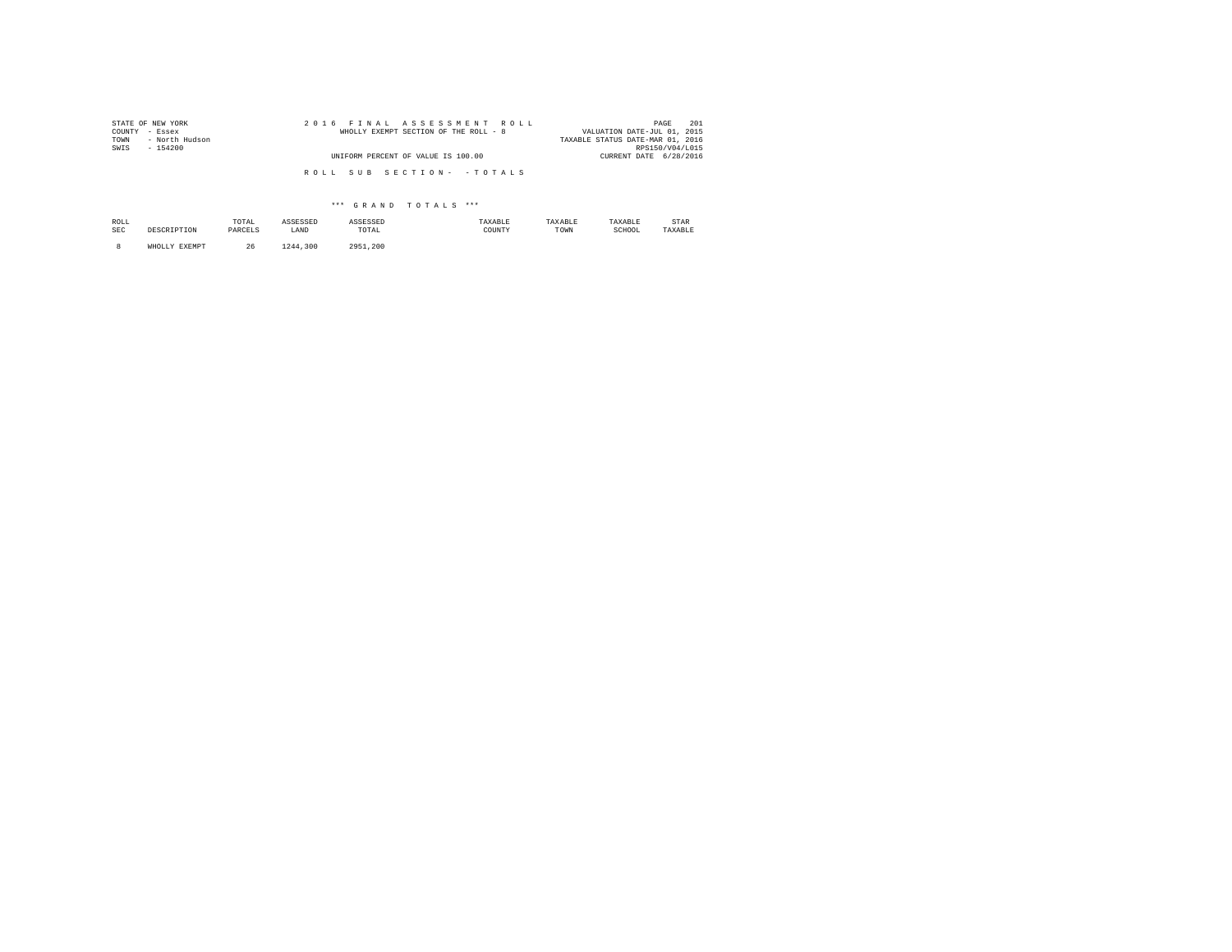STATE OF NEW YORK
COUNTY - Essex
TOWN - North Hudson
SWIS - 154200

2016 FINAL ASSESSMENT ROLL
WHOLLY EXEMPT SECTION OF THE ROLL - 8

UNIFORM PERCENT OF VALUE IS 100.00

VALUATION DATE-JUL 01, 2015
TAXABLE STATUS DATE-MAR 01, 2016
RPS150/V04/L015
CURRENT DATE 6/28/2016

ROLL SUB SECTION- - TOTALS

*** GRAND TOTALS ***

| ROLL SEC | DESCRIPTION | TOTAL PARCELS | ASSESSED LAND | ASSESSED TOTAL | TAXABLE COUNTY | TAXABLE TOWN | TAXABLE SCHOOL | STAR TAXABLE |
|---|---|---|---|---|---|---|---|---|
| 8 | WHOLLY EXEMPT | 26 | 1244,300 | 2951,200 | | | | |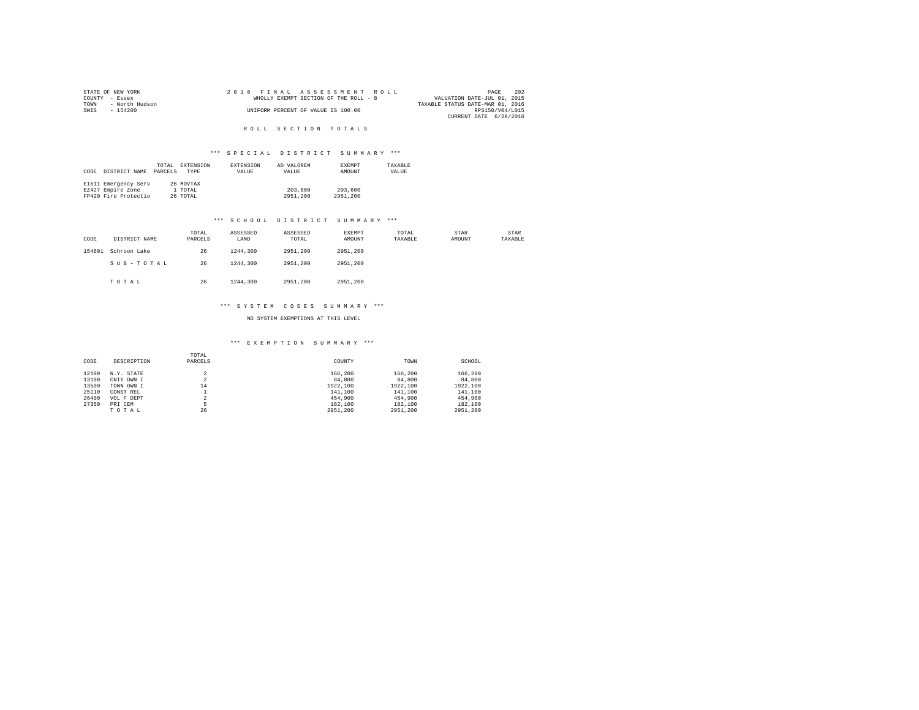STATE OF NEW YORK
COUNTY - Essex
TOWN - North Hudson
SWIS - 154200

2016 FINAL ASSESSMENT ROLL
WHOLLY EXEMPT SECTION OF THE ROLL - 8
UNIFORM PERCENT OF VALUE IS 100.00

VALUATION DATE-JUL 01, 2015
TAXABLE STATUS DATE-MAR 01, 2016
RPS150/V04/L015
CURRENT DATE 6/28/2016

# ROLL SECTION TOTALS

## *** SPECIAL DISTRICT SUMMARY ***

| CODE | DISTRICT NAME | TOTAL PARCELS | EXTENSION TYPE | EXTENSION VALUE | AD VALOREM VALUE | EXEMPT AMOUNT | TAXABLE VALUE |
|---|---|---|---|---|---|---|---|
| E1611 | Emergency Serv | 26 | MOVTAX | | | | |
| EZ427 | Empire Zone | 1 | TOTAL | | 203,600 | 203,600 | |
| FP420 | Fire Protectio | 26 | TOTAL | | 2951,200 | 2951,200 | |

## *** SCHOOL DISTRICT SUMMARY ***

| CODE | DISTRICT NAME | TOTAL PARCELS | ASSESSED LAND | ASSESSED TOTAL | EXEMPT AMOUNT | TOTAL TAXABLE | STAR AMOUNT | STAR TAXABLE |
|---|---|---|---|---|---|---|---|---|
| 154601 | Schroon Lake | 26 | 1244,300 | 2951,200 | 2951,200 | | | |
| | SUB-TOTAL | 26 | 1244,300 | 2951,200 | 2951,200 | | | |
| | TOTAL | 26 | 1244,300 | 2951,200 | 2951,200 | | | |

## *** SYSTEM CODES SUMMARY ***

NO SYSTEM EXEMPTIONS AT THIS LEVEL

## *** EXEMPTION SUMMARY ***

| CODE | DESCRIPTION | TOTAL PARCELS | COUNTY | TOWN | SCHOOL |
|---|---|---|---|---|---|
| 12100 | N.Y. STATE | 2 | 166,200 | 166,200 | 166,200 |
| 13100 | CNTY OWN I | 2 | 84,800 | 84,800 | 84,800 |
| 13500 | TOWN OWN I | 14 | 1922,100 | 1922,100 | 1922,100 |
| 25110 | CONST REL | 1 | 141,100 | 141,100 | 141,100 |
| 26400 | VOL F DEPT | 2 | 454,900 | 454,900 | 454,900 |
| 27350 | PRI CEM | 5 | 182,100 | 182,100 | 182,100 |
| | TOTAL | 26 | 2951,200 | 2951,200 | 2951,200 |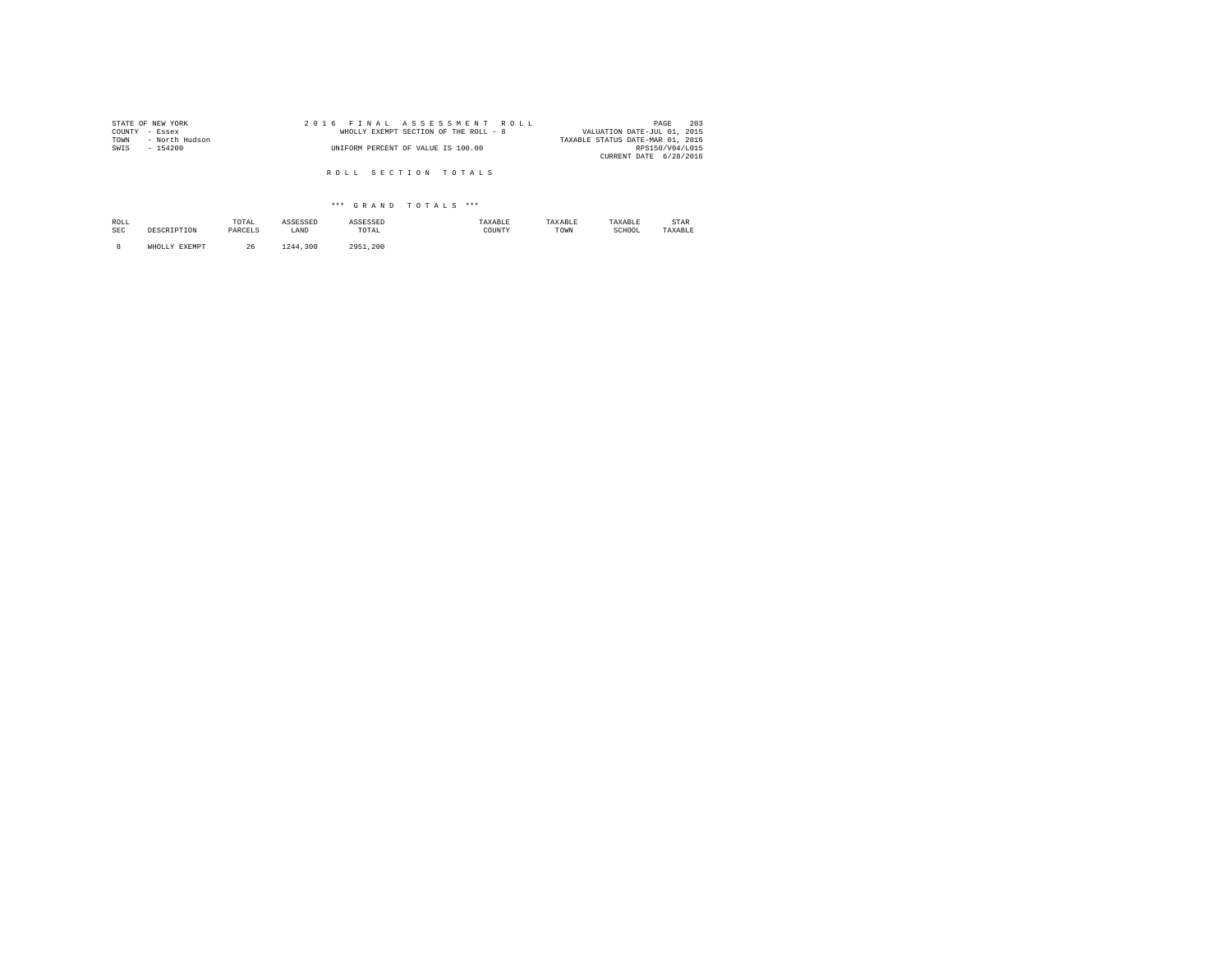STATE OF NEW YORK
COUNTY - Essex
TOWN - North Hudson
SWIS - 154200

2016 FINAL ASSESSMENT ROLL
WHOLLY EXEMPT SECTION OF THE ROLL - 8
UNIFORM PERCENT OF VALUE IS 100.00

VALUATION DATE-JUL 01, 2015
TAXABLE STATUS DATE-MAR 01, 2016
RPS150/V04/L015
CURRENT DATE 6/28/2016

## ROLL SECTION TOTALS

### *** GRAND TOTALS ***

| ROLL SEC | DESCRIPTION | TOTAL PARCELS | ASSESSED LAND | ASSESSED TOTAL | TAXABLE COUNTY | TAXABLE TOWN | TAXABLE SCHOOL | STAR TAXABLE |
|---|---|---|---|---|---|---|---|---|
| 8 | WHOLLY EXEMPT | 26 | 1244,300 | 2951,200 | | | | |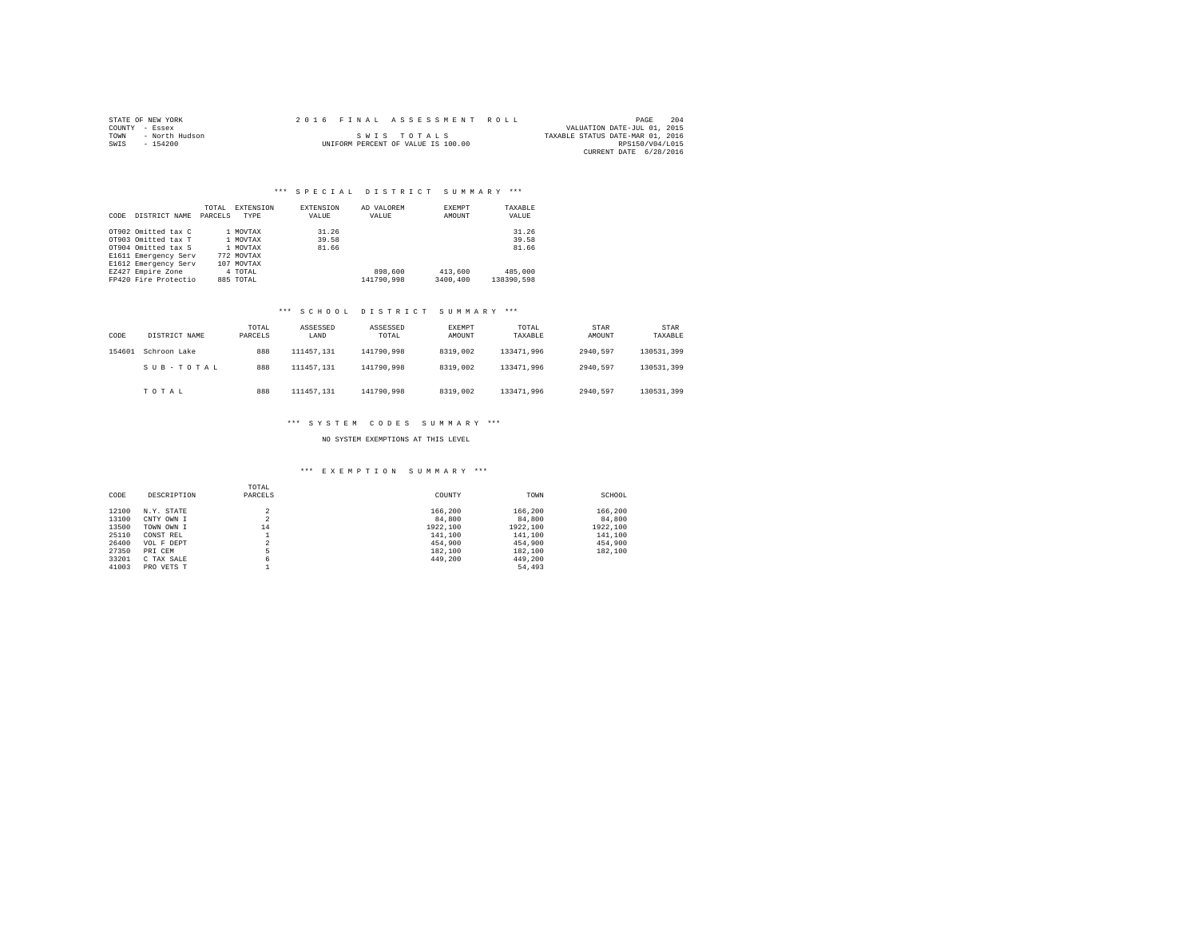STATE OF NEW YORK 2016 FINAL ASSESSMENT ROLL
COUNTY - Essex VALUATION DATE-JUL 01, 2015
TOWN - North Hudson SWIS TOTALS TAXABLE STATUS DATE-MAR 01, 2016
SWIS - 154200 UNIFORM PERCENT OF VALUE IS 100.00 RPS150/V04/L015
CURRENT DATE 6/28/2016

### *** SPECIAL DISTRICT SUMMARY ***

| CODE | DISTRICT NAME | TOTAL PARCELS | EXTENSION TYPE | EXTENSION VALUE | AD VALOREM VALUE | EXEMPT AMOUNT | TAXABLE VALUE |
|---|---|---|---|---|---|---|---|
| OT902 | Omitted tax C | 1 | MOVTAX | 31.26 | | | 31.26 |
| OT903 | Omitted tax T | 1 | MOVTAX | 39.58 | | | 39.58 |
| OT904 | Omitted tax S | 1 | MOVTAX | 81.66 | | | 81.66 |
| E1611 | Emergency Serv | 772 | MOVTAX | | | | |
| E1612 | Emergency Serv | 107 | MOVTAX | | | | |
| EZ427 | Empire Zone | 4 | TOTAL | | 898,600 | 413,600 | 485,000 |
| FP420 | Fire Protectio | 885 | TOTAL | | 141790,998 | 3400,400 | 138390,598 |

### *** SCHOOL DISTRICT SUMMARY ***

| CODE | DISTRICT NAME | TOTAL PARCELS | ASSESSED LAND | ASSESSED TOTAL | EXEMPT AMOUNT | TOTAL TAXABLE | STAR AMOUNT | STAR TAXABLE |
|---|---|---|---|---|---|---|---|---|
| 154601 | Schroon Lake | 888 | 111457,131 | 141790,998 | 8319,002 | 133471,996 | 2940,597 | 130531,399 |
| | SUB-TOTAL | 888 | 111457,131 | 141790,998 | 8319,002 | 133471,996 | 2940,597 | 130531,399 |
| | TOTAL | 888 | 111457,131 | 141790,998 | 8319,002 | 133471,996 | 2940,597 | 130531,399 |

### *** SYSTEM CODES SUMMARY ***

NO SYSTEM EXEMPTIONS AT THIS LEVEL

### *** EXEMPTION SUMMARY ***

| CODE | DESCRIPTION | TOTAL PARCELS | COUNTY | TOWN | SCHOOL |
|---|---|---|---|---|---|
| 12100 | N.Y. STATE | 2 | 166,200 | 166,200 | 166,200 |
| 13100 | CNTY OWN I | 2 | 84,800 | 84,800 | 84,800 |
| 13500 | TOWN OWN I | 14 | 1922,100 | 1922,100 | 1922,100 |
| 25110 | CONST REL | 1 | 141,100 | 141,100 | 141,100 |
| 26400 | VOL F DEPT | 2 | 454,900 | 454,900 | 454,900 |
| 27350 | PRI CEM | 5 | 182,100 | 182,100 | 182,100 |
| 33201 | C TAX SALE | 6 | 449,200 | 449,200 | |
| 41003 | PRO VETS T | 1 | | 54,493 | |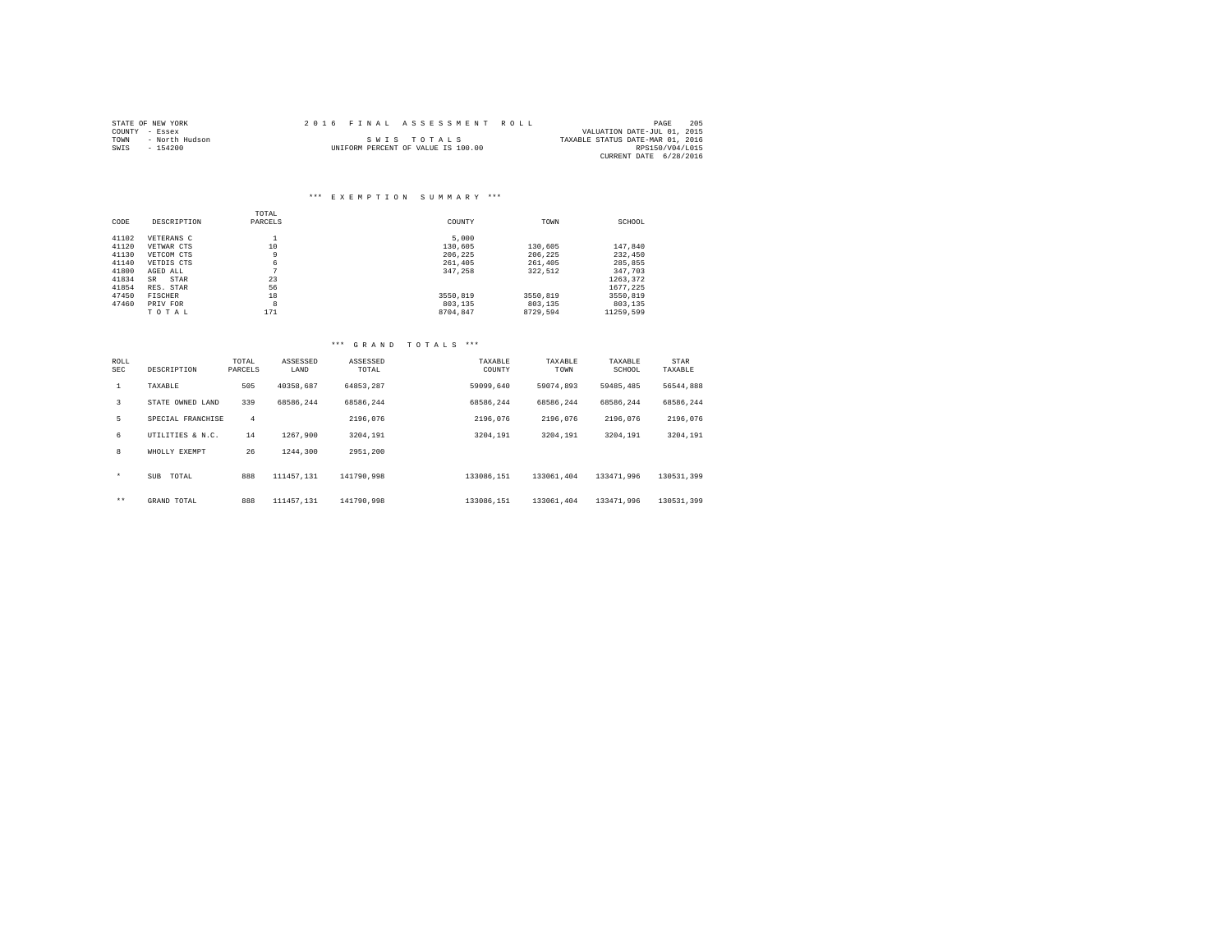STATE OF NEW YORK
COUNTY - Essex
TOWN - North Hudson
SWIS - 154200

2016 FINAL ASSESSMENT ROLL
SWIS TOTALS
UNIFORM PERCENT OF VALUE IS 100.00

VALUATION DATE-JUL 01, 2015
TAXABLE STATUS DATE-MAR 01, 2016
RPS150/V04/L015
CURRENT DATE 6/28/2016

### *** EXEMPTION SUMMARY ***

| CODE | DESCRIPTION | TOTAL PARCELS | COUNTY | TOWN | SCHOOL |
|---|---|---|---|---|---|
| 41102 | VETERANS C | 1 | 5,000 | | |
| 41120 | VETWAR CTS | 10 | 130,605 | 130,605 | 147,840 |
| 41130 | VETCOM CTS | 9 | 206,225 | 206,225 | 232,450 |
| 41140 | VETDIS CTS | 6 | 261,405 | 261,405 | 285,855 |
| 41800 | AGED ALL | 7 | 347,258 | 322,512 | 347,703 |
| 41834 | SR STAR | 23 | | | 1263,372 |
| 41854 | RES. STAR | 56 | | | 1677,225 |
| 47450 | FISCHER | 18 | 3550,819 | 3550,819 | 3550,819 |
| 47460 | PRIV FOR | 8 | 803,135 | 803,135 | 803,135 |
| | TOTAL | 171 | 8704,847 | 8729,594 | 11259,599 |

### *** GRAND TOTALS ***

| ROLL SEC | DESCRIPTION | TOTAL PARCELS | ASSESSED LAND | ASSESSED TOTAL | TAXABLE COUNTY | TAXABLE TOWN | TAXABLE SCHOOL | STAR TAXABLE |
|---|---|---|---|---|---|---|---|---|
| 1 | TAXABLE | 505 | 40358,687 | 64853,287 | 59099,640 | 59074,893 | 59485,485 | 56544,888 |
| 3 | STATE OWNED LAND | 339 | 68586,244 | 68586,244 | 68586,244 | 68586,244 | 68586,244 | 68586,244 |
| 5 | SPECIAL FRANCHISE | 4 | | 2196,076 | 2196,076 | 2196,076 | 2196,076 | 2196,076 |
| 6 | UTILITIES & N.C. | 14 | 1267,900 | 3204,191 | 3204,191 | 3204,191 | 3204,191 | 3204,191 |
| 8 | WHOLLY EXEMPT | 26 | 1244,300 | 2951,200 | | | | |
| * | SUB TOTAL | 888 | 111457,131 | 141790,998 | 133086,151 | 133061,404 | 133471,996 | 130531,399 |
| ** | GRAND TOTAL | 888 | 111457,131 | 141790,998 | 133086,151 | 133061,404 | 133471,996 | 130531,399 |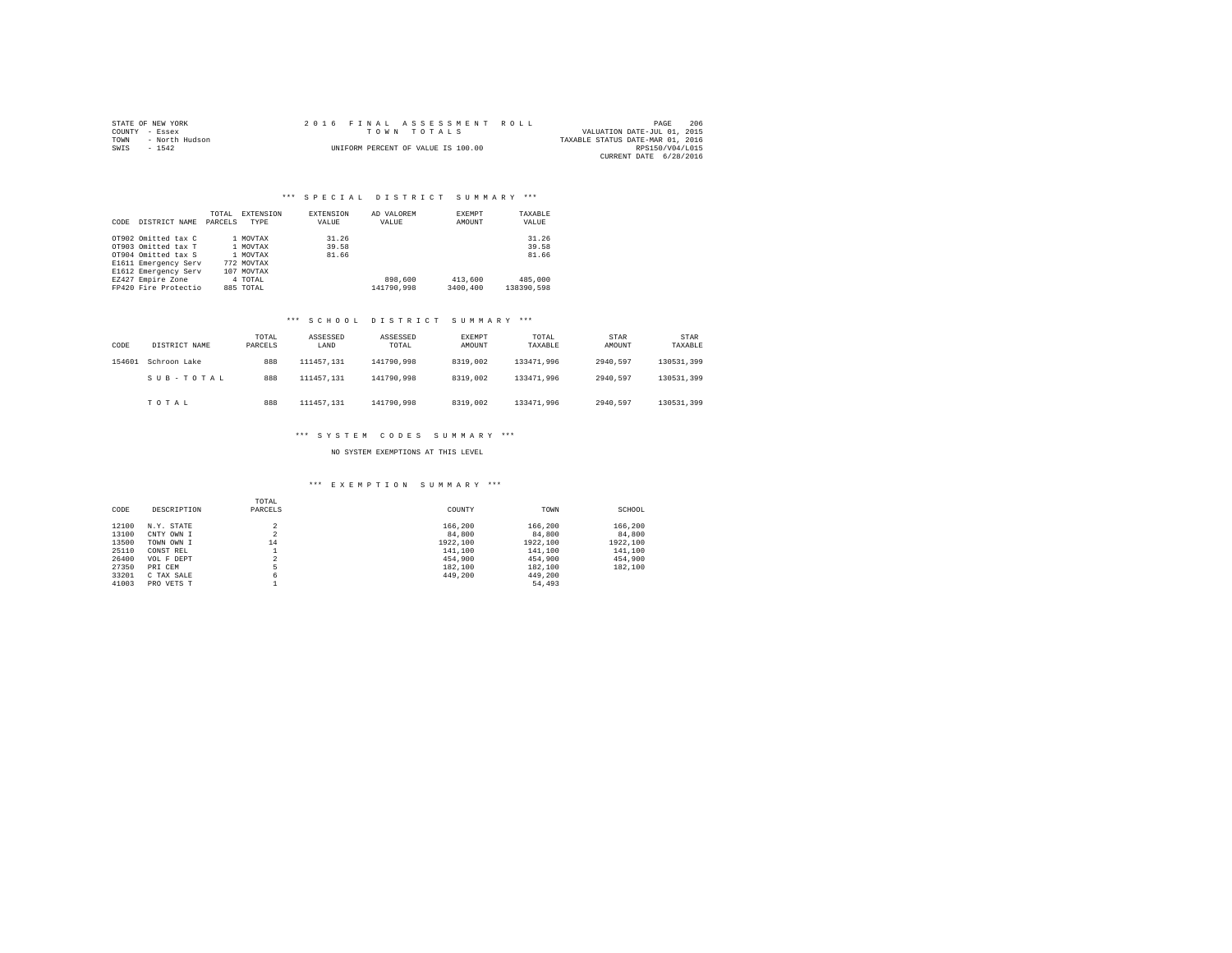STATE OF NEW YORK
COUNTY - Essex
TOWN - North Hudson
SWIS - 1542

2 0 1 6 F I N A L A S S E S S M E N T R O L L
T O W N T O T A L S
UNIFORM PERCENT OF VALUE IS 100.00

VALUATION DATE-JUL 01, 2015
TAXABLE STATUS DATE-MAR 01, 2016
RPS150/V04/L015
CURRENT DATE 6/28/2016

### *** S P E C I A L D I S T R I C T S U M M A R Y ***

| CODE | DISTRICT NAME | TOTAL PARCELS | EXTENSION TYPE | EXTENSION VALUE | AD VALOREM VALUE | EXEMPT AMOUNT | TAXABLE VALUE |
|---|---|---|---|---|---|---|---|
| OT902 | Omitted tax C | 1 | MOVTAX | 31.26 | | | 31.26 |
| OT903 | Omitted tax T | 1 | MOVTAX | 39.58 | | | 39.58 |
| OT904 | Omitted tax S | 1 | MOVTAX | 81.66 | | | 81.66 |
| E1611 | Emergency Serv | 772 | MOVTAX | | | | |
| E1612 | Emergency Serv | 107 | MOVTAX | | | | |
| EZ427 | Empire Zone | 4 | TOTAL | | 898,600 | 413,600 | 485,000 |
| FP420 | Fire Protectio | 885 | TOTAL | | 141790,998 | 3400,400 | 138390,598 |

### *** S C H O O L D I S T R I C T S U M M A R Y ***

| CODE | DISTRICT NAME | TOTAL PARCELS | ASSESSED LAND | ASSESSED TOTAL | EXEMPT AMOUNT | TOTAL TAXABLE | STAR AMOUNT | STAR TAXABLE |
|---|---|---|---|---|---|---|---|---|
| 154601 | Schroon Lake | 888 | 111457,131 | 141790,998 | 8319,002 | 133471,996 | 2940,597 | 130531,399 |
| | S U B - T O T A L | 888 | 111457,131 | 141790,998 | 8319,002 | 133471,996 | 2940,597 | 130531,399 |
| | T O T A L | 888 | 111457,131 | 141790,998 | 8319,002 | 133471,996 | 2940,597 | 130531,399 |

### *** S Y S T E M C O D E S S U M M A R Y ***

NO SYSTEM EXEMPTIONS AT THIS LEVEL

### *** E X E M P T I O N S U M M A R Y ***

| CODE | DESCRIPTION | TOTAL PARCELS | COUNTY | TOWN | SCHOOL |
|---|---|---|---|---|---|
| 12100 | N.Y. STATE | 2 | 166,200 | 166,200 | 166,200 |
| 13100 | CNTY OWN I | 2 | 84,800 | 84,800 | 84,800 |
| 13500 | TOWN OWN I | 14 | 1922,100 | 1922,100 | 1922,100 |
| 25110 | CONST REL | 1 | 141,100 | 141,100 | 141,100 |
| 26400 | VOL F DEPT | 2 | 454,900 | 454,900 | 454,900 |
| 27350 | PRI CEM | 5 | 182,100 | 182,100 | 182,100 |
| 33201 | C TAX SALE | 6 | 449,200 | 449,200 | |
| 41003 | PRO VETS T | 1 | | 54,493 | |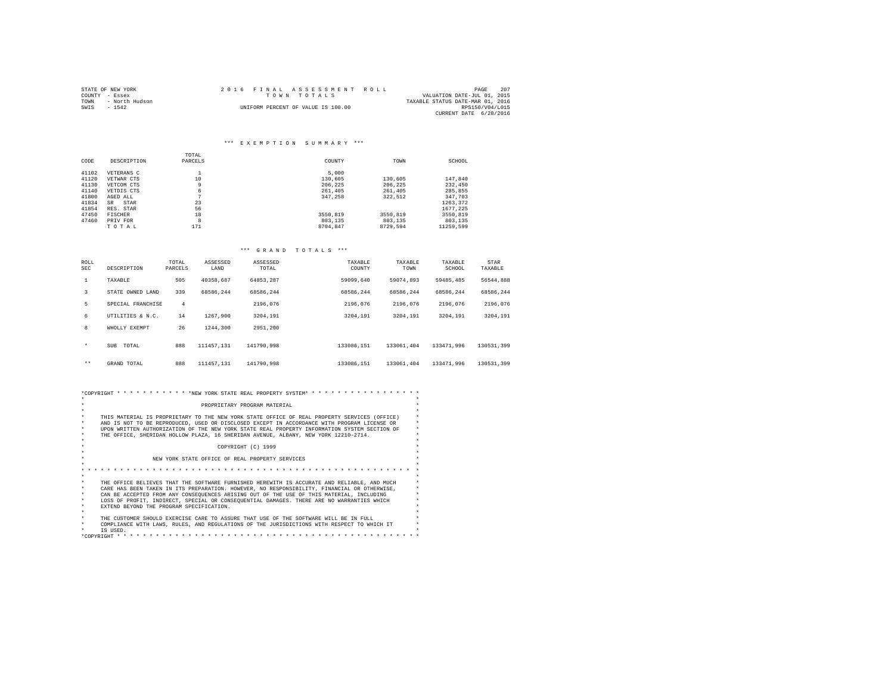STATE OF NEW YORK
COUNTY - Essex
TOWN - North Hudson
SWIS - 1542

2016 FINAL ASSESSMENT ROLL
TOWN TOTALS
UNIFORM PERCENT OF VALUE IS 100.00

VALUATION DATE-JUL 01, 2015
TAXABLE STATUS DATE-MAR 01, 2016
RPS150/V04/L015
CURRENT DATE 6/28/2016

### *** EXEMPTION SUMMARY ***

| CODE | DESCRIPTION | TOTAL PARCELS | COUNTY | TOWN | SCHOOL |
|---|---|---|---|---|---|
| 41102 | VETERANS C | 1 | 5,000 | | |
| 41120 | VETWAR CTS | 10 | 130,605 | 130,605 | 147,840 |
| 41130 | VETCOM CTS | 9 | 206,225 | 206,225 | 232,450 |
| 41140 | VETDIS CTS | 6 | 261,405 | 261,405 | 285,855 |
| 41800 | AGED ALL | 7 | 347,258 | 322,512 | 347,703 |
| 41834 | SR STAR | 23 | | | 1263,372 |
| 41854 | RES. STAR | 56 | | | 1677,225 |
| 47450 | FISCHER | 18 | 3550,819 | 3550,819 | 3550,819 |
| 47460 | PRIV FOR | 8 | 803,135 | 803,135 | 803,135 |
| | T O T A L | 171 | 8704,847 | 8729,594 | 11259,599 |

### *** GRAND TOTALS ***

| ROLL SEC | DESCRIPTION | TOTAL PARCELS | ASSESSED LAND | ASSESSED TOTAL | TAXABLE COUNTY | TAXABLE TOWN | TAXABLE SCHOOL | STAR TAXABLE |
|---|---|---|---|---|---|---|---|---|
| 1 | TAXABLE | 505 | 40358,687 | 64853,287 | 59099,640 | 59074,893 | 59485,485 | 56544,888 |
| 3 | STATE OWNED LAND | 339 | 68586,244 | 68586,244 | 68586,244 | 68586,244 | 68586,244 | 68586,244 |
| 5 | SPECIAL FRANCHISE | 4 | | 2196,076 | 2196,076 | 2196,076 | 2196,076 | 2196,076 |
| 6 | UTILITIES & N.C. | 14 | 1267,900 | 3204,191 | 3204,191 | 3204,191 | 3204,191 | 3204,191 |
| 8 | WHOLLY EXEMPT | 26 | 1244,300 | 2951,200 | | | | |
| * | SUB TOTAL | 888 | 111457,131 | 141790,998 | 133086,151 | 133061,404 | 133471,996 | 130531,399 |
| ** | GRAND TOTAL | 888 | 111457,131 | 141790,998 | 133086,151 | 133061,404 | 133471,996 | 130531,399 |

*COPYRIGHT * * * * * * * * * * * *NEW YORK STATE REAL PROPERTY SYSTEM* * * * * * * * * * * * * * * * * *

PROPRIETARY PROGRAM MATERIAL

THIS MATERIAL IS PROPRIETARY TO THE NEW YORK STATE OFFICE OF REAL PROPERTY SERVICES (OFFICE) AND IS NOT TO BE REPRODUCED, USED OR DISCLOSED EXCEPT IN ACCORDANCE WITH PROGRAM LICENSE OR UPON WRITTEN AUTHORIZATION OF THE NEW YORK STATE REAL PROPERTY INFORMATION SYSTEM SECTION OF THE OFFICE, SHERIDAN HOLLOW PLAZA, 16 SHERIDAN AVENUE, ALBANY, NEW YORK 12210-2714.

COPYRIGHT (C) 1999

NEW YORK STATE OFFICE OF REAL PROPERTY SERVICES

THE OFFICE BELIEVES THAT THE SOFTWARE FURNISHED HEREWITH IS ACCURATE AND RELIABLE, AND MUCH CARE HAS BEEN TAKEN IN ITS PREPARATION. HOWEVER, NO RESPONSIBILITY, FINANCIAL OR OTHERWISE, CAN BE ACCEPTED FROM ANY CONSEQUENCES ARISING OUT OF THE USE OF THIS MATERIAL, INCLUDING LOSS OF PROFIT, INDIRECT, SPECIAL OR CONSEQUENTIAL DAMAGES. THERE ARE NO WARRANTIES WHICH EXTEND BEYOND THE PROGRAM SPECIFICATION.

THE CUSTOMER SHOULD EXERCISE CARE TO ASSURE THAT USE OF THE SOFTWARE WILL BE IN FULL COMPLIANCE WITH LAWS, RULES, AND REGULATIONS OF THE JURISDICTIONS WITH RESPECT TO WHICH IT IS USED.

*COPYRIGHT * * * * * * * * * * * * * * * * * * * * * * * * * * * * * * * * * * * * * * * * * * * * * * * *